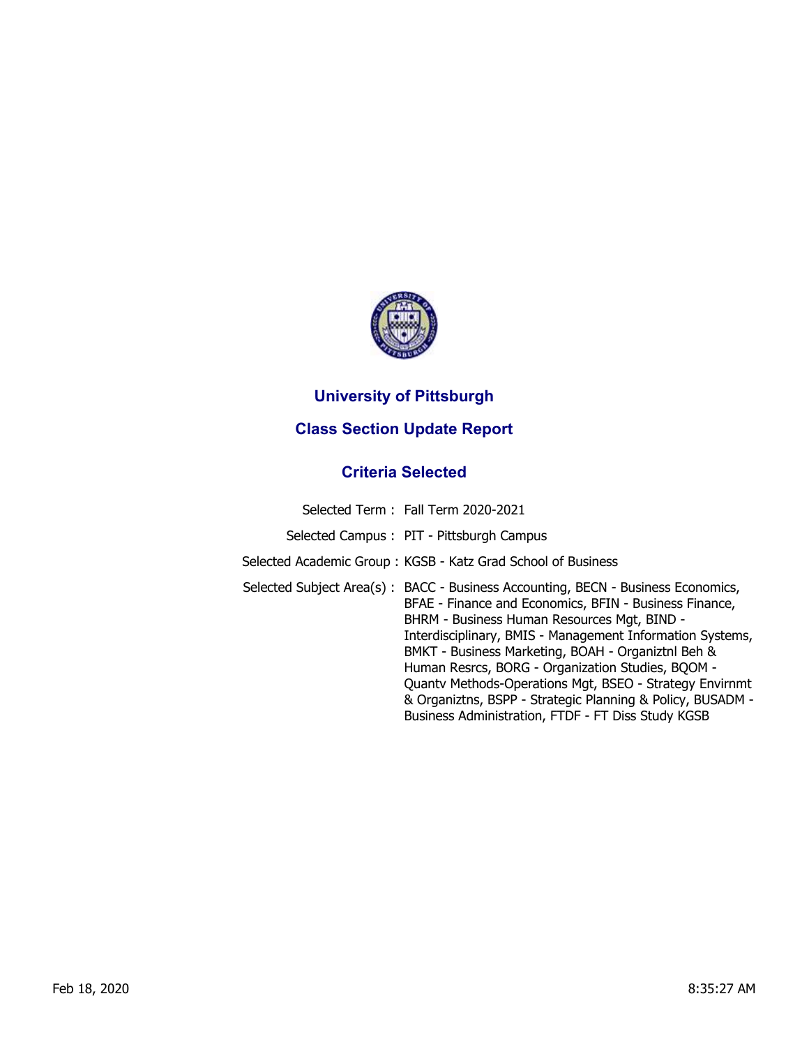# University of Pittsburgh

## Class Section Update Report

### Criteria Selected

| | |
|---|---|
| Selected Term : | Fall Term 2020-2021 |
| Selected Campus : | PIT - Pittsburgh Campus |
| Selected Academic Group : | KGSB - Katz Grad School of Business |
| Selected Subject Area(s) : | BACC - Business Accounting, BECN - Business Economics, BFAE - Finance and Economics, BFIN - Business Finance, BHRM - Business Human Resources Mgt, BIND - Interdisciplinary, BMIS - Management Information Systems, BMKT - Business Marketing, BOAH - Organiztnl Beh & Human Resrcs, BORG - Organization Studies, BQOM - Quantv Methods-Operations Mgt, BSEO - Strategy Envirnmt & Organiztns, BSPP - Strategic Planning & Policy, BUSADM - Business Administration, FTDF - FT Diss Study KGSB |

Feb 18, 2020 8:35:27 AM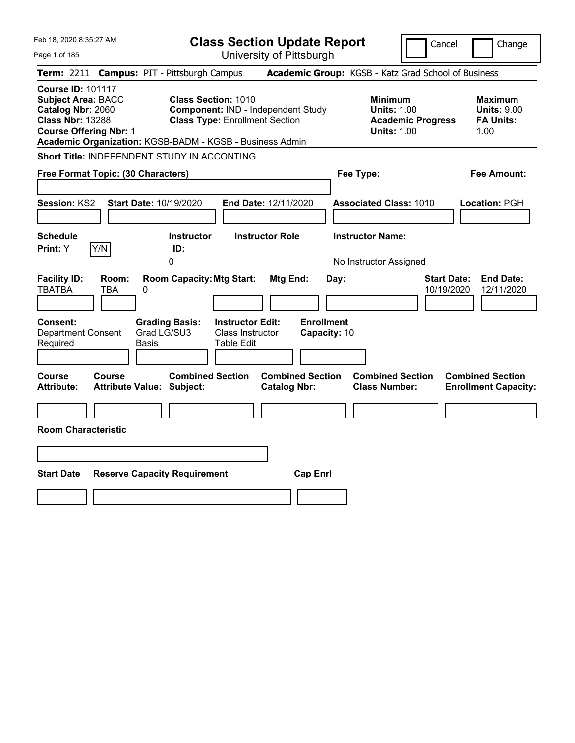# Class Section Update Report

University of Pittsburgh

Cancel | Change

**Term:** 2211 **Campus:** PIT - Pittsburgh Campus **Academic Group:** KGSB - Katz Grad School of Business

**Course ID:** 101117
**Subject Area:** BACC
**Catalog Nbr:** 2060
**Class Nbr:** 13288
**Course Offering Nbr:** 1
**Academic Organization:** KGSB-BADM - KGSB - Business Admin

**Class Section:** 1010
**Component:** IND - Independent Study
**Class Type:** Enrollment Section

**Minimum Units:** 1.00
**Academic Progress Units:** 1.00

**Maximum Units:** 9.00
**FA Units:** 1.00

**Short Title:** INDEPENDENT STUDY IN ACCONTING

**Free Format Topic: (30 Characters)**

**Fee Type:**

**Fee Amount:**

**Session:** KS2 **Start Date:** 10/19/2020 **End Date:** 12/11/2020 **Associated Class:** 1010 **Location:** PGH

| Schedule Print | Instructor ID | Instructor Role | Instructor Name |
|---|---|---|---|
| Y | 0 | | No Instructor Assigned |

| Facility ID | Room | Room Capacity | Mtg Start | Mtg End | Day | Start Date | End Date |
|---|---|---|---|---|---|---|---|
| TBATBA | TBA | 0 | | | | 10/19/2020 | 12/11/2020 |

| Consent | Grading Basis | Instructor Edit | Enrollment Capacity |
|---|---|---|---|
| Department Consent Required | Grad LG/SU3 Basis | Class Instructor Table Edit | 10 |

| Course Attribute | Course Attribute Value | Combined Section Subject | Combined Section Catalog Nbr | Combined Section Class Number | Combined Section Enrollment Capacity |
|---|---|---|---|---|---|
| | | | | | |

**Room Characteristic**

| Start Date | Reserve Capacity Requirement | Cap Enrl |
|---|---|---|
| | | |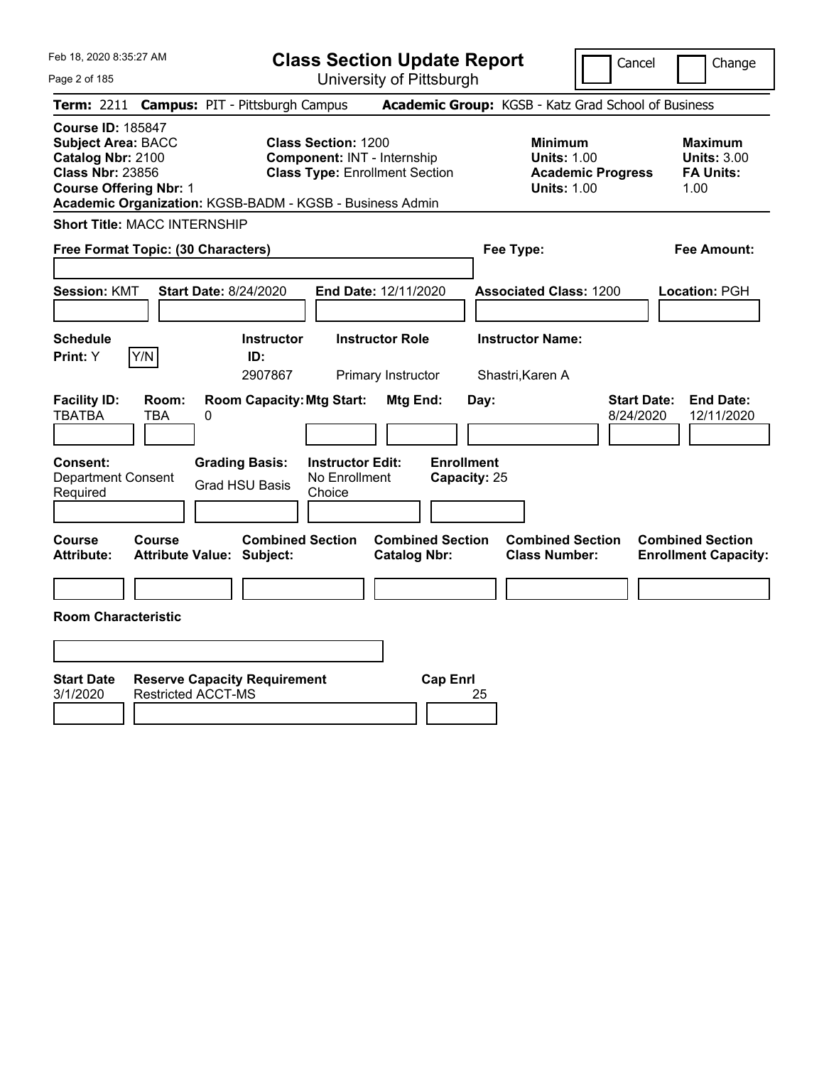Feb 18, 2020 8:35:27 AM

# Class Section Update Report

University of Pittsburgh

Cancel | Change

**Term:** 2211 **Campus:** PIT - Pittsburgh Campus **Academic Group:** KGSB - Katz Grad School of Business

**Course ID:** 185847
**Subject Area:** BACC
**Catalog Nbr:** 2100
**Class Nbr:** 23856
**Course Offering Nbr:** 1
**Academic Organization:** KGSB-BADM - KGSB - Business Admin

**Class Section:** 1200
**Component:** INT - Internship
**Class Type:** Enrollment Section

**Minimum**
**Units:** 1.00
**Academic Progress Units:** 1.00

**Maximum**
**Units:** 3.00
**FA Units:** 1.00

**Short Title:** MACC INTERNSHIP

**Free Format Topic: (30 Characters)**

**Fee Type:**

**Fee Amount:**

**Session:** KMT **Start Date:** 8/24/2020 **End Date:** 12/11/2020 **Associated Class:** 1200 **Location:** PGH

| Schedule Print: | Instructor ID: | Instructor Role | Instructor Name: |
|---|---|---|---|
| Y | 2907867 | Primary Instructor | Shastri,Karen A |

| Facility ID: | Room: | Room Capacity: | Mtg Start: | Mtg End: | Day: | Start Date: | End Date: |
|---|---|---|---|---|---|---|---|
| TBATBA | TBA | 0 | | | | 8/24/2020 | 12/11/2020 |

**Consent:** Department Consent Required
**Grading Basis:** Grad HSU Basis
**Instructor Edit:** No Enrollment Choice
**Enrollment Capacity:** 25

| Course Attribute: | Course Attribute Value: | Combined Section Subject: | Combined Section Catalog Nbr: | Combined Section Class Number: | Combined Section Enrollment Capacity: |
|---|---|---|---|---|---|
| | | | | | |

**Room Characteristic**

| Start Date | Reserve Capacity Requirement | Cap Enrl |
|---|---|---|
| 3/1/2020 | Restricted ACCT-MS | 25 |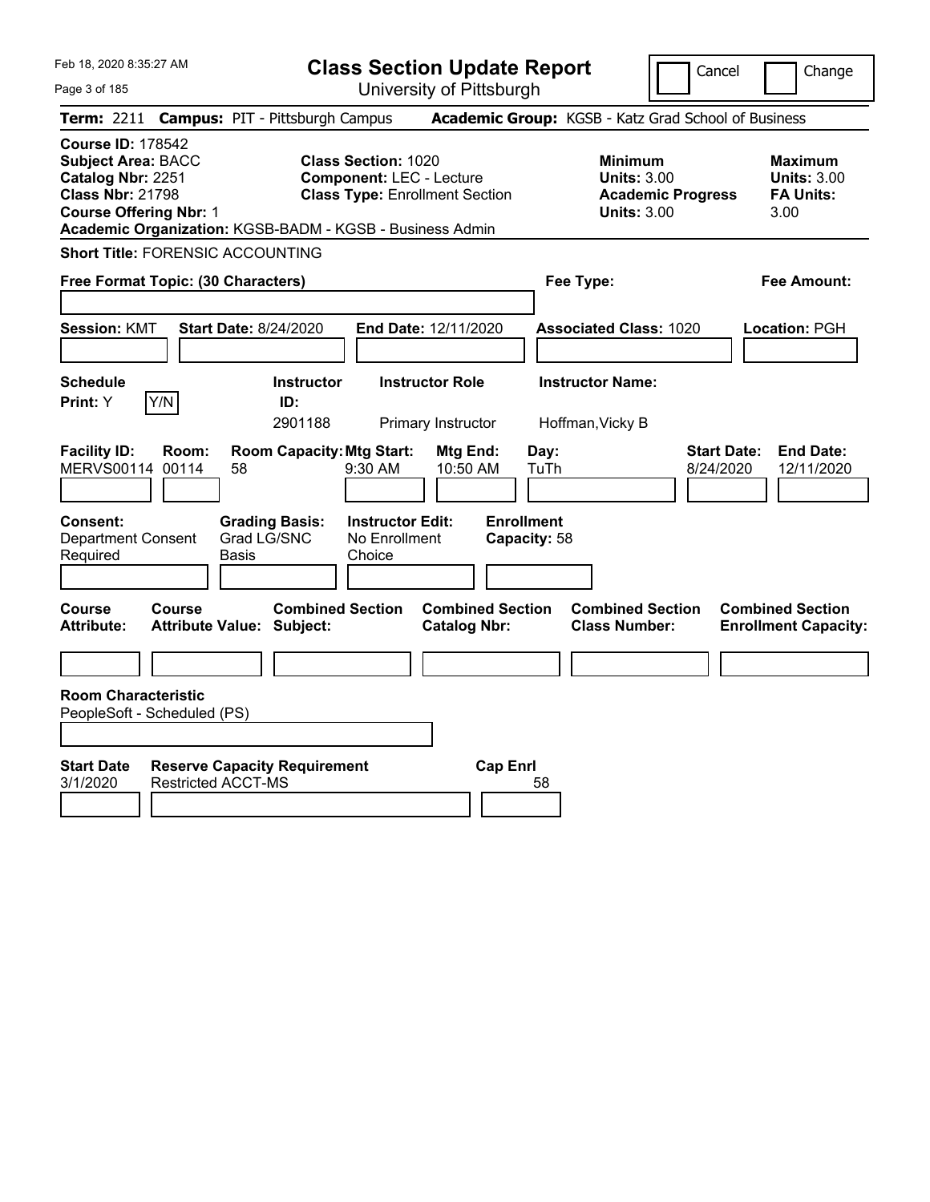# Class Section Update Report

University of Pittsburgh

Cancel / Change

**Term:** 2211 **Campus:** PIT - Pittsburgh Campus **Academic Group:** KGSB - Katz Grad School of Business

**Course ID:** 178542
**Subject Area:** BACC
**Catalog Nbr:** 2251
**Class Nbr:** 21798
**Course Offering Nbr:** 1
**Academic Organization:** KGSB-BADM - KGSB - Business Admin

**Class Section:** 1020
**Component:** LEC - Lecture
**Class Type:** Enrollment Section

| | Minimum | Maximum |
|---|---|---|
| Units | 3.00 | 3.00 |
| Academic Progress / FA Units | 3.00 | 3.00 |

**Short Title:** FORENSIC ACCOUNTING

**Free Format Topic: (30 Characters)**

**Fee Type:**

**Fee Amount:**

**Session:** KMT **Start Date:** 8/24/2020 **End Date:** 12/11/2020 **Associated Class:** 1020 **Location:** PGH

| Schedule Print | Instructor ID | Instructor Role | Instructor Name |
|---|---|---|---|
| Y | 2901188 | Primary Instructor | Hoffman,Vicky B |

| Facility ID | Room | Room Capacity | Mtg Start | Mtg End | Day | Start Date | End Date |
|---|---|---|---|---|---|---|---|
| MERVS00114 | 00114 | 58 | 9:30 AM | 10:50 AM | TuTh | 8/24/2020 | 12/11/2020 |

| Consent | Grading Basis | Instructor Edit | Enrollment Capacity |
|---|---|---|---|
| Department Consent Required | Grad LG/SNC Basis | No Enrollment Choice | 58 |

| Course Attribute | Course Attribute Value | Combined Section Subject | Combined Section Catalog Nbr | Combined Section Class Number | Combined Section Enrollment Capacity |
|---|---|---|---|---|---|
| | | | | | |

**Room Characteristic**
PeopleSoft - Scheduled (PS)

| Start Date | Reserve Capacity Requirement | Cap Enrl |
|---|---|---|
| 3/1/2020 | Restricted ACCT-MS | 58 |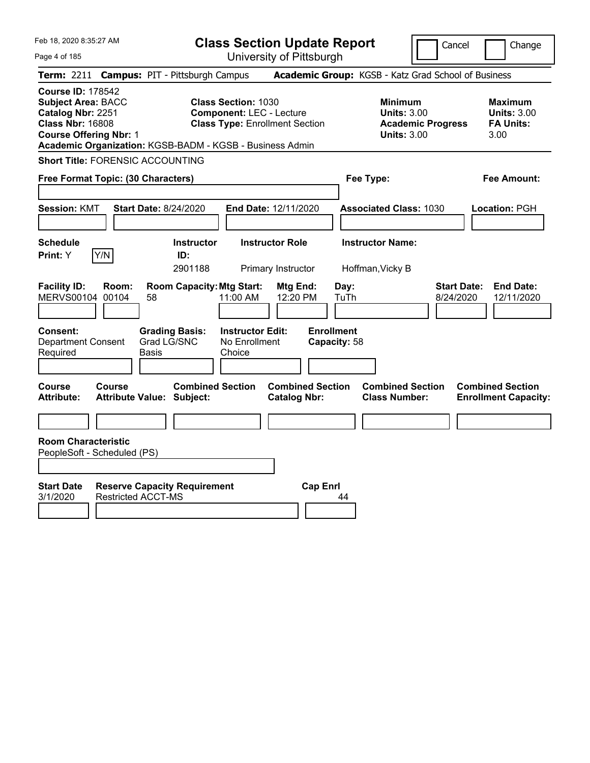Feb 18, 2020 8:35:27 AM

# Class Section Update Report

University of Pittsburgh

Cancel | Change

**Term:** 2211 **Campus:** PIT - Pittsburgh Campus **Academic Group:** KGSB - Katz Grad School of Business

**Course ID:** 178542
**Subject Area:** BACC
**Catalog Nbr:** 2251
**Class Nbr:** 16808
**Course Offering Nbr:** 1
**Academic Organization:** KGSB-BADM - KGSB - Business Admin

**Class Section:** 1030
**Component:** LEC - Lecture
**Class Type:** Enrollment Section

| | Minimum | Maximum |
|---|---|---|
| Units | 3.00 | 3.00 |
| Academic Progress Units | 3.00 | |
| FA Units | | 3.00 |

**Short Title:** FORENSIC ACCOUNTING

**Free Format Topic: (30 Characters)**

**Fee Type:**

**Fee Amount:**

**Session:** KMT **Start Date:** 8/24/2020 **End Date:** 12/11/2020 **Associated Class:** 1030 **Location:** PGH

| Schedule Print | Instructor ID | Instructor Role | Instructor Name |
|---|---|---|---|
| Y | 2901188 | Primary Instructor | Hoffman,Vicky B |

| Facility ID | Room | Room Capacity | Mtg Start | Mtg End | Day | Start Date | End Date |
|---|---|---|---|---|---|---|---|
| MERVS00104 | 00104 | 58 | 11:00 AM | 12:20 PM | TuTh | 8/24/2020 | 12/11/2020 |

| Consent | Grading Basis | Instructor Edit | Enrollment Capacity |
|---|---|---|---|
| Department Consent Required | Grad LG/SNC Basis | No Enrollment Choice | 58 |

| Course Attribute | Course Attribute Value | Combined Section Subject | Combined Section Catalog Nbr | Combined Section Class Number | Combined Section Enrollment Capacity |
|---|---|---|---|---|---|
| | | | | | |

**Room Characteristic**
PeopleSoft - Scheduled (PS)

| Start Date | Reserve Capacity Requirement | Cap Enrl |
|---|---|---|
| 3/1/2020 | Restricted ACCT-MS | 44 |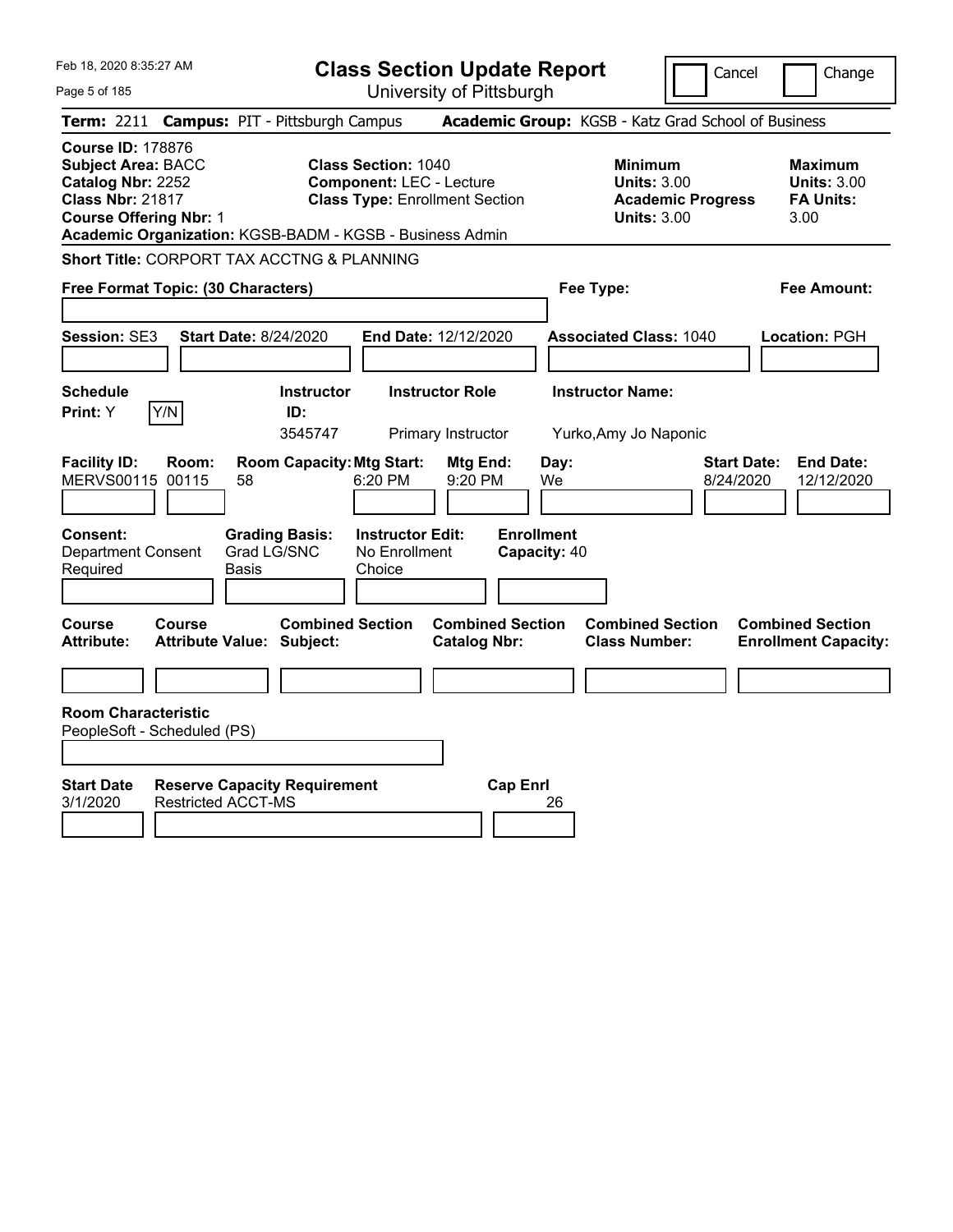# Class Section Update Report

University of Pittsburgh

Cancel | Change

**Term:** 2211 **Campus:** PIT - Pittsburgh Campus **Academic Group:** KGSB - Katz Grad School of Business

**Course ID:** 178876
**Subject Area:** BACC
**Catalog Nbr:** 2252
**Class Nbr:** 21817
**Course Offering Nbr:** 1

**Class Section:** 1040
**Component:** LEC - Lecture
**Class Type:** Enrollment Section

**Minimum Units:** 3.00
**Academic Progress Units:** 3.00

**Maximum Units:** 3.00
**FA Units:** 3.00

**Academic Organization:** KGSB-BADM - KGSB - Business Admin

**Short Title:** CORPORT TAX ACCTNG & PLANNING

**Free Format Topic: (30 Characters)**

**Fee Type:**

**Fee Amount:**

**Session:** SE3 **Start Date:** 8/24/2020 **End Date:** 12/12/2020 **Associated Class:** 1040 **Location:** PGH

| Schedule Print | Instructor ID | Instructor Role | Instructor Name |
|---|---|---|---|
| Y (Y/N) | 3545747 | Primary Instructor | Yurko,Amy Jo Naponic |

| Facility ID | Room | Room Capacity | Mtg Start | Mtg End | Day | Start Date | End Date |
|---|---|---|---|---|---|---|---|
| MERVS00115 | 00115 | 58 | 6:20 PM | 9:20 PM | We | 8/24/2020 | 12/12/2020 |

**Consent:** Department Consent Required
**Grading Basis:** Grad LG/SNC Basis
**Instructor Edit:** No Enrollment Choice
**Enrollment Capacity:** 40

| Course Attribute | Course Attribute Value | Combined Section Subject | Combined Section Catalog Nbr | Combined Section Class Number | Combined Section Enrollment Capacity |
|---|---|---|---|---|---|
| | | | | | |

**Room Characteristic**
PeopleSoft - Scheduled (PS)

| Start Date | Reserve Capacity Requirement | Cap Enrl |
|---|---|---|
| 3/1/2020 | Restricted ACCT-MS | 26 |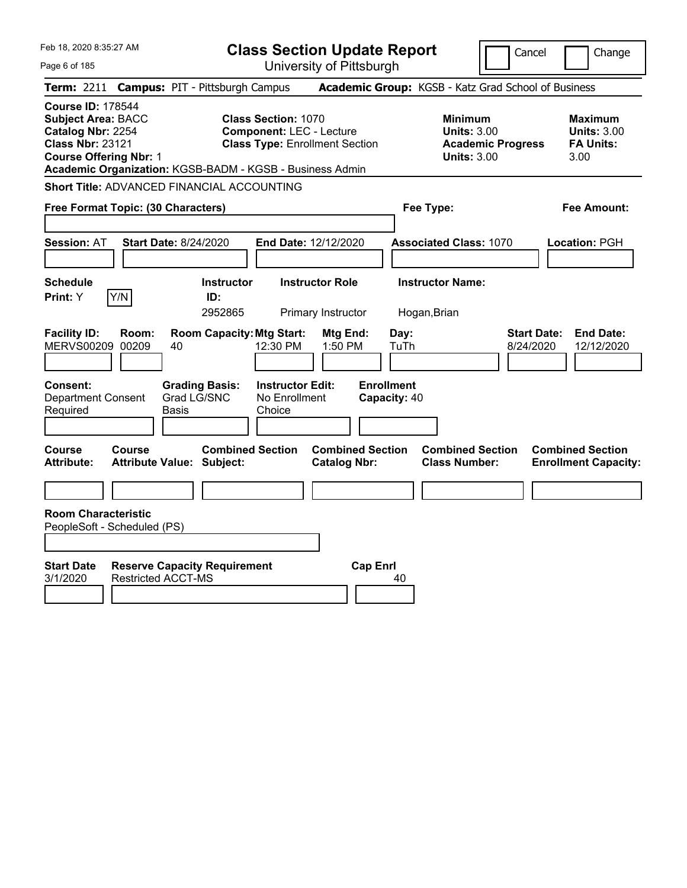# Class Section Update Report

University of Pittsburgh

Cancel | Change

**Term:** 2211 **Campus:** PIT - Pittsburgh Campus **Academic Group:** KGSB - Katz Grad School of Business

**Course ID:** 178544
**Subject Area:** BACC
**Catalog Nbr:** 2254
**Class Nbr:** 23121
**Course Offering Nbr:** 1
**Academic Organization:** KGSB-BADM - KGSB - Business Admin

**Class Section:** 1070
**Component:** LEC - Lecture
**Class Type:** Enrollment Section

**Minimum Units:** 3.00
**Academic Progress Units:** 3.00

**Maximum Units:** 3.00
**FA Units:** 3.00

**Short Title:** ADVANCED FINANCIAL ACCOUNTING

**Free Format Topic: (30 Characters)**

**Fee Type:**

**Fee Amount:**

**Session:** AT **Start Date:** 8/24/2020 **End Date:** 12/12/2020 **Associated Class:** 1070 **Location:** PGH

| Schedule Print | Instructor ID | Instructor Role | Instructor Name |
|---|---|---|---|
| Y (Y/N) | 2952865 | Primary Instructor | Hogan,Brian |

| Facility ID | Room | Room Capacity | Mtg Start | Mtg End | Day | Start Date | End Date |
|---|---|---|---|---|---|---|---|
| MERVS00209 | 00209 | 40 | 12:30 PM | 1:50 PM | TuTh | 8/24/2020 | 12/12/2020 |

**Consent:** Department Consent Required
**Grading Basis:** Grad LG/SNC Basis
**Instructor Edit:** No Enrollment Choice
**Enrollment Capacity:** 40

| Course Attribute | Course Attribute Value | Combined Section Subject | Combined Section Catalog Nbr | Combined Section Class Number | Combined Section Enrollment Capacity |
|---|---|---|---|---|---|
| | | | | | |

**Room Characteristic**
PeopleSoft - Scheduled (PS)

| Start Date | Reserve Capacity Requirement | Cap Enrl |
|---|---|---|
| 3/1/2020 | Restricted ACCT-MS | 40 |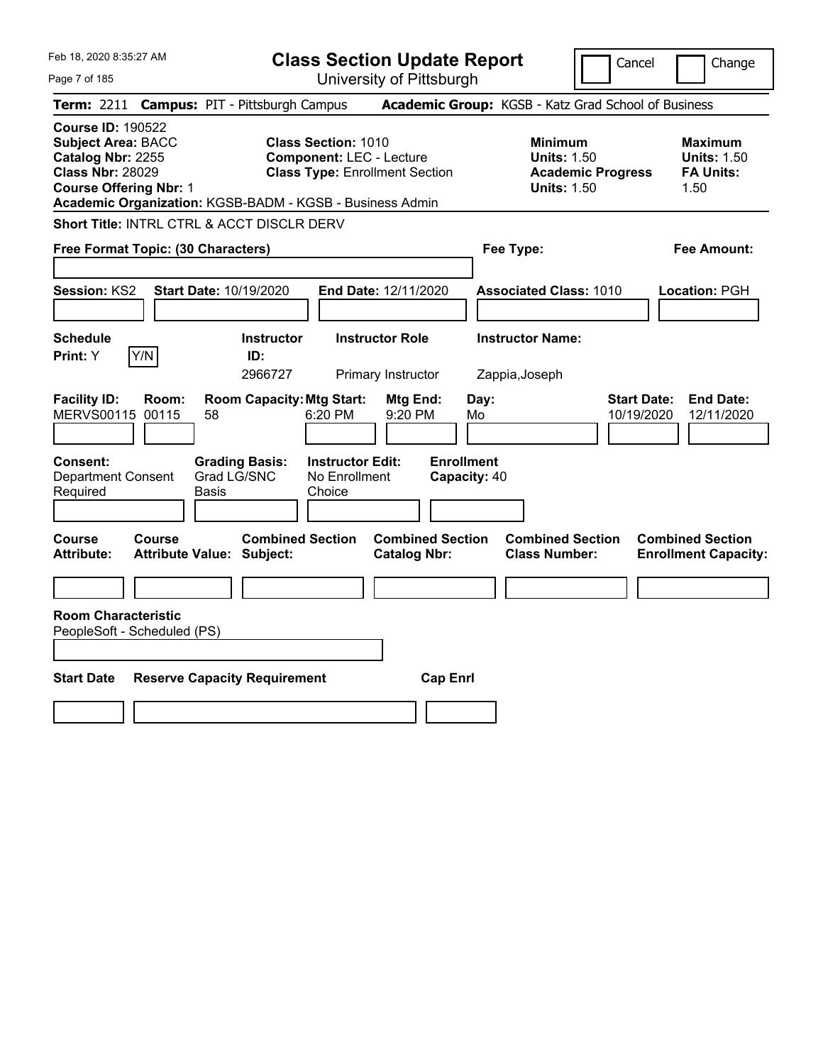# Class Section Update Report

University of Pittsburgh

Feb 18, 2020 8:35:27 AM

Cancel | Change

**Term:** 2211 **Campus:** PIT - Pittsburgh Campus **Academic Group:** KGSB - Katz Grad School of Business

**Course ID:** 190522
**Subject Area:** BACC
**Catalog Nbr:** 2255
**Class Nbr:** 28029
**Course Offering Nbr:** 1
**Academic Organization:** KGSB-BADM - KGSB - Business Admin

**Class Section:** 1010
**Component:** LEC - Lecture
**Class Type:** Enrollment Section

**Minimum Units:** 1.50
**Academic Progress Units:** 1.50

**Maximum Units:** 1.50
**FA Units:** 1.50

**Short Title:** INTRL CTRL & ACCT DISCLR DERV

**Free Format Topic: (30 Characters)**

**Fee Type:**

**Fee Amount:**

**Session:** KS2 **Start Date:** 10/19/2020 **End Date:** 12/11/2020 **Associated Class:** 1010 **Location:** PGH

| Schedule Print | Instructor ID | Instructor Role | Instructor Name |
|---|---|---|---|
| Y | 2966727 | Primary Instructor | Zappia,Joseph |

| Facility ID | Room | Room Capacity | Mtg Start | Mtg End | Day | Start Date | End Date |
|---|---|---|---|---|---|---|---|
| MERVS00115 | 00115 | 58 | 6:20 PM | 9:20 PM | Mo | 10/19/2020 | 12/11/2020 |

| Consent | Grading Basis | Instructor Edit | Enrollment Capacity |
|---|---|---|---|
| Department Consent Required | Grad LG/SNC Basis | No Enrollment Choice | 40 |

| Course Attribute | Course Attribute Value | Combined Section Subject | Combined Section Catalog Nbr | Combined Section Class Number | Combined Section Enrollment Capacity |
|---|---|---|---|---|---|
| | | | | | |

**Room Characteristic**
PeopleSoft - Scheduled (PS)

| Start Date | Reserve Capacity Requirement | Cap Enrl |
|---|---|---|
| | | |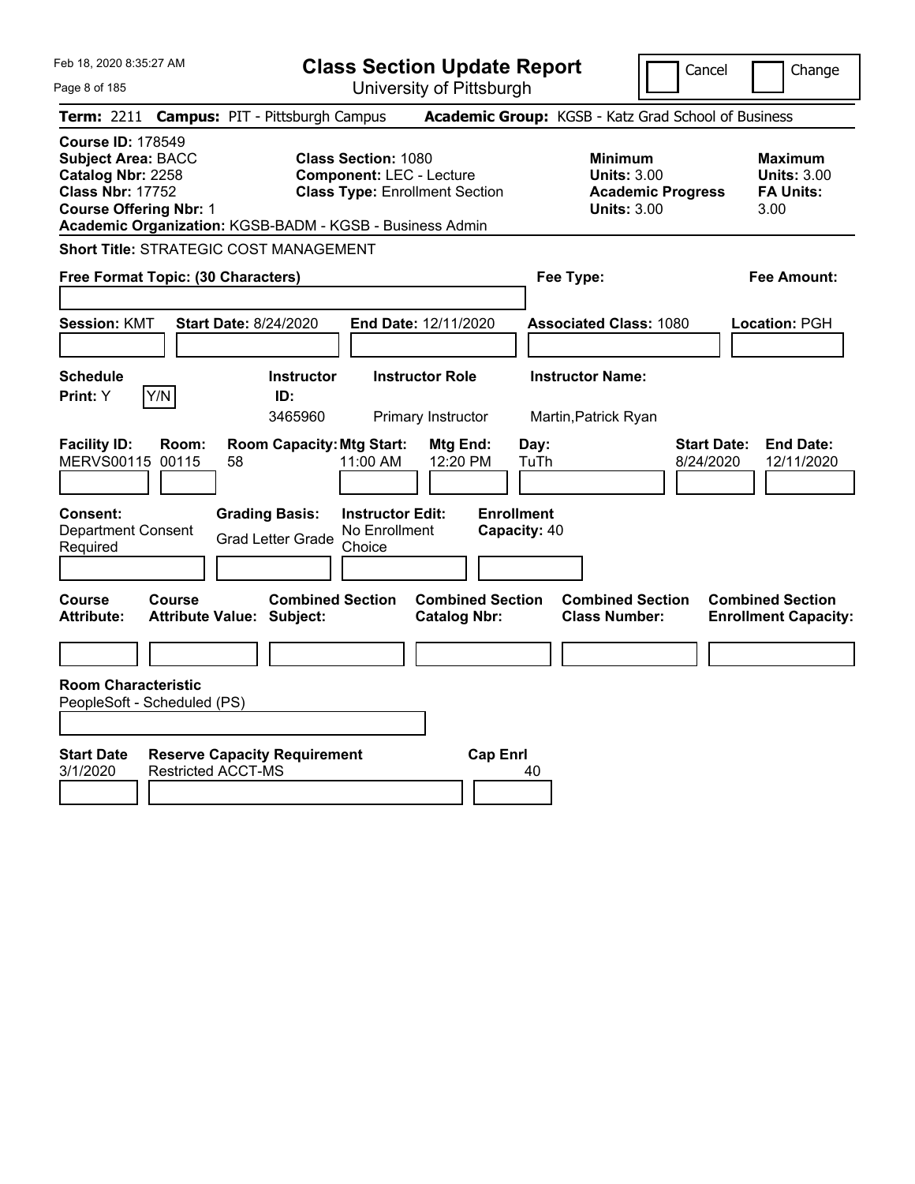Feb 18, 2020 8:35:27 AM

# Class Section Update Report

University of Pittsburgh

Cancel | Change

**Term:** 2211 **Campus:** PIT - Pittsburgh Campus **Academic Group:** KGSB - Katz Grad School of Business

**Course ID:** 178549
**Subject Area:** BACC
**Catalog Nbr:** 2258
**Class Nbr:** 17752
**Course Offering Nbr:** 1

**Class Section:** 1080
**Component:** LEC - Lecture
**Class Type:** Enrollment Section

**Minimum Units:** 3.00
**Academic Progress Units:** 3.00

**Maximum Units:** 3.00
**FA Units:** 3.00

**Academic Organization:** KGSB-BADM - KGSB - Business Admin

**Short Title:** STRATEGIC COST MANAGEMENT

**Free Format Topic: (30 Characters)**

**Fee Type:**

**Fee Amount:**

**Session:** KMT **Start Date:** 8/24/2020 **End Date:** 12/11/2020 **Associated Class:** 1080 **Location:** PGH

| Schedule Print | Instructor ID | Instructor Role | Instructor Name |
|---|---|---|---|
| Y (Y/N) | 3465960 | Primary Instructor | Martin,Patrick Ryan |

| Facility ID | Room | Room Capacity | Mtg Start | Mtg End | Day | Start Date | End Date |
|---|---|---|---|---|---|---|---|
| MERVS00115 | 00115 | 58 | 11:00 AM | 12:20 PM | TuTh | 8/24/2020 | 12/11/2020 |

**Consent:** Department Consent Required
**Grading Basis:** Grad Letter Grade
**Instructor Edit:** No Enrollment Choice
**Enrollment Capacity:** 40

| Course Attribute | Course Attribute Value | Combined Section Subject | Combined Section Catalog Nbr | Combined Section Class Number | Combined Section Enrollment Capacity |
|---|---|---|---|---|---|
| | | | | | |

**Room Characteristic**
PeopleSoft - Scheduled (PS)

| Start Date | Reserve Capacity Requirement | Cap Enrl |
|---|---|---|
| 3/1/2020 | Restricted ACCT-MS | 40 |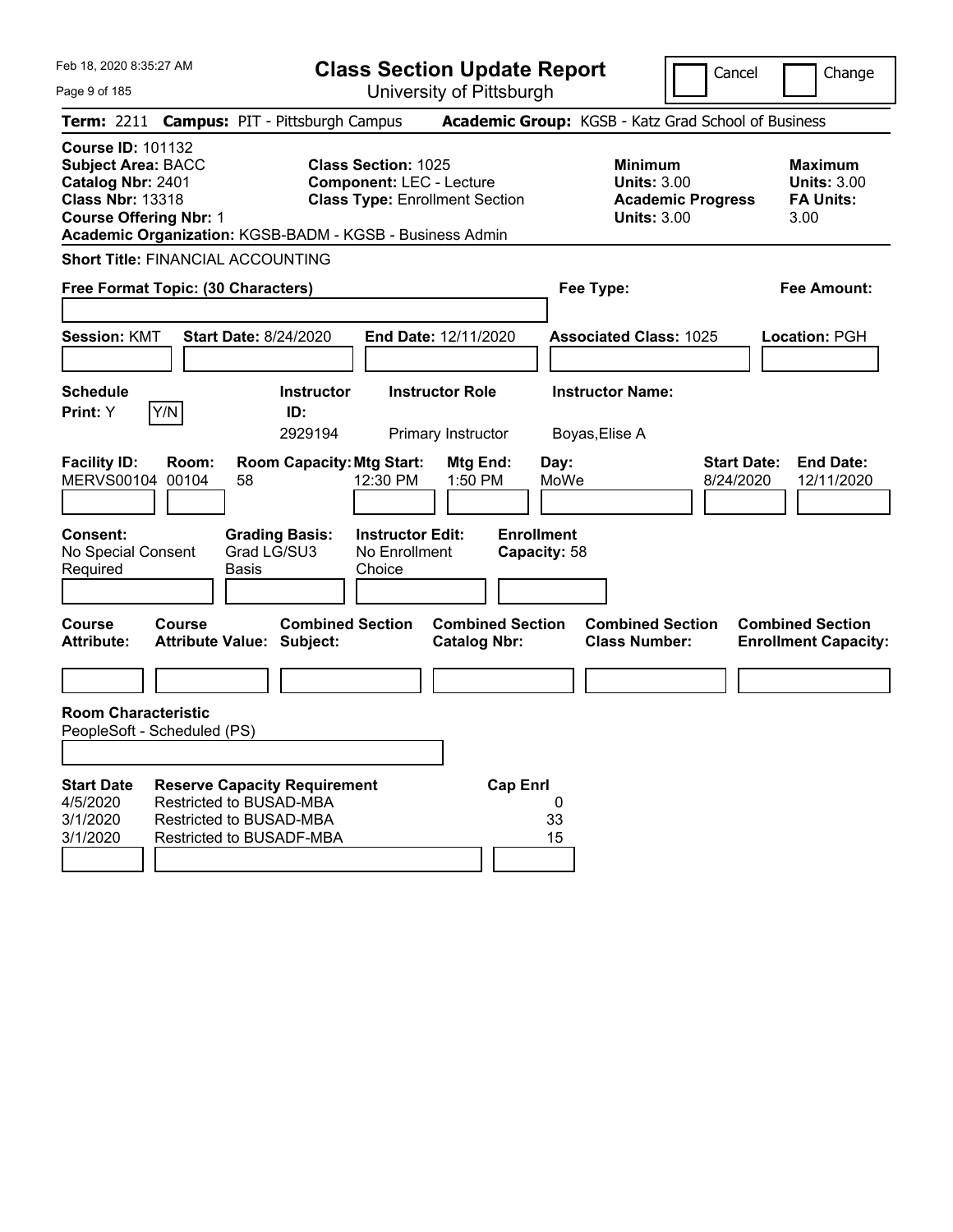Feb 18, 2020 8:35:27 AM

# Class Section Update Report

University of Pittsburgh

Cancel | Change

**Term:** 2211 **Campus:** PIT - Pittsburgh Campus **Academic Group:** KGSB - Katz Grad School of Business

**Course ID:** 101132
**Subject Area:** BACC
**Catalog Nbr:** 2401
**Class Nbr:** 13318
**Course Offering Nbr:** 1
**Academic Organization:** KGSB-BADM - KGSB - Business Admin

**Class Section:** 1025
**Component:** LEC - Lecture
**Class Type:** Enrollment Section

**Minimum Units:** 3.00
**Academic Progress Units:** 3.00

**Maximum Units:** 3.00
**FA Units:** 3.00

**Short Title:** FINANCIAL ACCOUNTING

**Free Format Topic: (30 Characters)**

**Fee Type:**

**Fee Amount:**

**Session:** KMT **Start Date:** 8/24/2020 **End Date:** 12/11/2020 **Associated Class:** 1025 **Location:** PGH

| Schedule Print | Instructor ID | Instructor Role | Instructor Name |
|---|---|---|---|
| Y (Y/N) | 2929194 | Primary Instructor | Boyas,Elise A |

| Facility ID | Room | Room Capacity | Mtg Start | Mtg End | Day | Start Date | End Date |
|---|---|---|---|---|---|---|---|
| MERVS00104 | 00104 | 58 | 12:30 PM | 1:50 PM | MoWe | 8/24/2020 | 12/11/2020 |

**Consent:** No Special Consent Required
**Grading Basis:** Grad LG/SU3 Basis
**Instructor Edit:** No Enrollment Choice
**Enrollment Capacity:** 58

| Course Attribute | Course Attribute Value | Combined Section Subject | Combined Section Catalog Nbr | Combined Section Class Number | Combined Section Enrollment Capacity |
|---|---|---|---|---|---|
| | | | | | |

**Room Characteristic**
PeopleSoft - Scheduled (PS)

| Start Date | Reserve Capacity Requirement | Cap Enrl |
|---|---|---|
| 4/5/2020 | Restricted to BUSAD-MBA | 0 |
| 3/1/2020 | Restricted to BUSAD-MBA | 33 |
| 3/1/2020 | Restricted to BUSADF-MBA | 15 |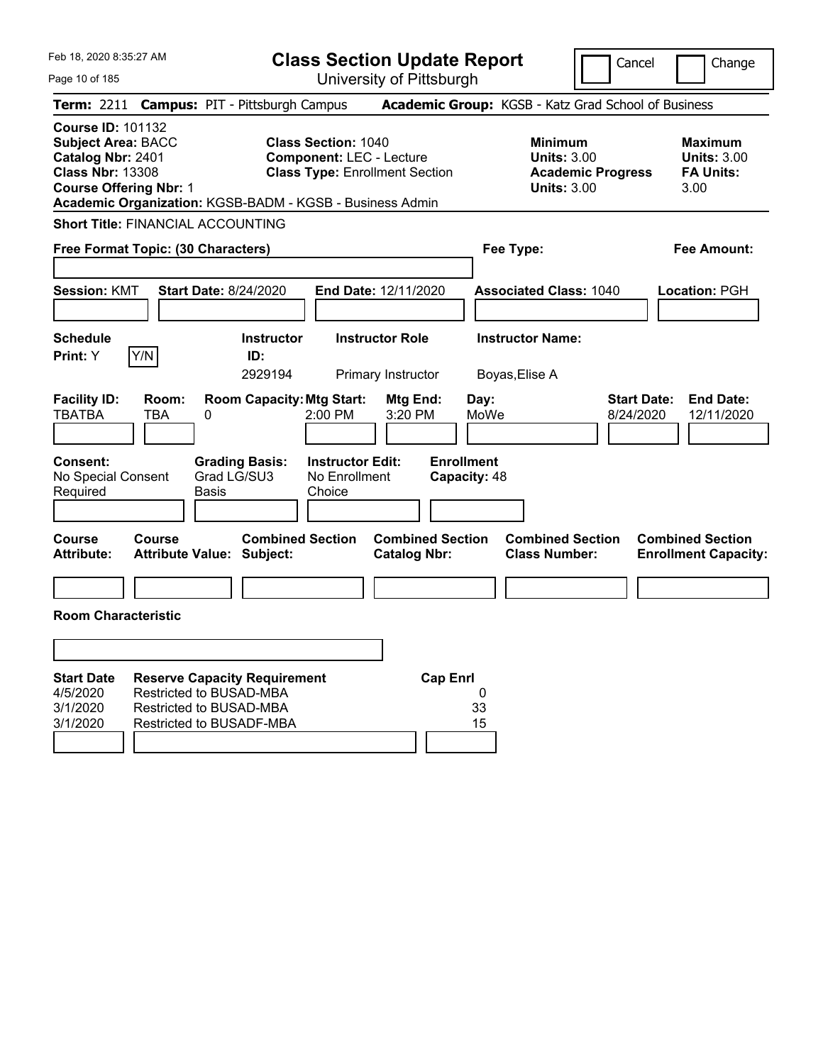Feb 18, 2020 8:35:27 AM

# Class Section Update Report

University of Pittsburgh

Cancel | Change

**Term:** 2211 **Campus:** PIT - Pittsburgh Campus **Academic Group:** KGSB - Katz Grad School of Business

**Course ID:** 101132
**Subject Area:** BACC
**Catalog Nbr:** 2401
**Class Nbr:** 13308
**Course Offering Nbr:** 1
**Academic Organization:** KGSB-BADM - KGSB - Business Admin

**Class Section:** 1040
**Component:** LEC - Lecture
**Class Type:** Enrollment Section

**Minimum Units:** 3.00
**Academic Progress Units:** 3.00

**Maximum Units:** 3.00
**FA Units:** 3.00

**Short Title:** FINANCIAL ACCOUNTING

**Free Format Topic: (30 Characters)**

**Fee Type:**

**Fee Amount:**

**Session:** KMT **Start Date:** 8/24/2020 **End Date:** 12/11/2020 **Associated Class:** 1040 **Location:** PGH

| Schedule Print: | Instructor ID: | Instructor Role | Instructor Name: |
|---|---|---|---|
| Y | 2929194 | Primary Instructor | Boyas,Elise A |

| Facility ID: | Room: | Room Capacity: | Mtg Start: | Mtg End: | Day: | Start Date: | End Date: |
|---|---|---|---|---|---|---|---|
| TBATBA | TBA | 0 | 2:00 PM | 3:20 PM | MoWe | 8/24/2020 | 12/11/2020 |

| Consent: | Grading Basis: | Instructor Edit: | Enrollment Capacity: |
|---|---|---|---|
| No Special Consent Required | Grad LG/SU3 Basis | No Enrollment Choice | 48 |

| Course Attribute: | Course Attribute Value: | Combined Section Subject: | Combined Section Catalog Nbr: | Combined Section Class Number: | Combined Section Enrollment Capacity: |
|---|---|---|---|---|---|
| | | | | | |

**Room Characteristic**

| Start Date | Reserve Capacity Requirement | Cap Enrl |
|---|---|---|
| 4/5/2020 | Restricted to BUSAD-MBA | 0 |
| 3/1/2020 | Restricted to BUSAD-MBA | 33 |
| 3/1/2020 | Restricted to BUSADF-MBA | 15 |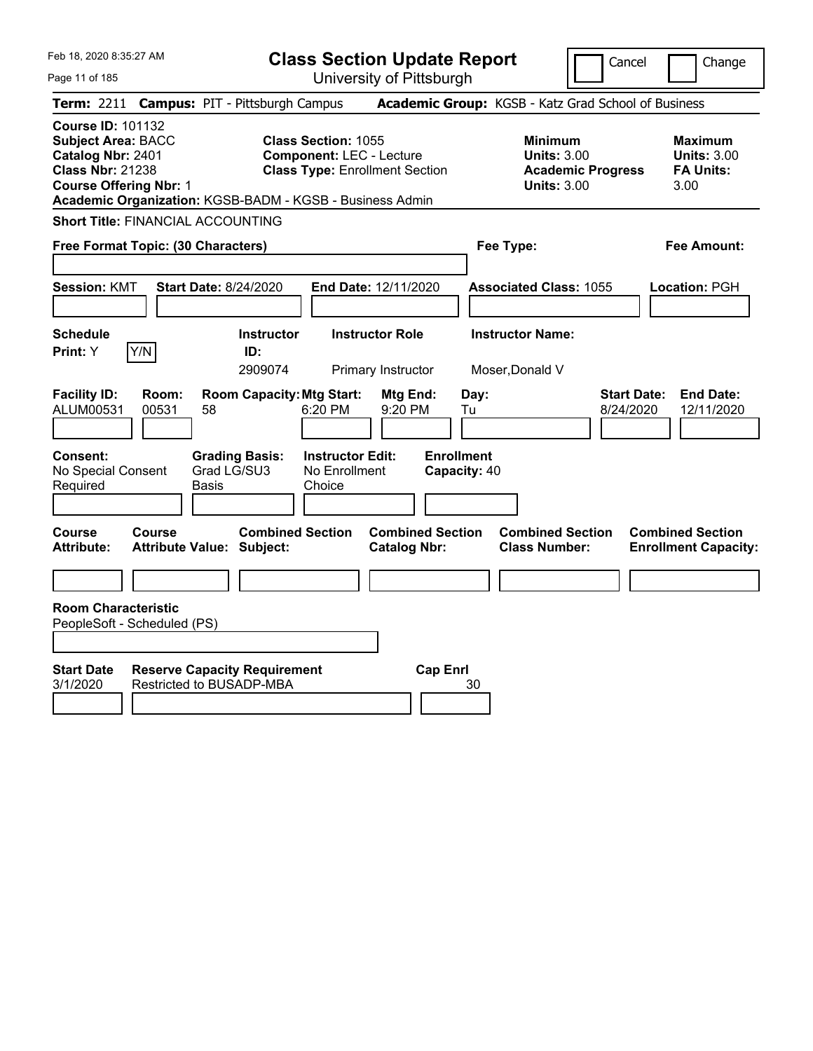Feb 18, 2020 8:35:27 AM

# Class Section Update Report

University of Pittsburgh

Cancel | Change

**Term:** 2211 **Campus:** PIT - Pittsburgh Campus **Academic Group:** KGSB - Katz Grad School of Business

**Course ID:** 101132
**Subject Area:** BACC
**Catalog Nbr:** 2401
**Class Nbr:** 21238
**Course Offering Nbr:** 1
**Academic Organization:** KGSB-BADM - KGSB - Business Admin

**Class Section:** 1055
**Component:** LEC - Lecture
**Class Type:** Enrollment Section

**Minimum**
**Units:** 3.00
**Academic Progress Units:** 3.00

**Maximum**
**Units:** 3.00
**FA Units:** 3.00

**Short Title:** FINANCIAL ACCOUNTING

**Free Format Topic: (30 Characters)**

**Fee Type:**

**Fee Amount:**

**Session:** KMT **Start Date:** 8/24/2020 **End Date:** 12/11/2020 **Associated Class:** 1055 **Location:** PGH

| Schedule Print: | Instructor ID: | Instructor Role | Instructor Name: |
|---|---|---|---|
| Y [Y/N] | 2909074 | Primary Instructor | Moser,Donald V |

| Facility ID: | Room: | Room Capacity: | Mtg Start: | Mtg End: | Day: | Start Date: | End Date: |
|---|---|---|---|---|---|---|---|
| ALUM00531 | 00531 | 58 | 6:20 PM | 9:20 PM | Tu | 8/24/2020 | 12/11/2020 |

| Consent: | Grading Basis: | Instructor Edit: | Enrollment Capacity: |
|---|---|---|---|
| No Special Consent Required | Grad LG/SU3 Basis | No Enrollment Choice | 40 |

| Course Attribute: | Course Attribute Value: | Combined Section Subject: | Combined Section Catalog Nbr: | Combined Section Class Number: | Combined Section Enrollment Capacity: |
|---|---|---|---|---|---|
| | | | | | |

**Room Characteristic**
PeopleSoft - Scheduled (PS)

| Start Date | Reserve Capacity Requirement | Cap Enrl |
|---|---|---|
| 3/1/2020 | Restricted to BUSADP-MBA | 30 |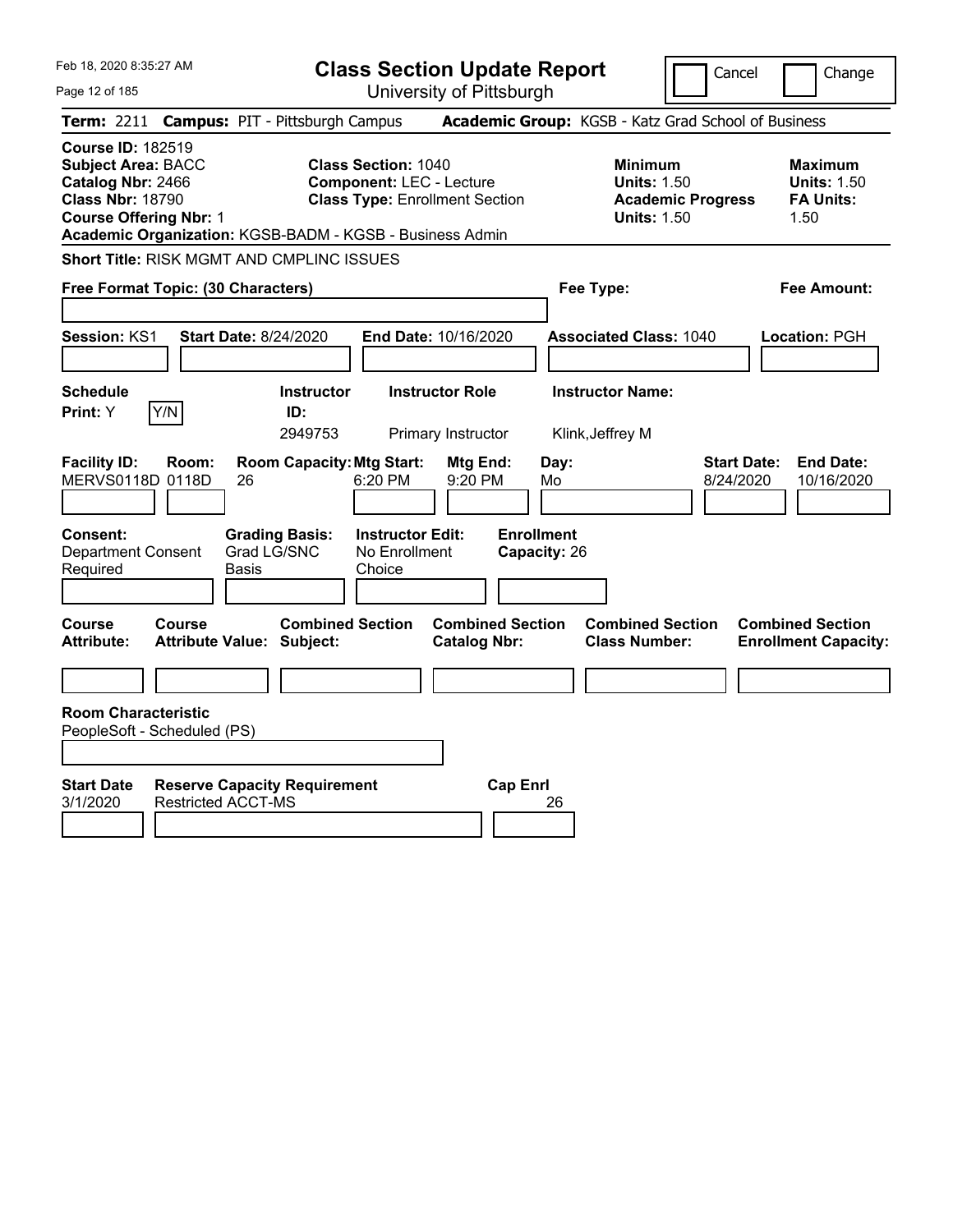# Class Section Update Report

University of Pittsburgh

Cancel / Change

Feb 18, 2020 8:35:27 AM

**Term:** 2211 **Campus:** PIT - Pittsburgh Campus **Academic Group:** KGSB - Katz Grad School of Business

**Course ID:** 182519
**Subject Area:** BACC
**Catalog Nbr:** 2466
**Class Nbr:** 18790
**Course Offering Nbr:** 1

**Class Section:** 1040
**Component:** LEC - Lecture
**Class Type:** Enrollment Section

**Minimum Units:** 1.50
**Academic Progress Units:** 1.50

**Maximum Units:** 1.50
**FA Units:** 1.50

**Academic Organization:** KGSB-BADM - KGSB - Business Admin

**Short Title:** RISK MGMT AND CMPLINC ISSUES

**Free Format Topic: (30 Characters)**

**Fee Type:**

**Fee Amount:**

**Session:** KS1 **Start Date:** 8/24/2020 **End Date:** 10/16/2020 **Associated Class:** 1040 **Location:** PGH

| Schedule Print | Instructor ID | Instructor Role | Instructor Name |
|---|---|---|---|
| Y | 2949753 | Primary Instructor | Klink,Jeffrey M |

| Facility ID | Room | Room Capacity | Mtg Start | Mtg End | Day | Start Date | End Date |
|---|---|---|---|---|---|---|---|
| MERVS0118D | 0118D | 26 | 6:20 PM | 9:20 PM | Mo | 8/24/2020 | 10/16/2020 |

**Consent:** Department Consent Required
**Grading Basis:** Grad LG/SNC Basis
**Instructor Edit:** No Enrollment Choice
**Enrollment Capacity:** 26

| Course Attribute | Course Attribute Value | Combined Section Subject | Combined Section Catalog Nbr | Combined Section Class Number | Combined Section Enrollment Capacity |
|---|---|---|---|---|---|
| | | | | | |

**Room Characteristic**
PeopleSoft - Scheduled (PS)

| Start Date | Reserve Capacity Requirement | Cap Enrl |
|---|---|---|
| 3/1/2020 | Restricted ACCT-MS | 26 |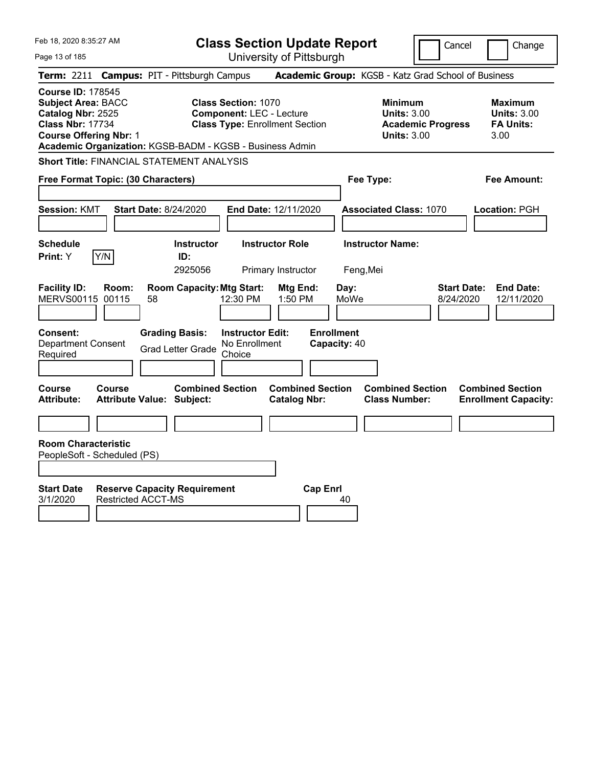# Class Section Update Report

University of Pittsburgh

Feb 18, 2020 8:35:27 AM

Cancel | Change

**Term:** 2211 **Campus:** PIT - Pittsburgh Campus **Academic Group:** KGSB - Katz Grad School of Business

**Course ID:** 178545
**Subject Area:** BACC
**Catalog Nbr:** 2525
**Class Nbr:** 17734
**Course Offering Nbr:** 1

**Class Section:** 1070
**Component:** LEC - Lecture
**Class Type:** Enrollment Section

**Minimum Units:** 3.00
**Academic Progress Units:** 3.00

**Maximum Units:** 3.00
**FA Units:** 3.00

**Academic Organization:** KGSB-BADM - KGSB - Business Admin

**Short Title:** FINANCIAL STATEMENT ANALYSIS

**Free Format Topic: (30 Characters)**

**Fee Type:**

**Fee Amount:**

**Session:** KMT **Start Date:** 8/24/2020 **End Date:** 12/11/2020 **Associated Class:** 1070 **Location:** PGH

| Schedule Print | Y/N | Instructor ID | Instructor Role | Instructor Name |
|---|---|---|---|---|
| Y | | 2925056 | Primary Instructor | Feng,Mei |

| Facility ID | Room | Room Capacity | Mtg Start | Mtg End | Day | Start Date | End Date |
|---|---|---|---|---|---|---|---|
| MERVS00115 | 00115 | 58 | 12:30 PM | 1:50 PM | MoWe | 8/24/2020 | 12/11/2020 |

**Consent:** Department Consent Required
**Grading Basis:** Grad Letter Grade
**Instructor Edit:** No Enrollment Choice
**Enrollment Capacity:** 40

| Course Attribute | Course Attribute Value | Combined Section Subject | Combined Section Catalog Nbr | Combined Section Class Number | Combined Section Enrollment Capacity |
|---|---|---|---|---|---|
| | | | | | |

**Room Characteristic**
PeopleSoft - Scheduled (PS)

| Start Date | Reserve Capacity Requirement | Cap Enrl |
|---|---|---|
| 3/1/2020 | Restricted ACCT-MS | 40 |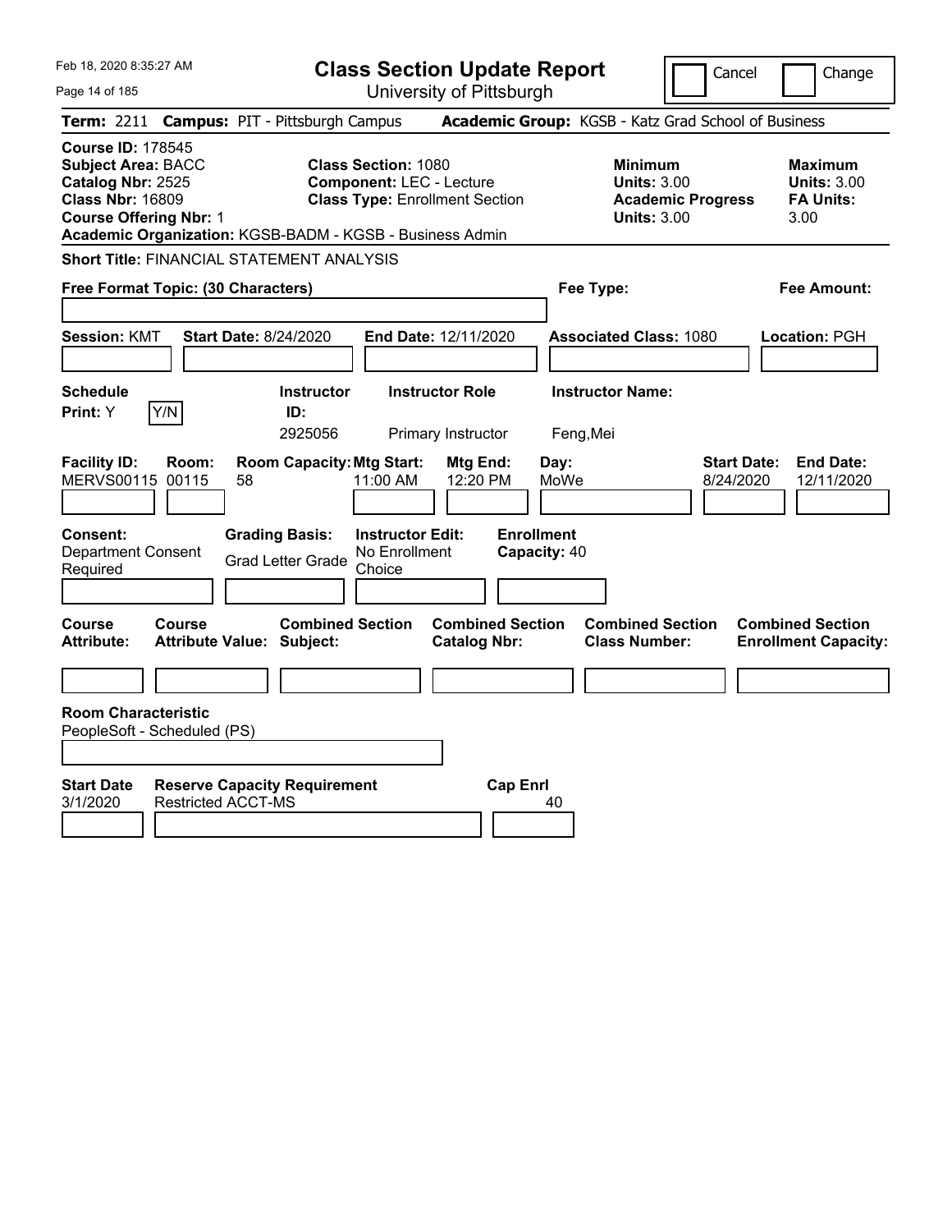Feb 18, 2020 8:35:27 AM

# Class Section Update Report

University of Pittsburgh

Cancel | Change

**Term:** 2211 **Campus:** PIT - Pittsburgh Campus **Academic Group:** KGSB - Katz Grad School of Business

**Course ID:** 178545
**Subject Area:** BACC
**Catalog Nbr:** 2525
**Class Nbr:** 16809
**Course Offering Nbr:** 1
**Academic Organization:** KGSB-BADM - KGSB - Business Admin

**Class Section:** 1080
**Component:** LEC - Lecture
**Class Type:** Enrollment Section

**Minimum Units:** 3.00
**Academic Progress Units:** 3.00

**Maximum Units:** 3.00
**FA Units:** 3.00

**Short Title:** FINANCIAL STATEMENT ANALYSIS

**Free Format Topic: (30 Characters)**

**Fee Type:**

**Fee Amount:**

**Session:** KMT **Start Date:** 8/24/2020 **End Date:** 12/11/2020 **Associated Class:** 1080 **Location:** PGH

| Schedule Print | Instructor ID | Instructor Role | Instructor Name |
|---|---|---|---|
| Y | 2925056 | Primary Instructor | Feng,Mei |

| Facility ID | Room | Room Capacity | Mtg Start | Mtg End | Day | Start Date | End Date |
|---|---|---|---|---|---|---|---|
| MERVS00115 | 00115 | 58 | 11:00 AM | 12:20 PM | MoWe | 8/24/2020 | 12/11/2020 |

**Consent:** Department Consent Required
**Grading Basis:** Grad Letter Grade
**Instructor Edit:** No Enrollment Choice
**Enrollment Capacity:** 40

| Course Attribute | Course Attribute Value | Combined Section Subject | Combined Section Catalog Nbr | Combined Section Class Number | Combined Section Enrollment Capacity |
|---|---|---|---|---|---|
| | | | | | |

**Room Characteristic**
PeopleSoft - Scheduled (PS)

| Start Date | Reserve Capacity Requirement | Cap Enrl |
|---|---|---|
| 3/1/2020 | Restricted ACCT-MS | 40 |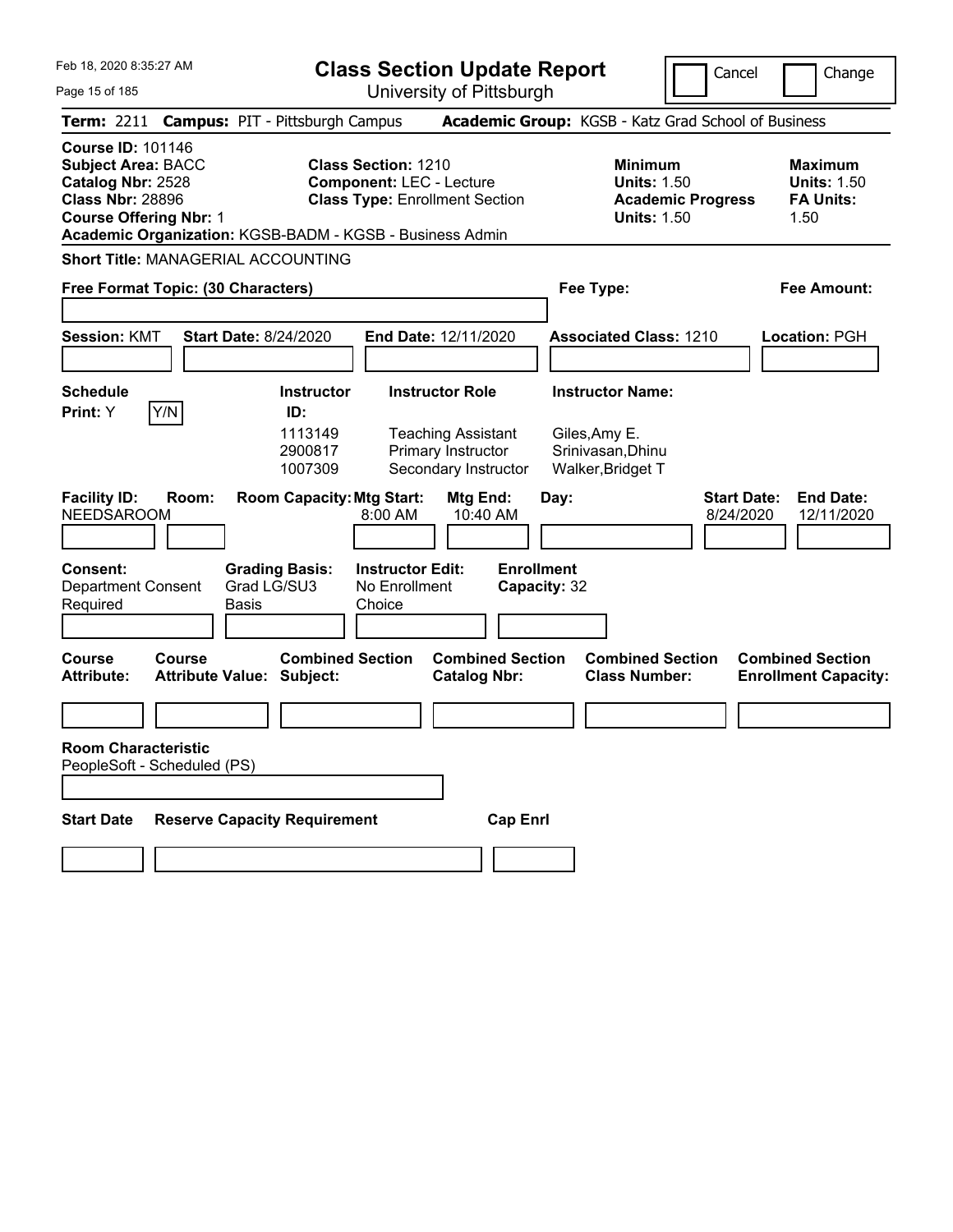# Class Section Update Report

University of Pittsburgh

Feb 18, 2020 8:35:27 AM

Cancel | Change

**Term:** 2211 **Campus:** PIT - Pittsburgh Campus **Academic Group:** KGSB - Katz Grad School of Business

**Course ID:** 101146
**Subject Area:** BACC
**Catalog Nbr:** 2528
**Class Nbr:** 28896
**Course Offering Nbr:** 1
**Academic Organization:** KGSB-BADM - KGSB - Business Admin

**Class Section:** 1210
**Component:** LEC - Lecture
**Class Type:** Enrollment Section

| | Minimum | Maximum |
|---|---|---|
| Units | 1.50 | 1.50 |
| Academic Progress Units | 1.50 | |
| FA Units | | 1.50 |

**Short Title:** MANAGERIAL ACCOUNTING

**Free Format Topic: (30 Characters)**

**Fee Type:**

**Fee Amount:**

**Session:** KMT **Start Date:** 8/24/2020 **End Date:** 12/11/2020 **Associated Class:** 1210 **Location:** PGH

**Schedule Print:** Y Y/N

| Instructor ID | Instructor Role | Instructor Name |
|---|---|---|
| 1113149 | Teaching Assistant | Giles,Amy E. |
| 2900817 | Primary Instructor | Srinivasan,Dhinu |
| 1007309 | Secondary Instructor | Walker,Bridget T |

| Facility ID | Room | Room Capacity | Mtg Start | Mtg End | Day | Start Date | End Date |
|---|---|---|---|---|---|---|---|
| NEEDSAROOM | | | 8:00 AM | 10:40 AM | | 8/24/2020 | 12/11/2020 |

**Consent:** Department Consent Required
**Grading Basis:** Grad LG/SU3 Basis
**Instructor Edit:** No Enrollment Choice
**Enrollment Capacity:** 32

| Course Attribute | Course Attribute Value | Combined Section Subject | Combined Section Catalog Nbr | Combined Section Class Number | Combined Section Enrollment Capacity |
|---|---|---|---|---|---|
| | | | | | |

**Room Characteristic**
PeopleSoft - Scheduled (PS)

| Start Date | Reserve Capacity Requirement | Cap Enrl |
|---|---|---|
| | | |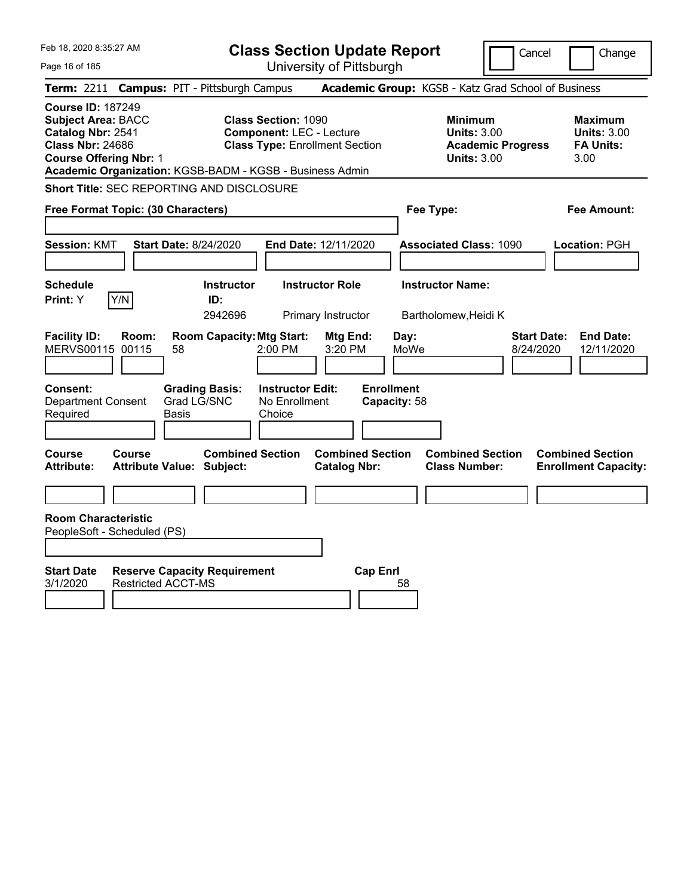Feb 18, 2020 8:35:27 AM

# Class Section Update Report

University of Pittsburgh

Cancel | Change

**Term:** 2211 **Campus:** PIT - Pittsburgh Campus **Academic Group:** KGSB - Katz Grad School of Business

**Course ID:** 187249
**Subject Area:** BACC
**Catalog Nbr:** 2541
**Class Nbr:** 24686
**Course Offering Nbr:** 1
**Academic Organization:** KGSB-BADM - KGSB - Business Admin

**Class Section:** 1090
**Component:** LEC - Lecture
**Class Type:** Enrollment Section

**Minimum Units:** 3.00
**Academic Progress Units:** 3.00

**Maximum Units:** 3.00
**FA Units:** 3.00

**Short Title:** SEC REPORTING AND DISCLOSURE

**Free Format Topic: (30 Characters)**

**Fee Type:**

**Fee Amount:**

**Session:** KMT **Start Date:** 8/24/2020 **End Date:** 12/11/2020 **Associated Class:** 1090 **Location:** PGH

| Schedule Print | Instructor ID | Instructor Role | Instructor Name |
|---|---|---|---|
| Y | 2942696 | Primary Instructor | Bartholomew,Heidi K |

| Facility ID | Room | Room Capacity | Mtg Start | Mtg End | Day | Start Date | End Date |
|---|---|---|---|---|---|---|---|
| MERVS00115 | 00115 | 58 | 2:00 PM | 3:20 PM | MoWe | 8/24/2020 | 12/11/2020 |

**Consent:** Department Consent Required
**Grading Basis:** Grad LG/SNC Basis
**Instructor Edit:** No Enrollment Choice
**Enrollment Capacity:** 58

| Course Attribute | Course Attribute Value | Combined Section Subject | Combined Section Catalog Nbr | Combined Section Class Number | Combined Section Enrollment Capacity |
|---|---|---|---|---|---|
| | | | | | |

**Room Characteristic**
PeopleSoft - Scheduled (PS)

| Start Date | Reserve Capacity Requirement | Cap Enrl |
|---|---|---|
| 3/1/2020 | Restricted ACCT-MS | 58 |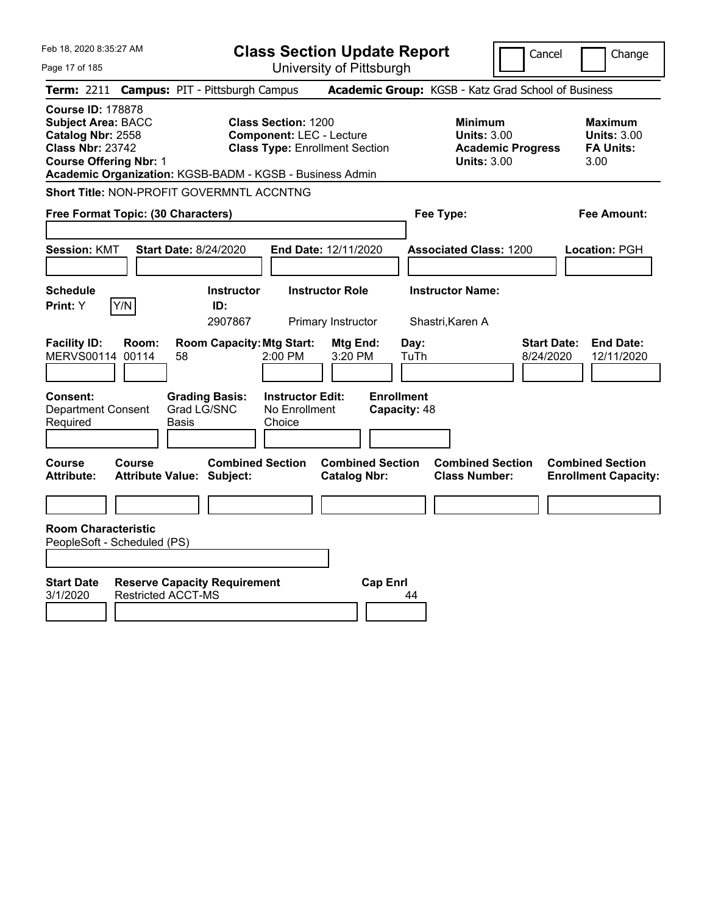Feb 18, 2020 8:35:27 AM

# Class Section Update Report

University of Pittsburgh

Cancel | Change

**Term:** 2211 **Campus:** PIT - Pittsburgh Campus **Academic Group:** KGSB - Katz Grad School of Business

**Course ID:** 178878
**Subject Area:** BACC
**Catalog Nbr:** 2558
**Class Nbr:** 23742
**Course Offering Nbr:** 1

**Class Section:** 1200
**Component:** LEC - Lecture
**Class Type:** Enrollment Section

**Minimum Units:** 3.00
**Academic Progress Units:** 3.00

**Maximum Units:** 3.00
**FA Units:** 3.00

**Academic Organization:** KGSB-BADM - KGSB - Business Admin

**Short Title:** NON-PROFIT GOVERMNTL ACCNTNG

**Free Format Topic: (30 Characters)**

**Fee Type:**

**Fee Amount:**

**Session:** KMT **Start Date:** 8/24/2020 **End Date:** 12/11/2020 **Associated Class:** 1200 **Location:** PGH

| Schedule Print | Y/N | Instructor ID | Instructor Role | Instructor Name |
|---|---|---|---|---|
| Y | | 2907867 | Primary Instructor | Shastri,Karen A |

| Facility ID | Room | Room Capacity | Mtg Start | Mtg End | Day | Start Date | End Date |
|---|---|---|---|---|---|---|---|
| MERVS00114 | 00114 | 58 | 2:00 PM | 3:20 PM | TuTh | 8/24/2020 | 12/11/2020 |

| Consent | Grading Basis | Instructor Edit | Enrollment Capacity |
|---|---|---|---|
| Department Consent Required | Grad LG/SNC Basis | No Enrollment Choice | 48 |

| Course Attribute | Course Attribute Value | Combined Section Subject | Combined Section Catalog Nbr | Combined Section Class Number | Combined Section Enrollment Capacity |
|---|---|---|---|---|---|
| | | | | | |

**Room Characteristic**
PeopleSoft - Scheduled (PS)

| Start Date | Reserve Capacity Requirement | Cap Enrl |
|---|---|---|
| 3/1/2020 | Restricted ACCT-MS | 44 |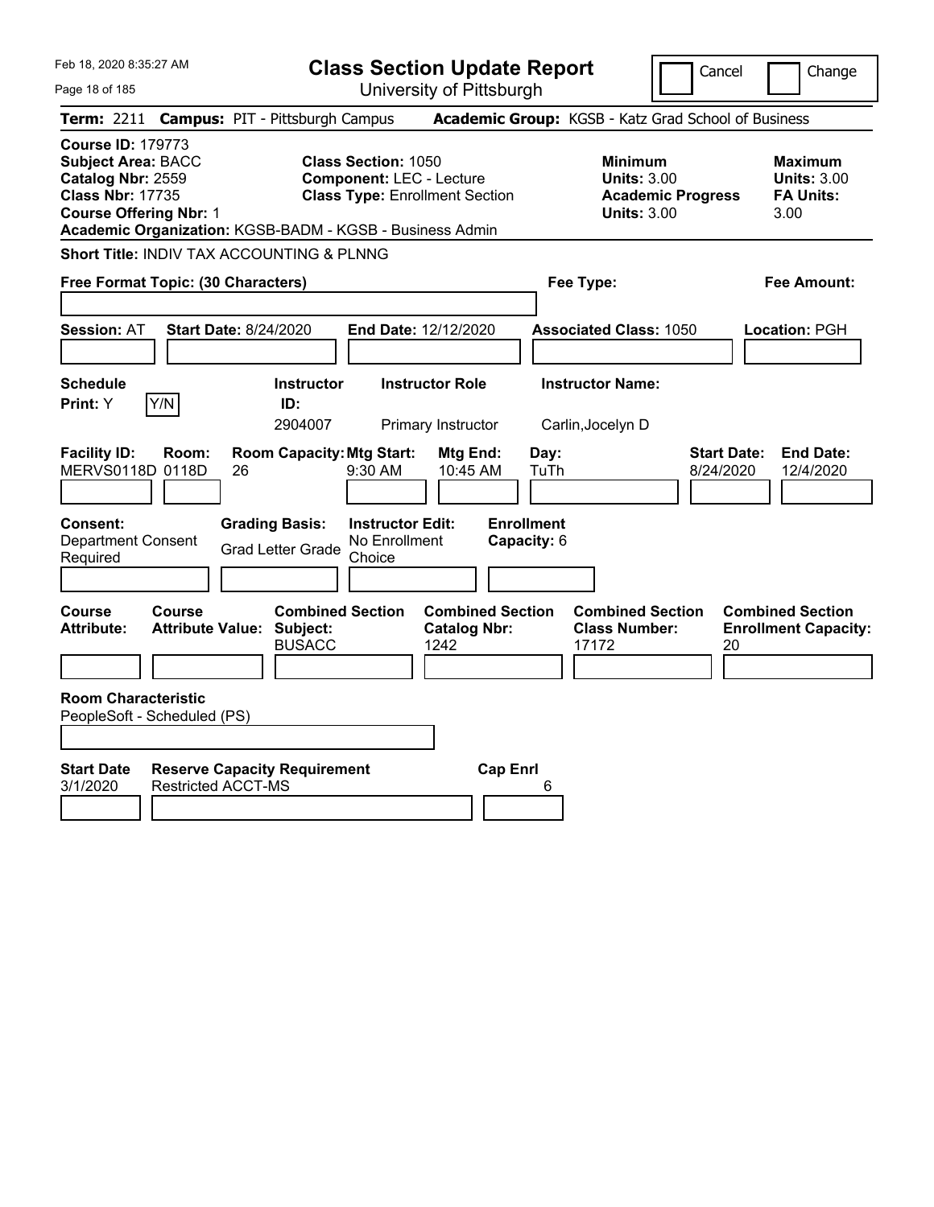Feb 18, 2020 8:35:27 AM

# Class Section Update Report

University of Pittsburgh

Cancel | Change

**Term:** 2211 **Campus:** PIT - Pittsburgh Campus **Academic Group:** KGSB - Katz Grad School of Business

**Course ID:** 179773
**Subject Area:** BACC
**Catalog Nbr:** 2559
**Class Nbr:** 17735
**Course Offering Nbr:** 1
**Academic Organization:** KGSB-BADM - KGSB - Business Admin

**Class Section:** 1050
**Component:** LEC - Lecture
**Class Type:** Enrollment Section

**Minimum Units:** 3.00
**Academic Progress Units:** 3.00

**Maximum Units:** 3.00
**FA Units:** 3.00

**Short Title:** INDIV TAX ACCOUNTING & PLNNG

**Free Format Topic: (30 Characters)**

**Fee Type:**

**Fee Amount:**

**Session:** AT **Start Date:** 8/24/2020 **End Date:** 12/12/2020 **Associated Class:** 1050 **Location:** PGH

| Schedule Print: | Y/N | Instructor ID: | Instructor Role | Instructor Name: |
|---|---|---|---|---|
| Y | | 2904007 | Primary Instructor | Carlin,Jocelyn D |

| Facility ID: | Room: | Room Capacity: | Mtg Start: | Mtg End: | Day: | Start Date: | End Date: |
|---|---|---|---|---|---|---|---|
| MERVS0118D | 0118D | 26 | 9:30 AM | 10:45 AM | TuTh | 8/24/2020 | 12/4/2020 |

| Consent: | Grading Basis: | Instructor Edit: | Enrollment Capacity: |
|---|---|---|---|
| Department Consent Required | Grad Letter Grade | No Enrollment Choice | 6 |

| Course Attribute: | Course Attribute Value: | Combined Section Subject: | Combined Section Catalog Nbr: | Combined Section Class Number: | Combined Section Enrollment Capacity: |
|---|---|---|---|---|---|
| | | BUSACC | 1242 | 17172 | 20 |

**Room Characteristic**
PeopleSoft - Scheduled (PS)

| Start Date | Reserve Capacity Requirement | Cap Enrl |
|---|---|---|
| 3/1/2020 | Restricted ACCT-MS | 6 |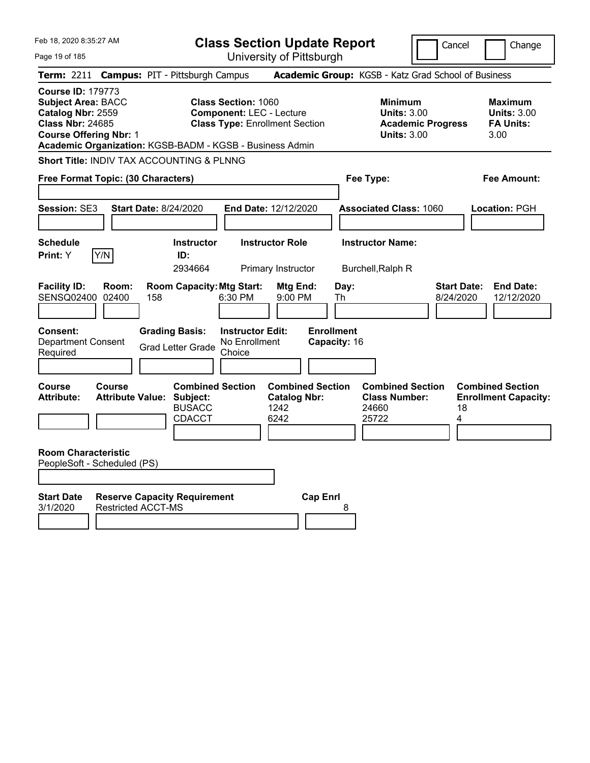# Class Section Update Report

University of Pittsburgh

Cancel | Change

**Term:** 2211 **Campus:** PIT - Pittsburgh Campus **Academic Group:** KGSB - Katz Grad School of Business

**Course ID:** 179773
**Subject Area:** BACC
**Catalog Nbr:** 2559
**Class Nbr:** 24685
**Course Offering Nbr:** 1

**Class Section:** 1060
**Component:** LEC - Lecture
**Class Type:** Enrollment Section

**Minimum Units:** 3.00
**Academic Progress Units:** 3.00

**Maximum Units:** 3.00
**FA Units:** 3.00

**Academic Organization:** KGSB-BADM - KGSB - Business Admin

**Short Title:** INDIV TAX ACCOUNTING & PLNNG

**Free Format Topic: (30 Characters)**

**Fee Type:**

**Fee Amount:**

**Session:** SE3 **Start Date:** 8/24/2020 **End Date:** 12/12/2020 **Associated Class:** 1060 **Location:** PGH

| Schedule Print | Instructor ID | Instructor Role | Instructor Name |
|---|---|---|---|
| Y (Y/N) | 2934664 | Primary Instructor | Burchell,Ralph R |

| Facility ID | Room | Room Capacity | Mtg Start | Mtg End | Day | Start Date | End Date |
|---|---|---|---|---|---|---|---|
| SENSQ02400 | 02400 | 158 | 6:30 PM | 9:00 PM | Th | 8/24/2020 | 12/12/2020 |

**Consent:** Department Consent Required
**Grading Basis:** Grad Letter Grade
**Instructor Edit:** No Enrollment Choice
**Enrollment Capacity:** 16

| Course Attribute | Course Attribute Value | Combined Section Subject | Combined Section Catalog Nbr | Combined Section Class Number | Combined Section Enrollment Capacity |
|---|---|---|---|---|---|
| | | BUSACC | 1242 | 24660 | 18 |
| | | CDACCT | 6242 | 25722 | 4 |

**Room Characteristic**
PeopleSoft - Scheduled (PS)

| Start Date | Reserve Capacity Requirement | Cap Enrl |
|---|---|---|
| 3/1/2020 | Restricted ACCT-MS | 8 |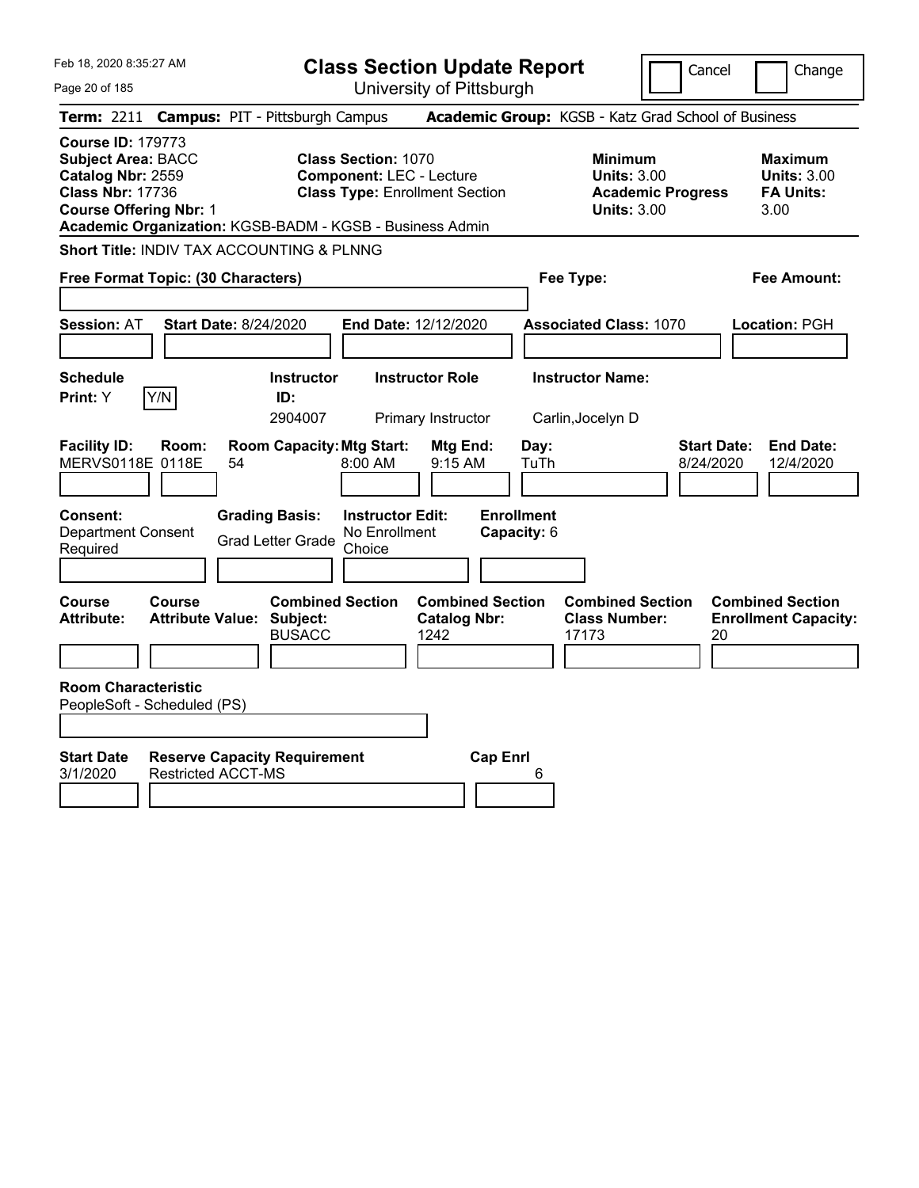# Class Section Update Report

University of Pittsburgh

Feb 18, 2020 8:35:27 AM

Cancel | Change

**Term:** 2211 **Campus:** PIT - Pittsburgh Campus **Academic Group:** KGSB - Katz Grad School of Business

**Course ID:** 179773
**Subject Area:** BACC
**Catalog Nbr:** 2559
**Class Nbr:** 17736
**Course Offering Nbr:** 1
**Academic Organization:** KGSB-BADM - KGSB - Business Admin

**Class Section:** 1070
**Component:** LEC - Lecture
**Class Type:** Enrollment Section

**Minimum Units:** 3.00
**Academic Progress Units:** 3.00

**Maximum Units:** 3.00
**FA Units:** 3.00

**Short Title:** INDIV TAX ACCOUNTING & PLNNG

**Free Format Topic: (30 Characters)**

**Fee Type:**

**Fee Amount:**

**Session:** AT **Start Date:** 8/24/2020 **End Date:** 12/12/2020 **Associated Class:** 1070 **Location:** PGH

| Schedule Print | Instructor ID | Instructor Role | Instructor Name |
|---|---|---|---|
| Y (Y/N) | 2904007 | Primary Instructor | Carlin,Jocelyn D |

| Facility ID | Room | Room Capacity | Mtg Start | Mtg End | Day | Start Date | End Date |
|---|---|---|---|---|---|---|---|
| MERVS0118E | 0118E | 54 | 8:00 AM | 9:15 AM | TuTh | 8/24/2020 | 12/4/2020 |

| Consent | Grading Basis | Instructor Edit | Enrollment Capacity |
|---|---|---|---|
| Department Consent Required | Grad Letter Grade | No Enrollment Choice | 6 |

| Course Attribute | Course Attribute Value | Combined Section Subject | Combined Section Catalog Nbr | Combined Section Class Number | Combined Section Enrollment Capacity |
|---|---|---|---|---|---|
| | | BUSACC | 1242 | 17173 | 20 |

**Room Characteristic**
PeopleSoft - Scheduled (PS)

| Start Date | Reserve Capacity Requirement | Cap Enrl |
|---|---|---|
| 3/1/2020 | Restricted ACCT-MS | 6 |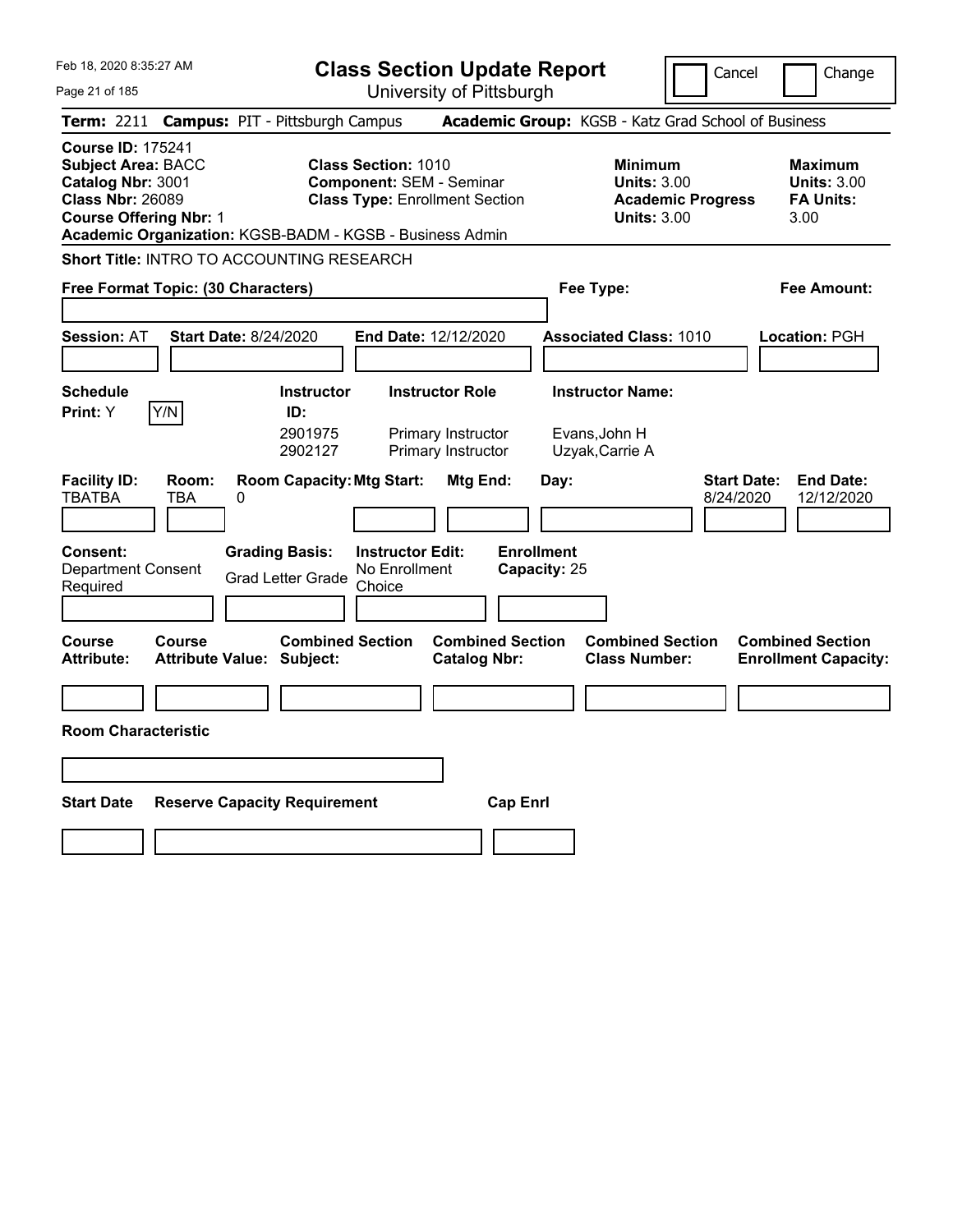Feb 18, 2020 8:35:27 AM

# Class Section Update Report

University of Pittsburgh

Cancel | Change

**Term:** 2211 **Campus:** PIT - Pittsburgh Campus **Academic Group:** KGSB - Katz Grad School of Business

**Course ID:** 175241
**Subject Area:** BACC
**Catalog Nbr:** 3001
**Class Nbr:** 26089
**Course Offering Nbr:** 1
**Academic Organization:** KGSB-BADM - KGSB - Business Admin

**Class Section:** 1010
**Component:** SEM - Seminar
**Class Type:** Enrollment Section

**Minimum Units:** 3.00
**Academic Progress Units:** 3.00

**Maximum Units:** 3.00
**FA Units:** 3.00

**Short Title:** INTRO TO ACCOUNTING RESEARCH

**Free Format Topic: (30 Characters)**

**Fee Type:**

**Fee Amount:**

**Session:** AT **Start Date:** 8/24/2020 **End Date:** 12/12/2020 **Associated Class:** 1010 **Location:** PGH

**Schedule Print:** Y [Y/N]

| Instructor ID: | Instructor Role | Instructor Name: |
|---|---|---|
| 2901975 | Primary Instructor | Evans,John H |
| 2902127 | Primary Instructor | Uzyak,Carrie A |

| Facility ID: | Room: | Room Capacity: | Mtg Start: | Mtg End: | Day: | Start Date: | End Date: |
|---|---|---|---|---|---|---|---|
| TBATBA | TBA | 0 | | | | 8/24/2020 | 12/12/2020 |

**Consent:** Department Consent Required

**Grading Basis:** Grad Letter Grade

**Instructor Edit:** No Enrollment Choice

**Enrollment Capacity:** 25

| Course Attribute: | Course Attribute Value: | Combined Section Subject: | Combined Section Catalog Nbr: | Combined Section Class Number: | Combined Section Enrollment Capacity: |
|---|---|---|---|---|---|
| | | | | | |

**Room Characteristic**

| Start Date | Reserve Capacity Requirement | Cap Enrl |
|---|---|---|
| | | |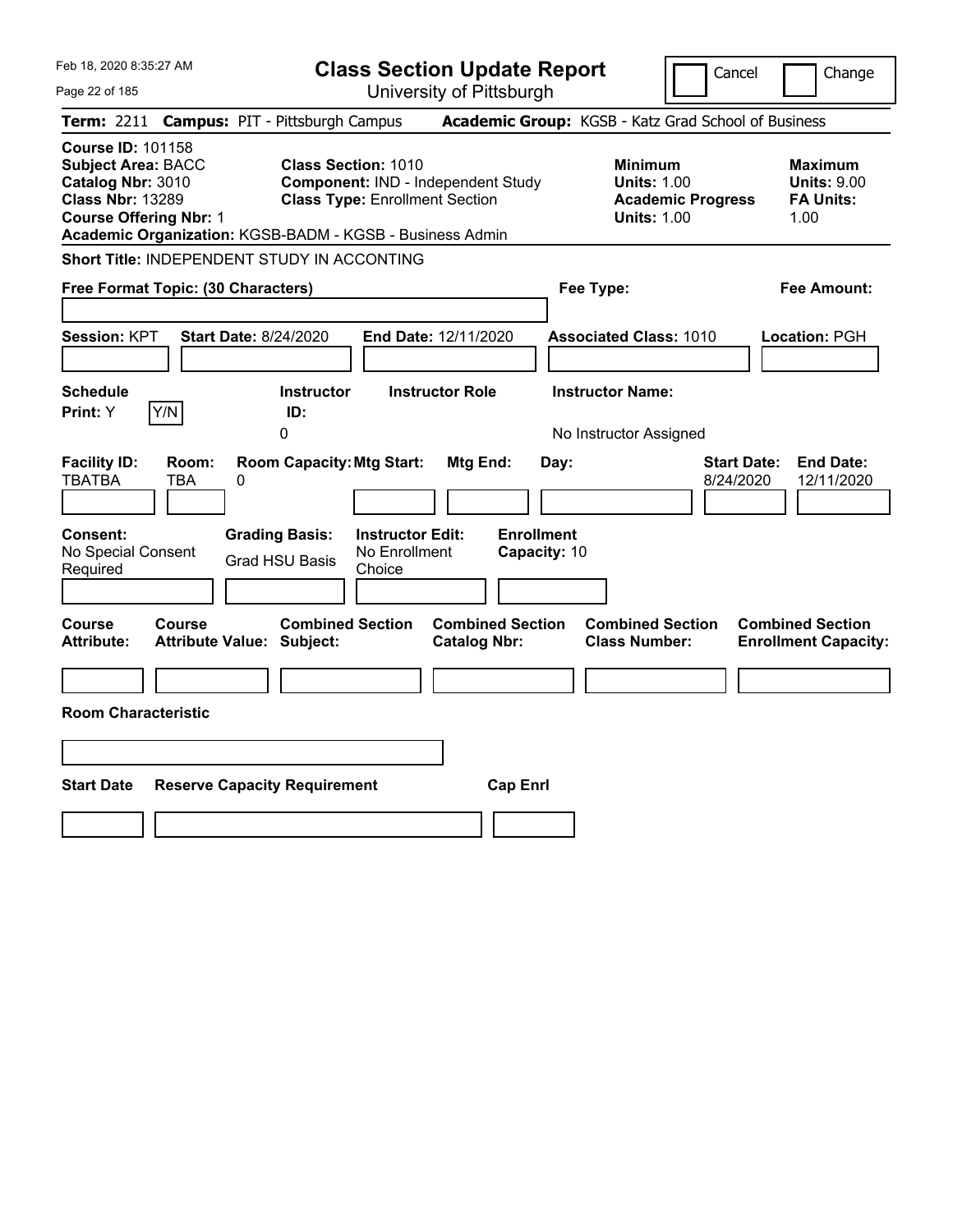Feb 18, 2020 8:35:27 AM

# Class Section Update Report

University of Pittsburgh

Cancel | Change

**Term:** 2211 **Campus:** PIT - Pittsburgh Campus **Academic Group:** KGSB - Katz Grad School of Business

**Course ID:** 101158
**Subject Area:** BACC
**Catalog Nbr:** 3010
**Class Nbr:** 13289
**Course Offering Nbr:** 1

**Class Section:** 1010
**Component:** IND - Independent Study
**Class Type:** Enrollment Section

**Minimum Units:** 1.00
**Academic Progress Units:** 1.00

**Maximum Units:** 9.00
**FA Units:** 1.00

**Academic Organization:** KGSB-BADM - KGSB - Business Admin

**Short Title:** INDEPENDENT STUDY IN ACCONTING

**Free Format Topic: (30 Characters)**

**Fee Type:**

**Fee Amount:**

**Session:** KPT **Start Date:** 8/24/2020 **End Date:** 12/11/2020 **Associated Class:** 1010 **Location:** PGH

| Schedule Print: | Instructor ID: | Instructor Role | Instructor Name: |
|---|---|---|---|
| Y | 0 | | No Instructor Assigned |

| Facility ID: | Room: | Room Capacity: | Mtg Start: | Mtg End: | Day: | Start Date: | End Date: |
|---|---|---|---|---|---|---|---|
| TBATBA | TBA | 0 | | | | 8/24/2020 | 12/11/2020 |

| Consent: | Grading Basis: | Instructor Edit: | Enrollment Capacity: |
|---|---|---|---|
| No Special Consent Required | Grad HSU Basis | No Enrollment Choice | 10 |

| Course Attribute: | Course Attribute Value: | Combined Section Subject: | Combined Section Catalog Nbr: | Combined Section Class Number: | Combined Section Enrollment Capacity: |
|---|---|---|---|---|---|
| | | | | | |

**Room Characteristic**

| Start Date | Reserve Capacity Requirement | Cap Enrl |
|---|---|---|
| | | |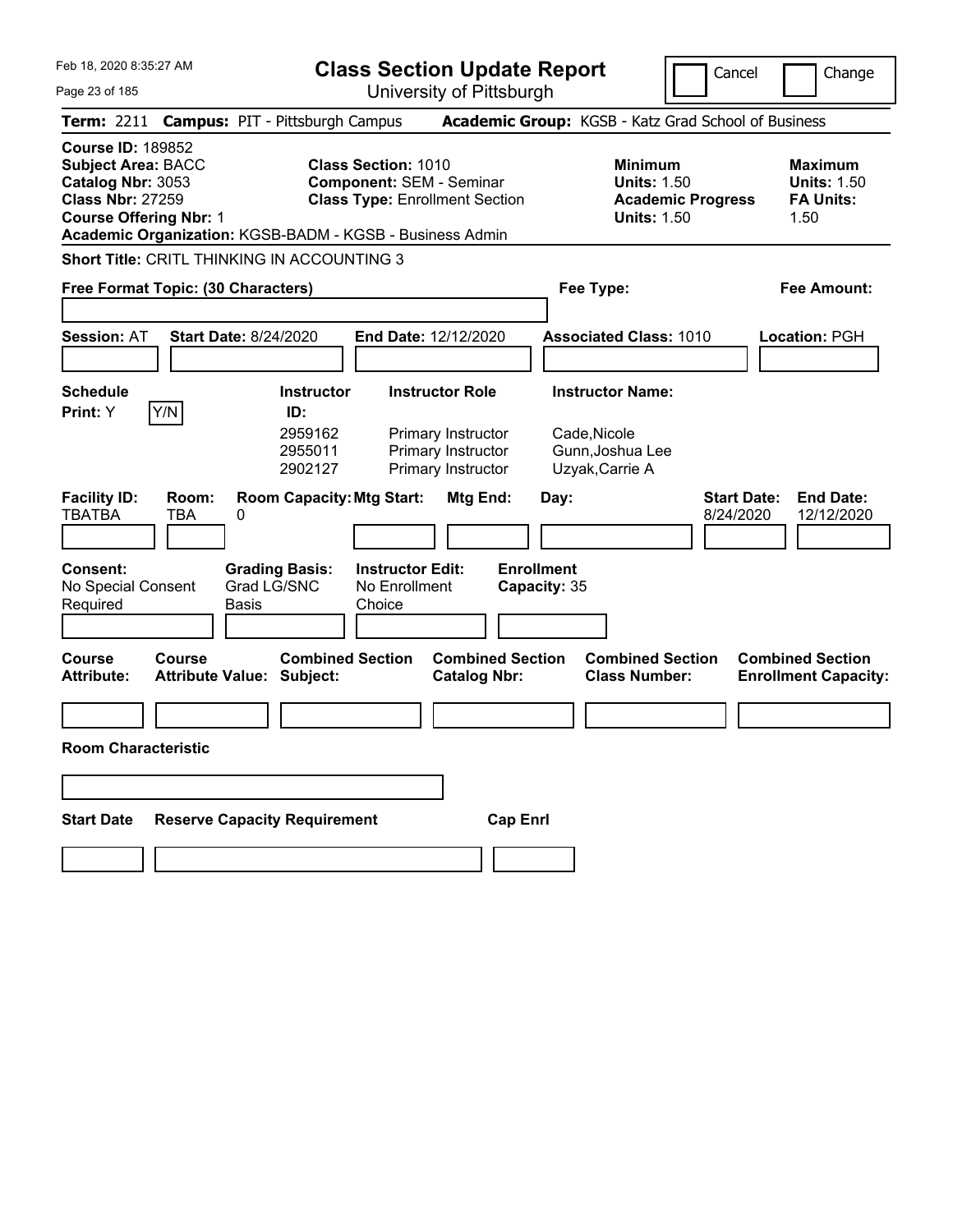Feb 18, 2020 8:35:27 AM

# Class Section Update Report

University of Pittsburgh

Cancel | Change

**Term:** 2211 **Campus:** PIT - Pittsburgh Campus **Academic Group:** KGSB - Katz Grad School of Business

**Course ID:** 189852
**Subject Area:** BACC
**Catalog Nbr:** 3053
**Class Nbr:** 27259
**Course Offering Nbr:** 1
**Academic Organization:** KGSB-BADM - KGSB - Business Admin

**Class Section:** 1010
**Component:** SEM - Seminar
**Class Type:** Enrollment Section

**Minimum Units:** 1.50
**Academic Progress Units:** 1.50

**Maximum Units:** 1.50
**FA Units:** 1.50

**Short Title:** CRITL THINKING IN ACCOUNTING 3

**Free Format Topic: (30 Characters)**

**Fee Type:**

**Fee Amount:**

**Session:** AT **Start Date:** 8/24/2020 **End Date:** 12/12/2020 **Associated Class:** 1010 **Location:** PGH

| Schedule Print: | Instructor ID: | Instructor Role | Instructor Name: |
|---|---|---|---|
| Y (Y/N) | 2959162 | Primary Instructor | Cade,Nicole |
| | 2955011 | Primary Instructor | Gunn,Joshua Lee |
| | 2902127 | Primary Instructor | Uzyak,Carrie A |

| Facility ID: | Room: | Room Capacity: | Mtg Start: | Mtg End: | Day: | Start Date: | End Date: |
|---|---|---|---|---|---|---|---|
| TBATBA | TBA | 0 | | | | 8/24/2020 | 12/12/2020 |

| Consent: | Grading Basis: | Instructor Edit: | Enrollment Capacity: |
|---|---|---|---|
| No Special Consent Required | Grad LG/SNC Basis | No Enrollment Choice | 35 |

| Course Attribute: | Course Attribute Value: | Combined Section Subject: | Combined Section Catalog Nbr: | Combined Section Class Number: | Combined Section Enrollment Capacity: |
|---|---|---|---|---|---|
| | | | | | |

**Room Characteristic**

| Start Date | Reserve Capacity Requirement | Cap Enrl |
|---|---|---|
| | | |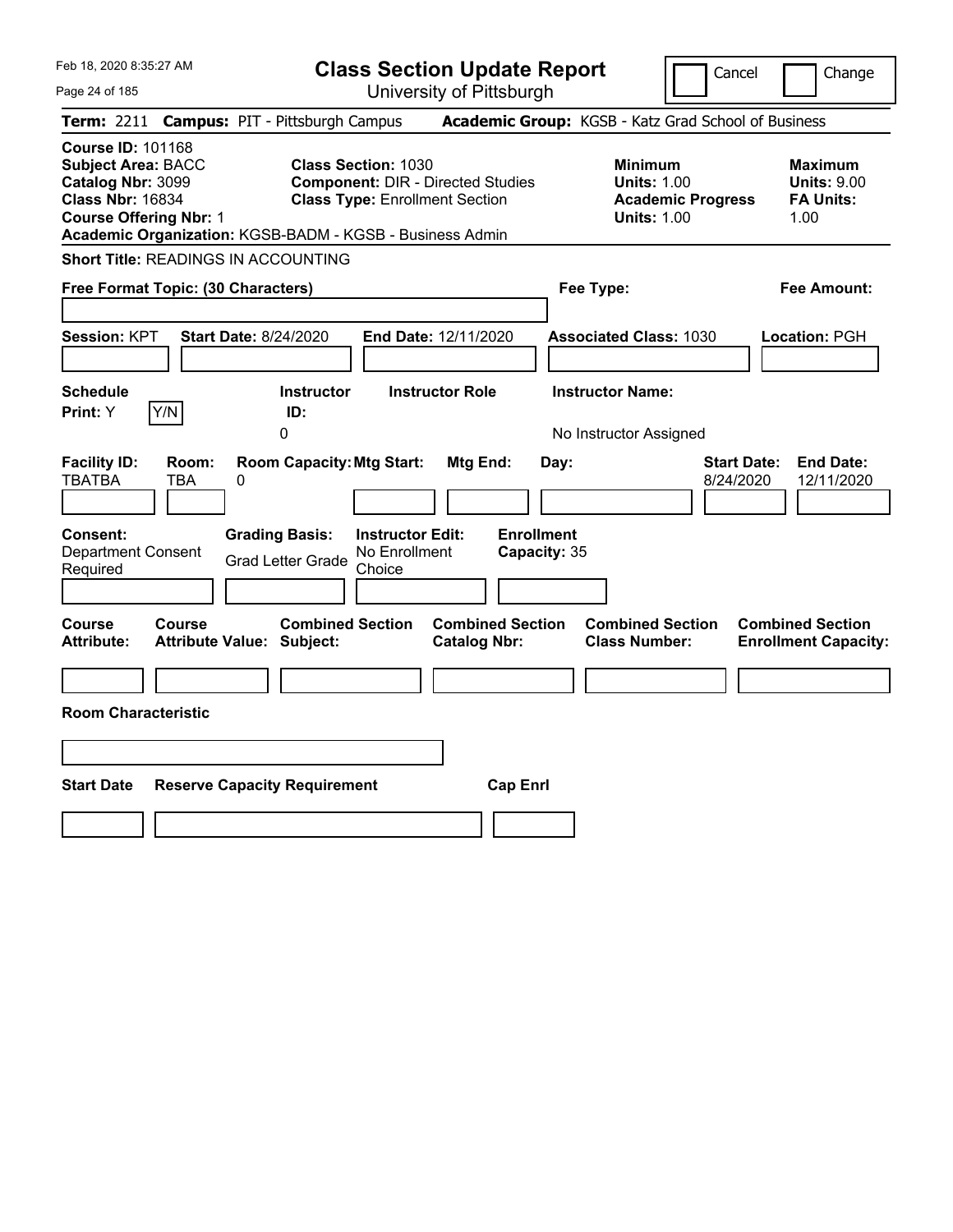Feb 18, 2020 8:35:27 AM

# Class Section Update Report

University of Pittsburgh

Cancel | Change

**Term:** 2211 **Campus:** PIT - Pittsburgh Campus **Academic Group:** KGSB - Katz Grad School of Business

**Course ID:** 101168
**Subject Area:** BACC
**Catalog Nbr:** 3099
**Class Nbr:** 16834
**Course Offering Nbr:** 1
**Academic Organization:** KGSB-BADM - KGSB - Business Admin

**Class Section:** 1030
**Component:** DIR - Directed Studies
**Class Type:** Enrollment Section

**Minimum**
**Units:** 1.00
**Academic Progress Units:** 1.00

**Maximum**
**Units:** 9.00
**FA Units:** 1.00

**Short Title:** READINGS IN ACCOUNTING

**Free Format Topic: (30 Characters)**

**Fee Type:**

**Fee Amount:**

**Session:** KPT **Start Date:** 8/24/2020 **End Date:** 12/11/2020 **Associated Class:** 1030 **Location:** PGH

| Schedule Print: | Instructor ID: | Instructor Role | Instructor Name: |
|---|---|---|---|
| Y Y/N | 0 | | No Instructor Assigned |

| Facility ID: | Room: | Room Capacity: | Mtg Start: | Mtg End: | Day: | Start Date: | End Date: |
|---|---|---|---|---|---|---|---|
| TBATBA | TBA | 0 | | | | 8/24/2020 | 12/11/2020 |

| Consent: | Grading Basis: | Instructor Edit: | Enrollment Capacity: |
|---|---|---|---|
| Department Consent Required | Grad Letter Grade | No Enrollment Choice | 35 |

| Course Attribute: | Course Attribute Value: | Combined Section Subject: | Combined Section Catalog Nbr: | Combined Section Class Number: | Combined Section Enrollment Capacity: |
|---|---|---|---|---|---|
| | | | | | |

**Room Characteristic**

| Start Date | Reserve Capacity Requirement | Cap Enrl |
|---|---|---|
| | | |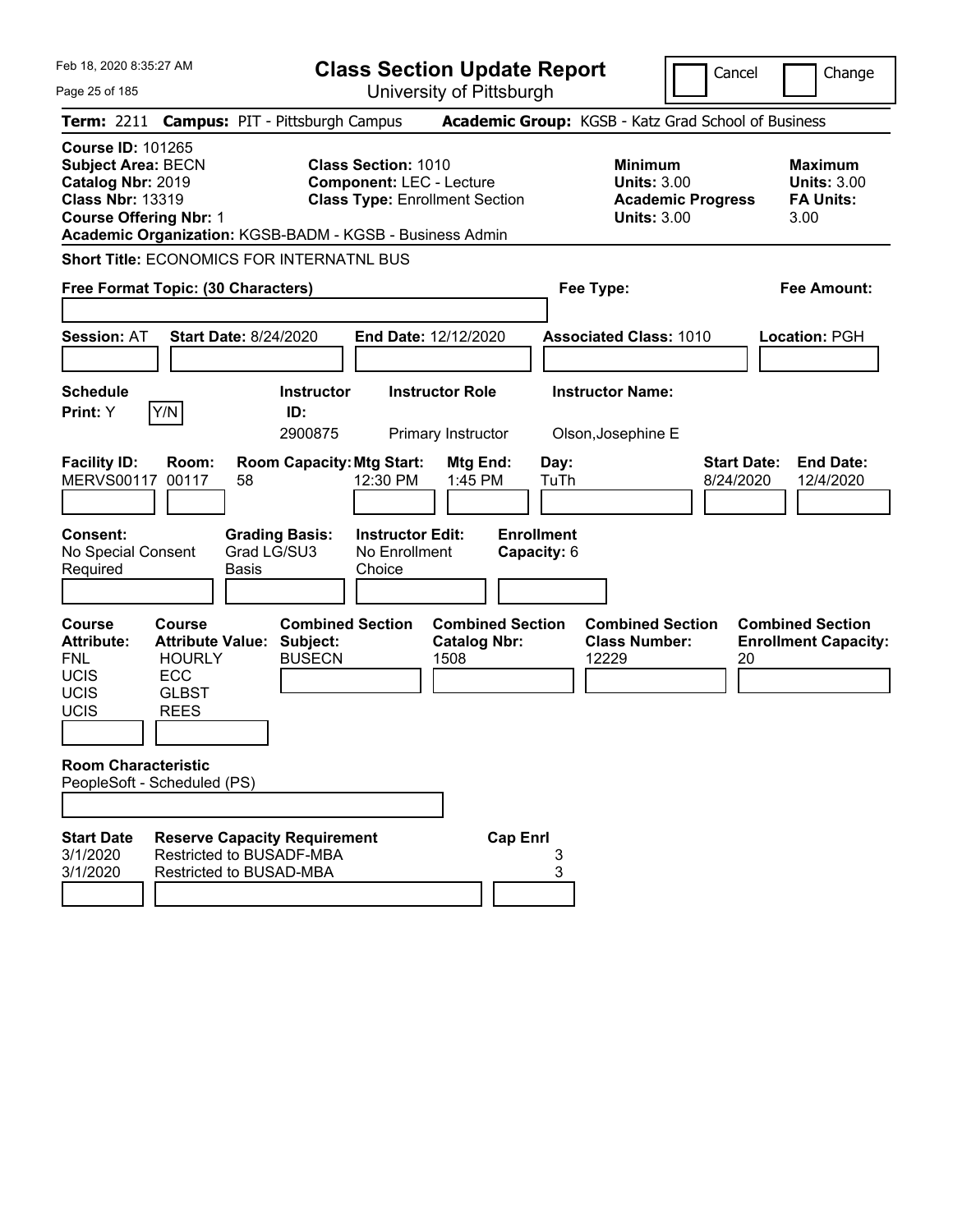# Class Section Update Report

University of Pittsburgh

Feb 18, 2020 8:35:27 AM

Cancel | Change

**Term:** 2211 **Campus:** PIT - Pittsburgh Campus **Academic Group:** KGSB - Katz Grad School of Business

**Course ID:** 101265
**Subject Area:** BECN
**Catalog Nbr:** 2019
**Class Nbr:** 13319
**Course Offering Nbr:** 1

**Class Section:** 1010
**Component:** LEC - Lecture
**Class Type:** Enrollment Section

**Minimum Units:** 3.00
**Academic Progress Units:** 3.00

**Maximum Units:** 3.00
**FA Units:** 3.00

**Academic Organization:** KGSB-BADM - KGSB - Business Admin

**Short Title:** ECONOMICS FOR INTERNATNL BUS

**Free Format Topic: (30 Characters)**

**Fee Type:**

**Fee Amount:**

**Session:** AT **Start Date:** 8/24/2020 **End Date:** 12/12/2020 **Associated Class:** 1010 **Location:** PGH

| Schedule Print: | Instructor ID: | Instructor Role | Instructor Name: |
|---|---|---|---|
| Y [Y/N] | 2900875 | Primary Instructor | Olson,Josephine E |

| Facility ID: | Room: | Room Capacity: | Mtg Start: | Mtg End: | Day: | Start Date: | End Date: |
|---|---|---|---|---|---|---|---|
| MERVS00117 | 00117 | 58 | 12:30 PM | 1:45 PM | TuTh | 8/24/2020 | 12/4/2020 |

| Consent: | Grading Basis: | Instructor Edit: | Enrollment Capacity: |
|---|---|---|---|
| No Special Consent Required | Grad LG/SU3 Basis | No Enrollment Choice | 6 |

| Course Attribute: | Course Attribute Value: | Combined Section Subject: | Combined Section Catalog Nbr: | Combined Section Class Number: | Combined Section Enrollment Capacity: |
|---|---|---|---|---|---|
| FNL | HOURLY | BUSECN | 1508 | 12229 | 20 |
| UCIS | ECC | | | | |
| UCIS | GLBST | | | | |
| UCIS | REES | | | | |

**Room Characteristic**
PeopleSoft - Scheduled (PS)

| Start Date | Reserve Capacity Requirement | Cap Enrl |
|---|---|---|
| 3/1/2020 | Restricted to BUSADF-MBA | 3 |
| 3/1/2020 | Restricted to BUSAD-MBA | 3 |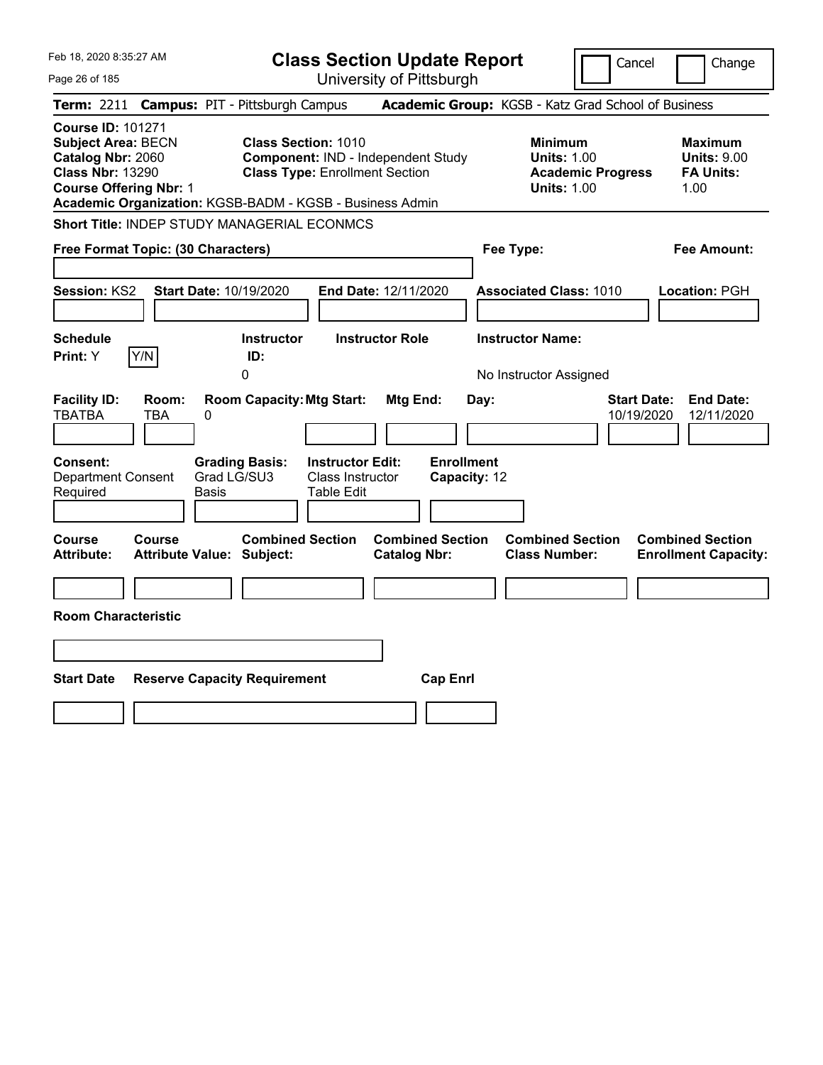# Class Section Update Report

University of Pittsburgh

Cancel | Change

**Term:** 2211 **Campus:** PIT - Pittsburgh Campus **Academic Group:** KGSB - Katz Grad School of Business

**Course ID:** 101271
**Subject Area:** BECN
**Catalog Nbr:** 2060
**Class Nbr:** 13290
**Course Offering Nbr:** 1

**Class Section:** 1010
**Component:** IND - Independent Study
**Class Type:** Enrollment Section

**Minimum Units:** 1.00
**Academic Progress Units:** 1.00

**Maximum Units:** 9.00
**FA Units:** 1.00

**Academic Organization:** KGSB-BADM - KGSB - Business Admin

**Short Title:** INDEP STUDY MANAGERIAL ECONMCS

**Free Format Topic: (30 Characters)**

**Fee Type:**

**Fee Amount:**

**Session:** KS2 **Start Date:** 10/19/2020 **End Date:** 12/11/2020 **Associated Class:** 1010 **Location:** PGH

| Schedule Print | Instructor ID | Instructor Role | Instructor Name |
|---|---|---|---|
| Y | 0 | | No Instructor Assigned |

| Facility ID | Room | Room Capacity | Mtg Start | Mtg End | Day | Start Date | End Date |
|---|---|---|---|---|---|---|---|
| TBATBA | TBA | 0 | | | | 10/19/2020 | 12/11/2020 |

**Consent:** Department Consent Required
**Grading Basis:** Grad LG/SU3 Basis
**Instructor Edit:** Class Instructor Table Edit
**Enrollment Capacity:** 12

| Course Attribute | Course Attribute Value | Combined Section Subject | Combined Section Catalog Nbr | Combined Section Class Number | Combined Section Enrollment Capacity |
|---|---|---|---|---|---|
| | | | | | |

**Room Characteristic**

| Start Date | Reserve Capacity Requirement | Cap Enrl |
|---|---|---|
| | | |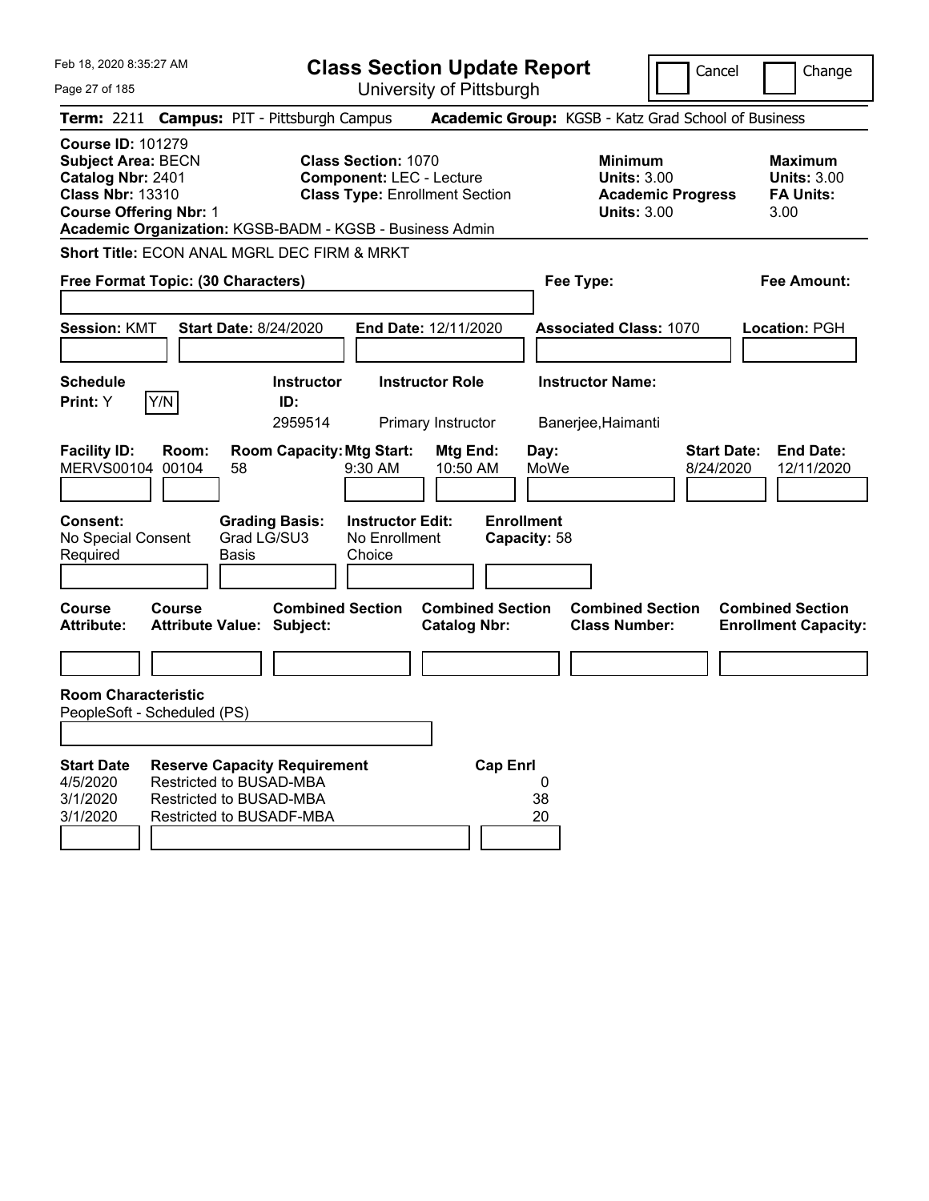Feb 18, 2020 8:35:27 AM

# Class Section Update Report

University of Pittsburgh

Cancel | Change

**Term:** 2211 **Campus:** PIT - Pittsburgh Campus **Academic Group:** KGSB - Katz Grad School of Business

**Course ID:** 101279
**Subject Area:** BECN
**Catalog Nbr:** 2401
**Class Nbr:** 13310
**Course Offering Nbr:** 1

**Class Section:** 1070
**Component:** LEC - Lecture
**Class Type:** Enrollment Section

**Minimum Units:** 3.00
**Academic Progress Units:** 3.00

**Maximum Units:** 3.00
**FA Units:** 3.00

**Academic Organization:** KGSB-BADM - KGSB - Business Admin

**Short Title:** ECON ANAL MGRL DEC FIRM & MRKT

**Free Format Topic: (30 Characters)**

**Fee Type:**

**Fee Amount:**

**Session:** KMT **Start Date:** 8/24/2020 **End Date:** 12/11/2020 **Associated Class:** 1070 **Location:** PGH

| Schedule Print: | Instructor ID: | Instructor Role | Instructor Name: |
|---|---|---|---|
| Y | 2959514 | Primary Instructor | Banerjee,Haimanti |

| Facility ID: | Room: | Room Capacity: | Mtg Start: | Mtg End: | Day: | Start Date: | End Date: |
|---|---|---|---|---|---|---|---|
| MERVS00104 | 00104 | 58 | 9:30 AM | 10:50 AM | MoWe | 8/24/2020 | 12/11/2020 |

**Consent:** No Special Consent Required
**Grading Basis:** Grad LG/SU3 Basis
**Instructor Edit:** No Enrollment Choice
**Enrollment Capacity:** 58

| Course Attribute: | Course Attribute Value: | Combined Section Subject: | Combined Section Catalog Nbr: | Combined Section Class Number: | Combined Section Enrollment Capacity: |
|---|---|---|---|---|---|
| | | | | | |

**Room Characteristic**
PeopleSoft - Scheduled (PS)

| Start Date | Reserve Capacity Requirement | Cap Enrl |
|---|---|---|
| 4/5/2020 | Restricted to BUSAD-MBA | 0 |
| 3/1/2020 | Restricted to BUSAD-MBA | 38 |
| 3/1/2020 | Restricted to BUSADF-MBA | 20 |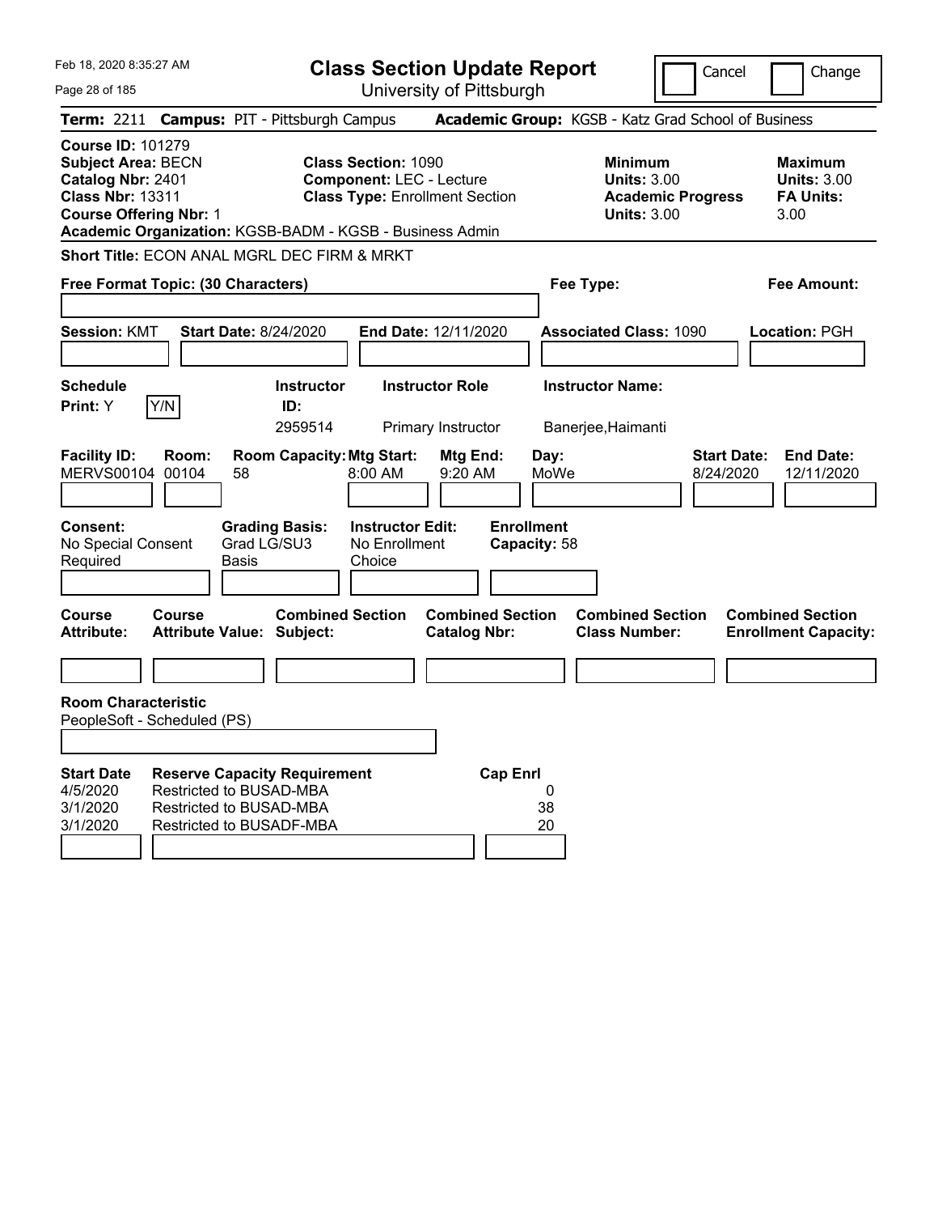Feb 18, 2020 8:35:27 AM

# Class Section Update Report

University of Pittsburgh

Cancel | Change

**Term:** 2211 **Campus:** PIT - Pittsburgh Campus **Academic Group:** KGSB - Katz Grad School of Business

**Course ID:** 101279
**Subject Area:** BECN
**Catalog Nbr:** 2401
**Class Nbr:** 13311
**Course Offering Nbr:** 1

**Class Section:** 1090
**Component:** LEC - Lecture
**Class Type:** Enrollment Section

**Minimum Units:** 3.00
**Academic Progress Units:** 3.00

**Maximum Units:** 3.00
**FA Units:** 3.00

**Academic Organization:** KGSB-BADM - KGSB - Business Admin

**Short Title:** ECON ANAL MGRL DEC FIRM & MRKT

**Free Format Topic: (30 Characters)**

**Fee Type:**

**Fee Amount:**

**Session:** KMT **Start Date:** 8/24/2020 **End Date:** 12/11/2020 **Associated Class:** 1090 **Location:** PGH

| Schedule Print | Instructor ID | Instructor Role | Instructor Name |
|---|---|---|---|
| Y [Y/N] | 2959514 | Primary Instructor | Banerjee,Haimanti |

| Facility ID | Room | Room Capacity | Mtg Start | Mtg End | Day | Start Date | End Date |
|---|---|---|---|---|---|---|---|
| MERVS00104 | 00104 | 58 | 8:00 AM | 9:20 AM | MoWe | 8/24/2020 | 12/11/2020 |

| Consent | Grading Basis | Instructor Edit | Enrollment Capacity |
|---|---|---|---|
| No Special Consent Required | Grad LG/SU3 Basis | No Enrollment Choice | 58 |

| Course Attribute | Course Attribute Value | Combined Section Subject | Combined Section Catalog Nbr | Combined Section Class Number | Combined Section Enrollment Capacity |
|---|---|---|---|---|---|
| | | | | | |

**Room Characteristic**
PeopleSoft - Scheduled (PS)

| Start Date | Reserve Capacity Requirement | Cap Enrl |
|---|---|---|
| 4/5/2020 | Restricted to BUSAD-MBA | 0 |
| 3/1/2020 | Restricted to BUSAD-MBA | 38 |
| 3/1/2020 | Restricted to BUSADF-MBA | 20 |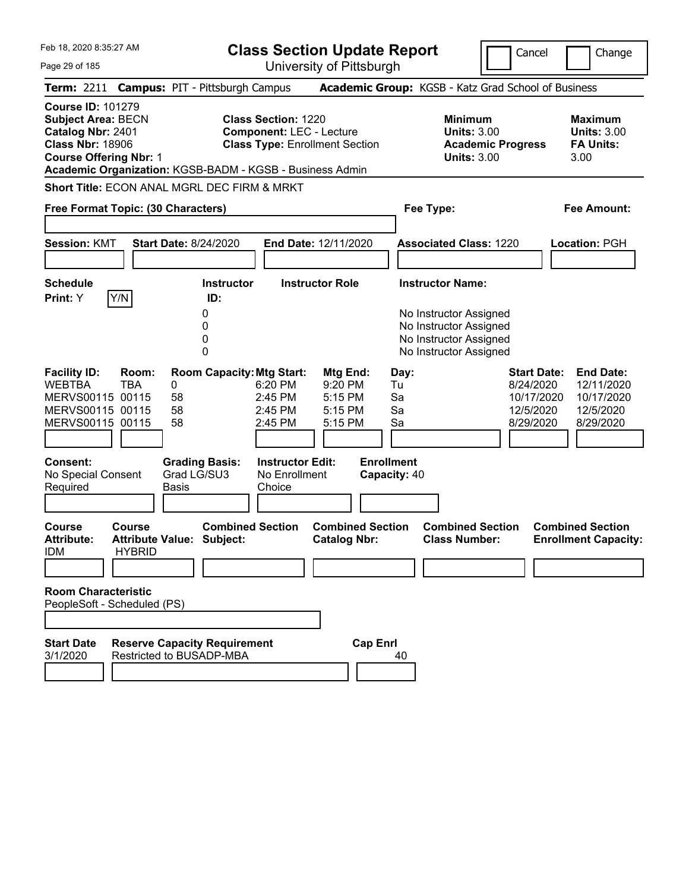Feb 18, 2020 8:35:27 AM

# Class Section Update Report

University of Pittsburgh

Cancel | Change

**Term:** 2211 **Campus:** PIT - Pittsburgh Campus **Academic Group:** KGSB - Katz Grad School of Business

**Course ID:** 101279
**Subject Area:** BECN
**Catalog Nbr:** 2401
**Class Nbr:** 18906
**Course Offering Nbr:** 1
**Academic Organization:** KGSB-BADM - KGSB - Business Admin

**Class Section:** 1220
**Component:** LEC - Lecture
**Class Type:** Enrollment Section

**Minimum Units:** 3.00
**Academic Progress Units:** 3.00

**Maximum Units:** 3.00
**FA Units:** 3.00

**Short Title:** ECON ANAL MGRL DEC FIRM & MRKT

**Free Format Topic: (30 Characters)**

**Fee Type:**

**Fee Amount:**

**Session:** KMT **Start Date:** 8/24/2020 **End Date:** 12/11/2020 **Associated Class:** 1220 **Location:** PGH

**Schedule Print:** Y [Y/N]

| Instructor ID | Instructor Role | Instructor Name |
|---|---|---|
| 0 | | No Instructor Assigned |
| 0 | | No Instructor Assigned |
| 0 | | No Instructor Assigned |
| 0 | | No Instructor Assigned |

| Facility ID: | Room: | Room Capacity: | Mtg Start: | Mtg End: | Day: | Start Date: | End Date: |
|---|---|---|---|---|---|---|---|
| WEBTBA | TBA | 0 | 6:20 PM | 9:20 PM | Tu | 8/24/2020 | 12/11/2020 |
| MERVS00115 | 00115 | 58 | 2:45 PM | 5:15 PM | Sa | 10/17/2020 | 10/17/2020 |
| MERVS00115 | 00115 | 58 | 2:45 PM | 5:15 PM | Sa | 12/5/2020 | 12/5/2020 |
| MERVS00115 | 00115 | 58 | 2:45 PM | 5:15 PM | Sa | 8/29/2020 | 8/29/2020 |

**Consent:** No Special Consent Required
**Grading Basis:** Grad LG/SU3 Basis
**Instructor Edit:** No Enrollment Choice
**Enrollment Capacity:** 40

| Course Attribute: | Course Attribute Value: | Combined Section Subject: | Combined Section Catalog Nbr: | Combined Section Class Number: | Combined Section Enrollment Capacity: |
|---|---|---|---|---|---|
| IDM | HYBRID | | | | |

**Room Characteristic**
PeopleSoft - Scheduled (PS)

| Start Date | Reserve Capacity Requirement | Cap Enrl |
|---|---|---|
| 3/1/2020 | Restricted to BUSADP-MBA | 40 |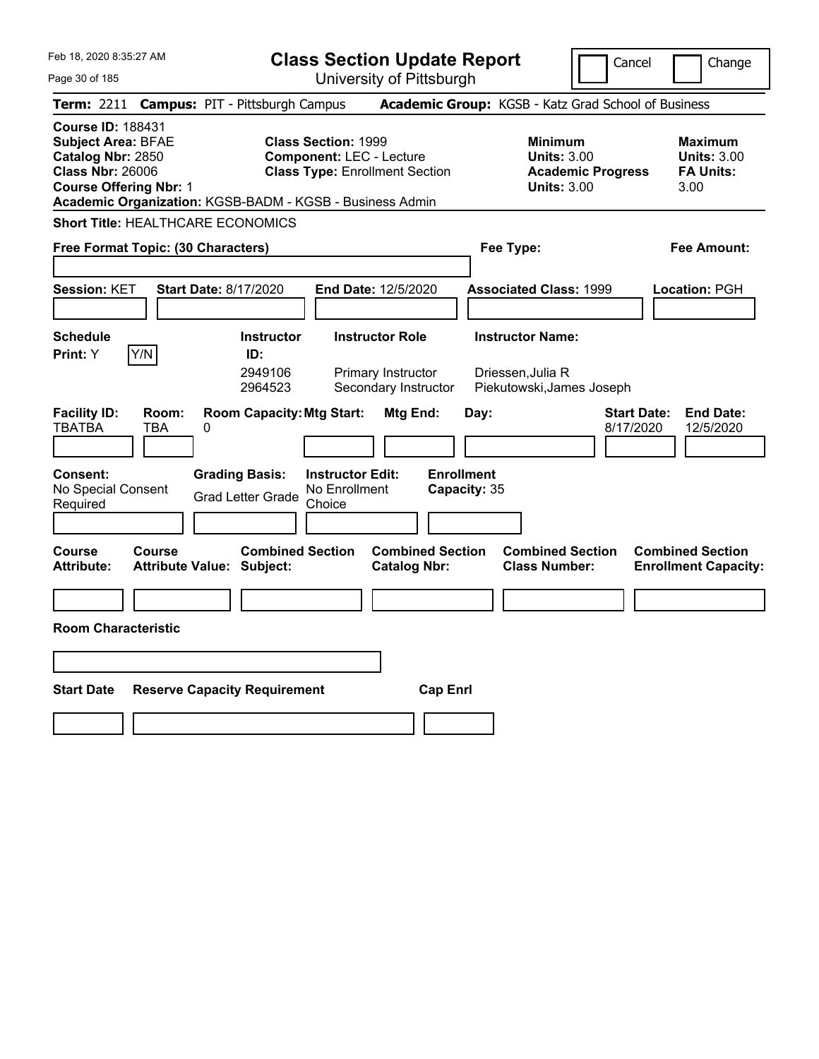# Class Section Update Report

University of Pittsburgh

Cancel | Change

**Term:** 2211 **Campus:** PIT - Pittsburgh Campus **Academic Group:** KGSB - Katz Grad School of Business

**Course ID:** 188431
**Subject Area:** BFAE
**Catalog Nbr:** 2850
**Class Nbr:** 26006
**Course Offering Nbr:** 1
**Academic Organization:** KGSB-BADM - KGSB - Business Admin

**Class Section:** 1999
**Component:** LEC - Lecture
**Class Type:** Enrollment Section

**Minimum Units:** 3.00
**Academic Progress Units:** 3.00

**Maximum Units:** 3.00
**FA Units:** 3.00

**Short Title:** HEALTHCARE ECONOMICS

**Free Format Topic: (30 Characters)**

**Fee Type:**

**Fee Amount:**

**Session:** KET **Start Date:** 8/17/2020 **End Date:** 12/5/2020 **Associated Class:** 1999 **Location:** PGH

**Schedule Print:** Y [Y/N]

| Instructor ID: | Instructor Role | Instructor Name: |
|---|---|---|
| 2949106 | Primary Instructor | Driessen,Julia R |
| 2964523 | Secondary Instructor | Piekutowski,James Joseph |

| Facility ID: | Room: | Room Capacity: | Mtg Start: | Mtg End: | Day: | Start Date: | End Date: |
|---|---|---|---|---|---|---|---|
| TBATBA | TBA | 0 | | | | 8/17/2020 | 12/5/2020 |

**Consent:** No Special Consent Required
**Grading Basis:** Grad Letter Grade
**Instructor Edit:** No Enrollment Choice
**Enrollment Capacity:** 35

| Course Attribute: | Course Attribute Value: | Combined Section Subject: | Combined Section Catalog Nbr: | Combined Section Class Number: | Combined Section Enrollment Capacity: |
|---|---|---|---|---|---|
| | | | | | |

**Room Characteristic**

| Start Date | Reserve Capacity Requirement | Cap Enrl |
|---|---|---|
| | | |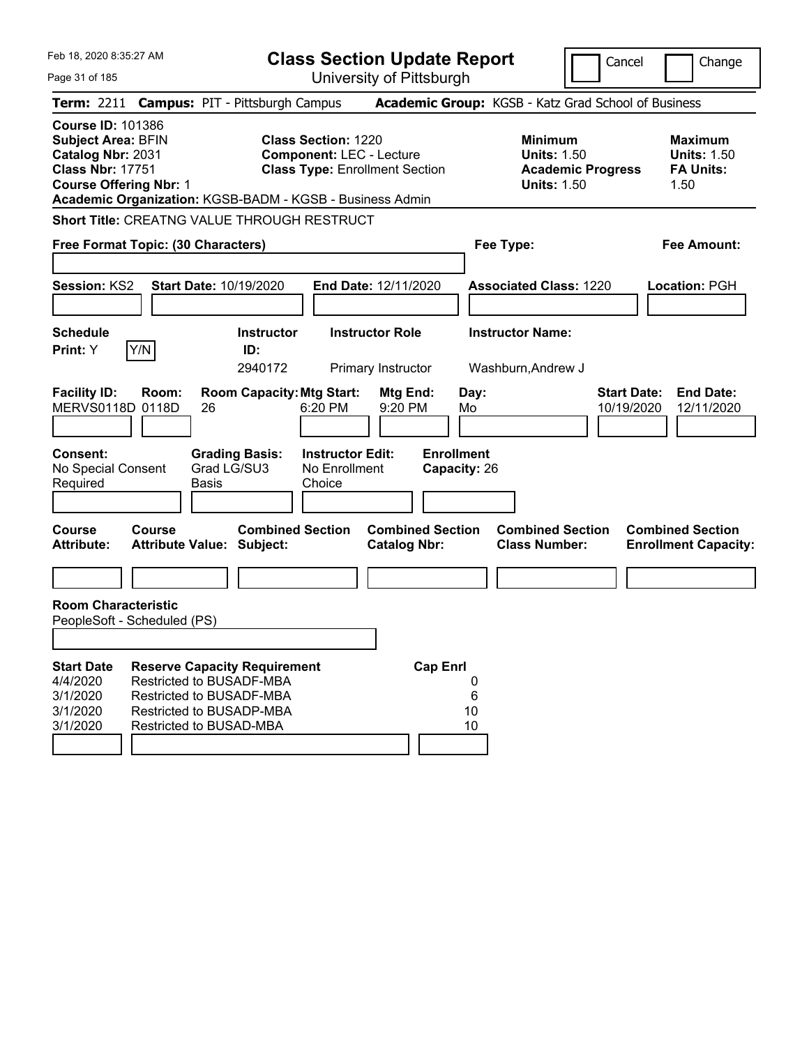Feb 18, 2020 8:35:27 AM

# Class Section Update Report

University of Pittsburgh

Cancel | Change

**Term:** 2211 **Campus:** PIT - Pittsburgh Campus **Academic Group:** KGSB - Katz Grad School of Business

**Course ID:** 101386
**Subject Area:** BFIN
**Catalog Nbr:** 2031
**Class Nbr:** 17751
**Course Offering Nbr:** 1
**Academic Organization:** KGSB-BADM - KGSB - Business Admin

**Class Section:** 1220
**Component:** LEC - Lecture
**Class Type:** Enrollment Section

**Minimum Units:** 1.50
**Academic Progress Units:** 1.50

**Maximum Units:** 1.50
**FA Units:** 1.50

**Short Title:** CREATNG VALUE THROUGH RESTRUCT

**Free Format Topic: (30 Characters)**

**Fee Type:**

**Fee Amount:**

**Session:** KS2 **Start Date:** 10/19/2020 **End Date:** 12/11/2020 **Associated Class:** 1220 **Location:** PGH

| Schedule Print | Instructor ID | Instructor Role | Instructor Name |
|---|---|---|---|
| Y (Y/N) | 2940172 | Primary Instructor | Washburn,Andrew J |

| Facility ID | Room | Room Capacity | Mtg Start | Mtg End | Day | Start Date | End Date |
|---|---|---|---|---|---|---|---|
| MERVS0118D | 0118D | 26 | 6:20 PM | 9:20 PM | Mo | 10/19/2020 | 12/11/2020 |

**Consent:** No Special Consent Required
**Grading Basis:** Grad LG/SU3 Basis
**Instructor Edit:** No Enrollment Choice
**Enrollment Capacity:** 26

| Course Attribute | Course Attribute Value | Combined Section Subject | Combined Section Catalog Nbr | Combined Section Class Number | Combined Section Enrollment Capacity |
|---|---|---|---|---|---|
| | | | | | |

**Room Characteristic**
PeopleSoft - Scheduled (PS)

| Start Date | Reserve Capacity Requirement | Cap Enrl |
|---|---|---|
| 4/4/2020 | Restricted to BUSADF-MBA | 0 |
| 3/1/2020 | Restricted to BUSADF-MBA | 6 |
| 3/1/2020 | Restricted to BUSADP-MBA | 10 |
| 3/1/2020 | Restricted to BUSAD-MBA | 10 |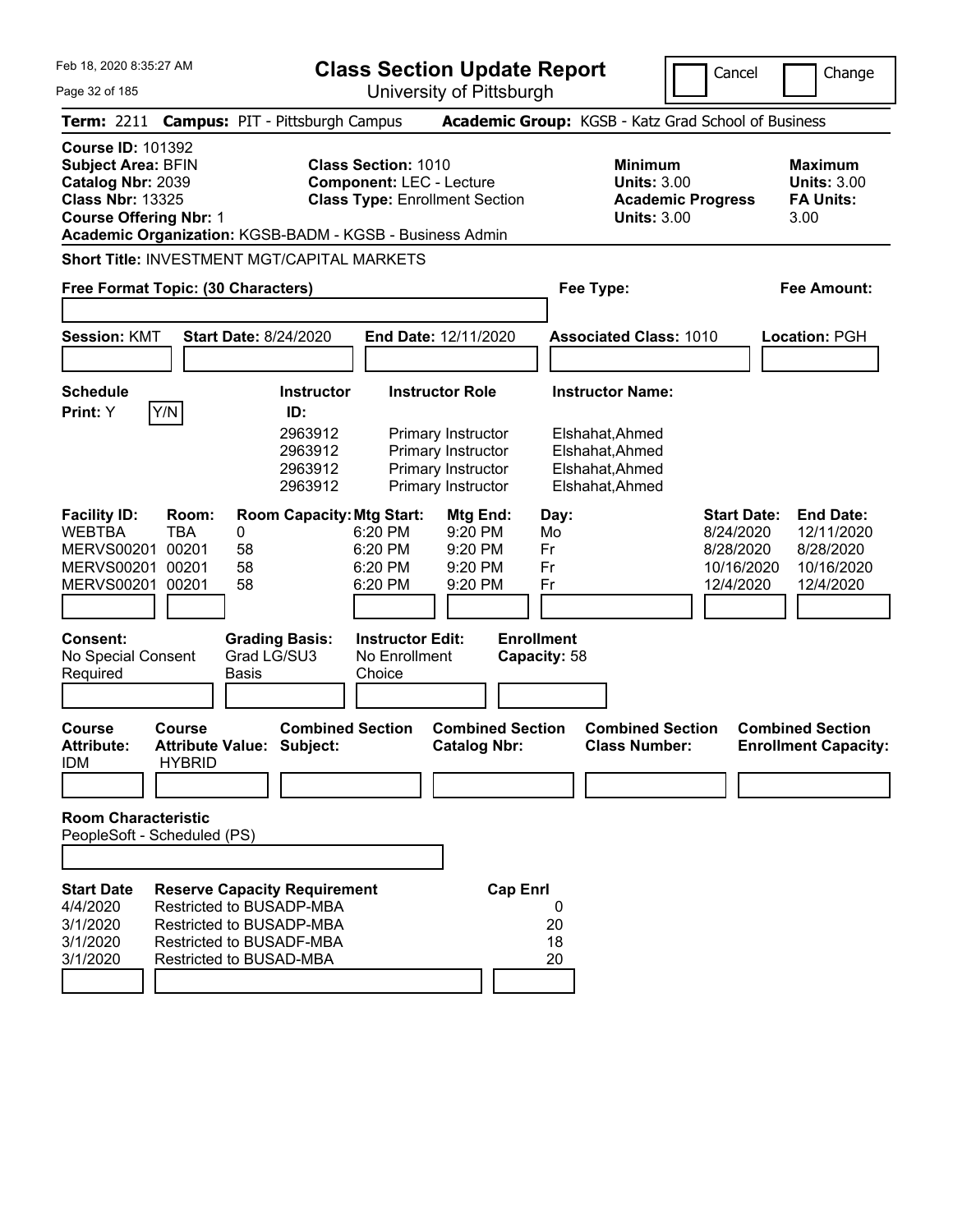Feb 18, 2020 8:35:27 AM

# Class Section Update Report

University of Pittsburgh

Cancel | Change

**Term:** 2211 **Campus:** PIT - Pittsburgh Campus **Academic Group:** KGSB - Katz Grad School of Business

**Course ID:** 101392
**Subject Area:** BFIN
**Catalog Nbr:** 2039
**Class Nbr:** 13325
**Course Offering Nbr:** 1
**Academic Organization:** KGSB-BADM - KGSB - Business Admin

**Class Section:** 1010
**Component:** LEC - Lecture
**Class Type:** Enrollment Section

**Minimum Units:** 3.00
**Academic Progress Units:** 3.00

**Maximum Units:** 3.00
**FA Units:** 3.00

**Short Title:** INVESTMENT MGT/CAPITAL MARKETS

**Free Format Topic: (30 Characters)**

**Fee Type:**

**Fee Amount:**

**Session:** KMT **Start Date:** 8/24/2020 **End Date:** 12/11/2020 **Associated Class:** 1010 **Location:** PGH

**Schedule Print:** Y Y/N

| Instructor ID: | Instructor Role | Instructor Name: |
|---|---|---|
| 2963912 | Primary Instructor | Elshahat,Ahmed |
| 2963912 | Primary Instructor | Elshahat,Ahmed |
| 2963912 | Primary Instructor | Elshahat,Ahmed |
| 2963912 | Primary Instructor | Elshahat,Ahmed |

| Facility ID: | Room: | Room Capacity: | Mtg Start: | Mtg End: | Day: | Start Date: | End Date: |
|---|---|---|---|---|---|---|---|
| WEBTBA | TBA | 0 | 6:20 PM | 9:20 PM | Mo | 8/24/2020 | 12/11/2020 |
| MERVS00201 | 00201 | 58 | 6:20 PM | 9:20 PM | Fr | 8/28/2020 | 8/28/2020 |
| MERVS00201 | 00201 | 58 | 6:20 PM | 9:20 PM | Fr | 10/16/2020 | 10/16/2020 |
| MERVS00201 | 00201 | 58 | 6:20 PM | 9:20 PM | Fr | 12/4/2020 | 12/4/2020 |

**Consent:** No Special Consent Required
**Grading Basis:** Grad LG/SU3 Basis
**Instructor Edit:** No Enrollment Choice
**Enrollment Capacity:** 58

| Course Attribute: | Course Attribute Value: | Combined Section Subject: | Combined Section Catalog Nbr: | Combined Section Class Number: | Combined Section Enrollment Capacity: |
|---|---|---|---|---|---|
| IDM | HYBRID | | | | |

**Room Characteristic**
PeopleSoft - Scheduled (PS)

| Start Date | Reserve Capacity Requirement | Cap Enrl |
|---|---|---|
| 4/4/2020 | Restricted to BUSADP-MBA | 0 |
| 3/1/2020 | Restricted to BUSADP-MBA | 20 |
| 3/1/2020 | Restricted to BUSADF-MBA | 18 |
| 3/1/2020 | Restricted to BUSAD-MBA | 20 |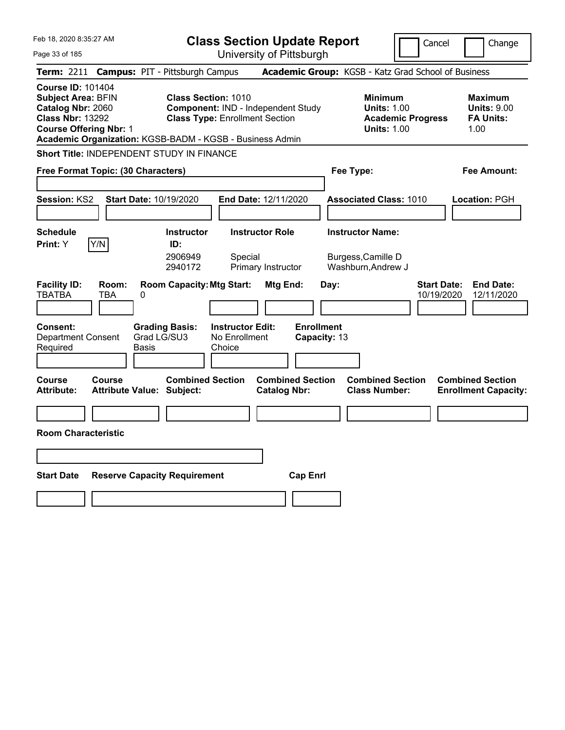Feb 18, 2020 8:35:27 AM

# Class Section Update Report

University of Pittsburgh

Cancel | Change

**Term:** 2211 **Campus:** PIT - Pittsburgh Campus **Academic Group:** KGSB - Katz Grad School of Business

**Course ID:** 101404
**Subject Area:** BFIN
**Catalog Nbr:** 2060
**Class Nbr:** 13292
**Course Offering Nbr:** 1

**Class Section:** 1010
**Component:** IND - Independent Study
**Class Type:** Enrollment Section

**Minimum**
**Units:** 1.00
**Academic Progress Units:** 1.00

**Maximum**
**Units:** 9.00
**FA Units:** 1.00

**Academic Organization:** KGSB-BADM - KGSB - Business Admin

**Short Title:** INDEPENDENT STUDY IN FINANCE

**Free Format Topic: (30 Characters)**

**Fee Type:**

**Fee Amount:**

**Session:** KS2 **Start Date:** 10/19/2020 **End Date:** 12/11/2020 **Associated Class:** 1010 **Location:** PGH

**Schedule Print:** Y [Y/N]

| Instructor ID: | Instructor Role | Instructor Name: |
|---|---|---|
| 2906949 | Special | Burgess,Camille D |
| 2940172 | Primary Instructor | Washburn,Andrew J |

| Facility ID: | Room: | Room Capacity: | Mtg Start: | Mtg End: | Day: | Start Date: | End Date: |
|---|---|---|---|---|---|---|---|
| TBATBA | TBA | 0 | | | | 10/19/2020 | 12/11/2020 |

**Consent:** Department Consent Required
**Grading Basis:** Grad LG/SU3 Basis
**Instructor Edit:** No Enrollment Choice
**Enrollment Capacity:** 13

| Course Attribute: | Course Attribute Value: | Combined Section Subject: | Combined Section Catalog Nbr: | Combined Section Class Number: | Combined Section Enrollment Capacity: |
|---|---|---|---|---|---|
| | | | | | |

**Room Characteristic**

| Start Date | Reserve Capacity Requirement | Cap Enrl |
|---|---|---|
| | | |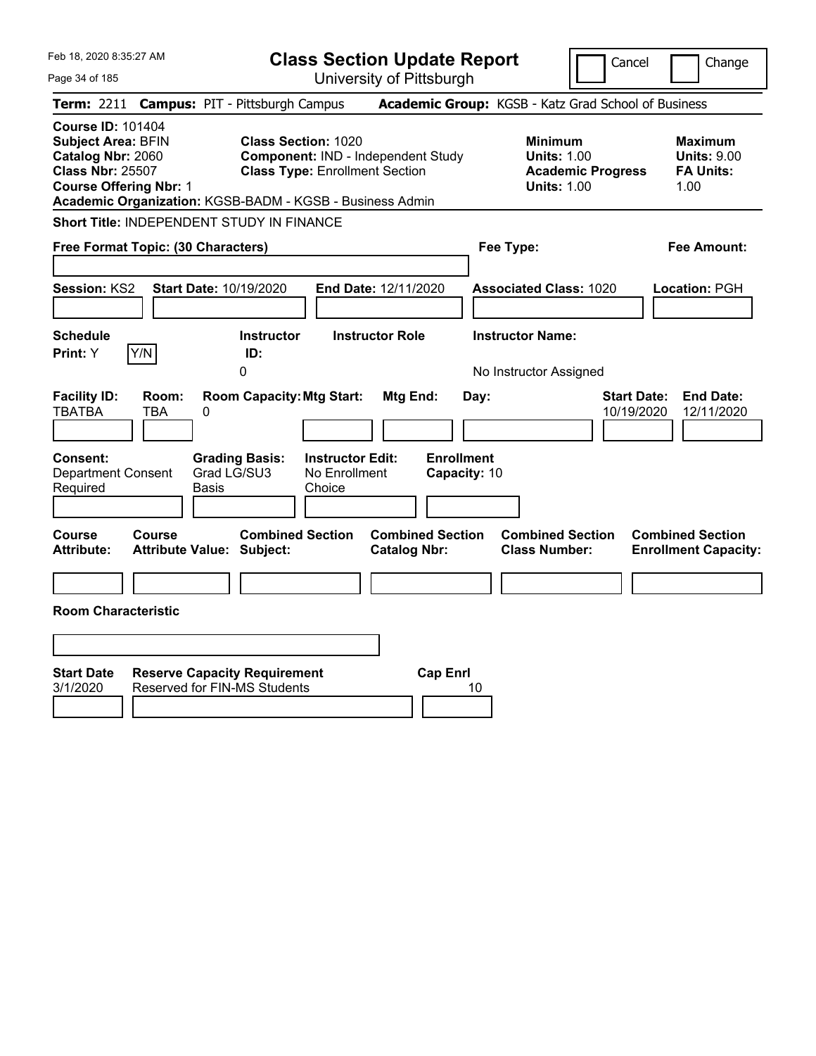Feb 18, 2020 8:35:27 AM

# Class Section Update Report

University of Pittsburgh

Cancel | Change

**Term:** 2211 **Campus:** PIT - Pittsburgh Campus **Academic Group:** KGSB - Katz Grad School of Business

**Course ID:** 101404
**Subject Area:** BFIN
**Catalog Nbr:** 2060
**Class Nbr:** 25507
**Course Offering Nbr:** 1
**Academic Organization:** KGSB-BADM - KGSB - Business Admin

**Class Section:** 1020
**Component:** IND - Independent Study
**Class Type:** Enrollment Section

| | Minimum | Maximum |
|---|---|---|
| Units | 1.00 | 9.00 |
| Academic Progress Units / FA Units | 1.00 | 1.00 |

**Short Title:** INDEPENDENT STUDY IN FINANCE

**Free Format Topic: (30 Characters)**

**Fee Type:**

**Fee Amount:**

**Session:** KS2 **Start Date:** 10/19/2020 **End Date:** 12/11/2020 **Associated Class:** 1020 **Location:** PGH

| Schedule Print | Instructor ID | Instructor Role | Instructor Name |
|---|---|---|---|
| Y | 0 | | No Instructor Assigned |

| Facility ID | Room | Room Capacity | Mtg Start | Mtg End | Day | Start Date | End Date |
|---|---|---|---|---|---|---|---|
| TBATBA | TBA | 0 | | | | 10/19/2020 | 12/11/2020 |

| Consent | Grading Basis | Instructor Edit | Enrollment Capacity |
|---|---|---|---|
| Department Consent Required | Grad LG/SU3 Basis | No Enrollment Choice | 10 |

| Course Attribute | Course Attribute Value | Combined Section Subject | Combined Section Catalog Nbr | Combined Section Class Number | Combined Section Enrollment Capacity |
|---|---|---|---|---|---|
| | | | | | |

**Room Characteristic**

| Start Date | Reserve Capacity Requirement | Cap Enrl |
|---|---|---|
| 3/1/2020 | Reserved for FIN-MS Students | 10 |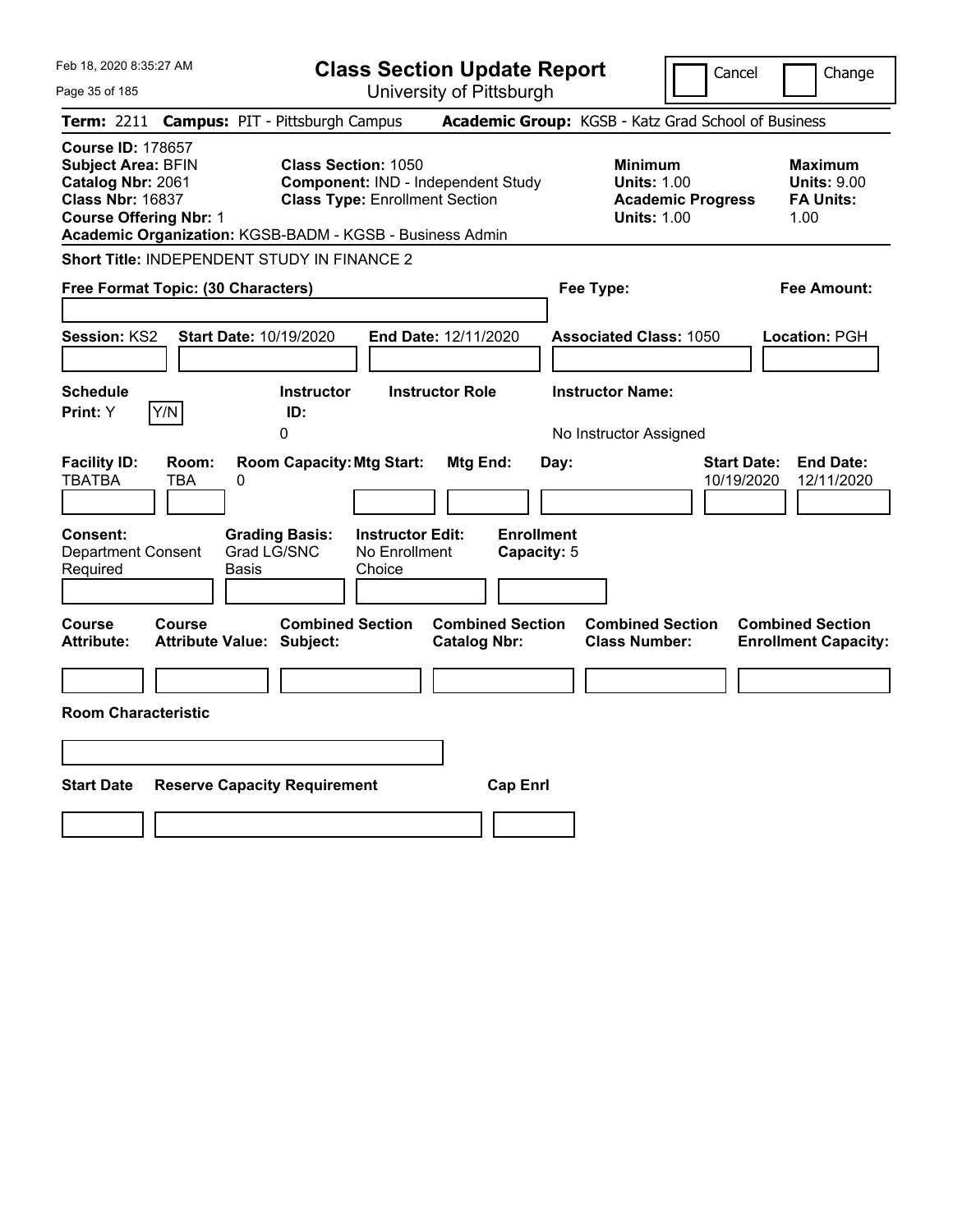Feb 18, 2020 8:35:27 AM

# Class Section Update Report

University of Pittsburgh

Cancel | Change

**Term:** 2211 **Campus:** PIT - Pittsburgh Campus **Academic Group:** KGSB - Katz Grad School of Business

**Course ID:** 178657
**Subject Area:** BFIN
**Catalog Nbr:** 2061
**Class Nbr:** 16837
**Course Offering Nbr:** 1
**Academic Organization:** KGSB-BADM - KGSB - Business Admin

**Class Section:** 1050
**Component:** IND - Independent Study
**Class Type:** Enrollment Section

**Minimum**
**Units:** 1.00
**Academic Progress Units:** 1.00

**Maximum**
**Units:** 9.00
**FA Units:** 1.00

**Short Title:** INDEPENDENT STUDY IN FINANCE 2

**Free Format Topic: (30 Characters)**

**Fee Type:**

**Fee Amount:**

**Session:** KS2 **Start Date:** 10/19/2020 **End Date:** 12/11/2020 **Associated Class:** 1050 **Location:** PGH

| Schedule Print: | Instructor ID: | Instructor Role | Instructor Name: |
|---|---|---|---|
| Y [Y/N] | 0 | | No Instructor Assigned |

| Facility ID: | Room: | Room Capacity: | Mtg Start: | Mtg End: | Day: | Start Date: | End Date: |
|---|---|---|---|---|---|---|---|
| TBATBA | TBA | 0 | | | | 10/19/2020 | 12/11/2020 |

| Consent: | Grading Basis: | Instructor Edit: | Enrollment Capacity: |
|---|---|---|---|
| Department Consent Required | Grad LG/SNC Basis | No Enrollment Choice | 5 |

| Course Attribute: | Course Attribute Value: | Combined Section Subject: | Combined Section Catalog Nbr: | Combined Section Class Number: | Combined Section Enrollment Capacity: |
|---|---|---|---|---|---|
| | | | | | |

**Room Characteristic**

| Start Date | Reserve Capacity Requirement | Cap Enrl |
|---|---|---|
| | | |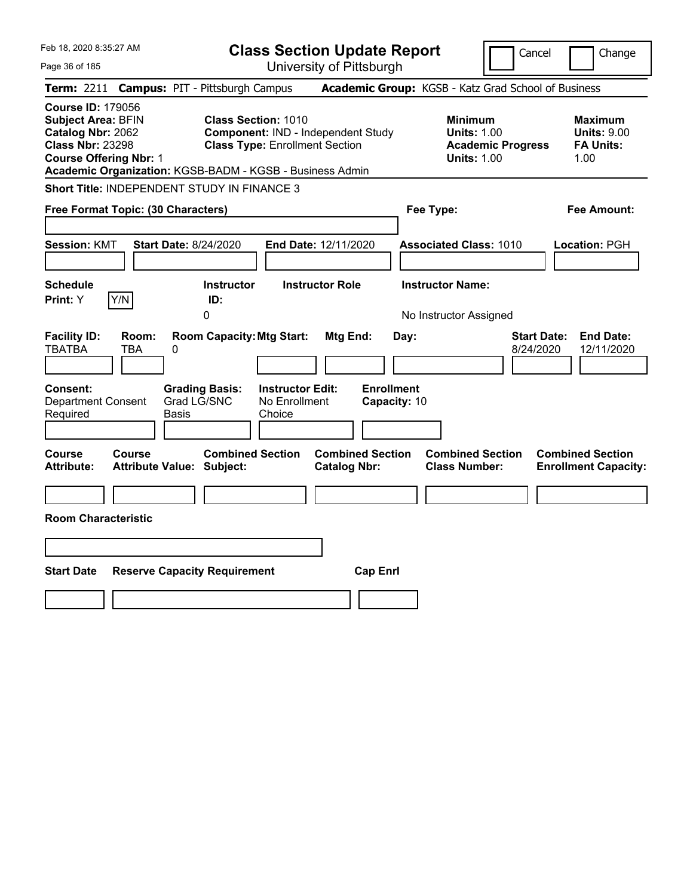# Class Section Update Report

University of Pittsburgh

Cancel | Change

**Term:** 2211 **Campus:** PIT - Pittsburgh Campus **Academic Group:** KGSB - Katz Grad School of Business

**Course ID:** 179056
**Subject Area:** BFIN
**Catalog Nbr:** 2062
**Class Nbr:** 23298
**Course Offering Nbr:** 1
**Academic Organization:** KGSB-BADM - KGSB - Business Admin

**Class Section:** 1010
**Component:** IND - Independent Study
**Class Type:** Enrollment Section

| | Minimum | Maximum |
|---|---|---|
| Units | 1.00 | 9.00 |
| Academic Progress Units / FA Units | 1.00 | 1.00 |

**Short Title:** INDEPENDENT STUDY IN FINANCE 3

**Free Format Topic: (30 Characters)**

**Fee Type:**

**Fee Amount:**

**Session:** KMT **Start Date:** 8/24/2020 **End Date:** 12/11/2020 **Associated Class:** 1010 **Location:** PGH

| Schedule Print | Y/N | Instructor ID | Instructor Role | Instructor Name |
|---|---|---|---|---|
| Y | | 0 | | No Instructor Assigned |

| Facility ID | Room | Room Capacity | Mtg Start | Mtg End | Day | Start Date | End Date |
|---|---|---|---|---|---|---|---|
| TBATBA | TBA | 0 | | | | 8/24/2020 | 12/11/2020 |

| Consent | Grading Basis | Instructor Edit | Enrollment Capacity |
|---|---|---|---|
| Department Consent Required | Grad LG/SNC Basis | No Enrollment Choice | 10 |

| Course Attribute | Course Attribute Value | Combined Section Subject | Combined Section Catalog Nbr | Combined Section Class Number | Combined Section Enrollment Capacity |
|---|---|---|---|---|---|
| | | | | | |

**Room Characteristic**

| Start Date | Reserve Capacity Requirement | Cap Enrl |
|---|---|---|
| | | |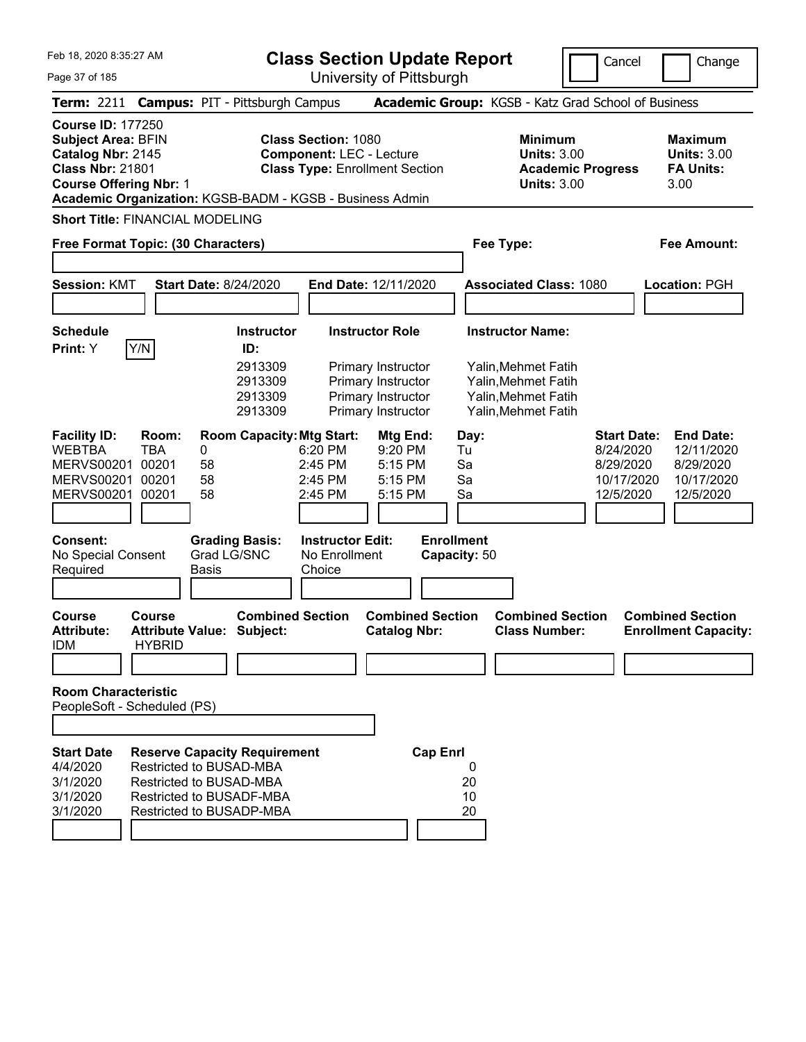Feb 18, 2020 8:35:27 AM

# Class Section Update Report

University of Pittsburgh

Cancel | Change

**Term:** 2211 **Campus:** PIT - Pittsburgh Campus **Academic Group:** KGSB - Katz Grad School of Business

**Course ID:** 177250
**Subject Area:** BFIN
**Catalog Nbr:** 2145
**Class Nbr:** 21801
**Course Offering Nbr:** 1

**Class Section:** 1080
**Component:** LEC - Lecture
**Class Type:** Enrollment Section

**Minimum Units:** 3.00
**Academic Progress Units:** 3.00

**Maximum Units:** 3.00
**FA Units:** 3.00

**Academic Organization:** KGSB-BADM - KGSB - Business Admin

**Short Title:** FINANCIAL MODELING

**Free Format Topic: (30 Characters)**

**Fee Type:**

**Fee Amount:**

**Session:** KMT **Start Date:** 8/24/2020 **End Date:** 12/11/2020 **Associated Class:** 1080 **Location:** PGH

**Schedule Print:** Y Y/N

| Instructor ID: | Instructor Role | Instructor Name: |
|---|---|---|
| 2913309 | Primary Instructor | Yalin,Mehmet Fatih |
| 2913309 | Primary Instructor | Yalin,Mehmet Fatih |
| 2913309 | Primary Instructor | Yalin,Mehmet Fatih |
| 2913309 | Primary Instructor | Yalin,Mehmet Fatih |

| Facility ID: | Room: | Room Capacity: | Mtg Start: | Mtg End: | Day: | Start Date: | End Date: |
|---|---|---|---|---|---|---|---|
| WEBTBA | TBA | 0 | 6:20 PM | 9:20 PM | Tu | 8/24/2020 | 12/11/2020 |
| MERVS00201 | 00201 | 58 | 2:45 PM | 5:15 PM | Sa | 8/29/2020 | 8/29/2020 |
| MERVS00201 | 00201 | 58 | 2:45 PM | 5:15 PM | Sa | 10/17/2020 | 10/17/2020 |
| MERVS00201 | 00201 | 58 | 2:45 PM | 5:15 PM | Sa | 12/5/2020 | 12/5/2020 |

**Consent:** No Special Consent Required
**Grading Basis:** Grad LG/SNC Basis
**Instructor Edit:** No Enrollment Choice
**Enrollment Capacity:** 50

| Course Attribute: | Course Attribute Value: | Combined Section Subject: | Combined Section Catalog Nbr: | Combined Section Class Number: | Combined Section Enrollment Capacity: |
|---|---|---|---|---|---|
| IDM | HYBRID | | | | |

**Room Characteristic**
PeopleSoft - Scheduled (PS)

| Start Date | Reserve Capacity Requirement | Cap Enrl |
|---|---|---|
| 4/4/2020 | Restricted to BUSAD-MBA | 0 |
| 3/1/2020 | Restricted to BUSAD-MBA | 20 |
| 3/1/2020 | Restricted to BUSADF-MBA | 10 |
| 3/1/2020 | Restricted to BUSADP-MBA | 20 |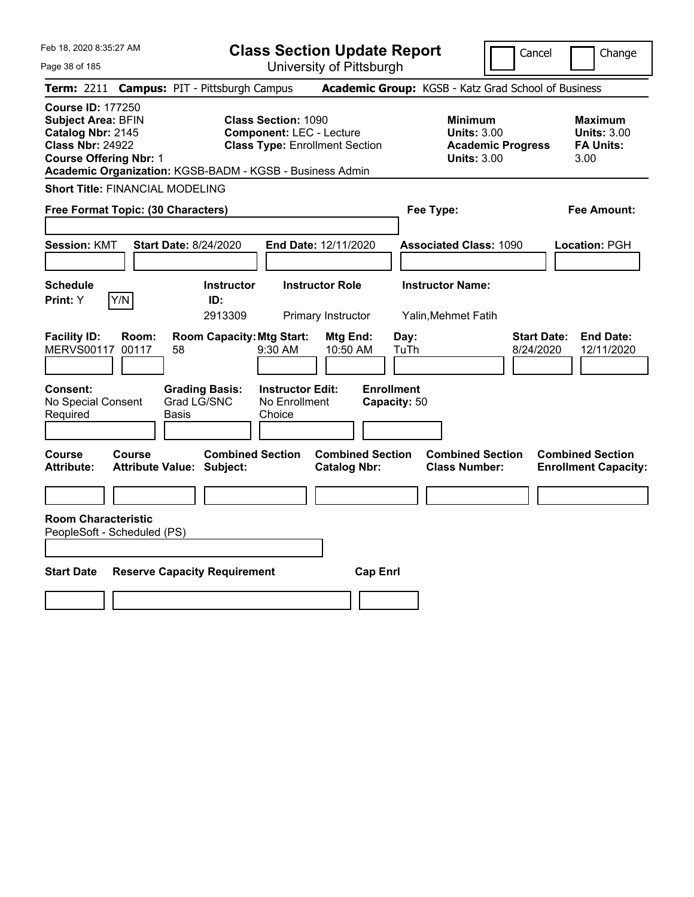Feb 18, 2020 8:35:27 AM

# Class Section Update Report

University of Pittsburgh

Cancel | Change

**Term:** 2211 **Campus:** PIT - Pittsburgh Campus **Academic Group:** KGSB - Katz Grad School of Business

**Course ID:** 177250
**Subject Area:** BFIN
**Catalog Nbr:** 2145
**Class Nbr:** 24922
**Course Offering Nbr:** 1
**Academic Organization:** KGSB-BADM - KGSB - Business Admin

**Class Section:** 1090
**Component:** LEC - Lecture
**Class Type:** Enrollment Section

**Minimum Units:** 3.00
**Academic Progress Units:** 3.00

**Maximum Units:** 3.00
**FA Units:** 3.00

**Short Title:** FINANCIAL MODELING

**Free Format Topic: (30 Characters)**

**Fee Type:**

**Fee Amount:**

**Session:** KMT **Start Date:** 8/24/2020 **End Date:** 12/11/2020 **Associated Class:** 1090 **Location:** PGH

| Schedule Print: | Instructor ID: | Instructor Role | Instructor Name: |
|---|---|---|---|
| Y (Y/N) | 2913309 | Primary Instructor | Yalin,Mehmet Fatih |

| Facility ID: | Room: | Room Capacity: | Mtg Start: | Mtg End: | Day: | Start Date: | End Date: |
|---|---|---|---|---|---|---|---|
| MERVS00117 | 00117 | 58 | 9:30 AM | 10:50 AM | TuTh | 8/24/2020 | 12/11/2020 |

| Consent: | Grading Basis: | Instructor Edit: | Enrollment Capacity: |
|---|---|---|---|
| No Special Consent Required | Grad LG/SNC Basis | No Enrollment Choice | 50 |

| Course Attribute: | Course Attribute Value: | Combined Section Subject: | Combined Section Catalog Nbr: | Combined Section Class Number: | Combined Section Enrollment Capacity: |
|---|---|---|---|---|---|
| | | | | | |

**Room Characteristic**
PeopleSoft - Scheduled (PS)

| Start Date | Reserve Capacity Requirement | Cap Enrl |
|---|---|---|
| | | |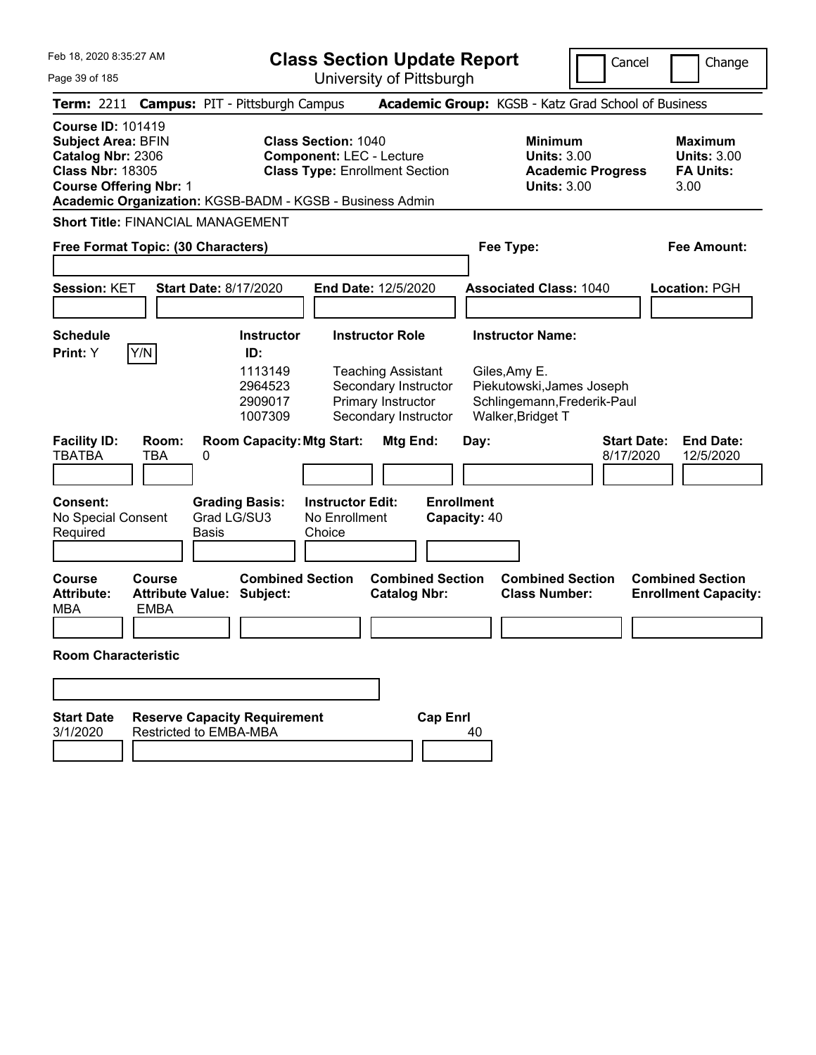Feb 18, 2020 8:35:27 AM

# Class Section Update Report

University of Pittsburgh

Cancel / Change

**Term:** 2211 **Campus:** PIT - Pittsburgh Campus **Academic Group:** KGSB - Katz Grad School of Business

**Course ID:** 101419
**Subject Area:** BFIN
**Catalog Nbr:** 2306
**Class Nbr:** 18305
**Course Offering Nbr:** 1
**Academic Organization:** KGSB-BADM - KGSB - Business Admin

**Class Section:** 1040
**Component:** LEC - Lecture
**Class Type:** Enrollment Section

| | Minimum | Maximum |
|---|---|---|
| Units | 3.00 | 3.00 |
| Academic Progress Units | 3.00 | |
| FA Units | | 3.00 |

**Short Title:** FINANCIAL MANAGEMENT

**Free Format Topic: (30 Characters)**

**Fee Type:**

**Fee Amount:**

**Session:** KET **Start Date:** 8/17/2020 **End Date:** 12/5/2020 **Associated Class:** 1040 **Location:** PGH

**Schedule Print:** Y Y/N

| Instructor ID | Instructor Role | Instructor Name |
|---|---|---|
| 1113149 | Teaching Assistant | Giles,Amy E. |
| 2964523 | Secondary Instructor | Piekutowski,James Joseph |
| 2909017 | Primary Instructor | Schlingemann,Frederik-Paul |
| 1007309 | Secondary Instructor | Walker,Bridget T |

| Facility ID | Room | Room Capacity | Mtg Start | Mtg End | Day | Start Date | End Date |
|---|---|---|---|---|---|---|---|
| TBATBA | TBA | 0 | | | | 8/17/2020 | 12/5/2020 |

**Consent:** No Special Consent Required
**Grading Basis:** Grad LG/SU3 Basis
**Instructor Edit:** No Enrollment Choice
**Enrollment Capacity:** 40

| Course Attribute | Course Attribute Value | Combined Section Subject | Combined Section Catalog Nbr | Combined Section Class Number | Combined Section Enrollment Capacity |
|---|---|---|---|---|---|
| MBA | EMBA | | | | |

**Room Characteristic**

| Start Date | Reserve Capacity Requirement | Cap Enrl |
|---|---|---|
| 3/1/2020 | Restricted to EMBA-MBA | 40 |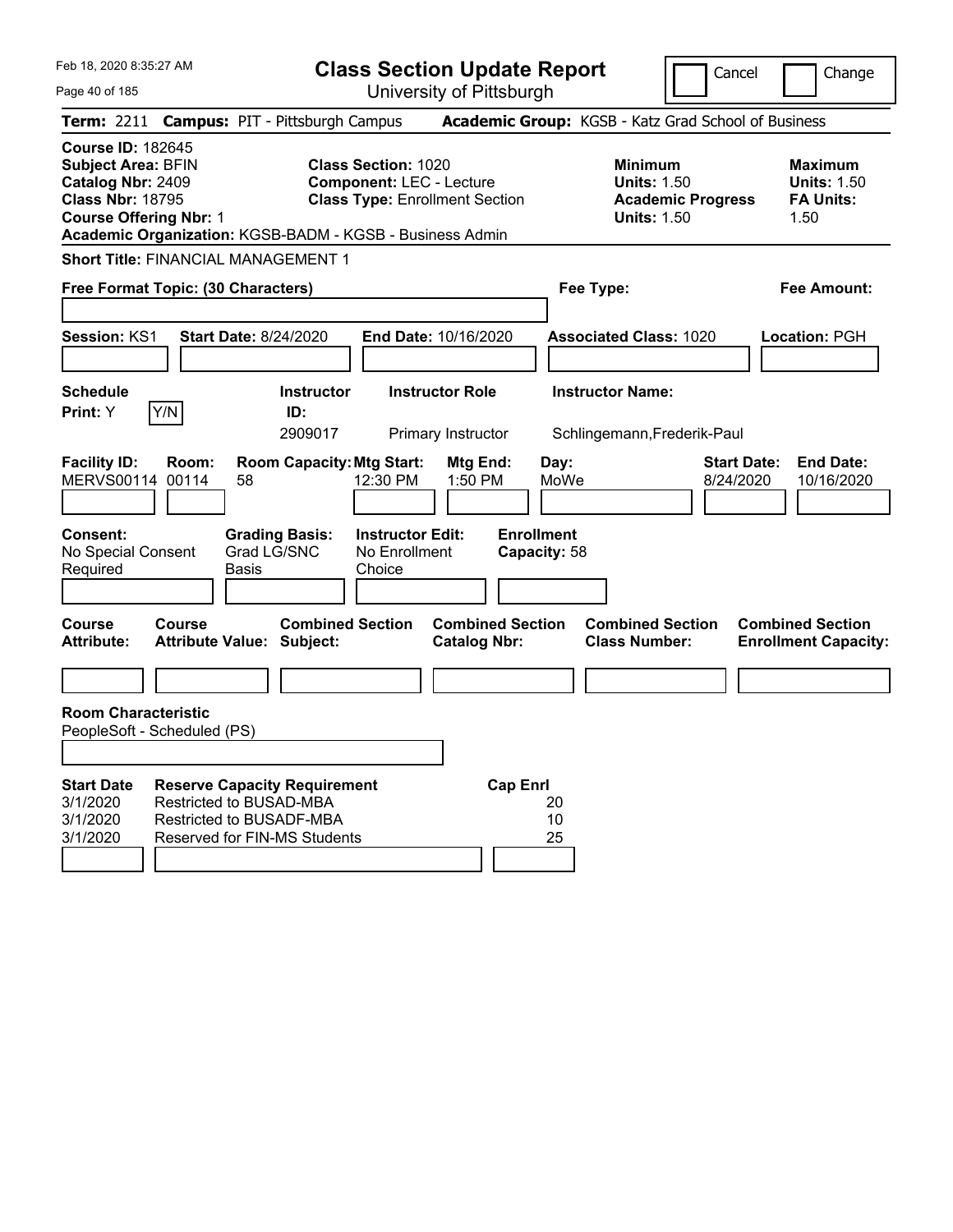Feb 18, 2020 8:35:27 AM

# Class Section Update Report

University of Pittsburgh

Cancel | Change

**Term:** 2211 **Campus:** PIT - Pittsburgh Campus **Academic Group:** KGSB - Katz Grad School of Business

**Course ID:** 182645
**Subject Area:** BFIN
**Catalog Nbr:** 2409
**Class Nbr:** 18795
**Course Offering Nbr:** 1
**Academic Organization:** KGSB-BADM - KGSB - Business Admin

**Class Section:** 1020
**Component:** LEC - Lecture
**Class Type:** Enrollment Section

**Minimum Units:** 1.50
**Academic Progress Units:** 1.50

**Maximum Units:** 1.50
**FA Units:** 1.50

**Short Title:** FINANCIAL MANAGEMENT 1

**Free Format Topic: (30 Characters)**

**Fee Type:**

**Fee Amount:**

**Session:** KS1 **Start Date:** 8/24/2020 **End Date:** 10/16/2020 **Associated Class:** 1020 **Location:** PGH

| Schedule Print | Instructor ID | Instructor Role | Instructor Name |
|---|---|---|---|
| Y | 2909017 | Primary Instructor | Schlingemann,Frederik-Paul |

| Facility ID | Room | Room Capacity | Mtg Start | Mtg End | Day | Start Date | End Date |
|---|---|---|---|---|---|---|---|
| MERVS00114 | 00114 | 58 | 12:30 PM | 1:50 PM | MoWe | 8/24/2020 | 10/16/2020 |

**Consent:** No Special Consent Required
**Grading Basis:** Grad LG/SNC Basis
**Instructor Edit:** No Enrollment Choice
**Enrollment Capacity:** 58

| Course Attribute | Course Attribute Value | Combined Section Subject | Combined Section Catalog Nbr | Combined Section Class Number | Combined Section Enrollment Capacity |
|---|---|---|---|---|---|
| | | | | | |

**Room Characteristic**
PeopleSoft - Scheduled (PS)

| Start Date | Reserve Capacity Requirement | Cap Enrl |
|---|---|---|
| 3/1/2020 | Restricted to BUSAD-MBA | 20 |
| 3/1/2020 | Restricted to BUSADF-MBA | 10 |
| 3/1/2020 | Reserved for FIN-MS Students | 25 |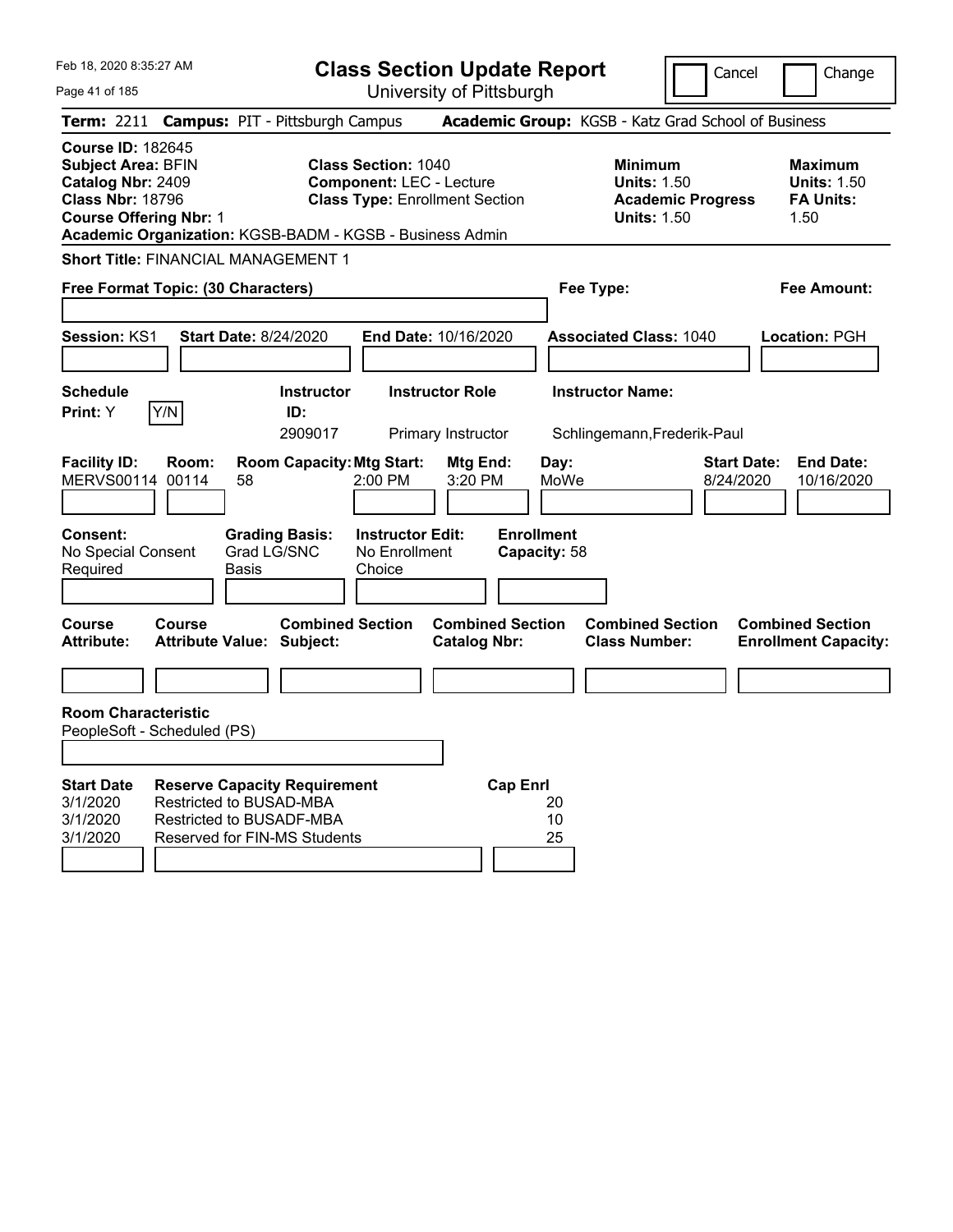# Class Section Update Report

University of Pittsburgh

Cancel | Change

**Term:** 2211 **Campus:** PIT - Pittsburgh Campus **Academic Group:** KGSB - Katz Grad School of Business

**Course ID:** 182645
**Subject Area:** BFIN
**Catalog Nbr:** 2409
**Class Nbr:** 18796
**Course Offering Nbr:** 1

**Class Section:** 1040
**Component:** LEC - Lecture
**Class Type:** Enrollment Section

**Minimum Units:** 1.50
**Academic Progress Units:** 1.50

**Maximum Units:** 1.50
**FA Units:** 1.50

**Academic Organization:** KGSB-BADM - KGSB - Business Admin

**Short Title:** FINANCIAL MANAGEMENT 1

**Free Format Topic: (30 Characters)**

**Fee Type:**

**Fee Amount:**

**Session:** KS1 **Start Date:** 8/24/2020 **End Date:** 10/16/2020 **Associated Class:** 1040 **Location:** PGH

| Schedule Print | Y/N | Instructor ID | Instructor Role | Instructor Name |
|---|---|---|---|---|
| Y | | 2909017 | Primary Instructor | Schlingemann,Frederik-Paul |

| Facility ID | Room | Room Capacity | Mtg Start | Mtg End | Day | Start Date | End Date |
|---|---|---|---|---|---|---|---|
| MERVS00114 | 00114 | 58 | 2:00 PM | 3:20 PM | MoWe | 8/24/2020 | 10/16/2020 |

| Consent | Grading Basis | Instructor Edit | Enrollment Capacity |
|---|---|---|---|
| No Special Consent Required | Grad LG/SNC Basis | No Enrollment Choice | 58 |

| Course Attribute | Course Attribute Value | Combined Section Subject | Combined Section Catalog Nbr | Combined Section Class Number | Combined Section Enrollment Capacity |
|---|---|---|---|---|---|
| | | | | | |

**Room Characteristic**
PeopleSoft - Scheduled (PS)

| Start Date | Reserve Capacity Requirement | Cap Enrl |
|---|---|---|
| 3/1/2020 | Restricted to BUSAD-MBA | 20 |
| 3/1/2020 | Restricted to BUSADF-MBA | 10 |
| 3/1/2020 | Reserved for FIN-MS Students | 25 |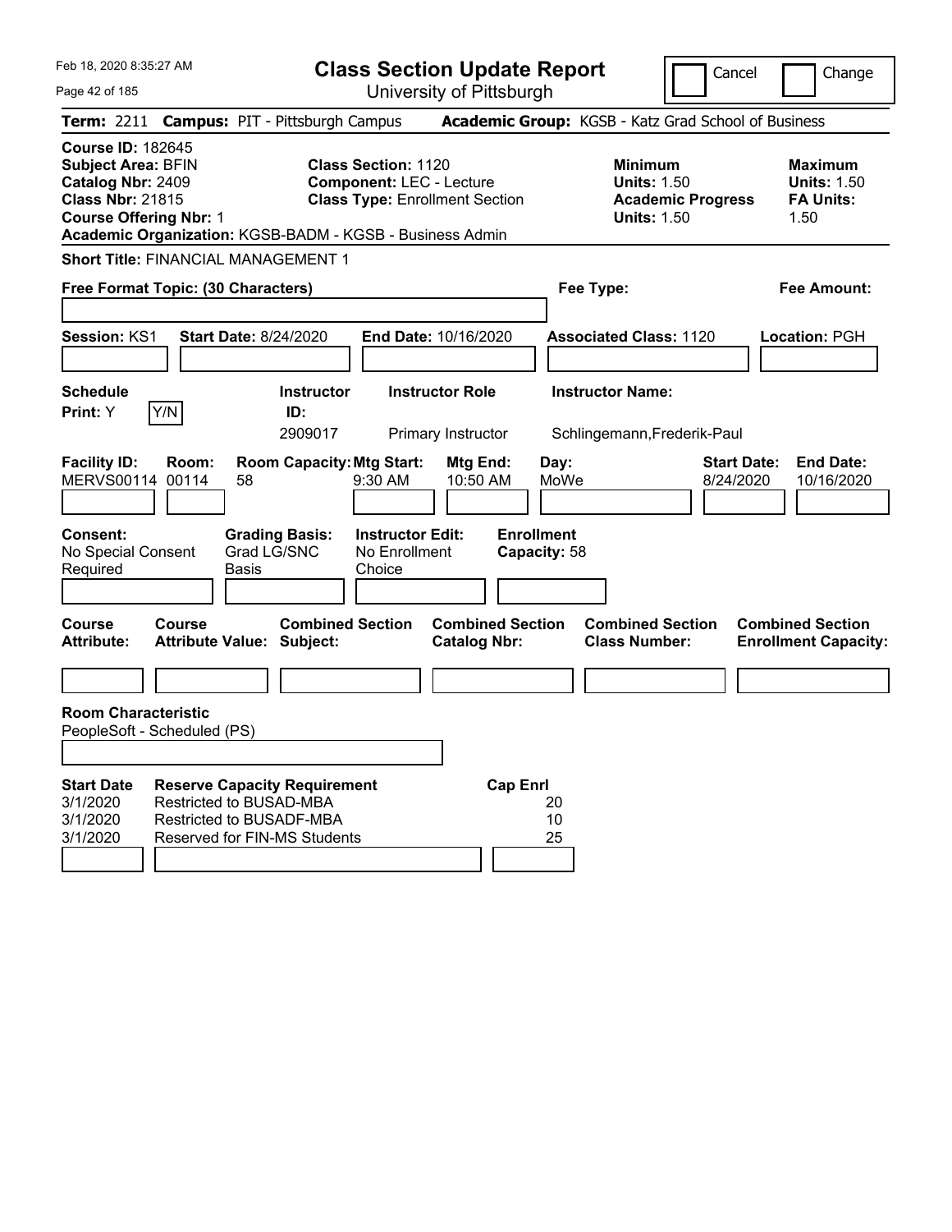# Class Section Update Report

University of Pittsburgh

Feb 18, 2020 8:35:27 AM

Cancel / Change

**Term:** 2211 **Campus:** PIT - Pittsburgh Campus **Academic Group:** KGSB - Katz Grad School of Business

**Course ID:** 182645
**Subject Area:** BFIN
**Catalog Nbr:** 2409
**Class Nbr:** 21815
**Course Offering Nbr:** 1

**Class Section:** 1120
**Component:** LEC - Lecture
**Class Type:** Enrollment Section

**Minimum Units:** 1.50
**Academic Progress Units:** 1.50

**Maximum Units:** 1.50
**FA Units:** 1.50

**Academic Organization:** KGSB-BADM - KGSB - Business Admin

**Short Title:** FINANCIAL MANAGEMENT 1

**Free Format Topic: (30 Characters)**

**Fee Type:**

**Fee Amount:**

**Session:** KS1 **Start Date:** 8/24/2020 **End Date:** 10/16/2020 **Associated Class:** 1120 **Location:** PGH

**Schedule Print:** Y Y/N

| Instructor ID | Instructor Role | Instructor Name |
|---|---|---|
| 2909017 | Primary Instructor | Schlingemann,Frederik-Paul |

| Facility ID | Room | Room Capacity | Mtg Start | Mtg End | Day | Start Date | End Date |
|---|---|---|---|---|---|---|---|
| MERVS00114 | 00114 | 58 | 9:30 AM | 10:50 AM | MoWe | 8/24/2020 | 10/16/2020 |

**Consent:** No Special Consent Required
**Grading Basis:** Grad LG/SNC Basis
**Instructor Edit:** No Enrollment Choice
**Enrollment Capacity:** 58

| Course Attribute | Course Attribute Value | Combined Section Subject | Combined Section Catalog Nbr | Combined Section Class Number | Combined Section Enrollment Capacity |
|---|---|---|---|---|---|
| | | | | | |

**Room Characteristic**
PeopleSoft - Scheduled (PS)

| Start Date | Reserve Capacity Requirement | Cap Enrl |
|---|---|---|
| 3/1/2020 | Restricted to BUSAD-MBA | 20 |
| 3/1/2020 | Restricted to BUSADF-MBA | 10 |
| 3/1/2020 | Reserved for FIN-MS Students | 25 |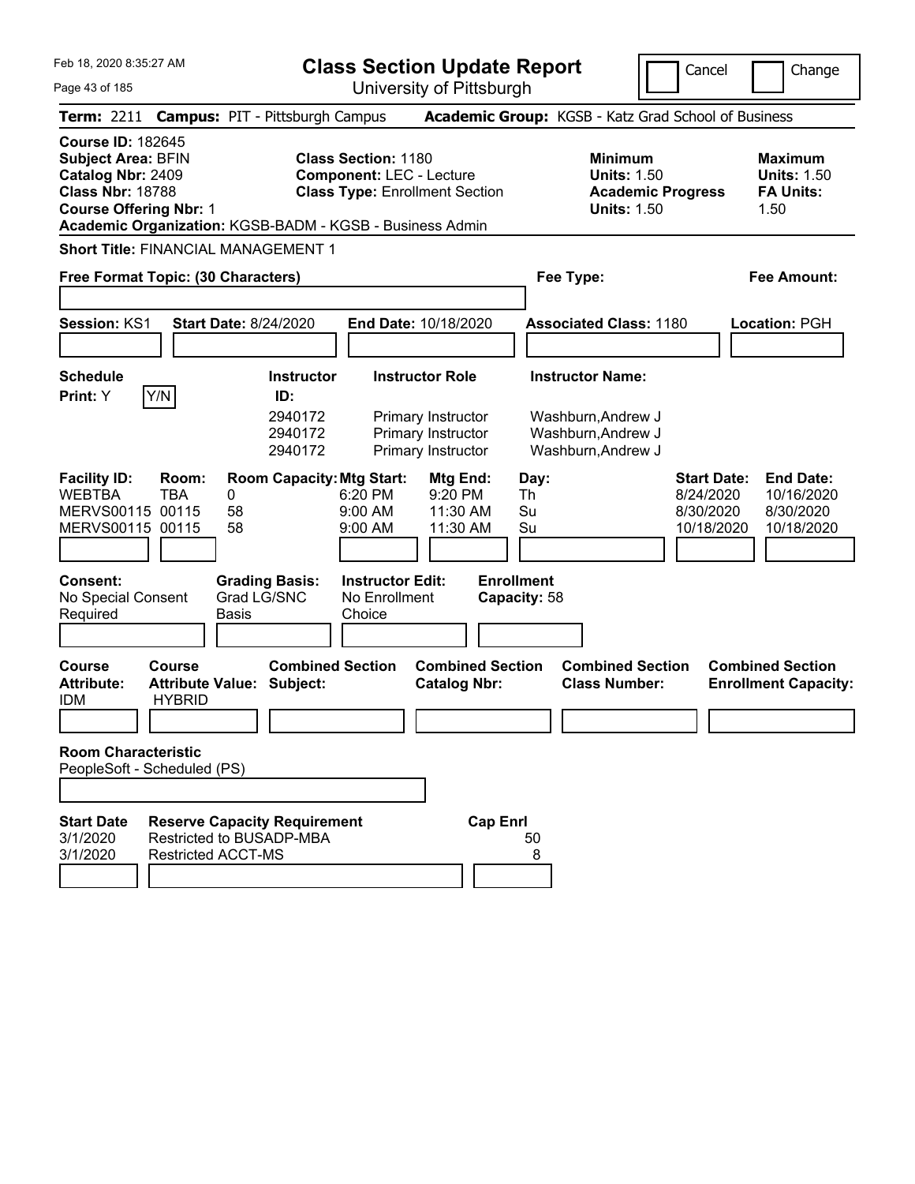# Class Section Update Report

University of Pittsburgh

Feb 18, 2020 8:35:27 AM

Cancel | Change

**Term:** 2211 **Campus:** PIT - Pittsburgh Campus **Academic Group:** KGSB - Katz Grad School of Business

**Course ID:** 182645
**Subject Area:** BFIN
**Catalog Nbr:** 2409
**Class Nbr:** 18788
**Course Offering Nbr:** 1
**Academic Organization:** KGSB-BADM - KGSB - Business Admin

**Class Section:** 1180
**Component:** LEC - Lecture
**Class Type:** Enrollment Section

**Minimum Units:** 1.50
**Academic Progress Units:** 1.50

**Maximum Units:** 1.50
**FA Units:** 1.50

**Short Title:** FINANCIAL MANAGEMENT 1

**Free Format Topic: (30 Characters)**

**Fee Type:**

**Fee Amount:**

**Session:** KS1 **Start Date:** 8/24/2020 **End Date:** 10/18/2020 **Associated Class:** 1180 **Location:** PGH

**Schedule Print:** Y Y/N

| Instructor ID | Instructor Role | Instructor Name |
|---|---|---|
| 2940172 | Primary Instructor | Washburn,Andrew J |
| 2940172 | Primary Instructor | Washburn,Andrew J |
| 2940172 | Primary Instructor | Washburn,Andrew J |

| Facility ID | Room | Room Capacity | Mtg Start | Mtg End | Day | Start Date | End Date |
|---|---|---|---|---|---|---|---|
| WEBTBA | TBA | 0 | 6:20 PM | 9:20 PM | Th | 8/24/2020 | 10/16/2020 |
| MERVS00115 | 00115 | 58 | 9:00 AM | 11:30 AM | Su | 8/30/2020 | 8/30/2020 |
| MERVS00115 | 00115 | 58 | 9:00 AM | 11:30 AM | Su | 10/18/2020 | 10/18/2020 |

**Consent:** No Special Consent Required
**Grading Basis:** Grad LG/SNC Basis
**Instructor Edit:** No Enrollment Choice
**Enrollment Capacity:** 58

| Course Attribute | Course Attribute Value | Combined Section Subject | Combined Section Catalog Nbr | Combined Section Class Number | Combined Section Enrollment Capacity |
|---|---|---|---|---|---|
| IDM | HYBRID | | | | |

**Room Characteristic**
PeopleSoft - Scheduled (PS)

| Start Date | Reserve Capacity Requirement | Cap Enrl |
|---|---|---|
| 3/1/2020 | Restricted to BUSADP-MBA | 50 |
| 3/1/2020 | Restricted ACCT-MS | 8 |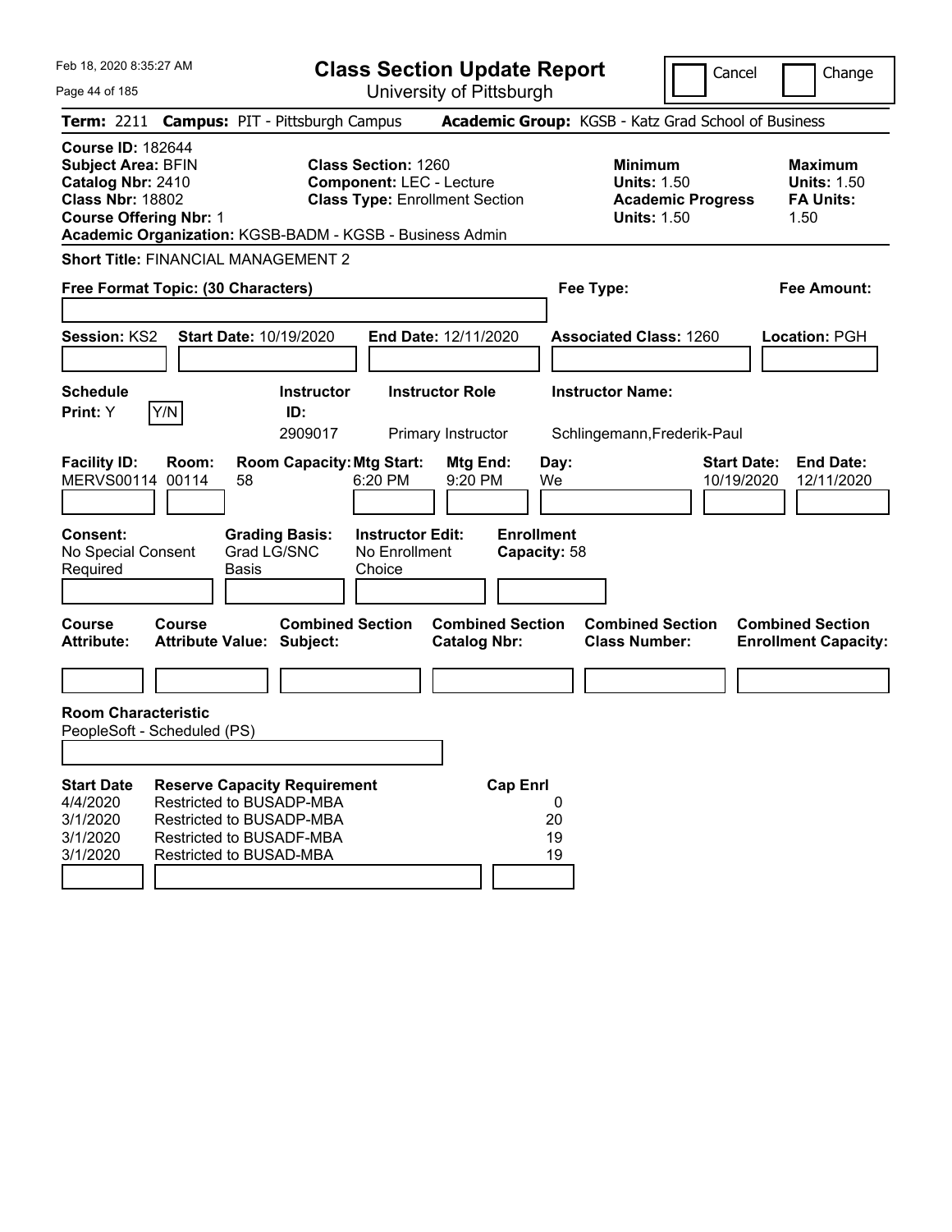# Class Section Update Report

University of Pittsburgh

Feb 18, 2020 8:35:27 AM

Cancel | Change

**Term:** 2211 **Campus:** PIT - Pittsburgh Campus **Academic Group:** KGSB - Katz Grad School of Business

**Course ID:** 182644
**Subject Area:** BFIN
**Catalog Nbr:** 2410
**Class Nbr:** 18802
**Course Offering Nbr:** 1

**Class Section:** 1260
**Component:** LEC - Lecture
**Class Type:** Enrollment Section

**Minimum Units:** 1.50
**Academic Progress Units:** 1.50

**Maximum Units:** 1.50
**FA Units:** 1.50

**Academic Organization:** KGSB-BADM - KGSB - Business Admin

**Short Title:** FINANCIAL MANAGEMENT 2

**Free Format Topic: (30 Characters)**

**Fee Type:**

**Fee Amount:**

**Session:** KS2 **Start Date:** 10/19/2020 **End Date:** 12/11/2020 **Associated Class:** 1260 **Location:** PGH

| Schedule Print | Instructor ID | Instructor Role | Instructor Name |
|---|---|---|---|
| Y | 2909017 | Primary Instructor | Schlingemann,Frederik-Paul |

| Facility ID | Room | Room Capacity | Mtg Start | Mtg End | Day | Start Date | End Date |
|---|---|---|---|---|---|---|---|
| MERVS00114 | 00114 | 58 | 6:20 PM | 9:20 PM | We | 10/19/2020 | 12/11/2020 |

**Consent:** No Special Consent Required
**Grading Basis:** Grad LG/SNC Basis
**Instructor Edit:** No Enrollment Choice
**Enrollment Capacity:** 58

| Course Attribute | Course Attribute Value | Combined Section Subject | Combined Section Catalog Nbr | Combined Section Class Number | Combined Section Enrollment Capacity |
|---|---|---|---|---|---|
| | | | | | |

**Room Characteristic**
PeopleSoft - Scheduled (PS)

| Start Date | Reserve Capacity Requirement | Cap Enrl |
|---|---|---|
| 4/4/2020 | Restricted to BUSADP-MBA | 0 |
| 3/1/2020 | Restricted to BUSADP-MBA | 20 |
| 3/1/2020 | Restricted to BUSADF-MBA | 19 |
| 3/1/2020 | Restricted to BUSAD-MBA | 19 |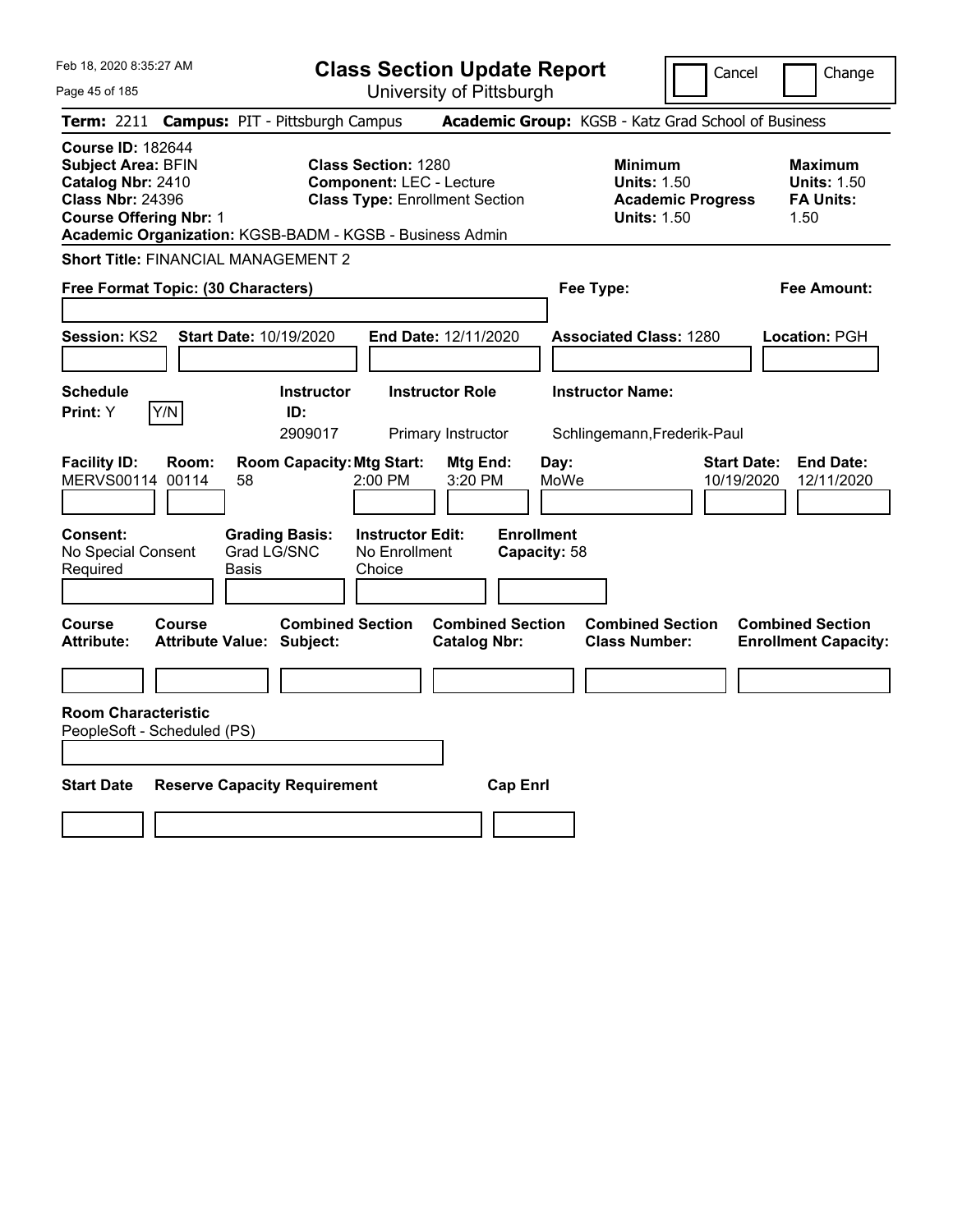Feb 18, 2020 8:35:27 AM

# Class Section Update Report

University of Pittsburgh

Cancel | Change

**Term:** 2211 **Campus:** PIT - Pittsburgh Campus **Academic Group:** KGSB - Katz Grad School of Business

**Course ID:** 182644
**Subject Area:** BFIN
**Catalog Nbr:** 2410
**Class Nbr:** 24396
**Course Offering Nbr:** 1
**Academic Organization:** KGSB-BADM - KGSB - Business Admin

**Class Section:** 1280
**Component:** LEC - Lecture
**Class Type:** Enrollment Section

**Minimum Units:** 1.50
**Academic Progress Units:** 1.50

**Maximum Units:** 1.50
**FA Units:** 1.50

**Short Title:** FINANCIAL MANAGEMENT 2

**Free Format Topic: (30 Characters)**

**Fee Type:**

**Fee Amount:**

**Session:** KS2 **Start Date:** 10/19/2020 **End Date:** 12/11/2020 **Associated Class:** 1280 **Location:** PGH

| Schedule Print | Instructor ID | Instructor Role | Instructor Name |
|---|---|---|---|
| Y | 2909017 | Primary Instructor | Schlingemann,Frederik-Paul |

| Facility ID | Room | Room Capacity | Mtg Start | Mtg End | Day | Start Date | End Date |
|---|---|---|---|---|---|---|---|
| MERVS00114 | 00114 | 58 | 2:00 PM | 3:20 PM | MoWe | 10/19/2020 | 12/11/2020 |

**Consent:** No Special Consent Required
**Grading Basis:** Grad LG/SNC Basis
**Instructor Edit:** No Enrollment Choice
**Enrollment Capacity:** 58

| Course Attribute | Course Attribute Value | Combined Section Subject | Combined Section Catalog Nbr | Combined Section Class Number | Combined Section Enrollment Capacity |
|---|---|---|---|---|---|
| | | | | | |

**Room Characteristic**
PeopleSoft - Scheduled (PS)

| Start Date | Reserve Capacity Requirement | Cap Enrl |
|---|---|---|
| | | |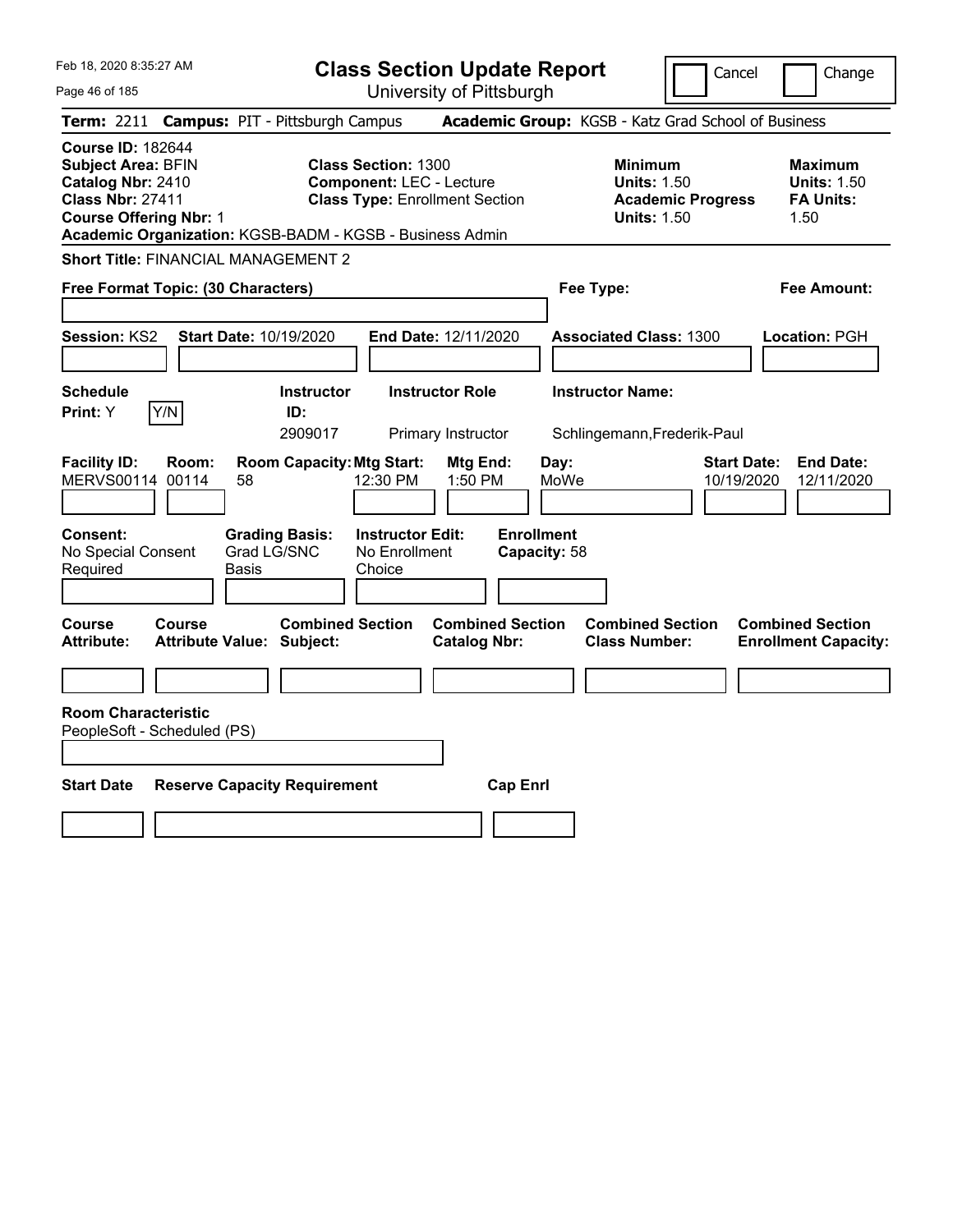Feb 18, 2020 8:35:27 AM

# Class Section Update Report

University of Pittsburgh

Cancel | Change

**Term:** 2211 **Campus:** PIT - Pittsburgh Campus **Academic Group:** KGSB - Katz Grad School of Business

**Course ID:** 182644
**Subject Area:** BFIN
**Catalog Nbr:** 2410
**Class Nbr:** 27411
**Course Offering Nbr:** 1

**Class Section:** 1300
**Component:** LEC - Lecture
**Class Type:** Enrollment Section

**Minimum Units:** 1.50
**Academic Progress Units:** 1.50

**Maximum Units:** 1.50
**FA Units:** 1.50

**Academic Organization:** KGSB-BADM - KGSB - Business Admin

**Short Title:** FINANCIAL MANAGEMENT 2

**Free Format Topic: (30 Characters)**

**Fee Type:**

**Fee Amount:**

**Session:** KS2 **Start Date:** 10/19/2020 **End Date:** 12/11/2020 **Associated Class:** 1300 **Location:** PGH

| Schedule Print | Instructor ID | Instructor Role | Instructor Name |
|---|---|---|---|
| Y | 2909017 | Primary Instructor | Schlingemann,Frederik-Paul |

| Facility ID | Room | Room Capacity | Mtg Start | Mtg End | Day | Start Date | End Date |
|---|---|---|---|---|---|---|---|
| MERVS00114 | 00114 | 58 | 12:30 PM | 1:50 PM | MoWe | 10/19/2020 | 12/11/2020 |

**Consent:** No Special Consent Required
**Grading Basis:** Grad LG/SNC Basis
**Instructor Edit:** No Enrollment Choice
**Enrollment Capacity:** 58

| Course Attribute | Course Attribute Value | Combined Section Subject | Combined Section Catalog Nbr | Combined Section Class Number | Combined Section Enrollment Capacity |
|---|---|---|---|---|---|
| | | | | | |

**Room Characteristic**
PeopleSoft - Scheduled (PS)

| Start Date | Reserve Capacity Requirement | Cap Enrl |
|---|---|---|
| | | |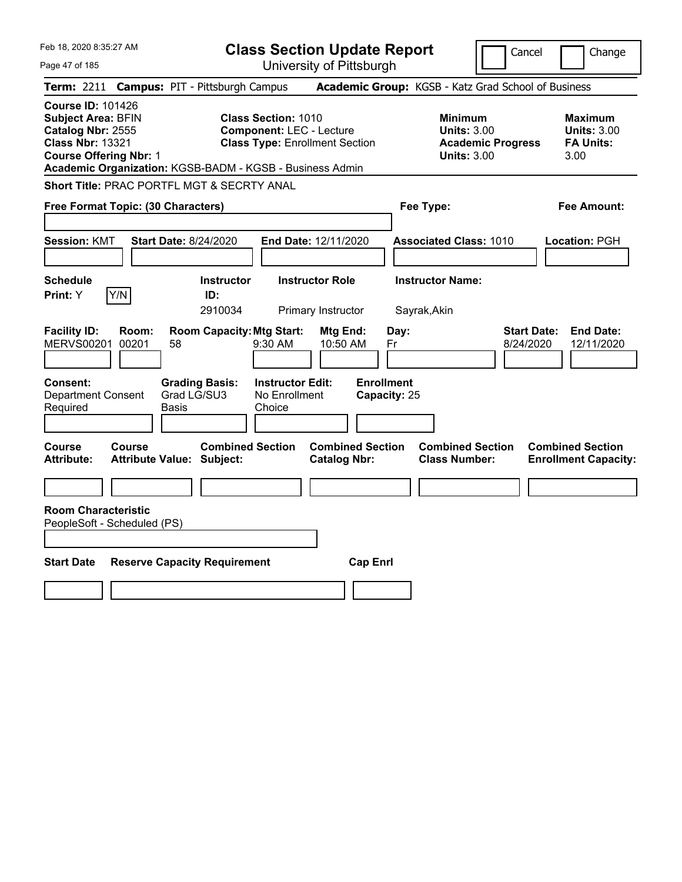# Class Section Update Report

University of Pittsburgh

Cancel | Change

**Term:** 2211 **Campus:** PIT - Pittsburgh Campus **Academic Group:** KGSB - Katz Grad School of Business

**Course ID:** 101426
**Subject Area:** BFIN
**Catalog Nbr:** 2555
**Class Nbr:** 13321
**Course Offering Nbr:** 1

**Class Section:** 1010
**Component:** LEC - Lecture
**Class Type:** Enrollment Section

**Minimum Units:** 3.00
**Academic Progress Units:** 3.00

**Maximum Units:** 3.00
**FA Units:** 3.00

**Academic Organization:** KGSB-BADM - KGSB - Business Admin

**Short Title:** PRAC PORTFL MGT & SECRTY ANAL

**Free Format Topic: (30 Characters)**

**Fee Type:**

**Fee Amount:**

**Session:** KMT **Start Date:** 8/24/2020 **End Date:** 12/11/2020 **Associated Class:** 1010 **Location:** PGH

| Schedule Print | Instructor ID | Instructor Role | Instructor Name |
|---|---|---|---|
| Y | 2910034 | Primary Instructor | Sayrak,Akin |

| Facility ID | Room | Room Capacity | Mtg Start | Mtg End | Day | Start Date | End Date |
|---|---|---|---|---|---|---|---|
| MERVS00201 | 00201 | 58 | 9:30 AM | 10:50 AM | Fr | 8/24/2020 | 12/11/2020 |

**Consent:** Department Consent Required
**Grading Basis:** Grad LG/SU3 Basis
**Instructor Edit:** No Enrollment Choice
**Enrollment Capacity:** 25

| Course Attribute | Course Attribute Value | Combined Section Subject | Combined Section Catalog Nbr | Combined Section Class Number | Combined Section Enrollment Capacity |
|---|---|---|---|---|---|
| | | | | | |

**Room Characteristic**
PeopleSoft - Scheduled (PS)

| Start Date | Reserve Capacity Requirement | Cap Enrl |
|---|---|---|
| | | |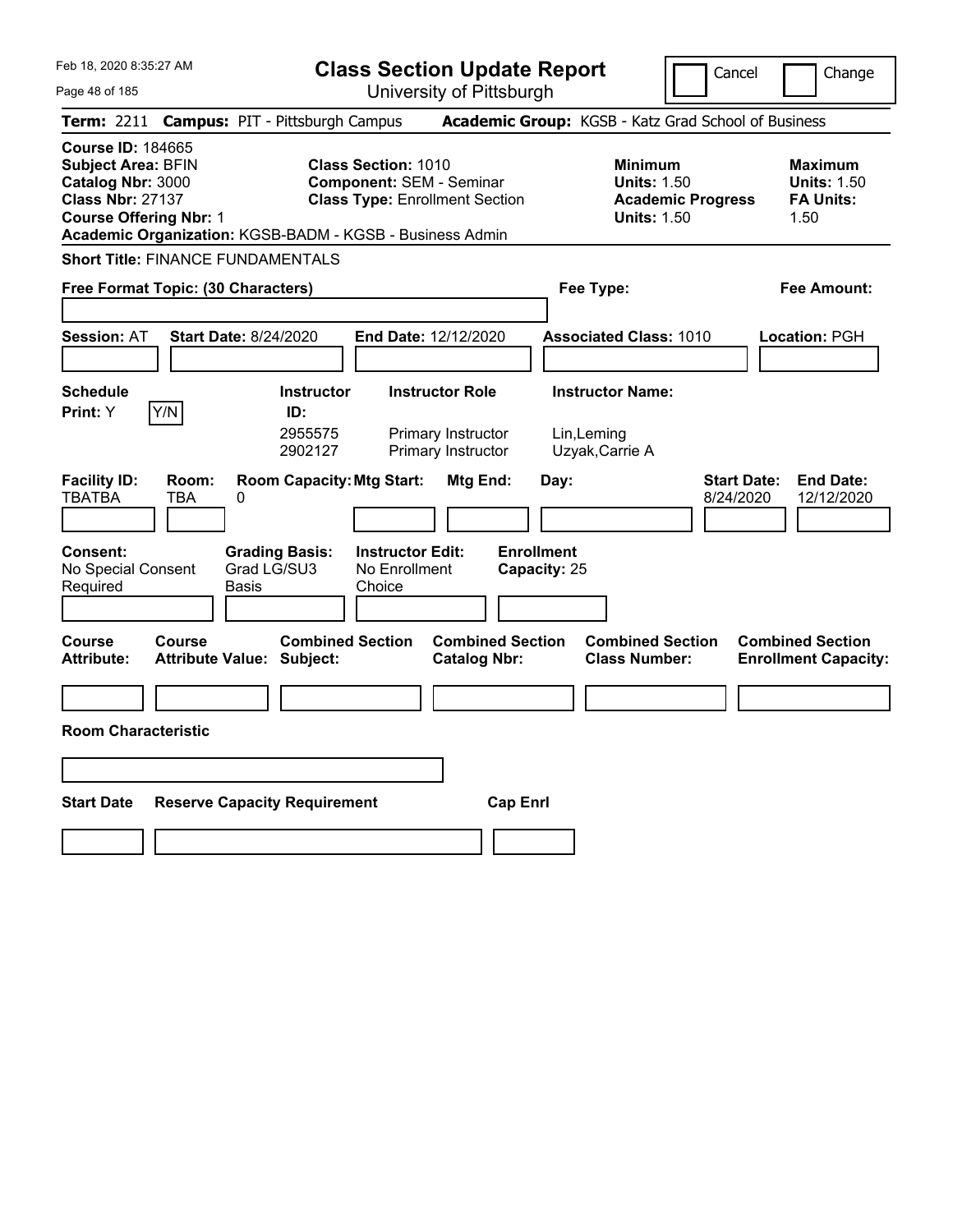# Class Section Update Report

University of Pittsburgh

Cancel | Change

**Term:** 2211 **Campus:** PIT - Pittsburgh Campus **Academic Group:** KGSB - Katz Grad School of Business

**Course ID:** 184665
**Subject Area:** BFIN
**Catalog Nbr:** 3000
**Class Nbr:** 27137
**Course Offering Nbr:** 1
**Academic Organization:** KGSB-BADM - KGSB - Business Admin

**Class Section:** 1010
**Component:** SEM - Seminar
**Class Type:** Enrollment Section

**Minimum Units:** 1.50
**Academic Progress Units:** 1.50

**Maximum Units:** 1.50
**FA Units:** 1.50

**Short Title:** FINANCE FUNDAMENTALS

**Free Format Topic: (30 Characters)**

**Fee Type:**

**Fee Amount:**

**Session:** AT **Start Date:** 8/24/2020 **End Date:** 12/12/2020 **Associated Class:** 1010 **Location:** PGH

| Schedule Print | Instructor ID | Instructor Role | Instructor Name |
|---|---|---|---|
| Y (Y/N) | 2955575 | Primary Instructor | Lin,Leming |
| | 2902127 | Primary Instructor | Uzyak,Carrie A |

| Facility ID | Room | Room Capacity | Mtg Start | Mtg End | Day | Start Date | End Date |
|---|---|---|---|---|---|---|---|
| TBATBA | TBA | 0 | | | | 8/24/2020 | 12/12/2020 |

**Consent:** No Special Consent Required
**Grading Basis:** Grad LG/SU3 Basis
**Instructor Edit:** No Enrollment Choice
**Enrollment Capacity:** 25

| Course Attribute | Course Attribute Value | Combined Section Subject | Combined Section Catalog Nbr | Combined Section Class Number | Combined Section Enrollment Capacity |
|---|---|---|---|---|---|
| | | | | | |

**Room Characteristic**

| Start Date | Reserve Capacity Requirement | Cap Enrl |
|---|---|---|
| | | |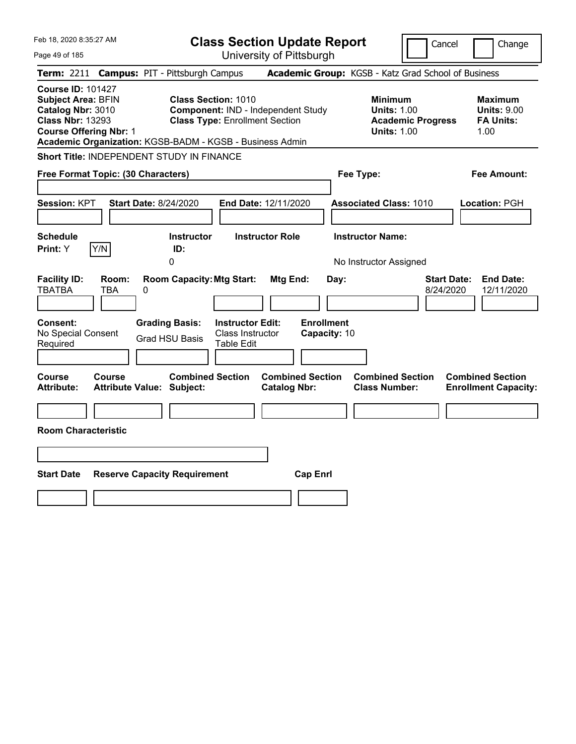# Class Section Update Report

University of Pittsburgh

Cancel | Change

**Term:** 2211 **Campus:** PIT - Pittsburgh Campus **Academic Group:** KGSB - Katz Grad School of Business

**Course ID:** 101427
**Subject Area:** BFIN
**Catalog Nbr:** 3010
**Class Nbr:** 13293
**Course Offering Nbr:** 1

**Class Section:** 1010
**Component:** IND - Independent Study
**Class Type:** Enrollment Section

**Minimum Units:** 1.00
**Academic Progress Units:** 1.00

**Maximum Units:** 9.00
**FA Units:** 1.00

**Academic Organization:** KGSB-BADM - KGSB - Business Admin

**Short Title:** INDEPENDENT STUDY IN FINANCE

**Free Format Topic: (30 Characters)**

**Fee Type:**

**Fee Amount:**

**Session:** KPT **Start Date:** 8/24/2020 **End Date:** 12/11/2020 **Associated Class:** 1010 **Location:** PGH

| Schedule Print | | Instructor ID | Instructor Role | Instructor Name |
|---|---|---|---|---|
| Y | Y/N | 0 | | No Instructor Assigned |

| Facility ID | Room | Room Capacity | Mtg Start | Mtg End | Day | Start Date | End Date |
|---|---|---|---|---|---|---|---|
| TBATBA | TBA | 0 | | | | 8/24/2020 | 12/11/2020 |

| Consent | Grading Basis | Instructor Edit | Enrollment Capacity |
|---|---|---|---|
| No Special Consent Required | Grad HSU Basis | Class Instructor Table Edit | 10 |

| Course Attribute | Course Attribute Value | Combined Section Subject | Combined Section Catalog Nbr | Combined Section Class Number | Combined Section Enrollment Capacity |
|---|---|---|---|---|---|
| | | | | | |

**Room Characteristic**

| Start Date | Reserve Capacity Requirement | Cap Enrl |
|---|---|---|
| | | |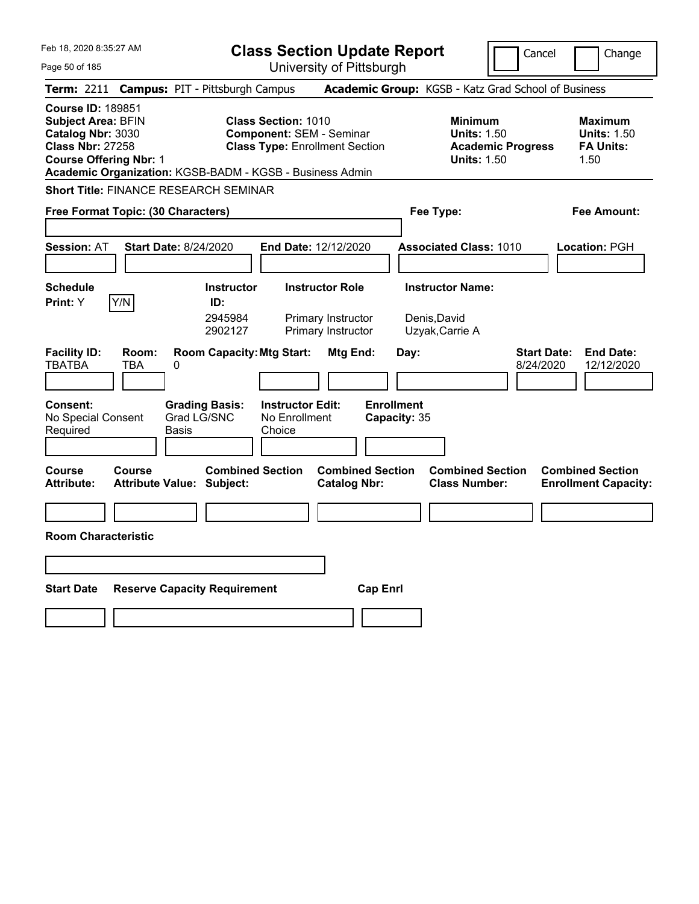# Class Section Update Report

University of Pittsburgh

Cancel | Change

**Term:** 2211 **Campus:** PIT - Pittsburgh Campus **Academic Group:** KGSB - Katz Grad School of Business

**Course ID:** 189851
**Subject Area:** BFIN
**Catalog Nbr:** 3030
**Class Nbr:** 27258
**Course Offering Nbr:** 1
**Academic Organization:** KGSB-BADM - KGSB - Business Admin

**Class Section:** 1010
**Component:** SEM - Seminar
**Class Type:** Enrollment Section

**Minimum**
**Units:** 1.50
**Academic Progress Units:** 1.50

**Maximum**
**Units:** 1.50
**FA Units:** 1.50

**Short Title:** FINANCE RESEARCH SEMINAR

**Free Format Topic: (30 Characters)**

**Fee Type:**

**Fee Amount:**

**Session:** AT **Start Date:** 8/24/2020 **End Date:** 12/12/2020 **Associated Class:** 1010 **Location:** PGH

| Schedule Print: | Instructor ID: | Instructor Role | Instructor Name: |
|---|---|---|---|
| Y [Y/N] | 2945984 | Primary Instructor | Denis,David |
| | 2902127 | Primary Instructor | Uzyak,Carrie A |

| Facility ID: | Room: | Room Capacity: | Mtg Start: | Mtg End: | Day: | Start Date: | End Date: |
|---|---|---|---|---|---|---|---|
| TBATBA | TBA | 0 | | | | 8/24/2020 | 12/12/2020 |

| Consent: | Grading Basis: | Instructor Edit: | Enrollment Capacity: |
|---|---|---|---|
| No Special Consent Required | Grad LG/SNC Basis | No Enrollment Choice | 35 |

| Course Attribute: | Course Attribute Value: | Combined Section Subject: | Combined Section Catalog Nbr: | Combined Section Class Number: | Combined Section Enrollment Capacity: |
|---|---|---|---|---|---|
| | | | | | |

**Room Characteristic**

| Start Date | Reserve Capacity Requirement | Cap Enrl |
|---|---|---|
| | | |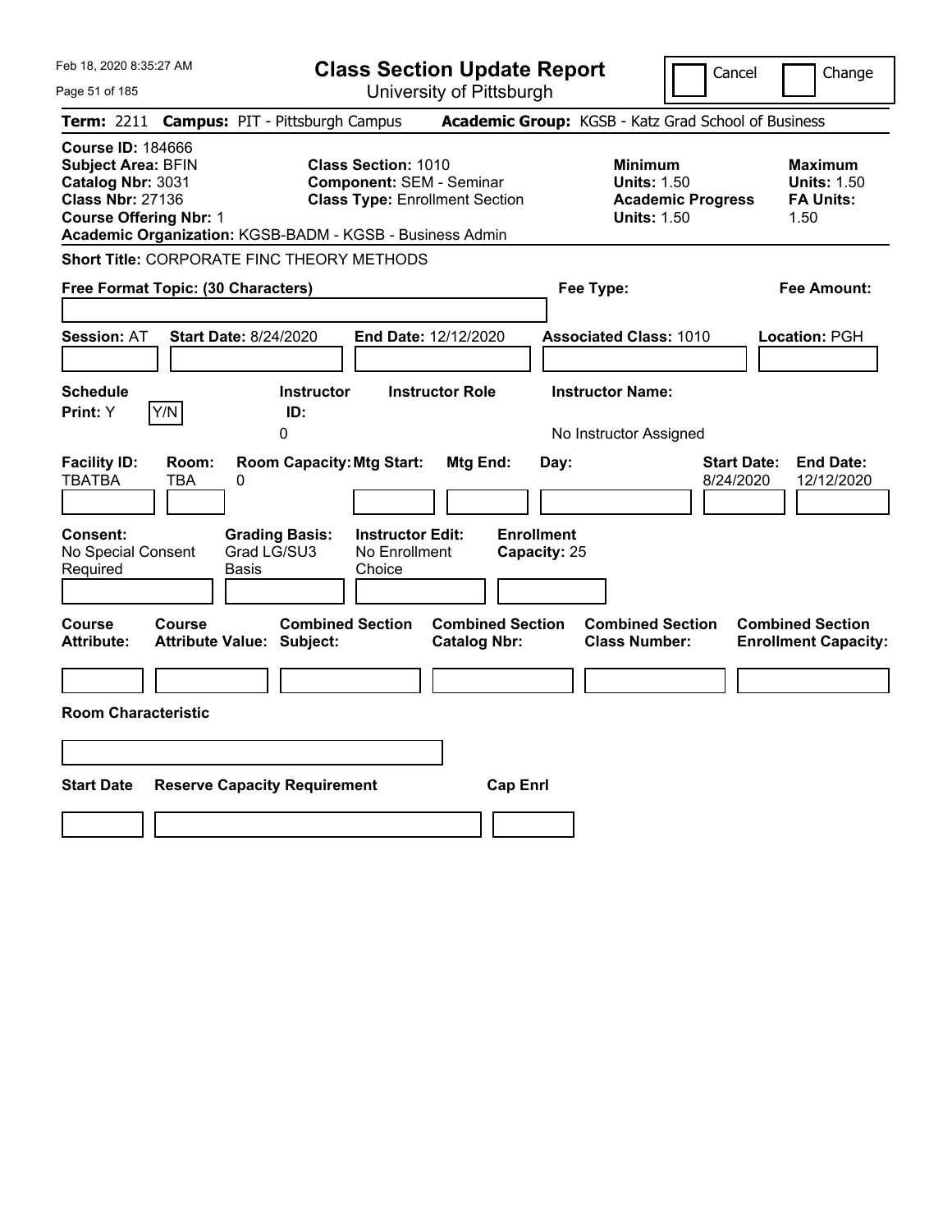Feb 18, 2020 8:35:27 AM

# Class Section Update Report

University of Pittsburgh

Cancel | Change

**Term:** 2211 **Campus:** PIT - Pittsburgh Campus **Academic Group:** KGSB - Katz Grad School of Business

**Course ID:** 184666
**Subject Area:** BFIN
**Catalog Nbr:** 3031
**Class Nbr:** 27136
**Course Offering Nbr:** 1
**Academic Organization:** KGSB-BADM - KGSB - Business Admin

**Class Section:** 1010
**Component:** SEM - Seminar
**Class Type:** Enrollment Section

**Minimum Units:** 1.50
**Academic Progress Units:** 1.50

**Maximum Units:** 1.50
**FA Units:** 1.50

**Short Title:** CORPORATE FINC THEORY METHODS

**Free Format Topic: (30 Characters)**

**Fee Type:**

**Fee Amount:**

**Session:** AT **Start Date:** 8/24/2020 **End Date:** 12/12/2020 **Associated Class:** 1010 **Location:** PGH

| Schedule Print: | Instructor ID: | Instructor Role | Instructor Name: |
|---|---|---|---|
| Y | 0 | | No Instructor Assigned |

| Facility ID: | Room: | Room Capacity: | Mtg Start: | Mtg End: | Day: | Start Date: | End Date: |
|---|---|---|---|---|---|---|---|
| TBATBA | TBA | 0 | | | | 8/24/2020 | 12/12/2020 |

| Consent: | Grading Basis: | Instructor Edit: | Enrollment Capacity: |
|---|---|---|---|
| No Special Consent Required | Grad LG/SU3 Basis | No Enrollment Choice | 25 |

| Course Attribute: | Course Attribute Value: | Combined Section Subject: | Combined Section Catalog Nbr: | Combined Section Class Number: | Combined Section Enrollment Capacity: |
|---|---|---|---|---|---|
| | | | | | |

**Room Characteristic**

| Start Date | Reserve Capacity Requirement | Cap Enrl |
|---|---|---|
| | | |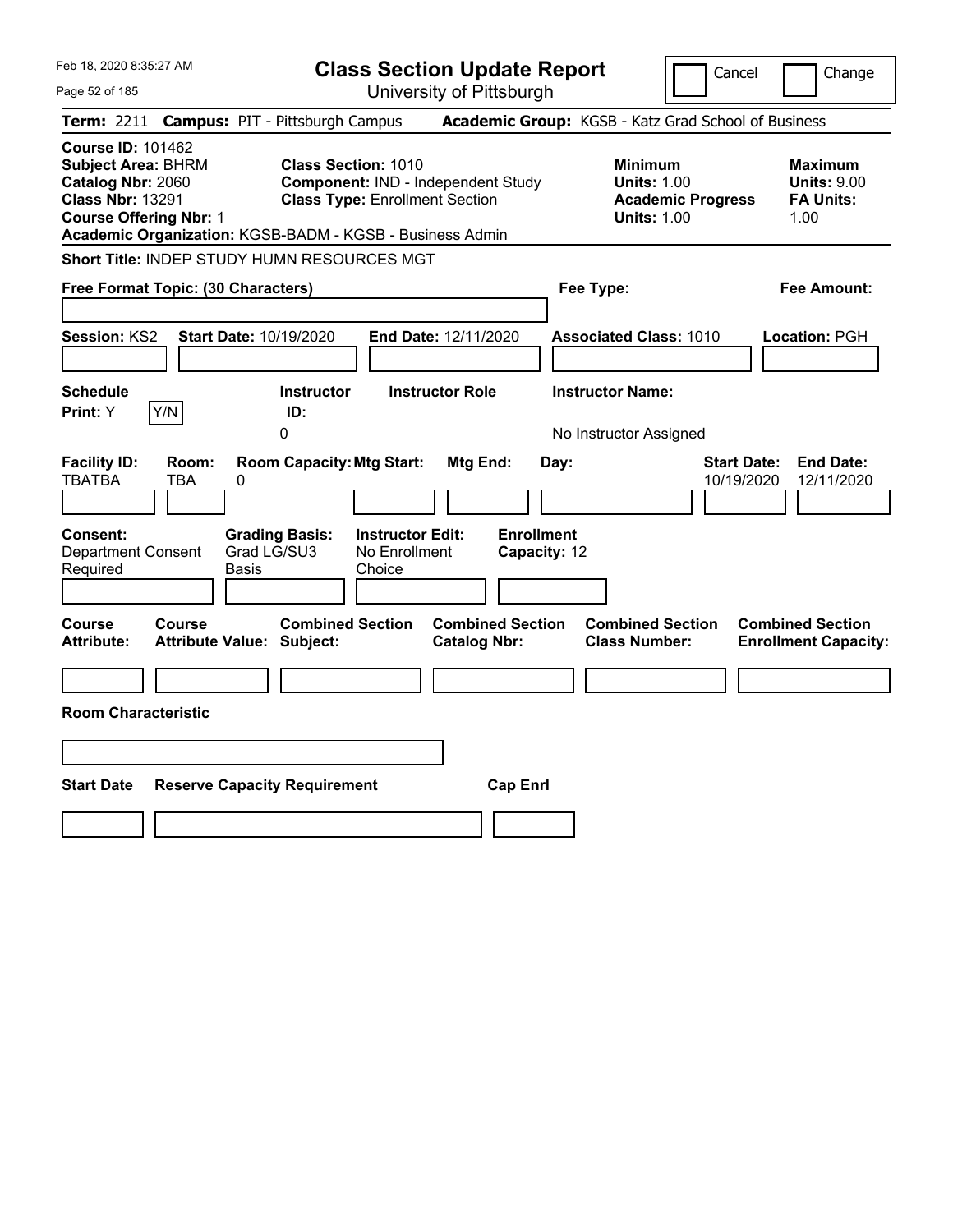# Class Section Update Report

University of Pittsburgh

Cancel ☐ Change ☐

**Term:** 2211 **Campus:** PIT - Pittsburgh Campus **Academic Group:** KGSB - Katz Grad School of Business

**Course ID:** 101462
**Subject Area:** BHRM
**Catalog Nbr:** 2060
**Class Nbr:** 13291
**Course Offering Nbr:** 1
**Academic Organization:** KGSB-BADM - KGSB - Business Admin

**Class Section:** 1010
**Component:** IND - Independent Study
**Class Type:** Enrollment Section

| | Minimum | Maximum |
|---|---|---|
| Units | 1.00 | 9.00 |
| Academic Progress Units / FA Units | 1.00 | 1.00 |

**Short Title:** INDEP STUDY HUMN RESOURCES MGT

**Free Format Topic: (30 Characters)**

**Fee Type:**

**Fee Amount:**

**Session:** KS2 **Start Date:** 10/19/2020 **End Date:** 12/11/2020 **Associated Class:** 1010 **Location:** PGH

| Schedule Print | Instructor ID | Instructor Role | Instructor Name |
|---|---|---|---|
| Y | 0 | | No Instructor Assigned |

| Facility ID | Room | Room Capacity | Mtg Start | Mtg End | Day | Start Date | End Date |
|---|---|---|---|---|---|---|---|
| TBATBA | TBA | 0 | | | | 10/19/2020 | 12/11/2020 |

| Consent | Grading Basis | Instructor Edit | Enrollment Capacity |
|---|---|---|---|
| Department Consent Required | Grad LG/SU3 Basis | No Enrollment Choice | 12 |

| Course Attribute | Course Attribute Value | Combined Section Subject | Combined Section Catalog Nbr | Combined Section Class Number | Combined Section Enrollment Capacity |
|---|---|---|---|---|---|
| | | | | | |

**Room Characteristic**

| Start Date | Reserve Capacity Requirement | Cap Enrl |
|---|---|---|
| | | |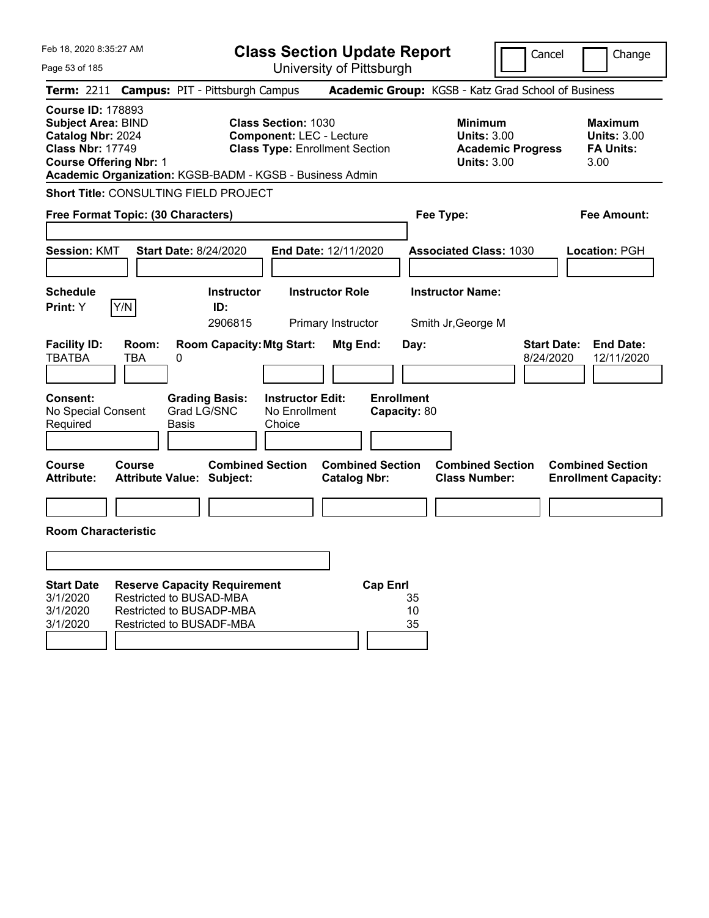Feb 18, 2020 8:35:27 AM

# Class Section Update Report

University of Pittsburgh

Cancel | Change

**Term:** 2211 **Campus:** PIT - Pittsburgh Campus **Academic Group:** KGSB - Katz Grad School of Business

**Course ID:** 178893
**Subject Area:** BIND
**Catalog Nbr:** 2024
**Class Nbr:** 17749
**Course Offering Nbr:** 1
**Academic Organization:** KGSB-BADM - KGSB - Business Admin

**Class Section:** 1030
**Component:** LEC - Lecture
**Class Type:** Enrollment Section

**Minimum**
**Units:** 3.00
**Academic Progress Units:** 3.00

**Maximum**
**Units:** 3.00
**FA Units:** 3.00

**Short Title:** CONSULTING FIELD PROJECT

**Free Format Topic: (30 Characters)**

**Fee Type:**

**Fee Amount:**

**Session:** KMT **Start Date:** 8/24/2020 **End Date:** 12/11/2020 **Associated Class:** 1030 **Location:** PGH

| Schedule Print: | Y/N | Instructor ID: | Instructor Role | Instructor Name: |
|---|---|---|---|---|
| Y | | 2906815 | Primary Instructor | Smith Jr,George M |

| Facility ID: | Room: | Room Capacity: | Mtg Start: | Mtg End: | Day: | Start Date: | End Date: |
|---|---|---|---|---|---|---|---|
| TBATBA | TBA | 0 | | | | 8/24/2020 | 12/11/2020 |

| Consent: | Grading Basis: | Instructor Edit: | Enrollment Capacity: |
|---|---|---|---|
| No Special Consent Required | Grad LG/SNC Basis | No Enrollment Choice | 80 |

| Course Attribute: | Course Attribute Value: | Combined Section Subject: | Combined Section Catalog Nbr: | Combined Section Class Number: | Combined Section Enrollment Capacity: |
|---|---|---|---|---|---|
| | | | | | |

**Room Characteristic**

| Start Date | Reserve Capacity Requirement | Cap Enrl |
|---|---|---|
| 3/1/2020 | Restricted to BUSAD-MBA | 35 |
| 3/1/2020 | Restricted to BUSADP-MBA | 10 |
| 3/1/2020 | Restricted to BUSADF-MBA | 35 |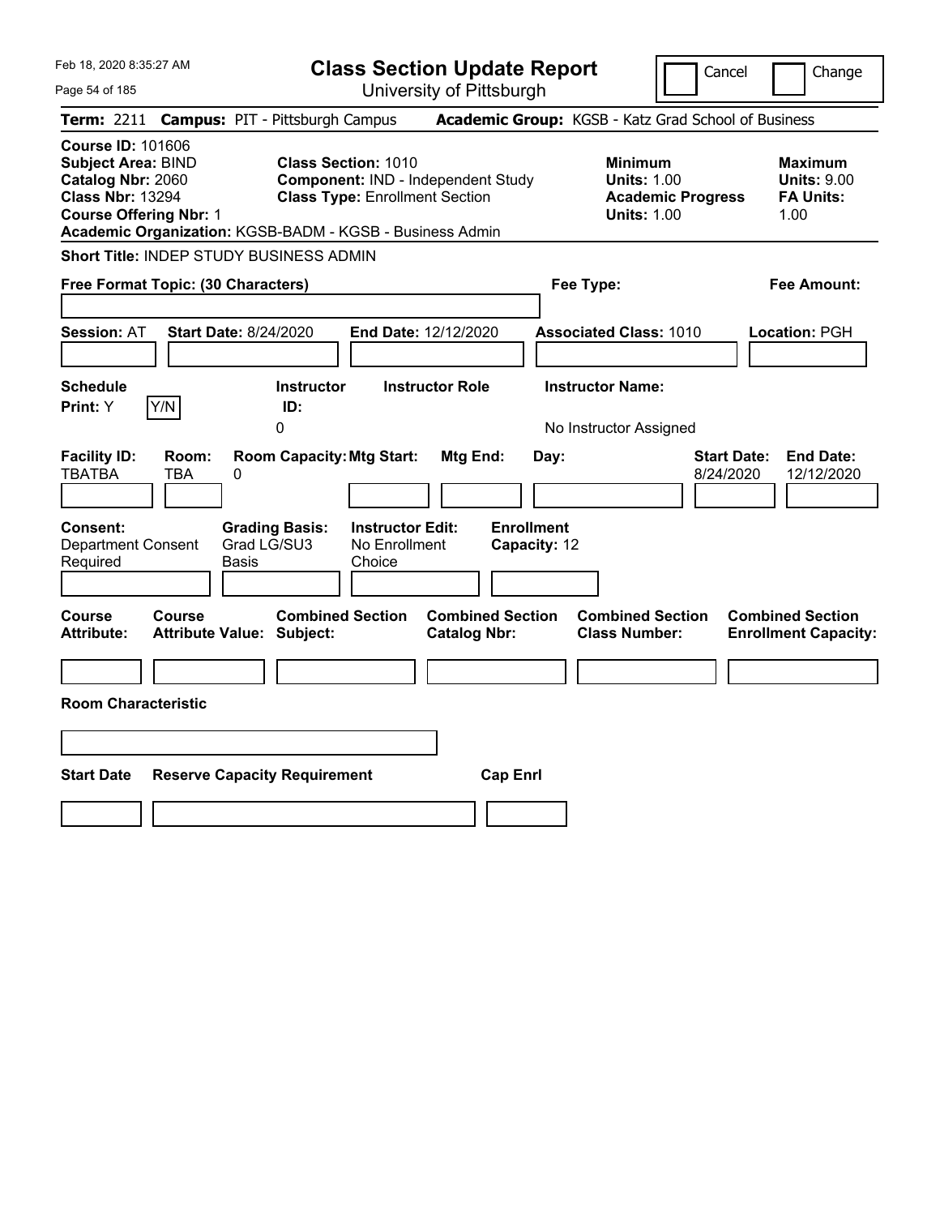Feb 18, 2020 8:35:27 AM

# Class Section Update Report

University of Pittsburgh

Cancel | Change

**Term:** 2211 **Campus:** PIT - Pittsburgh Campus **Academic Group:** KGSB - Katz Grad School of Business

**Course ID:** 101606
**Subject Area:** BIND
**Catalog Nbr:** 2060
**Class Nbr:** 13294
**Course Offering Nbr:** 1
**Academic Organization:** KGSB-BADM - KGSB - Business Admin

**Class Section:** 1010
**Component:** IND - Independent Study
**Class Type:** Enrollment Section

**Minimum**
**Units:** 1.00
**Academic Progress Units:** 1.00

**Maximum**
**Units:** 9.00
**FA Units:** 1.00

**Short Title:** INDEP STUDY BUSINESS ADMIN

**Free Format Topic: (30 Characters)**

**Fee Type:**

**Fee Amount:**

**Session:** AT **Start Date:** 8/24/2020 **End Date:** 12/12/2020 **Associated Class:** 1010 **Location:** PGH

| Schedule Print | Instructor ID | Instructor Role | Instructor Name |
|---|---|---|---|
| Y (Y/N) | 0 | | No Instructor Assigned |

| Facility ID | Room | Room Capacity | Mtg Start | Mtg End | Day | Start Date | End Date |
|---|---|---|---|---|---|---|---|
| TBATBA | TBA | 0 | | | | 8/24/2020 | 12/12/2020 |

| Consent | Grading Basis | Instructor Edit | Enrollment Capacity |
|---|---|---|---|
| Department Consent Required | Grad LG/SU3 Basis | No Enrollment Choice | 12 |

| Course Attribute | Course Attribute Value | Combined Section Subject | Combined Section Catalog Nbr | Combined Section Class Number | Combined Section Enrollment Capacity |
|---|---|---|---|---|---|
| | | | | | |

**Room Characteristic**

| Start Date | Reserve Capacity Requirement | Cap Enrl |
|---|---|---|
| | | |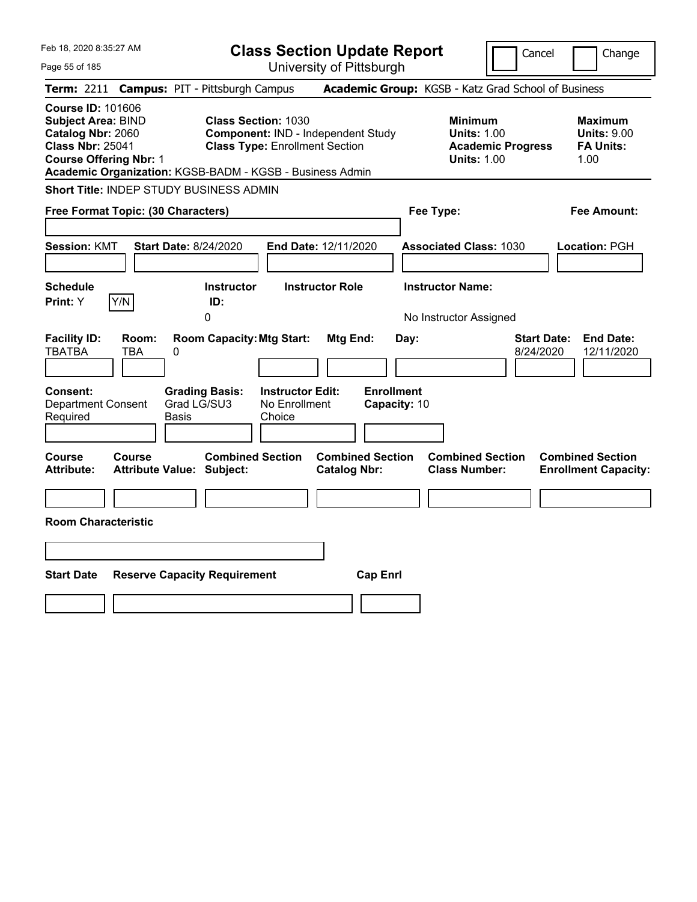Feb 18, 2020 8:35:27 AM

# Class Section Update Report

University of Pittsburgh

Cancel | Change

**Term:** 2211 **Campus:** PIT - Pittsburgh Campus **Academic Group:** KGSB - Katz Grad School of Business

**Course ID:** 101606
**Subject Area:** BIND
**Catalog Nbr:** 2060
**Class Nbr:** 25041
**Course Offering Nbr:** 1
**Academic Organization:** KGSB-BADM - KGSB - Business Admin

**Class Section:** 1030
**Component:** IND - Independent Study
**Class Type:** Enrollment Section

**Minimum**
**Units:** 1.00
**Academic Progress Units:** 1.00

**Maximum**
**Units:** 9.00
**FA Units:** 1.00

**Short Title:** INDEP STUDY BUSINESS ADMIN

**Free Format Topic: (30 Characters)**

**Fee Type:**

**Fee Amount:**

**Session:** KMT **Start Date:** 8/24/2020 **End Date:** 12/11/2020 **Associated Class:** 1030 **Location:** PGH

| Schedule Print: | Instructor ID: | Instructor Role | Instructor Name: |
|---|---|---|---|
| Y | 0 | | No Instructor Assigned |

| Facility ID: | Room: | Room Capacity: | Mtg Start: | Mtg End: | Day: | Start Date: | End Date: |
|---|---|---|---|---|---|---|---|
| TBATBA | TBA | 0 | | | | 8/24/2020 | 12/11/2020 |

| Consent: | Grading Basis: | Instructor Edit: | Enrollment Capacity: |
|---|---|---|---|
| Department Consent Required | Grad LG/SU3 Basis | No Enrollment Choice | 10 |

| Course Attribute: | Course Attribute Value: | Combined Section Subject: | Combined Section Catalog Nbr: | Combined Section Class Number: | Combined Section Enrollment Capacity: |
|---|---|---|---|---|---|
| | | | | | |

**Room Characteristic**

| Start Date | Reserve Capacity Requirement | Cap Enrl |
|---|---|---|
| | | |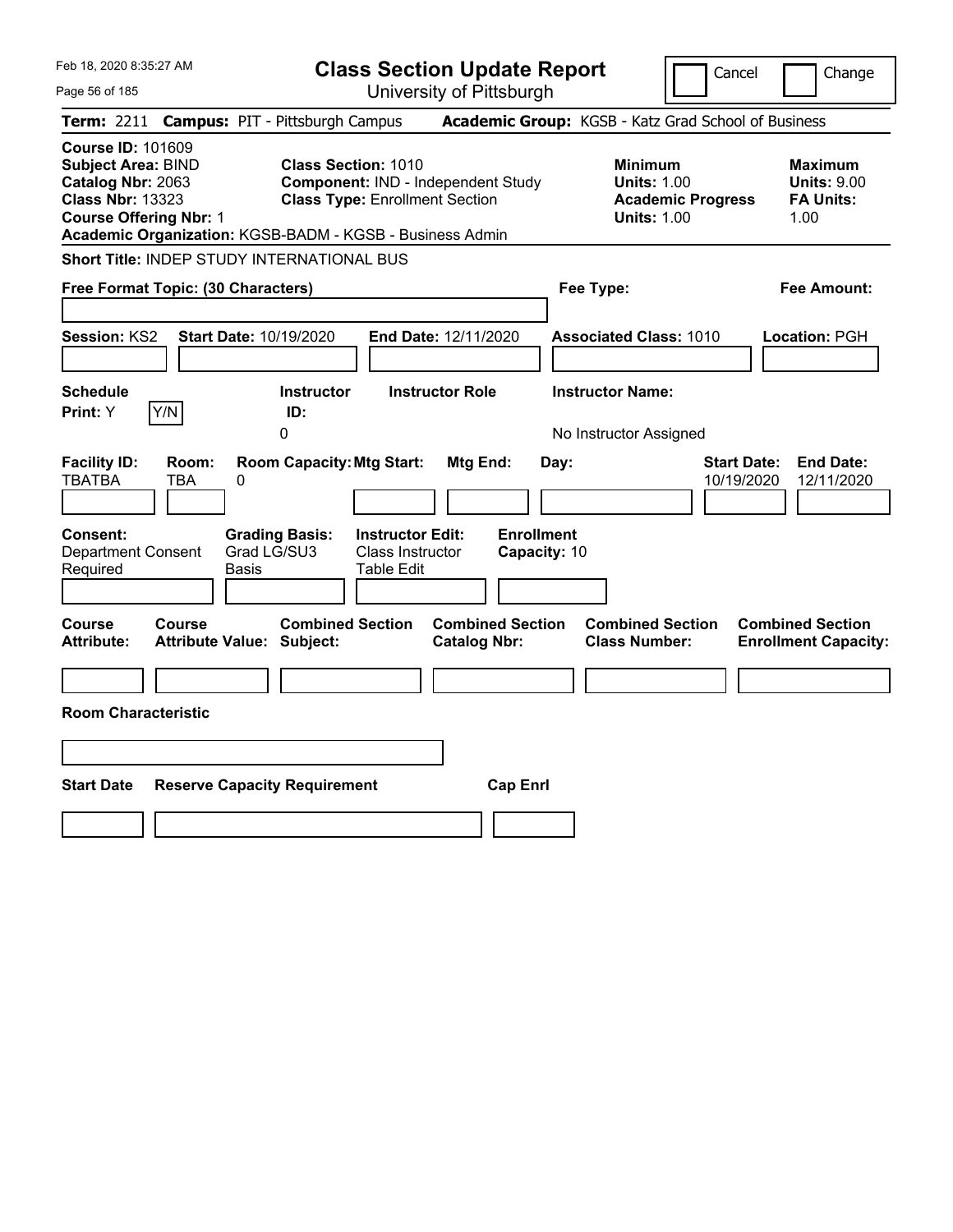Feb 18, 2020 8:35:27 AM

# Class Section Update Report

University of Pittsburgh

Cancel | Change

**Term:** 2211 **Campus:** PIT - Pittsburgh Campus **Academic Group:** KGSB - Katz Grad School of Business

**Course ID:** 101609
**Subject Area:** BIND
**Catalog Nbr:** 2063
**Class Nbr:** 13323
**Course Offering Nbr:** 1
**Academic Organization:** KGSB-BADM - KGSB - Business Admin

**Class Section:** 1010
**Component:** IND - Independent Study
**Class Type:** Enrollment Section

**Minimum Units:** 1.00
**Academic Progress Units:** 1.00

**Maximum Units:** 9.00
**FA Units:** 1.00

**Short Title:** INDEP STUDY INTERNATIONAL BUS

**Free Format Topic: (30 Characters)**

**Fee Type:**

**Fee Amount:**

**Session:** KS2 **Start Date:** 10/19/2020 **End Date:** 12/11/2020 **Associated Class:** 1010 **Location:** PGH

| Schedule Print | Instructor ID | Instructor Role | Instructor Name |
|---|---|---|---|
| Y (Y/N) | 0 | | No Instructor Assigned |

| Facility ID | Room | Room Capacity | Mtg Start | Mtg End | Day | Start Date | End Date |
|---|---|---|---|---|---|---|---|
| TBATBA | TBA | 0 | | | | 10/19/2020 | 12/11/2020 |

| Consent | Grading Basis | Instructor Edit | Enrollment Capacity |
|---|---|---|---|
| Department Consent Required | Grad LG/SU3 Basis | Class Instructor Table Edit | 10 |

| Course Attribute | Course Attribute Value | Combined Section Subject | Combined Section Catalog Nbr | Combined Section Class Number | Combined Section Enrollment Capacity |
|---|---|---|---|---|---|
| | | | | | |

**Room Characteristic**

| Start Date | Reserve Capacity Requirement | Cap Enrl |
|---|---|---|
| | | |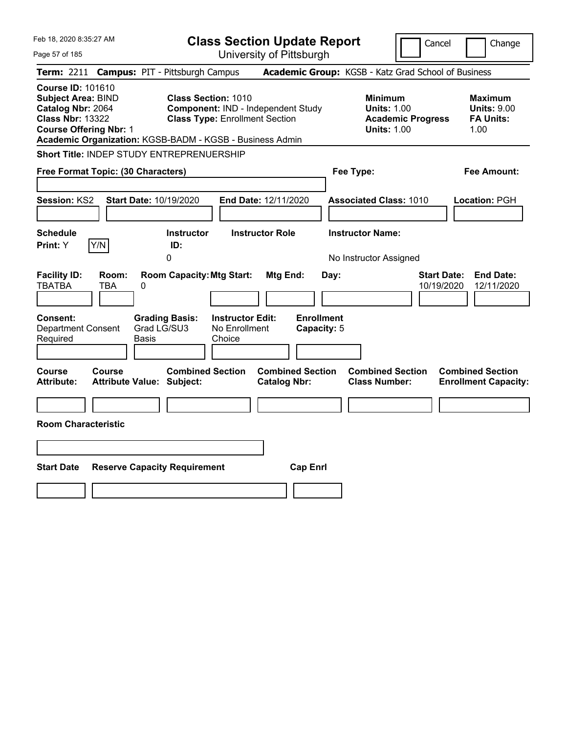# Class Section Update Report

University of Pittsburgh

Cancel | Change

**Term:** 2211 **Campus:** PIT - Pittsburgh Campus **Academic Group:** KGSB - Katz Grad School of Business

**Course ID:** 101610
**Subject Area:** BIND
**Catalog Nbr:** 2064
**Class Nbr:** 13322
**Course Offering Nbr:** 1
**Academic Organization:** KGSB-BADM - KGSB - Business Admin

**Class Section:** 1010
**Component:** IND - Independent Study
**Class Type:** Enrollment Section

| | Minimum | Maximum |
|---|---|---|
| Units | 1.00 | 9.00 |
| Academic Progress Units | 1.00 | |
| FA Units | | 1.00 |

**Short Title:** INDEP STUDY ENTREPRENEURSHIP

**Free Format Topic: (30 Characters)**

**Fee Type:**

**Fee Amount:**

**Session:** KS2 **Start Date:** 10/19/2020 **End Date:** 12/11/2020 **Associated Class:** 1010 **Location:** PGH

| Schedule Print | Instructor ID | Instructor Role | Instructor Name |
|---|---|---|---|
| Y | 0 | | No Instructor Assigned |

| Facility ID | Room | Room Capacity | Mtg Start | Mtg End | Day | Start Date | End Date |
|---|---|---|---|---|---|---|---|
| TBATBA | TBA | 0 | | | | 10/19/2020 | 12/11/2020 |

| Consent | Grading Basis | Instructor Edit | Enrollment Capacity |
|---|---|---|---|
| Department Consent Required | Grad LG/SU3 Basis | No Enrollment Choice | 5 |

| Course Attribute | Course Attribute Value | Combined Section Subject | Combined Section Catalog Nbr | Combined Section Class Number | Combined Section Enrollment Capacity |
|---|---|---|---|---|---|
| | | | | | |

**Room Characteristic**

| Start Date | Reserve Capacity Requirement | Cap Enrl |
|---|---|---|
| | | |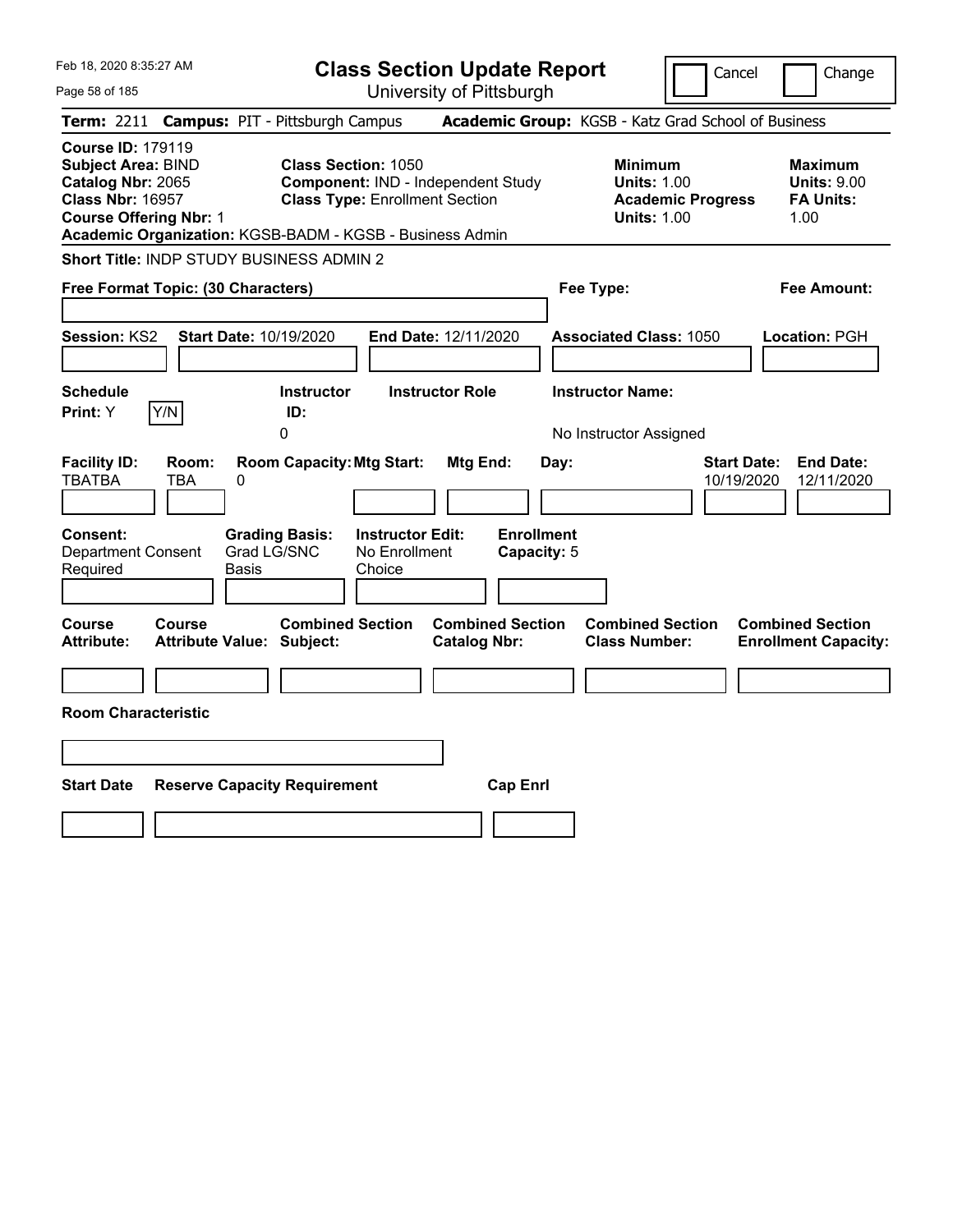# Class Section Update Report

University of Pittsburgh

Feb 18, 2020 8:35:27 AM

Cancel | Change

**Term:** 2211 **Campus:** PIT - Pittsburgh Campus **Academic Group:** KGSB - Katz Grad School of Business

**Course ID:** 179119
**Subject Area:** BIND
**Catalog Nbr:** 2065
**Class Nbr:** 16957
**Course Offering Nbr:** 1

**Class Section:** 1050
**Component:** IND - Independent Study
**Class Type:** Enrollment Section

**Minimum**
**Units:** 1.00
**Academic Progress Units:** 1.00

**Maximum**
**Units:** 9.00
**FA Units:** 1.00

**Academic Organization:** KGSB-BADM - KGSB - Business Admin

**Short Title:** INDP STUDY BUSINESS ADMIN 2

**Free Format Topic: (30 Characters)**

**Fee Type:**

**Fee Amount:**

**Session:** KS2 **Start Date:** 10/19/2020 **End Date:** 12/11/2020 **Associated Class:** 1050 **Location:** PGH

| Schedule Print: | Instructor ID: | Instructor Role | Instructor Name: |
|---|---|---|---|
| Y (Y/N) | 0 | | No Instructor Assigned |

| Facility ID: | Room: | Room Capacity: | Mtg Start: | Mtg End: | Day: | Start Date: | End Date: |
|---|---|---|---|---|---|---|---|
| TBATBA | TBA | 0 | | | | 10/19/2020 | 12/11/2020 |

| Consent: | Grading Basis: | Instructor Edit: | Enrollment Capacity: |
|---|---|---|---|
| Department Consent Required | Grad LG/SNC Basis | No Enrollment Choice | 5 |

| Course Attribute: | Course Attribute Value: | Combined Section Subject: | Combined Section Catalog Nbr: | Combined Section Class Number: | Combined Section Enrollment Capacity: |
|---|---|---|---|---|---|
| | | | | | |

**Room Characteristic**

| Start Date | Reserve Capacity Requirement | Cap Enrl |
|---|---|---|
| | | |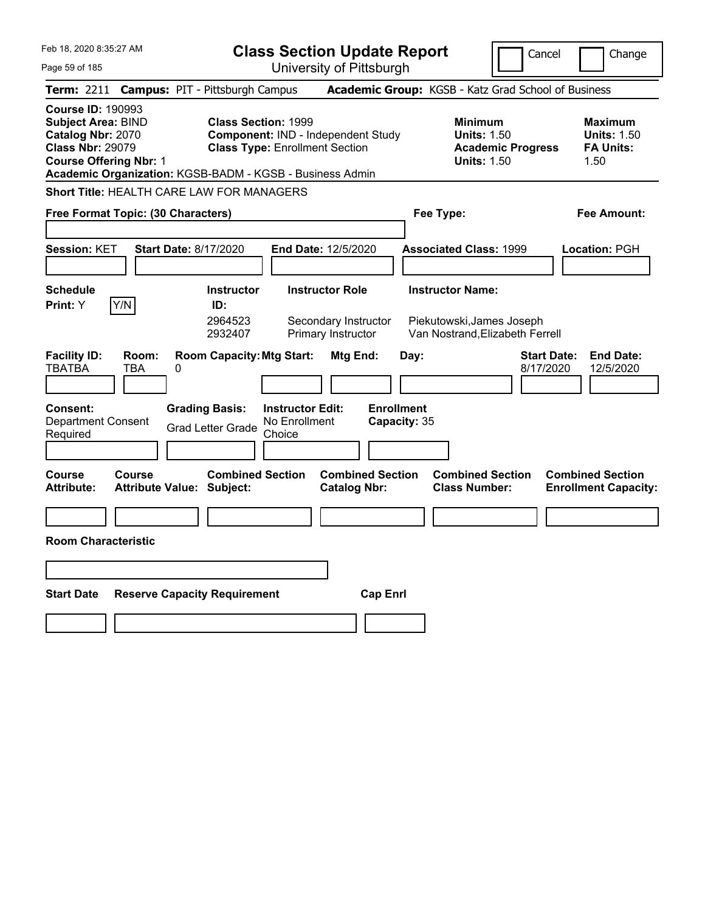Feb 18, 2020 8:35:27 AM

# Class Section Update Report

University of Pittsburgh

Cancel | Change

**Term:** 2211 **Campus:** PIT - Pittsburgh Campus **Academic Group:** KGSB - Katz Grad School of Business

**Course ID:** 190993
**Subject Area:** BIND
**Catalog Nbr:** 2070
**Class Nbr:** 29079
**Course Offering Nbr:** 1
**Academic Organization:** KGSB-BADM - KGSB - Business Admin

**Class Section:** 1999
**Component:** IND - Independent Study
**Class Type:** Enrollment Section

**Minimum Units:** 1.50
**Academic Progress Units:** 1.50

**Maximum Units:** 1.50
**FA Units:** 1.50

**Short Title:** HEALTH CARE LAW FOR MANAGERS

**Free Format Topic: (30 Characters)**

**Fee Type:**

**Fee Amount:**

**Session:** KET **Start Date:** 8/17/2020 **End Date:** 12/5/2020 **Associated Class:** 1999 **Location:** PGH

**Schedule Print:** Y Y/N

| Instructor ID: | Instructor Role | Instructor Name: |
|---|---|---|
| 2964523 | Secondary Instructor | Piekutowski,James Joseph |
| 2932407 | Primary Instructor | Van Nostrand,Elizabeth Ferrell |

| Facility ID: | Room: | Room Capacity: | Mtg Start: | Mtg End: | Day: | Start Date: | End Date: |
|---|---|---|---|---|---|---|---|
| TBATBA | TBA | 0 | | | | 8/17/2020 | 12/5/2020 |

**Consent:** Department Consent Required
**Grading Basis:** Grad Letter Grade
**Instructor Edit:** No Enrollment Choice
**Enrollment Capacity:** 35

| Course Attribute: | Course Attribute Value: | Combined Section Subject: | Combined Section Catalog Nbr: | Combined Section Class Number: | Combined Section Enrollment Capacity: |
|---|---|---|---|---|---|
| | | | | | |

**Room Characteristic**

| Start Date | Reserve Capacity Requirement | Cap Enrl |
|---|---|---|
| | | |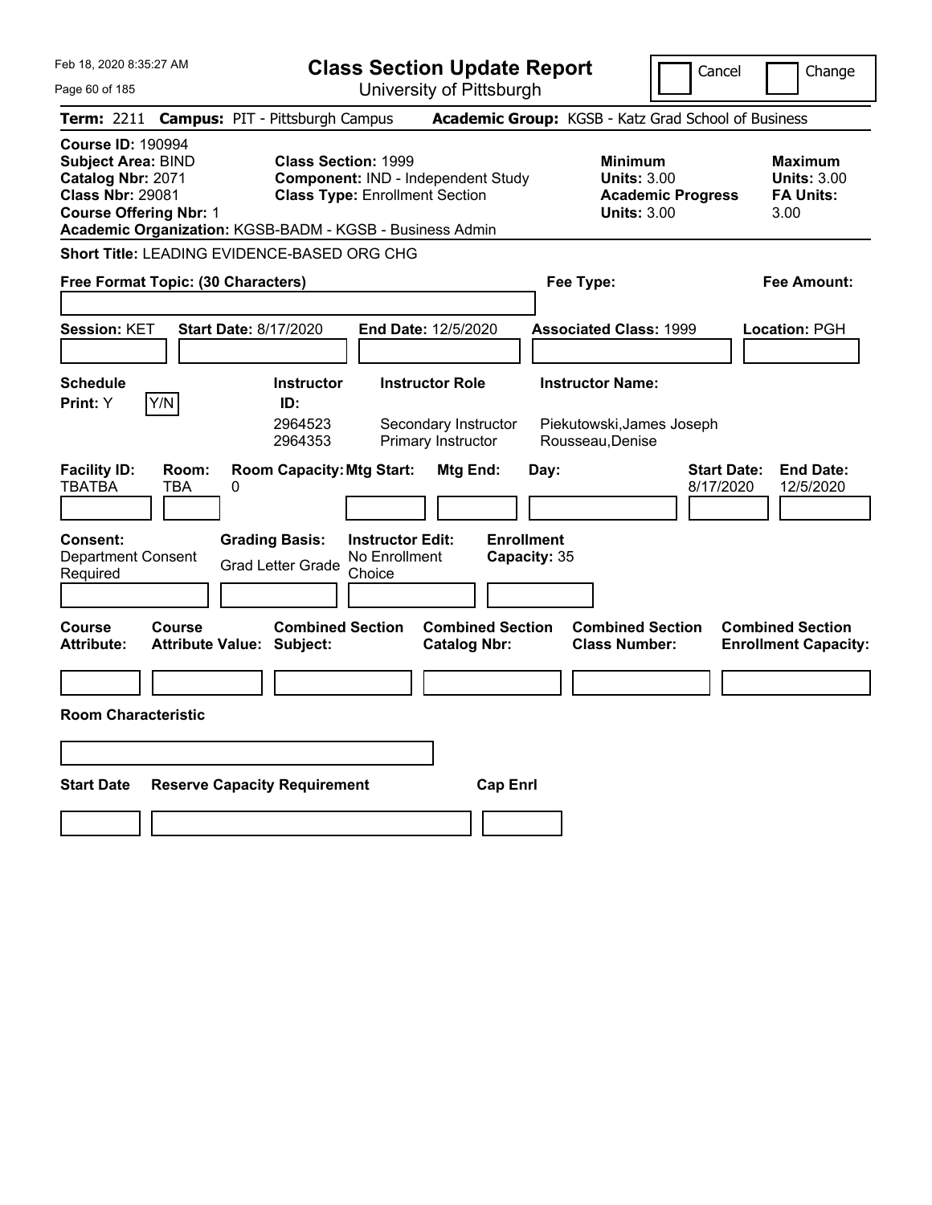Feb 18, 2020 8:35:27 AM

# Class Section Update Report

University of Pittsburgh

Cancel | Change

**Term:** 2211 **Campus:** PIT - Pittsburgh Campus **Academic Group:** KGSB - Katz Grad School of Business

**Course ID:** 190994
**Subject Area:** BIND
**Catalog Nbr:** 2071
**Class Nbr:** 29081
**Course Offering Nbr:** 1
**Academic Organization:** KGSB-BADM - KGSB - Business Admin

**Class Section:** 1999
**Component:** IND - Independent Study
**Class Type:** Enrollment Section

**Minimum Units:** 3.00
**Academic Progress Units:** 3.00

**Maximum Units:** 3.00
**FA Units:** 3.00

**Short Title:** LEADING EVIDENCE-BASED ORG CHG

**Free Format Topic: (30 Characters)**

**Fee Type:**

**Fee Amount:**

**Session:** KET **Start Date:** 8/17/2020 **End Date:** 12/5/2020 **Associated Class:** 1999 **Location:** PGH

**Schedule Print:** Y [Y/N]

| Instructor ID: | Instructor Role | Instructor Name: |
| --- | --- | --- |
| 2964523 | Secondary Instructor | Piekutowski,James Joseph |
| 2964353 | Primary Instructor | Rousseau,Denise |

| Facility ID: | Room: | Room Capacity: | Mtg Start: | Mtg End: | Day: | Start Date: | End Date: |
| --- | --- | --- | --- | --- | --- | --- | --- |
| TBATBA | TBA | 0 | | | | 8/17/2020 | 12/5/2020 |

**Consent:** Department Consent Required
**Grading Basis:** Grad Letter Grade
**Instructor Edit:** No Enrollment Choice
**Enrollment Capacity:** 35

| Course Attribute: | Course Attribute Value: | Combined Section Subject: | Combined Section Catalog Nbr: | Combined Section Class Number: | Combined Section Enrollment Capacity: |
| --- | --- | --- | --- | --- | --- |
| | | | | | |

**Room Characteristic**

| Start Date | Reserve Capacity Requirement | Cap Enrl |
| --- | --- | --- |
| | | |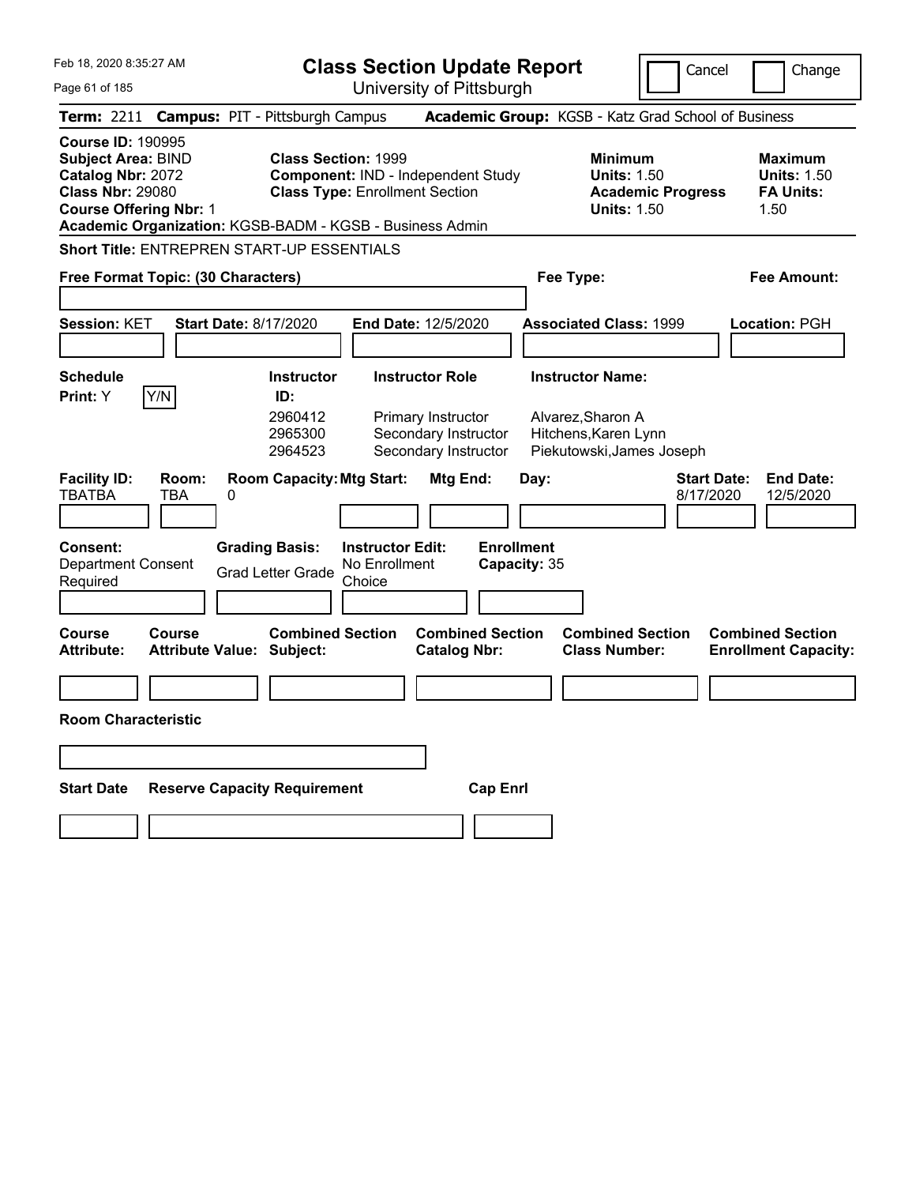Feb 18, 2020 8:35:27 AM

# Class Section Update Report

University of Pittsburgh

Cancel | Change

**Term:** 2211 **Campus:** PIT - Pittsburgh Campus **Academic Group:** KGSB - Katz Grad School of Business

**Course ID:** 190995
**Subject Area:** BIND
**Catalog Nbr:** 2072
**Class Nbr:** 29080
**Course Offering Nbr:** 1

**Class Section:** 1999
**Component:** IND - Independent Study
**Class Type:** Enrollment Section

**Minimum Units:** 1.50
**Academic Progress Units:** 1.50

**Maximum Units:** 1.50
**FA Units:** 1.50

**Academic Organization:** KGSB-BADM - KGSB - Business Admin

**Short Title:** ENTREPREN START-UP ESSENTIALS

**Free Format Topic: (30 Characters)**

**Fee Type:**

**Fee Amount:**

**Session:** KET **Start Date:** 8/17/2020 **End Date:** 12/5/2020 **Associated Class:** 1999 **Location:** PGH

**Schedule Print:** Y [Y/N]

| Instructor ID: | Instructor Role | Instructor Name: |
|---|---|---|
| 2960412 | Primary Instructor | Alvarez,Sharon A |
| 2965300 | Secondary Instructor | Hitchens,Karen Lynn |
| 2964523 | Secondary Instructor | Piekutowski,James Joseph |

| Facility ID: | Room: | Room Capacity: | Mtg Start: | Mtg End: | Day: | Start Date: | End Date: |
|---|---|---|---|---|---|---|---|
| TBATBA | TBA | 0 | | | | 8/17/2020 | 12/5/2020 |

**Consent:** Department Consent Required
**Grading Basis:** Grad Letter Grade
**Instructor Edit:** No Enrollment Choice
**Enrollment Capacity:** 35

| Course Attribute: | Course Attribute Value: | Combined Section Subject: | Combined Section Catalog Nbr: | Combined Section Class Number: | Combined Section Enrollment Capacity: |
|---|---|---|---|---|---|
| | | | | | |

**Room Characteristic**

| Start Date | Reserve Capacity Requirement | Cap Enrl |
|---|---|---|
| | | |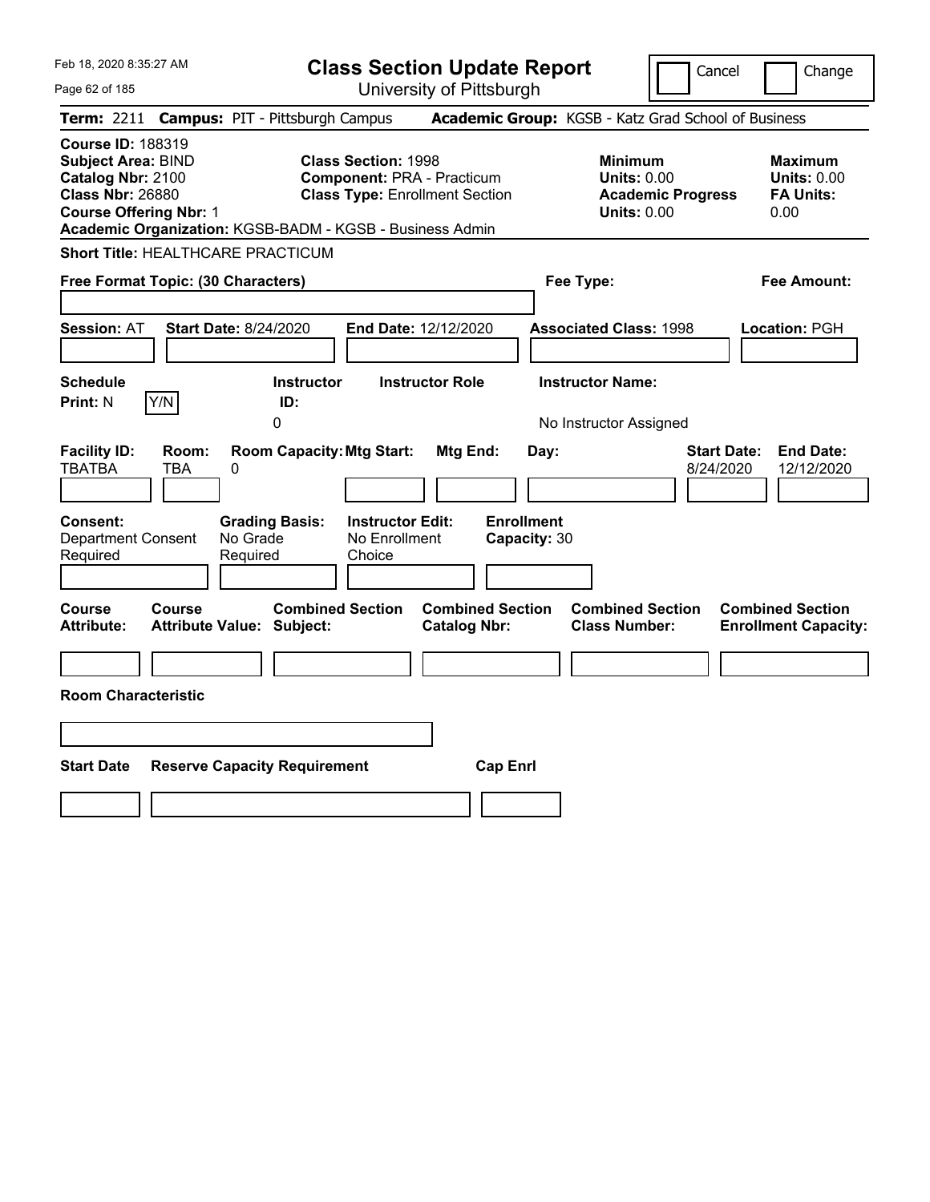Feb 18, 2020 8:35:27 AM

# Class Section Update Report

University of Pittsburgh

Cancel | Change

**Term:** 2211 **Campus:** PIT - Pittsburgh Campus **Academic Group:** KGSB - Katz Grad School of Business

**Course ID:** 188319
**Subject Area:** BIND
**Catalog Nbr:** 2100
**Class Nbr:** 26880
**Course Offering Nbr:** 1
**Academic Organization:** KGSB-BADM - KGSB - Business Admin

**Class Section:** 1998
**Component:** PRA - Practicum
**Class Type:** Enrollment Section

**Minimum Units:** 0.00
**Academic Progress Units:** 0.00

**Maximum Units:** 0.00
**FA Units:** 0.00

**Short Title:** HEALTHCARE PRACTICUM

**Free Format Topic: (30 Characters)**

**Fee Type:**

**Fee Amount:**

**Session:** AT **Start Date:** 8/24/2020 **End Date:** 12/12/2020 **Associated Class:** 1998 **Location:** PGH

| Schedule Print | Instructor ID | Instructor Role | Instructor Name |
|---|---|---|---|
| N Y/N | 0 | | No Instructor Assigned |

| Facility ID | Room | Room Capacity | Mtg Start | Mtg End | Day | Start Date | End Date |
|---|---|---|---|---|---|---|---|
| TBATBA | TBA | 0 | | | | 8/24/2020 | 12/12/2020 |

| Consent | Grading Basis | Instructor Edit | Enrollment Capacity |
|---|---|---|---|
| Department Consent Required | No Grade Required | No Enrollment Choice | 30 |

| Course Attribute | Course Attribute Value | Combined Section Subject | Combined Section Catalog Nbr | Combined Section Class Number | Combined Section Enrollment Capacity |
|---|---|---|---|---|---|
| | | | | | |

**Room Characteristic**

| Start Date | Reserve Capacity Requirement | Cap Enrl |
|---|---|---|
| | | |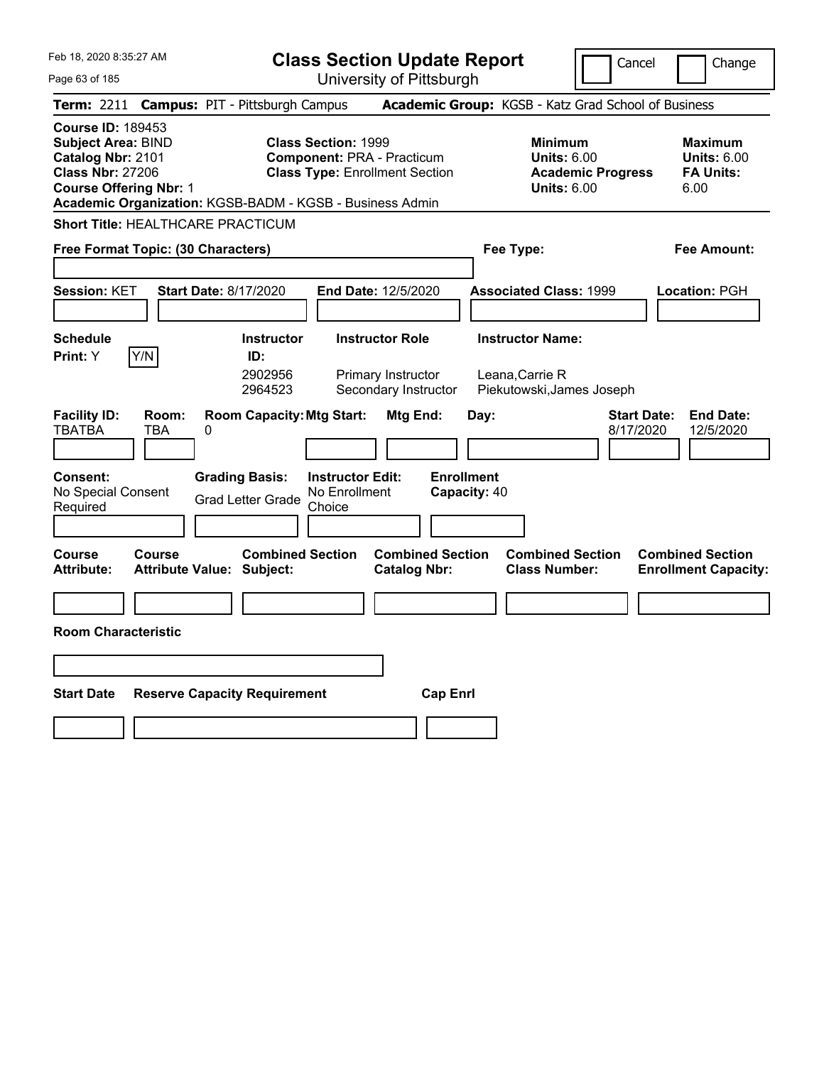Feb 18, 2020 8:35:27 AM

# Class Section Update Report

University of Pittsburgh

Cancel | Change

**Term:** 2211 **Campus:** PIT - Pittsburgh Campus **Academic Group:** KGSB - Katz Grad School of Business

**Course ID:** 189453
**Subject Area:** BIND
**Catalog Nbr:** 2101
**Class Nbr:** 27206
**Course Offering Nbr:** 1
**Academic Organization:** KGSB-BADM - KGSB - Business Admin

**Class Section:** 1999
**Component:** PRA - Practicum
**Class Type:** Enrollment Section

**Minimum**
**Units:** 6.00
**Academic Progress Units:** 6.00

**Maximum**
**Units:** 6.00
**FA Units:** 6.00

**Short Title:** HEALTHCARE PRACTICUM

**Free Format Topic: (30 Characters)**

**Fee Type:**

**Fee Amount:**

**Session:** KET **Start Date:** 8/17/2020 **End Date:** 12/5/2020 **Associated Class:** 1999 **Location:** PGH

**Schedule Print:** Y [Y/N]

| Instructor ID: | Instructor Role | Instructor Name: |
|---|---|---|
| 2902956 | Primary Instructor | Leana,Carrie R |
| 2964523 | Secondary Instructor | Piekutowski,James Joseph |

| Facility ID: | Room: | Room Capacity: | Mtg Start: | Mtg End: | Day: | Start Date: | End Date: |
|---|---|---|---|---|---|---|---|
| TBATBA | TBA | 0 | | | | 8/17/2020 | 12/5/2020 |

**Consent:** No Special Consent Required
**Grading Basis:** Grad Letter Grade
**Instructor Edit:** No Enrollment Choice
**Enrollment Capacity:** 40

| Course Attribute: | Course Attribute Value: | Combined Section Subject: | Combined Section Catalog Nbr: | Combined Section Class Number: | Combined Section Enrollment Capacity: |
|---|---|---|---|---|---|
| | | | | | |

**Room Characteristic**

| Start Date | Reserve Capacity Requirement | Cap Enrl |
|---|---|---|
| | | |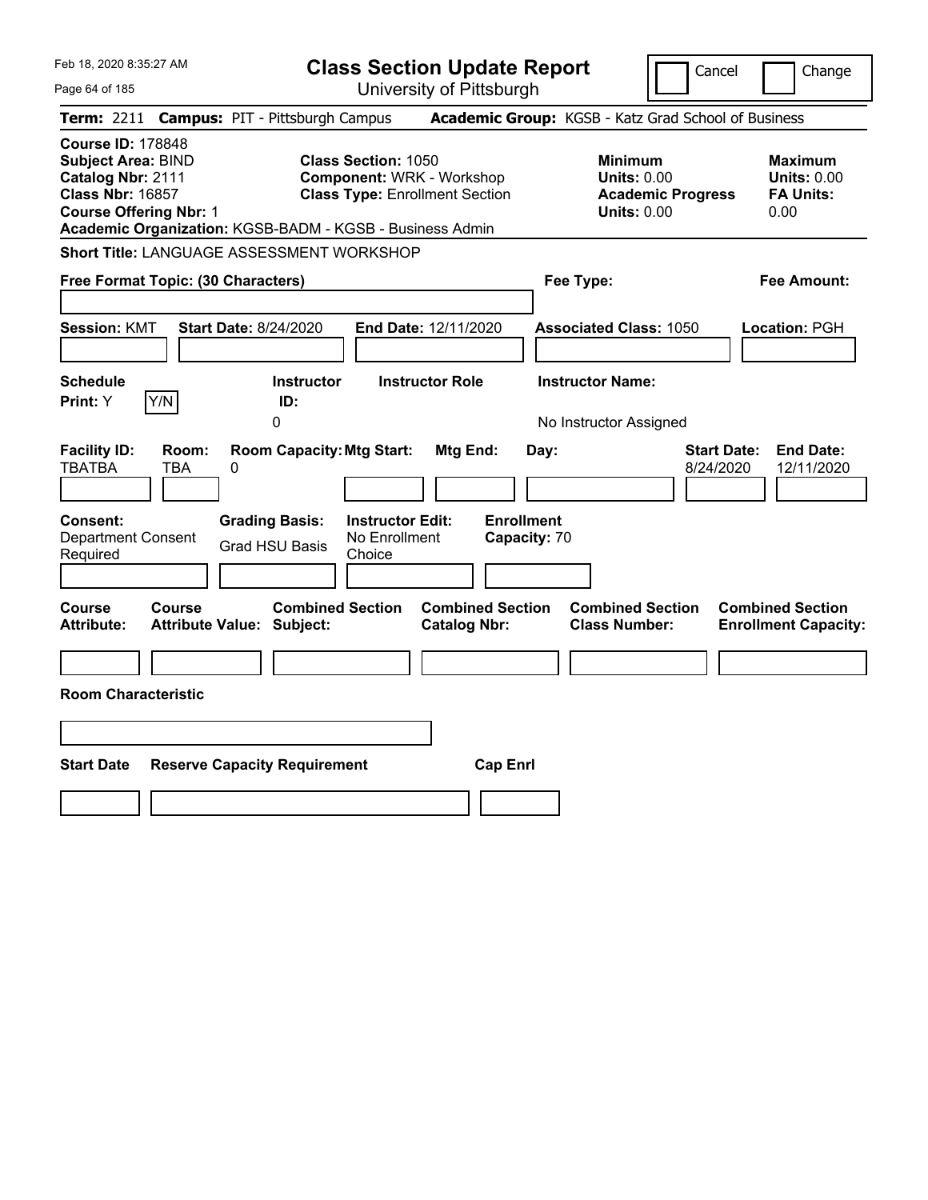# Class Section Update Report

University of Pittsburgh

Feb 18, 2020 8:35:27 AM

Cancel | Change

**Term:** 2211 **Campus:** PIT - Pittsburgh Campus **Academic Group:** KGSB - Katz Grad School of Business

**Course ID:** 178848
**Subject Area:** BIND
**Catalog Nbr:** 2111
**Class Nbr:** 16857
**Course Offering Nbr:** 1
**Academic Organization:** KGSB-BADM - KGSB - Business Admin

**Class Section:** 1050
**Component:** WRK - Workshop
**Class Type:** Enrollment Section

**Minimum**
**Units:** 0.00
**Academic Progress Units:** 0.00

**Maximum**
**Units:** 0.00
**FA Units:** 0.00

**Short Title:** LANGUAGE ASSESSMENT WORKSHOP

**Free Format Topic: (30 Characters)**

**Fee Type:**

**Fee Amount:**

**Session:** KMT **Start Date:** 8/24/2020 **End Date:** 12/11/2020 **Associated Class:** 1050 **Location:** PGH

| Schedule Print: | Instructor ID: | Instructor Role | Instructor Name: |
|---|---|---|---|
| Y | 0 | | No Instructor Assigned |

| Facility ID: | Room: | Room Capacity: | Mtg Start: | Mtg End: | Day: | Start Date: | End Date: |
|---|---|---|---|---|---|---|---|
| TBATBA | TBA | 0 | | | | 8/24/2020 | 12/11/2020 |

| Consent: | Grading Basis: | Instructor Edit: | Enrollment Capacity: |
|---|---|---|---|
| Department Consent Required | Grad HSU Basis | No Enrollment Choice | 70 |

| Course Attribute: | Course Attribute Value: | Combined Section Subject: | Combined Section Catalog Nbr: | Combined Section Class Number: | Combined Section Enrollment Capacity: |
|---|---|---|---|---|---|
| | | | | | |

**Room Characteristic**

| Start Date | Reserve Capacity Requirement | Cap Enrl |
|---|---|---|
| | | |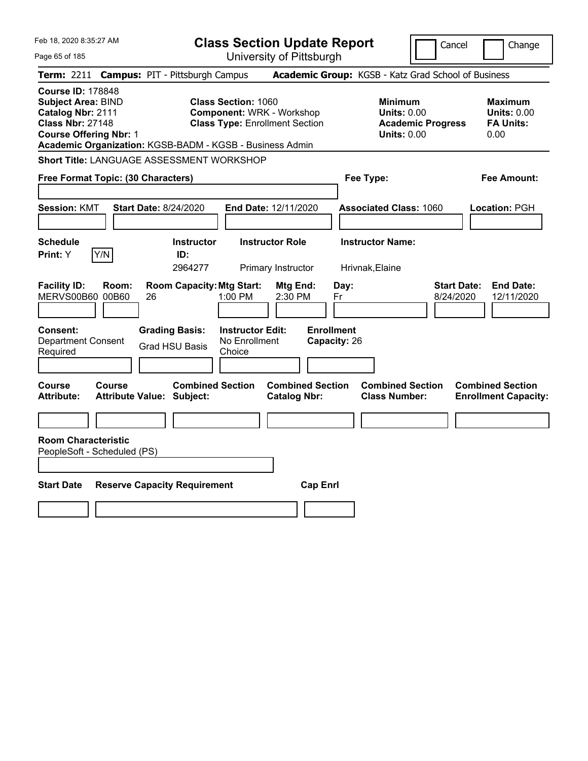Feb 18, 2020 8:35:27 AM

# Class Section Update Report

University of Pittsburgh

Cancel | Change

**Term:** 2211 **Campus:** PIT - Pittsburgh Campus **Academic Group:** KGSB - Katz Grad School of Business

**Course ID:** 178848
**Subject Area:** BIND
**Catalog Nbr:** 2111
**Class Nbr:** 27148
**Course Offering Nbr:** 1
**Academic Organization:** KGSB-BADM - KGSB - Business Admin

**Class Section:** 1060
**Component:** WRK - Workshop
**Class Type:** Enrollment Section

**Minimum**
**Units:** 0.00
**Academic Progress Units:** 0.00

**Maximum**
**Units:** 0.00
**FA Units:** 0.00

**Short Title:** LANGUAGE ASSESSMENT WORKSHOP

**Free Format Topic: (30 Characters)**

**Fee Type:**

**Fee Amount:**

**Session:** KMT **Start Date:** 8/24/2020 **End Date:** 12/11/2020 **Associated Class:** 1060 **Location:** PGH

| Schedule Print: | Instructor ID: | Instructor Role | Instructor Name: |
|---|---|---|---|
| Y  Y/N | 2964277 | Primary Instructor | Hrivnak,Elaine |

| Facility ID: | Room: | Room Capacity: | Mtg Start: | Mtg End: | Day: | Start Date: | End Date: |
|---|---|---|---|---|---|---|---|
| MERVS00B60 | 00B60 | 26 | 1:00 PM | 2:30 PM | Fr | 8/24/2020 | 12/11/2020 |

| Consent: | Grading Basis: | Instructor Edit: | Enrollment Capacity: |
|---|---|---|---|
| Department Consent Required | Grad HSU Basis | No Enrollment Choice | 26 |

| Course Attribute: | Course Attribute Value: | Combined Section Subject: | Combined Section Catalog Nbr: | Combined Section Class Number: | Combined Section Enrollment Capacity: |
|---|---|---|---|---|---|
| | | | | | |

**Room Characteristic**
PeopleSoft - Scheduled (PS)

| Start Date | Reserve Capacity Requirement | Cap Enrl |
|---|---|---|
| | | |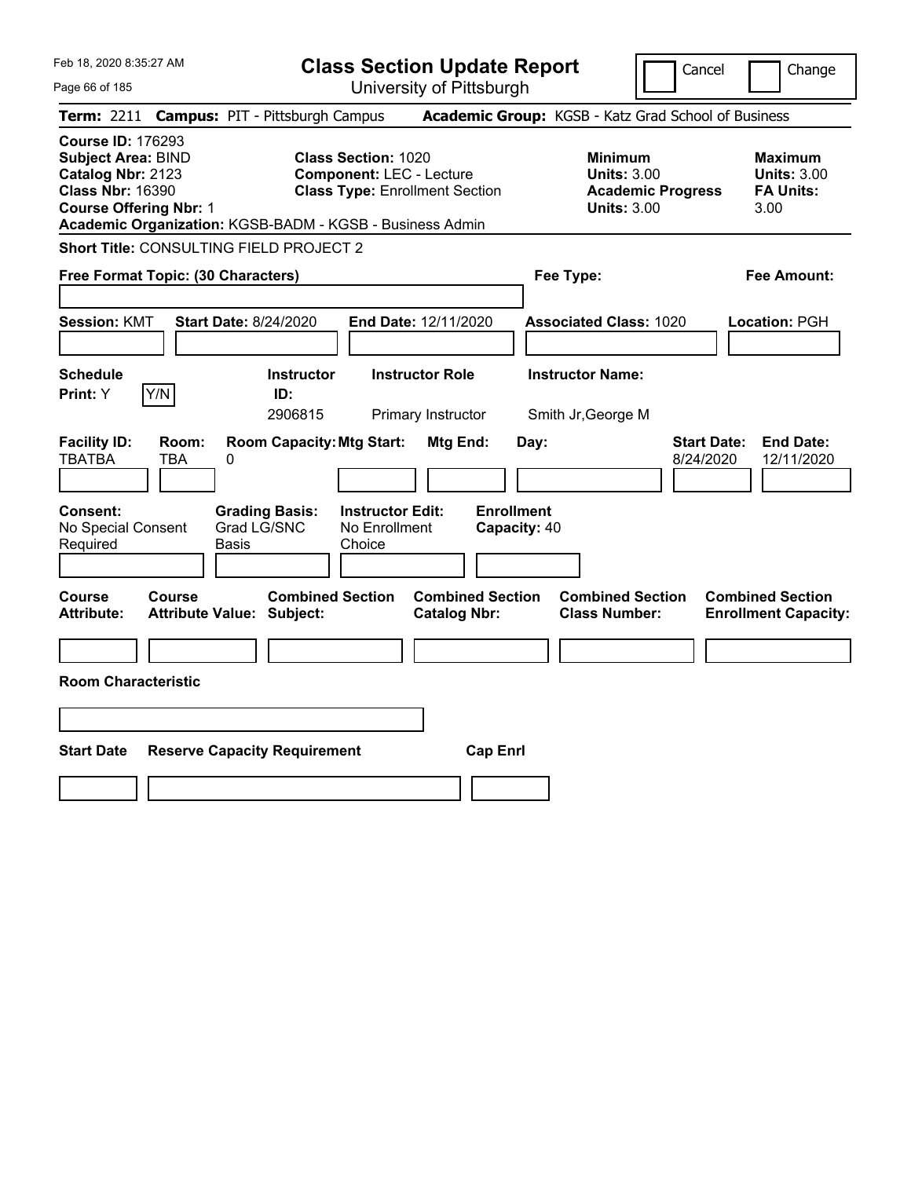# Class Section Update Report

University of Pittsburgh

Feb 18, 2020 8:35:27 AM

Cancel | Change

**Term:** 2211 **Campus:** PIT - Pittsburgh Campus **Academic Group:** KGSB - Katz Grad School of Business

**Course ID:** 176293
**Subject Area:** BIND
**Catalog Nbr:** 2123
**Class Nbr:** 16390
**Course Offering Nbr:** 1
**Academic Organization:** KGSB-BADM - KGSB - Business Admin

**Class Section:** 1020
**Component:** LEC - Lecture
**Class Type:** Enrollment Section

**Minimum**
**Units:** 3.00
**Academic Progress Units:** 3.00

**Maximum**
**Units:** 3.00
**FA Units:** 3.00

**Short Title:** CONSULTING FIELD PROJECT 2

**Free Format Topic: (30 Characters)**

**Fee Type:**

**Fee Amount:**

**Session:** KMT **Start Date:** 8/24/2020 **End Date:** 12/11/2020 **Associated Class:** 1020 **Location:** PGH

| Schedule Print | Instructor ID | Instructor Role | Instructor Name |
|---|---|---|---|
| Y (Y/N) | 2906815 | Primary Instructor | Smith Jr,George M |

| Facility ID | Room | Room Capacity | Mtg Start | Mtg End | Day | Start Date | End Date |
|---|---|---|---|---|---|---|---|
| TBATBA | TBA | 0 | | | | 8/24/2020 | 12/11/2020 |

| Consent | Grading Basis | Instructor Edit | Enrollment Capacity |
|---|---|---|---|
| No Special Consent Required | Grad LG/SNC Basis | No Enrollment Choice | 40 |

| Course Attribute | Course Attribute Value | Combined Section Subject | Combined Section Catalog Nbr | Combined Section Class Number | Combined Section Enrollment Capacity |
|---|---|---|---|---|---|
| | | | | | |

**Room Characteristic**

| Start Date | Reserve Capacity Requirement | Cap Enrl |
|---|---|---|
| | | |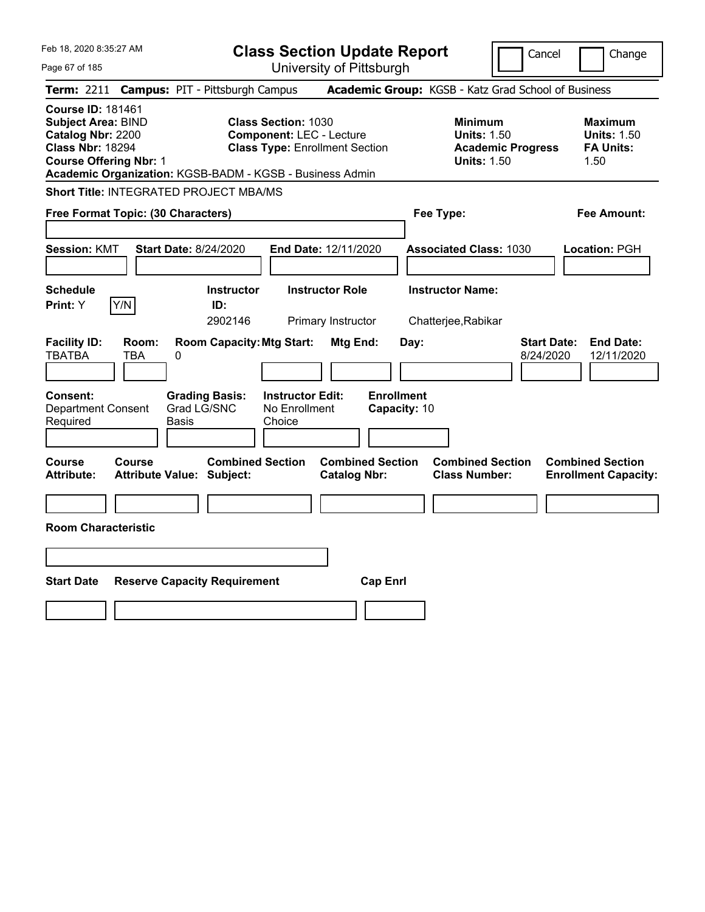Feb 18, 2020 8:35:27 AM

# Class Section Update Report

University of Pittsburgh

Cancel | Change

**Term:** 2211 **Campus:** PIT - Pittsburgh Campus **Academic Group:** KGSB - Katz Grad School of Business

**Course ID:** 181461
**Subject Area:** BIND
**Catalog Nbr:** 2200
**Class Nbr:** 18294
**Course Offering Nbr:** 1

**Class Section:** 1030
**Component:** LEC - Lecture
**Class Type:** Enrollment Section

**Minimum Units:** 1.50
**Academic Progress Units:** 1.50

**Maximum Units:** 1.50
**FA Units:** 1.50

**Academic Organization:** KGSB-BADM - KGSB - Business Admin

**Short Title:** INTEGRATED PROJECT MBA/MS

**Free Format Topic: (30 Characters)**

**Fee Type:**

**Fee Amount:**

**Session:** KMT **Start Date:** 8/24/2020 **End Date:** 12/11/2020 **Associated Class:** 1030 **Location:** PGH

| Schedule Print | Instructor ID | Instructor Role | Instructor Name |
|---|---|---|---|
| Y (Y/N) | 2902146 | Primary Instructor | Chatterjee,Rabikar |

| Facility ID | Room | Room Capacity | Mtg Start | Mtg End | Day | Start Date | End Date |
|---|---|---|---|---|---|---|---|
| TBATBA | TBA | 0 | | | | 8/24/2020 | 12/11/2020 |

**Consent:** Department Consent Required
**Grading Basis:** Grad LG/SNC Basis
**Instructor Edit:** No Enrollment Choice
**Enrollment Capacity:** 10

| Course Attribute | Course Attribute Value | Combined Section Subject | Combined Section Catalog Nbr | Combined Section Class Number | Combined Section Enrollment Capacity |
|---|---|---|---|---|---|
| | | | | | |

**Room Characteristic**

| Start Date | Reserve Capacity Requirement | Cap Enrl |
|---|---|---|
| | | |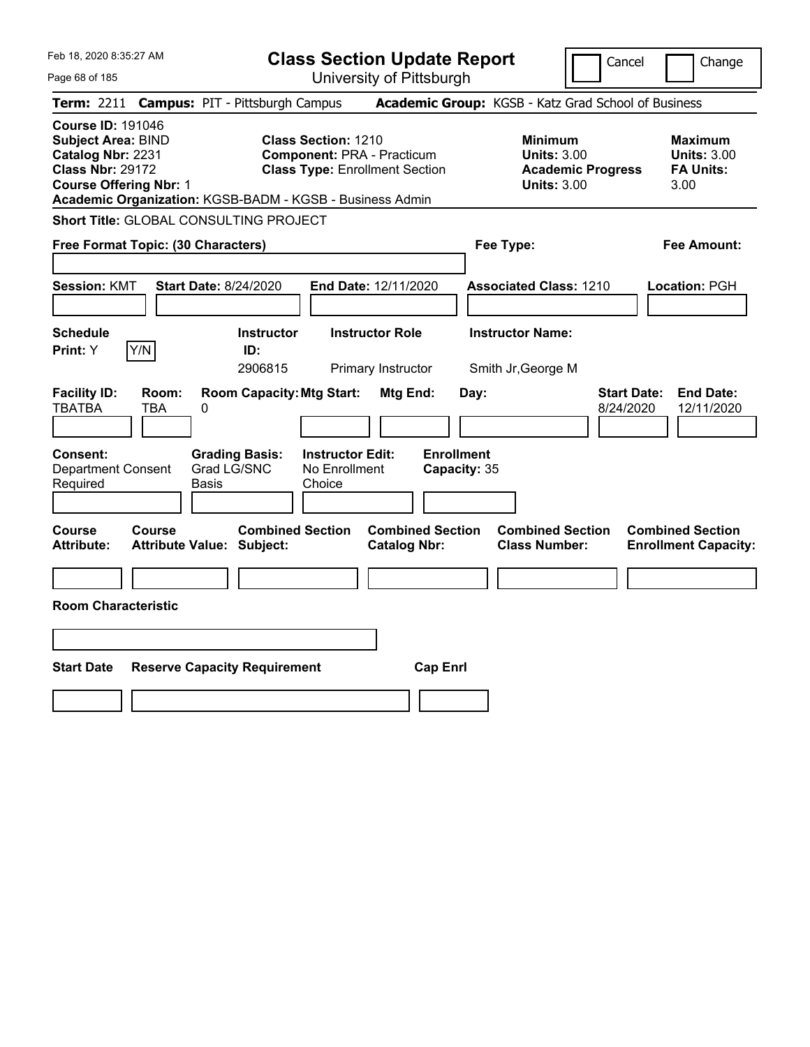Feb 18, 2020 8:35:27 AM

# Class Section Update Report

University of Pittsburgh

Cancel | Change

**Term:** 2211 **Campus:** PIT - Pittsburgh Campus **Academic Group:** KGSB - Katz Grad School of Business

**Course ID:** 191046
**Subject Area:** BIND
**Catalog Nbr:** 2231
**Class Nbr:** 29172
**Course Offering Nbr:** 1
**Academic Organization:** KGSB-BADM - KGSB - Business Admin

**Class Section:** 1210
**Component:** PRA - Practicum
**Class Type:** Enrollment Section

**Minimum Units:** 3.00
**Academic Progress Units:** 3.00

**Maximum Units:** 3.00
**FA Units:** 3.00

**Short Title:** GLOBAL CONSULTING PROJECT

**Free Format Topic: (30 Characters)**

**Fee Type:**

**Fee Amount:**

**Session:** KMT **Start Date:** 8/24/2020 **End Date:** 12/11/2020 **Associated Class:** 1210 **Location:** PGH

**Schedule Print:** Y [Y/N]

| Instructor ID | Instructor Role | Instructor Name |
|---|---|---|
| 2906815 | Primary Instructor | Smith Jr,George M |

| Facility ID | Room | Room Capacity | Mtg Start | Mtg End | Day | Start Date | End Date |
|---|---|---|---|---|---|---|---|
| TBATBA | TBA | 0 | | | | 8/24/2020 | 12/11/2020 |

**Consent:** Department Consent Required
**Grading Basis:** Grad LG/SNC Basis
**Instructor Edit:** No Enrollment Choice
**Enrollment Capacity:** 35

| Course Attribute | Course Attribute Value | Combined Section Subject | Combined Section Catalog Nbr | Combined Section Class Number | Combined Section Enrollment Capacity |
|---|---|---|---|---|---|
| | | | | | |

**Room Characteristic**

| Start Date | Reserve Capacity Requirement | Cap Enrl |
|---|---|---|
| | | |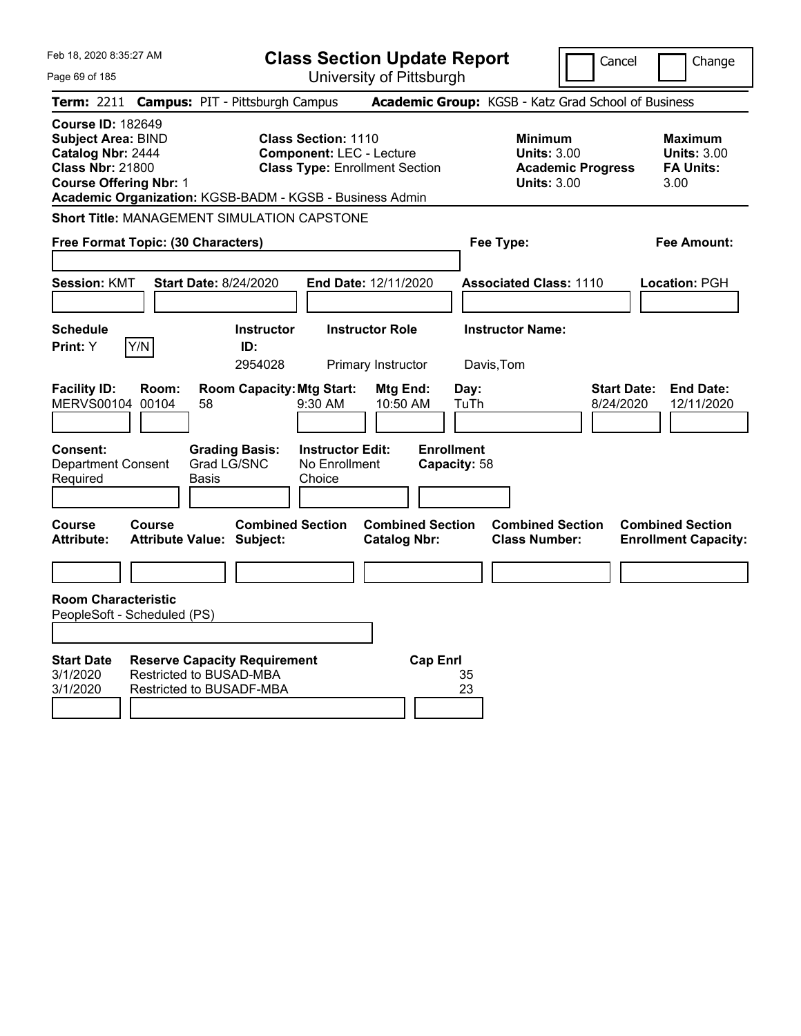Feb 18, 2020 8:35:27 AM

# Class Section Update Report

University of Pittsburgh

Cancel | Change

**Term:** 2211 **Campus:** PIT - Pittsburgh Campus **Academic Group:** KGSB - Katz Grad School of Business

**Course ID:** 182649
**Subject Area:** BIND
**Catalog Nbr:** 2444
**Class Nbr:** 21800
**Course Offering Nbr:** 1
**Academic Organization:** KGSB-BADM - KGSB - Business Admin

**Class Section:** 1110
**Component:** LEC - Lecture
**Class Type:** Enrollment Section

**Minimum Units:** 3.00
**Academic Progress Units:** 3.00

**Maximum Units:** 3.00
**FA Units:** 3.00

**Short Title:** MANAGEMENT SIMULATION CAPSTONE

**Free Format Topic: (30 Characters)**

**Fee Type:**

**Fee Amount:**

**Session:** KMT **Start Date:** 8/24/2020 **End Date:** 12/11/2020 **Associated Class:** 1110 **Location:** PGH

| Schedule Print | Instructor ID | Instructor Role | Instructor Name |
|---|---|---|---|
| Y | 2954028 | Primary Instructor | Davis,Tom |

| Facility ID | Room | Room Capacity | Mtg Start | Mtg End | Day | Start Date | End Date |
|---|---|---|---|---|---|---|---|
| MERVS00104 | 00104 | 58 | 9:30 AM | 10:50 AM | TuTh | 8/24/2020 | 12/11/2020 |

**Consent:** Department Consent Required
**Grading Basis:** Grad LG/SNC Basis
**Instructor Edit:** No Enrollment Choice
**Enrollment Capacity:** 58

| Course Attribute | Course Attribute Value | Combined Section Subject | Combined Section Catalog Nbr | Combined Section Class Number | Combined Section Enrollment Capacity |
|---|---|---|---|---|---|
| | | | | | |

**Room Characteristic**
PeopleSoft - Scheduled (PS)

| Start Date | Reserve Capacity Requirement | Cap Enrl |
|---|---|---|
| 3/1/2020 | Restricted to BUSAD-MBA | 35 |
| 3/1/2020 | Restricted to BUSADF-MBA | 23 |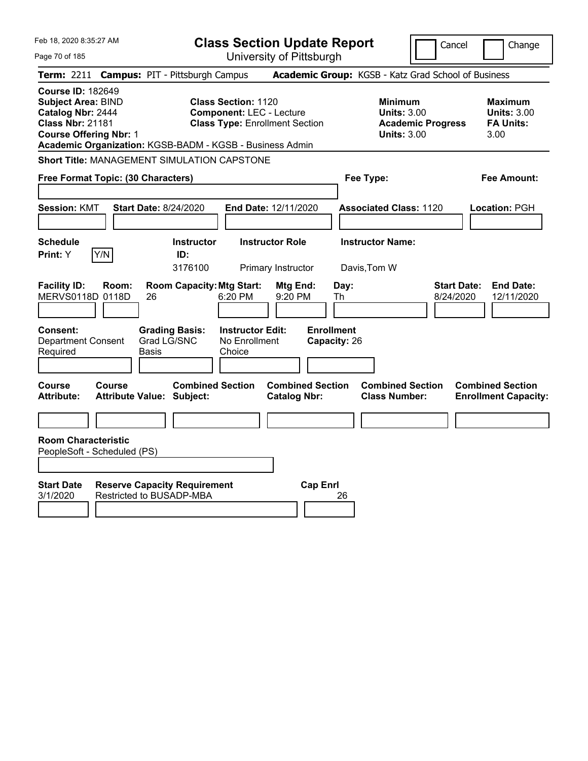# Class Section Update Report

University of Pittsburgh

Feb 18, 2020 8:35:27 AM

Cancel ☐ Change ☐

**Term:** 2211 **Campus:** PIT - Pittsburgh Campus **Academic Group:** KGSB - Katz Grad School of Business

**Course ID:** 182649
**Subject Area:** BIND
**Catalog Nbr:** 2444
**Class Nbr:** 21181
**Course Offering Nbr:** 1

**Class Section:** 1120
**Component:** LEC - Lecture
**Class Type:** Enrollment Section

**Minimum Units:** 3.00
**Academic Progress Units:** 3.00

**Maximum Units:** 3.00
**FA Units:** 3.00

**Academic Organization:** KGSB-BADM - KGSB - Business Admin

**Short Title:** MANAGEMENT SIMULATION CAPSTONE

**Free Format Topic: (30 Characters)**

**Fee Type:**

**Fee Amount:**

**Session:** KMT **Start Date:** 8/24/2020 **End Date:** 12/11/2020 **Associated Class:** 1120 **Location:** PGH

| Schedule Print | Instructor ID | Instructor Role | Instructor Name |
|---|---|---|---|
| Y (Y/N) | 3176100 | Primary Instructor | Davis,Tom W |

| Facility ID | Room | Room Capacity | Mtg Start | Mtg End | Day | Start Date | End Date |
|---|---|---|---|---|---|---|---|
| MERVS0118D | 0118D | 26 | 6:20 PM | 9:20 PM | Th | 8/24/2020 | 12/11/2020 |

**Consent:** Department Consent Required
**Grading Basis:** Grad LG/SNC Basis
**Instructor Edit:** No Enrollment Choice
**Enrollment Capacity:** 26

| Course Attribute | Course Attribute Value | Combined Section Subject | Combined Section Catalog Nbr | Combined Section Class Number | Combined Section Enrollment Capacity |
|---|---|---|---|---|---|
| | | | | | |

**Room Characteristic**
PeopleSoft - Scheduled (PS)

| Start Date | Reserve Capacity Requirement | Cap Enrl |
|---|---|---|
| 3/1/2020 | Restricted to BUSADP-MBA | 26 |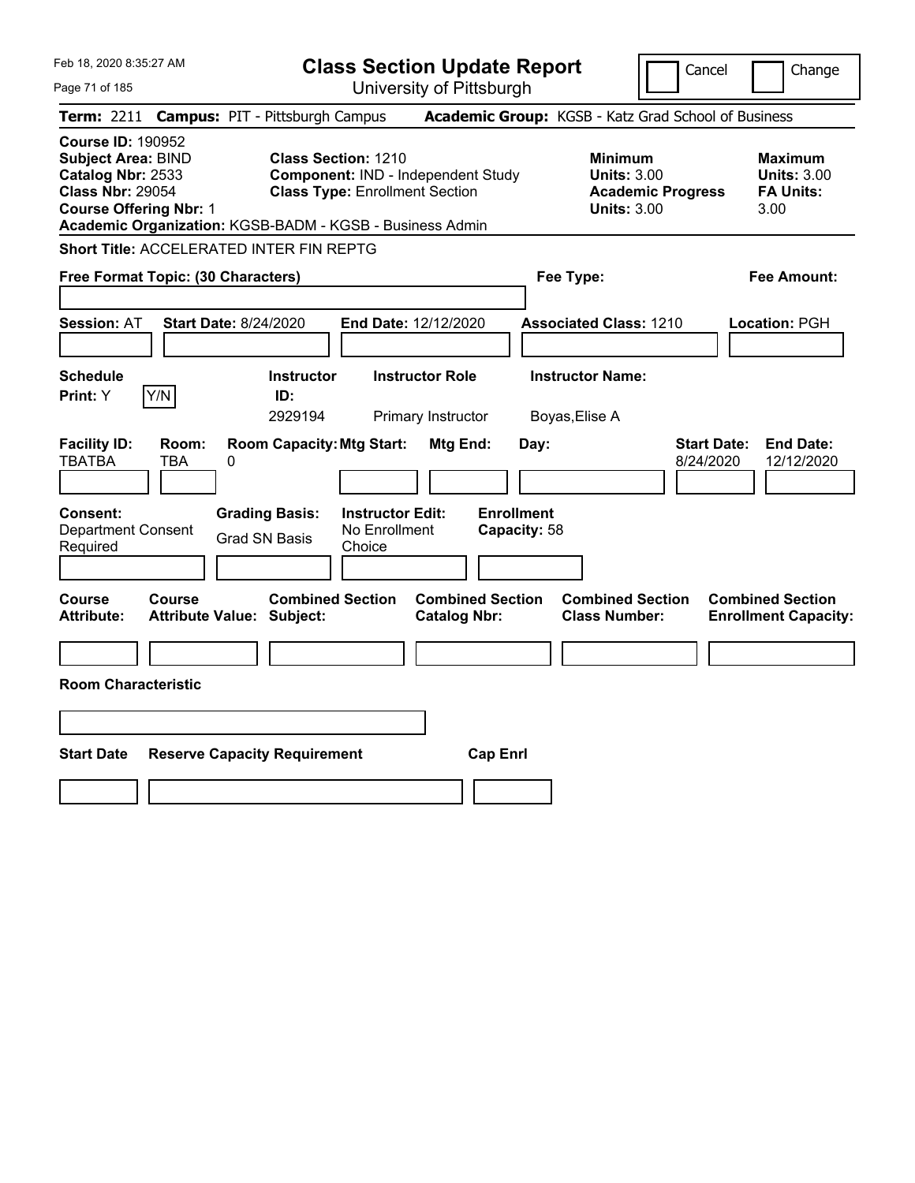Feb 18, 2020 8:35:27 AM

# Class Section Update Report

University of Pittsburgh

Cancel | Change

**Term:** 2211 **Campus:** PIT - Pittsburgh Campus **Academic Group:** KGSB - Katz Grad School of Business

**Course ID:** 190952
**Subject Area:** BIND
**Catalog Nbr:** 2533
**Class Nbr:** 29054
**Course Offering Nbr:** 1
**Academic Organization:** KGSB-BADM - KGSB - Business Admin

**Class Section:** 1210
**Component:** IND - Independent Study
**Class Type:** Enrollment Section

**Minimum Units:** 3.00
**Academic Progress Units:** 3.00

**Maximum Units:** 3.00
**FA Units:** 3.00

**Short Title:** ACCELERATED INTER FIN REPTG

**Free Format Topic: (30 Characters)**

**Fee Type:**

**Fee Amount:**

**Session:** AT **Start Date:** 8/24/2020 **End Date:** 12/12/2020 **Associated Class:** 1210 **Location:** PGH

| Schedule Print: | Instructor ID: | Instructor Role | Instructor Name: |
|---|---|---|---|
| Y [Y/N] | 2929194 | Primary Instructor | Boyas,Elise A |

| Facility ID: | Room: | Room Capacity: | Mtg Start: | Mtg End: | Day: | Start Date: | End Date: |
|---|---|---|---|---|---|---|---|
| TBATBA | TBA | 0 | | | | 8/24/2020 | 12/12/2020 |

| Consent: | Grading Basis: | Instructor Edit: | Enrollment Capacity: |
|---|---|---|---|
| Department Consent Required | Grad SN Basis | No Enrollment Choice | 58 |

| Course Attribute: | Course Attribute Value: | Combined Section Subject: | Combined Section Catalog Nbr: | Combined Section Class Number: | Combined Section Enrollment Capacity: |
|---|---|---|---|---|---|
| | | | | | |

**Room Characteristic**

| Start Date | Reserve Capacity Requirement | Cap Enrl |
|---|---|---|
| | | |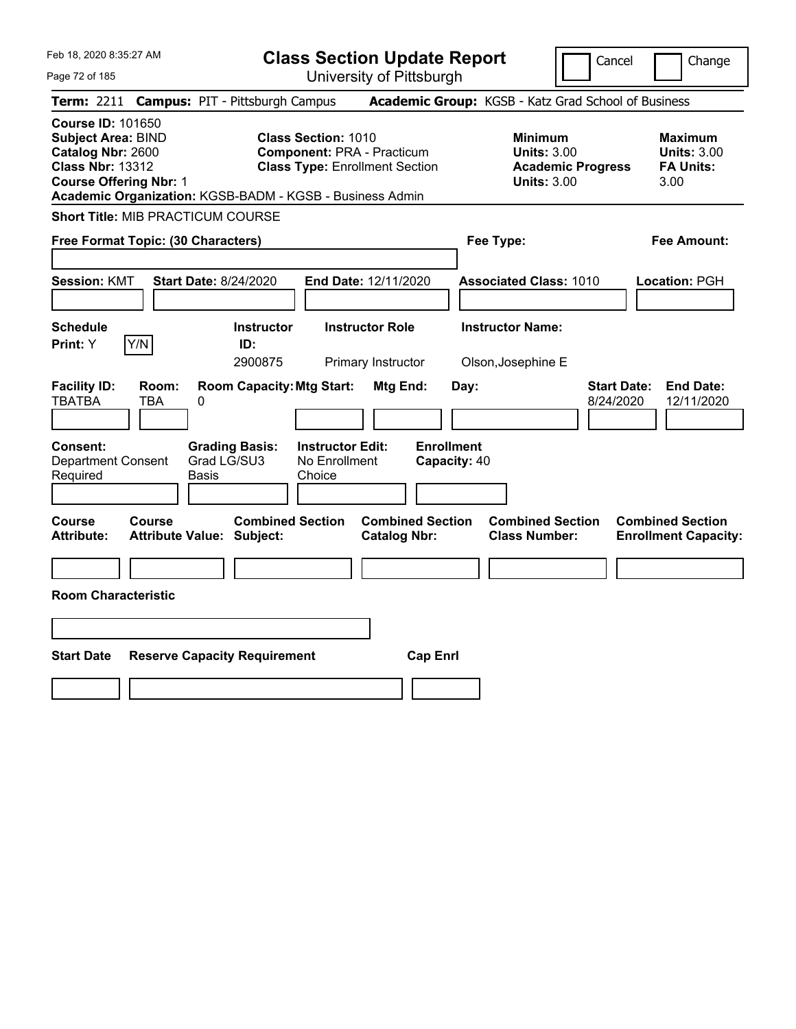Feb 18, 2020 8:35:27 AM

# Class Section Update Report

University of Pittsburgh

Cancel | Change

**Term:** 2211 **Campus:** PIT - Pittsburgh Campus **Academic Group:** KGSB - Katz Grad School of Business

**Course ID:** 101650
**Subject Area:** BIND
**Catalog Nbr:** 2600
**Class Nbr:** 13312
**Course Offering Nbr:** 1
**Academic Organization:** KGSB-BADM - KGSB - Business Admin

**Class Section:** 1010
**Component:** PRA - Practicum
**Class Type:** Enrollment Section

**Minimum Units:** 3.00
**Academic Progress Units:** 3.00

**Maximum Units:** 3.00
**FA Units:** 3.00

**Short Title:** MIB PRACTICUM COURSE

**Free Format Topic: (30 Characters)**

**Fee Type:**

**Fee Amount:**

**Session:** KMT **Start Date:** 8/24/2020 **End Date:** 12/11/2020 **Associated Class:** 1010 **Location:** PGH

| Schedule Print: | Instructor ID: | Instructor Role | Instructor Name: |
|---|---|---|---|
| Y [Y/N] | 2900875 | Primary Instructor | Olson,Josephine E |

| Facility ID: | Room: | Room Capacity: | Mtg Start: | Mtg End: | Day: | Start Date: | End Date: |
|---|---|---|---|---|---|---|---|
| TBATBA | TBA | 0 | | | | 8/24/2020 | 12/11/2020 |

| Consent: | Grading Basis: | Instructor Edit: | Enrollment Capacity: |
|---|---|---|---|
| Department Consent Required | Grad LG/SU3 Basis | No Enrollment Choice | 40 |

| Course Attribute: | Course Attribute Value: | Combined Section Subject: | Combined Section Catalog Nbr: | Combined Section Class Number: | Combined Section Enrollment Capacity: |
|---|---|---|---|---|---|
| | | | | | |

**Room Characteristic**

| Start Date | Reserve Capacity Requirement | Cap Enrl |
|---|---|---|
| | | |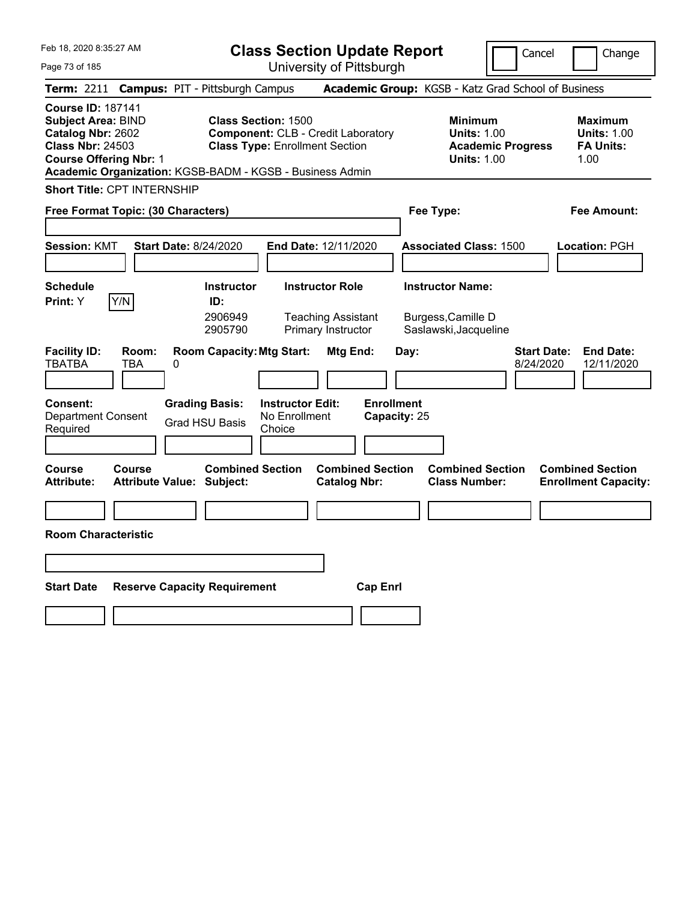Feb 18, 2020 8:35:27 AM

# Class Section Update Report

University of Pittsburgh

Cancel | Change

**Term:** 2211 **Campus:** PIT - Pittsburgh Campus **Academic Group:** KGSB - Katz Grad School of Business

**Course ID:** 187141
**Subject Area:** BIND
**Catalog Nbr:** 2602
**Class Nbr:** 24503
**Course Offering Nbr:** 1
**Academic Organization:** KGSB-BADM - KGSB - Business Admin

**Class Section:** 1500
**Component:** CLB - Credit Laboratory
**Class Type:** Enrollment Section

**Minimum**
**Units:** 1.00
**Academic Progress Units:** 1.00

**Maximum**
**Units:** 1.00
**FA Units:** 1.00

**Short Title:** CPT INTERNSHIP

**Free Format Topic: (30 Characters)**

**Fee Type:**

**Fee Amount:**

**Session:** KMT **Start Date:** 8/24/2020 **End Date:** 12/11/2020 **Associated Class:** 1500 **Location:** PGH

**Schedule Print:** Y [Y/N]

| Instructor ID | Instructor Role | Instructor Name |
|---|---|---|
| 2906949 | Teaching Assistant | Burgess,Camille D |
| 2905790 | Primary Instructor | Saslawski,Jacqueline |

| Facility ID: | Room: | Room Capacity: | Mtg Start: | Mtg End: | Day: | Start Date: | End Date: |
|---|---|---|---|---|---|---|---|
| TBATBA | TBA | 0 | | | | 8/24/2020 | 12/11/2020 |

**Consent:** Department Consent Required
**Grading Basis:** Grad HSU Basis
**Instructor Edit:** No Enrollment Choice
**Enrollment Capacity:** 25

| Course Attribute: | Course Attribute Value: | Combined Section Subject: | Combined Section Catalog Nbr: | Combined Section Class Number: | Combined Section Enrollment Capacity: |
|---|---|---|---|---|---|
| | | | | | |

**Room Characteristic**

| Start Date | Reserve Capacity Requirement | Cap Enrl |
|---|---|---|
| | | |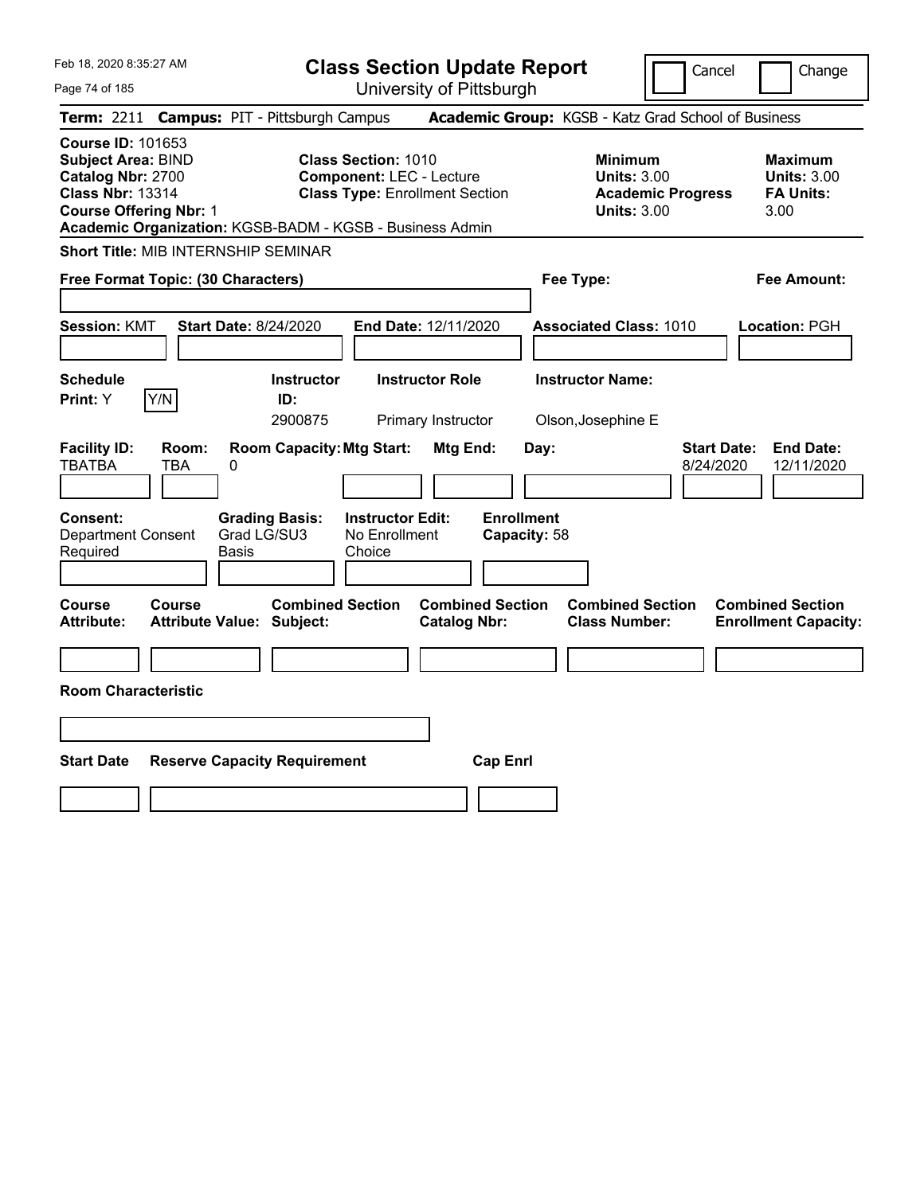# Class Section Update Report

University of Pittsburgh

Cancel ☐ Change ☐

**Term:** 2211 **Campus:** PIT - Pittsburgh Campus **Academic Group:** KGSB - Katz Grad School of Business

**Course ID:** 101653
**Subject Area:** BIND
**Catalog Nbr:** 2700
**Class Nbr:** 13314
**Course Offering Nbr:** 1
**Academic Organization:** KGSB-BADM - KGSB - Business Admin

**Class Section:** 1010
**Component:** LEC - Lecture
**Class Type:** Enrollment Section

**Minimum Units:** 3.00
**Academic Progress Units:** 3.00

**Maximum Units:** 3.00
**FA Units:** 3.00

**Short Title:** MIB INTERNSHIP SEMINAR

**Free Format Topic: (30 Characters)**

**Fee Type:**

**Fee Amount:**

**Session:** KMT **Start Date:** 8/24/2020 **End Date:** 12/11/2020 **Associated Class:** 1010 **Location:** PGH

| Schedule Print | Instructor ID | Instructor Role | Instructor Name |
|---|---|---|---|
| Y [Y/N] | 2900875 | Primary Instructor | Olson,Josephine E |

| Facility ID | Room | Room Capacity | Mtg Start | Mtg End | Day | Start Date | End Date |
|---|---|---|---|---|---|---|---|
| TBATBA | TBA | 0 | | | | 8/24/2020 | 12/11/2020 |

**Consent:** Department Consent Required
**Grading Basis:** Grad LG/SU3 Basis
**Instructor Edit:** No Enrollment Choice
**Enrollment Capacity:** 58

| Course Attribute | Course Attribute Value | Combined Section Subject | Combined Section Catalog Nbr | Combined Section Class Number | Combined Section Enrollment Capacity |
|---|---|---|---|---|---|
| | | | | | |

**Room Characteristic**

| Start Date | Reserve Capacity Requirement | Cap Enrl |
|---|---|---|
| | | |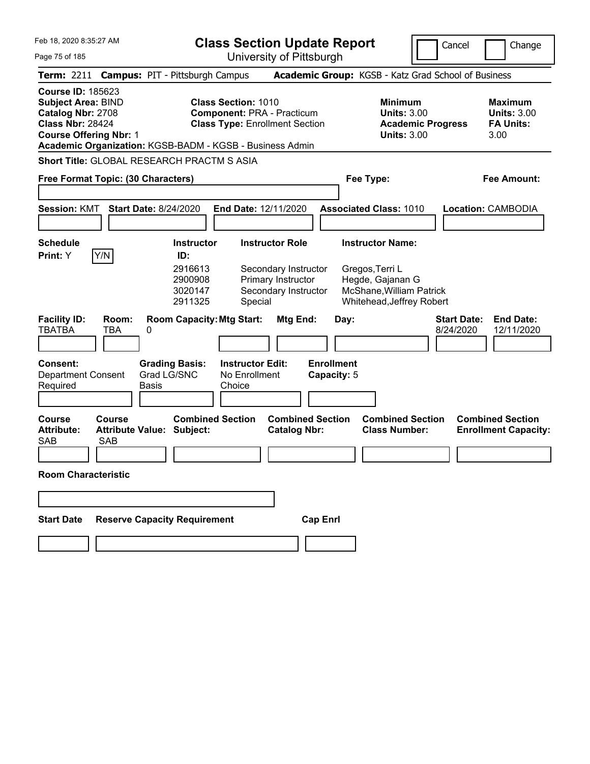Feb 18, 2020 8:35:27 AM

# Class Section Update Report

University of Pittsburgh

Cancel | Change

**Term:** 2211 **Campus:** PIT - Pittsburgh Campus **Academic Group:** KGSB - Katz Grad School of Business

**Course ID:** 185623
**Subject Area:** BIND
**Catalog Nbr:** 2708
**Class Nbr:** 28424
**Course Offering Nbr:** 1

**Class Section:** 1010
**Component:** PRA - Practicum
**Class Type:** Enrollment Section

**Minimum Units:** 3.00
**Academic Progress Units:** 3.00

**Maximum Units:** 3.00
**FA Units:** 3.00

**Academic Organization:** KGSB-BADM - KGSB - Business Admin

**Short Title:** GLOBAL RESEARCH PRACTM S ASIA

**Free Format Topic: (30 Characters)**

**Fee Type:**

**Fee Amount:**

**Session:** KMT **Start Date:** 8/24/2020 **End Date:** 12/11/2020 **Associated Class:** 1010 **Location:** CAMBODIA

**Schedule Print:** Y Y/N

| Instructor ID | Instructor Role | Instructor Name |
|---|---|---|
| 2916613 | Secondary Instructor | Gregos,Terri L |
| 2900908 | Primary Instructor | Hegde, Gajanan G |
| 3020147 | Secondary Instructor | McShane,William Patrick |
| 2911325 | Special | Whitehead,Jeffrey Robert |

| Facility ID: | Room: | Room Capacity: | Mtg Start: | Mtg End: | Day: | Start Date: | End Date: |
|---|---|---|---|---|---|---|---|
| TBATBA | TBA | 0 | | | | 8/24/2020 | 12/11/2020 |

**Consent:** Department Consent Required
**Grading Basis:** Grad LG/SNC Basis
**Instructor Edit:** No Enrollment Choice
**Enrollment Capacity:** 5

| Course Attribute: | Course Attribute Value: | Combined Section Subject: | Combined Section Catalog Nbr: | Combined Section Class Number: | Combined Section Enrollment Capacity: |
|---|---|---|---|---|---|
| SAB | SAB | | | | |

**Room Characteristic**

**Start Date** **Reserve Capacity Requirement** **Cap Enrl**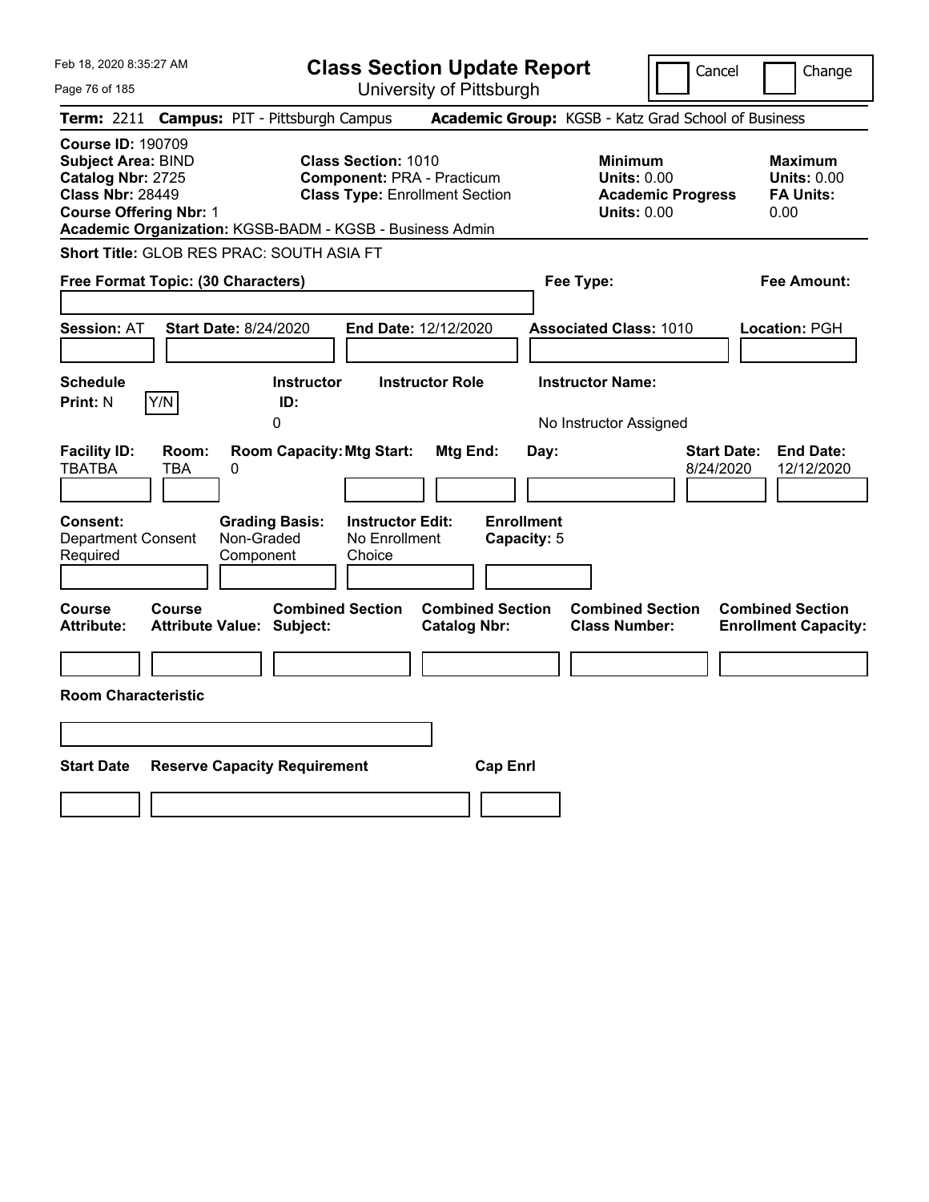# Class Section Update Report

University of Pittsburgh

Feb 18, 2020 8:35:27 AM

Cancel | Change

**Term:** 2211 **Campus:** PIT - Pittsburgh Campus **Academic Group:** KGSB - Katz Grad School of Business

**Course ID:** 190709
**Subject Area:** BIND
**Catalog Nbr:** 2725
**Class Nbr:** 28449
**Course Offering Nbr:** 1
**Academic Organization:** KGSB-BADM - KGSB - Business Admin

**Class Section:** 1010
**Component:** PRA - Practicum
**Class Type:** Enrollment Section

**Minimum Units:** 0.00
**Academic Progress Units:** 0.00

**Maximum Units:** 0.00
**FA Units:** 0.00

**Short Title:** GLOB RES PRAC: SOUTH ASIA FT

**Free Format Topic: (30 Characters)**

**Fee Type:**

**Fee Amount:**

**Session:** AT **Start Date:** 8/24/2020 **End Date:** 12/12/2020 **Associated Class:** 1010 **Location:** PGH

| Schedule Print | Instructor ID | Instructor Role | Instructor Name |
|---|---|---|---|
| N | 0 | | No Instructor Assigned |

| Facility ID | Room | Room Capacity | Mtg Start | Mtg End | Day | Start Date | End Date |
|---|---|---|---|---|---|---|---|
| TBATBA | TBA | 0 | | | | 8/24/2020 | 12/12/2020 |

| Consent | Grading Basis | Instructor Edit | Enrollment Capacity |
|---|---|---|---|
| Department Consent Required | Non-Graded Component | No Enrollment Choice | 5 |

| Course Attribute | Course Attribute Value | Combined Section Subject | Combined Section Catalog Nbr | Combined Section Class Number | Combined Section Enrollment Capacity |
|---|---|---|---|---|---|
| | | | | | |

**Room Characteristic**

| Start Date | Reserve Capacity Requirement | Cap Enrl |
|---|---|---|
| | | |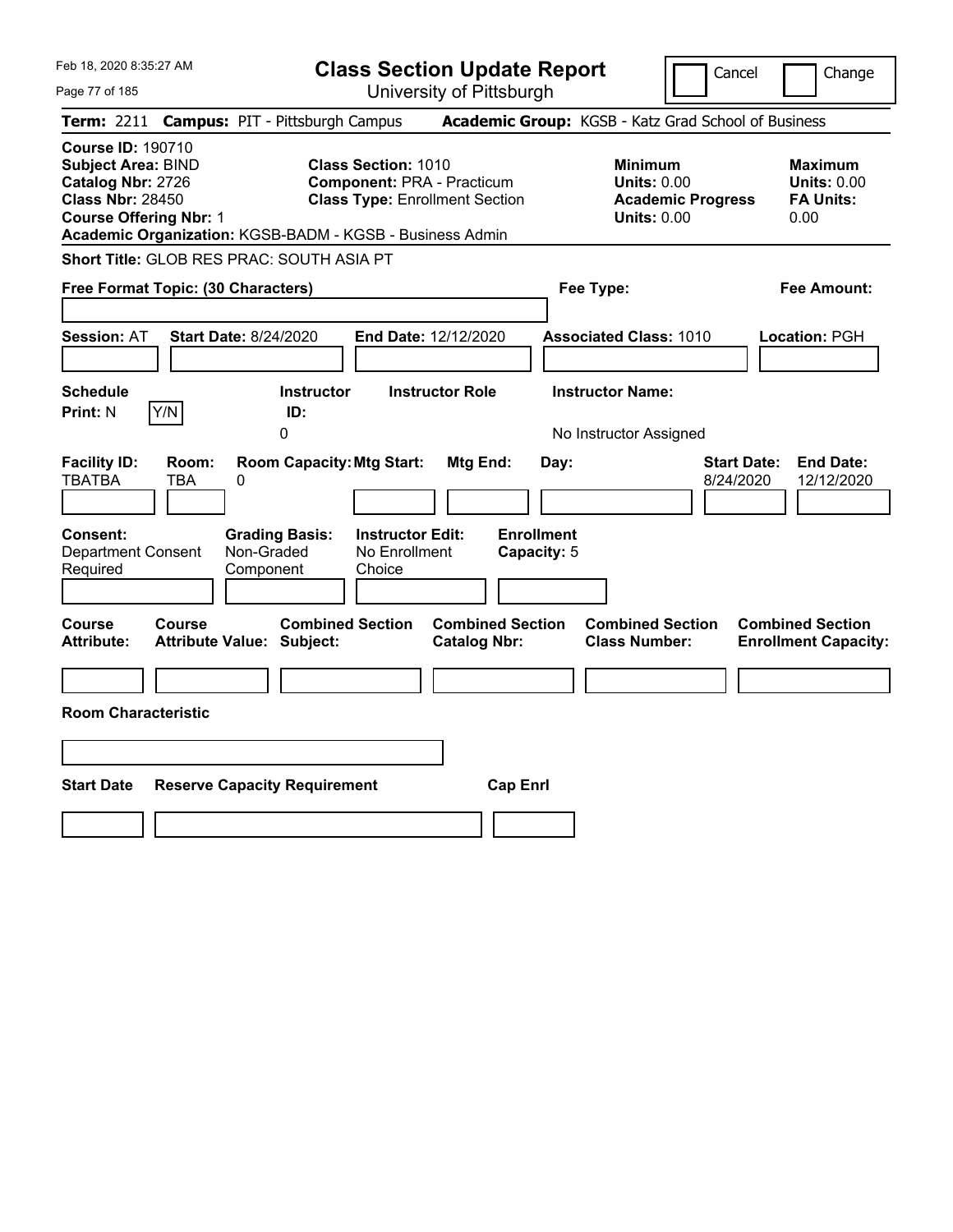Feb 18, 2020 8:35:27 AM

# Class Section Update Report

University of Pittsburgh

Cancel | Change

**Term:** 2211 **Campus:** PIT - Pittsburgh Campus **Academic Group:** KGSB - Katz Grad School of Business

**Course ID:** 190710
**Subject Area:** BIND
**Catalog Nbr:** 2726
**Class Nbr:** 28450
**Course Offering Nbr:** 1
**Academic Organization:** KGSB-BADM - KGSB - Business Admin

**Class Section:** 1010
**Component:** PRA - Practicum
**Class Type:** Enrollment Section

**Minimum Units:** 0.00
**Academic Progress Units:** 0.00

**Maximum Units:** 0.00
**FA Units:** 0.00

**Short Title:** GLOB RES PRAC: SOUTH ASIA PT

**Free Format Topic: (30 Characters)** | **Fee Type:** | **Fee Amount:**

**Session:** AT **Start Date:** 8/24/2020 **End Date:** 12/12/2020 **Associated Class:** 1010 **Location:** PGH

| Schedule Print: | Instructor ID: | Instructor Role | Instructor Name: |
|---|---|---|---|
| N (Y/N) | 0 | | No Instructor Assigned |

| Facility ID: | Room: | Room Capacity: | Mtg Start: | Mtg End: | Day: | Start Date: | End Date: |
|---|---|---|---|---|---|---|---|
| TBATBA | TBA | 0 | | | | 8/24/2020 | 12/12/2020 |

| Consent: | Grading Basis: | Instructor Edit: | Enrollment Capacity: |
|---|---|---|---|
| Department Consent Required | Non-Graded Component | No Enrollment Choice | 5 |

| Course Attribute: | Course Attribute Value: | Combined Section Subject: | Combined Section Catalog Nbr: | Combined Section Class Number: | Combined Section Enrollment Capacity: |
|---|---|---|---|---|---|
| | | | | | |

**Room Characteristic**

| Start Date | Reserve Capacity Requirement | Cap Enrl |
|---|---|---|
| | | |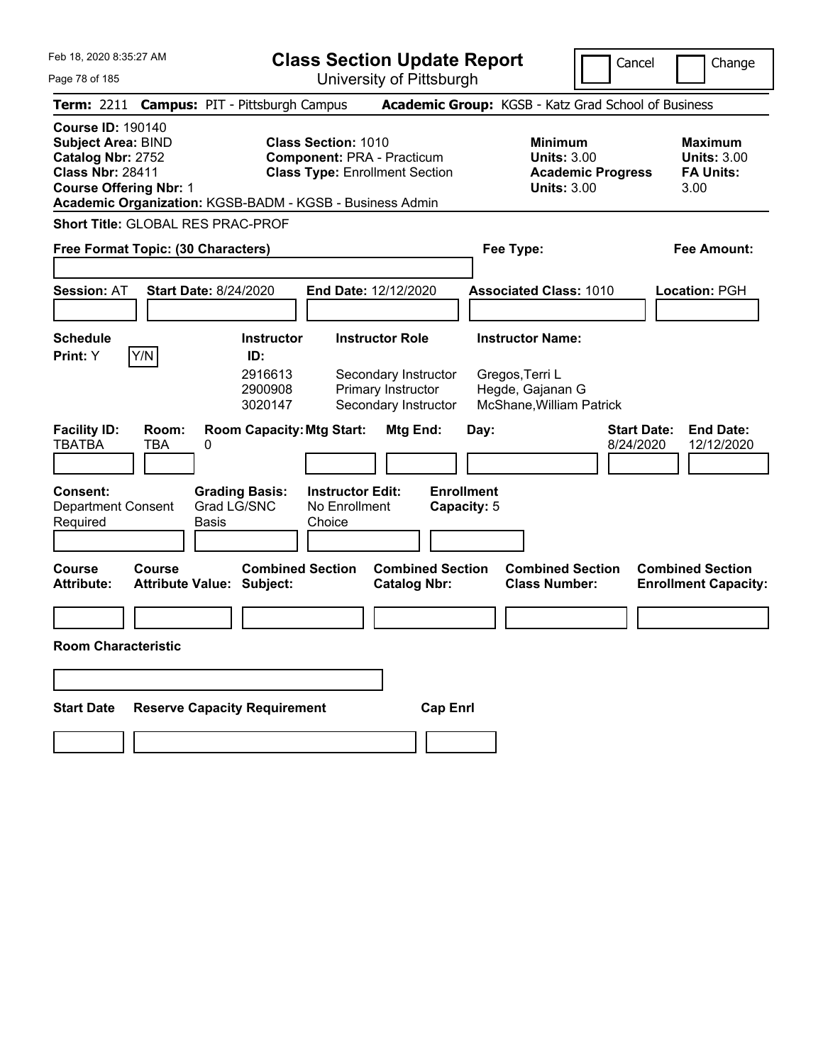# Class Section Update Report

University of Pittsburgh

Feb 18, 2020 8:35:27 AM

Cancel | Change

**Term:** 2211 **Campus:** PIT - Pittsburgh Campus **Academic Group:** KGSB - Katz Grad School of Business

**Course ID:** 190140
**Subject Area:** BIND
**Catalog Nbr:** 2752
**Class Nbr:** 28411
**Course Offering Nbr:** 1
**Academic Organization:** KGSB-BADM - KGSB - Business Admin

**Class Section:** 1010
**Component:** PRA - Practicum
**Class Type:** Enrollment Section

**Minimum Units:** 3.00
**Academic Progress Units:** 3.00

**Maximum Units:** 3.00
**FA Units:** 3.00

**Short Title:** GLOBAL RES PRAC-PROF

**Free Format Topic: (30 Characters)**

**Fee Type:**

**Fee Amount:**

**Session:** AT **Start Date:** 8/24/2020 **End Date:** 12/12/2020 **Associated Class:** 1010 **Location:** PGH

**Schedule Print:** Y Y/N

| Instructor ID | Instructor Role | Instructor Name |
|---|---|---|
| 2916613 | Secondary Instructor | Gregos,Terri L |
| 2900908 | Primary Instructor | Hegde, Gajanan G |
| 3020147 | Secondary Instructor | McShane,William Patrick |

| Facility ID: | Room: | Room Capacity: | Mtg Start: | Mtg End: | Day: | Start Date: | End Date: |
|---|---|---|---|---|---|---|---|
| TBATBA | TBA | 0 | | | | 8/24/2020 | 12/12/2020 |

**Consent:** Department Consent Required
**Grading Basis:** Grad LG/SNC Basis
**Instructor Edit:** No Enrollment Choice
**Enrollment Capacity:** 5

| Course Attribute: | Course Attribute Value: | Combined Section Subject: | Combined Section Catalog Nbr: | Combined Section Class Number: | Combined Section Enrollment Capacity: |
|---|---|---|---|---|---|
| | | | | | |

**Room Characteristic**

| Start Date | Reserve Capacity Requirement | Cap Enrl |
|---|---|---|
| | | |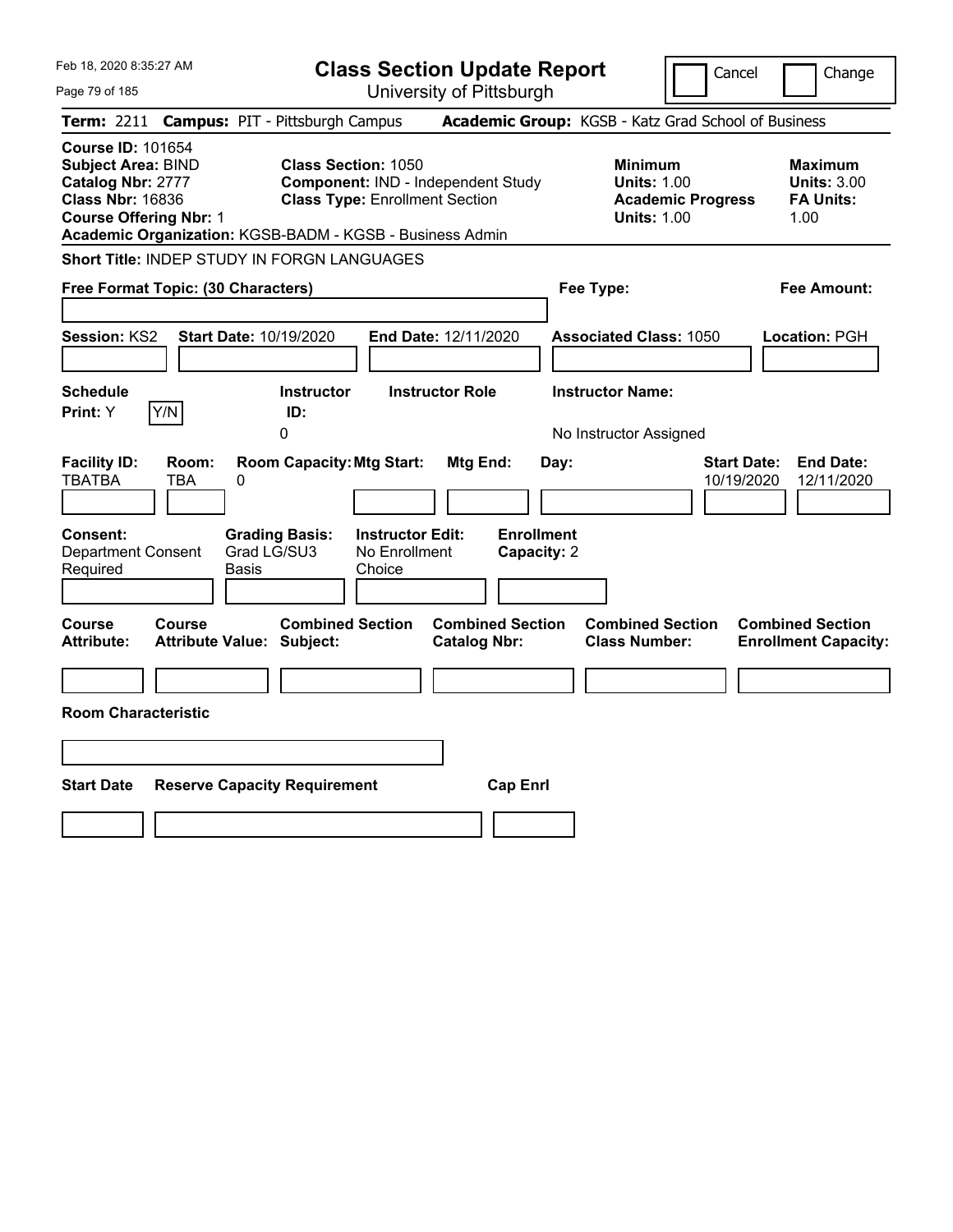# Class Section Update Report

University of Pittsburgh

Cancel | Change

**Term:** 2211 **Campus:** PIT - Pittsburgh Campus **Academic Group:** KGSB - Katz Grad School of Business

**Course ID:** 101654
**Subject Area:** BIND
**Catalog Nbr:** 2777
**Class Nbr:** 16836
**Course Offering Nbr:** 1
**Academic Organization:** KGSB-BADM - KGSB - Business Admin

**Class Section:** 1050
**Component:** IND - Independent Study
**Class Type:** Enrollment Section

**Minimum Units:** 1.00
**Academic Progress Units:** 1.00

**Maximum Units:** 3.00
**FA Units:** 1.00

**Short Title:** INDEP STUDY IN FORGN LANGUAGES

**Free Format Topic: (30 Characters)**

**Fee Type:**

**Fee Amount:**

**Session:** KS2 **Start Date:** 10/19/2020 **End Date:** 12/11/2020 **Associated Class:** 1050 **Location:** PGH

| Schedule Print: | Instructor ID: | Instructor Role | Instructor Name: |
|---|---|---|---|
| Y [Y/N] | 0 | | No Instructor Assigned |

| Facility ID: | Room: | Room Capacity: | Mtg Start: | Mtg End: | Day: | Start Date: | End Date: |
|---|---|---|---|---|---|---|---|
| TBATBA | TBA | 0 | | | | 10/19/2020 | 12/11/2020 |

| Consent: | Grading Basis: | Instructor Edit: | Enrollment Capacity: |
|---|---|---|---|
| Department Consent Required | Grad LG/SU3 Basis | No Enrollment Choice | 2 |

| Course Attribute: | Course Attribute Value: | Combined Section Subject: | Combined Section Catalog Nbr: | Combined Section Class Number: | Combined Section Enrollment Capacity: |
|---|---|---|---|---|---|
| | | | | | |

**Room Characteristic**

| Start Date | Reserve Capacity Requirement | Cap Enrl |
|---|---|---|
| | | |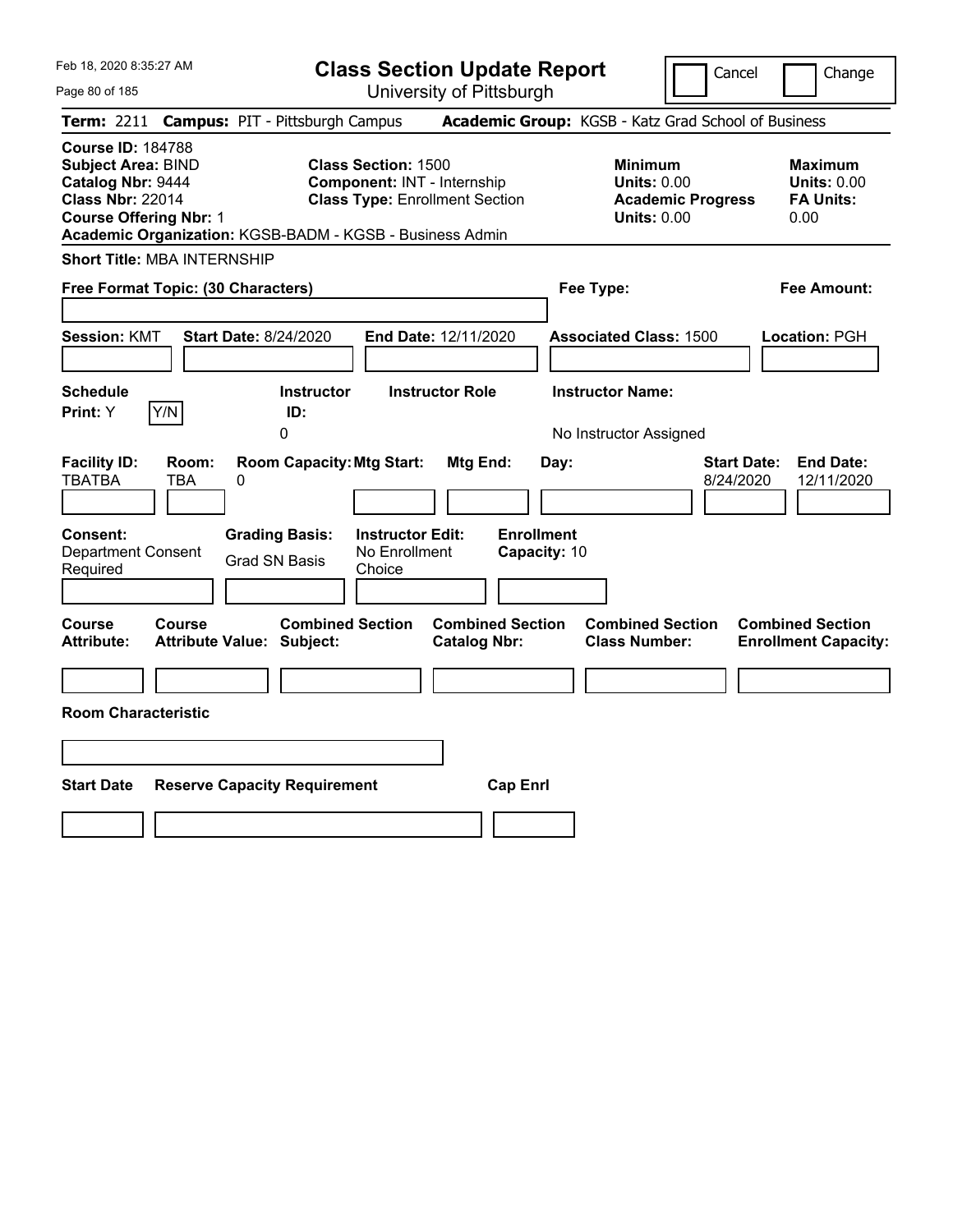# Class Section Update Report

University of Pittsburgh

Cancel | Change

**Term:** 2211 **Campus:** PIT - Pittsburgh Campus **Academic Group:** KGSB - Katz Grad School of Business

**Course ID:** 184788
**Subject Area:** BIND
**Catalog Nbr:** 9444
**Class Nbr:** 22014
**Course Offering Nbr:** 1
**Academic Organization:** KGSB-BADM - KGSB - Business Admin

**Class Section:** 1500
**Component:** INT - Internship
**Class Type:** Enrollment Section

**Minimum Units:** 0.00
**Academic Progress Units:** 0.00

**Maximum Units:** 0.00
**FA Units:** 0.00

**Short Title:** MBA INTERNSHIP

**Free Format Topic: (30 Characters)**

**Fee Type:**

**Fee Amount:**

**Session:** KMT **Start Date:** 8/24/2020 **End Date:** 12/11/2020 **Associated Class:** 1500 **Location:** PGH

| Schedule Print | Instructor ID | Instructor Role | Instructor Name |
|---|---|---|---|
| Y | 0 | | No Instructor Assigned |

| Facility ID | Room | Room Capacity | Mtg Start | Mtg End | Day | Start Date | End Date |
|---|---|---|---|---|---|---|---|
| TBATBA | TBA | 0 | | | | 8/24/2020 | 12/11/2020 |

| Consent | Grading Basis | Instructor Edit | Enrollment Capacity |
|---|---|---|---|
| Department Consent Required | Grad SN Basis | No Enrollment Choice | 10 |

| Course Attribute | Course Attribute Value | Combined Section Subject | Combined Section Catalog Nbr | Combined Section Class Number | Combined Section Enrollment Capacity |
|---|---|---|---|---|---|
| | | | | | |

**Room Characteristic**

| Start Date | Reserve Capacity Requirement | Cap Enrl |
|---|---|---|
| | | |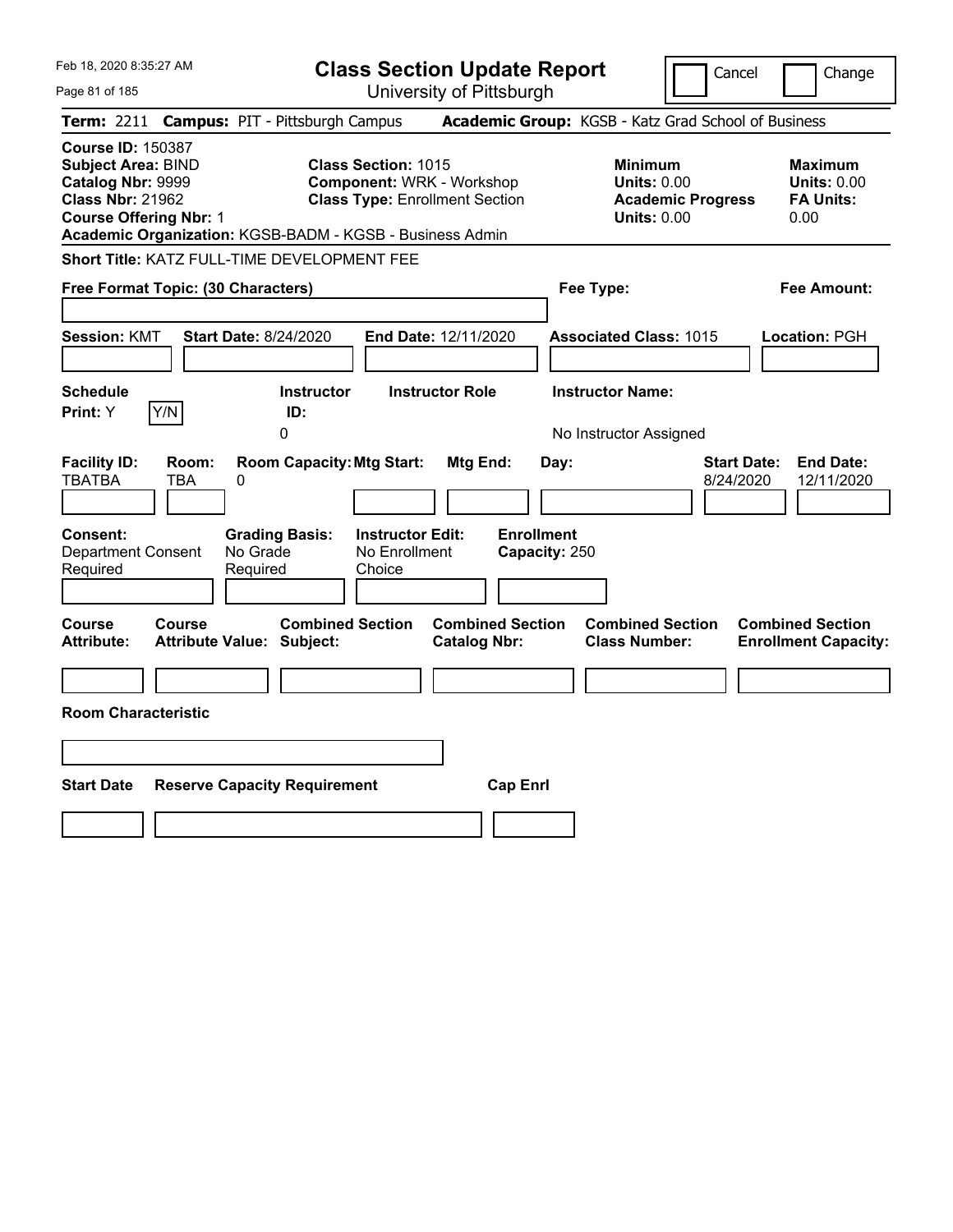Feb 18, 2020 8:35:27 AM

# Class Section Update Report

University of Pittsburgh

Cancel | Change

**Term:** 2211 **Campus:** PIT - Pittsburgh Campus **Academic Group:** KGSB - Katz Grad School of Business

**Course ID:** 150387
**Subject Area:** BIND
**Catalog Nbr:** 9999
**Class Nbr:** 21962
**Course Offering Nbr:** 1

**Class Section:** 1015
**Component:** WRK - Workshop
**Class Type:** Enrollment Section

**Minimum Units:** 0.00
**Academic Progress Units:** 0.00

**Maximum Units:** 0.00
**FA Units:** 0.00

**Academic Organization:** KGSB-BADM - KGSB - Business Admin

**Short Title:** KATZ FULL-TIME DEVELOPMENT FEE

**Free Format Topic: (30 Characters)**

**Fee Type:**

**Fee Amount:**

**Session:** KMT **Start Date:** 8/24/2020 **End Date:** 12/11/2020 **Associated Class:** 1015 **Location:** PGH

| Schedule Print | Instructor ID | Instructor Role | Instructor Name |
|---|---|---|---|
| Y | 0 | | No Instructor Assigned |

| Facility ID | Room | Room Capacity | Mtg Start | Mtg End | Day | Start Date | End Date |
|---|---|---|---|---|---|---|---|
| TBATBA | TBA | 0 | | | | 8/24/2020 | 12/11/2020 |

| Consent | Grading Basis | Instructor Edit | Enrollment Capacity |
|---|---|---|---|
| Department Consent Required | No Grade Required | No Enrollment Choice | 250 |

| Course Attribute | Course Attribute Value | Combined Section Subject | Combined Section Catalog Nbr | Combined Section Class Number | Combined Section Enrollment Capacity |
|---|---|---|---|---|---|
| | | | | | |

**Room Characteristic**

| Start Date | Reserve Capacity Requirement | Cap Enrl |
|---|---|---|
| | | |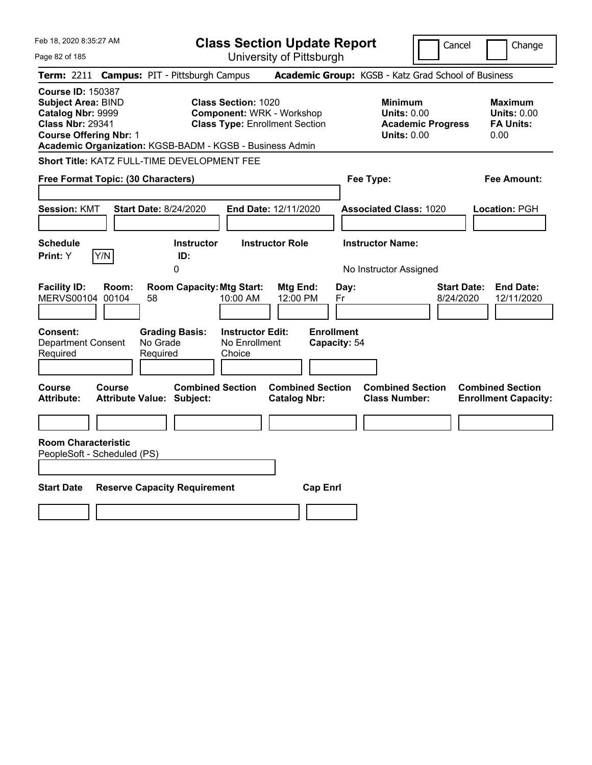# Class Section Update Report

University of Pittsburgh

Feb 18, 2020 8:35:27 AM

Cancel | Change

**Term:** 2211 **Campus:** PIT - Pittsburgh Campus **Academic Group:** KGSB - Katz Grad School of Business

**Course ID:** 150387
**Subject Area:** BIND
**Catalog Nbr:** 9999
**Class Nbr:** 29341
**Course Offering Nbr:** 1
**Academic Organization:** KGSB-BADM - KGSB - Business Admin

**Class Section:** 1020
**Component:** WRK - Workshop
**Class Type:** Enrollment Section

| | Minimum | Maximum |
|---|---|---|
| Units | 0.00 | 0.00 |
| Academic Progress Units | 0.00 | |
| FA Units | | 0.00 |

**Short Title:** KATZ FULL-TIME DEVELOPMENT FEE

**Free Format Topic: (30 Characters)**

**Fee Type:**

**Fee Amount:**

**Session:** KMT **Start Date:** 8/24/2020 **End Date:** 12/11/2020 **Associated Class:** 1020 **Location:** PGH

| Schedule Print | Instructor ID | Instructor Role | Instructor Name |
|---|---|---|---|
| Y | 0 | | No Instructor Assigned |

| Facility ID | Room | Room Capacity | Mtg Start | Mtg End | Day | Start Date | End Date |
|---|---|---|---|---|---|---|---|
| MERVS00104 | 00104 | 58 | 10:00 AM | 12:00 PM | Fr | 8/24/2020 | 12/11/2020 |

| Consent | Grading Basis | Instructor Edit | Enrollment Capacity |
|---|---|---|---|
| Department Consent Required | No Grade Required | No Enrollment Choice | 54 |

| Course Attribute | Course Attribute Value | Combined Section Subject | Combined Section Catalog Nbr | Combined Section Class Number | Combined Section Enrollment Capacity |
|---|---|---|---|---|---|
| | | | | | |

**Room Characteristic**
PeopleSoft - Scheduled (PS)

| Start Date | Reserve Capacity Requirement | Cap Enrl |
|---|---|---|
| | | |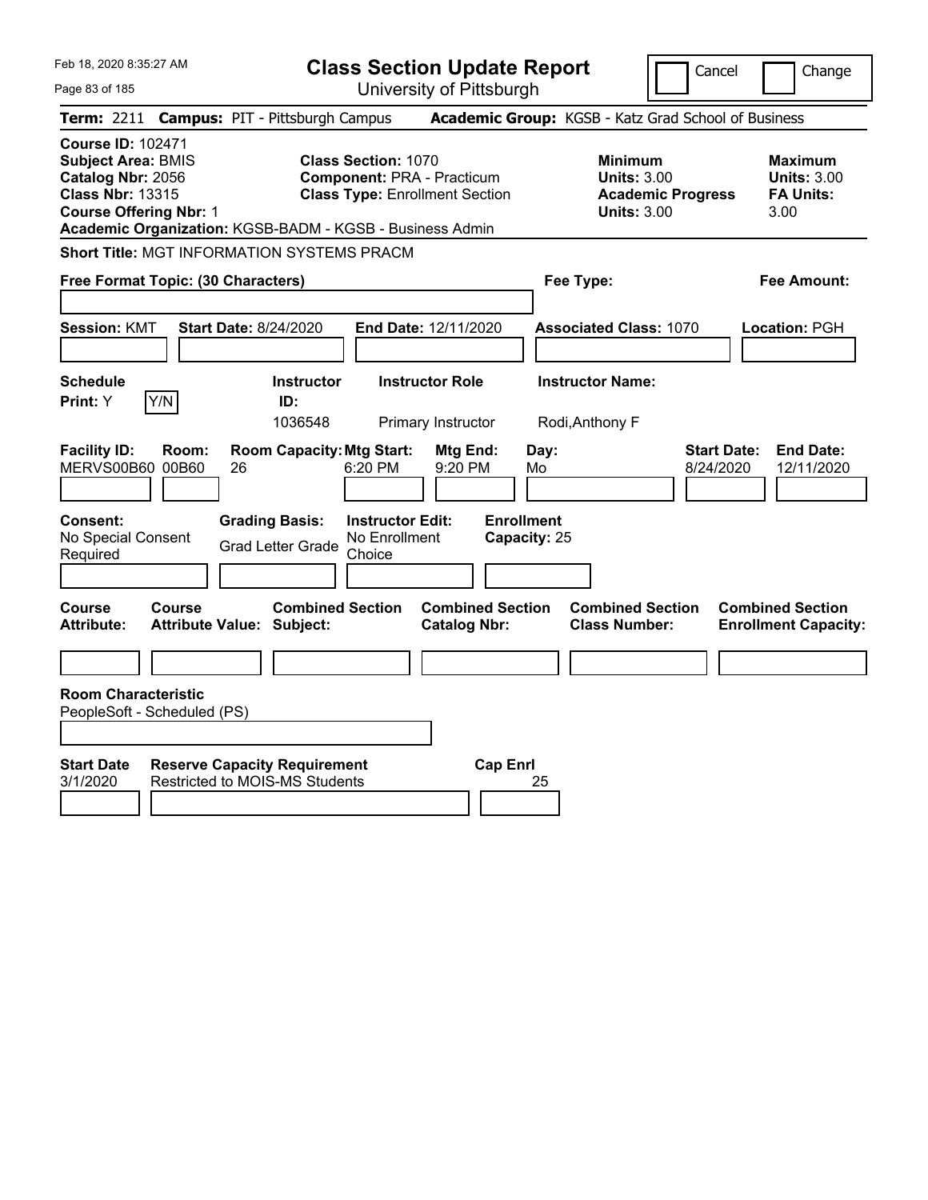Feb 18, 2020 8:35:27 AM

# Class Section Update Report

University of Pittsburgh

Cancel | Change

**Term:** 2211 **Campus:** PIT - Pittsburgh Campus **Academic Group:** KGSB - Katz Grad School of Business

**Course ID:** 102471
**Subject Area:** BMIS
**Catalog Nbr:** 2056
**Class Nbr:** 13315
**Course Offering Nbr:** 1
**Academic Organization:** KGSB-BADM - KGSB - Business Admin

**Class Section:** 1070
**Component:** PRA - Practicum
**Class Type:** Enrollment Section

**Minimum Units:** 3.00
**Academic Progress Units:** 3.00

**Maximum Units:** 3.00
**FA Units:** 3.00

**Short Title:** MGT INFORMATION SYSTEMS PRACM

**Free Format Topic: (30 Characters)**

**Fee Type:**

**Fee Amount:**

**Session:** KMT **Start Date:** 8/24/2020 **End Date:** 12/11/2020 **Associated Class:** 1070 **Location:** PGH

| Schedule Print: | Instructor ID: | Instructor Role | Instructor Name: |
|---|---|---|---|
| Y [Y/N] | 1036548 | Primary Instructor | Rodi,Anthony F |

| Facility ID: | Room: | Room Capacity: | Mtg Start: | Mtg End: | Day: | Start Date: | End Date: |
|---|---|---|---|---|---|---|---|
| MERVS00B60 | 00B60 | 26 | 6:20 PM | 9:20 PM | Mo | 8/24/2020 | 12/11/2020 |

| Consent: | Grading Basis: | Instructor Edit: | Enrollment Capacity: |
|---|---|---|---|
| No Special Consent Required | Grad Letter Grade | No Enrollment Choice | 25 |

| Course Attribute: | Course Attribute Value: | Combined Section Subject: | Combined Section Catalog Nbr: | Combined Section Class Number: | Combined Section Enrollment Capacity: |
|---|---|---|---|---|---|
| | | | | | |

**Room Characteristic**
PeopleSoft - Scheduled (PS)

| Start Date | Reserve Capacity Requirement | Cap Enrl |
|---|---|---|
| 3/1/2020 | Restricted to MOIS-MS Students | 25 |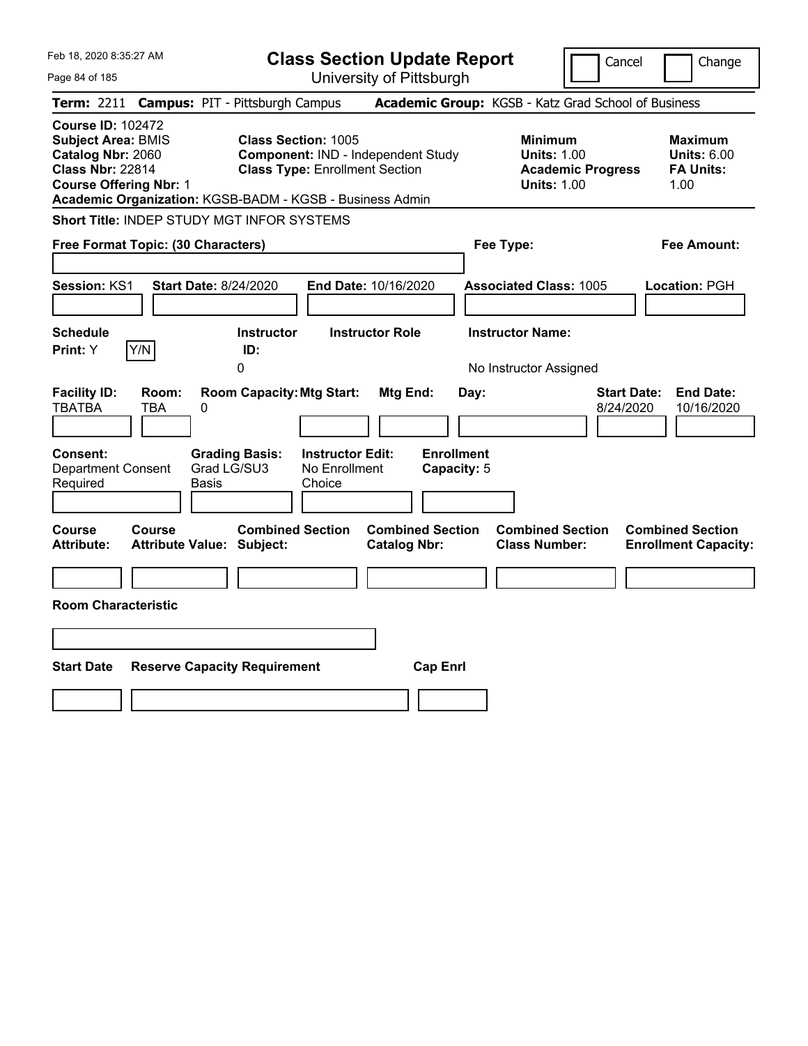Feb 18, 2020 8:35:27 AM

# Class Section Update Report

University of Pittsburgh

Cancel | Change

**Term:** 2211 **Campus:** PIT - Pittsburgh Campus **Academic Group:** KGSB - Katz Grad School of Business

**Course ID:** 102472
**Subject Area:** BMIS
**Catalog Nbr:** 2060
**Class Nbr:** 22814
**Course Offering Nbr:** 1
**Academic Organization:** KGSB-BADM - KGSB - Business Admin

**Class Section:** 1005
**Component:** IND - Independent Study
**Class Type:** Enrollment Section

**Minimum**
**Units:** 1.00
**Academic Progress Units:** 1.00

**Maximum**
**Units:** 6.00
**FA Units:** 1.00

**Short Title:** INDEP STUDY MGT INFOR SYSTEMS

**Free Format Topic: (30 Characters)**

**Fee Type:**

**Fee Amount:**

**Session:** KS1 **Start Date:** 8/24/2020 **End Date:** 10/16/2020 **Associated Class:** 1005 **Location:** PGH

| Schedule Print: | | Instructor ID: | Instructor Role | Instructor Name: |
|---|---|---|---|---|
| Y | Y/N | 0 | | No Instructor Assigned |

| Facility ID: | Room: | Room Capacity: | Mtg Start: | Mtg End: | Day: | Start Date: | End Date: |
|---|---|---|---|---|---|---|---|
| TBATBA | TBA | 0 | | | | 8/24/2020 | 10/16/2020 |

| Consent: | Grading Basis: | Instructor Edit: | Enrollment Capacity: |
|---|---|---|---|
| Department Consent Required | Grad LG/SU3 Basis | No Enrollment Choice | 5 |

| Course Attribute: | Course Attribute Value: | Combined Section Subject: | Combined Section Catalog Nbr: | Combined Section Class Number: | Combined Section Enrollment Capacity: |
|---|---|---|---|---|---|
| | | | | | |

**Room Characteristic**

| Start Date | Reserve Capacity Requirement | Cap Enrl |
|---|---|---|
| | | |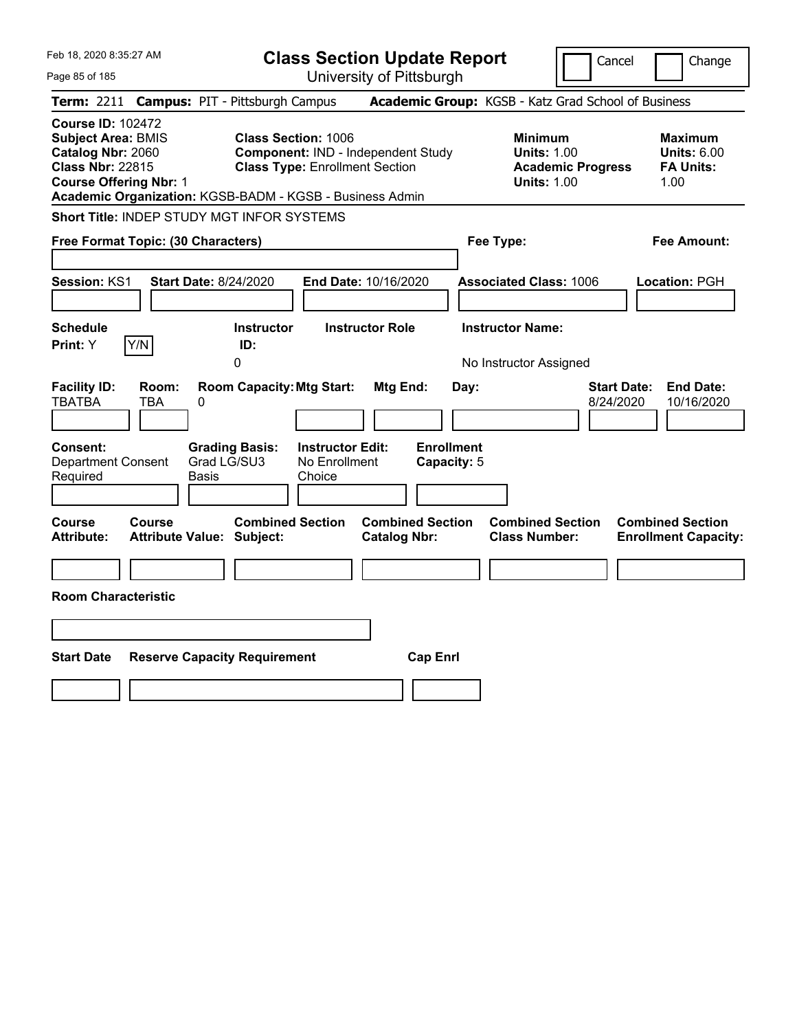Feb 18, 2020 8:35:27 AM

# Class Section Update Report

University of Pittsburgh

Cancel | Change

**Term:** 2211 **Campus:** PIT - Pittsburgh Campus **Academic Group:** KGSB - Katz Grad School of Business

**Course ID:** 102472
**Subject Area:** BMIS
**Catalog Nbr:** 2060
**Class Nbr:** 22815
**Course Offering Nbr:** 1
**Academic Organization:** KGSB-BADM - KGSB - Business Admin

**Class Section:** 1006
**Component:** IND - Independent Study
**Class Type:** Enrollment Section

| | Minimum | Maximum |
|---|---|---|
| Units | 1.00 | 6.00 |
| Academic Progress Units / FA Units | 1.00 | 1.00 |

**Short Title:** INDEP STUDY MGT INFOR SYSTEMS

**Free Format Topic: (30 Characters)**

**Fee Type:**

**Fee Amount:**

**Session:** KS1 **Start Date:** 8/24/2020 **End Date:** 10/16/2020 **Associated Class:** 1006 **Location:** PGH

| Schedule Print | Instructor ID | Instructor Role | Instructor Name |
|---|---|---|---|
| Y | 0 | | No Instructor Assigned |

| Facility ID | Room | Room Capacity | Mtg Start | Mtg End | Day | Start Date | End Date |
|---|---|---|---|---|---|---|---|
| TBATBA | TBA | 0 | | | | 8/24/2020 | 10/16/2020 |

| Consent | Grading Basis | Instructor Edit | Enrollment Capacity |
|---|---|---|---|
| Department Consent Required | Grad LG/SU3 Basis | No Enrollment Choice | 5 |

| Course Attribute | Course Attribute Value | Combined Section Subject | Combined Section Catalog Nbr | Combined Section Class Number | Combined Section Enrollment Capacity |
|---|---|---|---|---|---|
| | | | | | |

**Room Characteristic**

| Start Date | Reserve Capacity Requirement | Cap Enrl |
|---|---|---|
| | | |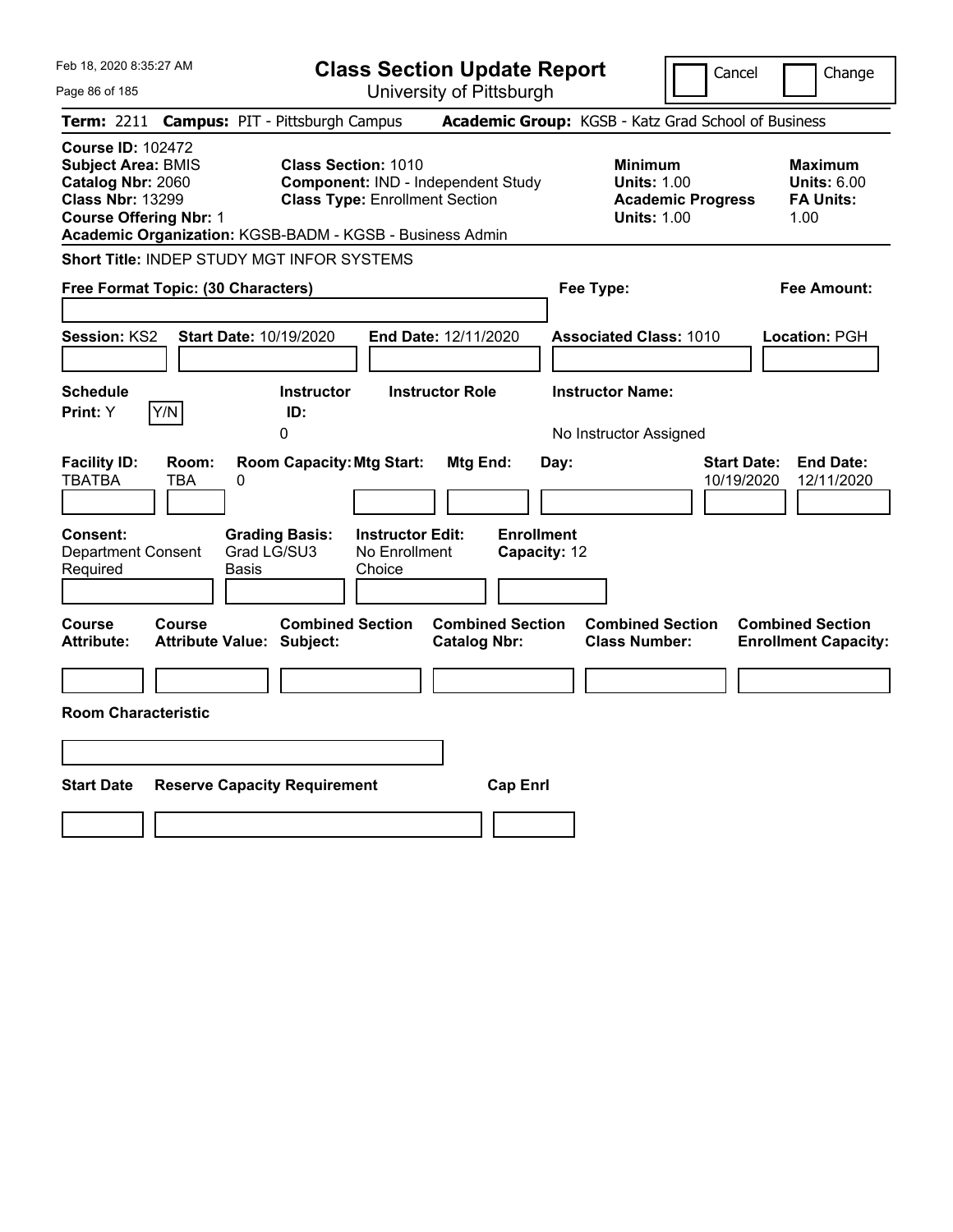Feb 18, 2020 8:35:27 AM

# Class Section Update Report

University of Pittsburgh

Cancel | Change

**Term:** 2211 **Campus:** PIT - Pittsburgh Campus **Academic Group:** KGSB - Katz Grad School of Business

**Course ID:** 102472
**Subject Area:** BMIS
**Catalog Nbr:** 2060
**Class Nbr:** 13299
**Course Offering Nbr:** 1
**Academic Organization:** KGSB-BADM - KGSB - Business Admin

**Class Section:** 1010
**Component:** IND - Independent Study
**Class Type:** Enrollment Section

**Minimum**
**Units:** 1.00
**Academic Progress Units:** 1.00

**Maximum**
**Units:** 6.00
**FA Units:** 1.00

**Short Title:** INDEP STUDY MGT INFOR SYSTEMS

**Free Format Topic: (30 Characters)**

**Fee Type:**

**Fee Amount:**

**Session:** KS2 **Start Date:** 10/19/2020 **End Date:** 12/11/2020 **Associated Class:** 1010 **Location:** PGH

| Schedule Print: | Instructor ID: | Instructor Role | Instructor Name: |
|---|---|---|---|
| Y | 0 | | No Instructor Assigned |

| Facility ID: | Room: | Room Capacity: | Mtg Start: | Mtg End: | Day: | Start Date: | End Date: |
|---|---|---|---|---|---|---|---|
| TBATBA | TBA | 0 | | | | 10/19/2020 | 12/11/2020 |

| Consent: | Grading Basis: | Instructor Edit: | Enrollment Capacity: |
|---|---|---|---|
| Department Consent Required | Grad LG/SU3 Basis | No Enrollment Choice | 12 |

| Course Attribute: | Course Attribute Value: | Combined Section Subject: | Combined Section Catalog Nbr: | Combined Section Class Number: | Combined Section Enrollment Capacity: |
|---|---|---|---|---|---|
| | | | | | |

**Room Characteristic**

| Start Date | Reserve Capacity Requirement | Cap Enrl |
|---|---|---|
| | | |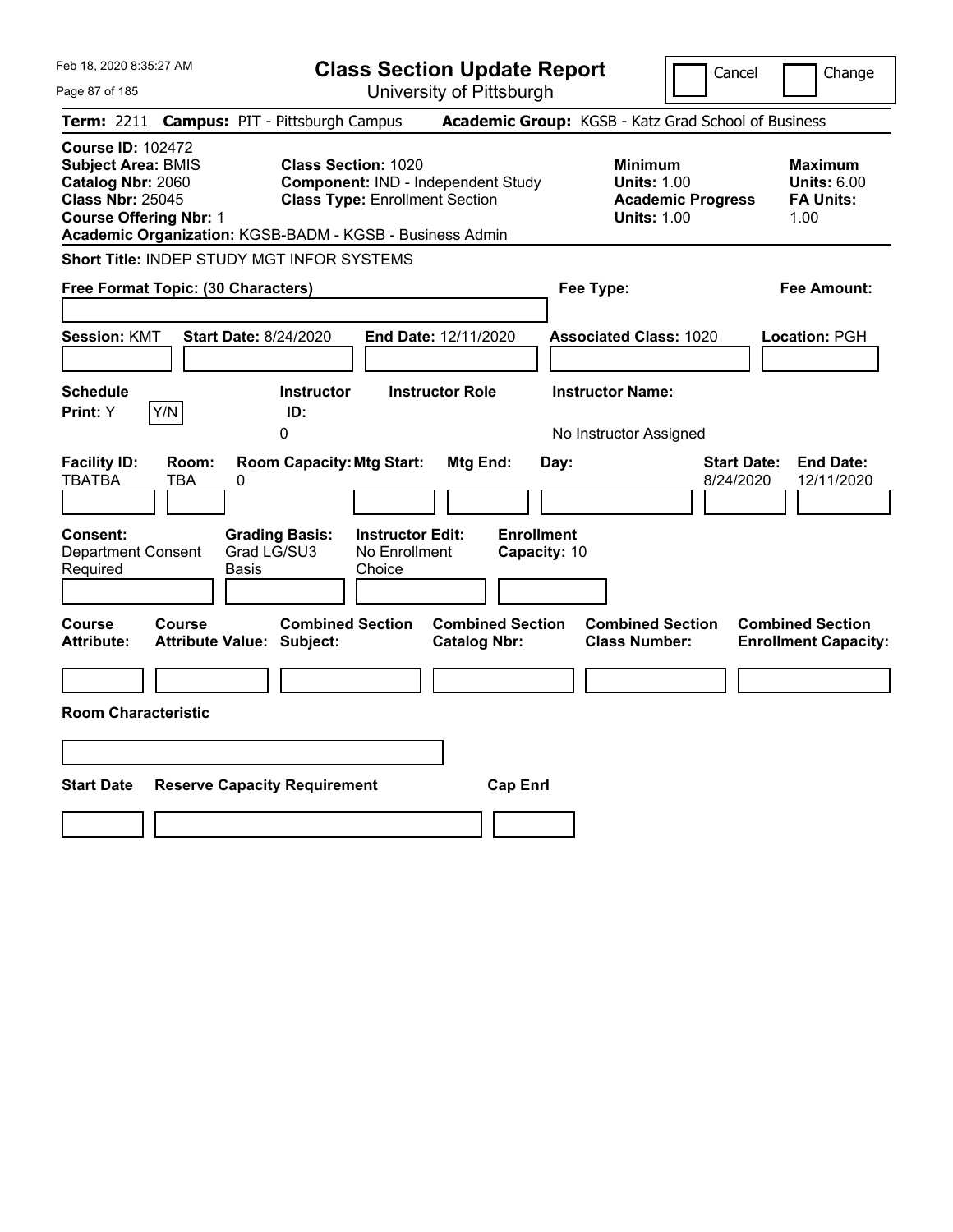Feb 18, 2020 8:35:27 AM

# Class Section Update Report

University of Pittsburgh

Cancel | Change

**Term:** 2211 **Campus:** PIT - Pittsburgh Campus **Academic Group:** KGSB - Katz Grad School of Business

**Course ID:** 102472
**Subject Area:** BMIS
**Catalog Nbr:** 2060
**Class Nbr:** 25045
**Course Offering Nbr:** 1
**Academic Organization:** KGSB-BADM - KGSB - Business Admin

**Class Section:** 1020
**Component:** IND - Independent Study
**Class Type:** Enrollment Section

**Minimum Units:** 1.00
**Academic Progress Units:** 1.00

**Maximum Units:** 6.00
**FA Units:** 1.00

**Short Title:** INDEP STUDY MGT INFOR SYSTEMS

**Free Format Topic: (30 Characters)**

**Fee Type:**

**Fee Amount:**

**Session:** KMT **Start Date:** 8/24/2020 **End Date:** 12/11/2020 **Associated Class:** 1020 **Location:** PGH

| Schedule Print: | Instructor ID: | Instructor Role | Instructor Name: |
|---|---|---|---|
| Y | 0 | | No Instructor Assigned |

| Facility ID: | Room: | Room Capacity: | Mtg Start: | Mtg End: | Day: | Start Date: | End Date: |
|---|---|---|---|---|---|---|---|
| TBATBA | TBA | 0 | | | | 8/24/2020 | 12/11/2020 |

| Consent: | Grading Basis: | Instructor Edit: | Enrollment Capacity: |
|---|---|---|---|
| Department Consent Required | Grad LG/SU3 Basis | No Enrollment Choice | 10 |

| Course Attribute: | Course Attribute Value: | Combined Section Subject: | Combined Section Catalog Nbr: | Combined Section Class Number: | Combined Section Enrollment Capacity: |
|---|---|---|---|---|---|
| | | | | | |

**Room Characteristic**

| Start Date | Reserve Capacity Requirement | Cap Enrl |
|---|---|---|
| | | |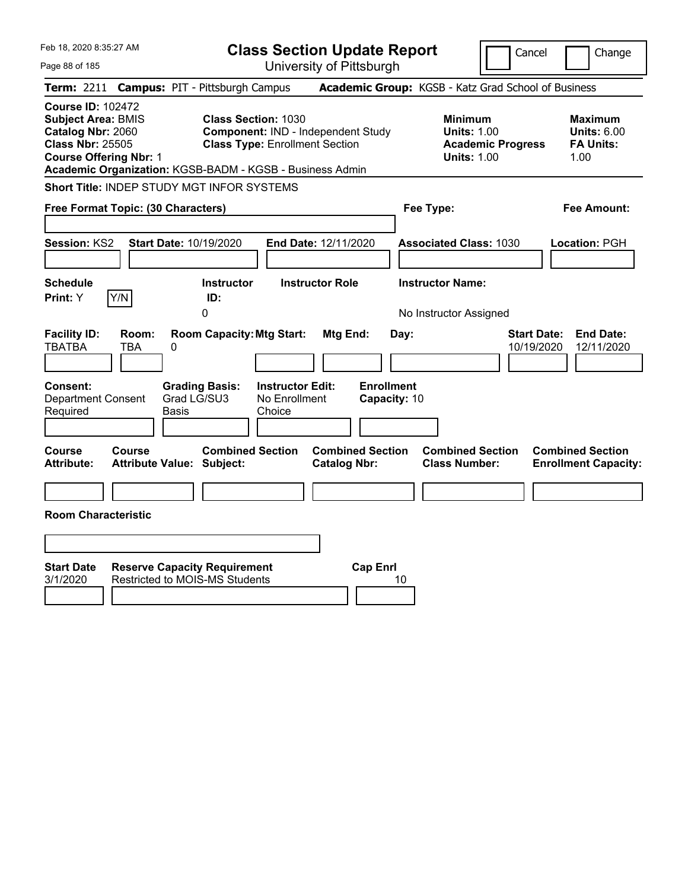Feb 18, 2020 8:35:27 AM

# Class Section Update Report

University of Pittsburgh

Cancel | Change

**Term:** 2211 **Campus:** PIT - Pittsburgh Campus **Academic Group:** KGSB - Katz Grad School of Business

**Course ID:** 102472
**Subject Area:** BMIS
**Catalog Nbr:** 2060
**Class Nbr:** 25505
**Course Offering Nbr:** 1
**Academic Organization:** KGSB-BADM - KGSB - Business Admin

**Class Section:** 1030
**Component:** IND - Independent Study
**Class Type:** Enrollment Section

**Minimum Units:** 1.00
**Academic Progress Units:** 1.00

**Maximum Units:** 6.00
**FA Units:** 1.00

**Short Title:** INDEP STUDY MGT INFOR SYSTEMS

**Free Format Topic: (30 Characters)**

**Fee Type:**

**Fee Amount:**

**Session:** KS2 **Start Date:** 10/19/2020 **End Date:** 12/11/2020 **Associated Class:** 1030 **Location:** PGH

| Schedule Print | Instructor ID | Instructor Role | Instructor Name |
|---|---|---|---|
| Y (Y/N) | 0 | | No Instructor Assigned |

| Facility ID | Room | Room Capacity | Mtg Start | Mtg End | Day | Start Date | End Date |
|---|---|---|---|---|---|---|---|
| TBATBA | TBA | 0 | | | | 10/19/2020 | 12/11/2020 |

**Consent:** Department Consent Required
**Grading Basis:** Grad LG/SU3 Basis
**Instructor Edit:** No Enrollment Choice
**Enrollment Capacity:** 10

| Course Attribute | Course Attribute Value | Combined Section Subject | Combined Section Catalog Nbr | Combined Section Class Number | Combined Section Enrollment Capacity |
|---|---|---|---|---|---|
| | | | | | |

**Room Characteristic**

| Start Date | Reserve Capacity Requirement | Cap Enrl |
|---|---|---|
| 3/1/2020 | Restricted to MOIS-MS Students | 10 |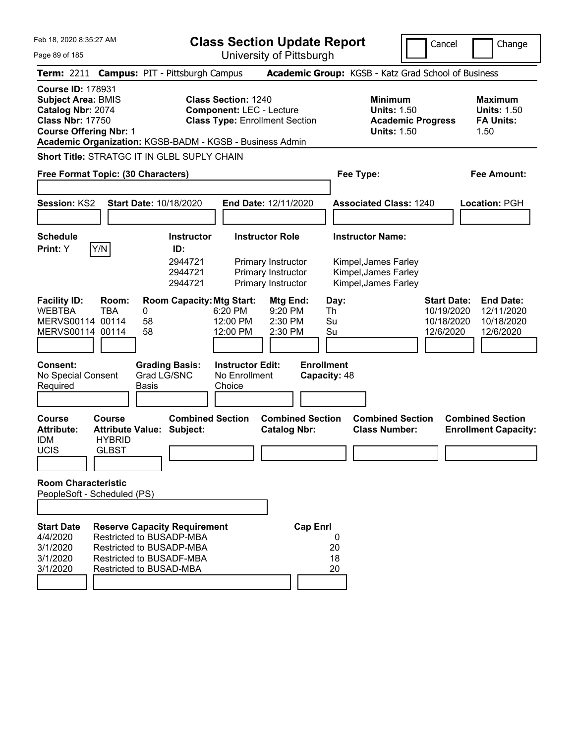Feb 18, 2020 8:35:27 AM

# Class Section Update Report

University of Pittsburgh

Cancel | Change

**Term:** 2211 **Campus:** PIT - Pittsburgh Campus **Academic Group:** KGSB - Katz Grad School of Business

**Course ID:** 178931
**Subject Area:** BMIS
**Catalog Nbr:** 2074
**Class Nbr:** 17750
**Course Offering Nbr:** 1
**Academic Organization:** KGSB-BADM - KGSB - Business Admin

**Class Section:** 1240
**Component:** LEC - Lecture
**Class Type:** Enrollment Section

**Minimum Units:** 1.50
**Academic Progress Units:** 1.50

**Maximum Units:** 1.50
**FA Units:** 1.50

**Short Title:** STRATGC IT IN GLBL SUPLY CHAIN

**Free Format Topic: (30 Characters)**

**Fee Type:**

**Fee Amount:**

**Session:** KS2 **Start Date:** 10/18/2020 **End Date:** 12/11/2020 **Associated Class:** 1240 **Location:** PGH

**Schedule Print:** Y [Y/N]

| Instructor ID | Instructor Role | Instructor Name |
|---|---|---|
| 2944721 | Primary Instructor | Kimpel,James Farley |
| 2944721 | Primary Instructor | Kimpel,James Farley |
| 2944721 | Primary Instructor | Kimpel,James Farley |

| Facility ID | Room | Room Capacity | Mtg Start | Mtg End | Day | Start Date | End Date |
|---|---|---|---|---|---|---|---|
| WEBTBA | TBA | 0 | 6:20 PM | 9:20 PM | Th | 10/19/2020 | 12/11/2020 |
| MERVS00114 | 00114 | 58 | 12:00 PM | 2:30 PM | Su | 10/18/2020 | 10/18/2020 |
| MERVS00114 | 00114 | 58 | 12:00 PM | 2:30 PM | Su | 12/6/2020 | 12/6/2020 |

**Consent:** No Special Consent Required
**Grading Basis:** Grad LG/SNC Basis
**Instructor Edit:** No Enrollment Choice
**Enrollment Capacity:** 48

| Course Attribute | Course Attribute Value | Combined Section Subject | Combined Section Catalog Nbr | Combined Section Class Number | Combined Section Enrollment Capacity |
|---|---|---|---|---|---|
| IDM | HYBRID | | | | |
| UCIS | GLBST | | | | |

**Room Characteristic**
PeopleSoft - Scheduled (PS)

| Start Date | Reserve Capacity Requirement | Cap Enrl |
|---|---|---|
| 4/4/2020 | Restricted to BUSADP-MBA | 0 |
| 3/1/2020 | Restricted to BUSADP-MBA | 20 |
| 3/1/2020 | Restricted to BUSADF-MBA | 18 |
| 3/1/2020 | Restricted to BUSAD-MBA | 20 |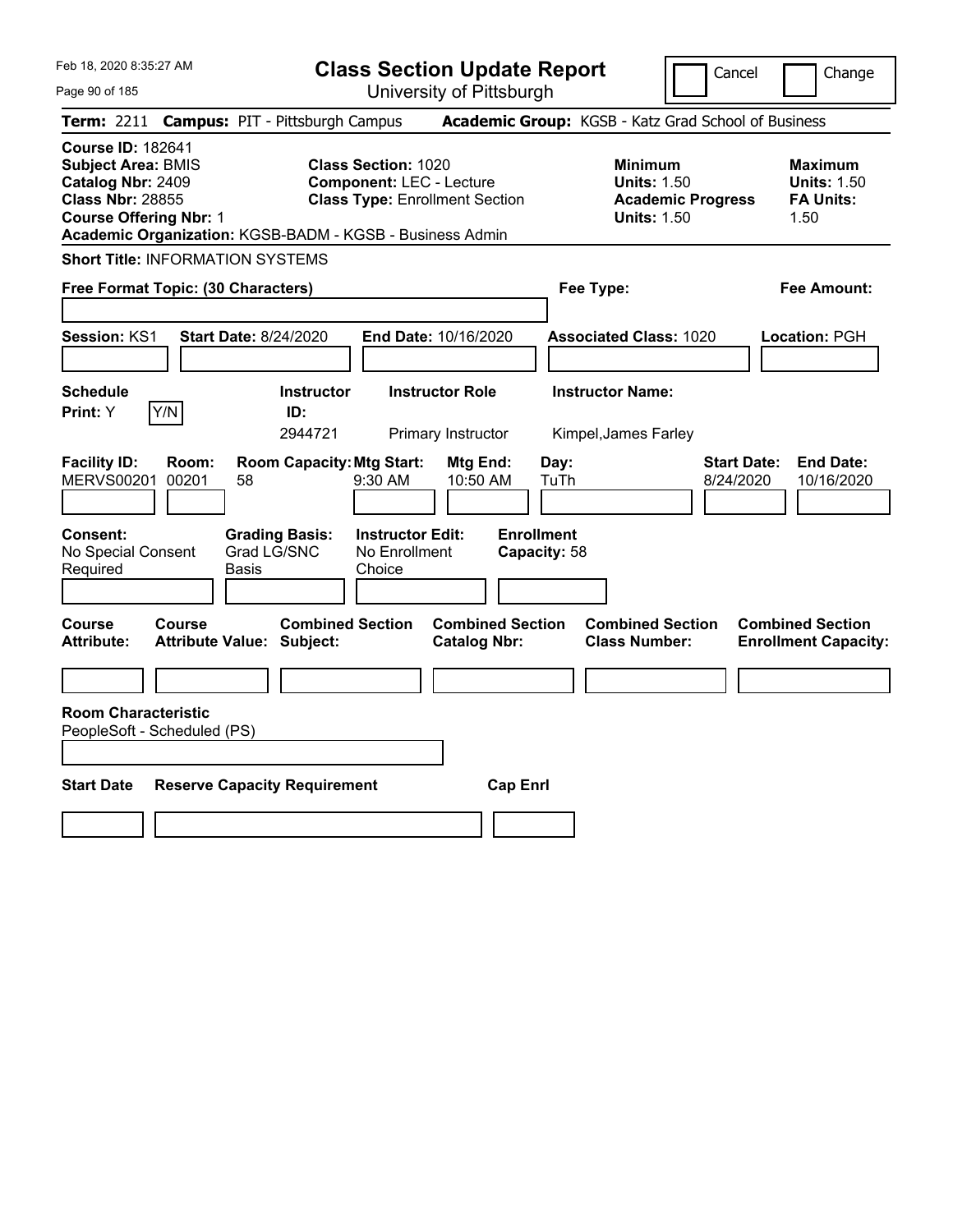Feb 18, 2020 8:35:27 AM

# Class Section Update Report

University of Pittsburgh

Cancel | Change

**Term:** 2211 **Campus:** PIT - Pittsburgh Campus **Academic Group:** KGSB - Katz Grad School of Business

**Course ID:** 182641
**Subject Area:** BMIS
**Catalog Nbr:** 2409
**Class Nbr:** 28855
**Course Offering Nbr:** 1
**Academic Organization:** KGSB-BADM - KGSB - Business Admin

**Class Section:** 1020
**Component:** LEC - Lecture
**Class Type:** Enrollment Section

**Minimum**
**Units:** 1.50
**Academic Progress Units:** 1.50

**Maximum**
**Units:** 1.50
**FA Units:** 1.50

**Short Title:** INFORMATION SYSTEMS

**Free Format Topic: (30 Characters)**

**Fee Type:**

**Fee Amount:**

**Session:** KS1 **Start Date:** 8/24/2020 **End Date:** 10/16/2020 **Associated Class:** 1020 **Location:** PGH

| Schedule Print: | Instructor ID: | Instructor Role | Instructor Name: |
|---|---|---|---|
| Y Y/N | 2944721 | Primary Instructor | Kimpel,James Farley |

| Facility ID: | Room: | Room Capacity: | Mtg Start: | Mtg End: | Day: | Start Date: | End Date: |
|---|---|---|---|---|---|---|---|
| MERVS00201 | 00201 | 58 | 9:30 AM | 10:50 AM | TuTh | 8/24/2020 | 10/16/2020 |

| Consent: | Grading Basis: | Instructor Edit: | Enrollment Capacity: |
|---|---|---|---|
| No Special Consent Required | Grad LG/SNC Basis | No Enrollment Choice | 58 |

| Course Attribute: | Course Attribute Value: | Combined Section Subject: | Combined Section Catalog Nbr: | Combined Section Class Number: | Combined Section Enrollment Capacity: |
|---|---|---|---|---|---|
| | | | | | |

**Room Characteristic**
PeopleSoft - Scheduled (PS)

| Start Date | Reserve Capacity Requirement | Cap Enrl |
|---|---|---|
| | | |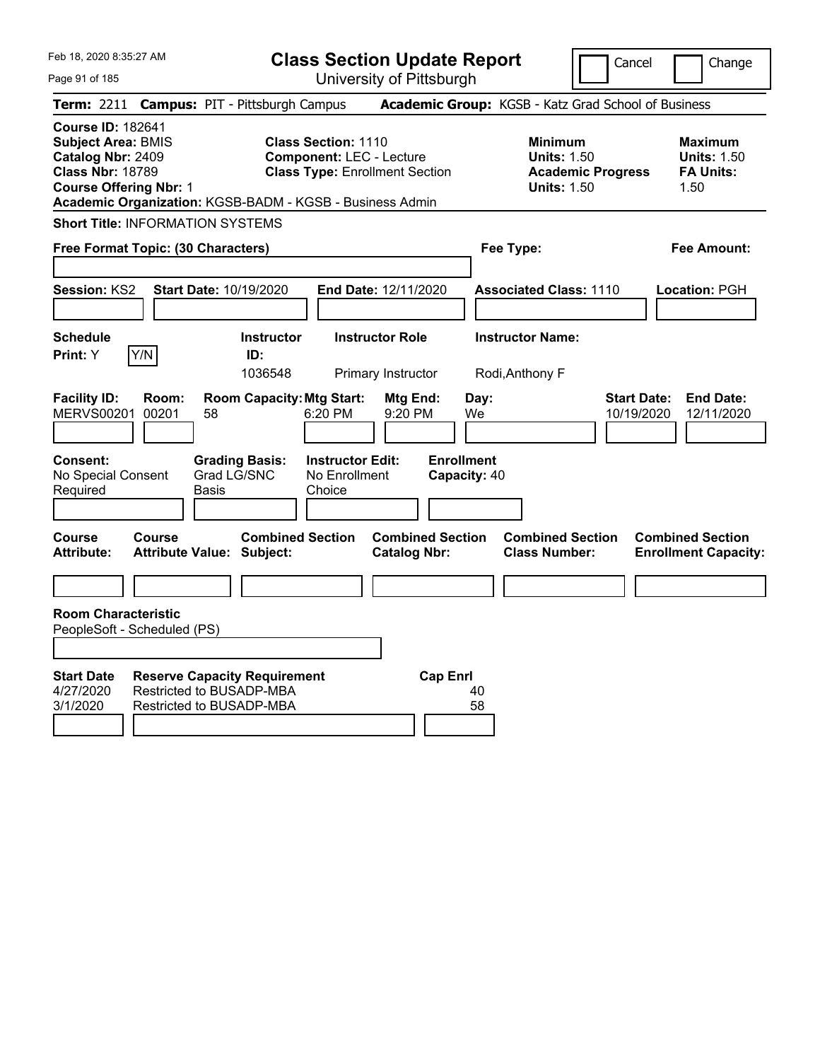Feb 18, 2020 8:35:27 AM

# Class Section Update Report

University of Pittsburgh

Cancel | Change

**Term:** 2211 **Campus:** PIT - Pittsburgh Campus **Academic Group:** KGSB - Katz Grad School of Business

**Course ID:** 182641
**Subject Area:** BMIS
**Catalog Nbr:** 2409
**Class Nbr:** 18789
**Course Offering Nbr:** 1
**Academic Organization:** KGSB-BADM - KGSB - Business Admin

**Class Section:** 1110
**Component:** LEC - Lecture
**Class Type:** Enrollment Section

**Minimum Units:** 1.50
**Academic Progress Units:** 1.50

**Maximum Units:** 1.50
**FA Units:** 1.50

**Short Title:** INFORMATION SYSTEMS

**Free Format Topic: (30 Characters)**

**Fee Type:**

**Fee Amount:**

**Session:** KS2 **Start Date:** 10/19/2020 **End Date:** 12/11/2020 **Associated Class:** 1110 **Location:** PGH

| Schedule Print | Instructor ID | Instructor Role | Instructor Name |
|---|---|---|---|
| Y | 1036548 | Primary Instructor | Rodi,Anthony F |

| Facility ID | Room | Room Capacity | Mtg Start | Mtg End | Day | Start Date | End Date |
|---|---|---|---|---|---|---|---|
| MERVS00201 | 00201 | 58 | 6:20 PM | 9:20 PM | We | 10/19/2020 | 12/11/2020 |

**Consent:** No Special Consent Required
**Grading Basis:** Grad LG/SNC Basis
**Instructor Edit:** No Enrollment Choice
**Enrollment Capacity:** 40

| Course Attribute | Course Attribute Value | Combined Section Subject | Combined Section Catalog Nbr | Combined Section Class Number | Combined Section Enrollment Capacity |
|---|---|---|---|---|---|
| | | | | | |

**Room Characteristic**
PeopleSoft - Scheduled (PS)

| Start Date | Reserve Capacity Requirement | Cap Enrl |
|---|---|---|
| 4/27/2020 | Restricted to BUSADP-MBA | 40 |
| 3/1/2020 | Restricted to BUSADP-MBA | 58 |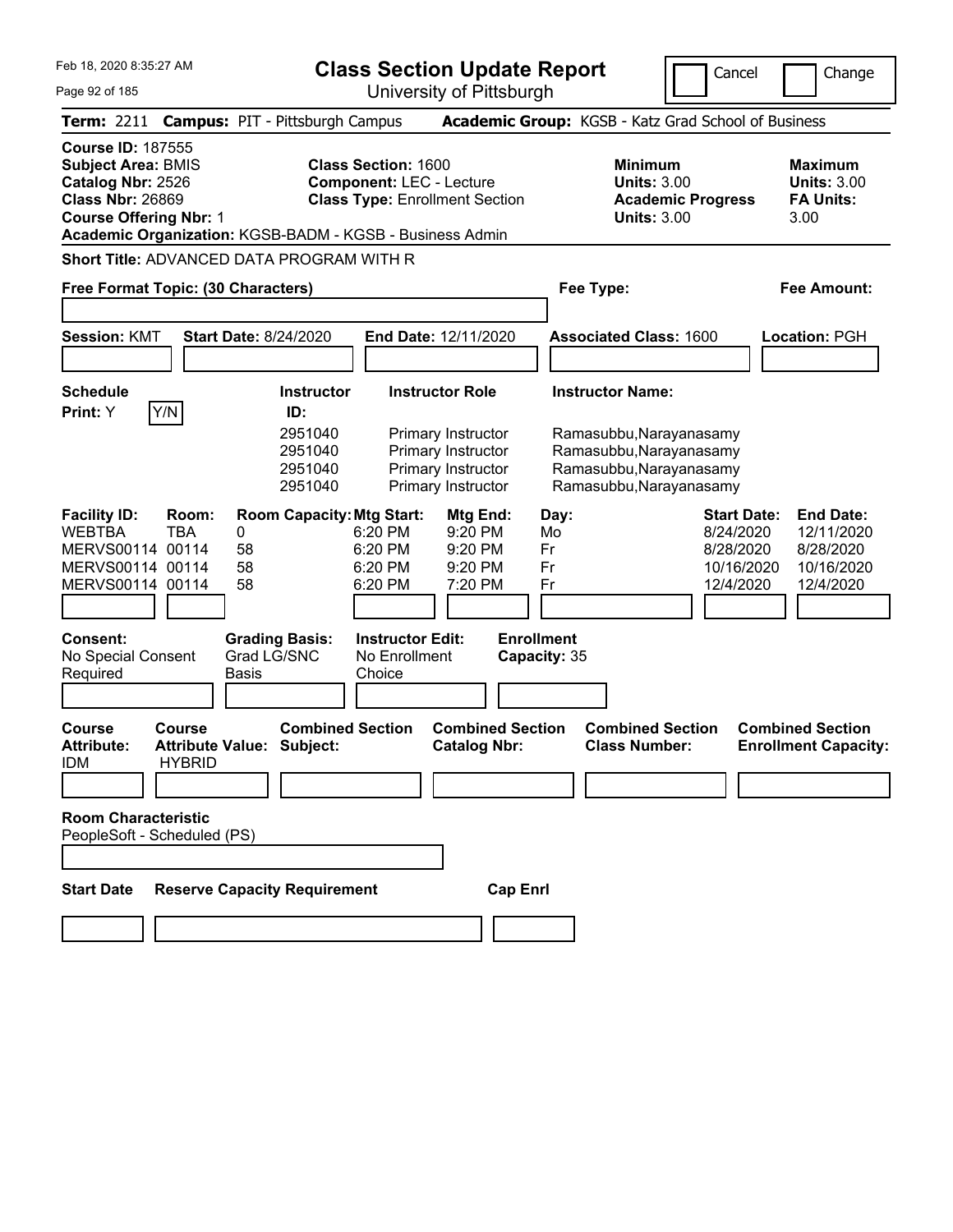Feb 18, 2020 8:35:27 AM

# Class Section Update Report

University of Pittsburgh

Cancel | Change

**Term:** 2211 **Campus:** PIT - Pittsburgh Campus **Academic Group:** KGSB - Katz Grad School of Business

**Course ID:** 187555
**Subject Area:** BMIS
**Catalog Nbr:** 2526
**Class Nbr:** 26869
**Course Offering Nbr:** 1

**Class Section:** 1600
**Component:** LEC - Lecture
**Class Type:** Enrollment Section

**Minimum Units:** 3.00
**Academic Progress Units:** 3.00

**Maximum Units:** 3.00
**FA Units:** 3.00

**Academic Organization:** KGSB-BADM - KGSB - Business Admin

**Short Title:** ADVANCED DATA PROGRAM WITH R

**Free Format Topic: (30 Characters)**

**Fee Type:**

**Fee Amount:**

**Session:** KMT **Start Date:** 8/24/2020 **End Date:** 12/11/2020 **Associated Class:** 1600 **Location:** PGH

**Schedule Print:** Y [Y/N]

| Instructor ID: | Instructor Role | Instructor Name: |
|---|---|---|
| 2951040 | Primary Instructor | Ramasubbu,Narayanasamy |
| 2951040 | Primary Instructor | Ramasubbu,Narayanasamy |
| 2951040 | Primary Instructor | Ramasubbu,Narayanasamy |
| 2951040 | Primary Instructor | Ramasubbu,Narayanasamy |

| Facility ID: | Room: | Room Capacity: | Mtg Start: | Mtg End: | Day: | Start Date: | End Date: |
|---|---|---|---|---|---|---|---|
| WEBTBA | TBA | 0 | 6:20 PM | 9:20 PM | Mo | 8/24/2020 | 12/11/2020 |
| MERVS00114 | 00114 | 58 | 6:20 PM | 9:20 PM | Fr | 8/28/2020 | 8/28/2020 |
| MERVS00114 | 00114 | 58 | 6:20 PM | 9:20 PM | Fr | 10/16/2020 | 10/16/2020 |
| MERVS00114 | 00114 | 58 | 6:20 PM | 7:20 PM | Fr | 12/4/2020 | 12/4/2020 |

**Consent:** No Special Consent Required
**Grading Basis:** Grad LG/SNC Basis
**Instructor Edit:** No Enrollment Choice
**Enrollment Capacity:** 35

| Course Attribute: | Course Attribute Value: | Combined Section Subject: | Combined Section Catalog Nbr: | Combined Section Class Number: | Combined Section Enrollment Capacity: |
|---|---|---|---|---|---|
| IDM | HYBRID | | | | |

**Room Characteristic**
PeopleSoft - Scheduled (PS)

| Start Date | Reserve Capacity Requirement | Cap Enrl |
|---|---|---|
| | | |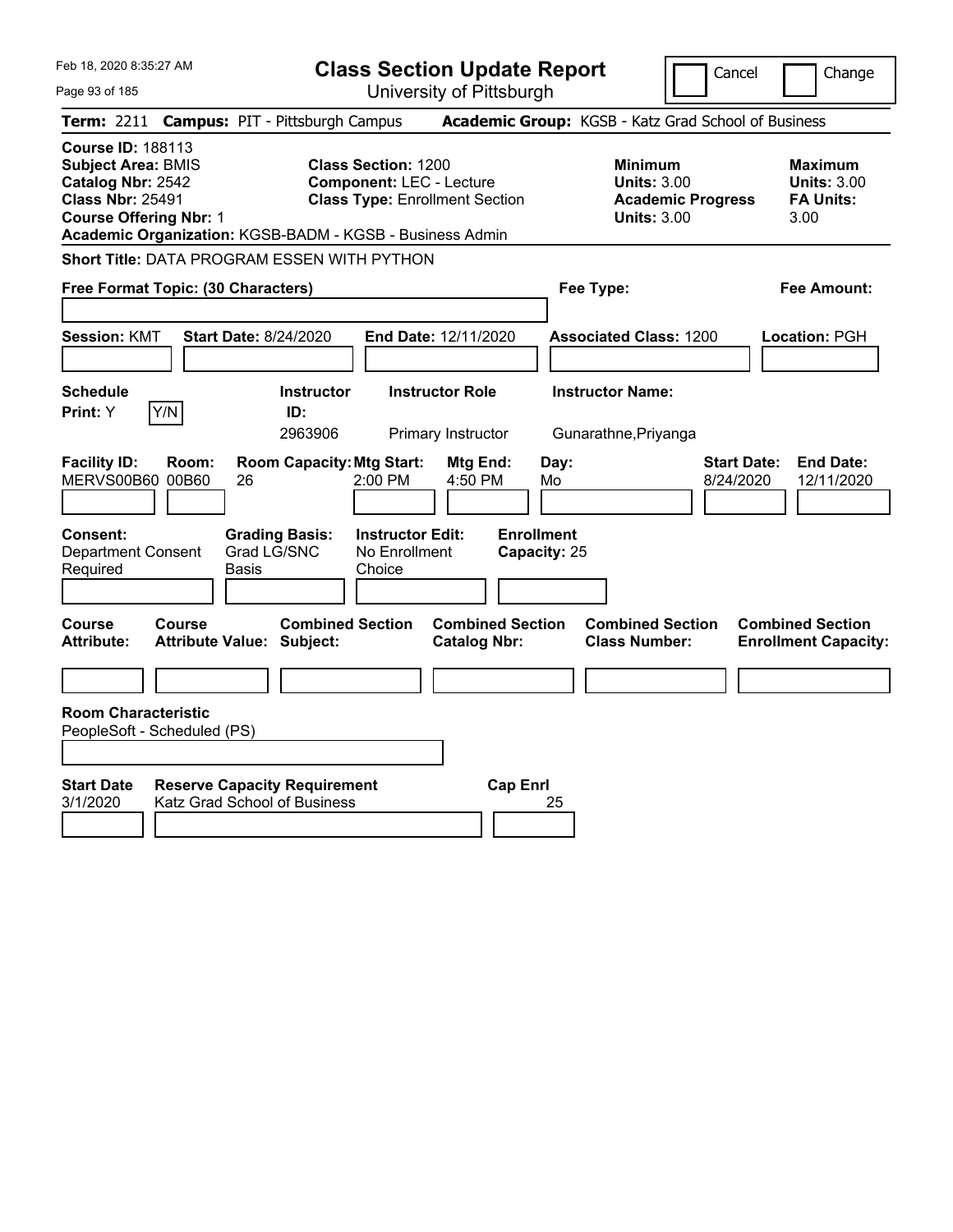# Class Section Update Report

University of Pittsburgh

Feb 18, 2020 8:35:27 AM

Cancel | Change

**Term:** 2211 **Campus:** PIT - Pittsburgh Campus **Academic Group:** KGSB - Katz Grad School of Business

**Course ID:** 188113
**Subject Area:** BMIS
**Catalog Nbr:** 2542
**Class Nbr:** 25491
**Course Offering Nbr:** 1
**Academic Organization:** KGSB-BADM - KGSB - Business Admin

**Class Section:** 1200
**Component:** LEC - Lecture
**Class Type:** Enrollment Section

**Minimum Units:** 3.00
**Academic Progress Units:** 3.00

**Maximum Units:** 3.00
**FA Units:** 3.00

**Short Title:** DATA PROGRAM ESSEN WITH PYTHON

**Free Format Topic: (30 Characters)**

**Fee Type:**

**Fee Amount:**

**Session:** KMT **Start Date:** 8/24/2020 **End Date:** 12/11/2020 **Associated Class:** 1200 **Location:** PGH

| Schedule Print | Instructor ID | Instructor Role | Instructor Name |
|---|---|---|---|
| Y | 2963906 | Primary Instructor | Gunarathne,Priyanga |

| Facility ID | Room | Room Capacity | Mtg Start | Mtg End | Day | Start Date | End Date |
|---|---|---|---|---|---|---|---|
| MERVS00B60 | 00B60 | 26 | 2:00 PM | 4:50 PM | Mo | 8/24/2020 | 12/11/2020 |

**Consent:** Department Consent Required
**Grading Basis:** Grad LG/SNC Basis
**Instructor Edit:** No Enrollment Choice
**Enrollment Capacity:** 25

| Course Attribute | Course Attribute Value | Combined Section Subject | Combined Section Catalog Nbr | Combined Section Class Number | Combined Section Enrollment Capacity |
|---|---|---|---|---|---|
| | | | | | |

**Room Characteristic**
PeopleSoft - Scheduled (PS)

| Start Date | Reserve Capacity Requirement | Cap Enrl |
|---|---|---|
| 3/1/2020 | Katz Grad School of Business | 25 |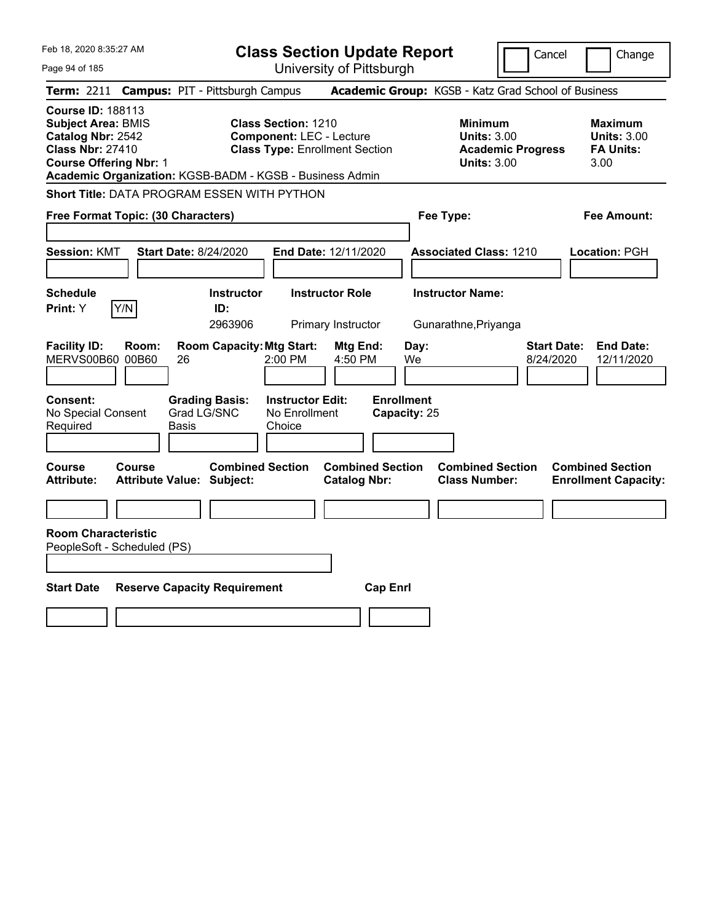Feb 18, 2020 8:35:27 AM

# Class Section Update Report

University of Pittsburgh

Cancel | Change

**Term:** 2211 **Campus:** PIT - Pittsburgh Campus **Academic Group:** KGSB - Katz Grad School of Business

**Course ID:** 188113
**Subject Area:** BMIS
**Catalog Nbr:** 2542
**Class Nbr:** 27410
**Course Offering Nbr:** 1
**Academic Organization:** KGSB-BADM - KGSB - Business Admin

**Class Section:** 1210
**Component:** LEC - Lecture
**Class Type:** Enrollment Section

**Minimum Units:** 3.00
**Academic Progress Units:** 3.00

**Maximum Units:** 3.00
**FA Units:** 3.00

**Short Title:** DATA PROGRAM ESSEN WITH PYTHON

**Free Format Topic: (30 Characters)**

**Fee Type:**

**Fee Amount:**

**Session:** KMT **Start Date:** 8/24/2020 **End Date:** 12/11/2020 **Associated Class:** 1210 **Location:** PGH

| Schedule Print | Instructor ID | Instructor Role | Instructor Name |
|---|---|---|---|
| Y | 2963906 | Primary Instructor | Gunarathne,Priyanga |

| Facility ID | Room | Room Capacity | Mtg Start | Mtg End | Day | Start Date | End Date |
|---|---|---|---|---|---|---|---|
| MERVS00B60 | 00B60 | 26 | 2:00 PM | 4:50 PM | We | 8/24/2020 | 12/11/2020 |

**Consent:** No Special Consent Required
**Grading Basis:** Grad LG/SNC Basis
**Instructor Edit:** No Enrollment Choice
**Enrollment Capacity:** 25

| Course Attribute | Course Attribute Value | Combined Section Subject | Combined Section Catalog Nbr | Combined Section Class Number | Combined Section Enrollment Capacity |
|---|---|---|---|---|---|
| | | | | | |

**Room Characteristic**
PeopleSoft - Scheduled (PS)

| Start Date | Reserve Capacity Requirement | Cap Enrl |
|---|---|---|
| | | |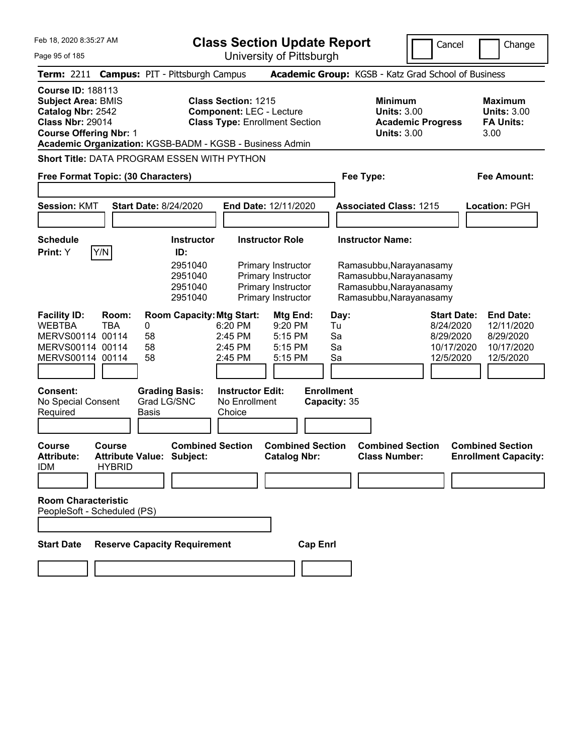# Class Section Update Report

University of Pittsburgh

Cancel | Change

**Term:** 2211 **Campus:** PIT - Pittsburgh Campus **Academic Group:** KGSB - Katz Grad School of Business

**Course ID:** 188113
**Subject Area:** BMIS
**Catalog Nbr:** 2542
**Class Nbr:** 29014
**Course Offering Nbr:** 1
**Academic Organization:** KGSB-BADM - KGSB - Business Admin

**Class Section:** 1215
**Component:** LEC - Lecture
**Class Type:** Enrollment Section

**Minimum Units:** 3.00
**Academic Progress Units:** 3.00

**Maximum Units:** 3.00
**FA Units:** 3.00

**Short Title:** DATA PROGRAM ESSEN WITH PYTHON

**Free Format Topic: (30 Characters)**

**Fee Type:**

**Fee Amount:**

**Session:** KMT **Start Date:** 8/24/2020 **End Date:** 12/11/2020 **Associated Class:** 1215 **Location:** PGH

**Schedule Print:** Y [Y/N]

| Instructor ID: | Instructor Role | Instructor Name: |
|---|---|---|
| 2951040 | Primary Instructor | Ramasubbu,Narayanasamy |
| 2951040 | Primary Instructor | Ramasubbu,Narayanasamy |
| 2951040 | Primary Instructor | Ramasubbu,Narayanasamy |
| 2951040 | Primary Instructor | Ramasubbu,Narayanasamy |

| Facility ID: | Room: | Room Capacity: | Mtg Start: | Mtg End: | Day: | Start Date: | End Date: |
|---|---|---|---|---|---|---|---|
| WEBTBA | TBA | 0 | 6:20 PM | 9:20 PM | Tu | 8/24/2020 | 12/11/2020 |
| MERVS00114 | 00114 | 58 | 2:45 PM | 5:15 PM | Sa | 8/29/2020 | 8/29/2020 |
| MERVS00114 | 00114 | 58 | 2:45 PM | 5:15 PM | Sa | 10/17/2020 | 10/17/2020 |
| MERVS00114 | 00114 | 58 | 2:45 PM | 5:15 PM | Sa | 12/5/2020 | 12/5/2020 |

**Consent:** No Special Consent Required
**Grading Basis:** Grad LG/SNC Basis
**Instructor Edit:** No Enrollment Choice
**Enrollment Capacity:** 35

| Course Attribute: | Course Attribute Value: | Combined Section Subject: | Combined Section Catalog Nbr: | Combined Section Class Number: | Combined Section Enrollment Capacity: |
|---|---|---|---|---|---|
| IDM | HYBRID | | | | |

**Room Characteristic**
PeopleSoft - Scheduled (PS)

| Start Date | Reserve Capacity Requirement | Cap Enrl |
|---|---|---|
| | | |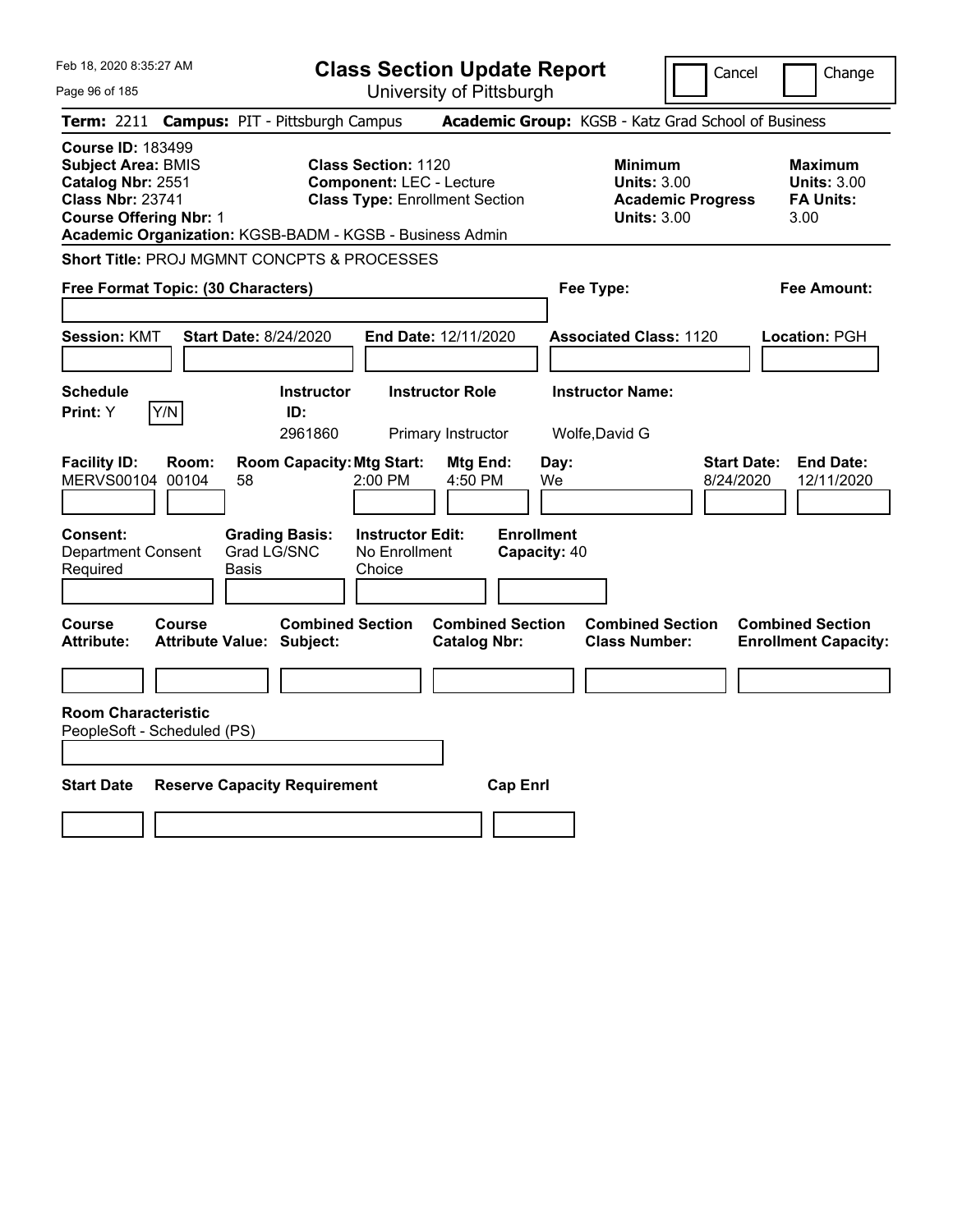# Class Section Update Report

University of Pittsburgh

Cancel | Change

**Term:** 2211 **Campus:** PIT - Pittsburgh Campus **Academic Group:** KGSB - Katz Grad School of Business

**Course ID:** 183499
**Subject Area:** BMIS
**Catalog Nbr:** 2551
**Class Nbr:** 23741
**Course Offering Nbr:** 1

**Class Section:** 1120
**Component:** LEC - Lecture
**Class Type:** Enrollment Section

**Minimum Units:** 3.00
**Academic Progress Units:** 3.00

**Maximum Units:** 3.00
**FA Units:** 3.00

**Academic Organization:** KGSB-BADM - KGSB - Business Admin

**Short Title:** PROJ MGMNT CONCPTS & PROCESSES

**Free Format Topic: (30 Characters)**

**Fee Type:**

**Fee Amount:**

**Session:** KMT **Start Date:** 8/24/2020 **End Date:** 12/11/2020 **Associated Class:** 1120 **Location:** PGH

| Schedule Print | Instructor ID | Instructor Role | Instructor Name |
|---|---|---|---|
| Y | 2961860 | Primary Instructor | Wolfe,David G |

| Facility ID | Room | Room Capacity | Mtg Start | Mtg End | Day | Start Date | End Date |
|---|---|---|---|---|---|---|---|
| MERVS00104 | 00104 | 58 | 2:00 PM | 4:50 PM | We | 8/24/2020 | 12/11/2020 |

**Consent:** Department Consent Required
**Grading Basis:** Grad LG/SNC Basis
**Instructor Edit:** No Enrollment Choice
**Enrollment Capacity:** 40

| Course Attribute | Course Attribute Value | Combined Section Subject | Combined Section Catalog Nbr | Combined Section Class Number | Combined Section Enrollment Capacity |
|---|---|---|---|---|---|
| | | | | | |

**Room Characteristic**
PeopleSoft - Scheduled (PS)

| Start Date | Reserve Capacity Requirement | Cap Enrl |
|---|---|---|
| | | |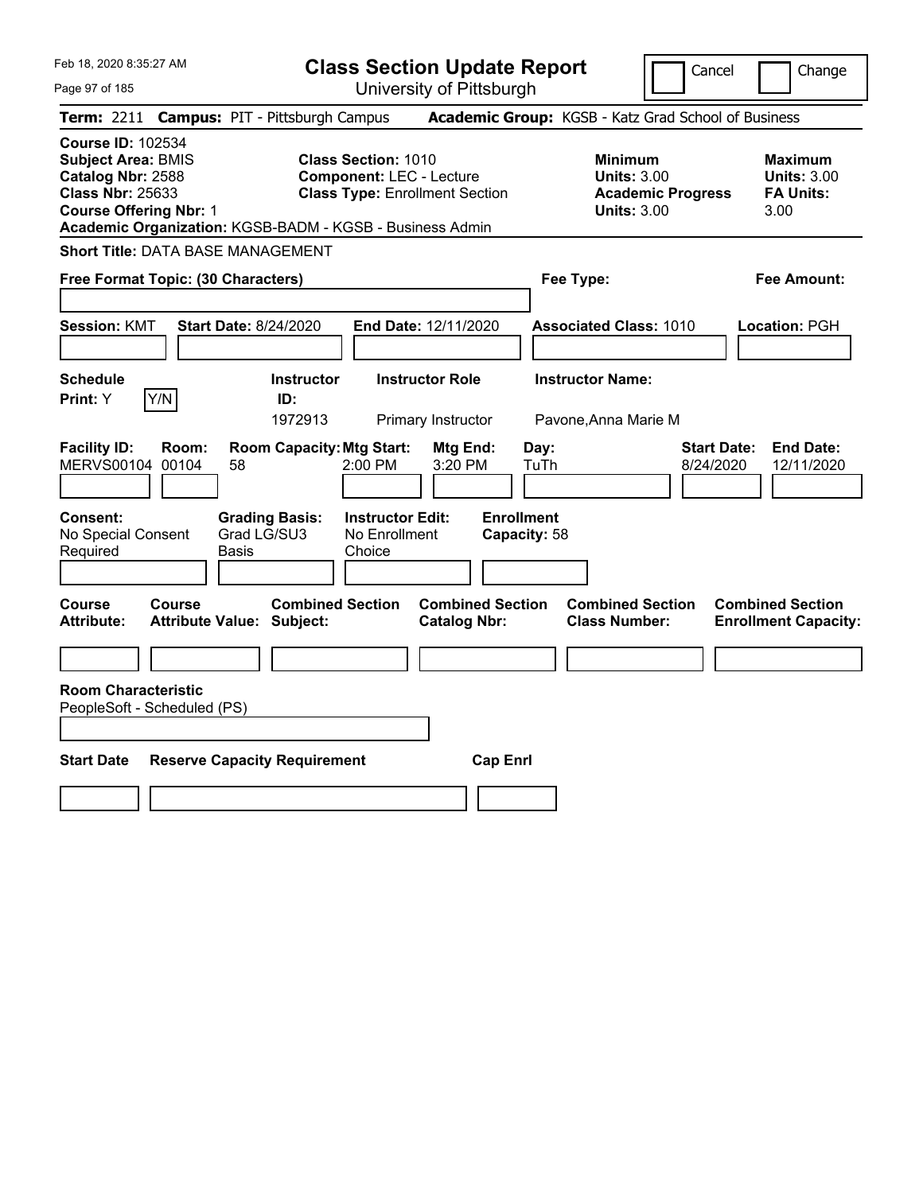# Class Section Update Report

University of Pittsburgh

Cancel | Change

**Term:** 2211 **Campus:** PIT - Pittsburgh Campus **Academic Group:** KGSB - Katz Grad School of Business

**Course ID:** 102534
**Subject Area:** BMIS
**Catalog Nbr:** 2588
**Class Nbr:** 25633
**Course Offering Nbr:** 1
**Academic Organization:** KGSB-BADM - KGSB - Business Admin

**Class Section:** 1010
**Component:** LEC - Lecture
**Class Type:** Enrollment Section

**Minimum**
**Units:** 3.00
**Academic Progress Units:** 3.00

**Maximum**
**Units:** 3.00
**FA Units:** 3.00

**Short Title:** DATA BASE MANAGEMENT

**Free Format Topic: (30 Characters)**

**Fee Type:**

**Fee Amount:**

**Session:** KMT **Start Date:** 8/24/2020 **End Date:** 12/11/2020 **Associated Class:** 1010 **Location:** PGH

| Schedule Print: | Instructor ID: | Instructor Role | Instructor Name: |
|---|---|---|---|
| Y | 1972913 | Primary Instructor | Pavone,Anna Marie M |

| Facility ID: | Room: | Room Capacity: | Mtg Start: | Mtg End: | Day: | Start Date: | End Date: |
|---|---|---|---|---|---|---|---|
| MERVS00104 | 00104 | 58 | 2:00 PM | 3:20 PM | TuTh | 8/24/2020 | 12/11/2020 |

| Consent: | Grading Basis: | Instructor Edit: | Enrollment Capacity: |
|---|---|---|---|
| No Special Consent Required | Grad LG/SU3 Basis | No Enrollment Choice | 58 |

| Course Attribute: | Course Attribute Value: | Combined Section Subject: | Combined Section Catalog Nbr: | Combined Section Class Number: | Combined Section Enrollment Capacity: |
|---|---|---|---|---|---|
| | | | | | |

**Room Characteristic**
PeopleSoft - Scheduled (PS)

| Start Date | Reserve Capacity Requirement | Cap Enrl |
|---|---|---|
| | | |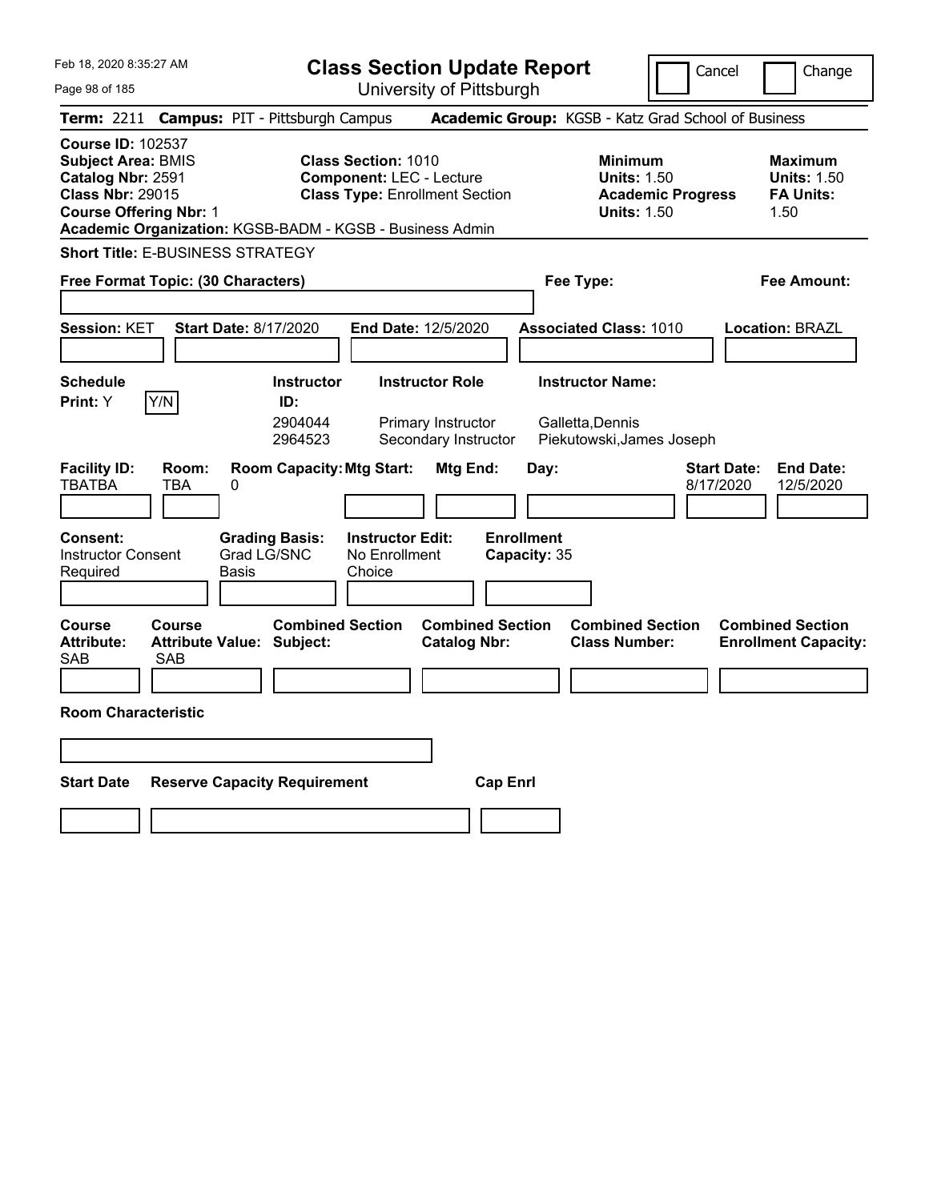Feb 18, 2020 8:35:27 AM

# Class Section Update Report

University of Pittsburgh

Cancel | Change

**Term:** 2211 **Campus:** PIT - Pittsburgh Campus **Academic Group:** KGSB - Katz Grad School of Business

**Course ID:** 102537
**Subject Area:** BMIS
**Catalog Nbr:** 2591
**Class Nbr:** 29015
**Course Offering Nbr:** 1
**Academic Organization:** KGSB-BADM - KGSB - Business Admin

**Class Section:** 1010
**Component:** LEC - Lecture
**Class Type:** Enrollment Section

**Minimum Units:** 1.50
**Academic Progress Units:** 1.50

**Maximum Units:** 1.50
**FA Units:** 1.50

**Short Title:** E-BUSINESS STRATEGY

**Free Format Topic: (30 Characters)**

**Fee Type:**

**Fee Amount:**

**Session:** KET **Start Date:** 8/17/2020 **End Date:** 12/5/2020 **Associated Class:** 1010 **Location:** BRAZL

**Schedule Print:** Y  Y/N

| Instructor ID: | Instructor Role | Instructor Name: |
|---|---|---|
| 2904044 | Primary Instructor | Galletta,Dennis |
| 2964523 | Secondary Instructor | Piekutowski,James Joseph |

| Facility ID: | Room: | Room Capacity: | Mtg Start: | Mtg End: | Day: | Start Date: | End Date: |
|---|---|---|---|---|---|---|---|
| TBATBA | TBA | 0 | | | | 8/17/2020 | 12/5/2020 |

**Consent:** Instructor Consent Required
**Grading Basis:** Grad LG/SNC Basis
**Instructor Edit:** No Enrollment Choice
**Enrollment Capacity:** 35

| Course Attribute: | Course Attribute Value: | Combined Section Subject: | Combined Section Catalog Nbr: | Combined Section Class Number: | Combined Section Enrollment Capacity: |
|---|---|---|---|---|---|
| SAB | SAB | | | | |

**Room Characteristic**

| Start Date | Reserve Capacity Requirement | Cap Enrl |
|---|---|---|
| | | |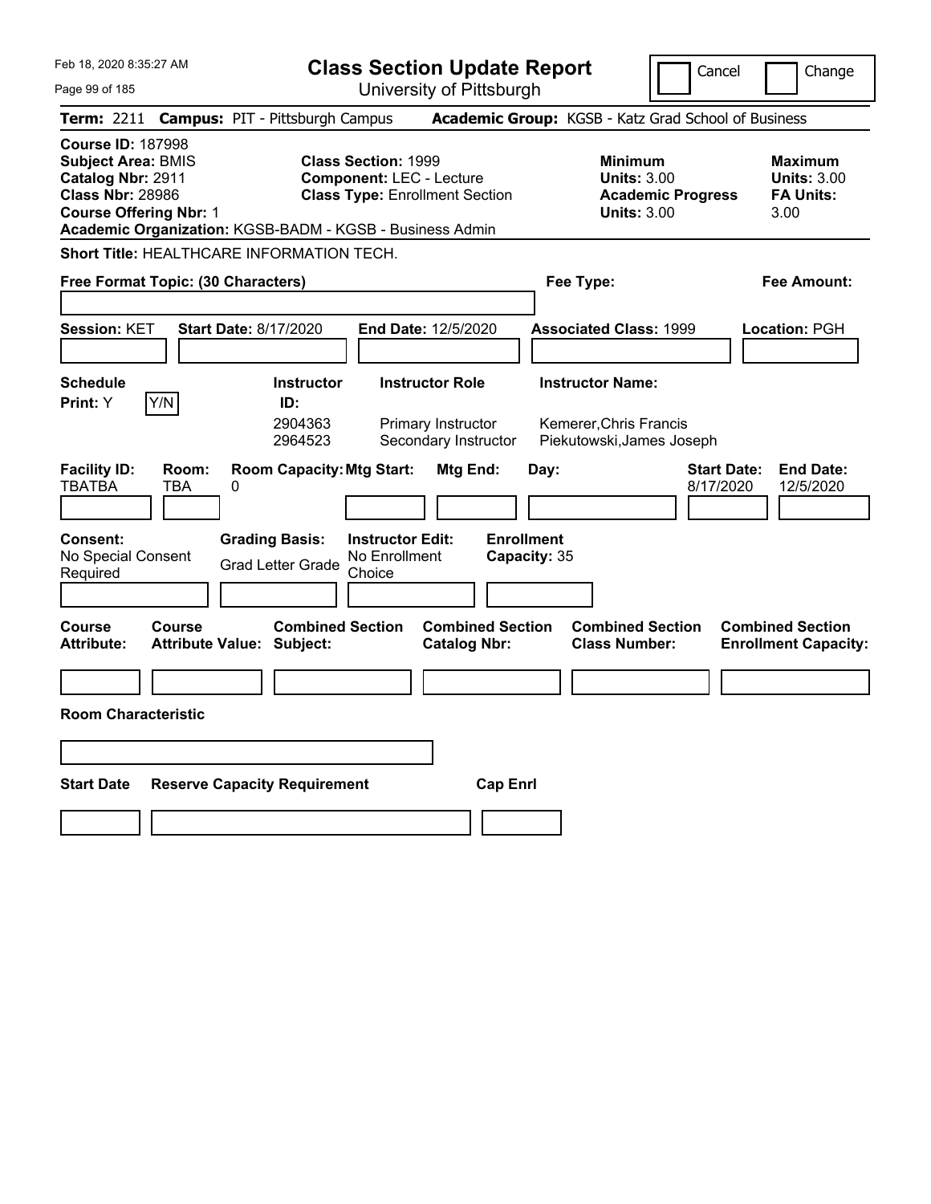# Class Section Update Report

University of Pittsburgh

Feb 18, 2020 8:35:27 AM

Cancel | Change

**Term:** 2211 **Campus:** PIT - Pittsburgh Campus **Academic Group:** KGSB - Katz Grad School of Business

**Course ID:** 187998
**Subject Area:** BMIS
**Catalog Nbr:** 2911
**Class Nbr:** 28986
**Course Offering Nbr:** 1
**Academic Organization:** KGSB-BADM - KGSB - Business Admin

**Class Section:** 1999
**Component:** LEC - Lecture
**Class Type:** Enrollment Section

**Minimum Units:** 3.00
**Academic Progress Units:** 3.00

**Maximum Units:** 3.00
**FA Units:** 3.00

**Short Title:** HEALTHCARE INFORMATION TECH.

**Free Format Topic: (30 Characters)**

**Fee Type:**

**Fee Amount:**

**Session:** KET **Start Date:** 8/17/2020 **End Date:** 12/5/2020 **Associated Class:** 1999 **Location:** PGH

**Schedule Print:** Y

| Instructor ID | Instructor Role | Instructor Name |
|---|---|---|
| 2904363 | Primary Instructor | Kemerer,Chris Francis |
| 2964523 | Secondary Instructor | Piekutowski,James Joseph |

| Facility ID: | Room: | Room Capacity: | Mtg Start: | Mtg End: | Day: | Start Date: | End Date: |
|---|---|---|---|---|---|---|---|
| TBATBA | TBA | 0 | | | | 8/17/2020 | 12/5/2020 |

**Consent:** No Special Consent Required
**Grading Basis:** Grad Letter Grade
**Instructor Edit:** No Enrollment Choice
**Enrollment Capacity:** 35

| Course Attribute: | Course Attribute Value: | Combined Section Subject: | Combined Section Catalog Nbr: | Combined Section Class Number: | Combined Section Enrollment Capacity: |
|---|---|---|---|---|---|
| | | | | | |

**Room Characteristic**

| Start Date | Reserve Capacity Requirement | Cap Enrl |
|---|---|---|
| | | |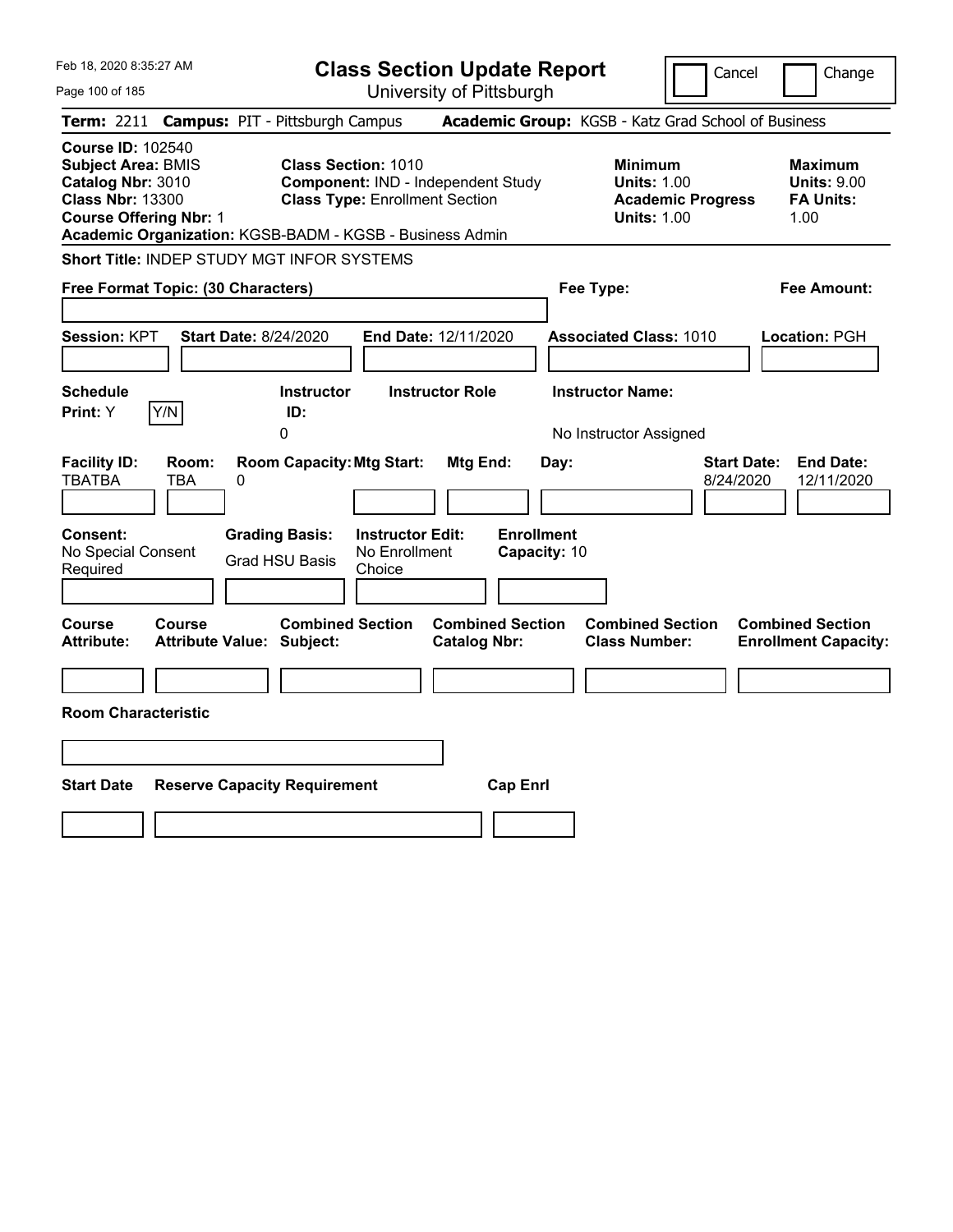# Class Section Update Report

University of Pittsburgh

Cancel | Change

Feb 18, 2020 8:35:27 AM

**Term:** 2211 **Campus:** PIT - Pittsburgh Campus **Academic Group:** KGSB - Katz Grad School of Business

**Course ID:** 102540
**Subject Area:** BMIS
**Catalog Nbr:** 3010
**Class Nbr:** 13300
**Course Offering Nbr:** 1
**Academic Organization:** KGSB-BADM - KGSB - Business Admin

**Class Section:** 1010
**Component:** IND - Independent Study
**Class Type:** Enrollment Section

**Minimum Units:** 1.00
**Academic Progress Units:** 1.00

**Maximum Units:** 9.00
**FA Units:** 1.00

**Short Title:** INDEP STUDY MGT INFOR SYSTEMS

**Free Format Topic: (30 Characters)**

**Fee Type:**

**Fee Amount:**

**Session:** KPT **Start Date:** 8/24/2020 **End Date:** 12/11/2020 **Associated Class:** 1010 **Location:** PGH

| Schedule Print | Instructor ID | Instructor Role | Instructor Name |
|---|---|---|---|
| Y | 0 | | No Instructor Assigned |

| Facility ID | Room | Room Capacity | Mtg Start | Mtg End | Day | Start Date | End Date |
|---|---|---|---|---|---|---|---|
| TBATBA | TBA | 0 | | | | 8/24/2020 | 12/11/2020 |

| Consent | Grading Basis | Instructor Edit | Enrollment Capacity |
|---|---|---|---|
| No Special Consent Required | Grad HSU Basis | No Enrollment Choice | 10 |

| Course Attribute | Course Attribute Value | Combined Section Subject | Combined Section Catalog Nbr | Combined Section Class Number | Combined Section Enrollment Capacity |
|---|---|---|---|---|---|
| | | | | | |

**Room Characteristic**

| Start Date | Reserve Capacity Requirement | Cap Enrl |
|---|---|---|
| | | |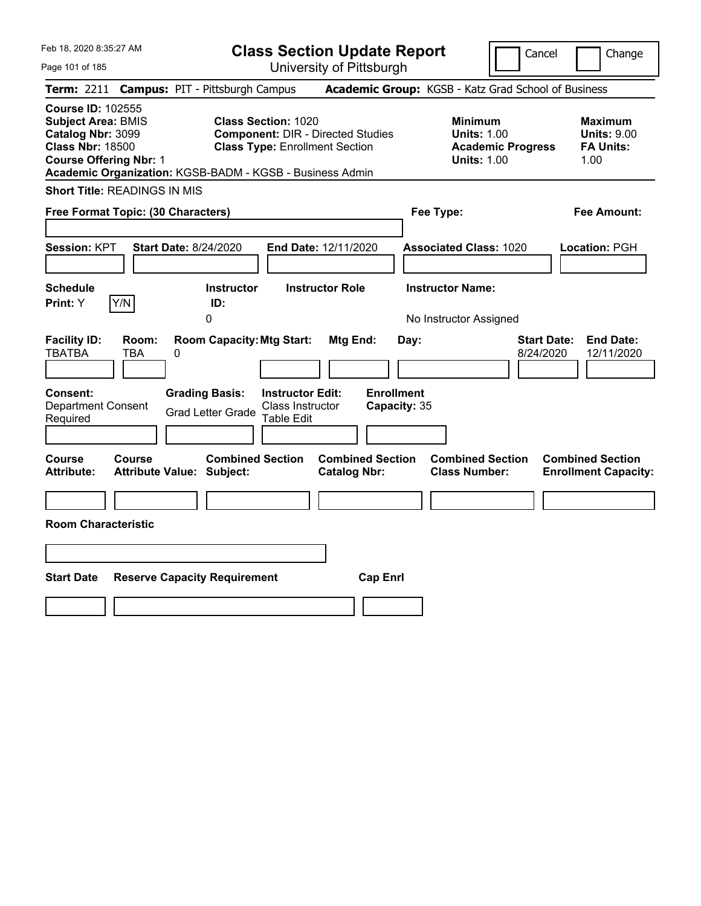Feb 18, 2020 8:35:27 AM

# Class Section Update Report

University of Pittsburgh

Cancel | Change

**Term:** 2211 **Campus:** PIT - Pittsburgh Campus **Academic Group:** KGSB - Katz Grad School of Business

**Course ID:** 102555
**Subject Area:** BMIS
**Catalog Nbr:** 3099
**Class Nbr:** 18500
**Course Offering Nbr:** 1
**Academic Organization:** KGSB-BADM - KGSB - Business Admin

**Class Section:** 1020
**Component:** DIR - Directed Studies
**Class Type:** Enrollment Section

**Minimum Units:** 1.00
**Academic Progress Units:** 1.00

**Maximum Units:** 9.00
**FA Units:** 1.00

**Short Title:** READINGS IN MIS

**Free Format Topic: (30 Characters)**

**Fee Type:**

**Fee Amount:**

**Session:** KPT **Start Date:** 8/24/2020 **End Date:** 12/11/2020 **Associated Class:** 1020 **Location:** PGH

| Schedule Print: | Instructor ID: | Instructor Role | Instructor Name: |
|---|---|---|---|
| Y [Y/N] | 0 | | No Instructor Assigned |

| Facility ID: | Room: | Room Capacity: | Mtg Start: | Mtg End: | Day: | Start Date: | End Date: |
|---|---|---|---|---|---|---|---|
| TBATBA | TBA | 0 | | | | 8/24/2020 | 12/11/2020 |

| Consent: | Grading Basis: | Instructor Edit: | Enrollment Capacity: |
|---|---|---|---|
| Department Consent Required | Grad Letter Grade | Class Instructor Table Edit | 35 |

| Course Attribute: | Course Attribute Value: | Combined Section Subject: | Combined Section Catalog Nbr: | Combined Section Class Number: | Combined Section Enrollment Capacity: |
|---|---|---|---|---|---|
| | | | | | |

**Room Characteristic**

| Start Date | Reserve Capacity Requirement | Cap Enrl |
|---|---|---|
| | | |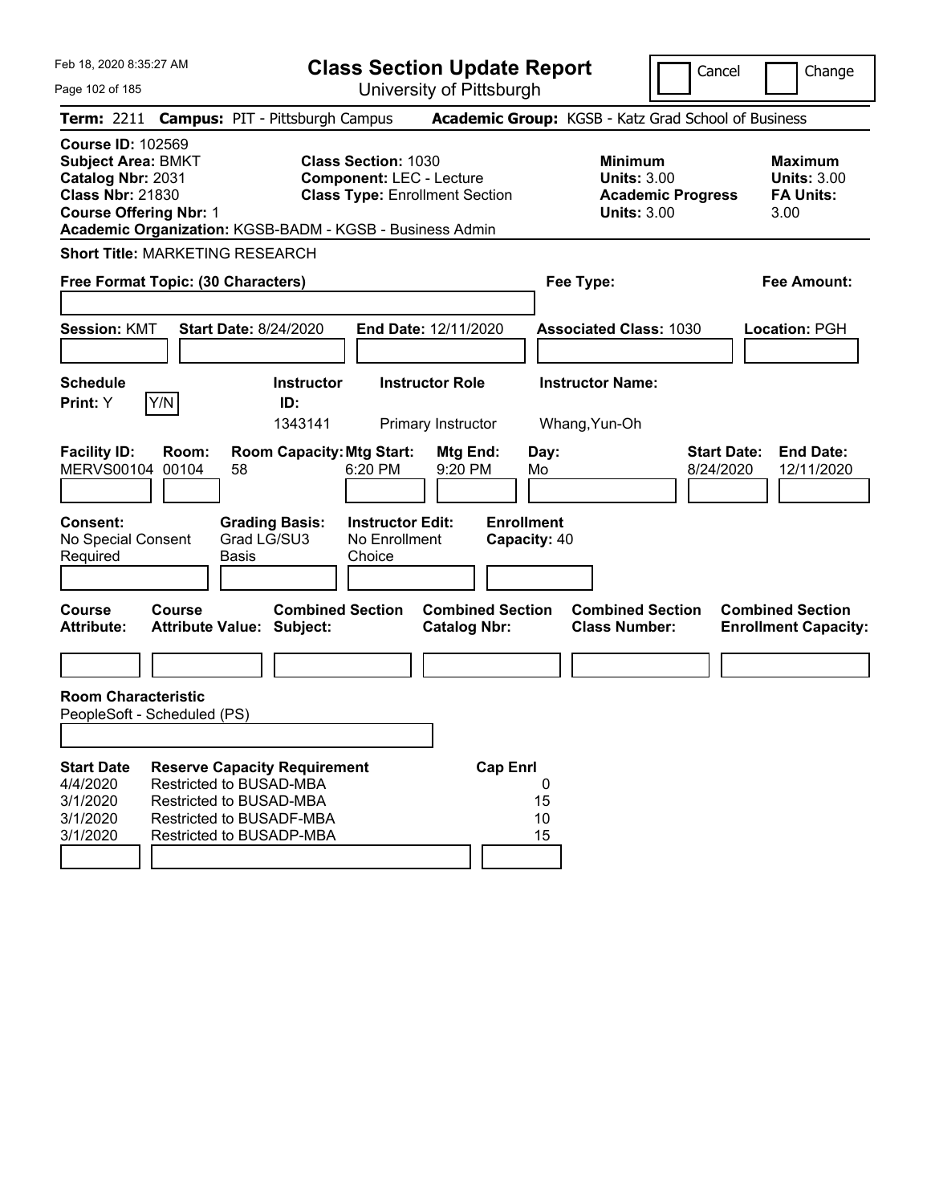Feb 18, 2020 8:35:27 AM

# Class Section Update Report

University of Pittsburgh

Cancel | Change

**Term:** 2211 **Campus:** PIT - Pittsburgh Campus **Academic Group:** KGSB - Katz Grad School of Business

**Course ID:** 102569
**Subject Area:** BMKT
**Catalog Nbr:** 2031
**Class Nbr:** 21830
**Course Offering Nbr:** 1
**Academic Organization:** KGSB-BADM - KGSB - Business Admin

**Class Section:** 1030
**Component:** LEC - Lecture
**Class Type:** Enrollment Section

**Minimum Units:** 3.00
**Academic Progress Units:** 3.00

**Maximum Units:** 3.00
**FA Units:** 3.00

**Short Title:** MARKETING RESEARCH

**Free Format Topic: (30 Characters)**

**Fee Type:**

**Fee Amount:**

**Session:** KMT **Start Date:** 8/24/2020 **End Date:** 12/11/2020 **Associated Class:** 1030 **Location:** PGH

| Schedule Print: | Instructor ID: | Instructor Role | Instructor Name: |
|---|---|---|---|
| Y [Y/N] | 1343141 | Primary Instructor | Whang,Yun-Oh |

| Facility ID: | Room: | Room Capacity: | Mtg Start: | Mtg End: | Day: | Start Date: | End Date: |
|---|---|---|---|---|---|---|---|
| MERVS00104 | 00104 | 58 | 6:20 PM | 9:20 PM | Mo | 8/24/2020 | 12/11/2020 |

**Consent:** No Special Consent Required
**Grading Basis:** Grad LG/SU3 Basis
**Instructor Edit:** No Enrollment Choice
**Enrollment Capacity:** 40

| Course Attribute: | Course Attribute Value: | Combined Section Subject: | Combined Section Catalog Nbr: | Combined Section Class Number: | Combined Section Enrollment Capacity: |
|---|---|---|---|---|---|
| | | | | | |

**Room Characteristic**
PeopleSoft - Scheduled (PS)

| Start Date | Reserve Capacity Requirement | Cap | Enrl |
|---|---|---|---|
| 4/4/2020 | Restricted to BUSAD-MBA | 0 | |
| 3/1/2020 | Restricted to BUSAD-MBA | 15 | |
| 3/1/2020 | Restricted to BUSADF-MBA | 10 | |
| 3/1/2020 | Restricted to BUSADP-MBA | 15 | |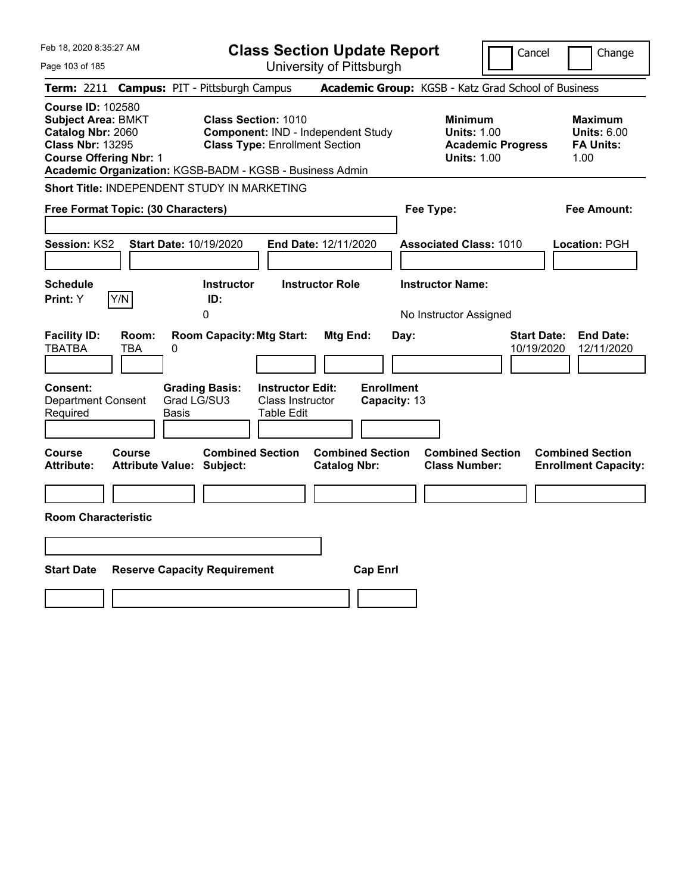# Class Section Update Report

University of Pittsburgh

Cancel | Change

Feb 18, 2020 8:35:27 AM

**Term:** 2211 **Campus:** PIT - Pittsburgh Campus **Academic Group:** KGSB - Katz Grad School of Business

**Course ID:** 102580
**Subject Area:** BMKT
**Catalog Nbr:** 2060
**Class Nbr:** 13295
**Course Offering Nbr:** 1
**Academic Organization:** KGSB-BADM - KGSB - Business Admin

**Class Section:** 1010
**Component:** IND - Independent Study
**Class Type:** Enrollment Section

**Minimum Units:** 1.00
**Academic Progress Units:** 1.00

**Maximum Units:** 6.00
**FA Units:** 1.00

**Short Title:** INDEPENDENT STUDY IN MARKETING

**Free Format Topic: (30 Characters)**

**Fee Type:**

**Fee Amount:**

**Session:** KS2 **Start Date:** 10/19/2020 **End Date:** 12/11/2020 **Associated Class:** 1010 **Location:** PGH

| Schedule Print: | Instructor ID: | Instructor Role | Instructor Name: |
|---|---|---|---|
| Y | 0 | | No Instructor Assigned |

| Facility ID: | Room: | Room Capacity: | Mtg Start: | Mtg End: | Day: | Start Date: | End Date: |
|---|---|---|---|---|---|---|---|
| TBATBA | TBA | 0 | | | | 10/19/2020 | 12/11/2020 |

| Consent: | Grading Basis: | Instructor Edit: | Enrollment Capacity: |
|---|---|---|---|
| Department Consent Required | Grad LG/SU3 Basis | Class Instructor Table Edit | 13 |

| Course Attribute: | Course Attribute Value: | Combined Section Subject: | Combined Section Catalog Nbr: | Combined Section Class Number: | Combined Section Enrollment Capacity: |
|---|---|---|---|---|---|
| | | | | | |

**Room Characteristic**

| Start Date | Reserve Capacity Requirement | Cap Enrl |
|---|---|---|
| | | |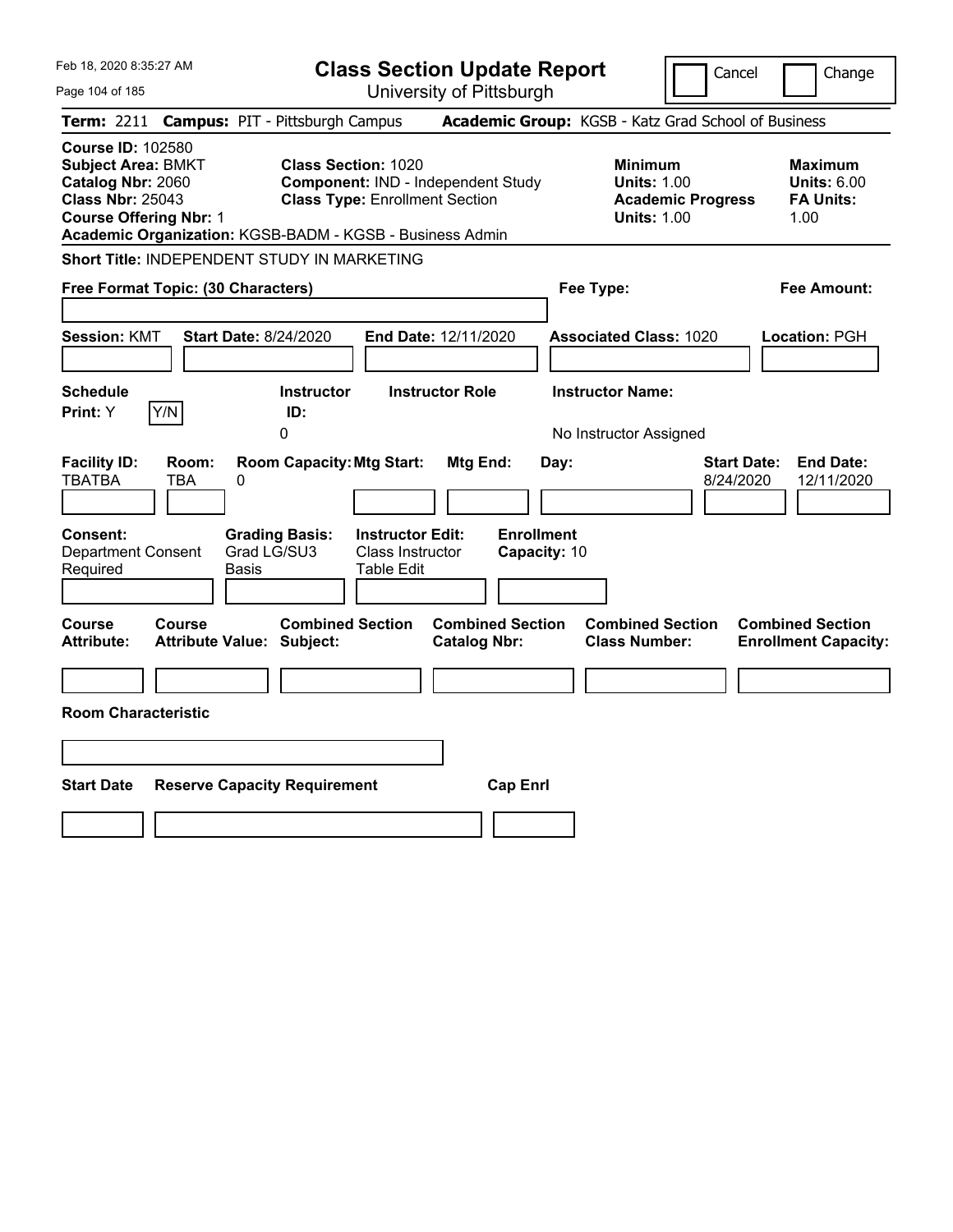Feb 18, 2020 8:35:27 AM

# Class Section Update Report

University of Pittsburgh

Cancel | Change

**Term:** 2211 **Campus:** PIT - Pittsburgh Campus **Academic Group:** KGSB - Katz Grad School of Business

**Course ID:** 102580
**Subject Area:** BMKT
**Catalog Nbr:** 2060
**Class Nbr:** 25043
**Course Offering Nbr:** 1
**Academic Organization:** KGSB-BADM - KGSB - Business Admin

**Class Section:** 1020
**Component:** IND - Independent Study
**Class Type:** Enrollment Section

**Minimum Units:** 1.00
**Academic Progress Units:** 1.00

**Maximum Units:** 6.00
**FA Units:** 1.00

**Short Title:** INDEPENDENT STUDY IN MARKETING

**Free Format Topic: (30 Characters)**

**Fee Type:**

**Fee Amount:**

**Session:** KMT **Start Date:** 8/24/2020 **End Date:** 12/11/2020 **Associated Class:** 1020 **Location:** PGH

| Schedule Print: | Instructor ID: | Instructor Role | Instructor Name: |
|---|---|---|---|
| Y | 0 | | No Instructor Assigned |

| Facility ID: | Room: | Room Capacity: | Mtg Start: | Mtg End: | Day: | Start Date: | End Date: |
|---|---|---|---|---|---|---|---|
| TBATBA | TBA | 0 | | | | 8/24/2020 | 12/11/2020 |

| Consent: | Grading Basis: | Instructor Edit: | Enrollment Capacity: |
|---|---|---|---|
| Department Consent Required | Grad LG/SU3 Basis | Class Instructor Table Edit | 10 |

| Course Attribute: | Course Attribute Value: | Combined Section Subject: | Combined Section Catalog Nbr: | Combined Section Class Number: | Combined Section Enrollment Capacity: |
|---|---|---|---|---|---|
| | | | | | |

**Room Characteristic**

| Start Date | Reserve Capacity Requirement | Cap Enrl |
|---|---|---|
| | | |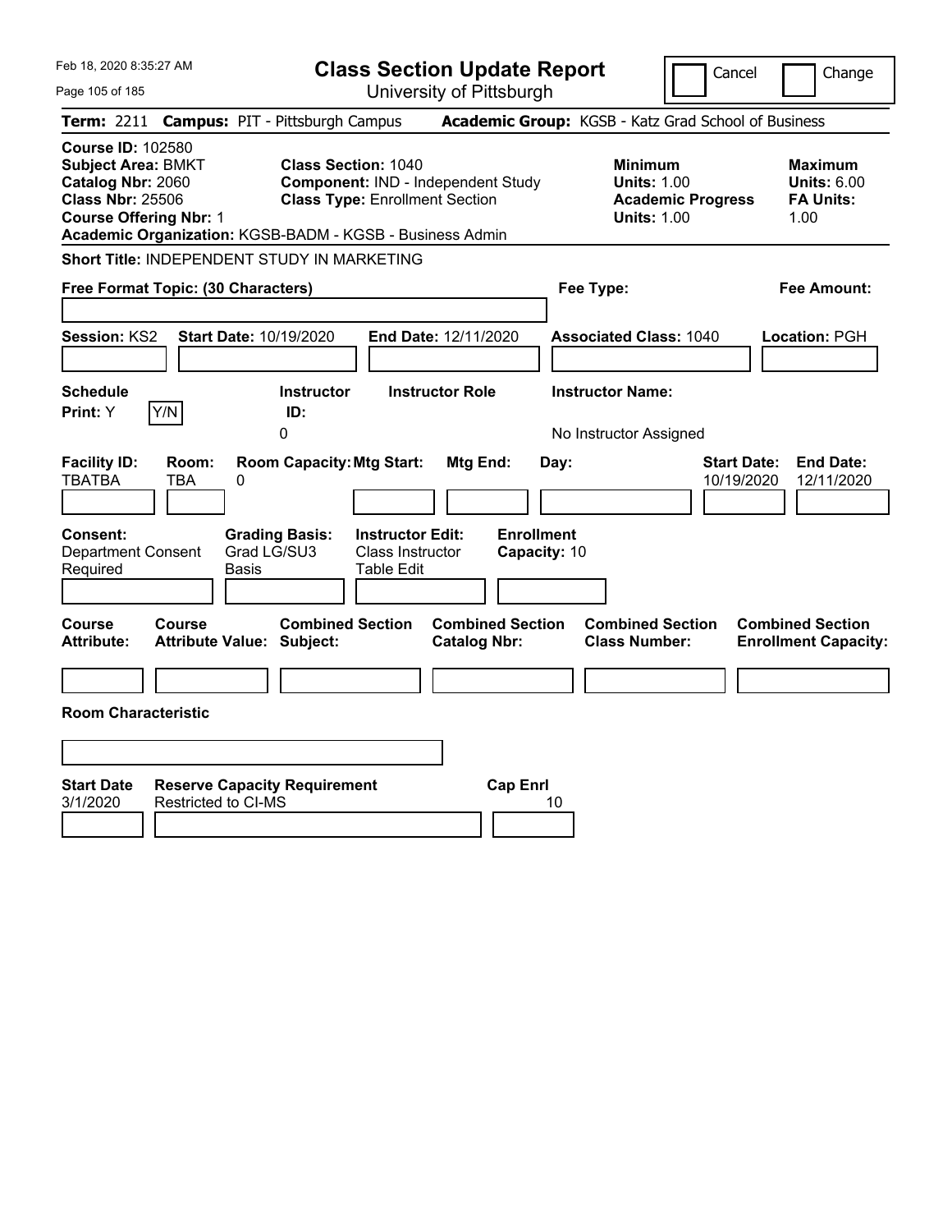Feb 18, 2020 8:35:27 AM

# Class Section Update Report

University of Pittsburgh

Cancel | Change

**Term:** 2211 **Campus:** PIT - Pittsburgh Campus **Academic Group:** KGSB - Katz Grad School of Business

**Course ID:** 102580
**Subject Area:** BMKT
**Catalog Nbr:** 2060
**Class Nbr:** 25506
**Course Offering Nbr:** 1
**Academic Organization:** KGSB-BADM - KGSB - Business Admin

**Class Section:** 1040
**Component:** IND - Independent Study
**Class Type:** Enrollment Section

**Minimum Units:** 1.00
**Academic Progress Units:** 1.00

**Maximum Units:** 6.00
**FA Units:** 1.00

**Short Title:** INDEPENDENT STUDY IN MARKETING

**Free Format Topic: (30 Characters)**

**Fee Type:**

**Fee Amount:**

**Session:** KS2 **Start Date:** 10/19/2020 **End Date:** 12/11/2020 **Associated Class:** 1040 **Location:** PGH

| Schedule Print | Instructor ID | Instructor Role | Instructor Name |
|---|---|---|---|
| Y (Y/N) | 0 | | No Instructor Assigned |

| Facility ID | Room | Room Capacity | Mtg Start | Mtg End | Day | Start Date | End Date |
|---|---|---|---|---|---|---|---|
| TBATBA | TBA | 0 | | | | 10/19/2020 | 12/11/2020 |

| Consent | Grading Basis | Instructor Edit | Enrollment Capacity |
|---|---|---|---|
| Department Consent Required | Grad LG/SU3 Basis | Class Instructor Table Edit | 10 |

| Course Attribute | Course Attribute Value | Combined Section Subject | Combined Section Catalog Nbr | Combined Section Class Number | Combined Section Enrollment Capacity |
|---|---|---|---|---|---|
| | | | | | |

**Room Characteristic**

| Start Date | Reserve Capacity Requirement | Cap Enrl |
|---|---|---|
| 3/1/2020 | Restricted to CI-MS | 10 |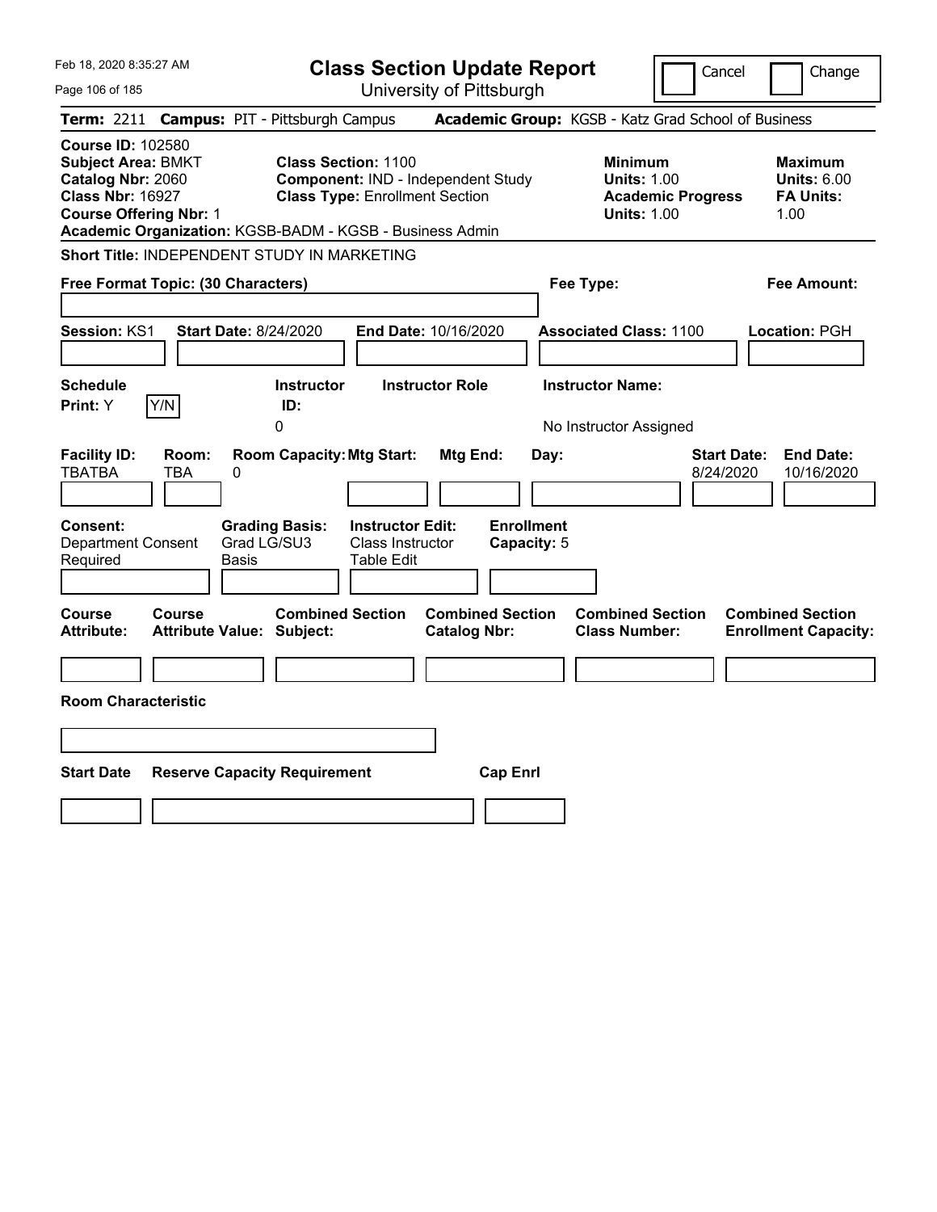# Class Section Update Report

University of Pittsburgh

Feb 18, 2020 8:35:27 AM

Cancel | Change

**Term:** 2211 **Campus:** PIT - Pittsburgh Campus **Academic Group:** KGSB - Katz Grad School of Business

**Course ID:** 102580
**Subject Area:** BMKT
**Catalog Nbr:** 2060
**Class Nbr:** 16927
**Course Offering Nbr:** 1
**Academic Organization:** KGSB-BADM - KGSB - Business Admin

**Class Section:** 1100
**Component:** IND - Independent Study
**Class Type:** Enrollment Section

| | Minimum | Maximum |
|---|---|---|
| Units | 1.00 | 6.00 |
| Academic Progress Units / FA Units | 1.00 | 1.00 |

**Short Title:** INDEPENDENT STUDY IN MARKETING

**Free Format Topic: (30 Characters)**

**Fee Type:**

**Fee Amount:**

**Session:** KS1 **Start Date:** 8/24/2020 **End Date:** 10/16/2020 **Associated Class:** 1100 **Location:** PGH

| Schedule Print | Instructor ID | Instructor Role | Instructor Name |
|---|---|---|---|
| Y | 0 | | No Instructor Assigned |

| Facility ID | Room | Room Capacity | Mtg Start | Mtg End | Day | Start Date | End Date |
|---|---|---|---|---|---|---|---|
| TBATBA | TBA | 0 | | | | 8/24/2020 | 10/16/2020 |

**Consent:** Department Consent Required
**Grading Basis:** Grad LG/SU3 Basis
**Instructor Edit:** Class Instructor Table Edit
**Enrollment Capacity:** 5

| Course Attribute | Course Attribute Value | Combined Section Subject | Combined Section Catalog Nbr | Combined Section Class Number | Combined Section Enrollment Capacity |
|---|---|---|---|---|---|
| | | | | | |

**Room Characteristic**

| Start Date | Reserve Capacity Requirement | Cap Enrl |
|---|---|---|
| | | |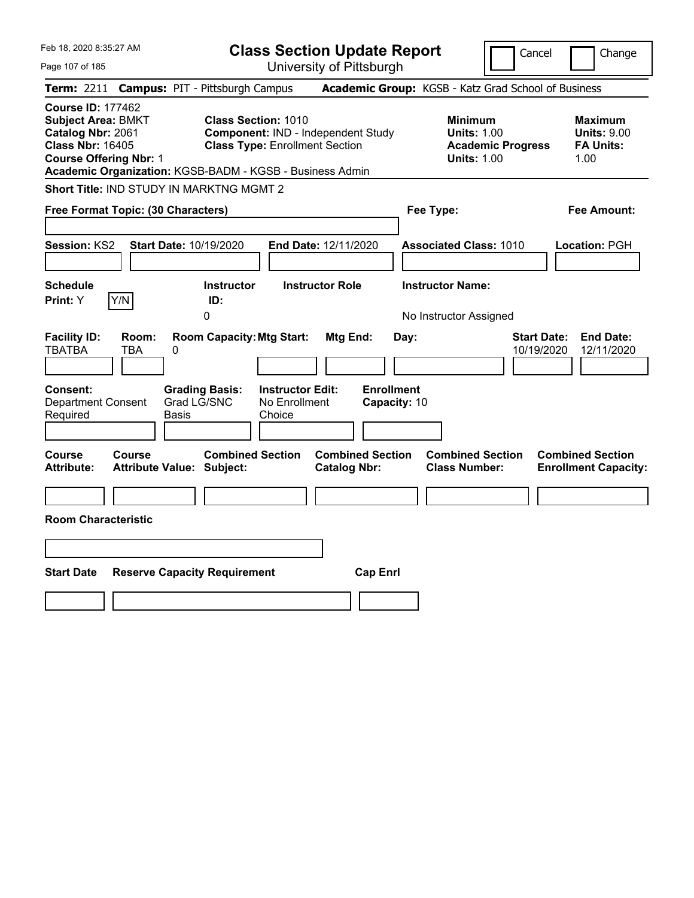# Class Section Update Report

University of Pittsburgh

Cancel | Change

**Term:** 2211 **Campus:** PIT - Pittsburgh Campus **Academic Group:** KGSB - Katz Grad School of Business

**Course ID:** 177462
**Subject Area:** BMKT
**Catalog Nbr:** 2061
**Class Nbr:** 16405
**Course Offering Nbr:** 1

**Class Section:** 1010
**Component:** IND - Independent Study
**Class Type:** Enrollment Section

**Minimum**
**Units:** 1.00
**Academic Progress Units:** 1.00

**Maximum**
**Units:** 9.00
**FA Units:** 1.00

**Academic Organization:** KGSB-BADM - KGSB - Business Admin

**Short Title:** IND STUDY IN MARKTNG MGMT 2

**Free Format Topic: (30 Characters)**

**Fee Type:**

**Fee Amount:**

**Session:** KS2 **Start Date:** 10/19/2020 **End Date:** 12/11/2020 **Associated Class:** 1010 **Location:** PGH

| Schedule Print | Instructor ID | Instructor Role | Instructor Name |
|---|---|---|---|
| Y | 0 | | No Instructor Assigned |

| Facility ID | Room | Room Capacity | Mtg Start | Mtg End | Day | Start Date | End Date |
|---|---|---|---|---|---|---|---|
| TBATBA | TBA | 0 | | | | 10/19/2020 | 12/11/2020 |

| Consent | Grading Basis | Instructor Edit | Enrollment Capacity |
|---|---|---|---|
| Department Consent Required | Grad LG/SNC Basis | No Enrollment Choice | 10 |

| Course Attribute | Course Attribute Value | Combined Section Subject | Combined Section Catalog Nbr | Combined Section Class Number | Combined Section Enrollment Capacity |
|---|---|---|---|---|---|
| | | | | | |

**Room Characteristic**

| Start Date | Reserve Capacity Requirement | Cap Enrl |
|---|---|---|
| | | |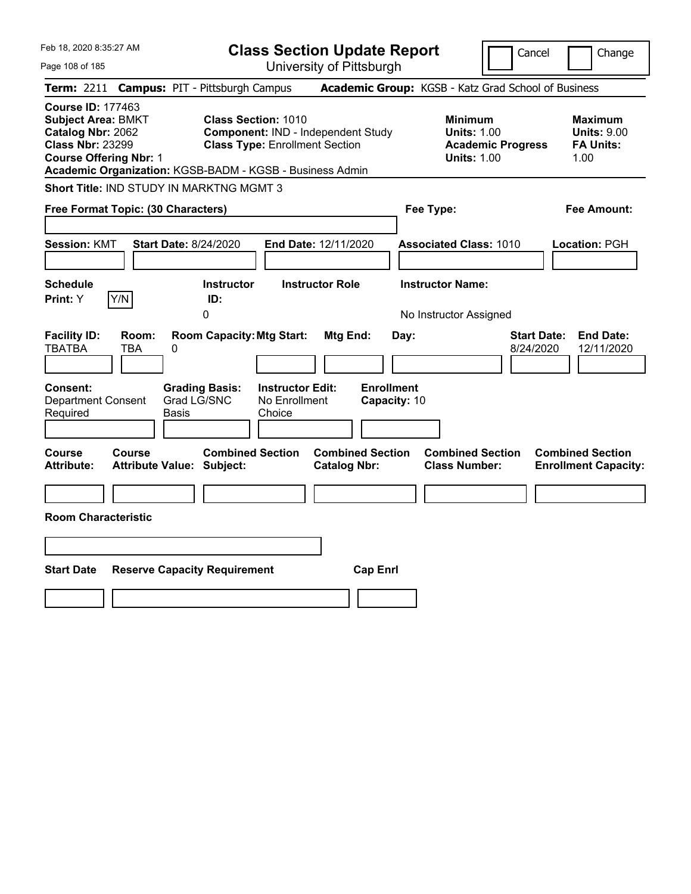# Class Section Update Report

University of Pittsburgh

Feb 18, 2020 8:35:27 AM

Cancel | Change

**Term:** 2211 **Campus:** PIT - Pittsburgh Campus **Academic Group:** KGSB - Katz Grad School of Business

**Course ID:** 177463
**Subject Area:** BMKT
**Catalog Nbr:** 2062
**Class Nbr:** 23299
**Course Offering Nbr:** 1
**Academic Organization:** KGSB-BADM - KGSB - Business Admin

**Class Section:** 1010
**Component:** IND - Independent Study
**Class Type:** Enrollment Section

**Minimum**
**Units:** 1.00
**Academic Progress Units:** 1.00

**Maximum**
**Units:** 9.00
**FA Units:** 1.00

**Short Title:** IND STUDY IN MARKTNG MGMT 3

**Free Format Topic: (30 Characters)**

**Fee Type:**

**Fee Amount:**

**Session:** KMT **Start Date:** 8/24/2020 **End Date:** 12/11/2020 **Associated Class:** 1010 **Location:** PGH

| Schedule Print: | Instructor ID: | Instructor Role | Instructor Name: |
|---|---|---|---|
| Y | 0 | | No Instructor Assigned |

| Facility ID: | Room: | Room Capacity: | Mtg Start: | Mtg End: | Day: | Start Date: | End Date: |
|---|---|---|---|---|---|---|---|
| TBATBA | TBA | 0 | | | | 8/24/2020 | 12/11/2020 |

| Consent: | Grading Basis: | Instructor Edit: | Enrollment Capacity: |
|---|---|---|---|
| Department Consent Required | Grad LG/SNC Basis | No Enrollment Choice | 10 |

| Course Attribute: | Course Attribute Value: | Combined Section Subject: | Combined Section Catalog Nbr: | Combined Section Class Number: | Combined Section Enrollment Capacity: |
|---|---|---|---|---|---|
| | | | | | |

**Room Characteristic**

| Start Date | Reserve Capacity Requirement | Cap Enrl |
|---|---|---|
| | | |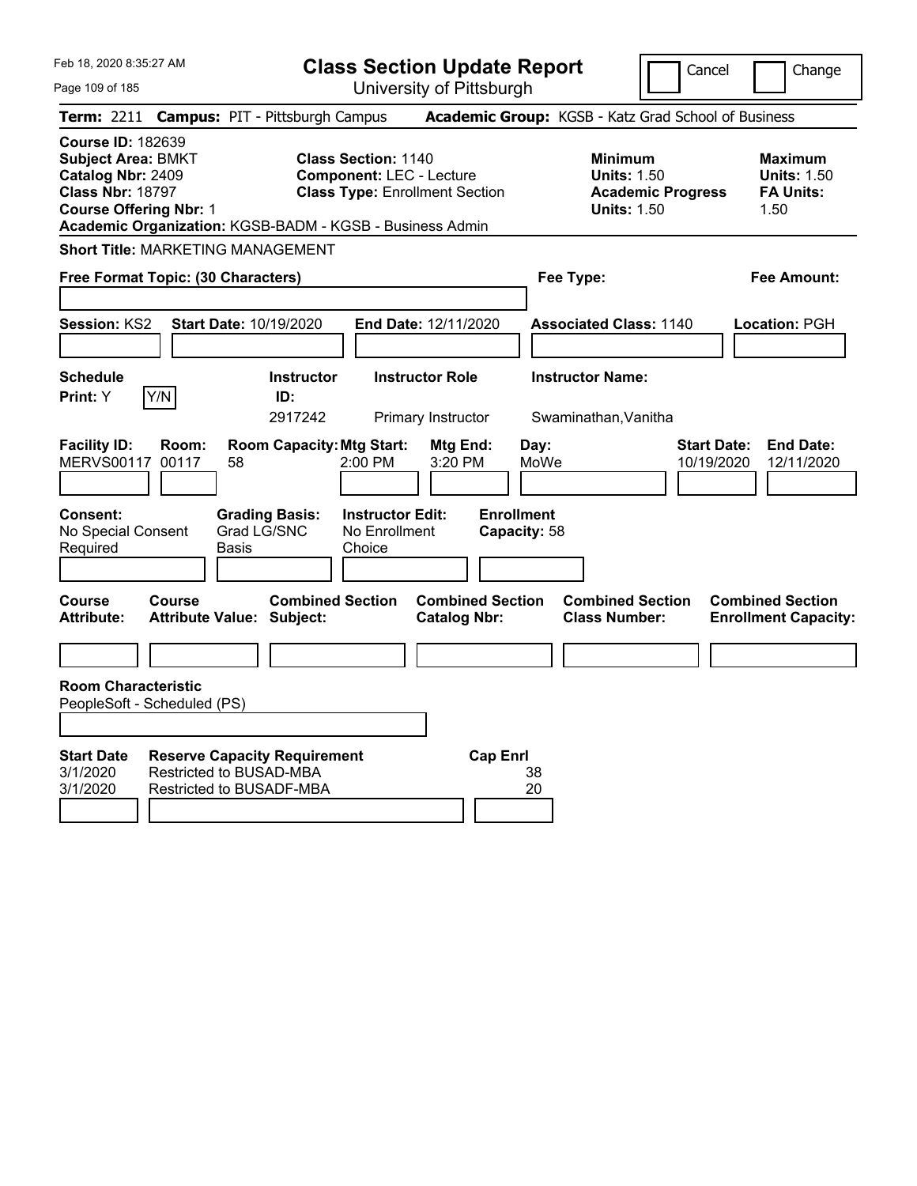# Class Section Update Report

University of Pittsburgh

Cancel | Change

**Term:** 2211 **Campus:** PIT - Pittsburgh Campus **Academic Group:** KGSB - Katz Grad School of Business

**Course ID:** 182639
**Subject Area:** BMKT
**Catalog Nbr:** 2409
**Class Nbr:** 18797
**Course Offering Nbr:** 1
**Academic Organization:** KGSB-BADM - KGSB - Business Admin

**Class Section:** 1140
**Component:** LEC - Lecture
**Class Type:** Enrollment Section

**Minimum Units:** 1.50
**Academic Progress Units:** 1.50

**Maximum Units:** 1.50
**FA Units:** 1.50

**Short Title:** MARKETING MANAGEMENT

**Free Format Topic: (30 Characters)**

**Fee Type:**

**Fee Amount:**

**Session:** KS2 **Start Date:** 10/19/2020 **End Date:** 12/11/2020 **Associated Class:** 1140 **Location:** PGH

| Schedule Print: | Instructor ID: | Instructor Role | Instructor Name: |
|---|---|---|---|
| Y (Y/N) | 2917242 | Primary Instructor | Swaminathan,Vanitha |

| Facility ID: | Room: | Room Capacity: | Mtg Start: | Mtg End: | Day: | Start Date: | End Date: |
|---|---|---|---|---|---|---|---|
| MERVS00117 | 00117 | 58 | 2:00 PM | 3:20 PM | MoWe | 10/19/2020 | 12/11/2020 |

| Consent: | Grading Basis: | Instructor Edit: | Enrollment Capacity: |
|---|---|---|---|
| No Special Consent Required | Grad LG/SNC Basis | No Enrollment Choice | 58 |

| Course Attribute: | Course Attribute Value: | Combined Section Subject: | Combined Section Catalog Nbr: | Combined Section Class Number: | Combined Section Enrollment Capacity: |
|---|---|---|---|---|---|
| | | | | | |

**Room Characteristic**
PeopleSoft - Scheduled (PS)

| Start Date | Reserve Capacity Requirement | Cap Enrl |
|---|---|---|
| 3/1/2020 | Restricted to BUSAD-MBA | 38 |
| 3/1/2020 | Restricted to BUSADF-MBA | 20 |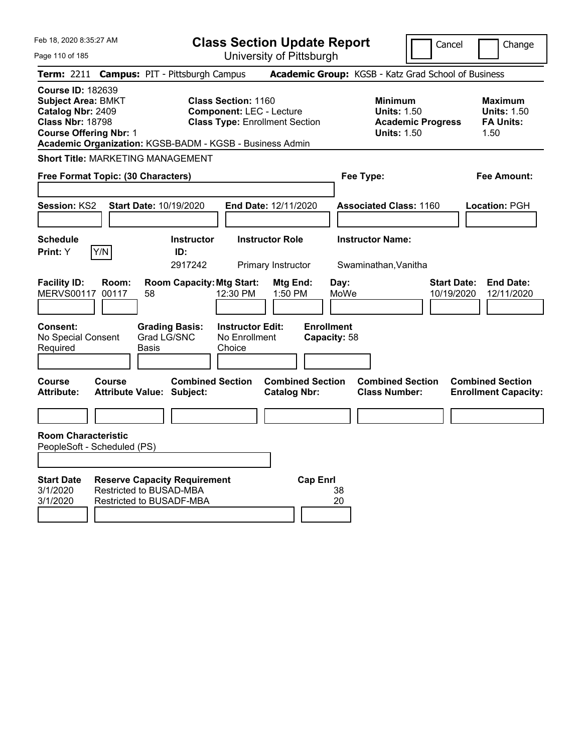# Class Section Update Report

University of Pittsburgh

Cancel | Change

**Term:** 2211 **Campus:** PIT - Pittsburgh Campus **Academic Group:** KGSB - Katz Grad School of Business

**Course ID:** 182639
**Subject Area:** BMKT
**Catalog Nbr:** 2409
**Class Nbr:** 18798
**Course Offering Nbr:** 1

**Class Section:** 1160
**Component:** LEC - Lecture
**Class Type:** Enrollment Section

**Minimum Units:** 1.50
**Academic Progress Units:** 1.50

**Maximum Units:** 1.50
**FA Units:** 1.50

**Academic Organization:** KGSB-BADM - KGSB - Business Admin

**Short Title:** MARKETING MANAGEMENT

**Free Format Topic: (30 Characters)**

**Fee Type:**

**Fee Amount:**

**Session:** KS2 **Start Date:** 10/19/2020 **End Date:** 12/11/2020 **Associated Class:** 1160 **Location:** PGH

| Schedule Print | Instructor ID | Instructor Role | Instructor Name |
|---|---|---|---|
| Y | 2917242 | Primary Instructor | Swaminathan,Vanitha |

| Facility ID | Room | Room Capacity | Mtg Start | Mtg End | Day | Start Date | End Date |
|---|---|---|---|---|---|---|---|
| MERVS00117 | 00117 | 58 | 12:30 PM | 1:50 PM | MoWe | 10/19/2020 | 12/11/2020 |

**Consent:** No Special Consent Required
**Grading Basis:** Grad LG/SNC Basis
**Instructor Edit:** No Enrollment Choice
**Enrollment Capacity:** 58

| Course Attribute | Course Attribute Value | Combined Section Subject | Combined Section Catalog Nbr | Combined Section Class Number | Combined Section Enrollment Capacity |
|---|---|---|---|---|---|
| | | | | | |

**Room Characteristic**
PeopleSoft - Scheduled (PS)

| Start Date | Reserve Capacity Requirement | Cap Enrl |
|---|---|---|
| 3/1/2020 | Restricted to BUSAD-MBA | 38 |
| 3/1/2020 | Restricted to BUSADF-MBA | 20 |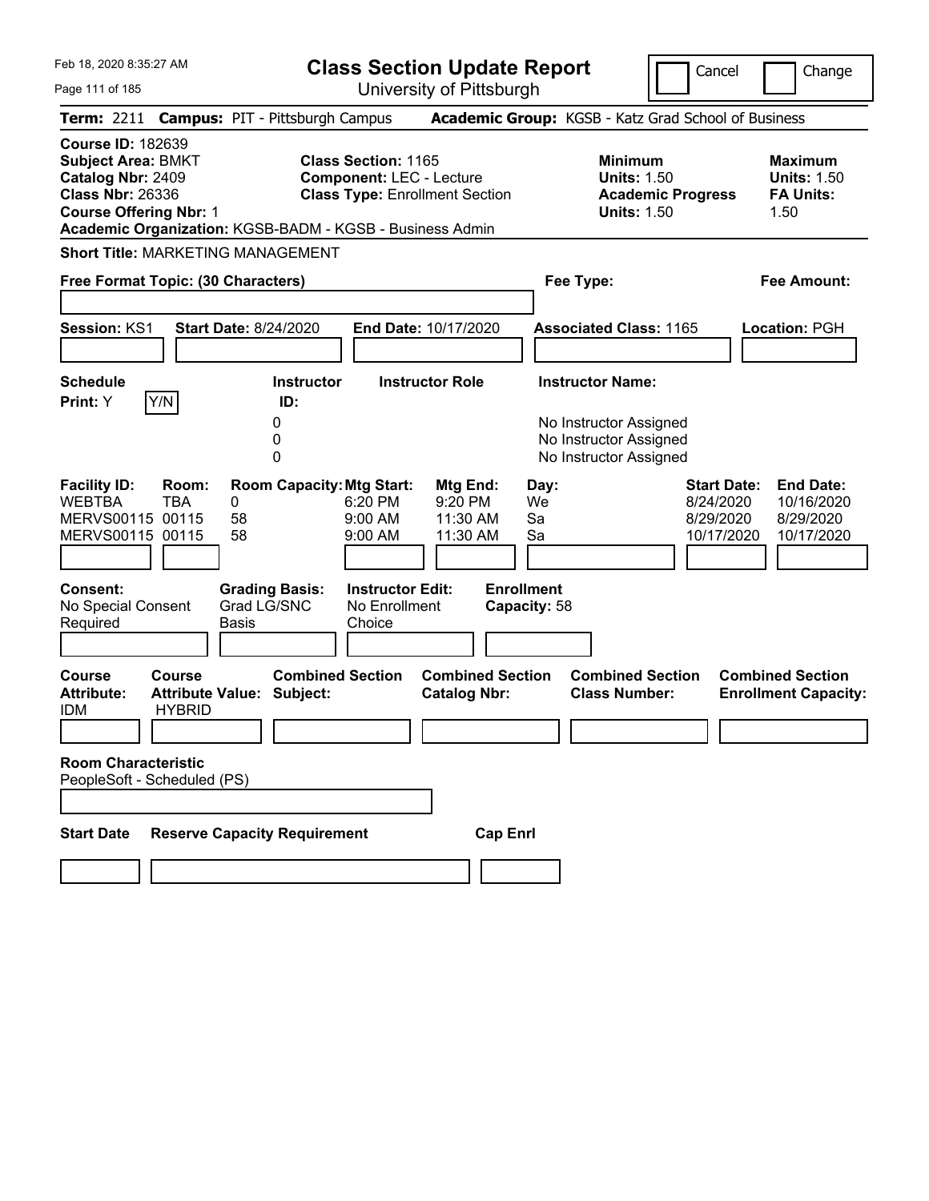Feb 18, 2020 8:35:27 AM

# Class Section Update Report

University of Pittsburgh

Cancel | Change

**Term:** 2211 **Campus:** PIT - Pittsburgh Campus **Academic Group:** KGSB - Katz Grad School of Business

**Course ID:** 182639
**Subject Area:** BMKT
**Catalog Nbr:** 2409
**Class Nbr:** 26336
**Course Offering Nbr:** 1
**Academic Organization:** KGSB-BADM - KGSB - Business Admin

**Class Section:** 1165
**Component:** LEC - Lecture
**Class Type:** Enrollment Section

**Minimum Units:** 1.50
**Academic Progress Units:** 1.50

**Maximum Units:** 1.50
**FA Units:** 1.50

**Short Title:** MARKETING MANAGEMENT

**Free Format Topic: (30 Characters)**

**Fee Type:**

**Fee Amount:**

**Session:** KS1 **Start Date:** 8/24/2020 **End Date:** 10/17/2020 **Associated Class:** 1165 **Location:** PGH

**Schedule Print:** Y Y/N

| Instructor ID: | Instructor Role | Instructor Name: |
|---|---|---|
| 0 | | No Instructor Assigned |
| 0 | | No Instructor Assigned |
| 0 | | No Instructor Assigned |

| Facility ID: | Room: | Room Capacity: | Mtg Start: | Mtg End: | Day: | Start Date: | End Date: |
|---|---|---|---|---|---|---|---|
| WEBTBA | TBA | 0 | 6:20 PM | 9:20 PM | We | 8/24/2020 | 10/16/2020 |
| MERVS00115 | 00115 | 58 | 9:00 AM | 11:30 AM | Sa | 8/29/2020 | 8/29/2020 |
| MERVS00115 | 00115 | 58 | 9:00 AM | 11:30 AM | Sa | 10/17/2020 | 10/17/2020 |

**Consent:** No Special Consent Required
**Grading Basis:** Grad LG/SNC Basis
**Instructor Edit:** No Enrollment Choice
**Enrollment Capacity:** 58

| Course Attribute: | Course Attribute Value: | Combined Section Subject: | Combined Section Catalog Nbr: | Combined Section Class Number: | Combined Section Enrollment Capacity: |
|---|---|---|---|---|---|
| IDM | HYBRID | | | | |

**Room Characteristic**
PeopleSoft - Scheduled (PS)

**Start Date** **Reserve Capacity Requirement** **Cap Enrl**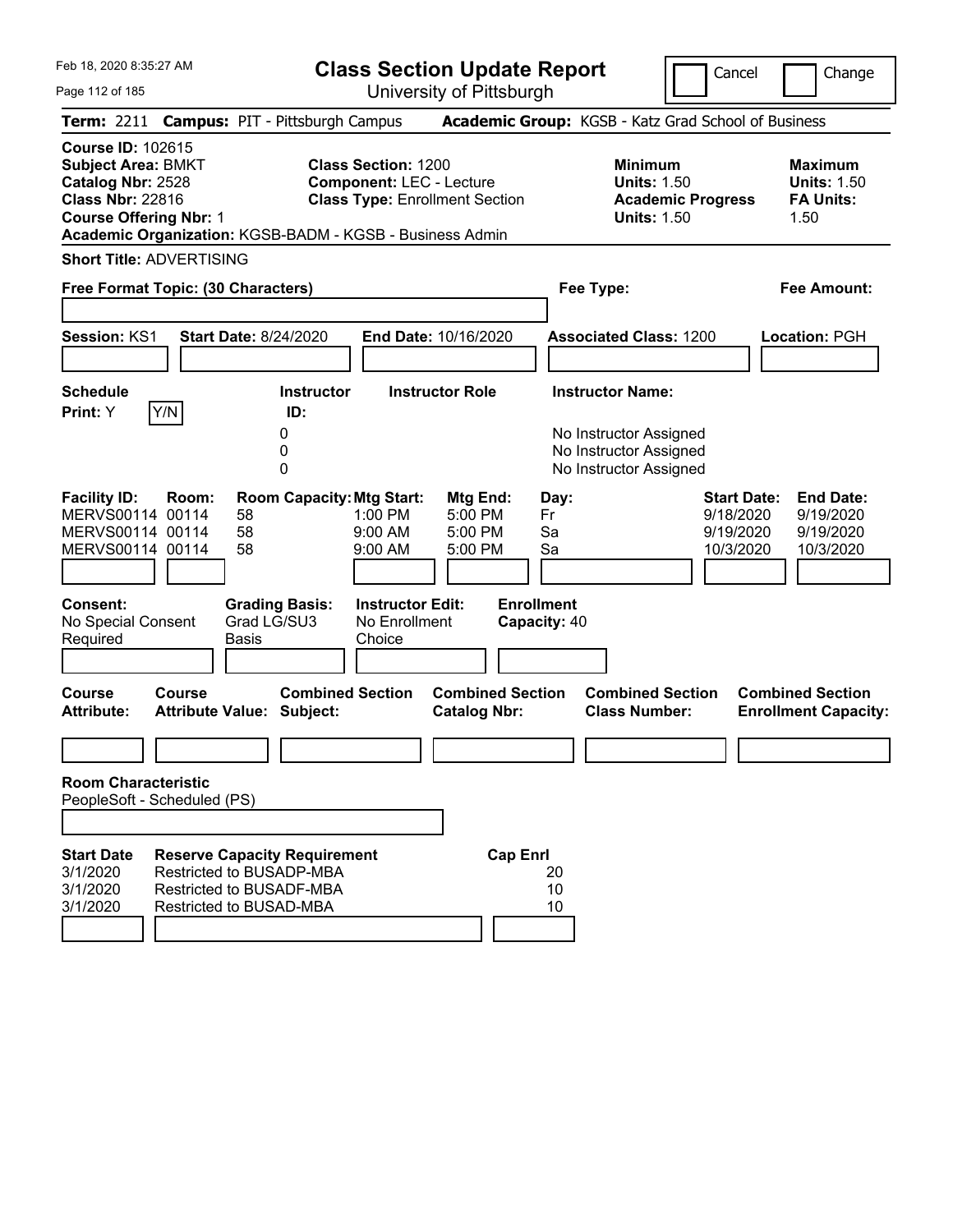Feb 18, 2020 8:35:27 AM

# Class Section Update Report

University of Pittsburgh

Cancel | Change

**Term:** 2211 **Campus:** PIT - Pittsburgh Campus **Academic Group:** KGSB - Katz Grad School of Business

**Course ID:** 102615
**Subject Area:** BMKT
**Catalog Nbr:** 2528
**Class Nbr:** 22816
**Course Offering Nbr:** 1
**Academic Organization:** KGSB-BADM - KGSB - Business Admin

**Class Section:** 1200
**Component:** LEC - Lecture
**Class Type:** Enrollment Section

**Minimum Units:** 1.50
**Academic Progress Units:** 1.50

**Maximum Units:** 1.50
**FA Units:** 1.50

**Short Title:** ADVERTISING

**Free Format Topic: (30 Characters)**

**Fee Type:**

**Fee Amount:**

**Session:** KS1 **Start Date:** 8/24/2020 **End Date:** 10/16/2020 **Associated Class:** 1200 **Location:** PGH

| Schedule Print: | Instructor ID: | Instructor Role | Instructor Name: |
|---|---|---|---|
| Y | 0 | | No Instructor Assigned |
| | 0 | | No Instructor Assigned |
| | 0 | | No Instructor Assigned |

| Facility ID: | Room: | Room Capacity: | Mtg Start: | Mtg End: | Day: | Start Date: | End Date: |
|---|---|---|---|---|---|---|---|
| MERVS00114 | 00114 | 58 | 1:00 PM | 5:00 PM | Fr | 9/18/2020 | 9/19/2020 |
| MERVS00114 | 00114 | 58 | 9:00 AM | 5:00 PM | Sa | 9/19/2020 | 9/19/2020 |
| MERVS00114 | 00114 | 58 | 9:00 AM | 5:00 PM | Sa | 10/3/2020 | 10/3/2020 |

**Consent:** No Special Consent Required
**Grading Basis:** Grad LG/SU3 Basis
**Instructor Edit:** No Enrollment Choice
**Enrollment Capacity:** 40

| Course Attribute: | Course Attribute Value: | Combined Section Subject: | Combined Section Catalog Nbr: | Combined Section Class Number: | Combined Section Enrollment Capacity: |
|---|---|---|---|---|---|
| | | | | | |

**Room Characteristic**
PeopleSoft - Scheduled (PS)

| Start Date | Reserve Capacity Requirement | Cap Enrl |
|---|---|---|
| 3/1/2020 | Restricted to BUSADP-MBA | 20 |
| 3/1/2020 | Restricted to BUSADF-MBA | 10 |
| 3/1/2020 | Restricted to BUSAD-MBA | 10 |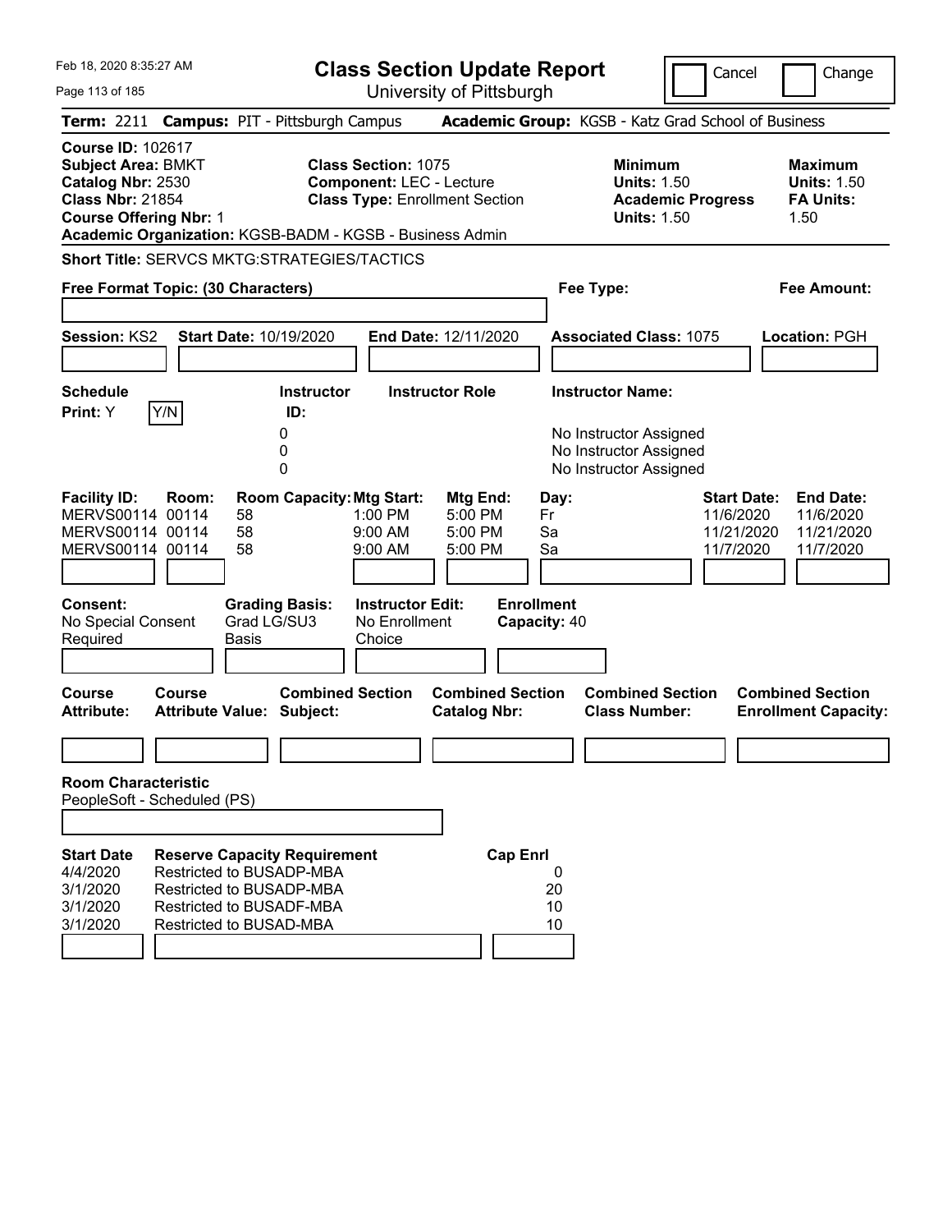Feb 18, 2020 8:35:27 AM

# Class Section Update Report

University of Pittsburgh

Cancel | Change

**Term:** 2211 **Campus:** PIT - Pittsburgh Campus **Academic Group:** KGSB - Katz Grad School of Business

**Course ID:** 102617
**Subject Area:** BMKT
**Catalog Nbr:** 2530
**Class Nbr:** 21854
**Course Offering Nbr:** 1
**Academic Organization:** KGSB-BADM - KGSB - Business Admin

**Class Section:** 1075
**Component:** LEC - Lecture
**Class Type:** Enrollment Section

**Minimum Units:** 1.50
**Academic Progress Units:** 1.50

**Maximum Units:** 1.50
**FA Units:** 1.50

**Short Title:** SERVCS MKTG:STRATEGIES/TACTICS

**Free Format Topic: (30 Characters)**

**Fee Type:**

**Fee Amount:**

**Session:** KS2 **Start Date:** 10/19/2020 **End Date:** 12/11/2020 **Associated Class:** 1075 **Location:** PGH

**Schedule Print:** Y Y/N

| Instructor ID | Instructor Role | Instructor Name |
|---|---|---|
| 0 | | No Instructor Assigned |
| 0 | | No Instructor Assigned |
| 0 | | No Instructor Assigned |

| Facility ID: | Room: | Room Capacity: | Mtg Start: | Mtg End: | Day: | Start Date: | End Date: |
|---|---|---|---|---|---|---|---|
| MERVS00114 | 00114 | 58 | 1:00 PM | 5:00 PM | Fr | 11/6/2020 | 11/6/2020 |
| MERVS00114 | 00114 | 58 | 9:00 AM | 5:00 PM | Sa | 11/21/2020 | 11/21/2020 |
| MERVS00114 | 00114 | 58 | 9:00 AM | 5:00 PM | Sa | 11/7/2020 | 11/7/2020 |

**Consent:** No Special Consent Required
**Grading Basis:** Grad LG/SU3 Basis
**Instructor Edit:** No Enrollment Choice
**Enrollment Capacity:** 40

| Course Attribute: | Course Attribute Value: | Combined Section Subject: | Combined Section Catalog Nbr: | Combined Section Class Number: | Combined Section Enrollment Capacity: |
|---|---|---|---|---|---|
| | | | | | |

**Room Characteristic**
PeopleSoft - Scheduled (PS)

| Start Date | Reserve Capacity Requirement | Cap Enrl |
|---|---|---|
| 4/4/2020 | Restricted to BUSADP-MBA | 0 |
| 3/1/2020 | Restricted to BUSADP-MBA | 20 |
| 3/1/2020 | Restricted to BUSADF-MBA | 10 |
| 3/1/2020 | Restricted to BUSAD-MBA | 10 |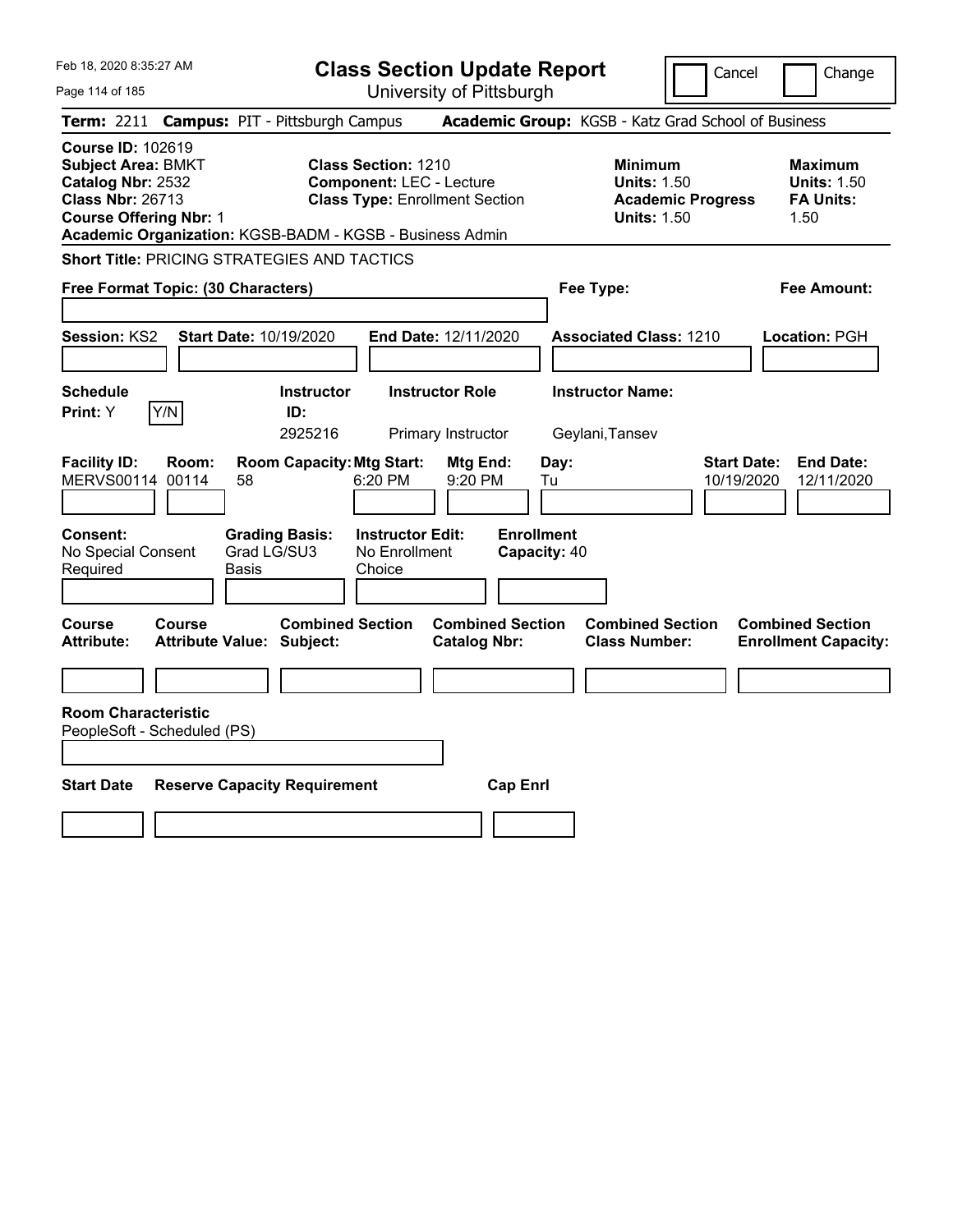# Class Section Update Report

University of Pittsburgh

Cancel | Change

**Term:** 2211 **Campus:** PIT - Pittsburgh Campus **Academic Group:** KGSB - Katz Grad School of Business

**Course ID:** 102619
**Subject Area:** BMKT
**Catalog Nbr:** 2532
**Class Nbr:** 26713
**Course Offering Nbr:** 1

**Class Section:** 1210
**Component:** LEC - Lecture
**Class Type:** Enrollment Section

**Minimum Units:** 1.50
**Academic Progress Units:** 1.50

**Maximum Units:** 1.50
**FA Units:** 1.50

**Academic Organization:** KGSB-BADM - KGSB - Business Admin

**Short Title:** PRICING STRATEGIES AND TACTICS

**Free Format Topic: (30 Characters)**

**Fee Type:**

**Fee Amount:**

**Session:** KS2 **Start Date:** 10/19/2020 **End Date:** 12/11/2020 **Associated Class:** 1210 **Location:** PGH

| Schedule Print | Y/N | Instructor ID | Instructor Role | Instructor Name |
|---|---|---|---|---|
| Y | | 2925216 | Primary Instructor | Geylani,Tansev |

| Facility ID | Room | Room Capacity | Mtg Start | Mtg End | Day | Start Date | End Date |
|---|---|---|---|---|---|---|---|
| MERVS00114 | 00114 | 58 | 6:20 PM | 9:20 PM | Tu | 10/19/2020 | 12/11/2020 |

| Consent | Grading Basis | Instructor Edit | Enrollment Capacity |
|---|---|---|---|
| No Special Consent Required | Grad LG/SU3 Basis | No Enrollment Choice | 40 |

| Course Attribute | Course Attribute Value | Combined Section Subject | Combined Section Catalog Nbr | Combined Section Class Number | Combined Section Enrollment Capacity |
|---|---|---|---|---|---|
| | | | | | |

**Room Characteristic**
PeopleSoft - Scheduled (PS)

| Start Date | Reserve Capacity Requirement | Cap Enrl |
|---|---|---|
| | | |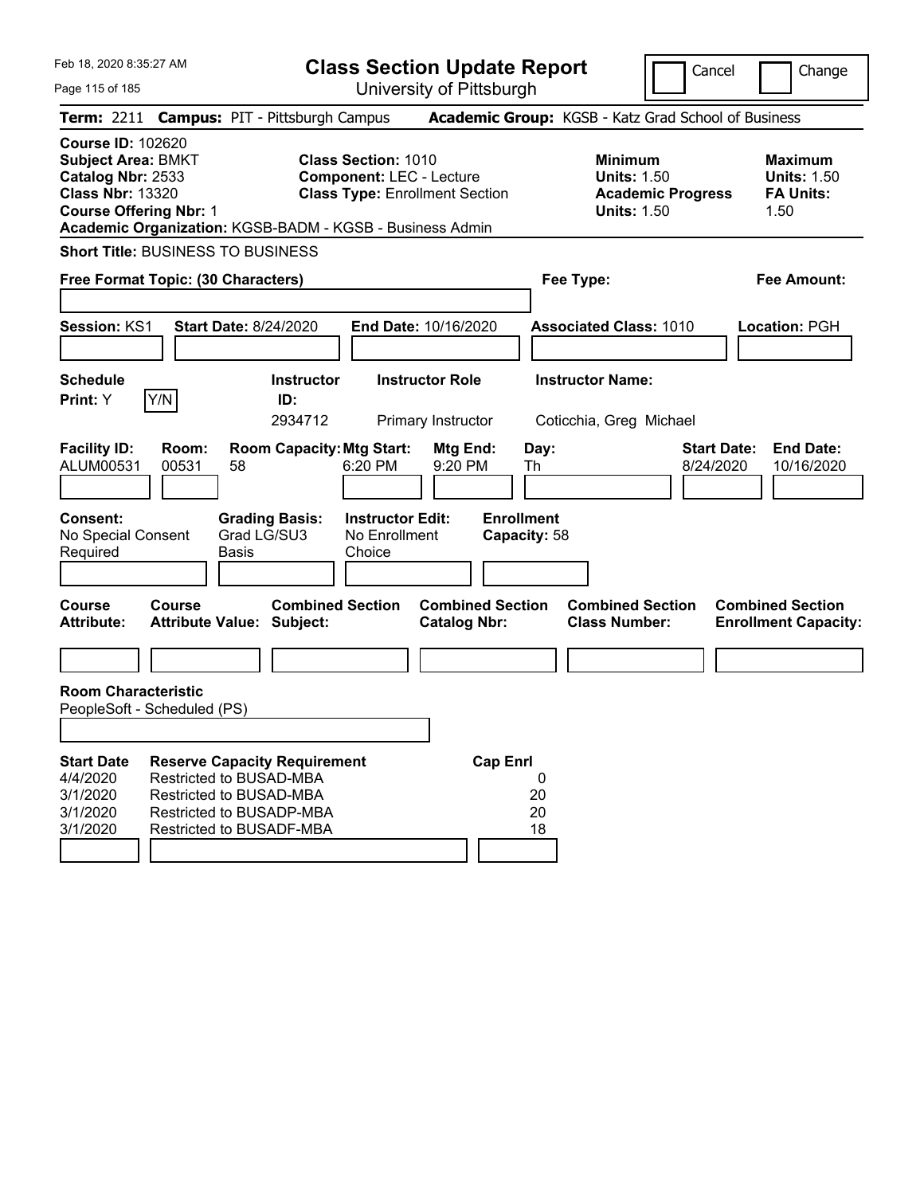Feb 18, 2020 8:35:27 AM

# Class Section Update Report

University of Pittsburgh

Cancel | Change

**Term:** 2211 **Campus:** PIT - Pittsburgh Campus **Academic Group:** KGSB - Katz Grad School of Business

**Course ID:** 102620
**Subject Area:** BMKT
**Catalog Nbr:** 2533
**Class Nbr:** 13320
**Course Offering Nbr:** 1
**Academic Organization:** KGSB-BADM - KGSB - Business Admin

**Class Section:** 1010
**Component:** LEC - Lecture
**Class Type:** Enrollment Section

**Minimum Units:** 1.50
**Academic Progress Units:** 1.50

**Maximum Units:** 1.50
**FA Units:** 1.50

**Short Title:** BUSINESS TO BUSINESS

**Free Format Topic: (30 Characters)**

**Fee Type:**

**Fee Amount:**

**Session:** KS1 **Start Date:** 8/24/2020 **End Date:** 10/16/2020 **Associated Class:** 1010 **Location:** PGH

| Schedule Print | Instructor ID | Instructor Role | Instructor Name |
|---|---|---|---|
| Y | 2934712 | Primary Instructor | Coticchia, Greg Michael |

| Facility ID | Room | Room Capacity | Mtg Start | Mtg End | Day | Start Date | End Date |
|---|---|---|---|---|---|---|---|
| ALUM00531 | 00531 | 58 | 6:20 PM | 9:20 PM | Th | 8/24/2020 | 10/16/2020 |

**Consent:** No Special Consent Required
**Grading Basis:** Grad LG/SU3 Basis
**Instructor Edit:** No Enrollment Choice
**Enrollment Capacity:** 58

| Course Attribute | Course Attribute Value | Combined Section Subject | Combined Section Catalog Nbr | Combined Section Class Number | Combined Section Enrollment Capacity |
|---|---|---|---|---|---|
| | | | | | |

**Room Characteristic**
PeopleSoft - Scheduled (PS)

| Start Date | Reserve Capacity Requirement | Cap | Enrl |
|---|---|---|---|
| 4/4/2020 | Restricted to BUSAD-MBA | 0 | |
| 3/1/2020 | Restricted to BUSAD-MBA | 20 | |
| 3/1/2020 | Restricted to BUSADP-MBA | 20 | |
| 3/1/2020 | Restricted to BUSADF-MBA | 18 | |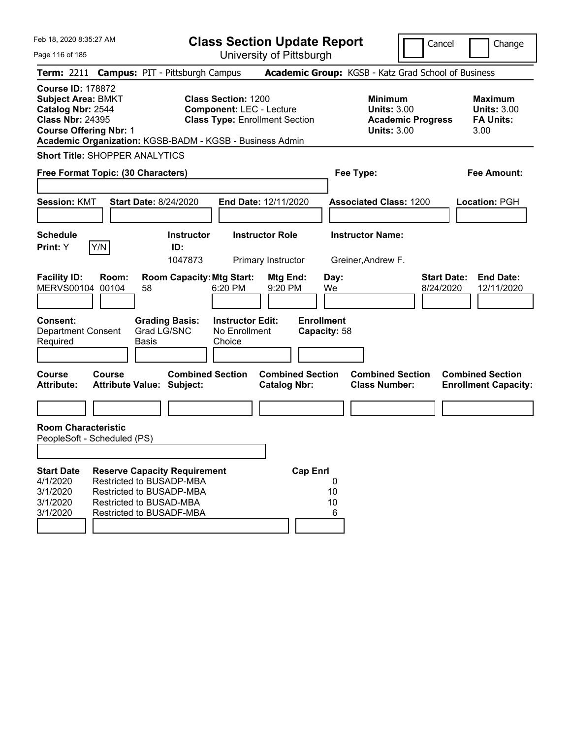# Class Section Update Report

University of Pittsburgh

Cancel | Change

**Term:** 2211 **Campus:** PIT - Pittsburgh Campus **Academic Group:** KGSB - Katz Grad School of Business

**Course ID:** 178872
**Subject Area:** BMKT
**Catalog Nbr:** 2544
**Class Nbr:** 24395
**Course Offering Nbr:** 1
**Academic Organization:** KGSB-BADM - KGSB - Business Admin

**Class Section:** 1200
**Component:** LEC - Lecture
**Class Type:** Enrollment Section

**Minimum Units:** 3.00
**Academic Progress Units:** 3.00

**Maximum Units:** 3.00
**FA Units:** 3.00

**Short Title:** SHOPPER ANALYTICS

**Free Format Topic: (30 Characters)**

**Fee Type:**

**Fee Amount:**

**Session:** KMT **Start Date:** 8/24/2020 **End Date:** 12/11/2020 **Associated Class:** 1200 **Location:** PGH

**Schedule Print:** Y Y/N

| Instructor ID | Instructor Role | Instructor Name |
|---|---|---|
| 1047873 | Primary Instructor | Greiner,Andrew F. |

| Facility ID | Room | Room Capacity | Mtg Start | Mtg End | Day | Start Date | End Date |
|---|---|---|---|---|---|---|---|
| MERVS00104 | 00104 | 58 | 6:20 PM | 9:20 PM | We | 8/24/2020 | 12/11/2020 |

**Consent:** Department Consent Required
**Grading Basis:** Grad LG/SNC Basis
**Instructor Edit:** No Enrollment Choice
**Enrollment Capacity:** 58

| Course Attribute | Course Attribute Value | Combined Section Subject | Combined Section Catalog Nbr | Combined Section Class Number | Combined Section Enrollment Capacity |
|---|---|---|---|---|---|
| | | | | | |

**Room Characteristic**
PeopleSoft - Scheduled (PS)

| Start Date | Reserve Capacity Requirement | Cap Enrl |
|---|---|---|
| 4/1/2020 | Restricted to BUSADP-MBA | 0 |
| 3/1/2020 | Restricted to BUSADP-MBA | 10 |
| 3/1/2020 | Restricted to BUSAD-MBA | 10 |
| 3/1/2020 | Restricted to BUSADF-MBA | 6 |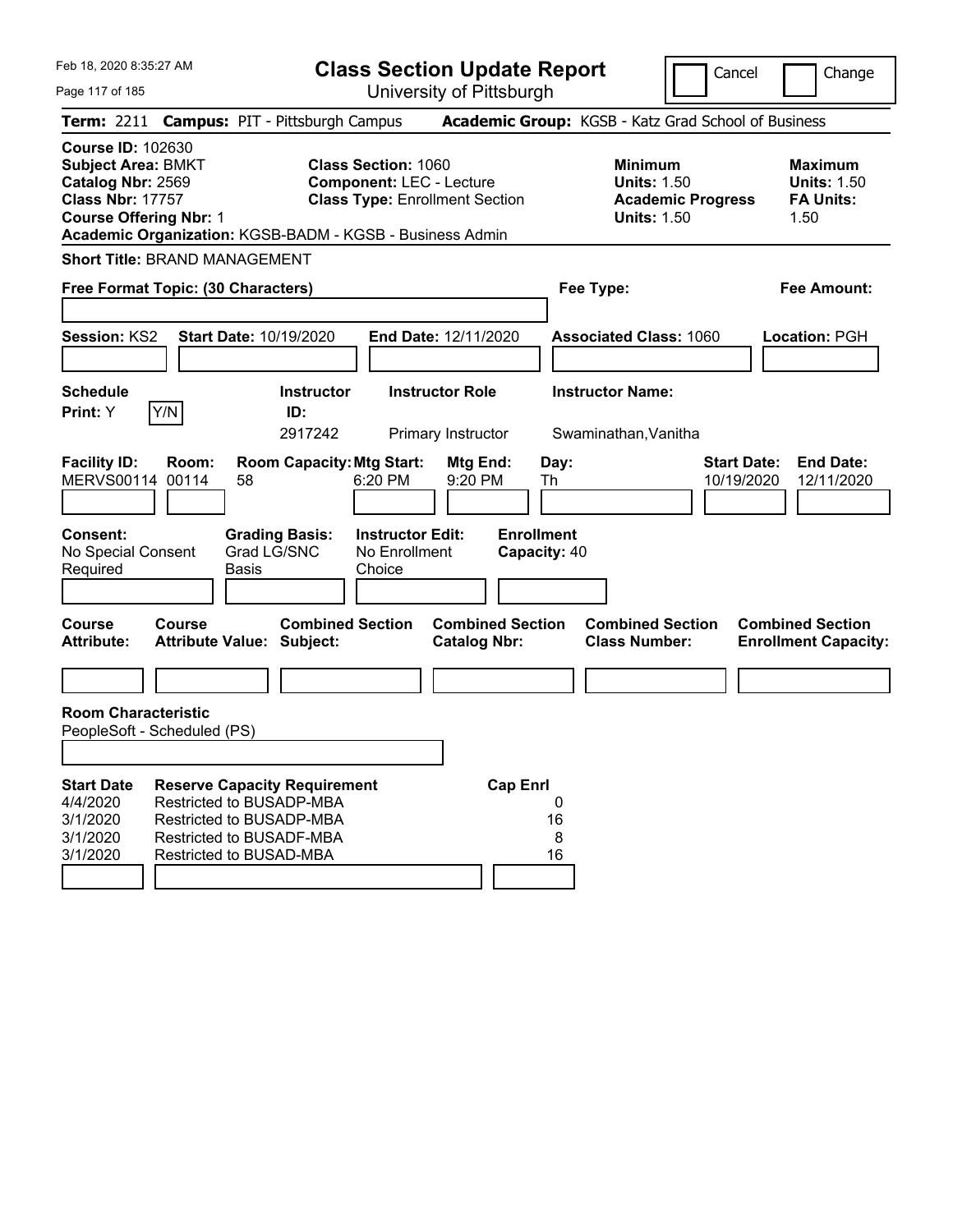Feb 18, 2020 8:35:27 AM

# Class Section Update Report

University of Pittsburgh

Cancel | Change

**Term:** 2211 **Campus:** PIT - Pittsburgh Campus **Academic Group:** KGSB - Katz Grad School of Business

**Course ID:** 102630
**Subject Area:** BMKT
**Catalog Nbr:** 2569
**Class Nbr:** 17757
**Course Offering Nbr:** 1

**Class Section:** 1060
**Component:** LEC - Lecture
**Class Type:** Enrollment Section

**Minimum Units:** 1.50
**Academic Progress Units:** 1.50

**Maximum Units:** 1.50
**FA Units:** 1.50

**Academic Organization:** KGSB-BADM - KGSB - Business Admin

**Short Title:** BRAND MANAGEMENT

**Free Format Topic: (30 Characters)**

**Fee Type:**

**Fee Amount:**

**Session:** KS2 **Start Date:** 10/19/2020 **End Date:** 12/11/2020 **Associated Class:** 1060 **Location:** PGH

| Schedule Print | Instructor ID | Instructor Role | Instructor Name |
|---|---|---|---|
| Y | 2917242 | Primary Instructor | Swaminathan,Vanitha |

| Facility ID | Room | Room Capacity | Mtg Start | Mtg End | Day | Start Date | End Date |
|---|---|---|---|---|---|---|---|
| MERVS00114 | 00114 | 58 | 6:20 PM | 9:20 PM | Th | 10/19/2020 | 12/11/2020 |

**Consent:** No Special Consent Required
**Grading Basis:** Grad LG/SNC Basis
**Instructor Edit:** No Enrollment Choice
**Enrollment Capacity:** 40

| Course Attribute | Course Attribute Value | Combined Section Subject | Combined Section Catalog Nbr | Combined Section Class Number | Combined Section Enrollment Capacity |
|---|---|---|---|---|---|
| | | | | | |

**Room Characteristic**
PeopleSoft - Scheduled (PS)

| Start Date | Reserve Capacity Requirement | Cap Enrl |
|---|---|---|
| 4/4/2020 | Restricted to BUSADP-MBA | 0 |
| 3/1/2020 | Restricted to BUSADP-MBA | 16 |
| 3/1/2020 | Restricted to BUSADF-MBA | 8 |
| 3/1/2020 | Restricted to BUSAD-MBA | 16 |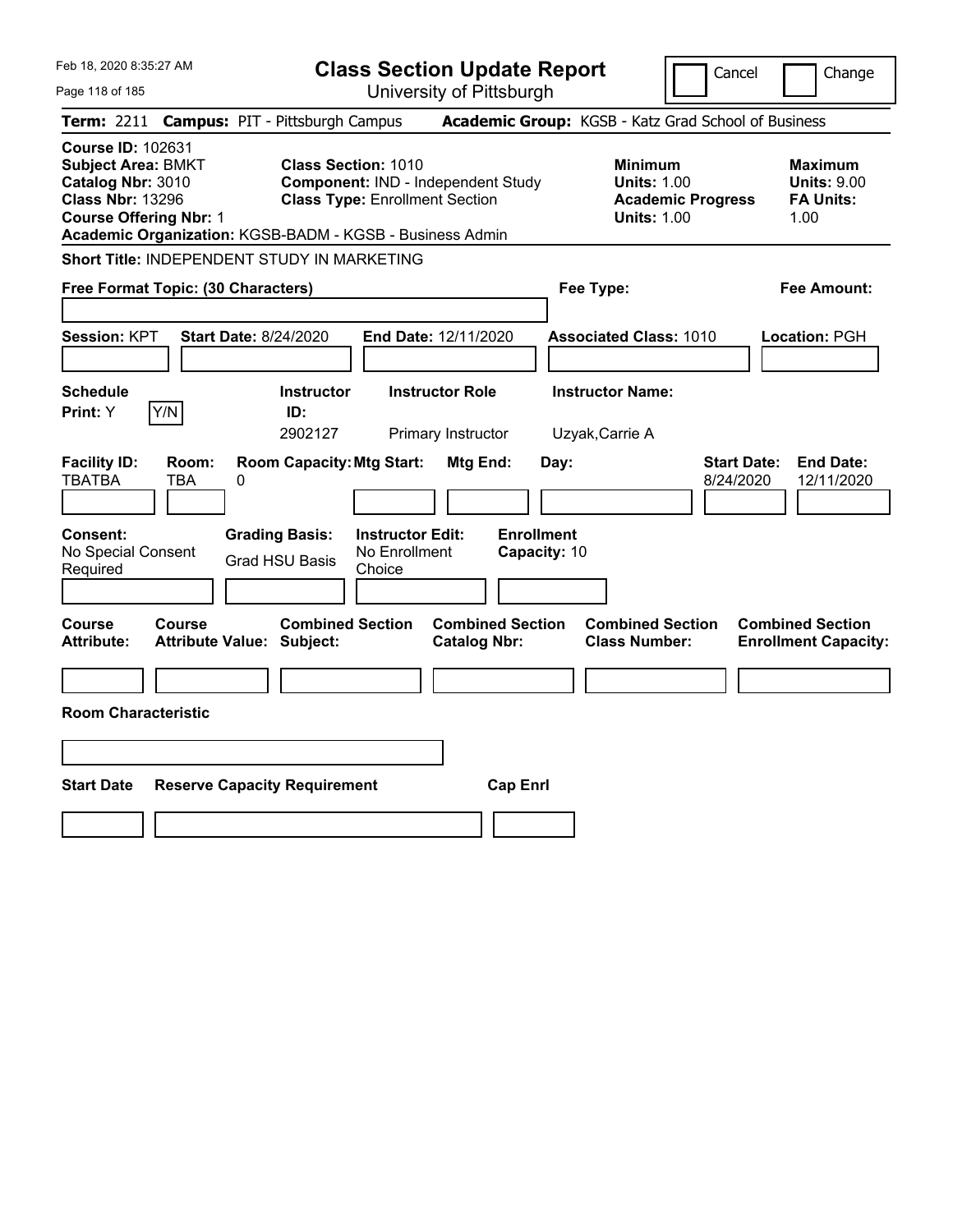Feb 18, 2020 8:35:27 AM

# Class Section Update Report

University of Pittsburgh

Cancel | Change

**Term:** 2211 **Campus:** PIT - Pittsburgh Campus **Academic Group:** KGSB - Katz Grad School of Business

**Course ID:** 102631
**Subject Area:** BMKT
**Catalog Nbr:** 3010
**Class Nbr:** 13296
**Course Offering Nbr:** 1
**Academic Organization:** KGSB-BADM - KGSB - Business Admin

**Class Section:** 1010
**Component:** IND - Independent Study
**Class Type:** Enrollment Section

**Minimum**
**Units:** 1.00
**Academic Progress Units:** 1.00

**Maximum**
**Units:** 9.00
**FA Units:** 1.00

**Short Title:** INDEPENDENT STUDY IN MARKETING

**Free Format Topic: (30 Characters)**

**Fee Type:**

**Fee Amount:**

**Session:** KPT **Start Date:** 8/24/2020 **End Date:** 12/11/2020 **Associated Class:** 1010 **Location:** PGH

| Schedule Print: | Y/N | Instructor ID: | Instructor Role | Instructor Name: |
|---|---|---|---|---|
| Y | | 2902127 | Primary Instructor | Uzyak,Carrie A |

| Facility ID: | Room: | Room Capacity: | Mtg Start: | Mtg End: | Day: | Start Date: | End Date: |
|---|---|---|---|---|---|---|---|
| TBATBA | TBA | 0 | | | | 8/24/2020 | 12/11/2020 |

| Consent: | Grading Basis: | Instructor Edit: | Enrollment Capacity: |
|---|---|---|---|
| No Special Consent Required | Grad HSU Basis | No Enrollment Choice | 10 |

| Course Attribute: | Course Attribute Value: | Combined Section Subject: | Combined Section Catalog Nbr: | Combined Section Class Number: | Combined Section Enrollment Capacity: |
|---|---|---|---|---|---|
| | | | | | |

**Room Characteristic**

| Start Date | Reserve Capacity Requirement | Cap Enrl |
|---|---|---|
| | | |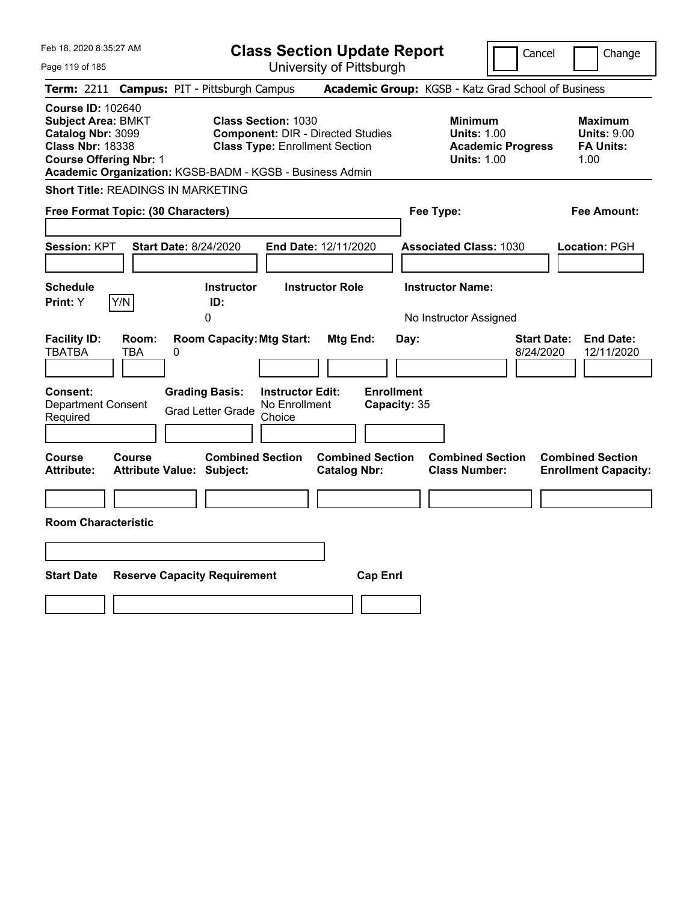# Class Section Update Report

University of Pittsburgh

Cancel ☐ Change ☐

**Term:** 2211 **Campus:** PIT - Pittsburgh Campus **Academic Group:** KGSB - Katz Grad School of Business

**Course ID:** 102640
**Subject Area:** BMKT
**Catalog Nbr:** 3099
**Class Nbr:** 18338
**Course Offering Nbr:** 1
**Academic Organization:** KGSB-BADM - KGSB - Business Admin

**Class Section:** 1030
**Component:** DIR - Directed Studies
**Class Type:** Enrollment Section

**Minimum Units:** 1.00
**Academic Progress Units:** 1.00

**Maximum Units:** 9.00
**FA Units:** 1.00

**Short Title:** READINGS IN MARKETING

**Free Format Topic: (30 Characters)**

**Fee Type:**

**Fee Amount:**

**Session:** KPT **Start Date:** 8/24/2020 **End Date:** 12/11/2020 **Associated Class:** 1030 **Location:** PGH

| Schedule Print | Instructor ID | Instructor Role | Instructor Name |
|---|---|---|---|
| Y (Y/N) | 0 | | No Instructor Assigned |

| Facility ID | Room | Room Capacity | Mtg Start | Mtg End | Day | Start Date | End Date |
|---|---|---|---|---|---|---|---|
| TBATBA | TBA | 0 | | | | 8/24/2020 | 12/11/2020 |

| Consent | Grading Basis | Instructor Edit | Enrollment Capacity |
|---|---|---|---|
| Department Consent Required | Grad Letter Grade | No Enrollment Choice | 35 |

| Course Attribute | Course Attribute Value | Combined Section Subject | Combined Section Catalog Nbr | Combined Section Class Number | Combined Section Enrollment Capacity |
|---|---|---|---|---|---|
| | | | | | |

**Room Characteristic**

| Start Date | Reserve Capacity Requirement | Cap Enrl |
|---|---|---|
| | | |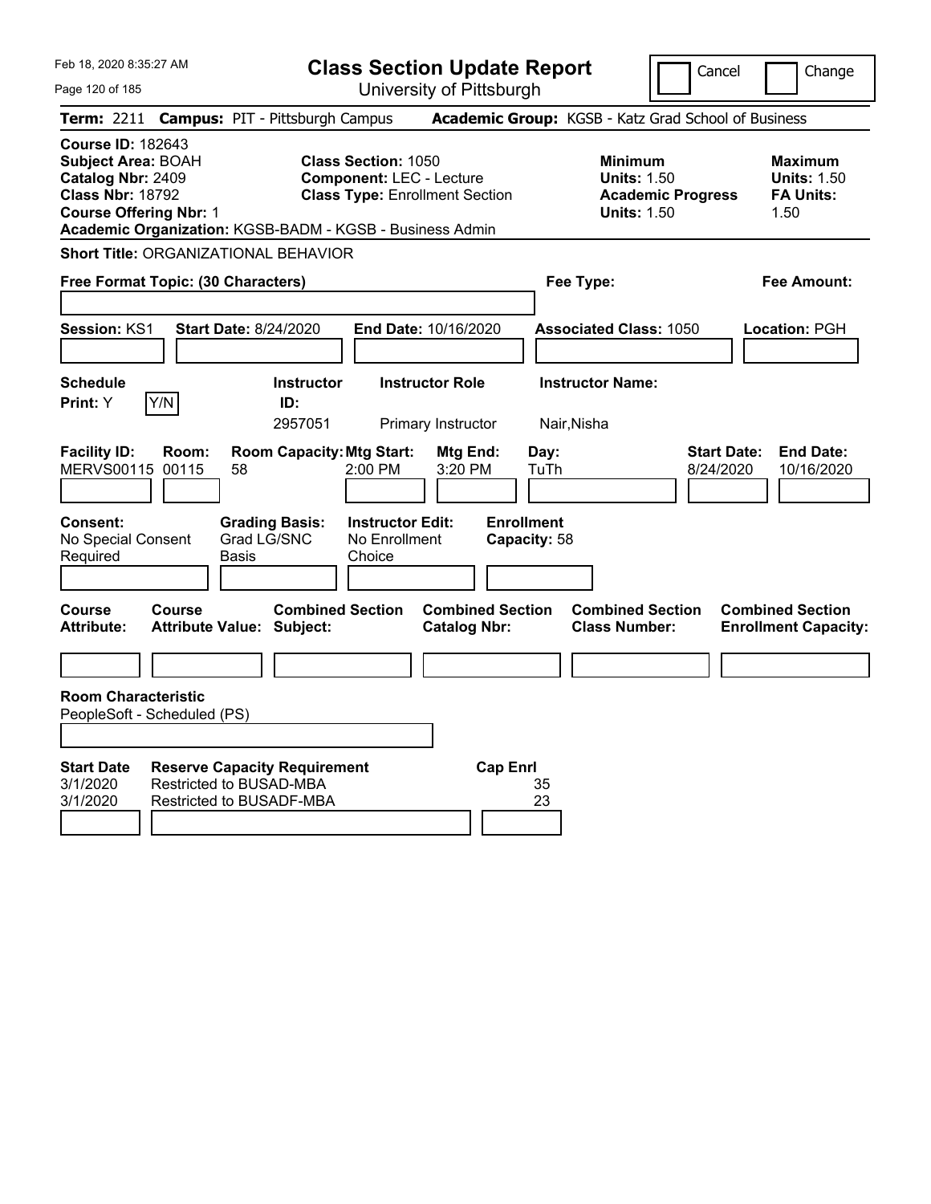# Class Section Update Report

University of Pittsburgh

Feb 18, 2020 8:35:27 AM

Cancel | Change

**Term:** 2211 **Campus:** PIT - Pittsburgh Campus **Academic Group:** KGSB - Katz Grad School of Business

**Course ID:** 182643
**Subject Area:** BOAH
**Catalog Nbr:** 2409
**Class Nbr:** 18792
**Course Offering Nbr:** 1

**Class Section:** 1050
**Component:** LEC - Lecture
**Class Type:** Enrollment Section

**Minimum Units:** 1.50
**Academic Progress Units:** 1.50

**Maximum Units:** 1.50
**FA Units:** 1.50

**Academic Organization:** KGSB-BADM - KGSB - Business Admin

**Short Title:** ORGANIZATIONAL BEHAVIOR

**Free Format Topic: (30 Characters)**

**Fee Type:**

**Fee Amount:**

**Session:** KS1 **Start Date:** 8/24/2020 **End Date:** 10/16/2020 **Associated Class:** 1050 **Location:** PGH

| Schedule Print | Instructor ID | Instructor Role | Instructor Name |
|---|---|---|---|
| Y | 2957051 | Primary Instructor | Nair,Nisha |

| Facility ID | Room | Room Capacity | Mtg Start | Mtg End | Day | Start Date | End Date |
|---|---|---|---|---|---|---|---|
| MERVS00115 | 00115 | 58 | 2:00 PM | 3:20 PM | TuTh | 8/24/2020 | 10/16/2020 |

**Consent:** No Special Consent Required
**Grading Basis:** Grad LG/SNC Basis
**Instructor Edit:** No Enrollment Choice
**Enrollment Capacity:** 58

| Course Attribute | Course Attribute Value | Combined Section Subject | Combined Section Catalog Nbr | Combined Section Class Number | Combined Section Enrollment Capacity |
|---|---|---|---|---|---|
| | | | | | |

**Room Characteristic**
PeopleSoft - Scheduled (PS)

| Start Date | Reserve Capacity Requirement | Cap Enrl |
|---|---|---|
| 3/1/2020 | Restricted to BUSAD-MBA | 35 |
| 3/1/2020 | Restricted to BUSADF-MBA | 23 |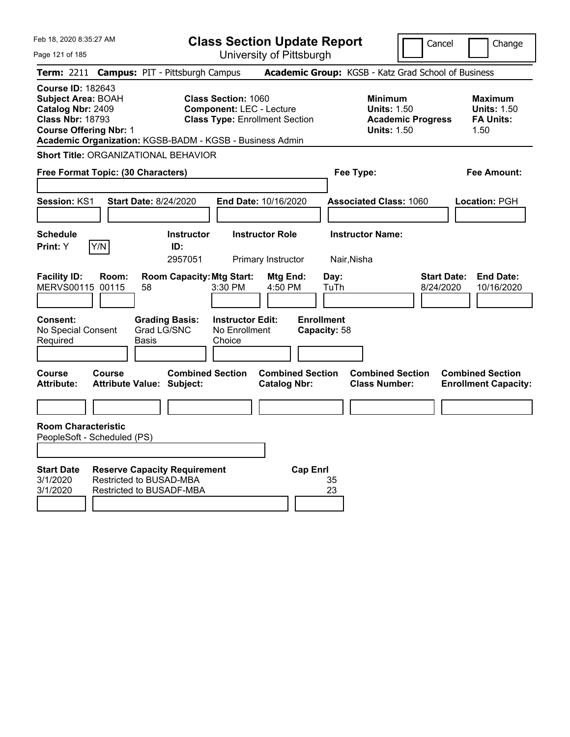# Class Section Update Report

University of Pittsburgh

Feb 18, 2020 8:35:27 AM

Cancel | Change

**Term:** 2211 **Campus:** PIT - Pittsburgh Campus **Academic Group:** KGSB - Katz Grad School of Business

**Course ID:** 182643
**Subject Area:** BOAH
**Catalog Nbr:** 2409
**Class Nbr:** 18793
**Course Offering Nbr:** 1

**Class Section:** 1060
**Component:** LEC - Lecture
**Class Type:** Enrollment Section

**Minimum Units:** 1.50
**Academic Progress Units:** 1.50

**Maximum Units:** 1.50
**FA Units:** 1.50

**Academic Organization:** KGSB-BADM - KGSB - Business Admin

**Short Title:** ORGANIZATIONAL BEHAVIOR

**Free Format Topic: (30 Characters)**

**Fee Type:**

**Fee Amount:**

**Session:** KS1 **Start Date:** 8/24/2020 **End Date:** 10/16/2020 **Associated Class:** 1060 **Location:** PGH

| Schedule Print | Instructor ID | Instructor Role | Instructor Name |
|---|---|---|---|
| Y | 2957051 | Primary Instructor | Nair,Nisha |

| Facility ID | Room | Room Capacity | Mtg Start | Mtg End | Day | Start Date | End Date |
|---|---|---|---|---|---|---|---|
| MERVS00115 | 00115 | 58 | 3:30 PM | 4:50 PM | TuTh | 8/24/2020 | 10/16/2020 |

**Consent:** No Special Consent Required
**Grading Basis:** Grad LG/SNC Basis
**Instructor Edit:** No Enrollment Choice
**Enrollment Capacity:** 58

| Course Attribute | Course Attribute Value | Combined Section Subject | Combined Section Catalog Nbr | Combined Section Class Number | Combined Section Enrollment Capacity |
|---|---|---|---|---|---|
| | | | | | |

**Room Characteristic**
PeopleSoft - Scheduled (PS)

| Start Date | Reserve Capacity Requirement | Cap Enrl |
|---|---|---|
| 3/1/2020 | Restricted to BUSAD-MBA | 35 |
| 3/1/2020 | Restricted to BUSADF-MBA | 23 |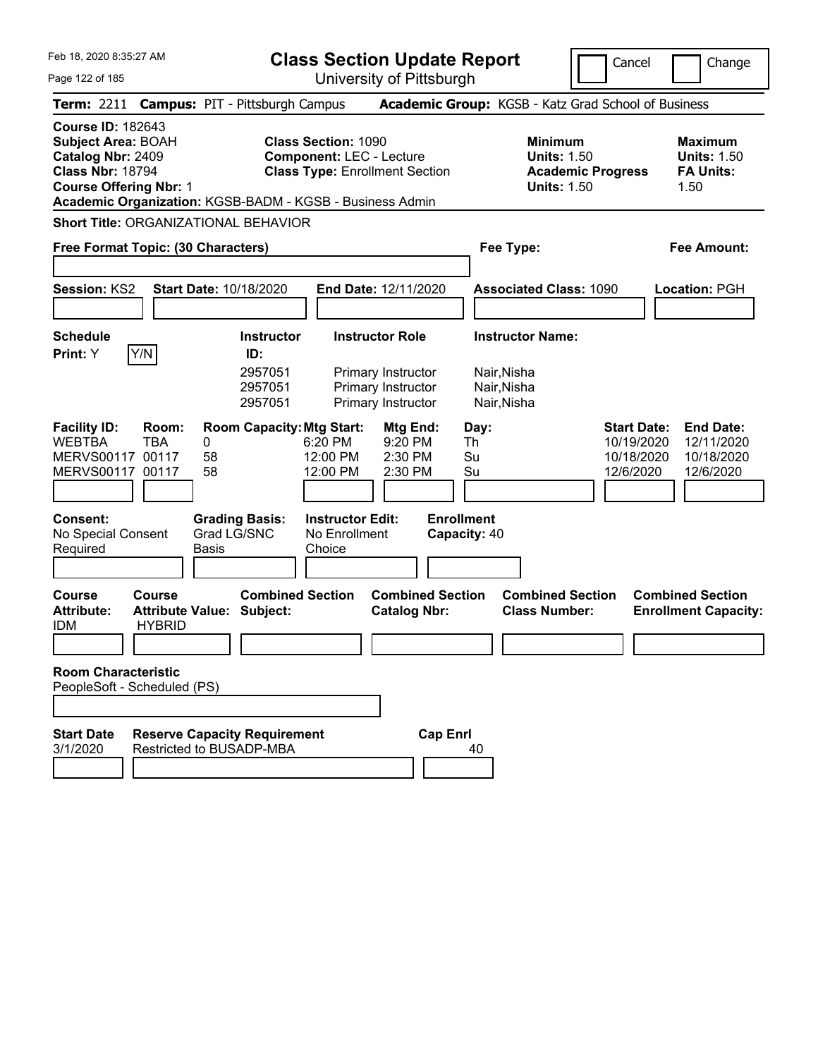# Class Section Update Report

University of Pittsburgh

Cancel ☐ Change ☐

**Term:** 2211 **Campus:** PIT - Pittsburgh Campus **Academic Group:** KGSB - Katz Grad School of Business

**Course ID:** 182643
**Subject Area:** BOAH
**Catalog Nbr:** 2409
**Class Nbr:** 18794
**Course Offering Nbr:** 1

**Class Section:** 1090
**Component:** LEC - Lecture
**Class Type:** Enrollment Section

**Minimum Units:** 1.50
**Academic Progress Units:** 1.50

**Maximum Units:** 1.50
**FA Units:** 1.50

**Academic Organization:** KGSB-BADM - KGSB - Business Admin

**Short Title:** ORGANIZATIONAL BEHAVIOR

**Free Format Topic: (30 Characters)**

**Fee Type:**

**Fee Amount:**

**Session:** KS2 **Start Date:** 10/18/2020 **End Date:** 12/11/2020 **Associated Class:** 1090 **Location:** PGH

**Schedule Print:** Y Y/N

| Instructor ID | Instructor Role | Instructor Name |
|---|---|---|
| 2957051 | Primary Instructor | Nair,Nisha |
| 2957051 | Primary Instructor | Nair,Nisha |
| 2957051 | Primary Instructor | Nair,Nisha |

| Facility ID | Room | Room Capacity | Mtg Start | Mtg End | Day | Start Date | End Date |
|---|---|---|---|---|---|---|---|
| WEBTBA | TBA | 0 | 6:20 PM | 9:20 PM | Th | 10/19/2020 | 12/11/2020 |
| MERVS00117 | 00117 | 58 | 12:00 PM | 2:30 PM | Su | 10/18/2020 | 10/18/2020 |
| MERVS00117 | 00117 | 58 | 12:00 PM | 2:30 PM | Su | 12/6/2020 | 12/6/2020 |

**Consent:** No Special Consent Required
**Grading Basis:** Grad LG/SNC Basis
**Instructor Edit:** No Enrollment Choice
**Enrollment Capacity:** 40

| Course Attribute | Course Attribute Value | Combined Section Subject | Combined Section Catalog Nbr | Combined Section Class Number | Combined Section Enrollment Capacity |
|---|---|---|---|---|---|
| IDM | HYBRID | | | | |

**Room Characteristic**
PeopleSoft - Scheduled (PS)

| Start Date | Reserve Capacity Requirement | Cap Enrl |
|---|---|---|
| 3/1/2020 | Restricted to BUSADP-MBA | 40 |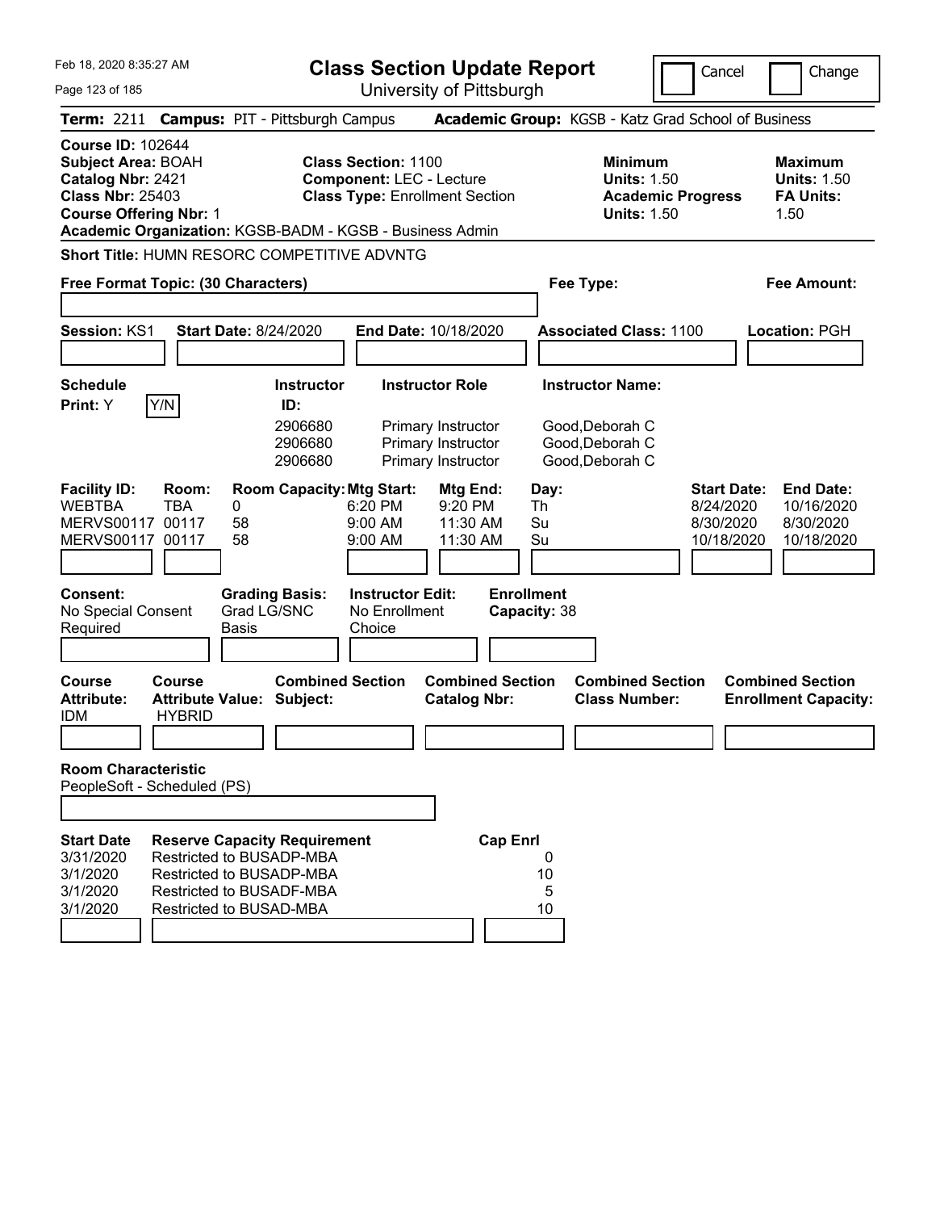Feb 18, 2020 8:35:27 AM

# Class Section Update Report

University of Pittsburgh

Cancel | Change

**Term:** 2211 **Campus:** PIT - Pittsburgh Campus **Academic Group:** KGSB - Katz Grad School of Business

**Course ID:** 102644
**Subject Area:** BOAH
**Catalog Nbr:** 2421
**Class Nbr:** 25403
**Course Offering Nbr:** 1
**Academic Organization:** KGSB-BADM - KGSB - Business Admin

**Class Section:** 1100
**Component:** LEC - Lecture
**Class Type:** Enrollment Section

**Minimum Units:** 1.50
**Academic Progress Units:** 1.50

**Maximum Units:** 1.50
**FA Units:** 1.50

**Short Title:** HUMN RESORC COMPETITIVE ADVNTG

**Free Format Topic: (30 Characters)**

**Fee Type:**

**Fee Amount:**

**Session:** KS1 **Start Date:** 8/24/2020 **End Date:** 10/18/2020 **Associated Class:** 1100 **Location:** PGH

**Schedule Print:** Y Y/N

| Instructor ID | Instructor Role | Instructor Name |
|---|---|---|
| 2906680 | Primary Instructor | Good,Deborah C |
| 2906680 | Primary Instructor | Good,Deborah C |
| 2906680 | Primary Instructor | Good,Deborah C |

| Facility ID | Room | Room Capacity | Mtg Start | Mtg End | Day | Start Date | End Date |
|---|---|---|---|---|---|---|---|
| WEBTBA | TBA | 0 | 6:20 PM | 9:20 PM | Th | 8/24/2020 | 10/16/2020 |
| MERVS00117 | 00117 | 58 | 9:00 AM | 11:30 AM | Su | 8/30/2020 | 8/30/2020 |
| MERVS00117 | 00117 | 58 | 9:00 AM | 11:30 AM | Su | 10/18/2020 | 10/18/2020 |

**Consent:** No Special Consent Required
**Grading Basis:** Grad LG/SNC Basis
**Instructor Edit:** No Enrollment Choice
**Enrollment Capacity:** 38

| Course Attribute | Course Attribute Value | Combined Section Subject | Combined Section Catalog Nbr | Combined Section Class Number | Combined Section Enrollment Capacity |
|---|---|---|---|---|---|
| IDM | HYBRID | | | | |

**Room Characteristic**
PeopleSoft - Scheduled (PS)

| Start Date | Reserve Capacity Requirement | Cap Enrl |
|---|---|---|
| 3/31/2020 | Restricted to BUSADP-MBA | 0 |
| 3/1/2020 | Restricted to BUSADP-MBA | 10 |
| 3/1/2020 | Restricted to BUSADF-MBA | 5 |
| 3/1/2020 | Restricted to BUSAD-MBA | 10 |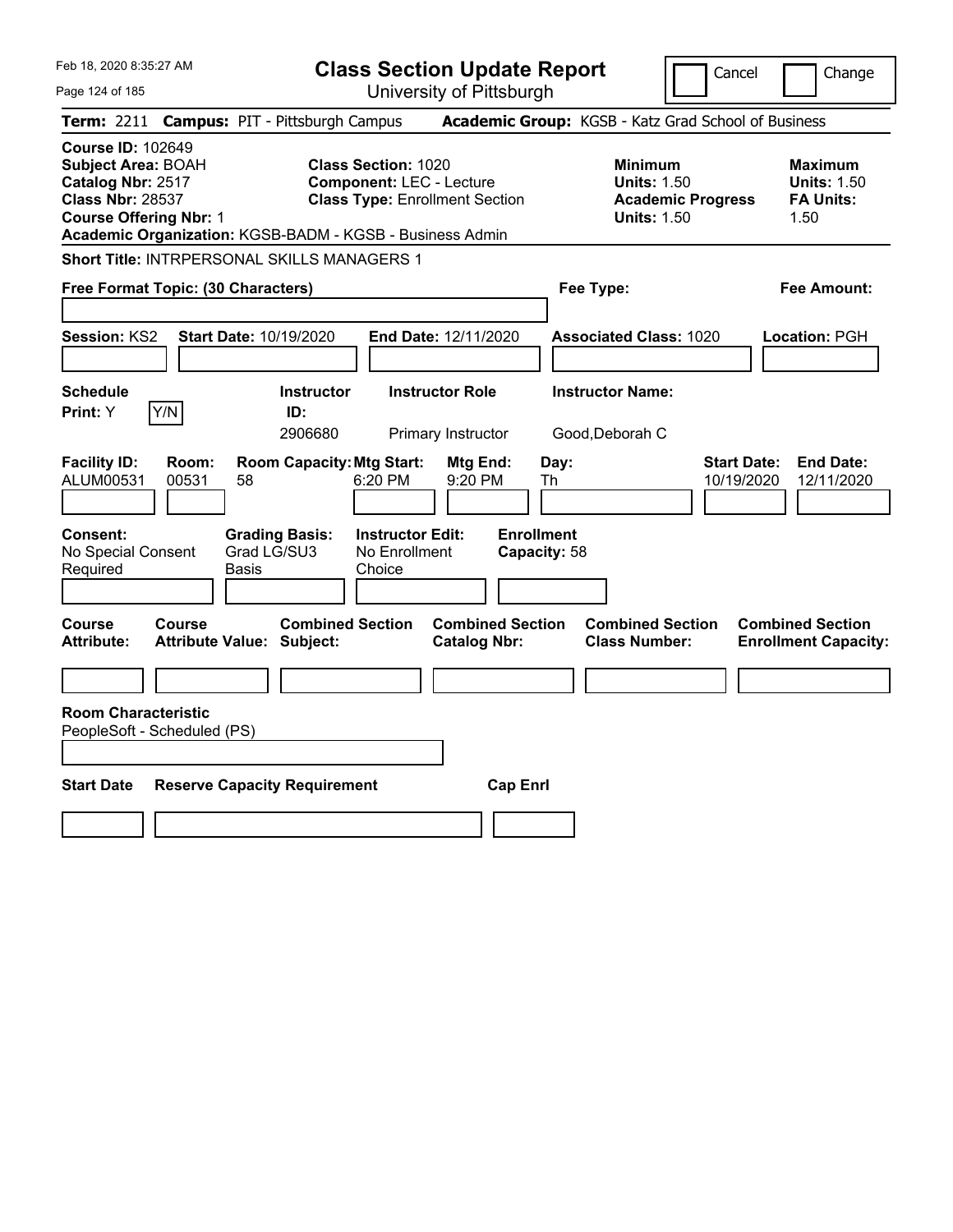# Class Section Update Report

University of Pittsburgh

Cancel | Change

**Term:** 2211 **Campus:** PIT - Pittsburgh Campus **Academic Group:** KGSB - Katz Grad School of Business

**Course ID:** 102649
**Subject Area:** BOAH
**Catalog Nbr:** 2517
**Class Nbr:** 28537
**Course Offering Nbr:** 1
**Academic Organization:** KGSB-BADM - KGSB - Business Admin

**Class Section:** 1020
**Component:** LEC - Lecture
**Class Type:** Enrollment Section

**Minimum**
**Units:** 1.50
**Academic Progress Units:** 1.50

**Maximum**
**Units:** 1.50
**FA Units:** 1.50

**Short Title:** INTRPERSONAL SKILLS MANAGERS 1

**Free Format Topic: (30 Characters)**

**Fee Type:**

**Fee Amount:**

**Session:** KS2 **Start Date:** 10/19/2020 **End Date:** 12/11/2020 **Associated Class:** 1020 **Location:** PGH

| Schedule Print | Y/N | Instructor ID | Instructor Role | Instructor Name |
|---|---|---|---|---|
| Y | | 2906680 | Primary Instructor | Good,Deborah C |

| Facility ID | Room | Room Capacity | Mtg Start | Mtg End | Day | Start Date | End Date |
|---|---|---|---|---|---|---|---|
| ALUM00531 | 00531 | 58 | 6:20 PM | 9:20 PM | Th | 10/19/2020 | 12/11/2020 |

| Consent | Grading Basis | Instructor Edit | Enrollment Capacity |
|---|---|---|---|
| No Special Consent Required | Grad LG/SU3 Basis | No Enrollment Choice | 58 |

| Course Attribute | Course Attribute Value | Combined Section Subject | Combined Section Catalog Nbr | Combined Section Class Number | Combined Section Enrollment Capacity |
|---|---|---|---|---|---|
| | | | | | |

**Room Characteristic**
PeopleSoft - Scheduled (PS)

| Start Date | Reserve Capacity Requirement | Cap Enrl |
|---|---|---|
| | | |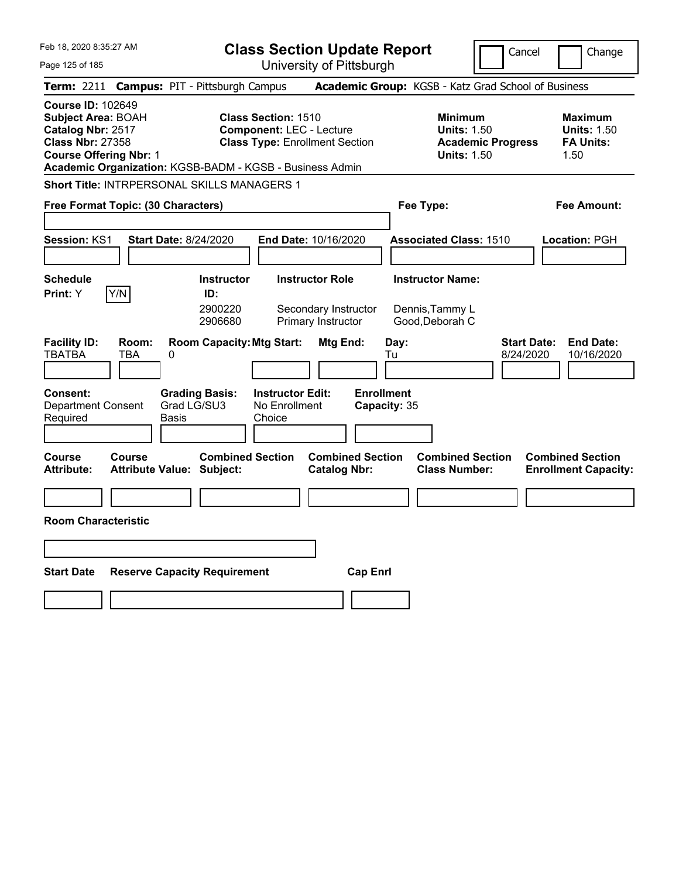Feb 18, 2020 8:35:27 AM

# Class Section Update Report

University of Pittsburgh

Cancel | Change

**Term:** 2211 **Campus:** PIT - Pittsburgh Campus **Academic Group:** KGSB - Katz Grad School of Business

**Course ID:** 102649
**Subject Area:** BOAH
**Catalog Nbr:** 2517
**Class Nbr:** 27358
**Course Offering Nbr:** 1
**Academic Organization:** KGSB-BADM - KGSB - Business Admin

**Class Section:** 1510
**Component:** LEC - Lecture
**Class Type:** Enrollment Section

**Minimum Units:** 1.50
**Academic Progress Units:** 1.50

**Maximum Units:** 1.50
**FA Units:** 1.50

**Short Title:** INTRPERSONAL SKILLS MANAGERS 1

**Free Format Topic: (30 Characters)**

**Fee Type:**

**Fee Amount:**

**Session:** KS1 **Start Date:** 8/24/2020 **End Date:** 10/16/2020 **Associated Class:** 1510 **Location:** PGH

**Schedule Print:** Y [Y/N]

| Instructor ID: | Instructor Role | Instructor Name: |
|---|---|---|
| 2900220 | Secondary Instructor | Dennis,Tammy L |
| 2906680 | Primary Instructor | Good,Deborah C |

| Facility ID: | Room: | Room Capacity: | Mtg Start: | Mtg End: | Day: | Start Date: | End Date: |
|---|---|---|---|---|---|---|---|
| TBATBA | TBA | 0 | | | Tu | 8/24/2020 | 10/16/2020 |

**Consent:** Department Consent Required
**Grading Basis:** Grad LG/SU3 Basis
**Instructor Edit:** No Enrollment Choice
**Enrollment Capacity:** 35

| Course Attribute: | Course Attribute Value: | Combined Section Subject: | Combined Section Catalog Nbr: | Combined Section Class Number: | Combined Section Enrollment Capacity: |
|---|---|---|---|---|---|
| | | | | | |

**Room Characteristic**

| Start Date | Reserve Capacity Requirement | Cap Enrl |
|---|---|---|
| | | |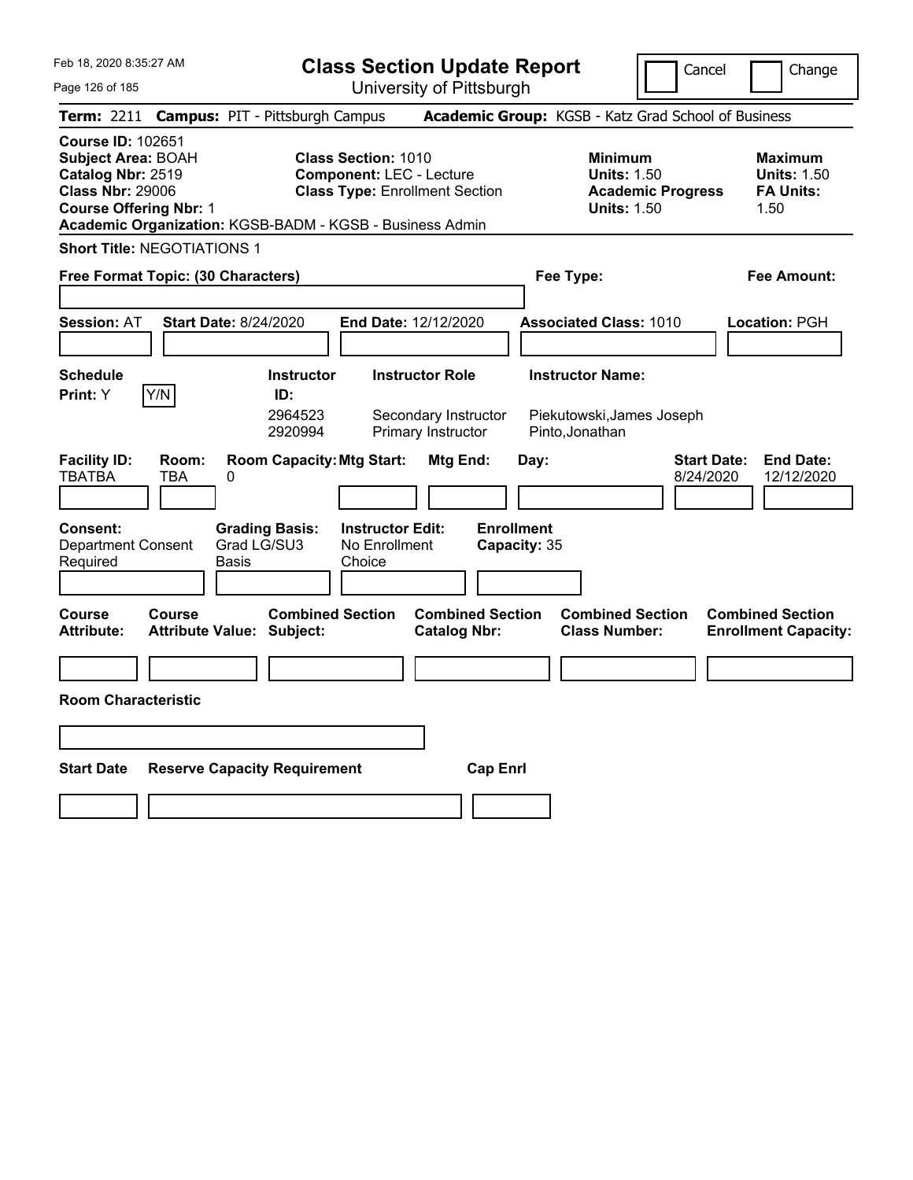Feb 18, 2020 8:35:27 AM

# Class Section Update Report

University of Pittsburgh

Cancel | Change

**Term:** 2211 **Campus:** PIT - Pittsburgh Campus **Academic Group:** KGSB - Katz Grad School of Business

**Course ID:** 102651
**Subject Area:** BOAH
**Catalog Nbr:** 2519
**Class Nbr:** 29006
**Course Offering Nbr:** 1
**Academic Organization:** KGSB-BADM - KGSB - Business Admin

**Class Section:** 1010
**Component:** LEC - Lecture
**Class Type:** Enrollment Section

**Minimum Units:** 1.50
**Academic Progress Units:** 1.50

**Maximum Units:** 1.50
**FA Units:** 1.50

**Short Title:** NEGOTIATIONS 1

**Free Format Topic: (30 Characters)**

**Fee Type:**

**Fee Amount:**

**Session:** AT **Start Date:** 8/24/2020 **End Date:** 12/12/2020 **Associated Class:** 1010 **Location:** PGH

**Schedule Print:** Y [Y/N]

| Instructor ID | Instructor Role | Instructor Name |
|---|---|---|
| 2964523 | Secondary Instructor | Piekutowski,James Joseph |
| 2920994 | Primary Instructor | Pinto,Jonathan |

| Facility ID | Room | Room Capacity | Mtg Start | Mtg End | Day | Start Date | End Date |
|---|---|---|---|---|---|---|---|
| TBATBA | TBA | 0 | | | | 8/24/2020 | 12/12/2020 |

**Consent:** Department Consent Required
**Grading Basis:** Grad LG/SU3 Basis
**Instructor Edit:** No Enrollment Choice
**Enrollment Capacity:** 35

| Course Attribute | Course Attribute Value | Combined Section Subject | Combined Section Catalog Nbr | Combined Section Class Number | Combined Section Enrollment Capacity |
|---|---|---|---|---|---|
| | | | | | |

**Room Characteristic**

| Start Date | Reserve Capacity Requirement | Cap Enrl |
|---|---|---|
| | | |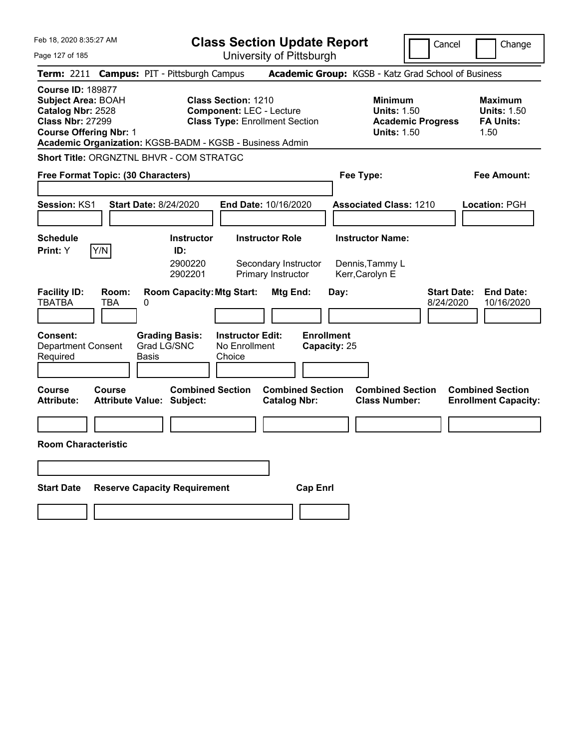# Class Section Update Report

University of Pittsburgh

Cancel | Change

**Term:** 2211 **Campus:** PIT - Pittsburgh Campus **Academic Group:** KGSB - Katz Grad School of Business

**Course ID:** 189877
**Subject Area:** BOAH
**Catalog Nbr:** 2528
**Class Nbr:** 27299
**Course Offering Nbr:** 1
**Academic Organization:** KGSB-BADM - KGSB - Business Admin

**Class Section:** 1210
**Component:** LEC - Lecture
**Class Type:** Enrollment Section

**Minimum**
**Units:** 1.50
**Academic Progress Units:** 1.50

**Maximum**
**Units:** 1.50
**FA Units:** 1.50

**Short Title:** ORGNZTNL BHVR - COM STRATGC

**Free Format Topic: (30 Characters)**

**Fee Type:**

**Fee Amount:**

**Session:** KS1 **Start Date:** 8/24/2020 **End Date:** 10/16/2020 **Associated Class:** 1210 **Location:** PGH

**Schedule Print:** Y [Y/N]

| Instructor ID: | Instructor Role | Instructor Name: |
|---|---|---|
| 2900220 | Secondary Instructor | Dennis,Tammy L |
| 2902201 | Primary Instructor | Kerr,Carolyn E |

| Facility ID: | Room: | Room Capacity: | Mtg Start: | Mtg End: | Day: | Start Date: | End Date: |
|---|---|---|---|---|---|---|---|
| TBATBA | TBA | 0 | | | | 8/24/2020 | 10/16/2020 |

**Consent:** Department Consent Required
**Grading Basis:** Grad LG/SNC Basis
**Instructor Edit:** No Enrollment Choice
**Enrollment Capacity:** 25

| Course Attribute: | Course Attribute Value: | Combined Section Subject: | Combined Section Catalog Nbr: | Combined Section Class Number: | Combined Section Enrollment Capacity: |
|---|---|---|---|---|---|
| | | | | | |

**Room Characteristic**

| Start Date | Reserve Capacity Requirement | Cap Enrl |
|---|---|---|
| | | |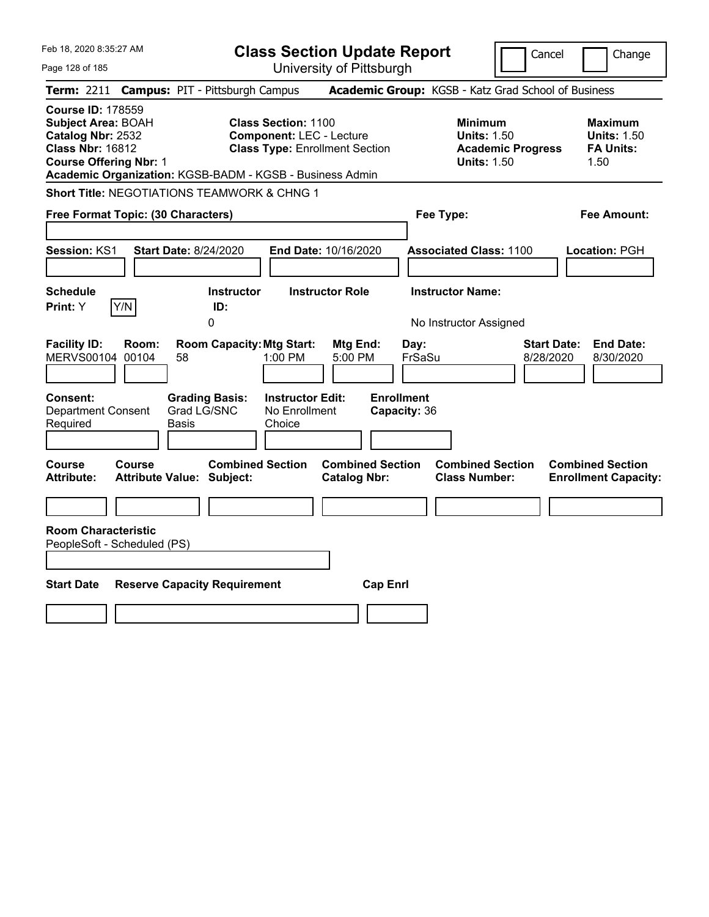Feb 18, 2020 8:35:27 AM

# Class Section Update Report

University of Pittsburgh

Cancel | Change

**Term:** 2211 **Campus:** PIT - Pittsburgh Campus **Academic Group:** KGSB - Katz Grad School of Business

**Course ID:** 178559
**Subject Area:** BOAH
**Catalog Nbr:** 2532
**Class Nbr:** 16812
**Course Offering Nbr:** 1
**Academic Organization:** KGSB-BADM - KGSB - Business Admin

**Class Section:** 1100
**Component:** LEC - Lecture
**Class Type:** Enrollment Section

**Minimum Units:** 1.50
**Academic Progress Units:** 1.50

**Maximum Units:** 1.50
**FA Units:** 1.50

**Short Title:** NEGOTIATIONS TEAMWORK & CHNG 1

**Free Format Topic: (30 Characters)**

**Fee Type:**

**Fee Amount:**

**Session:** KS1 **Start Date:** 8/24/2020 **End Date:** 10/16/2020 **Associated Class:** 1100 **Location:** PGH

| Schedule Print: | Instructor ID: | Instructor Role | Instructor Name: |
|---|---|---|---|
| Y  Y/N | 0 | | No Instructor Assigned |

| Facility ID: | Room: | Room Capacity: | Mtg Start: | Mtg End: | Day: | Start Date: | End Date: |
|---|---|---|---|---|---|---|---|
| MERVS00104 | 00104 | 58 | 1:00 PM | 5:00 PM | FrSaSu | 8/28/2020 | 8/30/2020 |

| Consent: | Grading Basis: | Instructor Edit: | Enrollment Capacity: |
|---|---|---|---|
| Department Consent Required | Grad LG/SNC Basis | No Enrollment Choice | 36 |

| Course Attribute: | Course Attribute Value: | Combined Section Subject: | Combined Section Catalog Nbr: | Combined Section Class Number: | Combined Section Enrollment Capacity: |
|---|---|---|---|---|---|
| | | | | | |

**Room Characteristic**
PeopleSoft - Scheduled (PS)

| Start Date | Reserve Capacity Requirement | Cap Enrl |
|---|---|---|
| | | |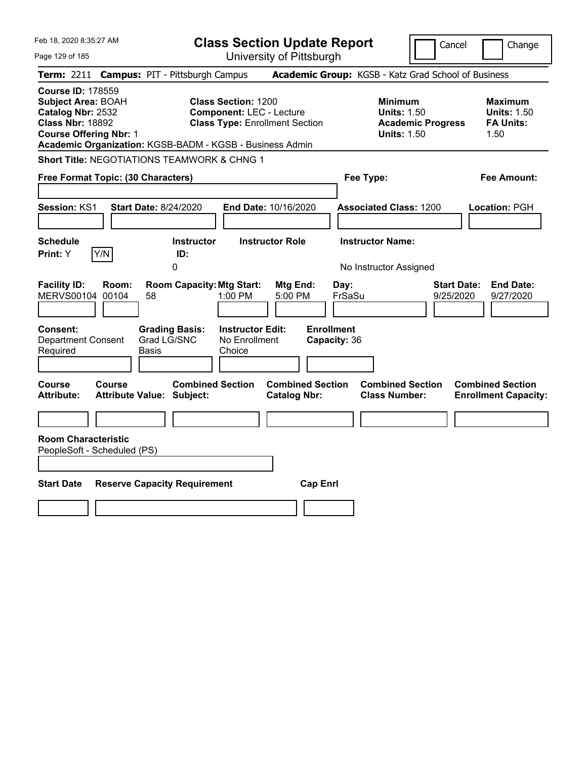# Class Section Update Report

University of Pittsburgh

Cancel | Change

**Term:** 2211 **Campus:** PIT - Pittsburgh Campus **Academic Group:** KGSB - Katz Grad School of Business

**Course ID:** 178559
**Subject Area:** BOAH
**Catalog Nbr:** 2532
**Class Nbr:** 18892
**Course Offering Nbr:** 1

**Class Section:** 1200
**Component:** LEC - Lecture
**Class Type:** Enrollment Section

**Minimum**
**Units:** 1.50
**Academic Progress Units:** 1.50

**Maximum**
**Units:** 1.50
**FA Units:** 1.50

**Academic Organization:** KGSB-BADM - KGSB - Business Admin

**Short Title:** NEGOTIATIONS TEAMWORK & CHNG 1

**Free Format Topic: (30 Characters)**

**Fee Type:**

**Fee Amount:**

**Session:** KS1 **Start Date:** 8/24/2020 **End Date:** 10/16/2020 **Associated Class:** 1200 **Location:** PGH

| Schedule Print | Instructor ID | Instructor Role | Instructor Name |
|---|---|---|---|
| Y | 0 | | No Instructor Assigned |

| Facility ID | Room | Room Capacity | Mtg Start | Mtg End | Day | Start Date | End Date |
|---|---|---|---|---|---|---|---|
| MERVS00104 | 00104 | 58 | 1:00 PM | 5:00 PM | FrSaSu | 9/25/2020 | 9/27/2020 |

**Consent:** Department Consent Required
**Grading Basis:** Grad LG/SNC Basis
**Instructor Edit:** No Enrollment Choice
**Enrollment Capacity:** 36

| Course Attribute | Course Attribute Value | Combined Section Subject | Combined Section Catalog Nbr | Combined Section Class Number | Combined Section Enrollment Capacity |
|---|---|---|---|---|---|
| | | | | | |

**Room Characteristic**
PeopleSoft - Scheduled (PS)

| Start Date | Reserve Capacity Requirement | Cap Enrl |
|---|---|---|
| | | |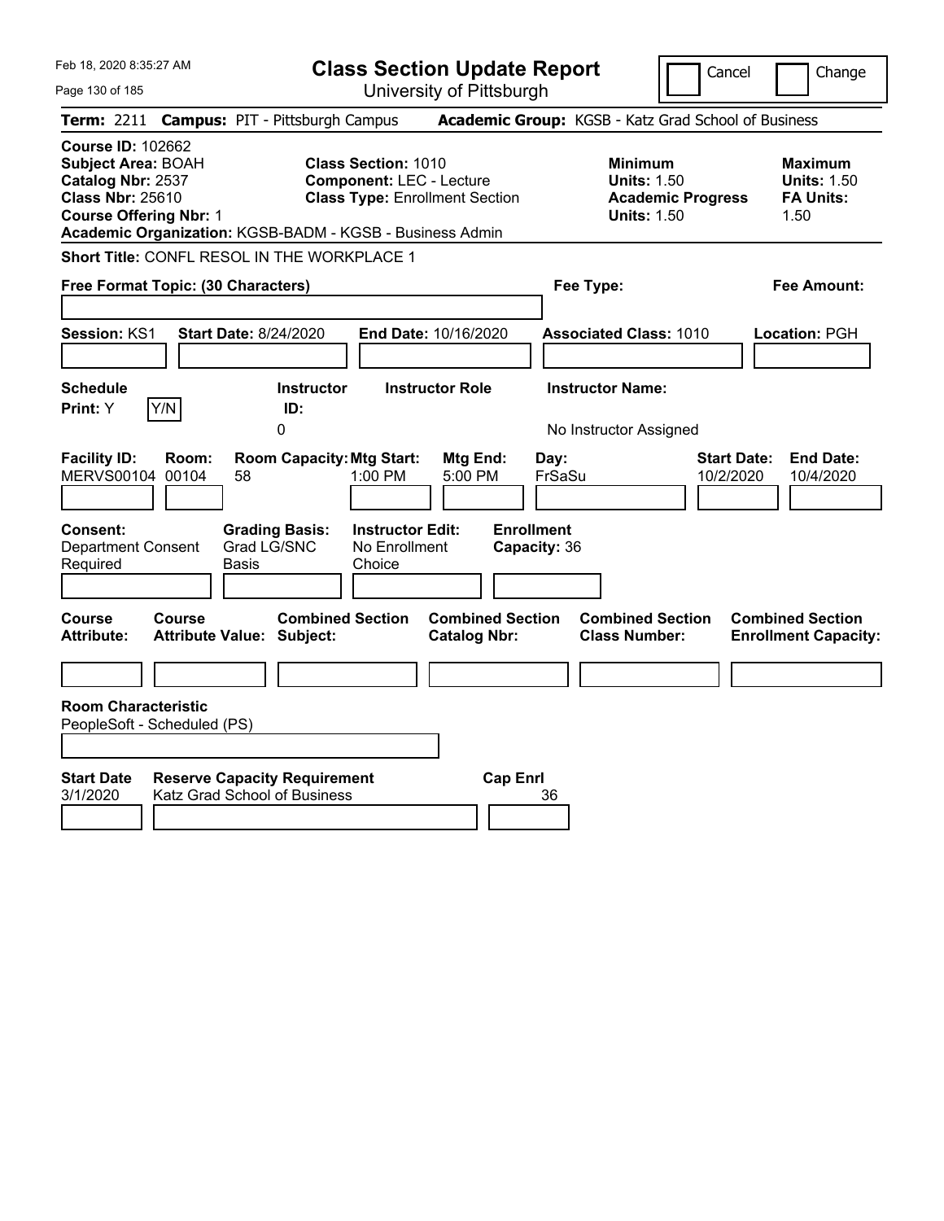# Class Section Update Report

University of Pittsburgh

Feb 18, 2020 8:35:27 AM

Cancel | Change

**Term:** 2211 **Campus:** PIT - Pittsburgh Campus **Academic Group:** KGSB - Katz Grad School of Business

**Course ID:** 102662
**Subject Area:** BOAH
**Catalog Nbr:** 2537
**Class Nbr:** 25610
**Course Offering Nbr:** 1
**Academic Organization:** KGSB-BADM - KGSB - Business Admin

**Class Section:** 1010
**Component:** LEC - Lecture
**Class Type:** Enrollment Section

**Minimum Units:** 1.50
**Academic Progress Units:** 1.50

**Maximum Units:** 1.50
**FA Units:** 1.50

**Short Title:** CONFL RESOL IN THE WORKPLACE 1

**Free Format Topic: (30 Characters)**

**Fee Type:**

**Fee Amount:**

**Session:** KS1 **Start Date:** 8/24/2020 **End Date:** 10/16/2020 **Associated Class:** 1010 **Location:** PGH

| Schedule Print | Instructor ID | Instructor Role | Instructor Name |
|---|---|---|---|
| Y | 0 | | No Instructor Assigned |

| Facility ID | Room | Room Capacity | Mtg Start | Mtg End | Day | Start Date | End Date |
|---|---|---|---|---|---|---|---|
| MERVS00104 | 00104 | 58 | 1:00 PM | 5:00 PM | FrSaSu | 10/2/2020 | 10/4/2020 |

**Consent:** Department Consent Required
**Grading Basis:** Grad LG/SNC Basis
**Instructor Edit:** No Enrollment Choice
**Enrollment Capacity:** 36

| Course Attribute | Course Attribute Value | Combined Section Subject | Combined Section Catalog Nbr | Combined Section Class Number | Combined Section Enrollment Capacity |
|---|---|---|---|---|---|
| | | | | | |

**Room Characteristic**
PeopleSoft - Scheduled (PS)

| Start Date | Reserve Capacity Requirement | Cap Enrl |
|---|---|---|
| 3/1/2020 | Katz Grad School of Business | 36 |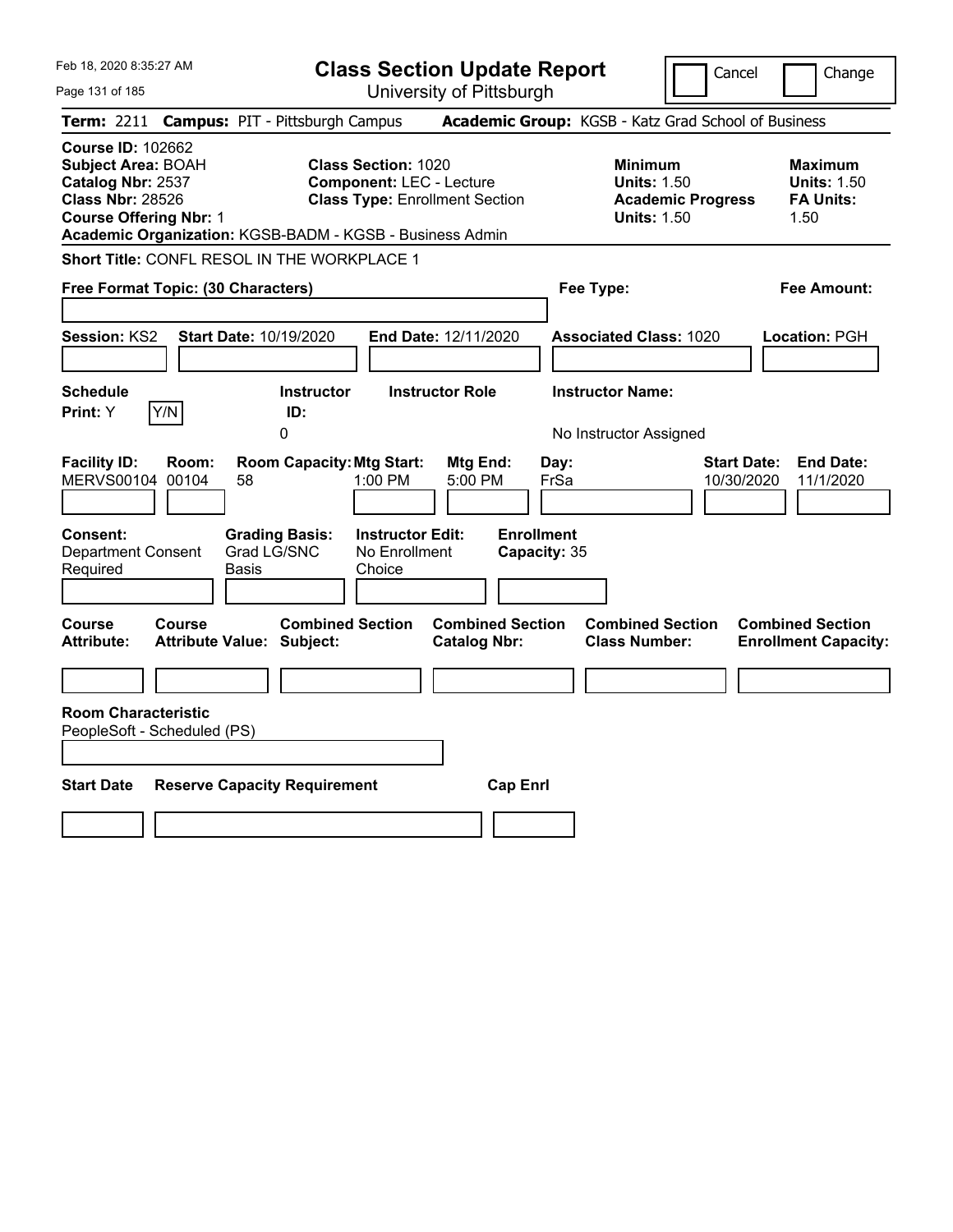Feb 18, 2020 8:35:27 AM

# Class Section Update Report

University of Pittsburgh

Cancel | Change

**Term:** 2211 **Campus:** PIT - Pittsburgh Campus **Academic Group:** KGSB - Katz Grad School of Business

**Course ID:** 102662
**Subject Area:** BOAH
**Catalog Nbr:** 2537
**Class Nbr:** 28526
**Course Offering Nbr:** 1
**Academic Organization:** KGSB-BADM - KGSB - Business Admin

**Class Section:** 1020
**Component:** LEC - Lecture
**Class Type:** Enrollment Section

| | Minimum | Maximum |
|---|---|---|
| Units | 1.50 | 1.50 |
| Academic Progress Units / FA Units | 1.50 | 1.50 |

**Short Title:** CONFL RESOL IN THE WORKPLACE 1

**Free Format Topic: (30 Characters)**

**Fee Type:**

**Fee Amount:**

**Session:** KS2 **Start Date:** 10/19/2020 **End Date:** 12/11/2020 **Associated Class:** 1020 **Location:** PGH

| Schedule Print | Instructor ID | Instructor Role | Instructor Name |
|---|---|---|---|
| Y | 0 | | No Instructor Assigned |

| Facility ID | Room | Room Capacity | Mtg Start | Mtg End | Day | Start Date | End Date |
|---|---|---|---|---|---|---|---|
| MERVS00104 | 00104 | 58 | 1:00 PM | 5:00 PM | FrSa | 10/30/2020 | 11/1/2020 |

| Consent | Grading Basis | Instructor Edit | Enrollment Capacity |
|---|---|---|---|
| Department Consent Required | Grad LG/SNC Basis | No Enrollment Choice | 35 |

| Course Attribute | Course Attribute Value | Combined Section Subject | Combined Section Catalog Nbr | Combined Section Class Number | Combined Section Enrollment Capacity |
|---|---|---|---|---|---|
| | | | | | |

**Room Characteristic**
PeopleSoft - Scheduled (PS)

| Start Date | Reserve Capacity Requirement | Cap Enrl |
|---|---|---|
| | | |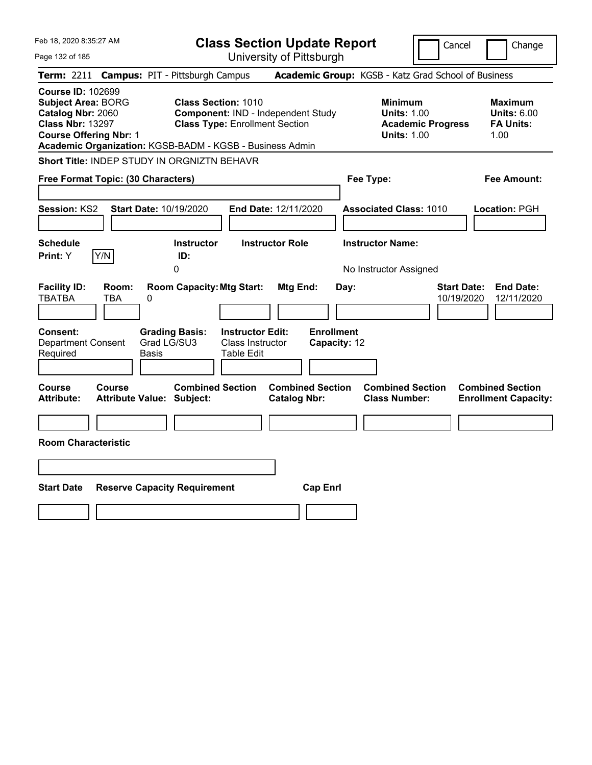# Class Section Update Report

University of Pittsburgh

Feb 18, 2020 8:35:27 AM

Cancel | Change

**Term:** 2211 **Campus:** PIT - Pittsburgh Campus **Academic Group:** KGSB - Katz Grad School of Business

**Course ID:** 102699
**Subject Area:** BORG
**Catalog Nbr:** 2060
**Class Nbr:** 13297
**Course Offering Nbr:** 1
**Academic Organization:** KGSB-BADM - KGSB - Business Admin

**Class Section:** 1010
**Component:** IND - Independent Study
**Class Type:** Enrollment Section

| | Minimum | Maximum |
|---|---|---|
| Units | 1.00 | 6.00 |
| Academic Progress Units / FA Units | 1.00 | 1.00 |

**Short Title:** INDEP STUDY IN ORGNIZTN BEHAVR

**Free Format Topic: (30 Characters)**

**Fee Type:**

**Fee Amount:**

**Session:** KS2 **Start Date:** 10/19/2020 **End Date:** 12/11/2020 **Associated Class:** 1010 **Location:** PGH

| Schedule Print | Instructor ID | Instructor Role | Instructor Name |
|---|---|---|---|
| Y | 0 | | No Instructor Assigned |

| Facility ID | Room | Room Capacity | Mtg Start | Mtg End | Day | Start Date | End Date |
|---|---|---|---|---|---|---|---|
| TBATBA | TBA | 0 | | | | 10/19/2020 | 12/11/2020 |

**Consent:** Department Consent Required
**Grading Basis:** Grad LG/SU3 Basis
**Instructor Edit:** Class Instructor Table Edit
**Enrollment Capacity:** 12

| Course Attribute | Course Attribute Value | Combined Section Subject | Combined Section Catalog Nbr | Combined Section Class Number | Combined Section Enrollment Capacity |
|---|---|---|---|---|---|
| | | | | | |

**Room Characteristic**

| Start Date | Reserve Capacity Requirement | Cap Enrl |
|---|---|---|
| | | |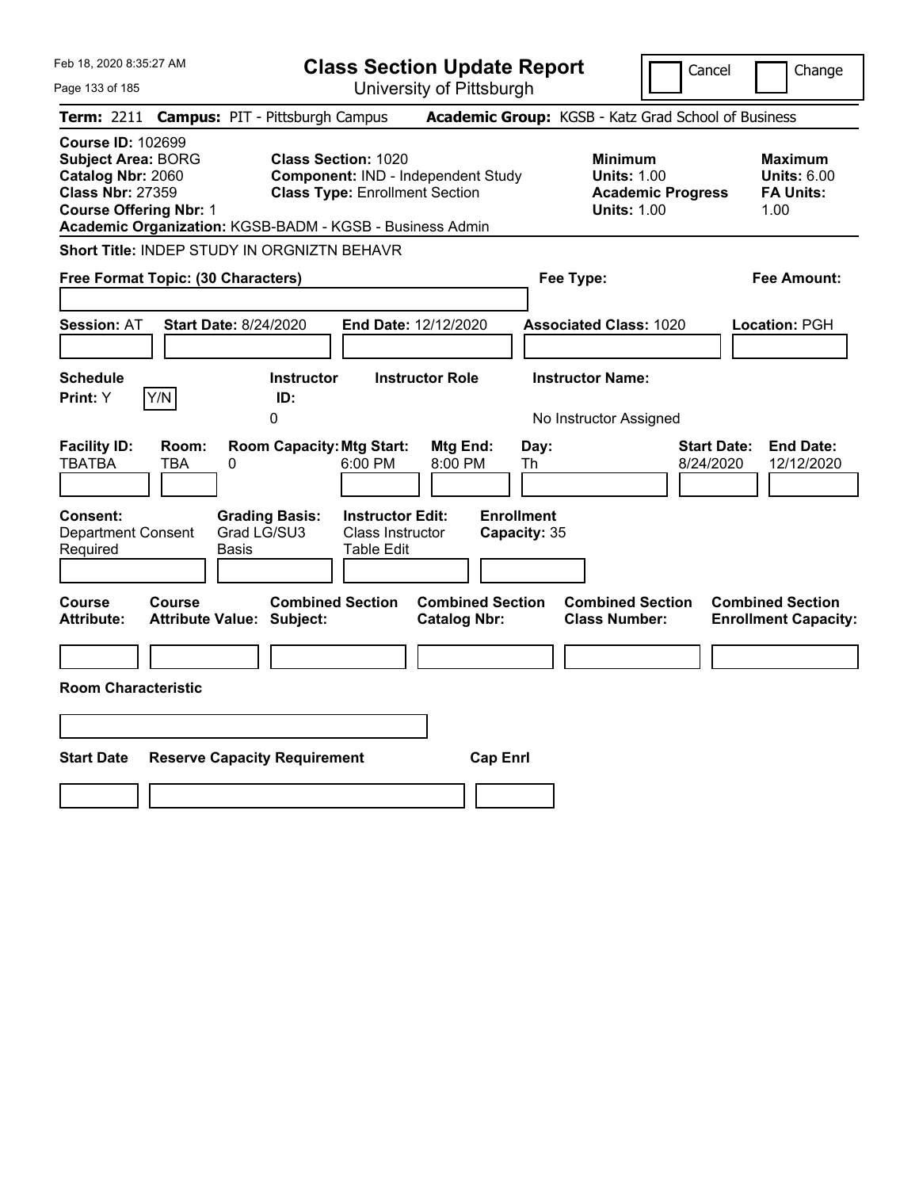# Class Section Update Report

University of Pittsburgh

Cancel | Change

Feb 18, 2020 8:35:27 AM

**Term:** 2211 **Campus:** PIT - Pittsburgh Campus **Academic Group:** KGSB - Katz Grad School of Business

**Course ID:** 102699
**Subject Area:** BORG
**Catalog Nbr:** 2060
**Class Nbr:** 27359
**Course Offering Nbr:** 1
**Academic Organization:** KGSB-BADM - KGSB - Business Admin

**Class Section:** 1020
**Component:** IND - Independent Study
**Class Type:** Enrollment Section

| | Minimum | Maximum |
|---|---|---|
| Units | 1.00 | 6.00 |
| Academic Progress Units | 1.00 | |
| FA Units | | 1.00 |

**Short Title:** INDEP STUDY IN ORGNIZTN BEHAVR

**Free Format Topic: (30 Characters)**

**Fee Type:**

**Fee Amount:**

**Session:** AT **Start Date:** 8/24/2020 **End Date:** 12/12/2020 **Associated Class:** 1020 **Location:** PGH

| Schedule Print | Instructor ID | Instructor Role | Instructor Name |
|---|---|---|---|
| Y | 0 | | No Instructor Assigned |

| Facility ID | Room | Room Capacity | Mtg Start | Mtg End | Day | Start Date | End Date |
|---|---|---|---|---|---|---|---|
| TBATBA | TBA | 0 | 6:00 PM | 8:00 PM | Th | 8/24/2020 | 12/12/2020 |

| Consent | Grading Basis | Instructor Edit | Enrollment Capacity |
|---|---|---|---|
| Department Consent Required | Grad LG/SU3 Basis | Class Instructor Table Edit | 35 |

| Course Attribute | Course Attribute Value | Combined Section Subject | Combined Section Catalog Nbr | Combined Section Class Number | Combined Section Enrollment Capacity |
|---|---|---|---|---|---|
| | | | | | |

**Room Characteristic**

| Start Date | Reserve Capacity Requirement | Cap Enrl |
|---|---|---|
| | | |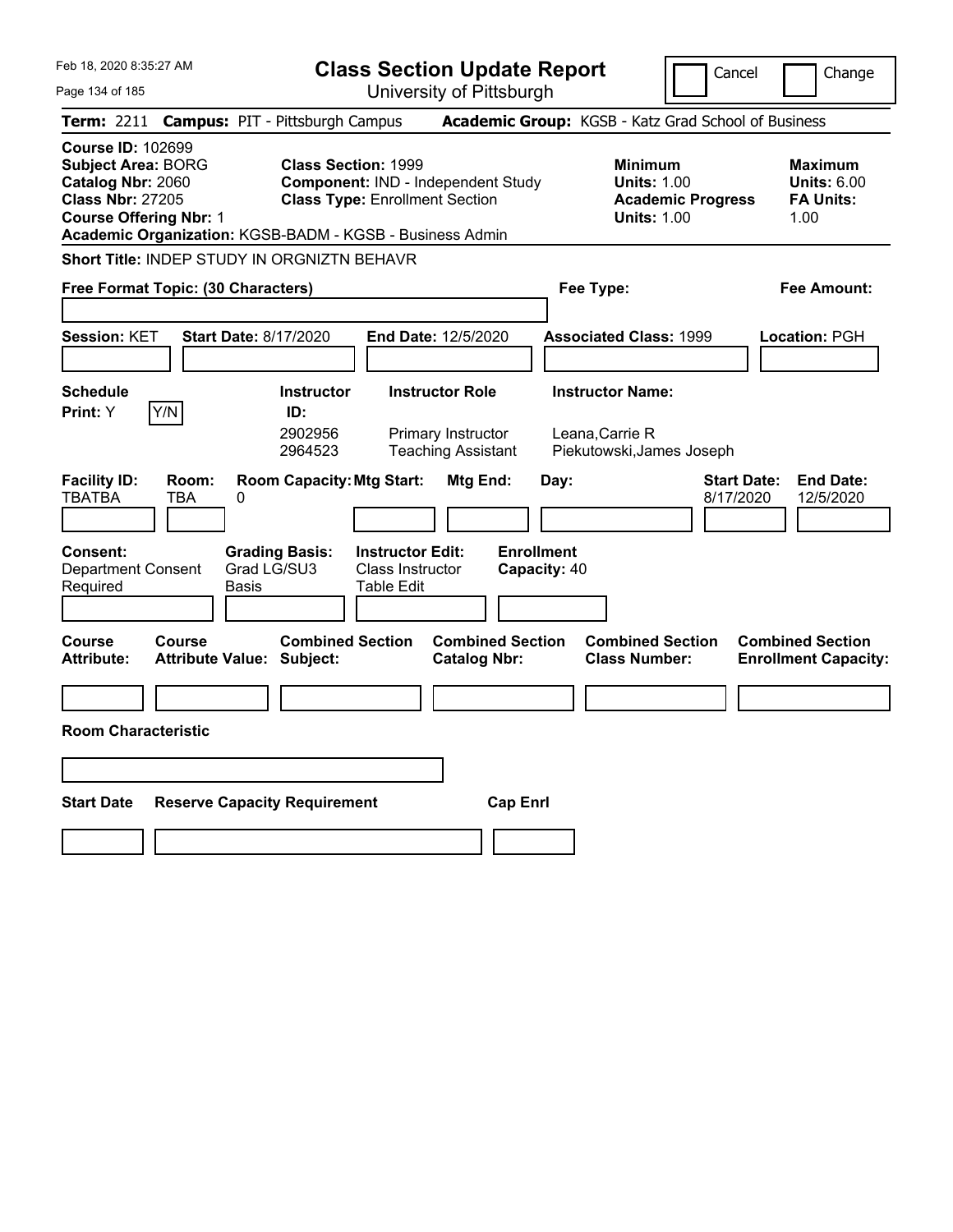# Class Section Update Report

University of Pittsburgh

Feb 18, 2020 8:35:27 AM

Cancel ☐ Change ☐

**Term:** 2211 **Campus:** PIT - Pittsburgh Campus **Academic Group:** KGSB - Katz Grad School of Business

**Course ID:** 102699
**Subject Area:** BORG
**Catalog Nbr:** 2060
**Class Nbr:** 27205
**Course Offering Nbr:** 1
**Academic Organization:** KGSB-BADM - KGSB - Business Admin

**Class Section:** 1999
**Component:** IND - Independent Study
**Class Type:** Enrollment Section

**Minimum Units:** 1.00
**Academic Progress Units:** 1.00

**Maximum Units:** 6.00
**FA Units:** 1.00

**Short Title:** INDEP STUDY IN ORGNIZTN BEHAVR

**Free Format Topic: (30 Characters)**

**Fee Type:**

**Fee Amount:**

**Session:** KET **Start Date:** 8/17/2020 **End Date:** 12/5/2020 **Associated Class:** 1999 **Location:** PGH

**Schedule Print:** Y [Y/N]

| Instructor ID: | Instructor Role | Instructor Name: |
|---|---|---|
| 2902956 | Primary Instructor | Leana,Carrie R |
| 2964523 | Teaching Assistant | Piekutowski,James Joseph |

| Facility ID: | Room: | Room Capacity: | Mtg Start: | Mtg End: | Day: | Start Date: | End Date: |
|---|---|---|---|---|---|---|---|
| TBATBA | TBA | 0 | | | | 8/17/2020 | 12/5/2020 |

**Consent:** Department Consent Required
**Grading Basis:** Grad LG/SU3 Basis
**Instructor Edit:** Class Instructor Table Edit
**Enrollment Capacity:** 40

| Course Attribute: | Course Attribute Value: | Combined Section Subject: | Combined Section Catalog Nbr: | Combined Section Class Number: | Combined Section Enrollment Capacity: |
|---|---|---|---|---|---|
| | | | | | |

**Room Characteristic**

| Start Date | Reserve Capacity Requirement | Cap Enrl |
|---|---|---|
| | | |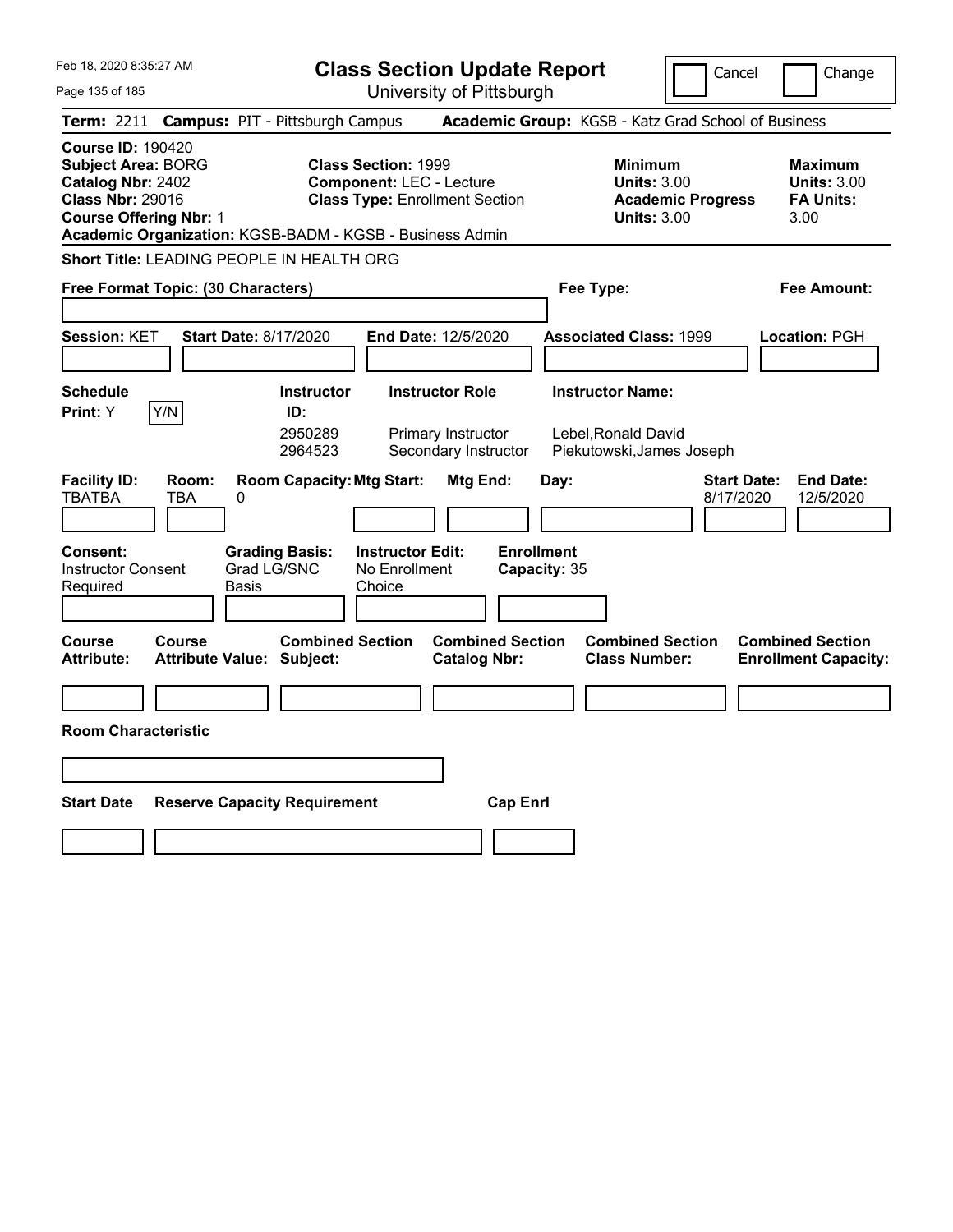# Class Section Update Report

University of Pittsburgh

Feb 18, 2020 8:35:27 AM

Cancel | Change

**Term:** 2211 **Campus:** PIT - Pittsburgh Campus **Academic Group:** KGSB - Katz Grad School of Business

**Course ID:** 190420
**Subject Area:** BORG
**Catalog Nbr:** 2402
**Class Nbr:** 29016
**Course Offering Nbr:** 1
**Academic Organization:** KGSB-BADM - KGSB - Business Admin

**Class Section:** 1999
**Component:** LEC - Lecture
**Class Type:** Enrollment Section

**Minimum Units:** 3.00
**Academic Progress Units:** 3.00

**Maximum Units:** 3.00
**FA Units:** 3.00

**Short Title:** LEADING PEOPLE IN HEALTH ORG

**Free Format Topic: (30 Characters)**

**Fee Type:**

**Fee Amount:**

**Session:** KET **Start Date:** 8/17/2020 **End Date:** 12/5/2020 **Associated Class:** 1999 **Location:** PGH

**Schedule Print:** Y Y/N

| Instructor ID: | Instructor Role | Instructor Name: |
|---|---|---|
| 2950289 | Primary Instructor | Lebel,Ronald David |
| 2964523 | Secondary Instructor | Piekutowski,James Joseph |

| Facility ID: | Room: | Room Capacity: | Mtg Start: | Mtg End: | Day: | Start Date: | End Date: |
|---|---|---|---|---|---|---|---|
| TBATBA | TBA | 0 | | | | 8/17/2020 | 12/5/2020 |

**Consent:** Instructor Consent Required
**Grading Basis:** Grad LG/SNC Basis
**Instructor Edit:** No Enrollment Choice
**Enrollment Capacity:** 35

| Course Attribute: | Course Attribute Value: | Combined Section Subject: | Combined Section Catalog Nbr: | Combined Section Class Number: | Combined Section Enrollment Capacity: |
|---|---|---|---|---|---|
| | | | | | |

**Room Characteristic**

| Start Date | Reserve Capacity Requirement | Cap Enrl |
|---|---|---|
| | | |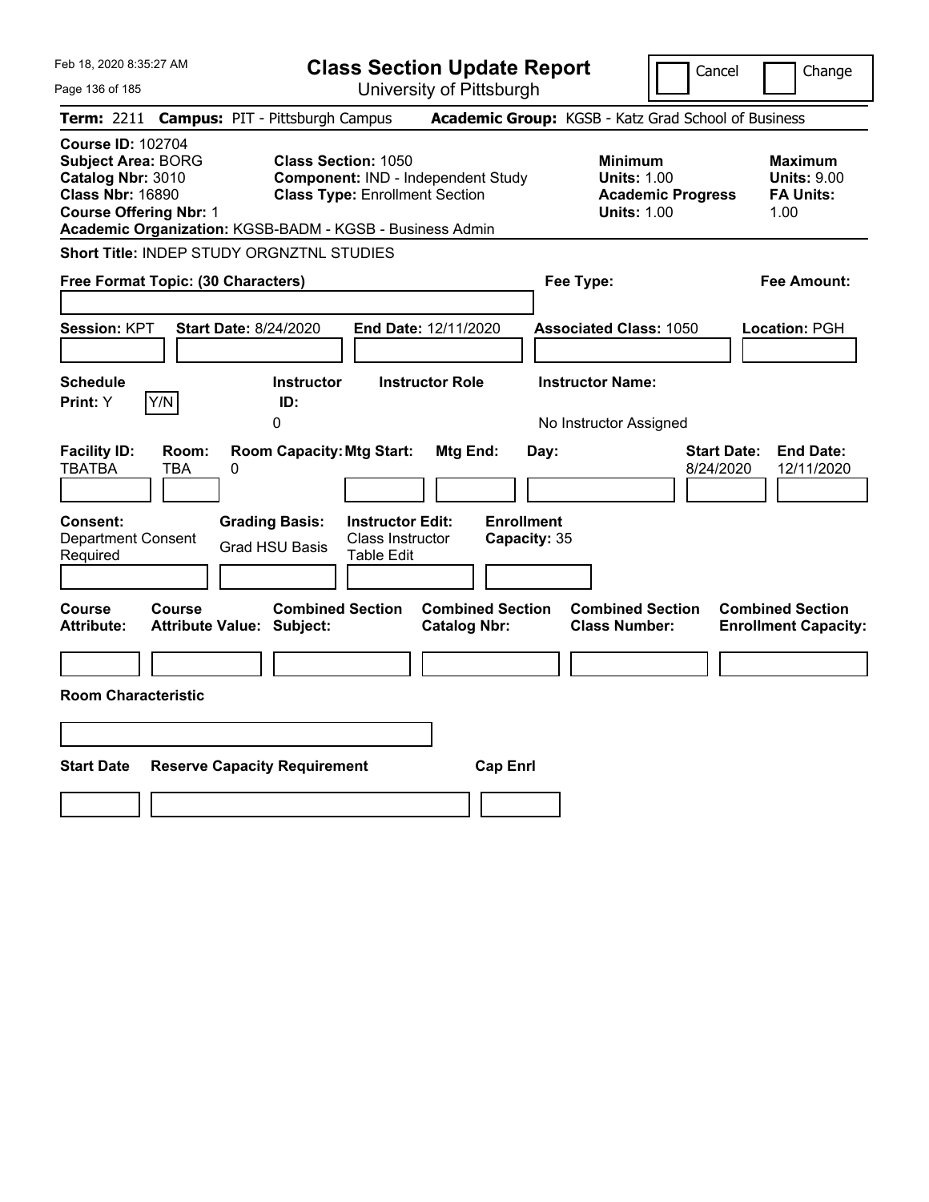# Class Section Update Report

University of Pittsburgh

Feb 18, 2020 8:35:27 AM

Cancel | Change

**Term:** 2211 **Campus:** PIT - Pittsburgh Campus **Academic Group:** KGSB - Katz Grad School of Business

**Course ID:** 102704
**Subject Area:** BORG
**Catalog Nbr:** 3010
**Class Nbr:** 16890
**Course Offering Nbr:** 1

**Class Section:** 1050
**Component:** IND - Independent Study
**Class Type:** Enrollment Section

**Minimum Units:** 1.00
**Academic Progress Units:** 1.00

**Maximum Units:** 9.00
**FA Units:** 1.00

**Academic Organization:** KGSB-BADM - KGSB - Business Admin

**Short Title:** INDEP STUDY ORGNZTNL STUDIES

**Free Format Topic: (30 Characters)**

**Fee Type:**

**Fee Amount:**

**Session:** KPT **Start Date:** 8/24/2020 **End Date:** 12/11/2020 **Associated Class:** 1050 **Location:** PGH

| Schedule Print | Instructor ID | Instructor Role | Instructor Name |
|---|---|---|---|
| Y (Y/N) | 0 | | No Instructor Assigned |

| Facility ID | Room | Room Capacity | Mtg Start | Mtg End | Day | Start Date | End Date |
|---|---|---|---|---|---|---|---|
| TBATBA | TBA | 0 | | | | 8/24/2020 | 12/11/2020 |

| Consent | Grading Basis | Instructor Edit | Enrollment Capacity |
|---|---|---|---|
| Department Consent Required | Grad HSU Basis | Class Instructor Table Edit | 35 |

| Course Attribute | Course Attribute Value | Combined Section Subject | Combined Section Catalog Nbr | Combined Section Class Number | Combined Section Enrollment Capacity |
|---|---|---|---|---|---|
| | | | | | |

**Room Characteristic**

| Start Date | Reserve Capacity Requirement | Cap Enrl |
|---|---|---|
| | | |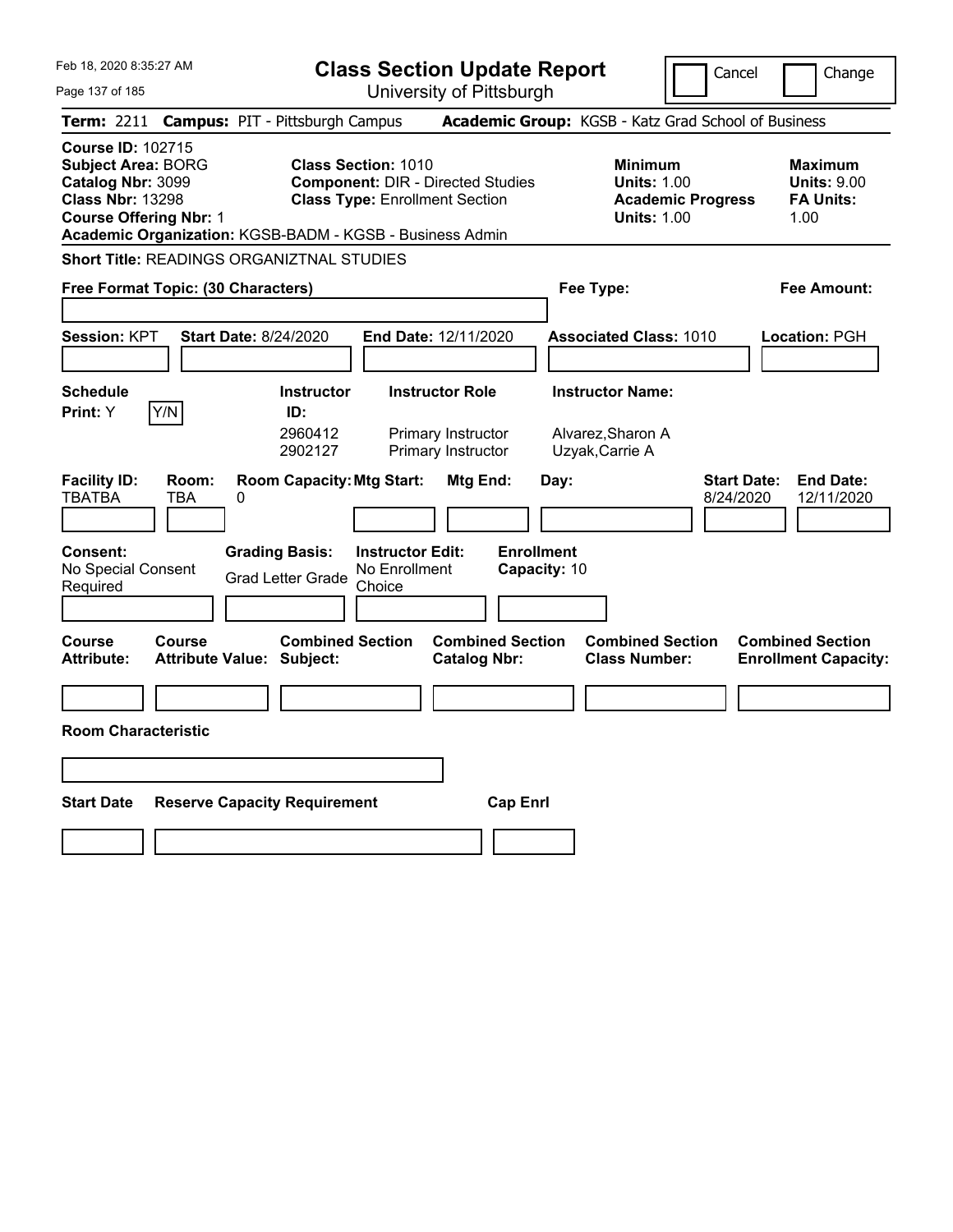# Class Section Update Report

University of Pittsburgh

Cancel | Change

Feb 18, 2020 8:35:27 AM

**Term:** 2211 **Campus:** PIT - Pittsburgh Campus **Academic Group:** KGSB - Katz Grad School of Business

**Course ID:** 102715
**Subject Area:** BORG
**Catalog Nbr:** 3099
**Class Nbr:** 13298
**Course Offering Nbr:** 1
**Academic Organization:** KGSB-BADM - KGSB - Business Admin

**Class Section:** 1010
**Component:** DIR - Directed Studies
**Class Type:** Enrollment Section

| | Minimum | Maximum |
|---|---|---|
| Units | 1.00 | 9.00 |
| Academic Progress Units / FA Units | 1.00 | 1.00 |

**Short Title:** READINGS ORGANIZTNAL STUDIES

**Free Format Topic: (30 Characters)**

**Fee Type:**

**Fee Amount:**

**Session:** KPT **Start Date:** 8/24/2020 **End Date:** 12/11/2020 **Associated Class:** 1010 **Location:** PGH

**Schedule Print:** Y Y/N

| Instructor ID | Instructor Role | Instructor Name |
|---|---|---|
| 2960412 | Primary Instructor | Alvarez,Sharon A |
| 2902127 | Primary Instructor | Uzyak,Carrie A |

| Facility ID | Room | Room Capacity | Mtg Start | Mtg End | Day | Start Date | End Date |
|---|---|---|---|---|---|---|---|
| TBATBA | TBA | 0 | | | | 8/24/2020 | 12/11/2020 |

| Consent | Grading Basis | Instructor Edit | Enrollment Capacity |
|---|---|---|---|
| No Special Consent Required | Grad Letter Grade | No Enrollment Choice | 10 |

| Course Attribute | Course Attribute Value | Combined Section Subject | Combined Section Catalog Nbr | Combined Section Class Number | Combined Section Enrollment Capacity |
|---|---|---|---|---|---|
| | | | | | |

**Room Characteristic**

| Start Date | Reserve Capacity Requirement | Cap Enrl |
|---|---|---|
| | | |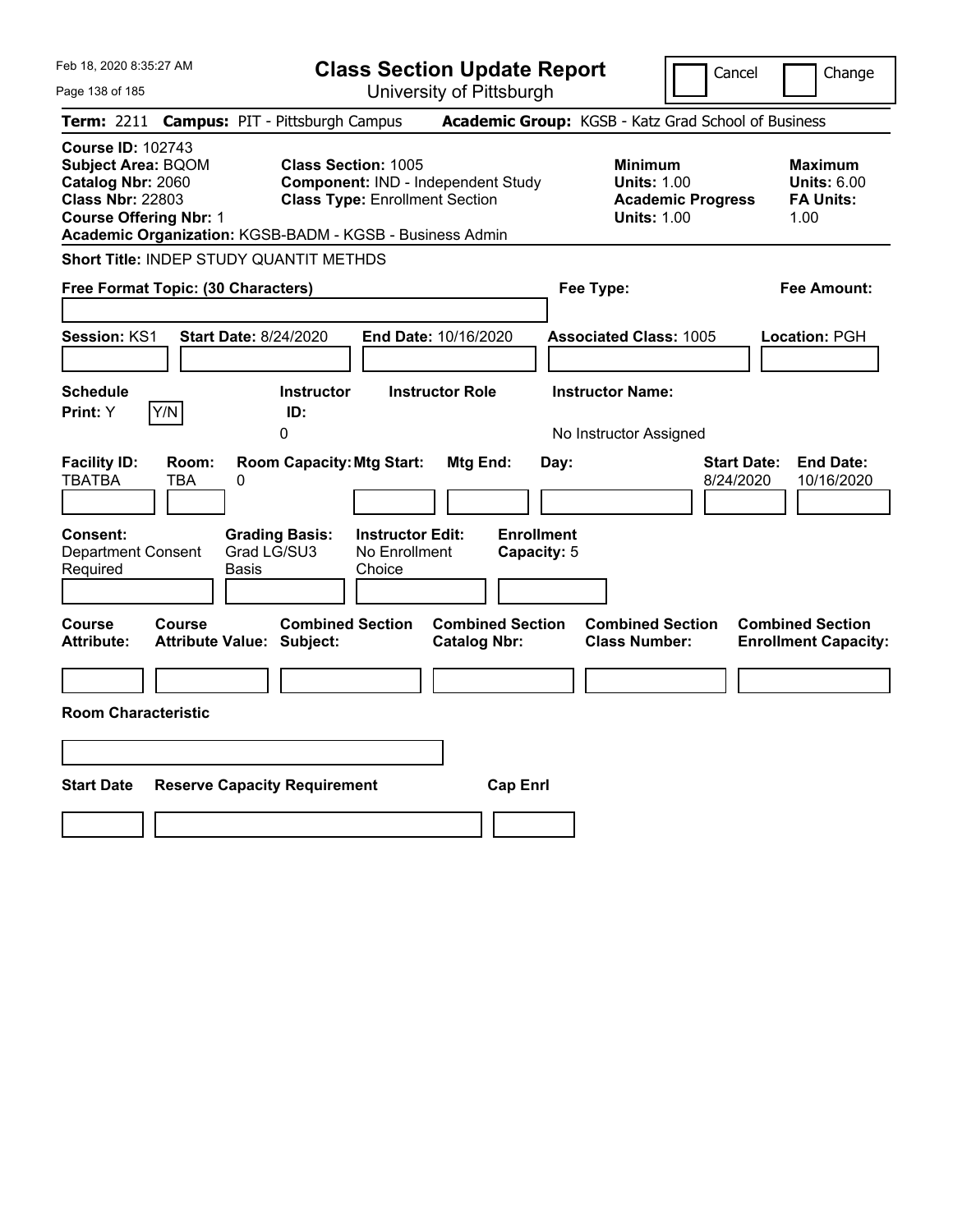# Class Section Update Report

University of Pittsburgh

Cancel | Change

**Term:** 2211 **Campus:** PIT - Pittsburgh Campus **Academic Group:** KGSB - Katz Grad School of Business

**Course ID:** 102743
**Subject Area:** BQOM
**Catalog Nbr:** 2060
**Class Nbr:** 22803
**Course Offering Nbr:** 1
**Academic Organization:** KGSB-BADM - KGSB - Business Admin

**Class Section:** 1005
**Component:** IND - Independent Study
**Class Type:** Enrollment Section

**Minimum**
**Units:** 1.00
**Academic Progress Units:** 1.00

**Maximum**
**Units:** 6.00
**FA Units:** 1.00

**Short Title:** INDEP STUDY QUANTIT METHDS

**Free Format Topic: (30 Characters)**

**Fee Type:**

**Fee Amount:**

**Session:** KS1 **Start Date:** 8/24/2020 **End Date:** 10/16/2020 **Associated Class:** 1005 **Location:** PGH

| Schedule Print: | Instructor ID: | Instructor Role | Instructor Name: |
|---|---|---|---|
| Y | 0 | | No Instructor Assigned |

| Facility ID: | Room: | Room Capacity: | Mtg Start: | Mtg End: | Day: | Start Date: | End Date: |
|---|---|---|---|---|---|---|---|
| TBATBA | TBA | 0 | | | | 8/24/2020 | 10/16/2020 |

| Consent: | Grading Basis: | Instructor Edit: | Enrollment Capacity: |
|---|---|---|---|
| Department Consent Required | Grad LG/SU3 Basis | No Enrollment Choice | 5 |

| Course Attribute: | Course Attribute Value: | Combined Section Subject: | Combined Section Catalog Nbr: | Combined Section Class Number: | Combined Section Enrollment Capacity: |
|---|---|---|---|---|---|
| | | | | | |

**Room Characteristic**

| Start Date | Reserve Capacity Requirement | Cap Enrl |
|---|---|---|
| | | |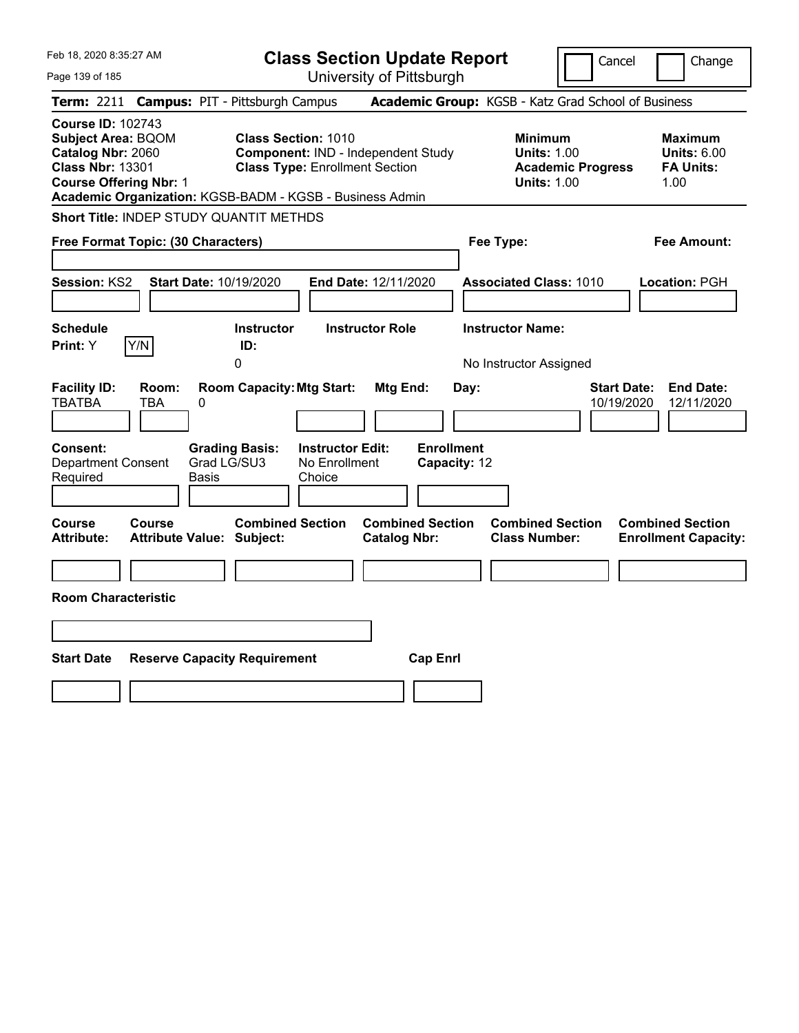# Class Section Update Report

University of Pittsburgh

Feb 18, 2020 8:35:27 AM

Cancel | Change

**Term:** 2211 **Campus:** PIT - Pittsburgh Campus **Academic Group:** KGSB - Katz Grad School of Business

**Course ID:** 102743
**Subject Area:** BQOM
**Catalog Nbr:** 2060
**Class Nbr:** 13301
**Course Offering Nbr:** 1
**Academic Organization:** KGSB-BADM - KGSB - Business Admin

**Class Section:** 1010
**Component:** IND - Independent Study
**Class Type:** Enrollment Section

**Minimum Units:** 1.00
**Academic Progress Units:** 1.00

**Maximum Units:** 6.00
**FA Units:** 1.00

**Short Title:** INDEP STUDY QUANTIT METHDS

**Free Format Topic: (30 Characters)**

**Fee Type:**

**Fee Amount:**

**Session:** KS2 **Start Date:** 10/19/2020 **End Date:** 12/11/2020 **Associated Class:** 1010 **Location:** PGH

| Schedule Print | | Instructor ID | Instructor Role | Instructor Name |
|---|---|---|---|---|
| Y | Y/N | 0 | | No Instructor Assigned |

| Facility ID | Room | Room Capacity | Mtg Start | Mtg End | Day | Start Date | End Date |
|---|---|---|---|---|---|---|---|
| TBATBA | TBA | 0 | | | | 10/19/2020 | 12/11/2020 |

| Consent | Grading Basis | Instructor Edit | Enrollment Capacity |
|---|---|---|---|
| Department Consent Required | Grad LG/SU3 Basis | No Enrollment Choice | 12 |

| Course Attribute | Course Attribute Value | Combined Section Subject | Combined Section Catalog Nbr | Combined Section Class Number | Combined Section Enrollment Capacity |
|---|---|---|---|---|---|
| | | | | | |

**Room Characteristic**

| Start Date | Reserve Capacity Requirement | Cap Enrl |
|---|---|---|
| | | |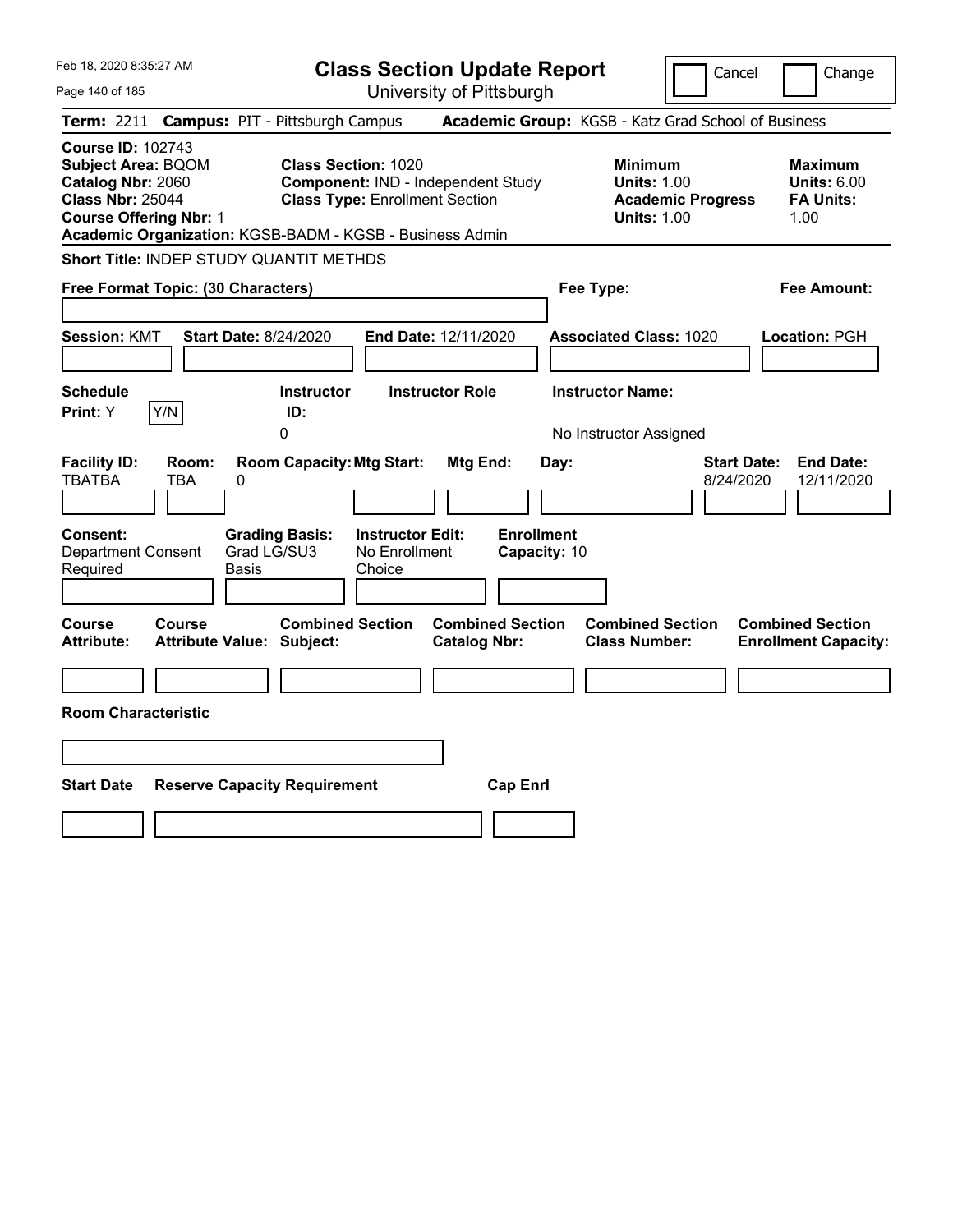# Class Section Update Report

University of Pittsburgh

Cancel | Change

**Term:** 2211 **Campus:** PIT - Pittsburgh Campus **Academic Group:** KGSB - Katz Grad School of Business

**Course ID:** 102743
**Subject Area:** BQOM
**Catalog Nbr:** 2060
**Class Nbr:** 25044
**Course Offering Nbr:** 1

**Class Section:** 1020
**Component:** IND - Independent Study
**Class Type:** Enrollment Section

**Minimum Units:** 1.00
**Academic Progress Units:** 1.00

**Maximum Units:** 6.00
**FA Units:** 1.00

**Academic Organization:** KGSB-BADM - KGSB - Business Admin

**Short Title:** INDEP STUDY QUANTIT METHDS

**Free Format Topic: (30 Characters)**

**Fee Type:**

**Fee Amount:**

**Session:** KMT **Start Date:** 8/24/2020 **End Date:** 12/11/2020 **Associated Class:** 1020 **Location:** PGH

| Schedule Print | Instructor ID | Instructor Role | Instructor Name |
|---|---|---|---|
| Y (Y/N) | 0 | | No Instructor Assigned |

| Facility ID | Room | Room Capacity | Mtg Start | Mtg End | Day | Start Date | End Date |
|---|---|---|---|---|---|---|---|
| TBATBA | TBA | 0 | | | | 8/24/2020 | 12/11/2020 |

| Consent | Grading Basis | Instructor Edit | Enrollment Capacity |
|---|---|---|---|
| Department Consent Required | Grad LG/SU3 Basis | No Enrollment Choice | 10 |

| Course Attribute | Course Attribute Value | Combined Section Subject | Combined Section Catalog Nbr | Combined Section Class Number | Combined Section Enrollment Capacity |
|---|---|---|---|---|---|
| | | | | | |

**Room Characteristic**

| Start Date | Reserve Capacity Requirement | Cap Enrl |
|---|---|---|
| | | |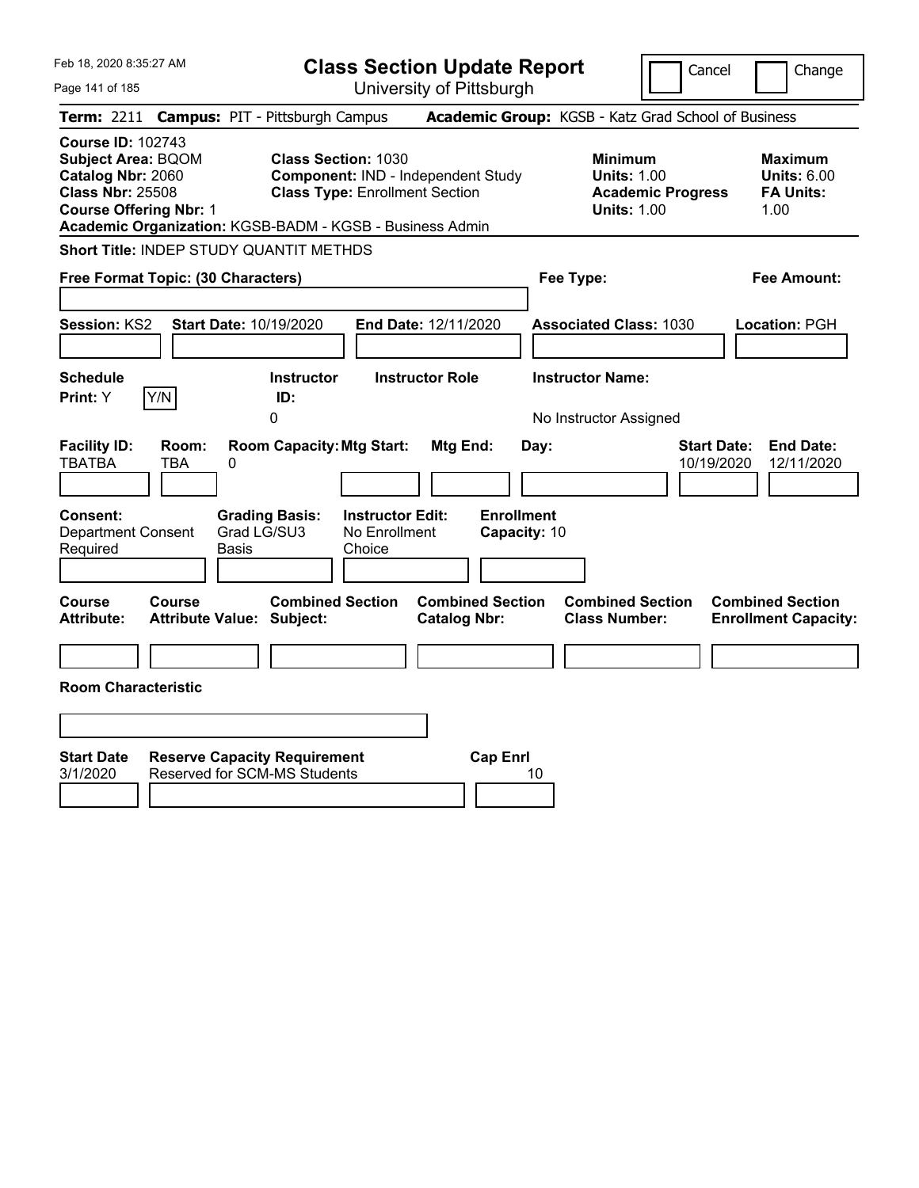# Class Section Update Report

University of Pittsburgh

Cancel | Change

**Term:** 2211 **Campus:** PIT - Pittsburgh Campus **Academic Group:** KGSB - Katz Grad School of Business

**Course ID:** 102743
**Subject Area:** BQOM
**Catalog Nbr:** 2060
**Class Nbr:** 25508
**Course Offering Nbr:** 1

**Class Section:** 1030
**Component:** IND - Independent Study
**Class Type:** Enrollment Section

**Minimum**
**Units:** 1.00
**Academic Progress Units:** 1.00

**Maximum**
**Units:** 6.00
**FA Units:** 1.00

**Academic Organization:** KGSB-BADM - KGSB - Business Admin

**Short Title:** INDEP STUDY QUANTIT METHDS

**Free Format Topic: (30 Characters)**

**Fee Type:**

**Fee Amount:**

**Session:** KS2 **Start Date:** 10/19/2020 **End Date:** 12/11/2020 **Associated Class:** 1030 **Location:** PGH

| Schedule Print | Instructor ID | Instructor Role | Instructor Name |
|---|---|---|---|
| Y (Y/N) | 0 | | No Instructor Assigned |

| Facility ID | Room | Room Capacity | Mtg Start | Mtg End | Day | Start Date | End Date |
|---|---|---|---|---|---|---|---|
| TBATBA | TBA | 0 | | | | 10/19/2020 | 12/11/2020 |

| Consent | Grading Basis | Instructor Edit | Enrollment Capacity |
|---|---|---|---|
| Department Consent Required | Grad LG/SU3 Basis | No Enrollment Choice | 10 |

| Course Attribute | Course Attribute Value | Combined Section Subject | Combined Section Catalog Nbr | Combined Section Class Number | Combined Section Enrollment Capacity |
|---|---|---|---|---|---|
| | | | | | |

**Room Characteristic**

| Start Date | Reserve Capacity Requirement | Cap Enrl |
|---|---|---|
| 3/1/2020 | Reserved for SCM-MS Students | 10 |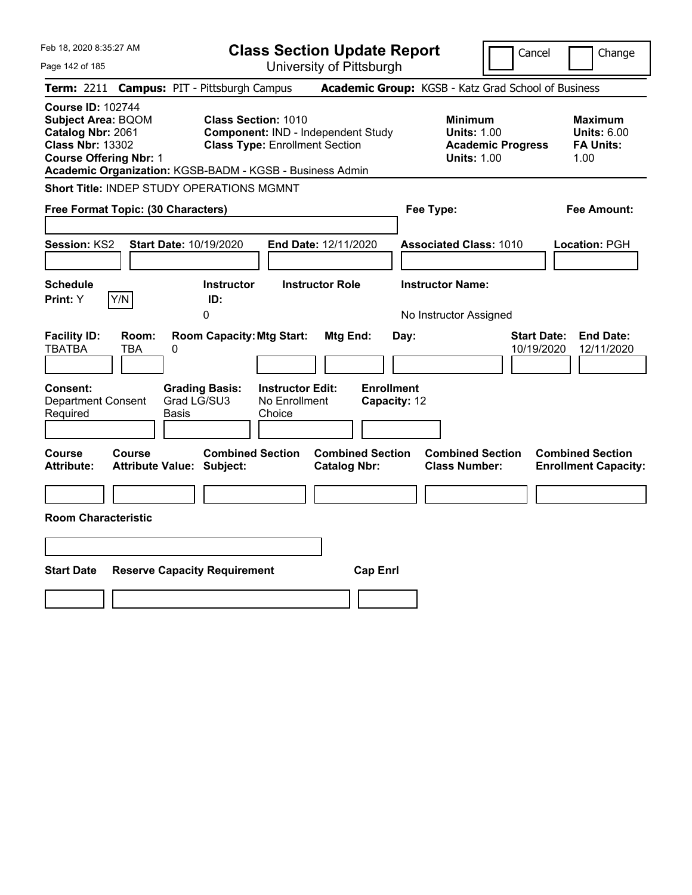# Class Section Update Report

University of Pittsburgh

Cancel | Change

**Term:** 2211 **Campus:** PIT - Pittsburgh Campus **Academic Group:** KGSB - Katz Grad School of Business

**Course ID:** 102744
**Subject Area:** BQOM
**Catalog Nbr:** 2061
**Class Nbr:** 13302
**Course Offering Nbr:** 1
**Academic Organization:** KGSB-BADM - KGSB - Business Admin

**Class Section:** 1010
**Component:** IND - Independent Study
**Class Type:** Enrollment Section

**Minimum Units:** 1.00
**Academic Progress Units:** 1.00

**Maximum Units:** 6.00
**FA Units:** 1.00

**Short Title:** INDEP STUDY OPERATIONS MGMNT

**Free Format Topic: (30 Characters)**

**Fee Type:**

**Fee Amount:**

**Session:** KS2 **Start Date:** 10/19/2020 **End Date:** 12/11/2020 **Associated Class:** 1010 **Location:** PGH

| Schedule Print | Instructor ID | Instructor Role | Instructor Name |
|---|---|---|---|
| Y (Y/N) | 0 | | No Instructor Assigned |

| Facility ID | Room | Room Capacity | Mtg Start | Mtg End | Day | Start Date | End Date |
|---|---|---|---|---|---|---|---|
| TBATBA | TBA | 0 | | | | 10/19/2020 | 12/11/2020 |

**Consent:** Department Consent Required
**Grading Basis:** Grad LG/SU3 Basis
**Instructor Edit:** No Enrollment Choice
**Enrollment Capacity:** 12

| Course Attribute | Course Attribute Value | Combined Section Subject | Combined Section Catalog Nbr | Combined Section Class Number | Combined Section Enrollment Capacity |
|---|---|---|---|---|---|
| | | | | | |

**Room Characteristic**

| Start Date | Reserve Capacity Requirement | Cap Enrl |
|---|---|---|
| | | |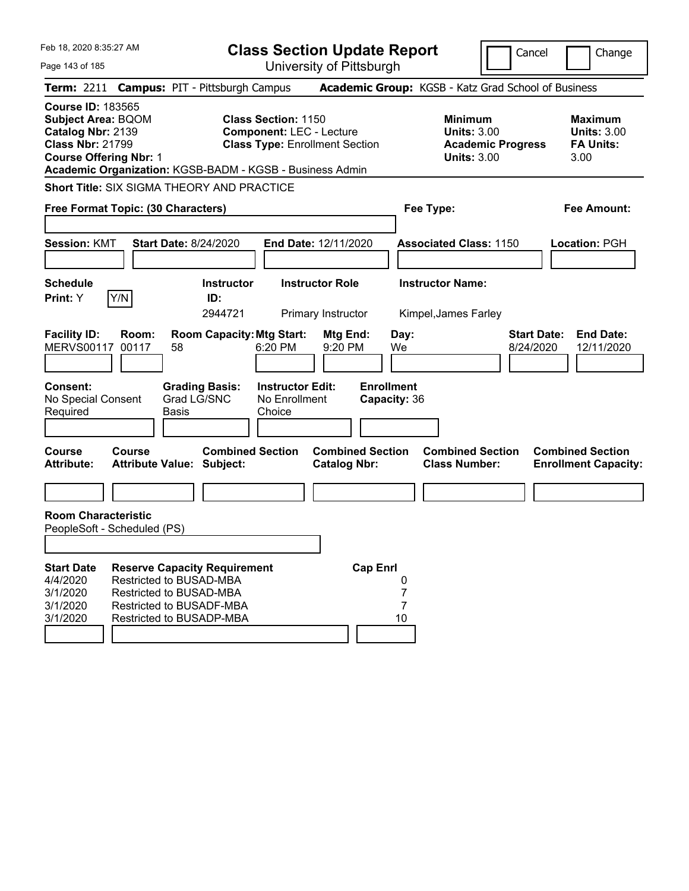Feb 18, 2020 8:35:27 AM

# Class Section Update Report

University of Pittsburgh

Cancel | Change

**Term:** 2211 **Campus:** PIT - Pittsburgh Campus **Academic Group:** KGSB - Katz Grad School of Business

**Course ID:** 183565
**Subject Area:** BQOM
**Catalog Nbr:** 2139
**Class Nbr:** 21799
**Course Offering Nbr:** 1

**Class Section:** 1150
**Component:** LEC - Lecture
**Class Type:** Enrollment Section

**Minimum Units:** 3.00
**Academic Progress Units:** 3.00

**Maximum Units:** 3.00
**FA Units:** 3.00

**Academic Organization:** KGSB-BADM - KGSB - Business Admin

**Short Title:** SIX SIGMA THEORY AND PRACTICE

**Free Format Topic: (30 Characters)**

**Fee Type:**

**Fee Amount:**

**Session:** KMT **Start Date:** 8/24/2020 **End Date:** 12/11/2020 **Associated Class:** 1150 **Location:** PGH

| Schedule Print | | Instructor ID | Instructor Role | Instructor Name |
|---|---|---|---|---|
| Y | Y/N | 2944721 | Primary Instructor | Kimpel,James Farley |

| Facility ID | Room | Room Capacity | Mtg Start | Mtg End | Day | Start Date | End Date |
|---|---|---|---|---|---|---|---|
| MERVS00117 | 00117 | 58 | 6:20 PM | 9:20 PM | We | 8/24/2020 | 12/11/2020 |

| Consent | Grading Basis | Instructor Edit | Enrollment Capacity |
|---|---|---|---|
| No Special Consent Required | Grad LG/SNC Basis | No Enrollment Choice | 36 |

| Course Attribute | Course Attribute Value | Combined Section Subject | Combined Section Catalog Nbr | Combined Section Class Number | Combined Section Enrollment Capacity |
|---|---|---|---|---|---|
| | | | | | |

**Room Characteristic**
PeopleSoft - Scheduled (PS)

| Start Date | Reserve Capacity Requirement | Cap Enrl |
|---|---|---|
| 4/4/2020 | Restricted to BUSAD-MBA | 0 |
| 3/1/2020 | Restricted to BUSAD-MBA | 7 |
| 3/1/2020 | Restricted to BUSADF-MBA | 7 |
| 3/1/2020 | Restricted to BUSADP-MBA | 10 |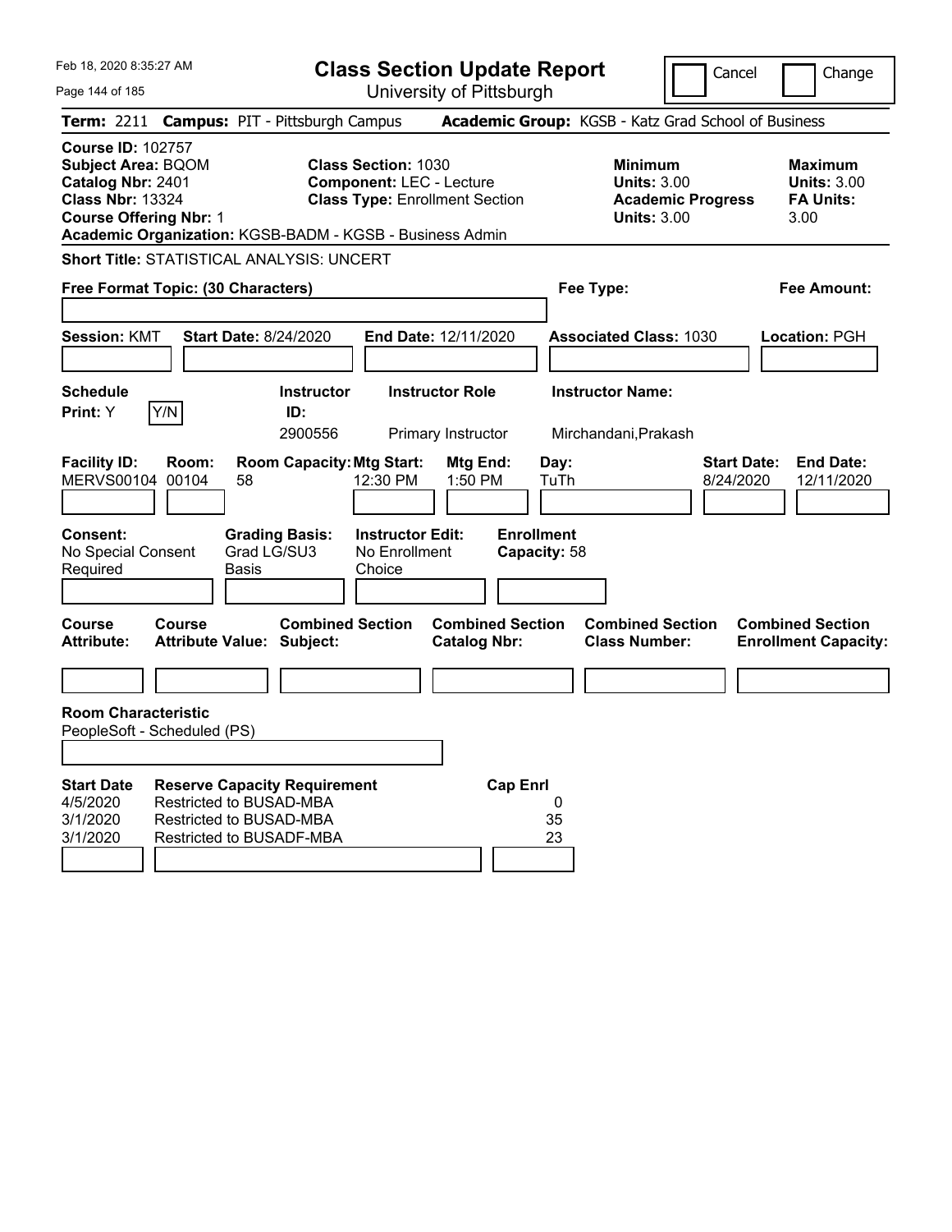# Class Section Update Report

University of Pittsburgh

Feb 18, 2020 8:35:27 AM

Cancel | Change

**Term:** 2211 **Campus:** PIT - Pittsburgh Campus **Academic Group:** KGSB - Katz Grad School of Business

**Course ID:** 102757
**Subject Area:** BQOM
**Catalog Nbr:** 2401
**Class Nbr:** 13324
**Course Offering Nbr:** 1
**Academic Organization:** KGSB-BADM - KGSB - Business Admin

**Class Section:** 1030
**Component:** LEC - Lecture
**Class Type:** Enrollment Section

**Minimum Units:** 3.00
**Academic Progress Units:** 3.00

**Maximum Units:** 3.00
**FA Units:** 3.00

**Short Title:** STATISTICAL ANALYSIS: UNCERT

**Free Format Topic: (30 Characters)**

**Fee Type:**

**Fee Amount:**

**Session:** KMT **Start Date:** 8/24/2020 **End Date:** 12/11/2020 **Associated Class:** 1030 **Location:** PGH

| Schedule Print | Instructor ID | Instructor Role | Instructor Name |
|---|---|---|---|
| Y | 2900556 | Primary Instructor | Mirchandani,Prakash |

| Facility ID | Room | Room Capacity | Mtg Start | Mtg End | Day | Start Date | End Date |
|---|---|---|---|---|---|---|---|
| MERVS00104 | 00104 | 58 | 12:30 PM | 1:50 PM | TuTh | 8/24/2020 | 12/11/2020 |

**Consent:** No Special Consent Required
**Grading Basis:** Grad LG/SU3 Basis
**Instructor Edit:** No Enrollment Choice
**Enrollment Capacity:** 58

| Course Attribute | Course Attribute Value | Combined Section Subject | Combined Section Catalog Nbr | Combined Section Class Number | Combined Section Enrollment Capacity |
|---|---|---|---|---|---|
| | | | | | |

**Room Characteristic**
PeopleSoft - Scheduled (PS)

| Start Date | Reserve Capacity Requirement | Cap Enrl |
|---|---|---|
| 4/5/2020 | Restricted to BUSAD-MBA | 0 |
| 3/1/2020 | Restricted to BUSAD-MBA | 35 |
| 3/1/2020 | Restricted to BUSADF-MBA | 23 |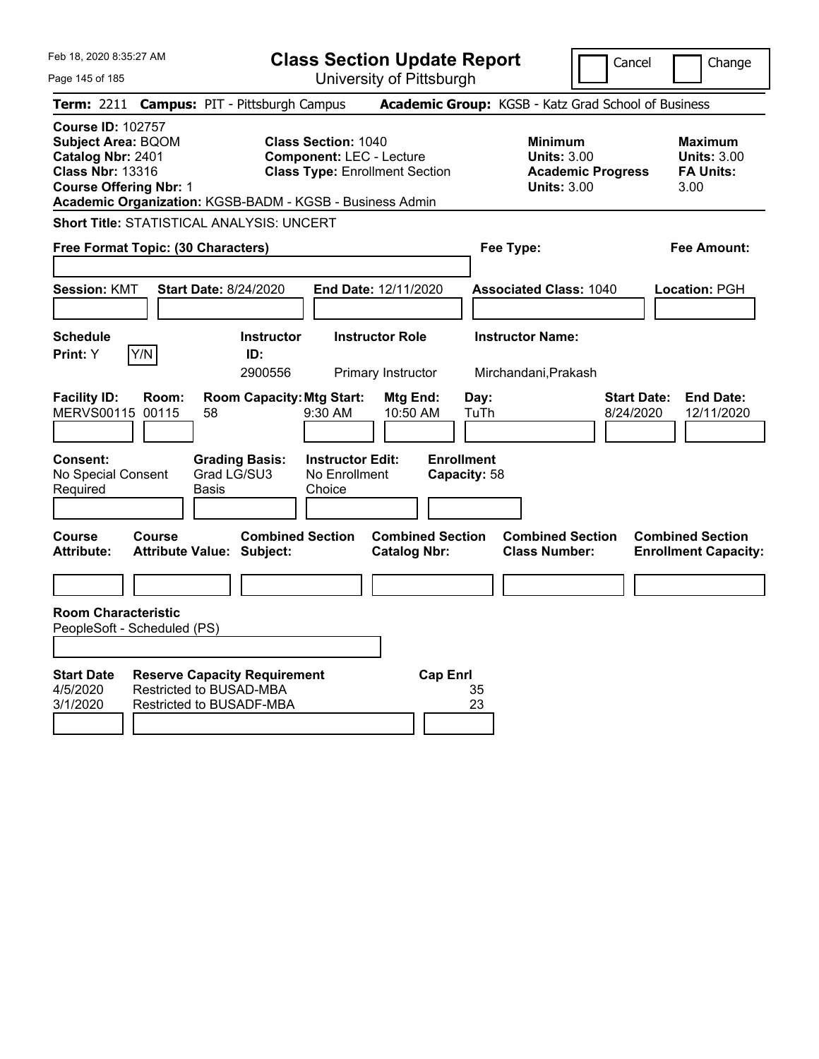Feb 18, 2020 8:35:27 AM

# Class Section Update Report

University of Pittsburgh

Cancel | Change

**Term:** 2211 **Campus:** PIT - Pittsburgh Campus **Academic Group:** KGSB - Katz Grad School of Business

**Course ID:** 102757
**Subject Area:** BQOM
**Catalog Nbr:** 2401
**Class Nbr:** 13316
**Course Offering Nbr:** 1
**Academic Organization:** KGSB-BADM - KGSB - Business Admin

**Class Section:** 1040
**Component:** LEC - Lecture
**Class Type:** Enrollment Section

**Minimum**
**Units:** 3.00
**Academic Progress Units:** 3.00

**Maximum**
**Units:** 3.00
**FA Units:** 3.00

**Short Title:** STATISTICAL ANALYSIS: UNCERT

**Free Format Topic: (30 Characters)**

**Fee Type:**

**Fee Amount:**

**Session:** KMT **Start Date:** 8/24/2020 **End Date:** 12/11/2020 **Associated Class:** 1040 **Location:** PGH

| Schedule Print: | Instructor ID: | Instructor Role | Instructor Name: |
|---|---|---|---|
| Y (Y/N) | 2900556 | Primary Instructor | Mirchandani,Prakash |

| Facility ID: | Room: | Room Capacity: | Mtg Start: | Mtg End: | Day: | Start Date: | End Date: |
|---|---|---|---|---|---|---|---|
| MERVS00115 | 00115 | 58 | 9:30 AM | 10:50 AM | TuTh | 8/24/2020 | 12/11/2020 |

| Consent: | Grading Basis: | Instructor Edit: | Enrollment Capacity: |
|---|---|---|---|
| No Special Consent Required | Grad LG/SU3 Basis | No Enrollment Choice | 58 |

| Course Attribute: | Course Attribute Value: | Combined Section Subject: | Combined Section Catalog Nbr: | Combined Section Class Number: | Combined Section Enrollment Capacity: |
|---|---|---|---|---|---|
| | | | | | |

**Room Characteristic**
PeopleSoft - Scheduled (PS)

| Start Date | Reserve Capacity Requirement | Cap Enrl |
|---|---|---|
| 4/5/2020 | Restricted to BUSAD-MBA | 35 |
| 3/1/2020 | Restricted to BUSADF-MBA | 23 |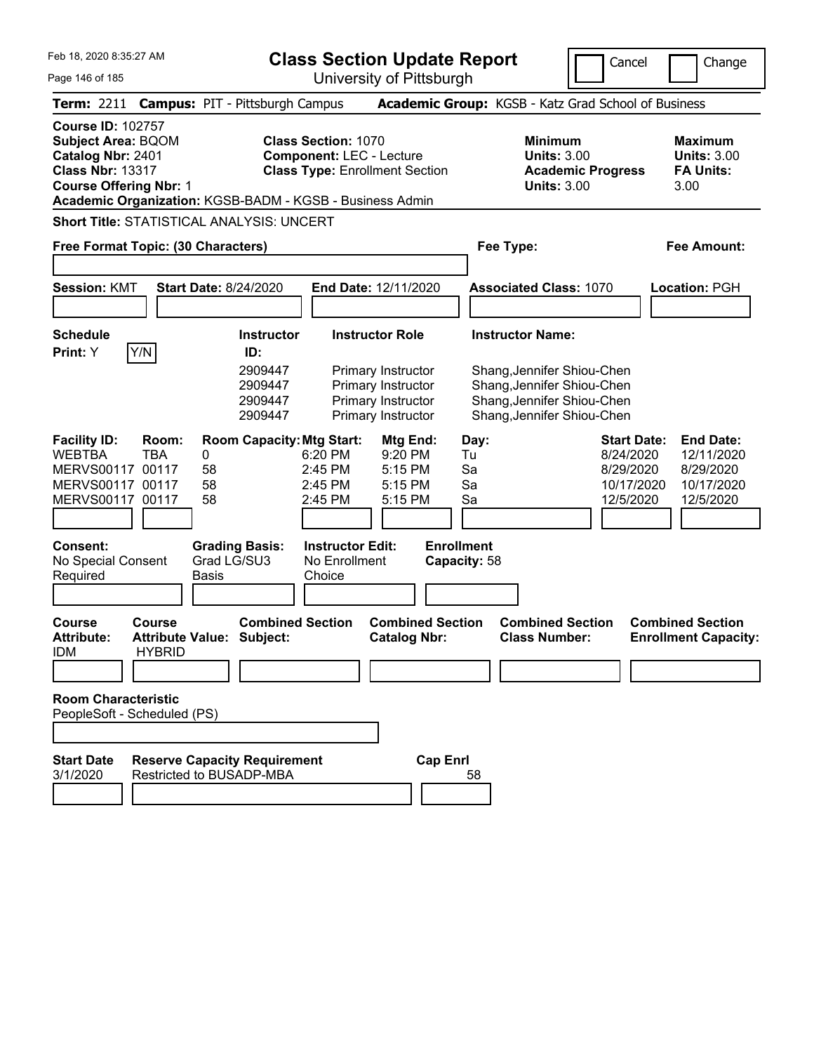Feb 18, 2020 8:35:27 AM

# Class Section Update Report

University of Pittsburgh

Cancel | Change

**Term:** 2211 **Campus:** PIT - Pittsburgh Campus **Academic Group:** KGSB - Katz Grad School of Business

**Course ID:** 102757
**Subject Area:** BQOM
**Catalog Nbr:** 2401
**Class Nbr:** 13317
**Course Offering Nbr:** 1
**Academic Organization:** KGSB-BADM - KGSB - Business Admin

**Class Section:** 1070
**Component:** LEC - Lecture
**Class Type:** Enrollment Section

**Minimum Units:** 3.00
**Academic Progress Units:** 3.00

**Maximum Units:** 3.00
**FA Units:** 3.00

**Short Title:** STATISTICAL ANALYSIS: UNCERT

**Free Format Topic: (30 Characters)**

**Fee Type:**

**Fee Amount:**

**Session:** KMT **Start Date:** 8/24/2020 **End Date:** 12/11/2020 **Associated Class:** 1070 **Location:** PGH

**Schedule Print:** Y Y/N

| Instructor ID: | Instructor Role | Instructor Name: |
|---|---|---|
| 2909447 | Primary Instructor | Shang,Jennifer Shiou-Chen |
| 2909447 | Primary Instructor | Shang,Jennifer Shiou-Chen |
| 2909447 | Primary Instructor | Shang,Jennifer Shiou-Chen |
| 2909447 | Primary Instructor | Shang,Jennifer Shiou-Chen |

| Facility ID: | Room: | Room Capacity: | Mtg Start: | Mtg End: | Day: | Start Date: | End Date: |
|---|---|---|---|---|---|---|---|
| WEBTBA | TBA | 0 | 6:20 PM | 9:20 PM | Tu | 8/24/2020 | 12/11/2020 |
| MERVS00117 | 00117 | 58 | 2:45 PM | 5:15 PM | Sa | 8/29/2020 | 8/29/2020 |
| MERVS00117 | 00117 | 58 | 2:45 PM | 5:15 PM | Sa | 10/17/2020 | 10/17/2020 |
| MERVS00117 | 00117 | 58 | 2:45 PM | 5:15 PM | Sa | 12/5/2020 | 12/5/2020 |

**Consent:** No Special Consent Required
**Grading Basis:** Grad LG/SU3 Basis
**Instructor Edit:** No Enrollment Choice
**Enrollment Capacity:** 58

| Course Attribute: | Course Attribute Value: | Combined Section Subject: | Combined Section Catalog Nbr: | Combined Section Class Number: | Combined Section Enrollment Capacity: |
|---|---|---|---|---|---|
| IDM | HYBRID | | | | |

**Room Characteristic**
PeopleSoft - Scheduled (PS)

| Start Date | Reserve Capacity Requirement | Cap Enrl |
|---|---|---|
| 3/1/2020 | Restricted to BUSADP-MBA | 58 |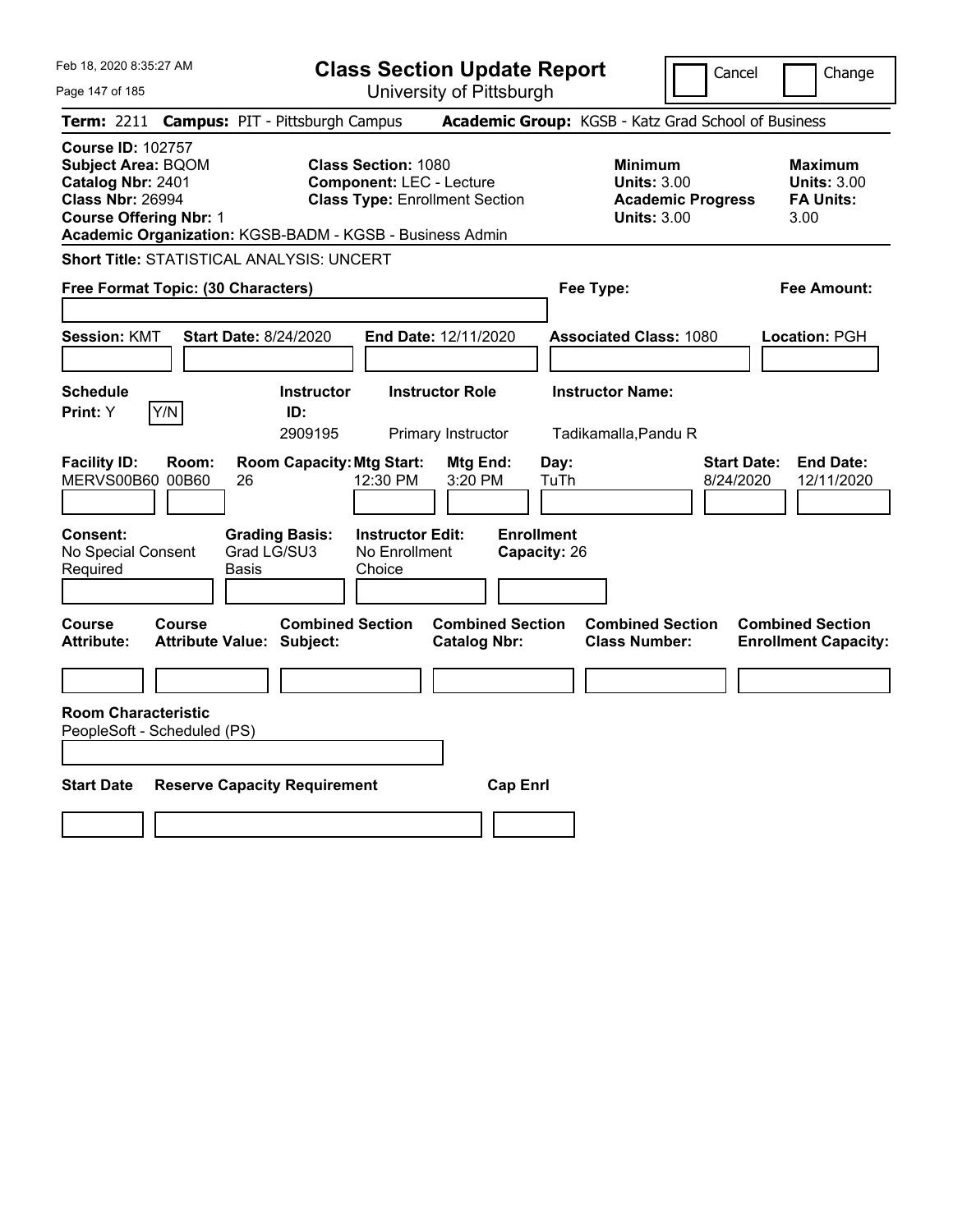Feb 18, 2020 8:35:27 AM

# Class Section Update Report

University of Pittsburgh

Cancel | Change

**Term:** 2211 **Campus:** PIT - Pittsburgh Campus **Academic Group:** KGSB - Katz Grad School of Business

**Course ID:** 102757
**Subject Area:** BQOM
**Catalog Nbr:** 2401
**Class Nbr:** 26994
**Course Offering Nbr:** 1

**Class Section:** 1080
**Component:** LEC - Lecture
**Class Type:** Enrollment Section

| | Minimum | Maximum |
|---|---|---|
| Units | 3.00 | 3.00 |
| Academic Progress / FA Units | 3.00 | 3.00 |

**Academic Organization:** KGSB-BADM - KGSB - Business Admin

**Short Title:** STATISTICAL ANALYSIS: UNCERT

**Free Format Topic: (30 Characters)**

**Fee Type:**

**Fee Amount:**

**Session:** KMT **Start Date:** 8/24/2020 **End Date:** 12/11/2020 **Associated Class:** 1080 **Location:** PGH

| Schedule Print | Instructor ID | Instructor Role | Instructor Name |
|---|---|---|---|
| Y | 2909195 | Primary Instructor | Tadikamalla,Pandu R |

| Facility ID | Room | Room Capacity | Mtg Start | Mtg End | Day | Start Date | End Date |
|---|---|---|---|---|---|---|---|
| MERVS00B60 | 00B60 | 26 | 12:30 PM | 3:20 PM | TuTh | 8/24/2020 | 12/11/2020 |

| Consent | Grading Basis | Instructor Edit | Enrollment Capacity |
|---|---|---|---|
| No Special Consent Required | Grad LG/SU3 Basis | No Enrollment Choice | 26 |

| Course Attribute | Course Attribute Value | Combined Section Subject | Combined Section Catalog Nbr | Combined Section Class Number | Combined Section Enrollment Capacity |
|---|---|---|---|---|---|
| | | | | | |

**Room Characteristic**
PeopleSoft - Scheduled (PS)

| Start Date | Reserve Capacity Requirement | Cap Enrl |
|---|---|---|
| | | |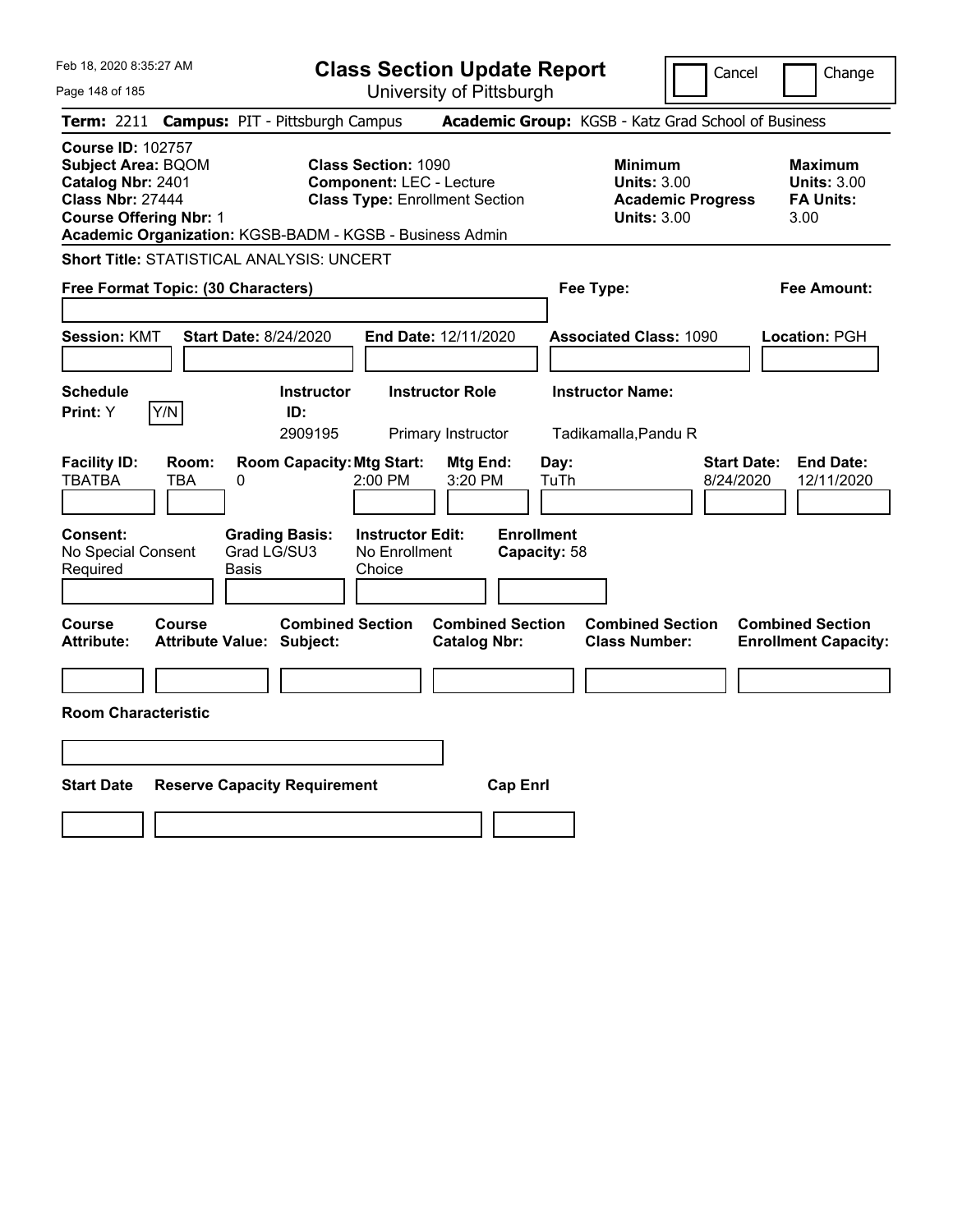# Class Section Update Report

University of Pittsburgh

Feb 18, 2020 8:35:27 AM

Cancel | Change

**Term:** 2211 **Campus:** PIT - Pittsburgh Campus **Academic Group:** KGSB - Katz Grad School of Business

**Course ID:** 102757
**Subject Area:** BQOM
**Catalog Nbr:** 2401
**Class Nbr:** 27444
**Course Offering Nbr:** 1
**Academic Organization:** KGSB-BADM - KGSB - Business Admin

**Class Section:** 1090
**Component:** LEC - Lecture
**Class Type:** Enrollment Section

**Minimum Units:** 3.00
**Academic Progress Units:** 3.00

**Maximum Units:** 3.00
**FA Units:** 3.00

**Short Title:** STATISTICAL ANALYSIS: UNCERT

**Free Format Topic: (30 Characters)**

**Fee Type:**

**Fee Amount:**

**Session:** KMT **Start Date:** 8/24/2020 **End Date:** 12/11/2020 **Associated Class:** 1090 **Location:** PGH

| Schedule Print | Instructor ID | Instructor Role | Instructor Name |
|---|---|---|---|
| Y | 2909195 | Primary Instructor | Tadikamalla,Pandu R |

| Facility ID | Room | Room Capacity | Mtg Start | Mtg End | Day | Start Date | End Date |
|---|---|---|---|---|---|---|---|
| TBATBA | TBA | 0 | 2:00 PM | 3:20 PM | TuTh | 8/24/2020 | 12/11/2020 |

**Consent:** No Special Consent Required
**Grading Basis:** Grad LG/SU3 Basis
**Instructor Edit:** No Enrollment Choice
**Enrollment Capacity:** 58

| Course Attribute | Course Attribute Value | Combined Section Subject | Combined Section Catalog Nbr | Combined Section Class Number | Combined Section Enrollment Capacity |
|---|---|---|---|---|---|
| | | | | | |

**Room Characteristic**

| Start Date | Reserve Capacity Requirement | Cap Enrl |
|---|---|---|
| | | |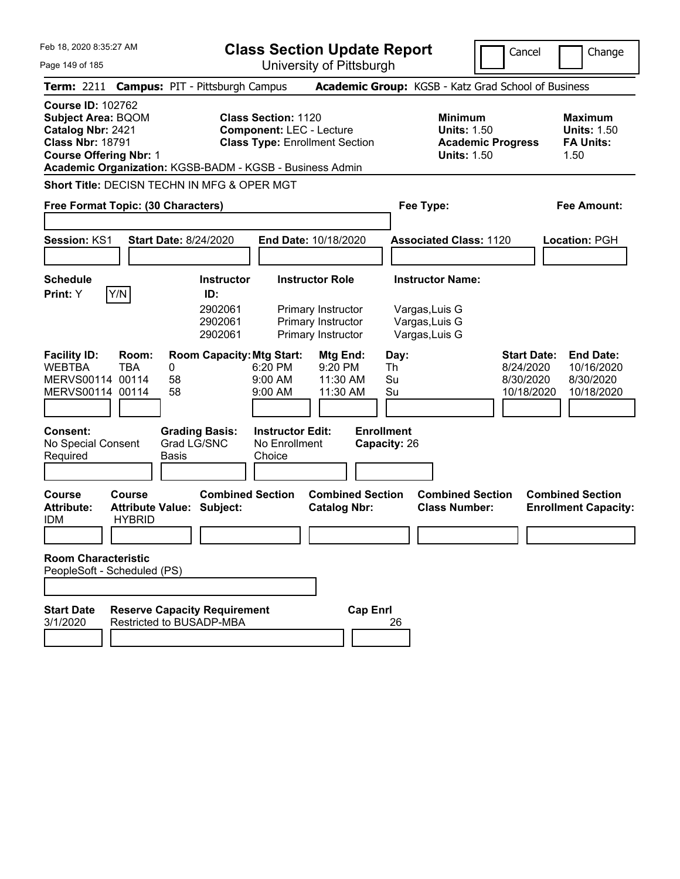Feb 18, 2020 8:35:27 AM

# Class Section Update Report

University of Pittsburgh

Cancel | Change

**Term:** 2211 **Campus:** PIT - Pittsburgh Campus **Academic Group:** KGSB - Katz Grad School of Business

**Course ID:** 102762
**Subject Area:** BQOM
**Catalog Nbr:** 2421
**Class Nbr:** 18791
**Course Offering Nbr:** 1
**Academic Organization:** KGSB-BADM - KGSB - Business Admin

**Class Section:** 1120
**Component:** LEC - Lecture
**Class Type:** Enrollment Section

**Minimum Units:** 1.50
**Academic Progress Units:** 1.50

**Maximum Units:** 1.50
**FA Units:** 1.50

**Short Title:** DECISN TECHN IN MFG & OPER MGT

**Free Format Topic: (30 Characters)**

**Fee Type:**

**Fee Amount:**

**Session:** KS1 **Start Date:** 8/24/2020 **End Date:** 10/18/2020 **Associated Class:** 1120 **Location:** PGH

**Schedule Print:** Y

| Instructor ID | Instructor Role | Instructor Name |
|---|---|---|
| 2902061 | Primary Instructor | Vargas,Luis G |
| 2902061 | Primary Instructor | Vargas,Luis G |
| 2902061 | Primary Instructor | Vargas,Luis G |

| Facility ID | Room | Room Capacity | Mtg Start | Mtg End | Day | Start Date | End Date |
|---|---|---|---|---|---|---|---|
| WEBTBA | TBA | 0 | 6:20 PM | 9:20 PM | Th | 8/24/2020 | 10/16/2020 |
| MERVS00114 | 00114 | 58 | 9:00 AM | 11:30 AM | Su | 8/30/2020 | 8/30/2020 |
| MERVS00114 | 00114 | 58 | 9:00 AM | 11:30 AM | Su | 10/18/2020 | 10/18/2020 |

**Consent:** No Special Consent Required
**Grading Basis:** Grad LG/SNC Basis
**Instructor Edit:** No Enrollment Choice
**Enrollment Capacity:** 26

| Course Attribute | Course Attribute Value | Combined Section Subject | Combined Section Catalog Nbr | Combined Section Class Number | Combined Section Enrollment Capacity |
|---|---|---|---|---|---|
| IDM | HYBRID | | | | |

**Room Characteristic**
PeopleSoft - Scheduled (PS)

| Start Date | Reserve Capacity Requirement | Cap Enrl |
|---|---|---|
| 3/1/2020 | Restricted to BUSADP-MBA | 26 |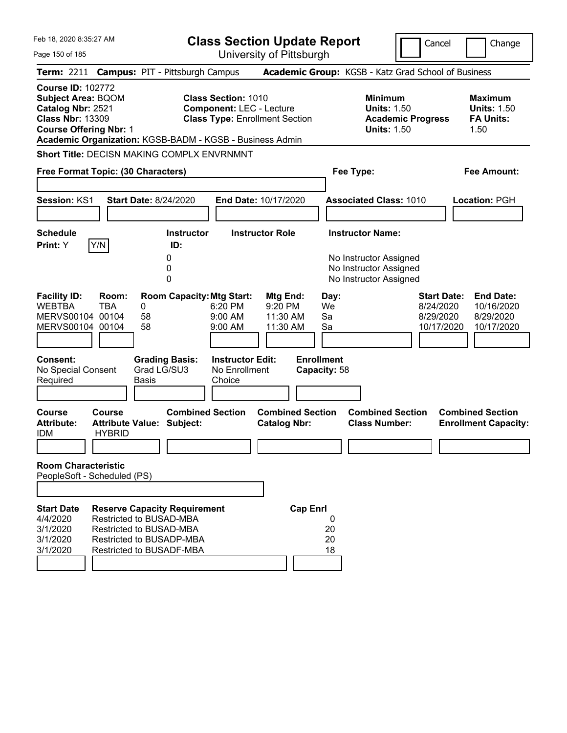# Class Section Update Report

University of Pittsburgh

Cancel | Change

**Term:** 2211 **Campus:** PIT - Pittsburgh Campus **Academic Group:** KGSB - Katz Grad School of Business

**Course ID:** 102772
**Subject Area:** BQOM
**Catalog Nbr:** 2521
**Class Nbr:** 13309
**Course Offering Nbr:** 1

**Class Section:** 1010
**Component:** LEC - Lecture
**Class Type:** Enrollment Section

**Minimum Units:** 1.50
**Academic Progress Units:** 1.50

**Maximum Units:** 1.50
**FA Units:** 1.50

**Academic Organization:** KGSB-BADM - KGSB - Business Admin

**Short Title:** DECISN MAKING COMPLX ENVRNMNT

**Free Format Topic: (30 Characters)**

**Fee Type:**

**Fee Amount:**

**Session:** KS1 **Start Date:** 8/24/2020 **End Date:** 10/17/2020 **Associated Class:** 1010 **Location:** PGH

**Schedule Print:** Y Y/N

| Instructor ID | Instructor Role | Instructor Name |
|---|---|---|
| 0 | | No Instructor Assigned |
| 0 | | No Instructor Assigned |
| 0 | | No Instructor Assigned |

| Facility ID: | Room: | Room Capacity: | Mtg Start: | Mtg End: | Day: | Start Date: | End Date: |
|---|---|---|---|---|---|---|---|
| WEBTBA | TBA | 0 | 6:20 PM | 9:20 PM | We | 8/24/2020 | 10/16/2020 |
| MERVS00104 | 00104 | 58 | 9:00 AM | 11:30 AM | Sa | 8/29/2020 | 8/29/2020 |
| MERVS00104 | 00104 | 58 | 9:00 AM | 11:30 AM | Sa | 10/17/2020 | 10/17/2020 |

**Consent:** No Special Consent Required
**Grading Basis:** Grad LG/SU3 Basis
**Instructor Edit:** No Enrollment Choice
**Enrollment Capacity:** 58

| Course Attribute: | Course Attribute Value: | Combined Section Subject: | Combined Section Catalog Nbr: | Combined Section Class Number: | Combined Section Enrollment Capacity: |
|---|---|---|---|---|---|
| IDM | HYBRID | | | | |

**Room Characteristic**
PeopleSoft - Scheduled (PS)

| Start Date | Reserve Capacity Requirement | Cap Enrl |
|---|---|---|
| 4/4/2020 | Restricted to BUSAD-MBA | 0 |
| 3/1/2020 | Restricted to BUSAD-MBA | 20 |
| 3/1/2020 | Restricted to BUSADP-MBA | 20 |
| 3/1/2020 | Restricted to BUSADF-MBA | 18 |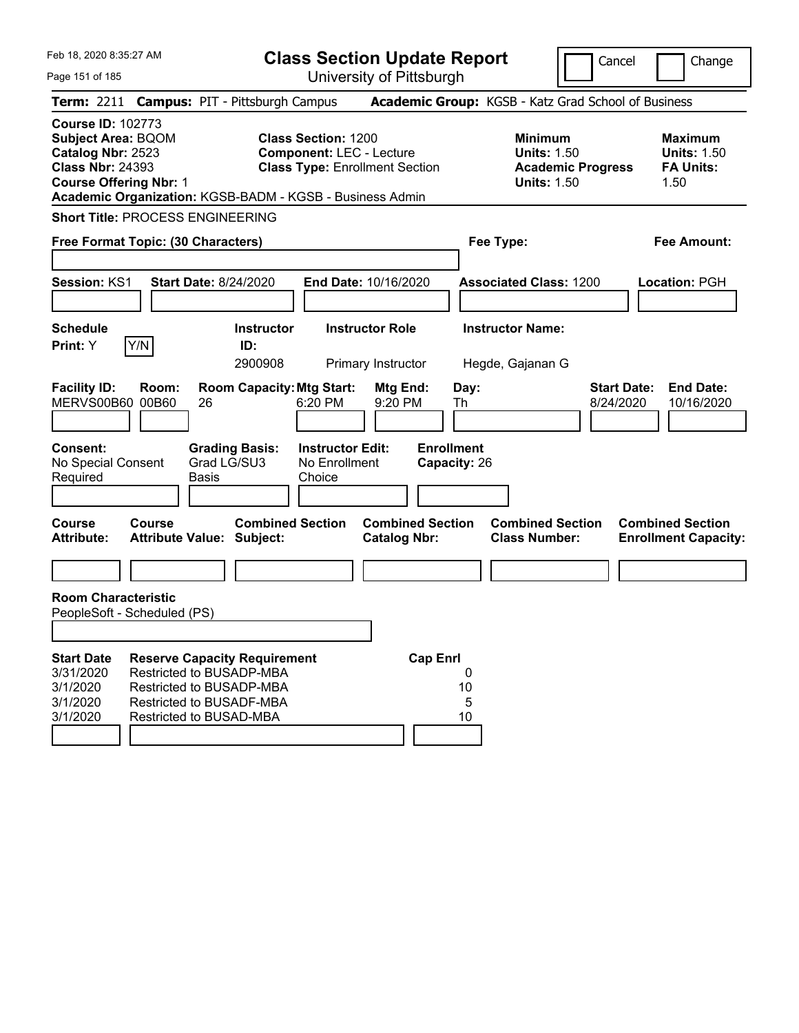Feb 18, 2020 8:35:27 AM

# Class Section Update Report

University of Pittsburgh

Cancel | Change

**Term:** 2211 **Campus:** PIT - Pittsburgh Campus **Academic Group:** KGSB - Katz Grad School of Business

**Course ID:** 102773
**Subject Area:** BQOM
**Catalog Nbr:** 2523
**Class Nbr:** 24393
**Course Offering Nbr:** 1
**Academic Organization:** KGSB-BADM - KGSB - Business Admin

**Class Section:** 1200
**Component:** LEC - Lecture
**Class Type:** Enrollment Section

**Minimum Units:** 1.50
**Academic Progress Units:** 1.50

**Maximum Units:** 1.50
**FA Units:** 1.50

**Short Title:** PROCESS ENGINEERING

**Free Format Topic: (30 Characters)**

**Fee Type:**

**Fee Amount:**

**Session:** KS1 **Start Date:** 8/24/2020 **End Date:** 10/16/2020 **Associated Class:** 1200 **Location:** PGH

| Schedule Print | Instructor ID | Instructor Role | Instructor Name |
|---|---|---|---|
| Y (Y/N) | 2900908 | Primary Instructor | Hegde, Gajanan G |

| Facility ID | Room | Room Capacity | Mtg Start | Mtg End | Day | Start Date | End Date |
|---|---|---|---|---|---|---|---|
| MERVS00B60 | 00B60 | 26 | 6:20 PM | 9:20 PM | Th | 8/24/2020 | 10/16/2020 |

**Consent:** No Special Consent Required
**Grading Basis:** Grad LG/SU3 Basis
**Instructor Edit:** No Enrollment Choice
**Enrollment Capacity:** 26

| Course Attribute | Course Attribute Value | Combined Section Subject | Combined Section Catalog Nbr | Combined Section Class Number | Combined Section Enrollment Capacity |
|---|---|---|---|---|---|
| | | | | | |

**Room Characteristic**
PeopleSoft - Scheduled (PS)

| Start Date | Reserve Capacity Requirement | Cap Enrl |
|---|---|---|
| 3/31/2020 | Restricted to BUSADP-MBA | 0 |
| 3/1/2020 | Restricted to BUSADP-MBA | 10 |
| 3/1/2020 | Restricted to BUSADF-MBA | 5 |
| 3/1/2020 | Restricted to BUSAD-MBA | 10 |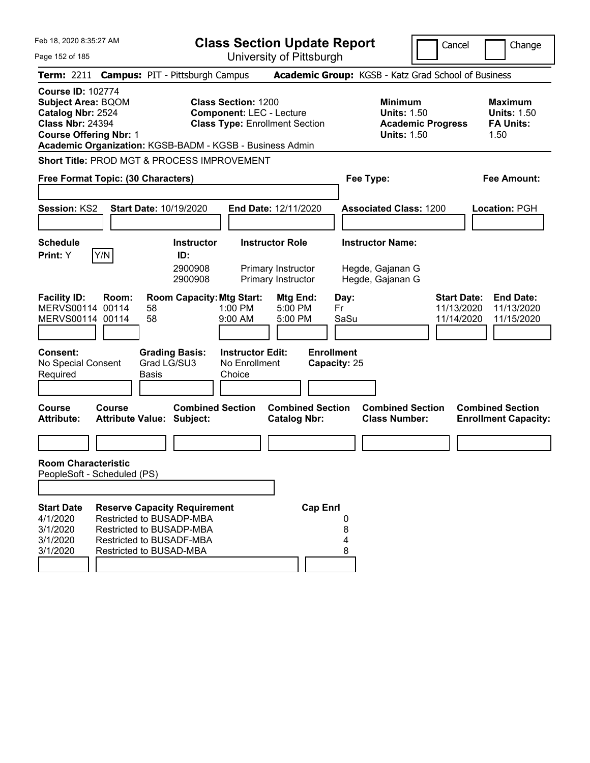Feb 18, 2020 8:35:27 AM

# Class Section Update Report

University of Pittsburgh

Cancel | Change

**Term:** 2211 **Campus:** PIT - Pittsburgh Campus **Academic Group:** KGSB - Katz Grad School of Business

**Course ID:** 102774
**Subject Area:** BQOM
**Catalog Nbr:** 2524
**Class Nbr:** 24394
**Course Offering Nbr:** 1
**Academic Organization:** KGSB-BADM - KGSB - Business Admin

**Class Section:** 1200
**Component:** LEC - Lecture
**Class Type:** Enrollment Section

**Minimum Units:** 1.50
**Academic Progress Units:** 1.50

**Maximum Units:** 1.50
**FA Units:** 1.50

**Short Title:** PROD MGT & PROCESS IMPROVEMENT

**Free Format Topic: (30 Characters)**

**Fee Type:**

**Fee Amount:**

**Session:** KS2 **Start Date:** 10/19/2020 **End Date:** 12/11/2020 **Associated Class:** 1200 **Location:** PGH

**Schedule Print:** Y Y/N

| Instructor ID: | Instructor Role | Instructor Name: |
|---|---|---|
| 2900908 | Primary Instructor | Hegde, Gajanan G |
| 2900908 | Primary Instructor | Hegde, Gajanan G |

| Facility ID: | Room: | Room Capacity: | Mtg Start: | Mtg End: | Day: | Start Date: | End Date: |
|---|---|---|---|---|---|---|---|
| MERVS00114 | 00114 | 58 | 1:00 PM | 5:00 PM | Fr | 11/13/2020 | 11/13/2020 |
| MERVS00114 | 00114 | 58 | 9:00 AM | 5:00 PM | SaSu | 11/14/2020 | 11/15/2020 |

**Consent:** No Special Consent Required
**Grading Basis:** Grad LG/SU3 Basis
**Instructor Edit:** No Enrollment Choice
**Enrollment Capacity:** 25

| Course Attribute: | Course Attribute Value: | Combined Section Subject: | Combined Section Catalog Nbr: | Combined Section Class Number: | Combined Section Enrollment Capacity: |
|---|---|---|---|---|---|
| | | | | | |

**Room Characteristic**
PeopleSoft - Scheduled (PS)

| Start Date | Reserve Capacity Requirement | Cap Enrl |
|---|---|---|
| 4/1/2020 | Restricted to BUSADP-MBA | 0 |
| 3/1/2020 | Restricted to BUSADP-MBA | 8 |
| 3/1/2020 | Restricted to BUSADF-MBA | 4 |
| 3/1/2020 | Restricted to BUSAD-MBA | 8 |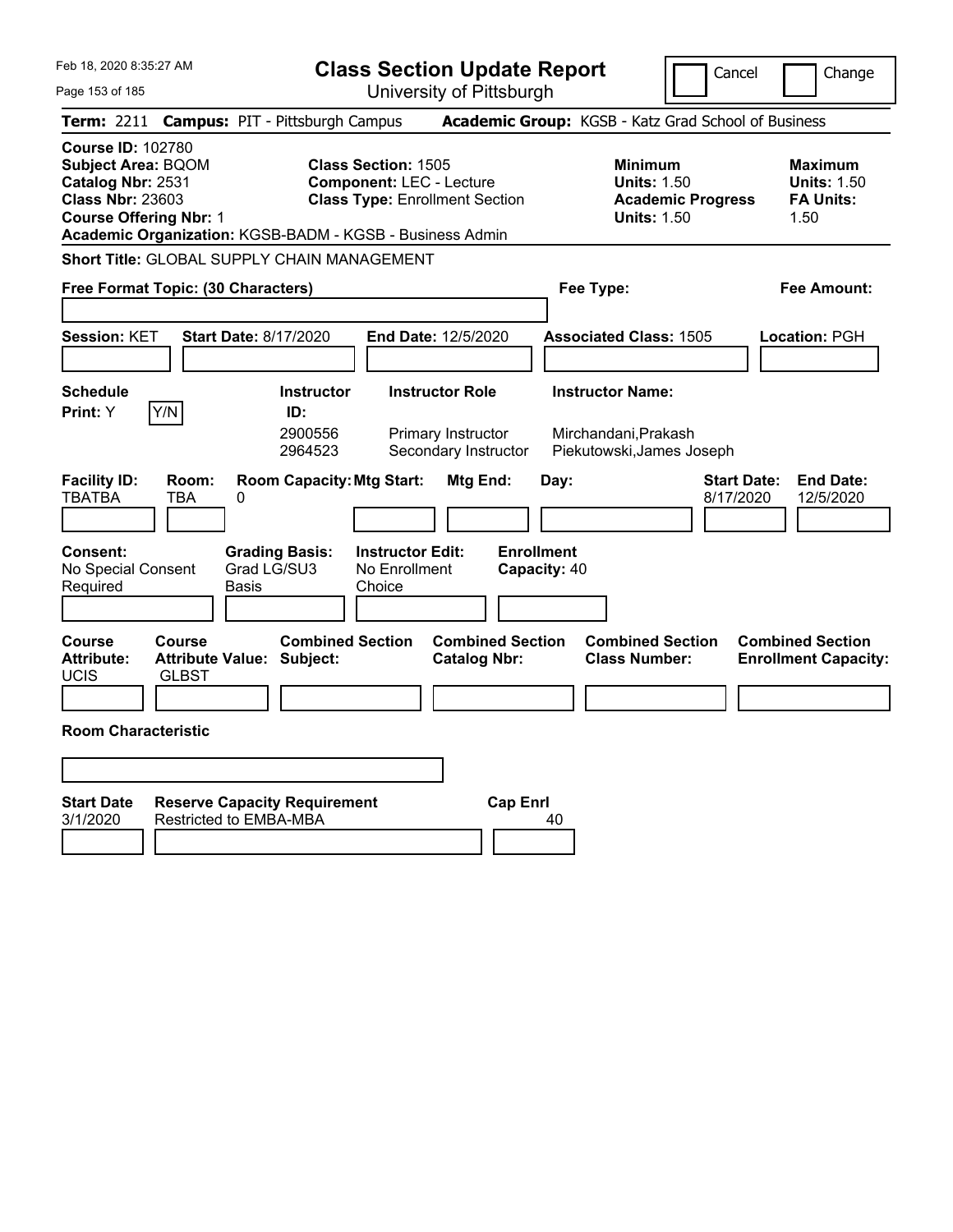Feb 18, 2020 8:35:27 AM

# Class Section Update Report

University of Pittsburgh

Cancel | Change

**Term:** 2211 **Campus:** PIT - Pittsburgh Campus **Academic Group:** KGSB - Katz Grad School of Business

**Course ID:** 102780
**Subject Area:** BQOM
**Catalog Nbr:** 2531
**Class Nbr:** 23603
**Course Offering Nbr:** 1
**Academic Organization:** KGSB-BADM - KGSB - Business Admin

**Class Section:** 1505
**Component:** LEC - Lecture
**Class Type:** Enrollment Section

**Minimum Units:** 1.50
**Academic Progress Units:** 1.50

**Maximum Units:** 1.50
**FA Units:** 1.50

**Short Title:** GLOBAL SUPPLY CHAIN MANAGEMENT

**Free Format Topic: (30 Characters)**

**Fee Type:**

**Fee Amount:**

**Session:** KET **Start Date:** 8/17/2020 **End Date:** 12/5/2020 **Associated Class:** 1505 **Location:** PGH

**Schedule Print:** Y Y/N

| Instructor ID | Instructor Role | Instructor Name |
|---|---|---|
| 2900556 | Primary Instructor | Mirchandani,Prakash |
| 2964523 | Secondary Instructor | Piekutowski,James Joseph |

| Facility ID | Room | Room Capacity | Mtg Start | Mtg End | Day | Start Date | End Date |
|---|---|---|---|---|---|---|---|
| TBATBA | TBA | 0 | | | | 8/17/2020 | 12/5/2020 |

**Consent:** No Special Consent Required
**Grading Basis:** Grad LG/SU3 Basis
**Instructor Edit:** No Enrollment Choice
**Enrollment Capacity:** 40

| Course Attribute | Course Attribute Value | Combined Section Subject | Combined Section Catalog Nbr | Combined Section Class Number | Combined Section Enrollment Capacity |
|---|---|---|---|---|---|
| UCIS | GLBST | | | | |

**Room Characteristic**

| Start Date | Reserve Capacity Requirement | Cap Enrl |
|---|---|---|
| 3/1/2020 | Restricted to EMBA-MBA | 40 |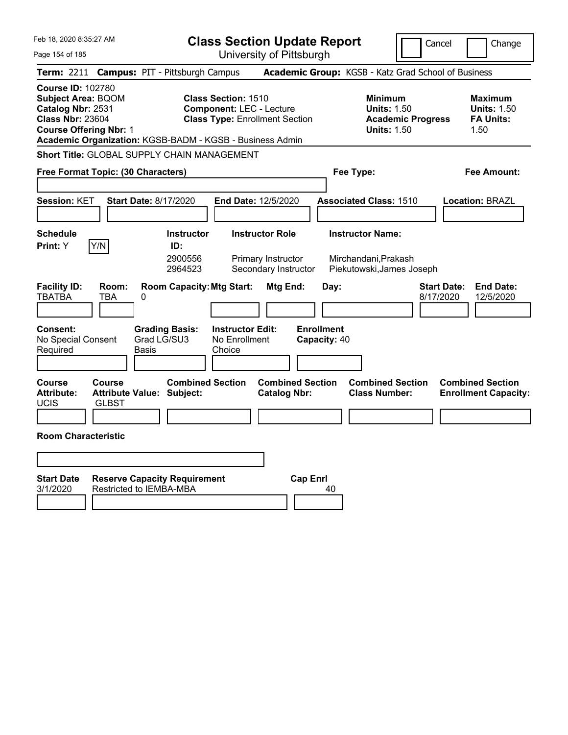Feb 18, 2020 8:35:27 AM

# Class Section Update Report

University of Pittsburgh

Cancel | Change

**Term:** 2211 **Campus:** PIT - Pittsburgh Campus **Academic Group:** KGSB - Katz Grad School of Business

**Course ID:** 102780
**Subject Area:** BQOM
**Catalog Nbr:** 2531
**Class Nbr:** 23604
**Course Offering Nbr:** 1
**Academic Organization:** KGSB-BADM - KGSB - Business Admin

**Class Section:** 1510
**Component:** LEC - Lecture
**Class Type:** Enrollment Section

| | Minimum | Maximum |
|---|---|---|
| Units | 1.50 | 1.50 |
| Academic Progress / FA Units | 1.50 | 1.50 |

**Short Title:** GLOBAL SUPPLY CHAIN MANAGEMENT

**Free Format Topic: (30 Characters)** **Fee Type:** **Fee Amount:**

**Session:** KET **Start Date:** 8/17/2020 **End Date:** 12/5/2020 **Associated Class:** 1510 **Location:** BRAZL

**Schedule Print:** Y Y/N

| Instructor ID | Instructor Role | Instructor Name |
|---|---|---|
| 2900556 | Primary Instructor | Mirchandani,Prakash |
| 2964523 | Secondary Instructor | Piekutowski,James Joseph |

| Facility ID | Room | Room Capacity | Mtg Start | Mtg End | Day | Start Date | End Date |
|---|---|---|---|---|---|---|---|
| TBATBA | TBA | 0 | | | | 8/17/2020 | 12/5/2020 |

**Consent:** No Special Consent Required
**Grading Basis:** Grad LG/SU3 Basis
**Instructor Edit:** No Enrollment Choice
**Enrollment Capacity:** 40

| Course Attribute | Course Attribute Value | Combined Section Subject | Combined Section Catalog Nbr | Combined Section Class Number | Combined Section Enrollment Capacity |
|---|---|---|---|---|---|
| UCIS | GLBST | | | | |

**Room Characteristic**

| Start Date | Reserve Capacity Requirement | Cap Enrl |
|---|---|---|
| 3/1/2020 | Restricted to IEMBA-MBA | 40 |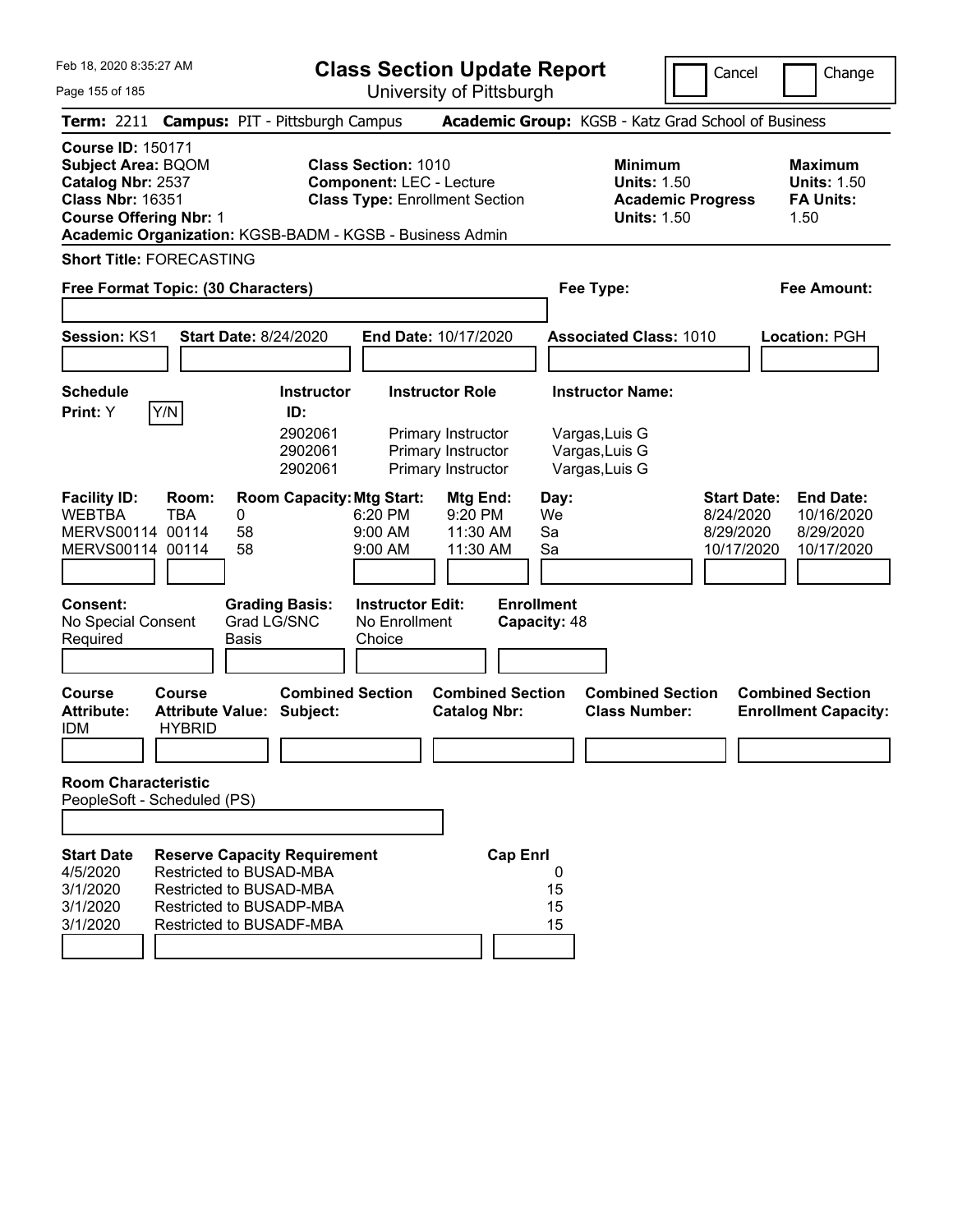Feb 18, 2020 8:35:27 AM

# Class Section Update Report

University of Pittsburgh

Cancel | Change

**Term:** 2211 **Campus:** PIT - Pittsburgh Campus **Academic Group:** KGSB - Katz Grad School of Business

**Course ID:** 150171
**Subject Area:** BQOM
**Catalog Nbr:** 2537
**Class Nbr:** 16351
**Course Offering Nbr:** 1

**Class Section:** 1010
**Component:** LEC - Lecture
**Class Type:** Enrollment Section

**Minimum Units:** 1.50
**Academic Progress Units:** 1.50

**Maximum Units:** 1.50
**FA Units:** 1.50

**Academic Organization:** KGSB-BADM - KGSB - Business Admin

**Short Title:** FORECASTING

**Free Format Topic: (30 Characters)**

**Fee Type:**

**Fee Amount:**

**Session:** KS1 **Start Date:** 8/24/2020 **End Date:** 10/17/2020 **Associated Class:** 1010 **Location:** PGH

**Schedule Print:** Y Y/N

| Instructor ID | Instructor Role | Instructor Name |
|---|---|---|
| 2902061 | Primary Instructor | Vargas,Luis G |
| 2902061 | Primary Instructor | Vargas,Luis G |
| 2902061 | Primary Instructor | Vargas,Luis G |

| Facility ID | Room | Room Capacity | Mtg Start | Mtg End | Day | Start Date | End Date |
|---|---|---|---|---|---|---|---|
| WEBTBA | TBA | 0 | 6:20 PM | 9:20 PM | We | 8/24/2020 | 10/16/2020 |
| MERVS00114 | 00114 | 58 | 9:00 AM | 11:30 AM | Sa | 8/29/2020 | 8/29/2020 |
| MERVS00114 | 00114 | 58 | 9:00 AM | 11:30 AM | Sa | 10/17/2020 | 10/17/2020 |

**Consent:** No Special Consent Required
**Grading Basis:** Grad LG/SNC Basis
**Instructor Edit:** No Enrollment Choice
**Enrollment Capacity:** 48

| Course Attribute | Course Attribute Value | Combined Section Subject | Combined Section Catalog Nbr | Combined Section Class Number | Combined Section Enrollment Capacity |
|---|---|---|---|---|---|
| IDM | HYBRID | | | | |

**Room Characteristic**
PeopleSoft - Scheduled (PS)

| Start Date | Reserve Capacity Requirement | Cap Enrl |
|---|---|---|
| 4/5/2020 | Restricted to BUSAD-MBA | 0 |
| 3/1/2020 | Restricted to BUSAD-MBA | 15 |
| 3/1/2020 | Restricted to BUSADP-MBA | 15 |
| 3/1/2020 | Restricted to BUSADF-MBA | 15 |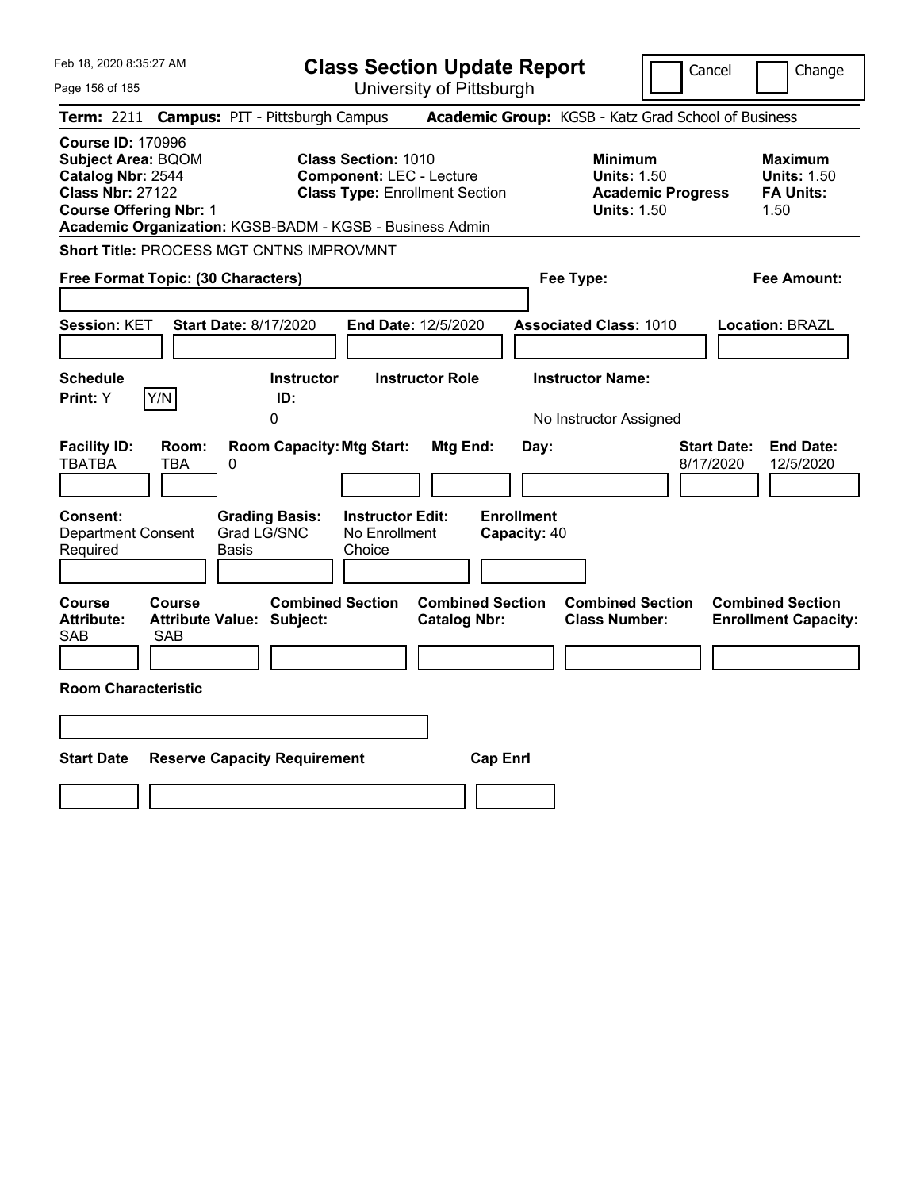Feb 18, 2020 8:35:27 AM

# Class Section Update Report

University of Pittsburgh

Cancel | Change

**Term:** 2211 **Campus:** PIT - Pittsburgh Campus **Academic Group:** KGSB - Katz Grad School of Business

**Course ID:** 170996
**Subject Area:** BQOM
**Catalog Nbr:** 2544
**Class Nbr:** 27122
**Course Offering Nbr:** 1
**Academic Organization:** KGSB-BADM - KGSB - Business Admin

**Class Section:** 1010
**Component:** LEC - Lecture
**Class Type:** Enrollment Section

**Minimum Units:** 1.50
**Academic Progress Units:** 1.50

**Maximum Units:** 1.50
**FA Units:** 1.50

**Short Title:** PROCESS MGT CNTNS IMPROVMNT

**Free Format Topic: (30 Characters)**

**Fee Type:**

**Fee Amount:**

**Session:** KET **Start Date:** 8/17/2020 **End Date:** 12/5/2020 **Associated Class:** 1010 **Location:** BRAZL

| Schedule Print: | Instructor ID: | Instructor Role | Instructor Name: |
|---|---|---|---|
| Y (Y/N) | 0 | | No Instructor Assigned |

| Facility ID: | Room: | Room Capacity: | Mtg Start: | Mtg End: | Day: | Start Date: | End Date: |
|---|---|---|---|---|---|---|---|
| TBATBA | TBA | 0 | | | | 8/17/2020 | 12/5/2020 |

| Consent: | Grading Basis: | Instructor Edit: | Enrollment Capacity: |
|---|---|---|---|
| Department Consent Required | Grad LG/SNC Basis | No Enrollment Choice | 40 |

| Course Attribute: | Course Attribute Value: | Combined Section Subject: | Combined Section Catalog Nbr: | Combined Section Class Number: | Combined Section Enrollment Capacity: |
|---|---|---|---|---|---|
| SAB | SAB | | | | |

**Room Characteristic**

| Start Date | Reserve Capacity Requirement | Cap Enrl |
|---|---|---|
| | | |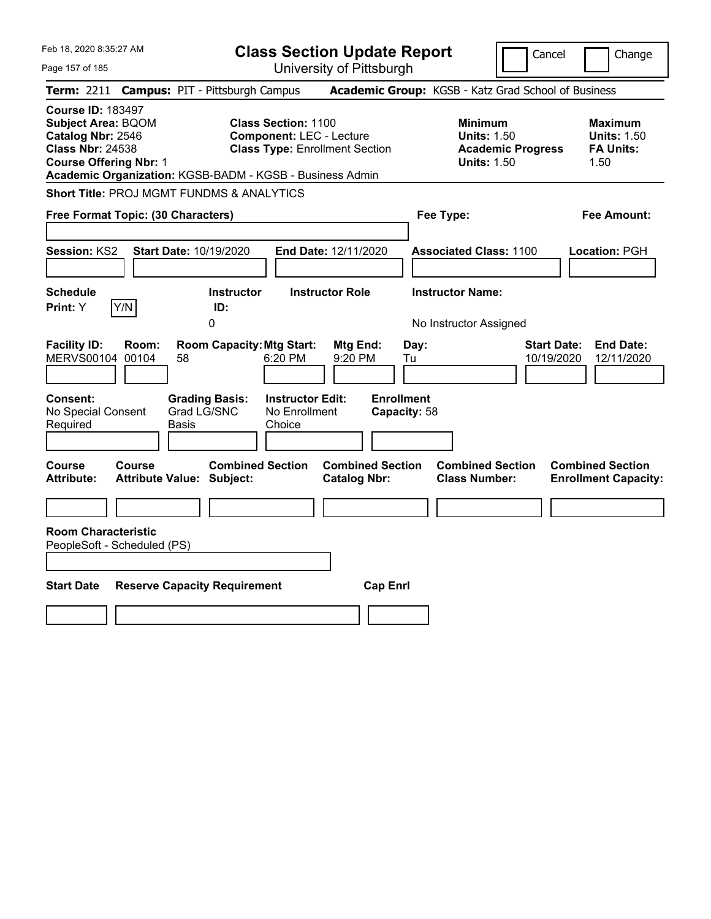Feb 18, 2020 8:35:27 AM

# Class Section Update Report

University of Pittsburgh

Cancel | Change

**Term:** 2211 **Campus:** PIT - Pittsburgh Campus **Academic Group:** KGSB - Katz Grad School of Business

**Course ID:** 183497
**Subject Area:** BQOM
**Catalog Nbr:** 2546
**Class Nbr:** 24538
**Course Offering Nbr:** 1
**Academic Organization:** KGSB-BADM - KGSB - Business Admin

**Class Section:** 1100
**Component:** LEC - Lecture
**Class Type:** Enrollment Section

**Minimum Units:** 1.50
**Academic Progress Units:** 1.50

**Maximum Units:** 1.50
**FA Units:** 1.50

**Short Title:** PROJ MGMT FUNDMS & ANALYTICS

**Free Format Topic: (30 Characters)** | **Fee Type:** | **Fee Amount:**

**Session:** KS2 **Start Date:** 10/19/2020 **End Date:** 12/11/2020 **Associated Class:** 1100 **Location:** PGH

| Schedule Print: | Instructor ID: | Instructor Role | Instructor Name: |
|---|---|---|---|
| Y | 0 | | No Instructor Assigned |

| Facility ID: | Room: | Room Capacity: | Mtg Start: | Mtg End: | Day: | Start Date: | End Date: |
|---|---|---|---|---|---|---|---|
| MERVS00104 | 00104 | 58 | 6:20 PM | 9:20 PM | Tu | 10/19/2020 | 12/11/2020 |

| Consent: | Grading Basis: | Instructor Edit: | Enrollment Capacity: |
|---|---|---|---|
| No Special Consent Required | Grad LG/SNC Basis | No Enrollment Choice | 58 |

| Course Attribute: | Course Attribute Value: | Combined Section Subject: | Combined Section Catalog Nbr: | Combined Section Class Number: | Combined Section Enrollment Capacity: |
|---|---|---|---|---|---|
| | | | | | |

**Room Characteristic**
PeopleSoft - Scheduled (PS)

| Start Date | Reserve Capacity Requirement | Cap Enrl |
|---|---|---|
| | | |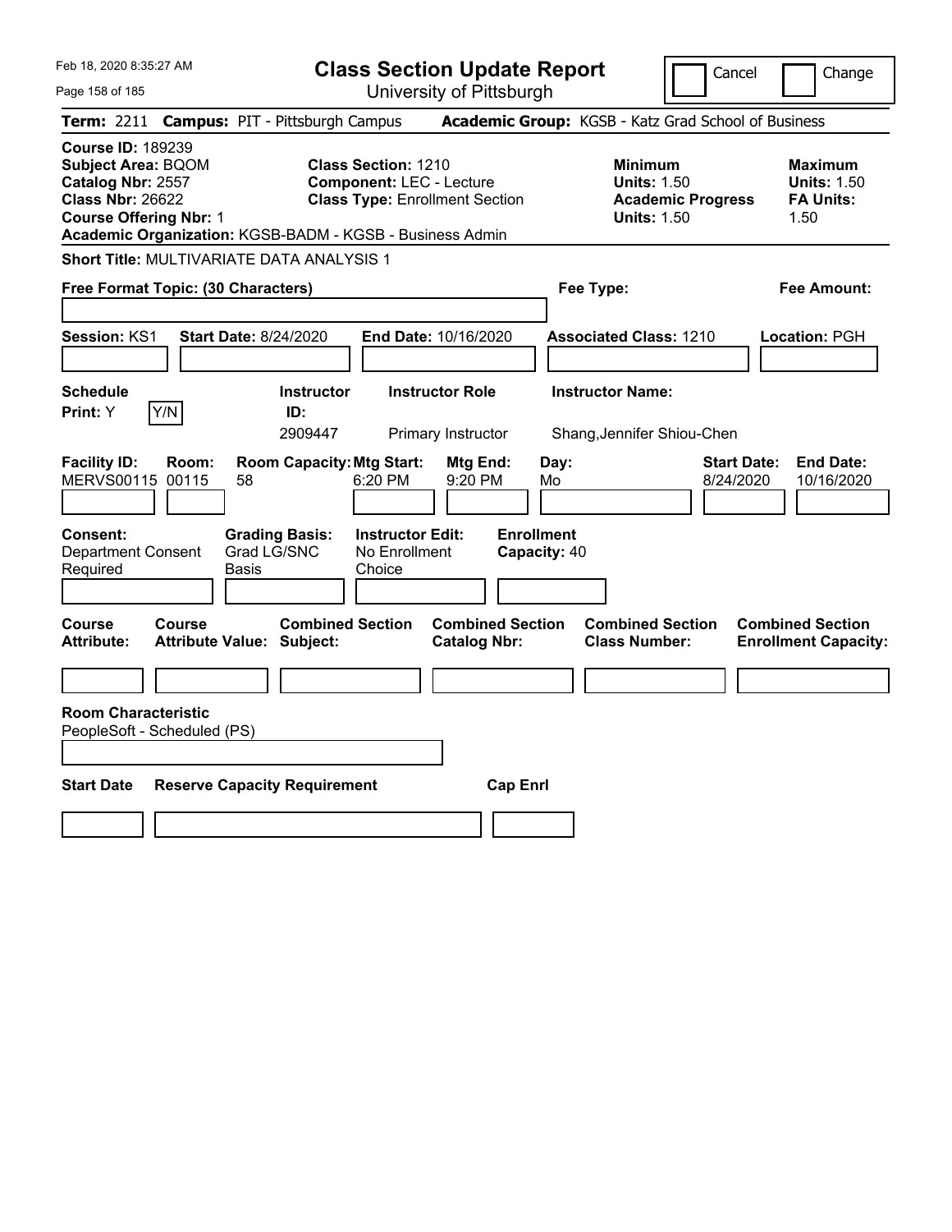Feb 18, 2020 8:35:27 AM

# Class Section Update Report

University of Pittsburgh

Cancel | Change

**Term:** 2211 **Campus:** PIT - Pittsburgh Campus **Academic Group:** KGSB - Katz Grad School of Business

**Course ID:** 189239
**Subject Area:** BQOM
**Catalog Nbr:** 2557
**Class Nbr:** 26622
**Course Offering Nbr:** 1

**Class Section:** 1210
**Component:** LEC - Lecture
**Class Type:** Enrollment Section

**Minimum Units:** 1.50
**Academic Progress Units:** 1.50

**Maximum Units:** 1.50
**FA Units:** 1.50

**Academic Organization:** KGSB-BADM - KGSB - Business Admin

**Short Title:** MULTIVARIATE DATA ANALYSIS 1

**Free Format Topic: (30 Characters)**

**Fee Type:**

**Fee Amount:**

**Session:** KS1 **Start Date:** 8/24/2020 **End Date:** 10/16/2020 **Associated Class:** 1210 **Location:** PGH

| Schedule Print | Instructor ID | Instructor Role | Instructor Name |
|---|---|---|---|
| Y [Y/N] | 2909447 | Primary Instructor | Shang,Jennifer Shiou-Chen |

| Facility ID | Room | Room Capacity | Mtg Start | Mtg End | Day | Start Date | End Date |
|---|---|---|---|---|---|---|---|
| MERVS00115 | 00115 | 58 | 6:20 PM | 9:20 PM | Mo | 8/24/2020 | 10/16/2020 |

| Consent | Grading Basis | Instructor Edit | Enrollment Capacity |
|---|---|---|---|
| Department Consent Required | Grad LG/SNC Basis | No Enrollment Choice | 40 |

| Course Attribute | Course Attribute Value | Combined Section Subject | Combined Section Catalog Nbr | Combined Section Class Number | Combined Section Enrollment Capacity |
|---|---|---|---|---|---|
| | | | | | |

**Room Characteristic**
PeopleSoft - Scheduled (PS)

| Start Date | Reserve Capacity Requirement | Cap Enrl |
|---|---|---|
| | | |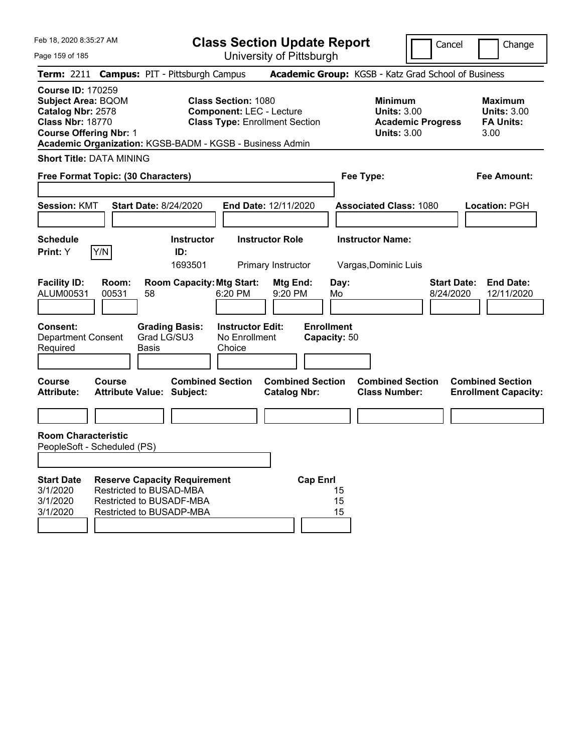# Class Section Update Report

University of Pittsburgh

Cancel | Change

**Term:** 2211 **Campus:** PIT - Pittsburgh Campus **Academic Group:** KGSB - Katz Grad School of Business

**Course ID:** 170259
**Subject Area:** BQOM
**Catalog Nbr:** 2578
**Class Nbr:** 18770
**Course Offering Nbr:** 1
**Academic Organization:** KGSB-BADM - KGSB - Business Admin

**Class Section:** 1080
**Component:** LEC - Lecture
**Class Type:** Enrollment Section

**Minimum Units:** 3.00
**Academic Progress Units:** 3.00

**Maximum Units:** 3.00
**FA Units:** 3.00

**Short Title:** DATA MINING

**Free Format Topic: (30 Characters)**

**Fee Type:**

**Fee Amount:**

**Session:** KMT **Start Date:** 8/24/2020 **End Date:** 12/11/2020 **Associated Class:** 1080 **Location:** PGH

| Schedule Print | Instructor ID | Instructor Role | Instructor Name |
|---|---|---|---|
| Y | 1693501 | Primary Instructor | Vargas,Dominic Luis |

| Facility ID | Room | Room Capacity | Mtg Start | Mtg End | Day | Start Date | End Date |
|---|---|---|---|---|---|---|---|
| ALUM00531 | 00531 | 58 | 6:20 PM | 9:20 PM | Mo | 8/24/2020 | 12/11/2020 |

**Consent:** Department Consent Required
**Grading Basis:** Grad LG/SU3 Basis
**Instructor Edit:** No Enrollment Choice
**Enrollment Capacity:** 50

| Course Attribute | Course Attribute Value | Combined Section Subject | Combined Section Catalog Nbr | Combined Section Class Number | Combined Section Enrollment Capacity |
|---|---|---|---|---|---|
| | | | | | |

**Room Characteristic**
PeopleSoft - Scheduled (PS)

| Start Date | Reserve Capacity Requirement | Cap Enrl |
|---|---|---|
| 3/1/2020 | Restricted to BUSAD-MBA | 15 |
| 3/1/2020 | Restricted to BUSADF-MBA | 15 |
| 3/1/2020 | Restricted to BUSADP-MBA | 15 |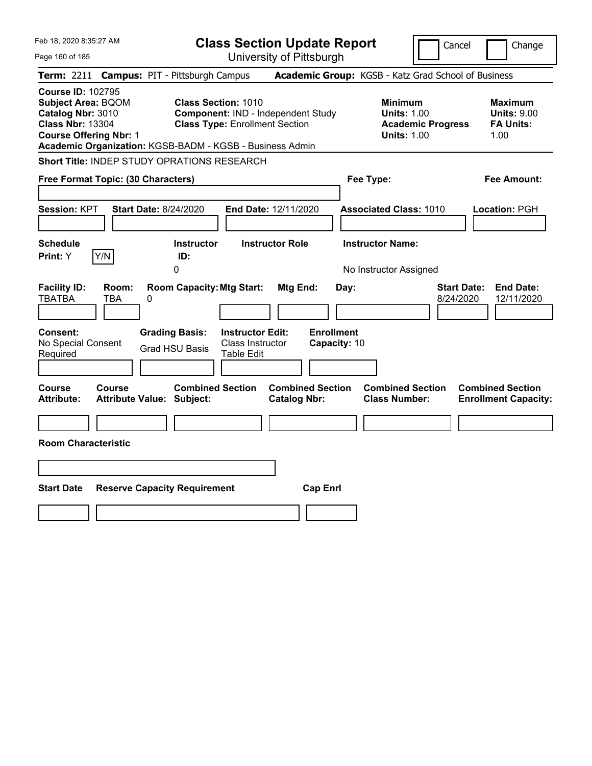Feb 18, 2020 8:35:27 AM

# Class Section Update Report

University of Pittsburgh

Cancel | Change

**Term:** 2211 **Campus:** PIT - Pittsburgh Campus **Academic Group:** KGSB - Katz Grad School of Business

**Course ID:** 102795
**Subject Area:** BQOM
**Catalog Nbr:** 3010
**Class Nbr:** 13304
**Course Offering Nbr:** 1
**Academic Organization:** KGSB-BADM - KGSB - Business Admin

**Class Section:** 1010
**Component:** IND - Independent Study
**Class Type:** Enrollment Section

| | Minimum | Maximum |
|---|---|---|
| Units | 1.00 | 9.00 |
| Academic Progress Units / FA Units | 1.00 | 1.00 |

**Short Title:** INDEP STUDY OPRATIONS RESEARCH

**Free Format Topic: (30 Characters)**

**Fee Type:**

**Fee Amount:**

**Session:** KPT **Start Date:** 8/24/2020 **End Date:** 12/11/2020 **Associated Class:** 1010 **Location:** PGH

| Schedule Print | Instructor ID | Instructor Role | Instructor Name |
|---|---|---|---|
| Y | 0 | | No Instructor Assigned |

| Facility ID | Room | Room Capacity | Mtg Start | Mtg End | Day | Start Date | End Date |
|---|---|---|---|---|---|---|---|
| TBATBA | TBA | 0 | | | | 8/24/2020 | 12/11/2020 |

| Consent | Grading Basis | Instructor Edit | Enrollment Capacity |
|---|---|---|---|
| No Special Consent Required | Grad HSU Basis | Class Instructor Table Edit | 10 |

| Course Attribute | Course Attribute Value | Combined Section Subject | Combined Section Catalog Nbr | Combined Section Class Number | Combined Section Enrollment Capacity |
|---|---|---|---|---|---|
| | | | | | |

**Room Characteristic**

| Start Date | Reserve Capacity Requirement | Cap Enrl |
|---|---|---|
| | | |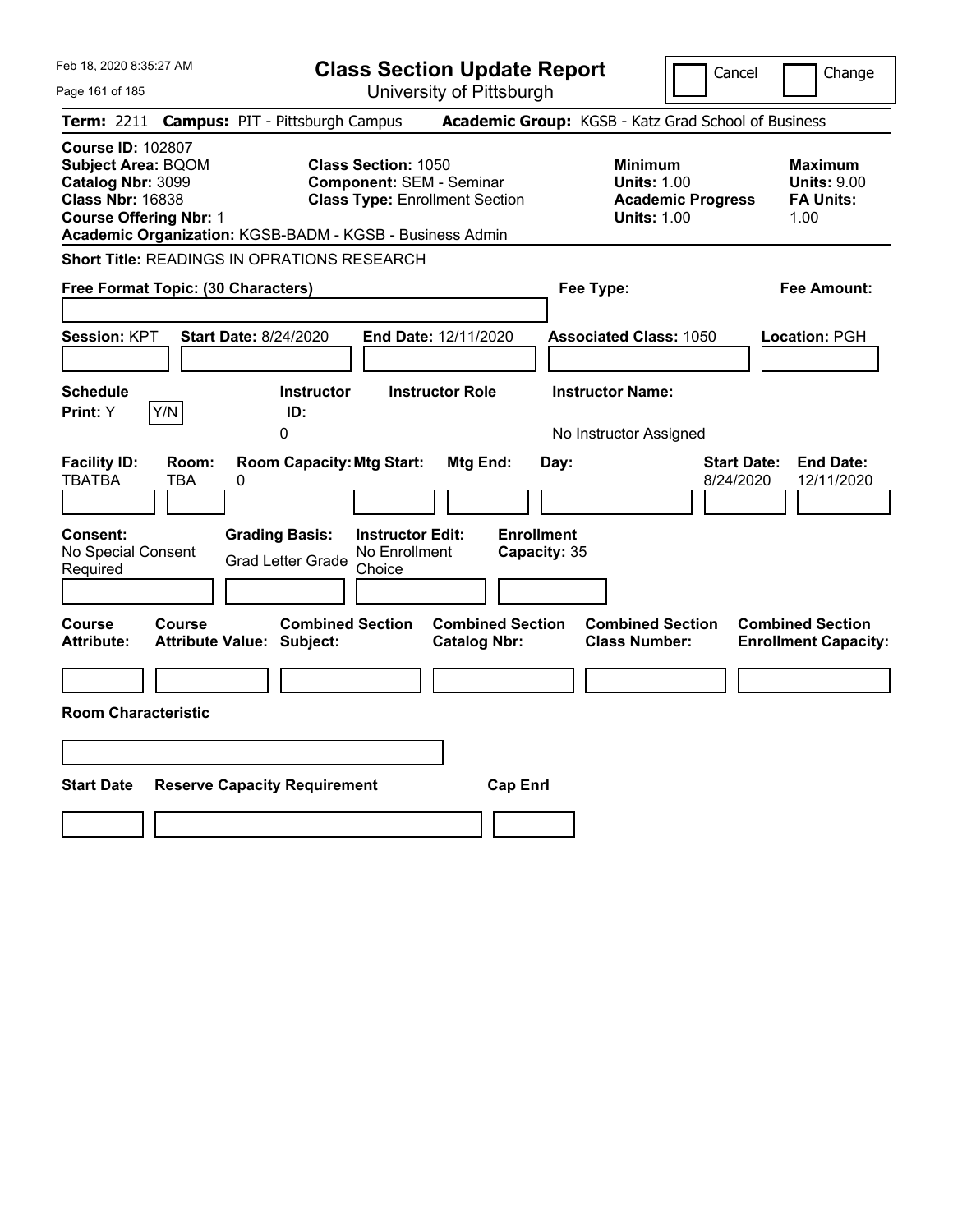Feb 18, 2020 8:35:27 AM

# Class Section Update Report

University of Pittsburgh

Cancel | Change

**Term:** 2211 **Campus:** PIT - Pittsburgh Campus **Academic Group:** KGSB - Katz Grad School of Business

**Course ID:** 102807
**Subject Area:** BQOM
**Catalog Nbr:** 3099
**Class Nbr:** 16838
**Course Offering Nbr:** 1

**Class Section:** 1050
**Component:** SEM - Seminar
**Class Type:** Enrollment Section

**Minimum Units:** 1.00
**Academic Progress Units:** 1.00

**Maximum Units:** 9.00
**FA Units:** 1.00

**Academic Organization:** KGSB-BADM - KGSB - Business Admin

**Short Title:** READINGS IN OPRATIONS RESEARCH

**Free Format Topic: (30 Characters)**

**Fee Type:**

**Fee Amount:**

**Session:** KPT **Start Date:** 8/24/2020 **End Date:** 12/11/2020 **Associated Class:** 1050 **Location:** PGH

| Schedule Print: | Instructor ID: | Instructor Role | Instructor Name: |
|---|---|---|---|
| Y | 0 | | No Instructor Assigned |

| Facility ID: | Room: | Room Capacity: | Mtg Start: | Mtg End: | Day: | Start Date: | End Date: |
|---|---|---|---|---|---|---|---|
| TBATBA | TBA | 0 | | | | 8/24/2020 | 12/11/2020 |

**Consent:** No Special Consent Required
**Grading Basis:** Grad Letter Grade
**Instructor Edit:** No Enrollment Choice
**Enrollment Capacity:** 35

| Course Attribute: | Course Attribute Value: | Combined Section Subject: | Combined Section Catalog Nbr: | Combined Section Class Number: | Combined Section Enrollment Capacity: |
|---|---|---|---|---|---|
| | | | | | |

**Room Characteristic**

| Start Date | Reserve Capacity Requirement | Cap Enrl |
|---|---|---|
| | | |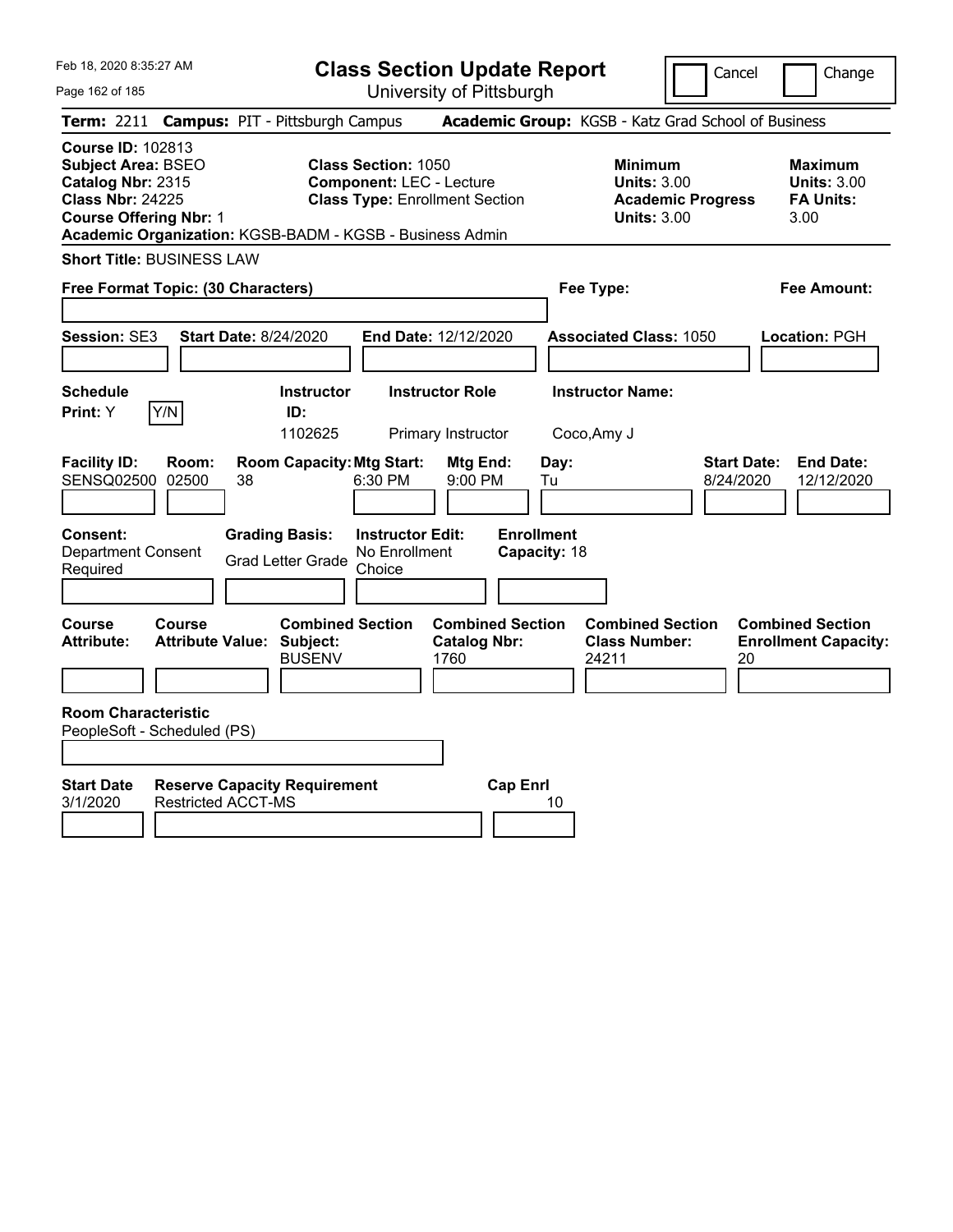Feb 18, 2020 8:35:27 AM

# Class Section Update Report

University of Pittsburgh

Cancel | Change

**Term:** 2211 **Campus:** PIT - Pittsburgh Campus **Academic Group:** KGSB - Katz Grad School of Business

**Course ID:** 102813
**Subject Area:** BSEO
**Catalog Nbr:** 2315
**Class Nbr:** 24225
**Course Offering Nbr:** 1
**Academic Organization:** KGSB-BADM - KGSB - Business Admin

**Class Section:** 1050
**Component:** LEC - Lecture
**Class Type:** Enrollment Section

**Minimum Units:** 3.00
**Academic Progress Units:** 3.00

**Maximum Units:** 3.00
**FA Units:** 3.00

**Short Title:** BUSINESS LAW

**Free Format Topic: (30 Characters)** | **Fee Type:** | **Fee Amount:**

**Session:** SE3 **Start Date:** 8/24/2020 **End Date:** 12/12/2020 **Associated Class:** 1050 **Location:** PGH

| Schedule Print | Instructor ID | Instructor Role | Instructor Name |
|---|---|---|---|
| Y (Y/N) | 1102625 | Primary Instructor | Coco,Amy J |

| Facility ID | Room | Room Capacity | Mtg Start | Mtg End | Day | Start Date | End Date |
|---|---|---|---|---|---|---|---|
| SENSQ02500 | 02500 | 38 | 6:30 PM | 9:00 PM | Tu | 8/24/2020 | 12/12/2020 |

| Consent | Grading Basis | Instructor Edit | Enrollment Capacity |
|---|---|---|---|
| Department Consent Required | Grad Letter Grade | No Enrollment Choice | 18 |

| Course Attribute | Course Attribute Value | Combined Section Subject | Combined Section Catalog Nbr | Combined Section Class Number | Combined Section Enrollment Capacity |
|---|---|---|---|---|---|
| | | BUSENV | 1760 | 24211 | 20 |

**Room Characteristic**
PeopleSoft - Scheduled (PS)

| Start Date | Reserve Capacity Requirement | Cap Enrl |
|---|---|---|
| 3/1/2020 | Restricted ACCT-MS | 10 |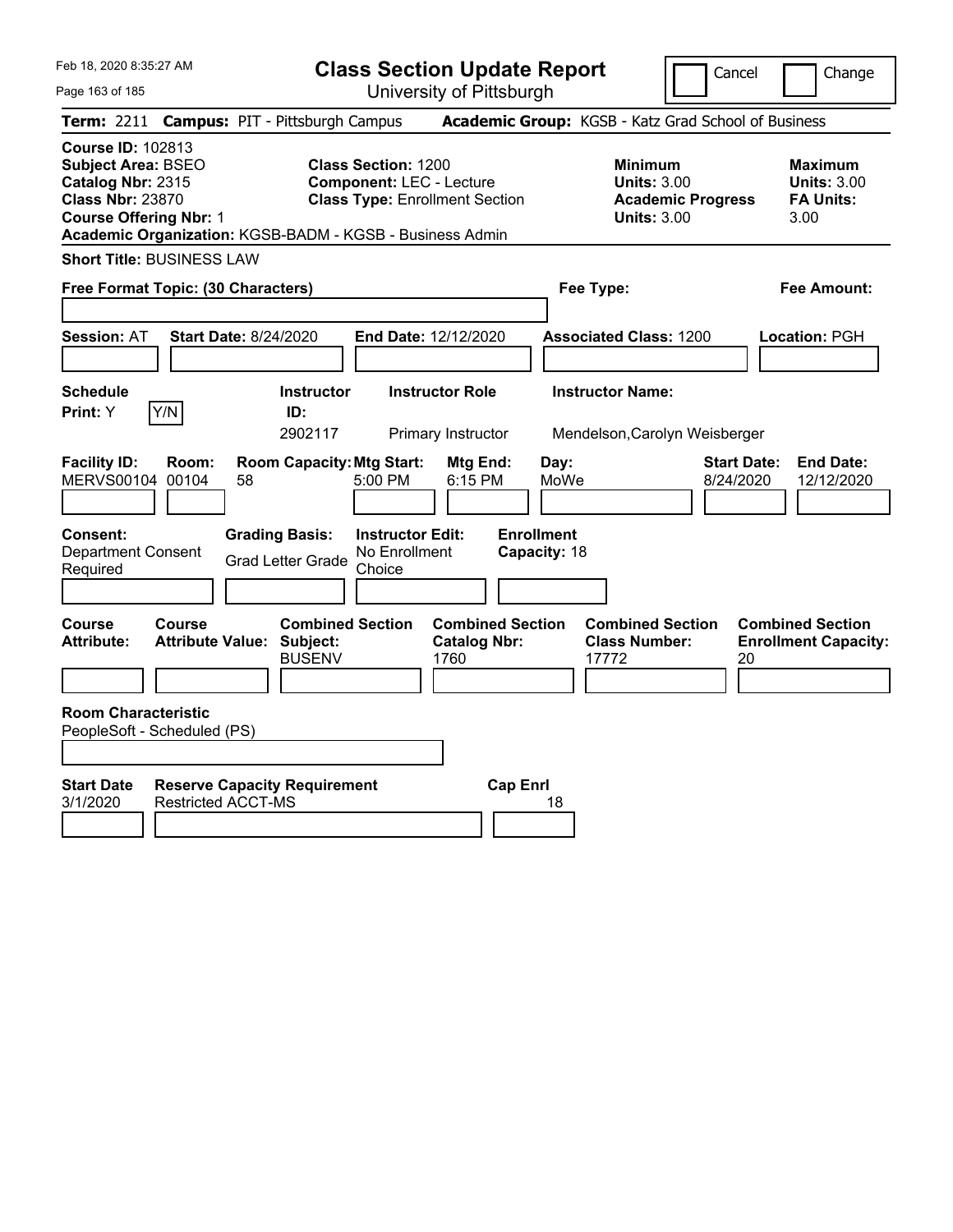# Class Section Update Report

University of Pittsburgh

Feb 18, 2020 8:35:27 AM

Cancel | Change

**Term:** 2211 **Campus:** PIT - Pittsburgh Campus **Academic Group:** KGSB - Katz Grad School of Business

**Course ID:** 102813
**Subject Area:** BSEO
**Catalog Nbr:** 2315
**Class Nbr:** 23870
**Course Offering Nbr:** 1
**Academic Organization:** KGSB-BADM - KGSB - Business Admin

**Class Section:** 1200
**Component:** LEC - Lecture
**Class Type:** Enrollment Section

| | Minimum | Maximum |
|---|---|---|
| Units | 3.00 | 3.00 |
| Academic Progress Units / FA Units | 3.00 | 3.00 |

**Short Title:** BUSINESS LAW

**Free Format Topic: (30 Characters)**

**Fee Type:**

**Fee Amount:**

**Session:** AT **Start Date:** 8/24/2020 **End Date:** 12/12/2020 **Associated Class:** 1200 **Location:** PGH

| Schedule Print | Instructor ID | Instructor Role | Instructor Name |
|---|---|---|---|
| Y | 2902117 | Primary Instructor | Mendelson,Carolyn Weisberger |

| Facility ID | Room | Room Capacity | Mtg Start | Mtg End | Day | Start Date | End Date |
|---|---|---|---|---|---|---|---|
| MERVS00104 | 00104 | 58 | 5:00 PM | 6:15 PM | MoWe | 8/24/2020 | 12/12/2020 |

**Consent:** Department Consent Required
**Grading Basis:** Grad Letter Grade
**Instructor Edit:** No Enrollment Choice
**Enrollment Capacity:** 18

| Course Attribute | Course Attribute Value | Combined Section Subject | Combined Section Catalog Nbr | Combined Section Class Number | Combined Section Enrollment Capacity |
|---|---|---|---|---|---|
| | | BUSENV | 1760 | 17772 | 20 |

**Room Characteristic**
PeopleSoft - Scheduled (PS)

| Start Date | Reserve Capacity Requirement | Cap Enrl |
|---|---|---|
| 3/1/2020 | Restricted ACCT-MS | 18 |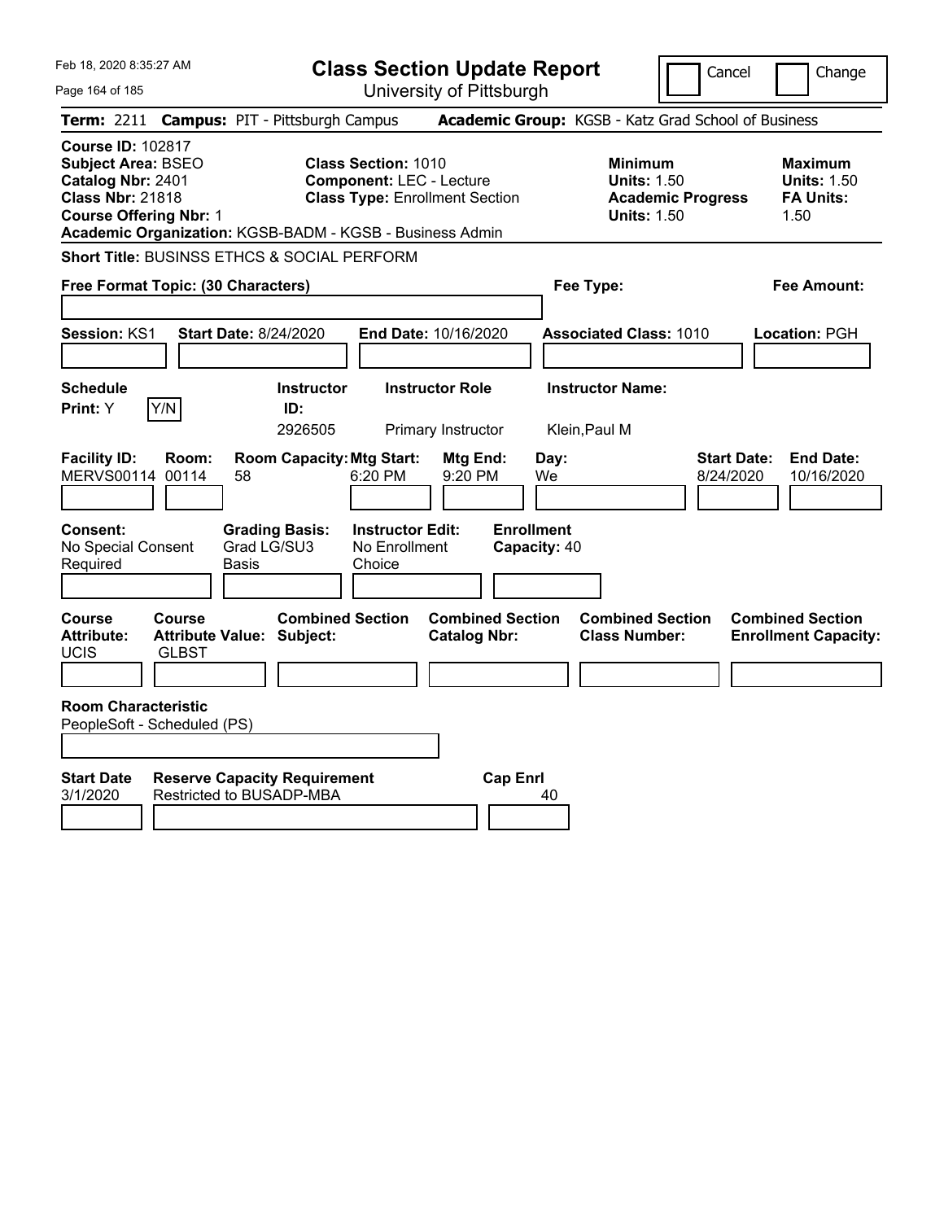Feb 18, 2020 8:35:27 AM

# Class Section Update Report

University of Pittsburgh

Cancel | Change

**Term:** 2211 **Campus:** PIT - Pittsburgh Campus **Academic Group:** KGSB - Katz Grad School of Business

**Course ID:** 102817
**Subject Area:** BSEO
**Catalog Nbr:** 2401
**Class Nbr:** 21818
**Course Offering Nbr:** 1
**Academic Organization:** KGSB-BADM - KGSB - Business Admin

**Class Section:** 1010
**Component:** LEC - Lecture
**Class Type:** Enrollment Section

**Minimum Units:** 1.50
**Academic Progress Units:** 1.50

**Maximum Units:** 1.50
**FA Units:** 1.50

**Short Title:** BUSINSS ETHCS & SOCIAL PERFORM

**Free Format Topic: (30 Characters)**

**Fee Type:**

**Fee Amount:**

**Session:** KS1 **Start Date:** 8/24/2020 **End Date:** 10/16/2020 **Associated Class:** 1010 **Location:** PGH

| Schedule Print | Instructor ID | Instructor Role | Instructor Name |
|---|---|---|---|
| Y (Y/N) | 2926505 | Primary Instructor | Klein,Paul M |

| Facility ID | Room | Room Capacity | Mtg Start | Mtg End | Day | Start Date | End Date |
|---|---|---|---|---|---|---|---|
| MERVS00114 | 00114 | 58 | 6:20 PM | 9:20 PM | We | 8/24/2020 | 10/16/2020 |

**Consent:** No Special Consent Required
**Grading Basis:** Grad LG/SU3 Basis
**Instructor Edit:** No Enrollment Choice
**Enrollment Capacity:** 40

| Course Attribute | Course Attribute Value | Combined Section Subject | Combined Section Catalog Nbr | Combined Section Class Number | Combined Section Enrollment Capacity |
|---|---|---|---|---|---|
| UCIS | GLBST | | | | |

**Room Characteristic**
PeopleSoft - Scheduled (PS)

| Start Date | Reserve Capacity Requirement | Cap Enrl |
|---|---|---|
| 3/1/2020 | Restricted to BUSADP-MBA | 40 |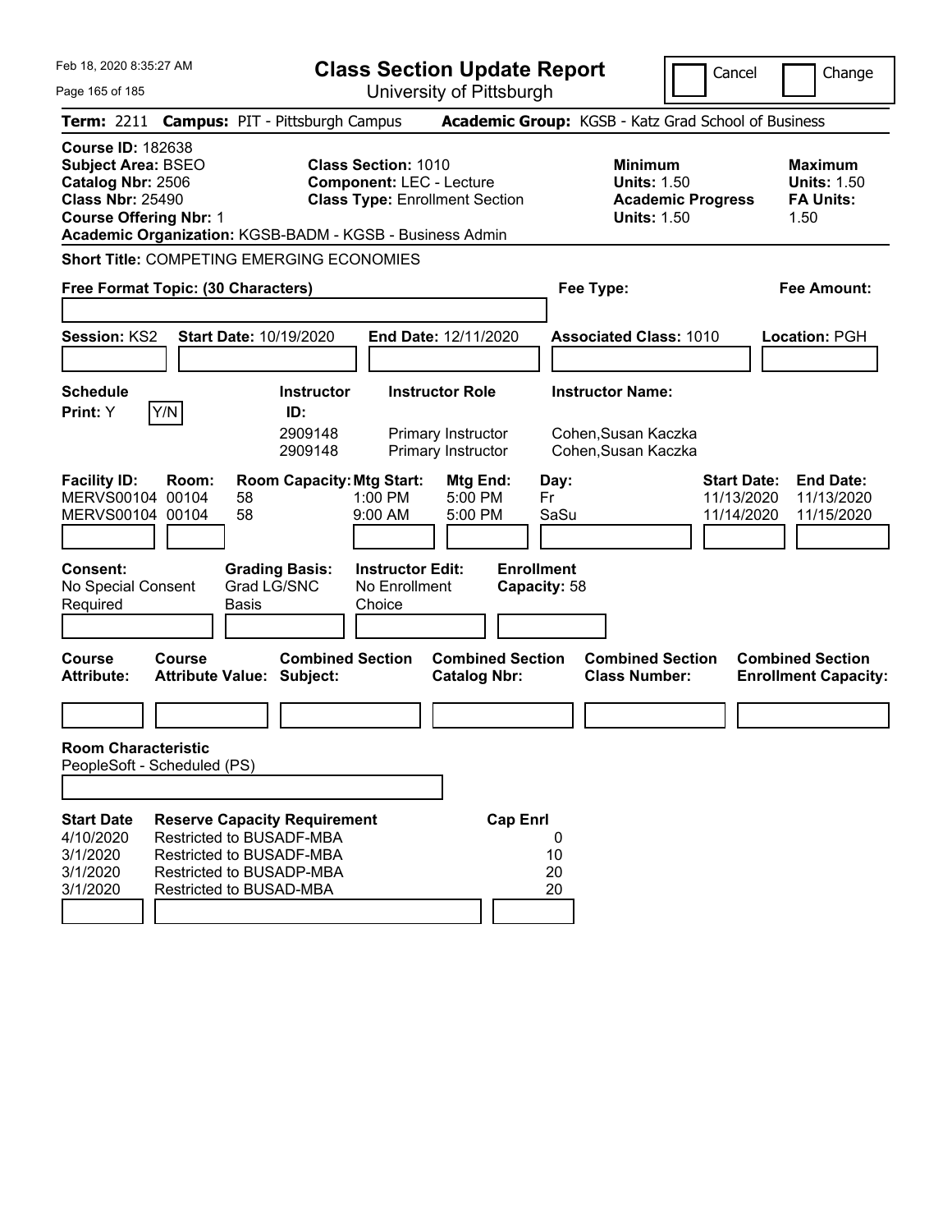Feb 18, 2020 8:35:27 AM

# Class Section Update Report

University of Pittsburgh

Cancel | Change

**Term:** 2211 **Campus:** PIT - Pittsburgh Campus **Academic Group:** KGSB - Katz Grad School of Business

**Course ID:** 182638
**Subject Area:** BSEO
**Catalog Nbr:** 2506
**Class Nbr:** 25490
**Course Offering Nbr:** 1

**Class Section:** 1010
**Component:** LEC - Lecture
**Class Type:** Enrollment Section

**Minimum Units:** 1.50
**Academic Progress Units:** 1.50

**Maximum Units:** 1.50
**FA Units:** 1.50

**Academic Organization:** KGSB-BADM - KGSB - Business Admin

**Short Title:** COMPETING EMERGING ECONOMIES

**Free Format Topic: (30 Characters)**

**Fee Type:**

**Fee Amount:**

**Session:** KS2 **Start Date:** 10/19/2020 **End Date:** 12/11/2020 **Associated Class:** 1010 **Location:** PGH

**Schedule Print:** Y Y/N

| Instructor ID | Instructor Role | Instructor Name |
|---|---|---|
| 2909148 | Primary Instructor | Cohen,Susan Kaczka |
| 2909148 | Primary Instructor | Cohen,Susan Kaczka |

| Facility ID | Room | Room Capacity | Mtg Start | Mtg End | Day | Start Date | End Date |
|---|---|---|---|---|---|---|---|
| MERVS00104 | 00104 | 58 | 1:00 PM | 5:00 PM | Fr | 11/13/2020 | 11/13/2020 |
| MERVS00104 | 00104 | 58 | 9:00 AM | 5:00 PM | SaSu | 11/14/2020 | 11/15/2020 |

**Consent:** No Special Consent Required
**Grading Basis:** Grad LG/SNC Basis
**Instructor Edit:** No Enrollment Choice
**Enrollment Capacity:** 58

| Course Attribute | Course Attribute Value | Combined Section Subject | Combined Section Catalog Nbr | Combined Section Class Number | Combined Section Enrollment Capacity |
|---|---|---|---|---|---|
| | | | | | |

**Room Characteristic**
PeopleSoft - Scheduled (PS)

| Start Date | Reserve Capacity Requirement | Cap Enrl |
|---|---|---|
| 4/10/2020 | Restricted to BUSADF-MBA | 0 |
| 3/1/2020 | Restricted to BUSADF-MBA | 10 |
| 3/1/2020 | Restricted to BUSADP-MBA | 20 |
| 3/1/2020 | Restricted to BUSAD-MBA | 20 |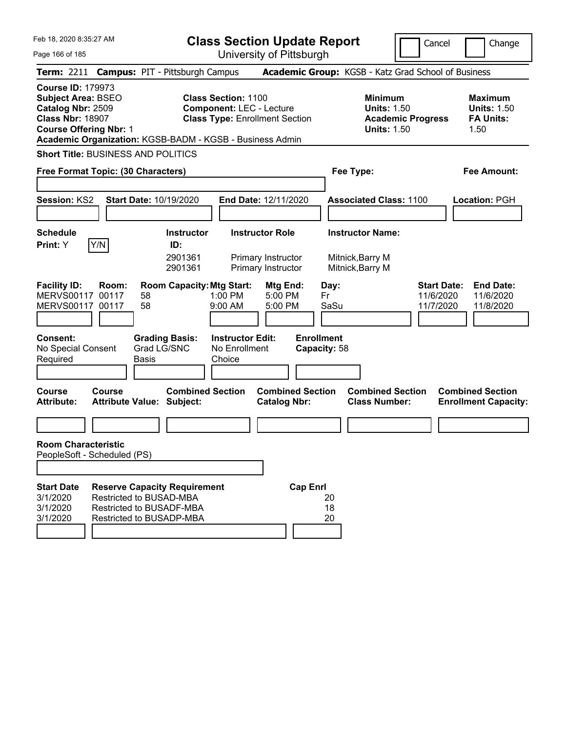Feb 18, 2020 8:35:27 AM

# Class Section Update Report

University of Pittsburgh

Cancel | Change

**Term:** 2211 **Campus:** PIT - Pittsburgh Campus **Academic Group:** KGSB - Katz Grad School of Business

**Course ID:** 179973
**Subject Area:** BSEO
**Catalog Nbr:** 2509
**Class Nbr:** 18907
**Course Offering Nbr:** 1

**Class Section:** 1100
**Component:** LEC - Lecture
**Class Type:** Enrollment Section

**Minimum Units:** 1.50
**Academic Progress Units:** 1.50

**Maximum Units:** 1.50
**FA Units:** 1.50

**Academic Organization:** KGSB-BADM - KGSB - Business Admin

**Short Title:** BUSINESS AND POLITICS

**Free Format Topic: (30 Characters)**

**Fee Type:**

**Fee Amount:**

**Session:** KS2 **Start Date:** 10/19/2020 **End Date:** 12/11/2020 **Associated Class:** 1100 **Location:** PGH

**Schedule Print:** Y Y/N

| Instructor ID: | Instructor Role | Instructor Name: |
|---|---|---|
| 2901361 | Primary Instructor | Mitnick,Barry M |
| 2901361 | Primary Instructor | Mitnick,Barry M |

| Facility ID: | Room: | Room Capacity: | Mtg Start: | Mtg End: | Day: | Start Date: | End Date: |
|---|---|---|---|---|---|---|---|
| MERVS00117 | 00117 | 58 | 1:00 PM | 5:00 PM | Fr | 11/6/2020 | 11/6/2020 |
| MERVS00117 | 00117 | 58 | 9:00 AM | 5:00 PM | SaSu | 11/7/2020 | 11/8/2020 |

**Consent:** No Special Consent Required

**Grading Basis:** Grad LG/SNC Basis

**Instructor Edit:** No Enrollment Choice

**Enrollment Capacity:** 58

| Course Attribute: | Course Attribute Value: | Combined Section Subject: | Combined Section Catalog Nbr: | Combined Section Class Number: | Combined Section Enrollment Capacity: |
|---|---|---|---|---|---|
| | | | | | |

**Room Characteristic**
PeopleSoft - Scheduled (PS)

| Start Date | Reserve Capacity Requirement | Cap Enrl |
|---|---|---|
| 3/1/2020 | Restricted to BUSAD-MBA | 20 |
| 3/1/2020 | Restricted to BUSADF-MBA | 18 |
| 3/1/2020 | Restricted to BUSADP-MBA | 20 |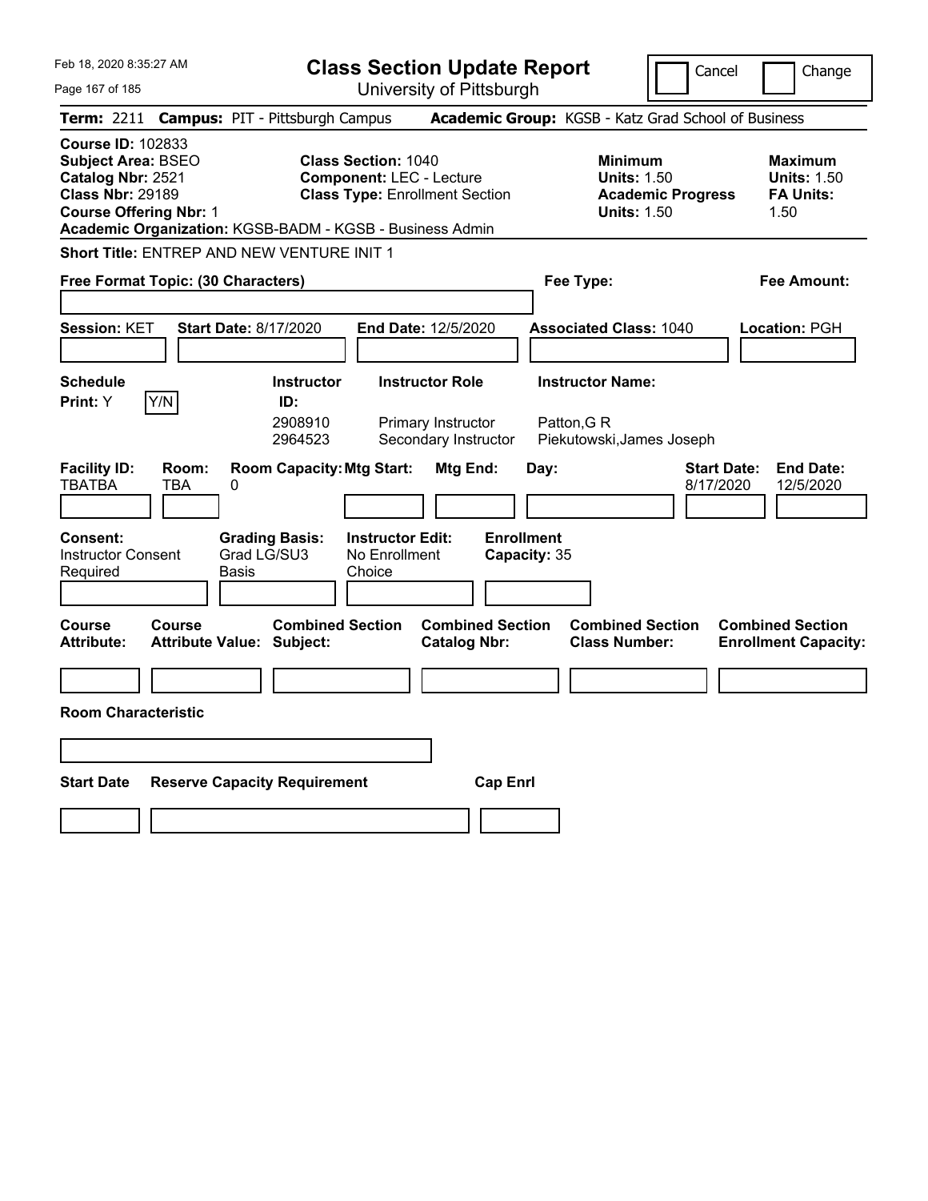Feb 18, 2020 8:35:27 AM

# Class Section Update Report

University of Pittsburgh

Cancel | Change

**Term:** 2211 **Campus:** PIT - Pittsburgh Campus **Academic Group:** KGSB - Katz Grad School of Business

**Course ID:** 102833
**Subject Area:** BSEO
**Catalog Nbr:** 2521
**Class Nbr:** 29189
**Course Offering Nbr:** 1
**Academic Organization:** KGSB-BADM - KGSB - Business Admin

**Class Section:** 1040
**Component:** LEC - Lecture
**Class Type:** Enrollment Section

| | Minimum | Maximum |
|---|---|---|
| Units | 1.50 | 1.50 |
| Academic Progress / FA Units | 1.50 | 1.50 |

**Short Title:** ENTREP AND NEW VENTURE INIT 1

**Free Format Topic: (30 Characters)**

**Fee Type:**

**Fee Amount:**

**Session:** KET **Start Date:** 8/17/2020 **End Date:** 12/5/2020 **Associated Class:** 1040 **Location:** PGH

**Schedule Print:** Y

| Instructor ID | Instructor Role | Instructor Name |
|---|---|---|
| 2908910 | Primary Instructor | Patton,G R |
| 2964523 | Secondary Instructor | Piekutowski,James Joseph |

| Facility ID | Room | Room Capacity | Mtg Start | Mtg End | Day | Start Date | End Date |
|---|---|---|---|---|---|---|---|
| TBATBA | TBA | 0 | | | | 8/17/2020 | 12/5/2020 |

**Consent:** Instructor Consent Required
**Grading Basis:** Grad LG/SU3 Basis
**Instructor Edit:** No Enrollment Choice
**Enrollment Capacity:** 35

| Course Attribute | Course Attribute Value | Combined Section Subject | Combined Section Catalog Nbr | Combined Section Class Number | Combined Section Enrollment Capacity |
|---|---|---|---|---|---|
| | | | | | |

**Room Characteristic**

| Start Date | Reserve Capacity Requirement | Cap Enrl |
|---|---|---|
| | | |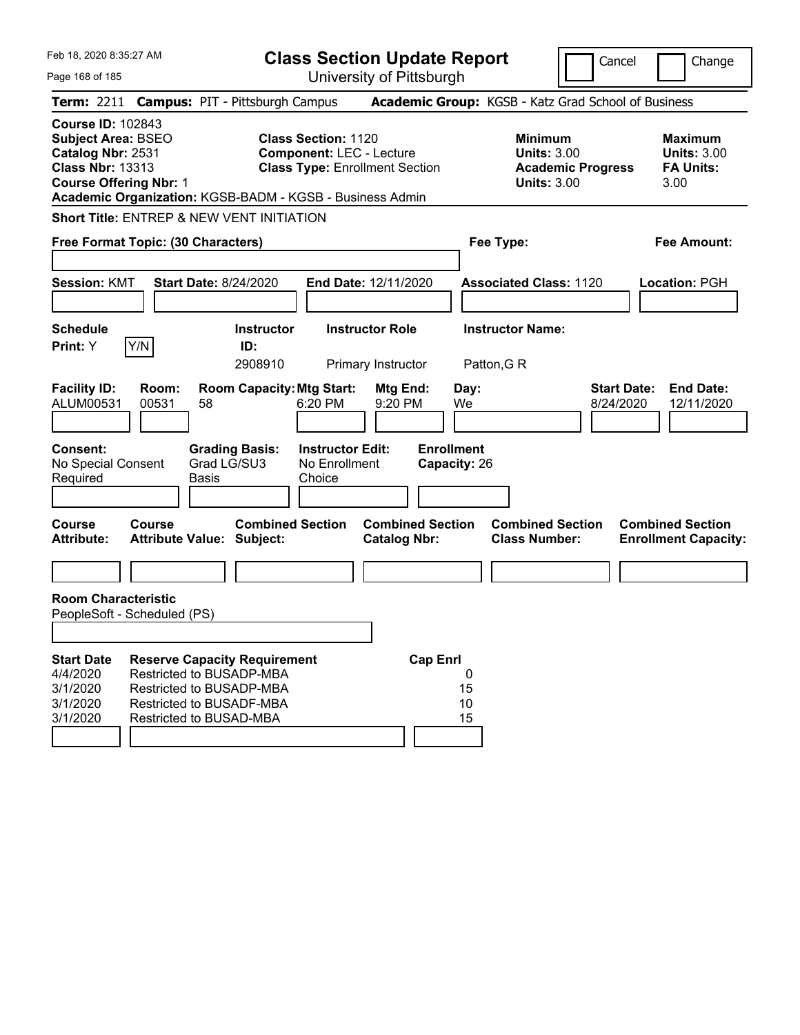Feb 18, 2020 8:35:27 AM

# Class Section Update Report

University of Pittsburgh

Cancel | Change

**Term:** 2211 **Campus:** PIT - Pittsburgh Campus **Academic Group:** KGSB - Katz Grad School of Business

**Course ID:** 102843
**Subject Area:** BSEO
**Catalog Nbr:** 2531
**Class Nbr:** 13313
**Course Offering Nbr:** 1

**Class Section:** 1120
**Component:** LEC - Lecture
**Class Type:** Enrollment Section

**Minimum Units:** 3.00
**Academic Progress Units:** 3.00

**Maximum Units:** 3.00
**FA Units:** 3.00

**Academic Organization:** KGSB-BADM - KGSB - Business Admin

**Short Title:** ENTREP & NEW VENT INITIATION

**Free Format Topic: (30 Characters)**

**Fee Type:**

**Fee Amount:**

**Session:** KMT **Start Date:** 8/24/2020 **End Date:** 12/11/2020 **Associated Class:** 1120 **Location:** PGH

| Schedule Print | | Instructor ID | Instructor Role | Instructor Name |
|---|---|---|---|---|
| Y | Y/N | 2908910 | Primary Instructor | Patton,G R |

| Facility ID | Room | Room Capacity | Mtg Start | Mtg End | Day | Start Date | End Date |
|---|---|---|---|---|---|---|---|
| ALUM00531 | 00531 | 58 | 6:20 PM | 9:20 PM | We | 8/24/2020 | 12/11/2020 |

| Consent | Grading Basis | Instructor Edit | Enrollment Capacity |
|---|---|---|---|
| No Special Consent Required | Grad LG/SU3 Basis | No Enrollment Choice | 26 |

| Course Attribute | Course Attribute Value | Combined Section Subject | Combined Section Catalog Nbr | Combined Section Class Number | Combined Section Enrollment Capacity |
|---|---|---|---|---|---|
| | | | | | |

**Room Characteristic**
PeopleSoft - Scheduled (PS)

| Start Date | Reserve Capacity Requirement | Cap Enrl |
|---|---|---|
| 4/4/2020 | Restricted to BUSADP-MBA | 0 |
| 3/1/2020 | Restricted to BUSADP-MBA | 15 |
| 3/1/2020 | Restricted to BUSADF-MBA | 10 |
| 3/1/2020 | Restricted to BUSAD-MBA | 15 |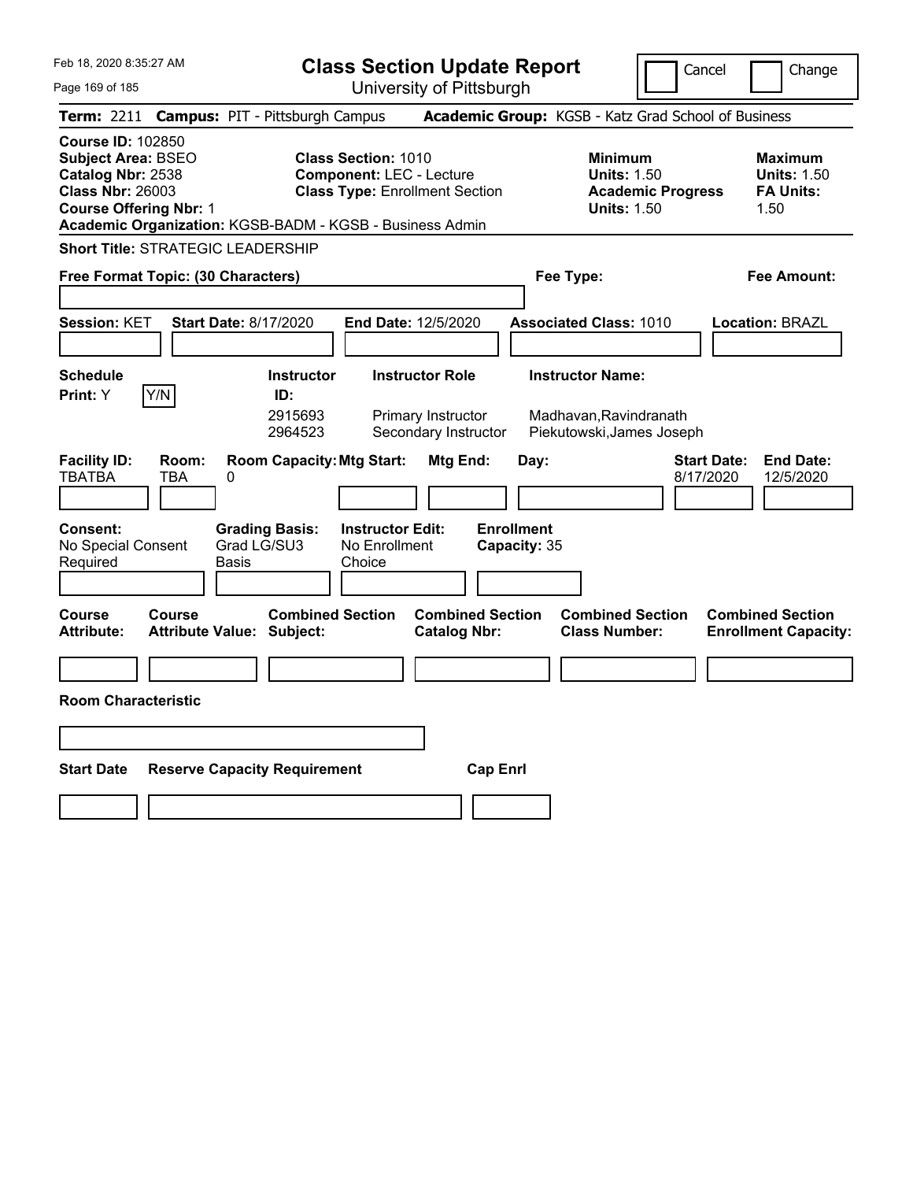# Class Section Update Report

University of Pittsburgh

Cancel | Change

**Term:** 2211 **Campus:** PIT - Pittsburgh Campus **Academic Group:** KGSB - Katz Grad School of Business

**Course ID:** 102850
**Subject Area:** BSEO
**Catalog Nbr:** 2538
**Class Nbr:** 26003
**Course Offering Nbr:** 1
**Academic Organization:** KGSB-BADM - KGSB - Business Admin

**Class Section:** 1010
**Component:** LEC - Lecture
**Class Type:** Enrollment Section

**Minimum Units:** 1.50
**Academic Progress Units:** 1.50

**Maximum Units:** 1.50
**FA Units:** 1.50

**Short Title:** STRATEGIC LEADERSHIP

**Free Format Topic: (30 Characters)**

**Fee Type:**

**Fee Amount:**

**Session:** KET **Start Date:** 8/17/2020 **End Date:** 12/5/2020 **Associated Class:** 1010 **Location:** BRAZL

**Schedule Print:** Y Y/N

| Instructor ID | Instructor Role | Instructor Name |
| --- | --- | --- |
| 2915693 | Primary Instructor | Madhavan,Ravindranath |
| 2964523 | Secondary Instructor | Piekutowski,James Joseph |

| Facility ID: | Room: | Room Capacity: | Mtg Start: | Mtg End: | Day: | Start Date: | End Date: |
| --- | --- | --- | --- | --- | --- | --- | --- |
| TBATBA | TBA | 0 | | | | 8/17/2020 | 12/5/2020 |

**Consent:** No Special Consent Required
**Grading Basis:** Grad LG/SU3 Basis
**Instructor Edit:** No Enrollment Choice
**Enrollment Capacity:** 35

| Course Attribute: | Course Attribute Value: | Combined Section Subject: | Combined Section Catalog Nbr: | Combined Section Class Number: | Combined Section Enrollment Capacity: |
| --- | --- | --- | --- | --- | --- |
| | | | | | |

**Room Characteristic**

| Start Date | Reserve Capacity Requirement | Cap Enrl |
| --- | --- | --- |
| | | |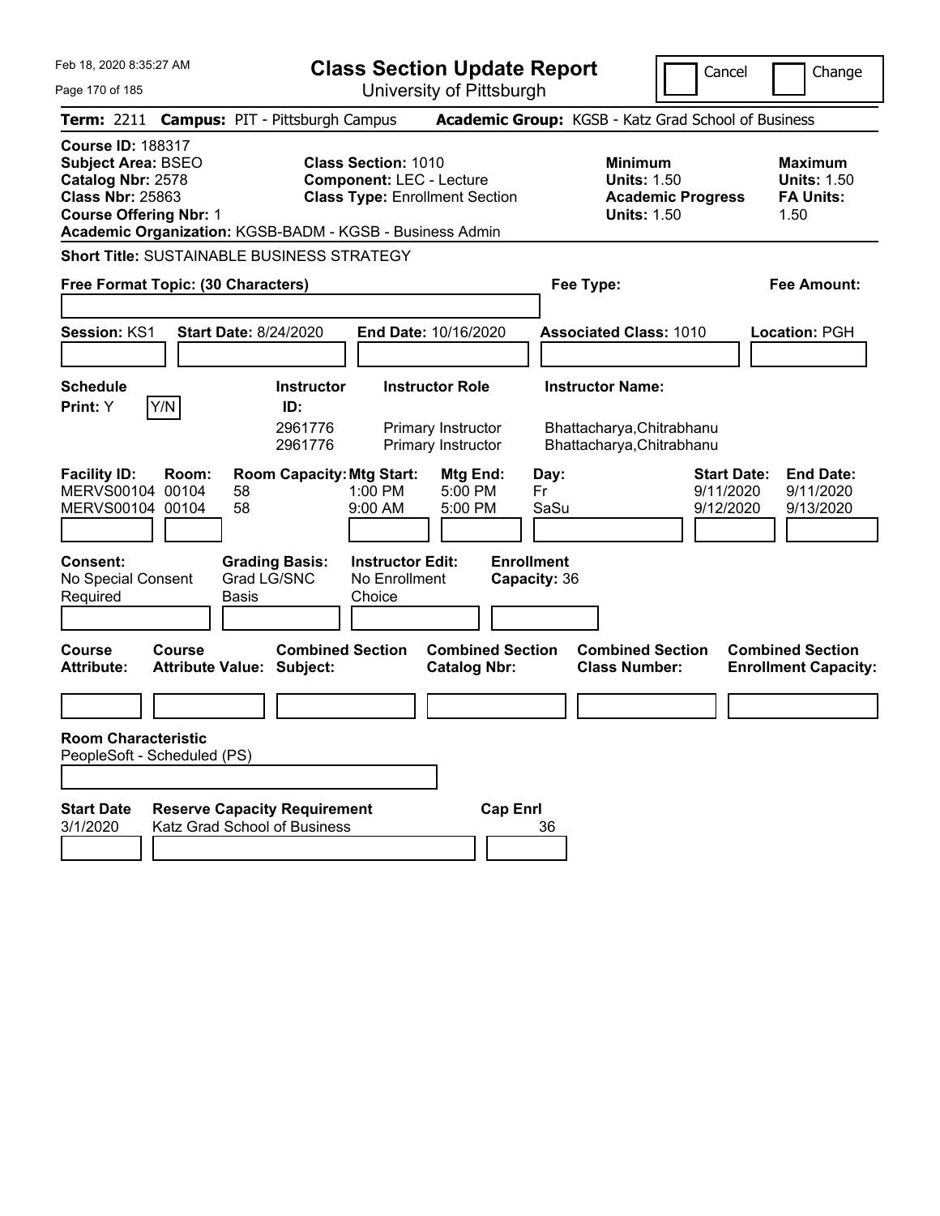# Class Section Update Report

University of Pittsburgh

Feb 18, 2020 8:35:27 AM

Cancel | Change

**Term:** 2211 **Campus:** PIT - Pittsburgh Campus **Academic Group:** KGSB - Katz Grad School of Business

**Course ID:** 188317
**Subject Area:** BSEO
**Catalog Nbr:** 2578
**Class Nbr:** 25863
**Course Offering Nbr:** 1
**Academic Organization:** KGSB-BADM - KGSB - Business Admin

**Class Section:** 1010
**Component:** LEC - Lecture
**Class Type:** Enrollment Section

**Minimum Units:** 1.50
**Academic Progress Units:** 1.50

**Maximum Units:** 1.50
**FA Units:** 1.50

**Short Title:** SUSTAINABLE BUSINESS STRATEGY

**Free Format Topic: (30 Characters)**

**Fee Type:**

**Fee Amount:**

**Session:** KS1 **Start Date:** 8/24/2020 **End Date:** 10/16/2020 **Associated Class:** 1010 **Location:** PGH

**Schedule Print:** Y Y/N

| Instructor ID: | Instructor Role | Instructor Name: |
|---|---|---|
| 2961776 | Primary Instructor | Bhattacharya,Chitrabhanu |
| 2961776 | Primary Instructor | Bhattacharya,Chitrabhanu |

| Facility ID: | Room: | Room Capacity: | Mtg Start: | Mtg End: | Day: | Start Date: | End Date: |
|---|---|---|---|---|---|---|---|
| MERVS00104 | 00104 | 58 | 1:00 PM | 5:00 PM | Fr | 9/11/2020 | 9/11/2020 |
| MERVS00104 | 00104 | 58 | 9:00 AM | 5:00 PM | SaSu | 9/12/2020 | 9/13/2020 |

**Consent:** No Special Consent Required
**Grading Basis:** Grad LG/SNC Basis
**Instructor Edit:** No Enrollment Choice
**Enrollment Capacity:** 36

| Course Attribute: | Course Attribute Value: | Combined Section Subject: | Combined Section Catalog Nbr: | Combined Section Class Number: | Combined Section Enrollment Capacity: |
|---|---|---|---|---|---|
| | | | | | |

**Room Characteristic**
PeopleSoft - Scheduled (PS)

| Start Date | Reserve Capacity Requirement | Cap Enrl |
|---|---|---|
| 3/1/2020 | Katz Grad School of Business | 36 |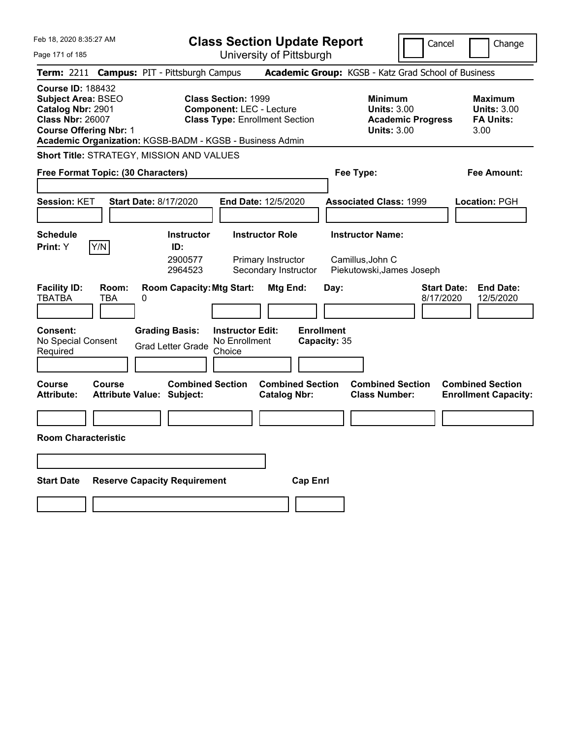Feb 18, 2020 8:35:27 AM

# Class Section Update Report

University of Pittsburgh

Cancel | Change

**Term:** 2211 **Campus:** PIT - Pittsburgh Campus **Academic Group:** KGSB - Katz Grad School of Business

**Course ID:** 188432
**Subject Area:** BSEO
**Catalog Nbr:** 2901
**Class Nbr:** 26007
**Course Offering Nbr:** 1
**Academic Organization:** KGSB-BADM - KGSB - Business Admin

**Class Section:** 1999
**Component:** LEC - Lecture
**Class Type:** Enrollment Section

**Minimum Units:** 3.00
**Academic Progress Units:** 3.00

**Maximum Units:** 3.00
**FA Units:** 3.00

**Short Title:** STRATEGY, MISSION AND VALUES

**Free Format Topic: (30 Characters)**

**Fee Type:**

**Fee Amount:**

**Session:** KET **Start Date:** 8/17/2020 **End Date:** 12/5/2020 **Associated Class:** 1999 **Location:** PGH

| Schedule Print: | Instructor ID: | Instructor Role | Instructor Name: |
|---|---|---|---|
| Y (Y/N) | 2900577 | Primary Instructor | Camillus,John C |
| | 2964523 | Secondary Instructor | Piekutowski,James Joseph |

| Facility ID: | Room: | Room Capacity: | Mtg Start: | Mtg End: | Day: | Start Date: | End Date: |
|---|---|---|---|---|---|---|---|
| TBATBA | TBA | 0 | | | | 8/17/2020 | 12/5/2020 |

| Consent: | Grading Basis: | Instructor Edit: | Enrollment Capacity: |
|---|---|---|---|
| No Special Consent Required | Grad Letter Grade | No Enrollment Choice | 35 |

| Course Attribute: | Course Attribute Value: | Combined Section Subject: | Combined Section Catalog Nbr: | Combined Section Class Number: | Combined Section Enrollment Capacity: |
|---|---|---|---|---|---|
| | | | | | |

**Room Characteristic**

| Start Date | Reserve Capacity Requirement | Cap Enrl |
|---|---|---|
| | | |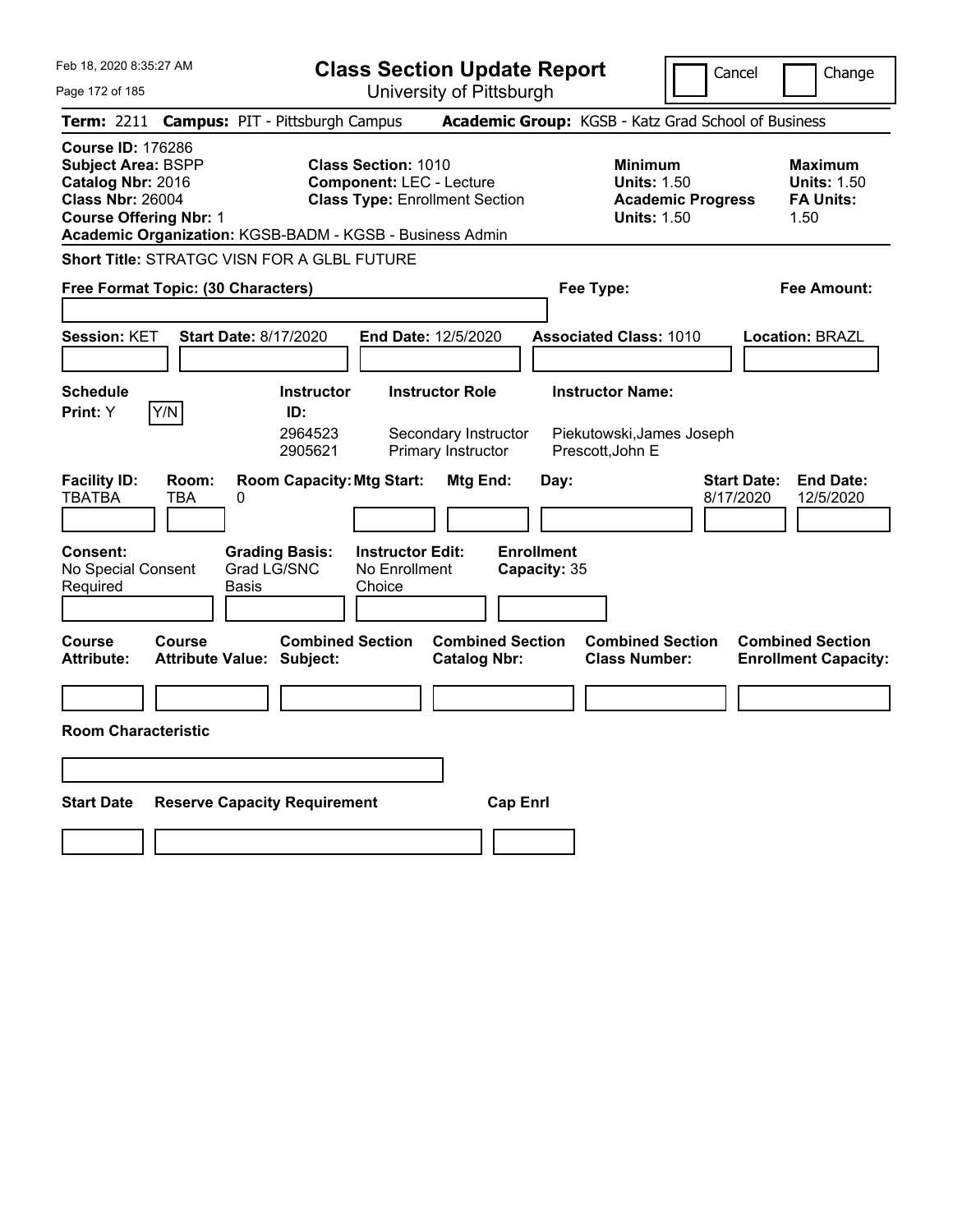# Class Section Update Report

University of Pittsburgh

Feb 18, 2020 8:35:27 AM

Cancel | Change

**Term:** 2211 **Campus:** PIT - Pittsburgh Campus **Academic Group:** KGSB - Katz Grad School of Business

**Course ID:** 176286
**Subject Area:** BSPP
**Catalog Nbr:** 2016
**Class Nbr:** 26004
**Course Offering Nbr:** 1
**Academic Organization:** KGSB-BADM - KGSB - Business Admin

**Class Section:** 1010
**Component:** LEC - Lecture
**Class Type:** Enrollment Section

**Minimum Units:** 1.50
**Academic Progress Units:** 1.50

**Maximum Units:** 1.50
**FA Units:** 1.50

**Short Title:** STRATGC VISN FOR A GLBL FUTURE

**Free Format Topic: (30 Characters)**

**Fee Type:**

**Fee Amount:**

**Session:** KET **Start Date:** 8/17/2020 **End Date:** 12/5/2020 **Associated Class:** 1010 **Location:** BRAZL

**Schedule Print:** Y Y/N

| Instructor ID | Instructor Role | Instructor Name |
|---|---|---|
| 2964523 | Secondary Instructor | Piekutowski,James Joseph |
| 2905621 | Primary Instructor | Prescott,John E |

| Facility ID: | Room: | Room Capacity: | Mtg Start: | Mtg End: | Day: | Start Date: | End Date: |
|---|---|---|---|---|---|---|---|
| TBATBA | TBA | 0 | | | | 8/17/2020 | 12/5/2020 |

**Consent:** No Special Consent Required
**Grading Basis:** Grad LG/SNC Basis
**Instructor Edit:** No Enrollment Choice
**Enrollment Capacity:** 35

| Course Attribute: | Course Attribute Value: | Combined Section Subject: | Combined Section Catalog Nbr: | Combined Section Class Number: | Combined Section Enrollment Capacity: |
|---|---|---|---|---|---|
| | | | | | |

**Room Characteristic**

| Start Date | Reserve Capacity Requirement | Cap Enrl |
|---|---|---|
| | | |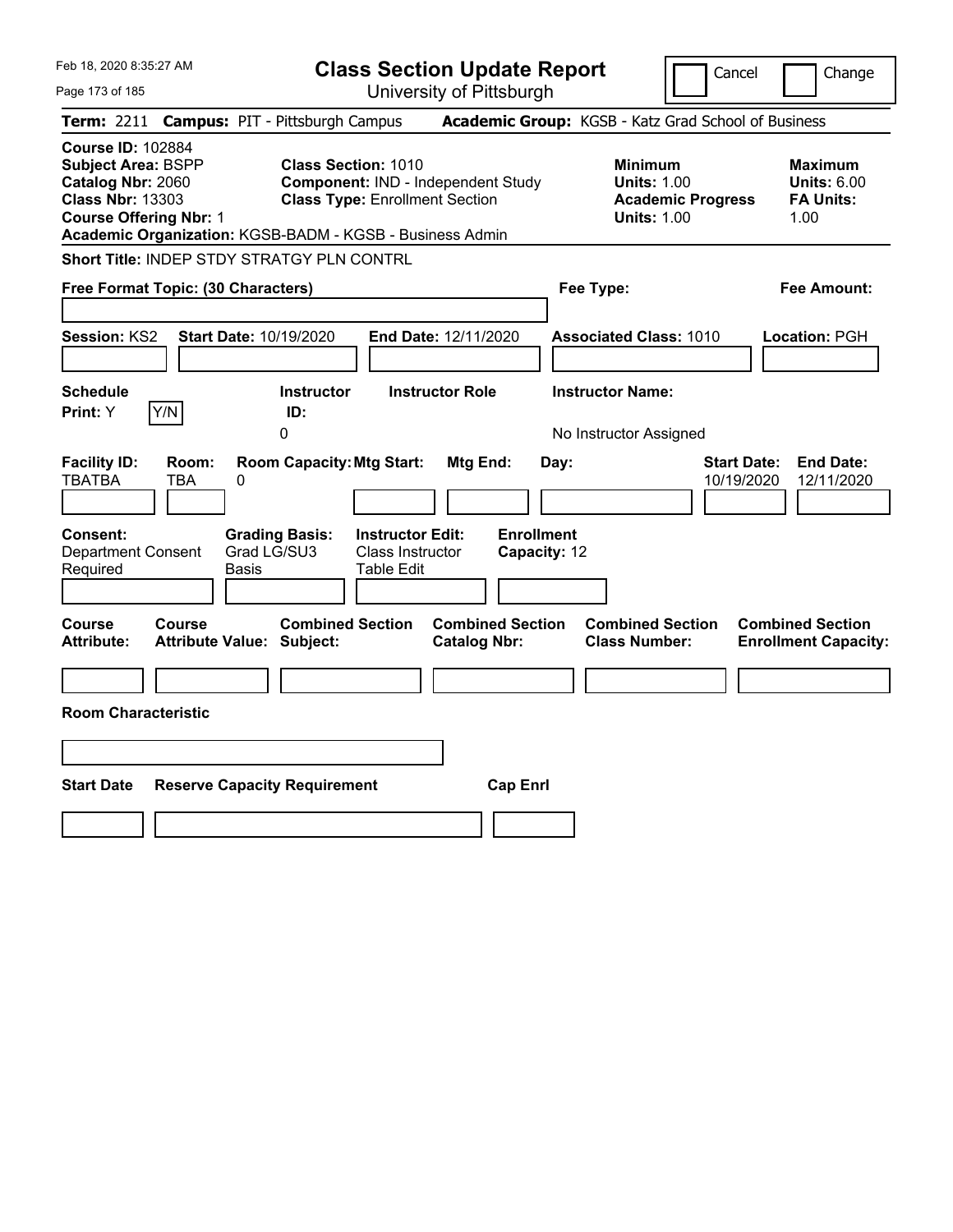Feb 18, 2020 8:35:27 AM

# Class Section Update Report

University of Pittsburgh

Cancel | Change

**Term:** 2211 **Campus:** PIT - Pittsburgh Campus **Academic Group:** KGSB - Katz Grad School of Business

**Course ID:** 102884
**Subject Area:** BSPP
**Catalog Nbr:** 2060
**Class Nbr:** 13303
**Course Offering Nbr:** 1
**Academic Organization:** KGSB-BADM - KGSB - Business Admin

**Class Section:** 1010
**Component:** IND - Independent Study
**Class Type:** Enrollment Section

**Minimum Units:** 1.00
**Academic Progress Units:** 1.00

**Maximum Units:** 6.00
**FA Units:** 1.00

**Short Title:** INDEP STDY STRATGY PLN CONTRL

**Free Format Topic: (30 Characters)**

**Fee Type:**

**Fee Amount:**

**Session:** KS2 **Start Date:** 10/19/2020 **End Date:** 12/11/2020 **Associated Class:** 1010 **Location:** PGH

| Schedule Print | Instructor ID | Instructor Role | Instructor Name |
|---|---|---|---|
| Y | 0 | | No Instructor Assigned |

| Facility ID | Room | Room Capacity | Mtg Start | Mtg End | Day | Start Date | End Date |
|---|---|---|---|---|---|---|---|
| TBATBA | TBA | 0 | | | | 10/19/2020 | 12/11/2020 |

**Consent:** Department Consent Required
**Grading Basis:** Grad LG/SU3 Basis
**Instructor Edit:** Class Instructor Table Edit
**Enrollment Capacity:** 12

| Course Attribute | Course Attribute Value | Combined Section Subject | Combined Section Catalog Nbr | Combined Section Class Number | Combined Section Enrollment Capacity |
|---|---|---|---|---|---|
| | | | | | |

**Room Characteristic**

| Start Date | Reserve Capacity Requirement | Cap Enrl |
|---|---|---|
| | | |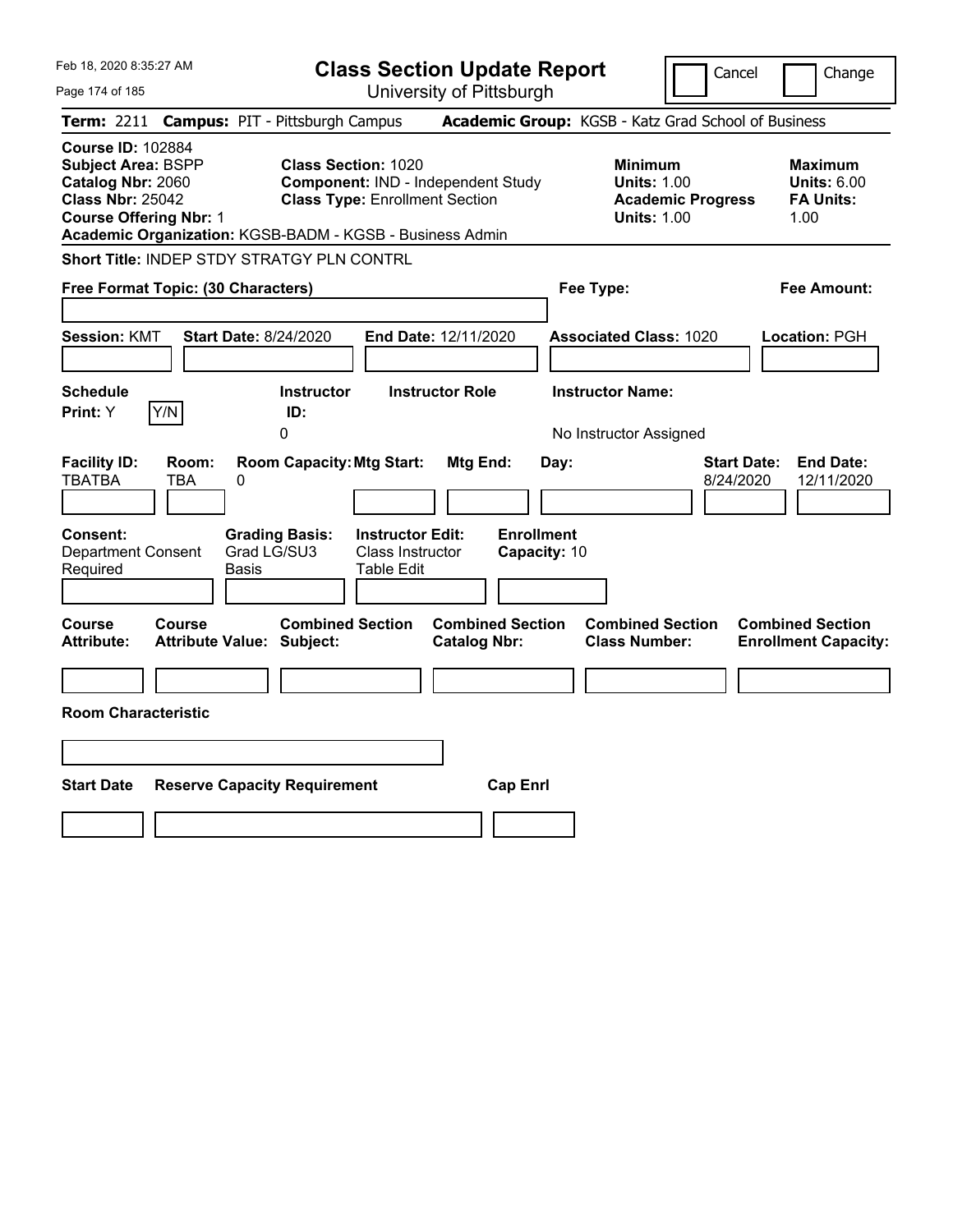Feb 18, 2020 8:35:27 AM

# Class Section Update Report

University of Pittsburgh

Cancel | Change

**Term:** 2211 **Campus:** PIT - Pittsburgh Campus **Academic Group:** KGSB - Katz Grad School of Business

**Course ID:** 102884
**Subject Area:** BSPP
**Catalog Nbr:** 2060
**Class Nbr:** 25042
**Course Offering Nbr:** 1
**Academic Organization:** KGSB-BADM - KGSB - Business Admin

**Class Section:** 1020
**Component:** IND - Independent Study
**Class Type:** Enrollment Section

**Minimum Units:** 1.00
**Academic Progress Units:** 1.00

**Maximum Units:** 6.00
**FA Units:** 1.00

**Short Title:** INDEP STDY STRATGY PLN CONTRL

**Free Format Topic: (30 Characters)**

**Fee Type:**

**Fee Amount:**

**Session:** KMT **Start Date:** 8/24/2020 **End Date:** 12/11/2020 **Associated Class:** 1020 **Location:** PGH

| Schedule Print: | Instructor ID: | Instructor Role | Instructor Name: |
|---|---|---|---|
| Y (Y/N) | 0 | | No Instructor Assigned |

| Facility ID: | Room: | Room Capacity: | Mtg Start: | Mtg End: | Day: | Start Date: | End Date: |
|---|---|---|---|---|---|---|---|
| TBATBA | TBA | 0 | | | | 8/24/2020 | 12/11/2020 |

| Consent: | Grading Basis: | Instructor Edit: | Enrollment Capacity: |
|---|---|---|---|
| Department Consent Required | Grad LG/SU3 Basis | Class Instructor Table Edit | 10 |

| Course Attribute: | Course Attribute Value: | Combined Section Subject: | Combined Section Catalog Nbr: | Combined Section Class Number: | Combined Section Enrollment Capacity: |
|---|---|---|---|---|---|
| | | | | | |

**Room Characteristic**

| Start Date | Reserve Capacity Requirement | Cap Enrl |
|---|---|---|
| | | |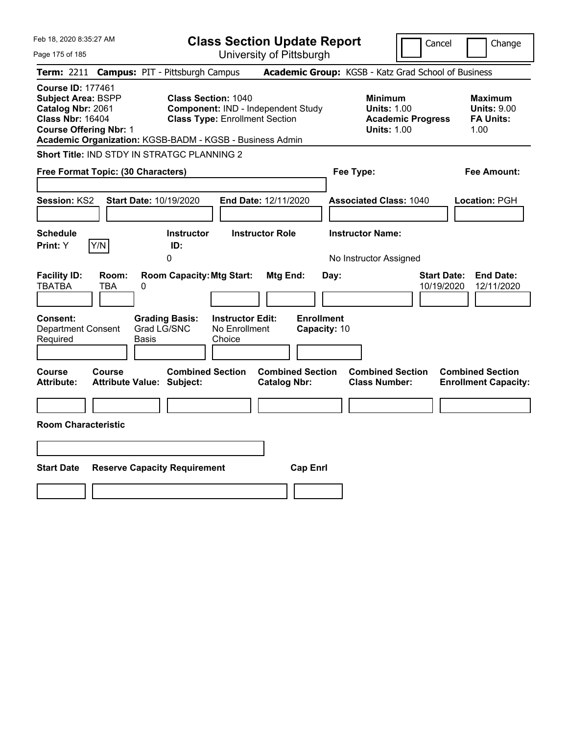Feb 18, 2020 8:35:27 AM

# Class Section Update Report

University of Pittsburgh

Cancel | Change

**Term:** 2211 **Campus:** PIT - Pittsburgh Campus **Academic Group:** KGSB - Katz Grad School of Business

**Course ID:** 177461
**Subject Area:** BSPP
**Catalog Nbr:** 2061
**Class Nbr:** 16404
**Course Offering Nbr:** 1

**Class Section:** 1040
**Component:** IND - Independent Study
**Class Type:** Enrollment Section

**Minimum**
**Units:** 1.00
**Academic Progress Units:** 1.00

**Maximum**
**Units:** 9.00
**FA Units:** 1.00

**Academic Organization:** KGSB-BADM - KGSB - Business Admin

**Short Title:** IND STDY IN STRATGC PLANNING 2

**Free Format Topic: (30 Characters)**

**Fee Type:**

**Fee Amount:**

**Session:** KS2 **Start Date:** 10/19/2020 **End Date:** 12/11/2020 **Associated Class:** 1040 **Location:** PGH

| Schedule Print | Instructor ID | Instructor Role | Instructor Name |
|---|---|---|---|
| Y | 0 | | No Instructor Assigned |

| Facility ID | Room | Room Capacity | Mtg Start | Mtg End | Day | Start Date | End Date |
|---|---|---|---|---|---|---|---|
| TBATBA | TBA | 0 | | | | 10/19/2020 | 12/11/2020 |

| Consent | Grading Basis | Instructor Edit | Enrollment Capacity |
|---|---|---|---|
| Department Consent Required | Grad LG/SNC Basis | No Enrollment Choice | 10 |

| Course Attribute | Course Attribute Value | Combined Section Subject | Combined Section Catalog Nbr | Combined Section Class Number | Combined Section Enrollment Capacity |
|---|---|---|---|---|---|
| | | | | | |

**Room Characteristic**

| Start Date | Reserve Capacity Requirement | Cap Enrl |
|---|---|---|
| | | |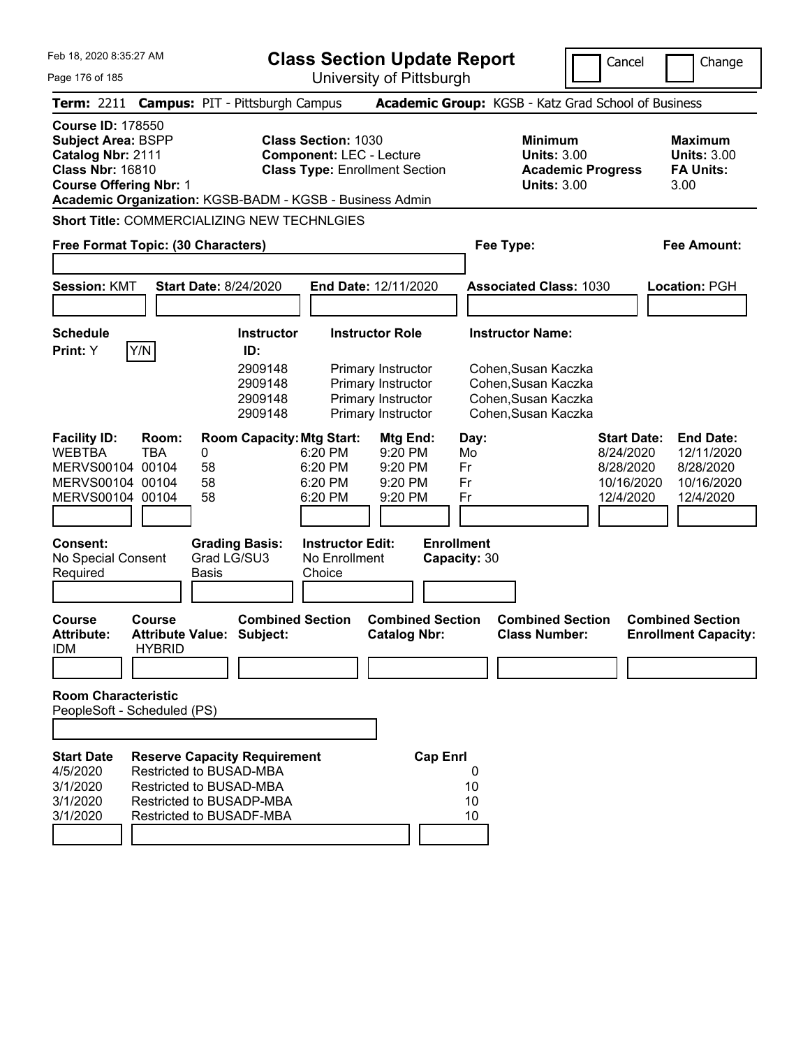Feb 18, 2020 8:35:27 AM

# Class Section Update Report

University of Pittsburgh

Cancel | Change

**Term:** 2211 **Campus:** PIT - Pittsburgh Campus **Academic Group:** KGSB - Katz Grad School of Business

**Course ID:** 178550
**Subject Area:** BSPP
**Catalog Nbr:** 2111
**Class Nbr:** 16810
**Course Offering Nbr:** 1

**Class Section:** 1030
**Component:** LEC - Lecture
**Class Type:** Enrollment Section

**Minimum Units:** 3.00
**Academic Progress Units:** 3.00

**Maximum Units:** 3.00
**FA Units:** 3.00

**Academic Organization:** KGSB-BADM - KGSB - Business Admin

**Short Title:** COMMERCIALIZING NEW TECHNLGIES

**Free Format Topic: (30 Characters)**

**Fee Type:**

**Fee Amount:**

**Session:** KMT **Start Date:** 8/24/2020 **End Date:** 12/11/2020 **Associated Class:** 1030 **Location:** PGH

**Schedule Print:** Y Y/N

| Instructor ID | Instructor Role | Instructor Name |
|---|---|---|
| 2909148 | Primary Instructor | Cohen,Susan Kaczka |
| 2909148 | Primary Instructor | Cohen,Susan Kaczka |
| 2909148 | Primary Instructor | Cohen,Susan Kaczka |
| 2909148 | Primary Instructor | Cohen,Susan Kaczka |

| Facility ID: | Room: | Room Capacity: | Mtg Start: | Mtg End: | Day: | Start Date: | End Date: |
|---|---|---|---|---|---|---|---|
| WEBTBA | TBA | 0 | 6:20 PM | 9:20 PM | Mo | 8/24/2020 | 12/11/2020 |
| MERVS00104 | 00104 | 58 | 6:20 PM | 9:20 PM | Fr | 8/28/2020 | 8/28/2020 |
| MERVS00104 | 00104 | 58 | 6:20 PM | 9:20 PM | Fr | 10/16/2020 | 10/16/2020 |
| MERVS00104 | 00104 | 58 | 6:20 PM | 9:20 PM | Fr | 12/4/2020 | 12/4/2020 |

**Consent:** No Special Consent Required
**Grading Basis:** Grad LG/SU3 Basis
**Instructor Edit:** No Enrollment Choice
**Enrollment Capacity:** 30

| Course Attribute: | Course Attribute Value: | Combined Section Subject: | Combined Section Catalog Nbr: | Combined Section Class Number: | Combined Section Enrollment Capacity: |
|---|---|---|---|---|---|
| IDM | HYBRID | | | | |

**Room Characteristic**
PeopleSoft - Scheduled (PS)

| Start Date | Reserve Capacity Requirement | Cap Enrl |
|---|---|---|
| 4/5/2020 | Restricted to BUSAD-MBA | 0 |
| 3/1/2020 | Restricted to BUSAD-MBA | 10 |
| 3/1/2020 | Restricted to BUSADP-MBA | 10 |
| 3/1/2020 | Restricted to BUSADF-MBA | 10 |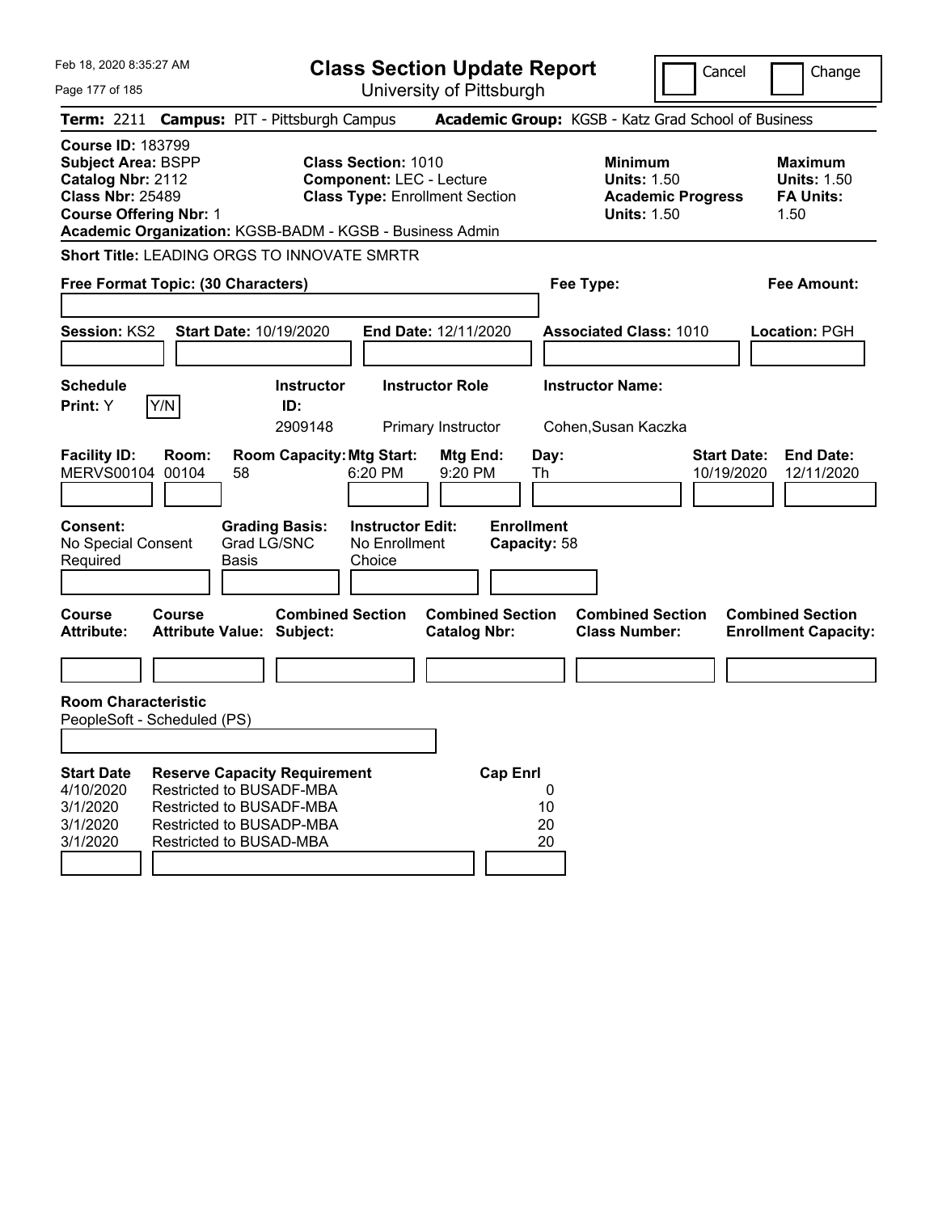Feb 18, 2020 8:35:27 AM

# Class Section Update Report

University of Pittsburgh

Cancel | Change

**Term:** 2211 **Campus:** PIT - Pittsburgh Campus **Academic Group:** KGSB - Katz Grad School of Business

**Course ID:** 183799
**Subject Area:** BSPP
**Catalog Nbr:** 2112
**Class Nbr:** 25489
**Course Offering Nbr:** 1

**Class Section:** 1010
**Component:** LEC - Lecture
**Class Type:** Enrollment Section

**Minimum Units:** 1.50
**Academic Progress Units:** 1.50

**Maximum Units:** 1.50
**FA Units:** 1.50

**Academic Organization:** KGSB-BADM - KGSB - Business Admin

**Short Title:** LEADING ORGS TO INNOVATE SMRTR

**Free Format Topic: (30 Characters)**

**Fee Type:**

**Fee Amount:**

**Session:** KS2 **Start Date:** 10/19/2020 **End Date:** 12/11/2020 **Associated Class:** 1010 **Location:** PGH

| Schedule Print | Instructor ID | Instructor Role | Instructor Name |
|---|---|---|---|
| Y [Y/N] | 2909148 | Primary Instructor | Cohen,Susan Kaczka |

| Facility ID | Room | Room Capacity | Mtg Start | Mtg End | Day | Start Date | End Date |
|---|---|---|---|---|---|---|---|
| MERVS00104 | 00104 | 58 | 6:20 PM | 9:20 PM | Th | 10/19/2020 | 12/11/2020 |

**Consent:** No Special Consent Required
**Grading Basis:** Grad LG/SNC Basis
**Instructor Edit:** No Enrollment Choice
**Enrollment Capacity:** 58

| Course Attribute: | Course Attribute Value: | Combined Section Subject: | Combined Section Catalog Nbr: | Combined Section Class Number: | Combined Section Enrollment Capacity: |
|---|---|---|---|---|---|
| | | | | | |

**Room Characteristic**
PeopleSoft - Scheduled (PS)

| Start Date | Reserve Capacity Requirement | Cap Enrl |
|---|---|---|
| 4/10/2020 | Restricted to BUSADF-MBA | 0 |
| 3/1/2020 | Restricted to BUSADF-MBA | 10 |
| 3/1/2020 | Restricted to BUSADP-MBA | 20 |
| 3/1/2020 | Restricted to BUSAD-MBA | 20 |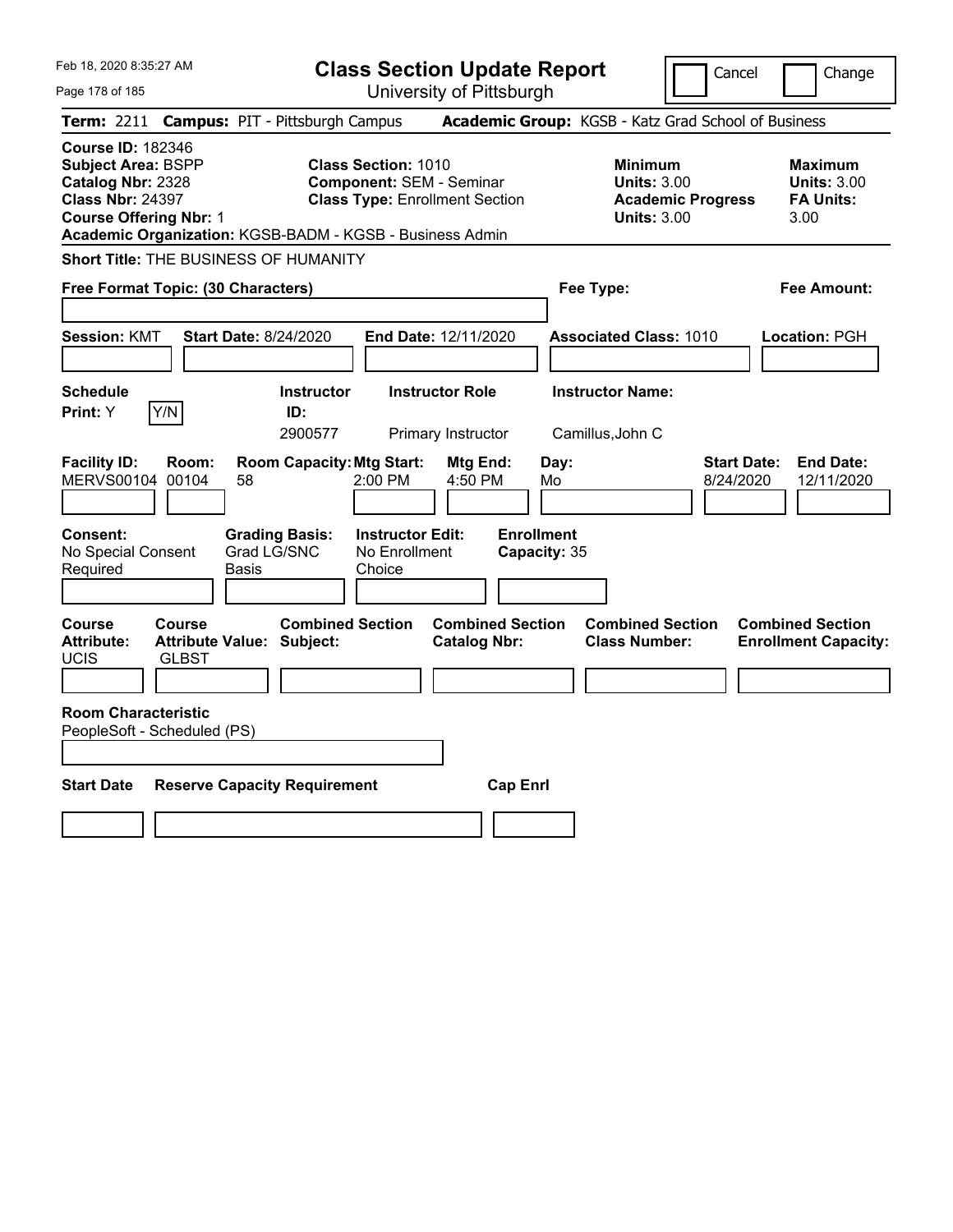# Class Section Update Report

University of Pittsburgh

Cancel | Change

**Term:** 2211 **Campus:** PIT - Pittsburgh Campus **Academic Group:** KGSB - Katz Grad School of Business

**Course ID:** 182346
**Subject Area:** BSPP
**Catalog Nbr:** 2328
**Class Nbr:** 24397
**Course Offering Nbr:** 1
**Academic Organization:** KGSB-BADM - KGSB - Business Admin

**Class Section:** 1010
**Component:** SEM - Seminar
**Class Type:** Enrollment Section

**Minimum**
**Units:** 3.00
**Academic Progress Units:** 3.00

**Maximum**
**Units:** 3.00
**FA Units:** 3.00

**Short Title:** THE BUSINESS OF HUMANITY

**Free Format Topic: (30 Characters)**

**Fee Type:**

**Fee Amount:**

**Session:** KMT **Start Date:** 8/24/2020 **End Date:** 12/11/2020 **Associated Class:** 1010 **Location:** PGH

| Schedule Print: | Instructor ID: | Instructor Role | Instructor Name: |
|---|---|---|---|
| Y [Y/N] | 2900577 | Primary Instructor | Camillus,John C |

| Facility ID: | Room: | Room Capacity: | Mtg Start: | Mtg End: | Day: | Start Date: | End Date: |
|---|---|---|---|---|---|---|---|
| MERVS00104 | 00104 | 58 | 2:00 PM | 4:50 PM | Mo | 8/24/2020 | 12/11/2020 |

| Consent: | Grading Basis: | Instructor Edit: | Enrollment Capacity: |
|---|---|---|---|
| No Special Consent Required | Grad LG/SNC Basis | No Enrollment Choice | 35 |

| Course Attribute: | Course Attribute Value: | Combined Section Subject: | Combined Section Catalog Nbr: | Combined Section Class Number: | Combined Section Enrollment Capacity: |
|---|---|---|---|---|---|
| UCIS | GLBST | | | | |

**Room Characteristic**
PeopleSoft - Scheduled (PS)

| Start Date | Reserve Capacity Requirement | Cap Enrl |
|---|---|---|
| | | |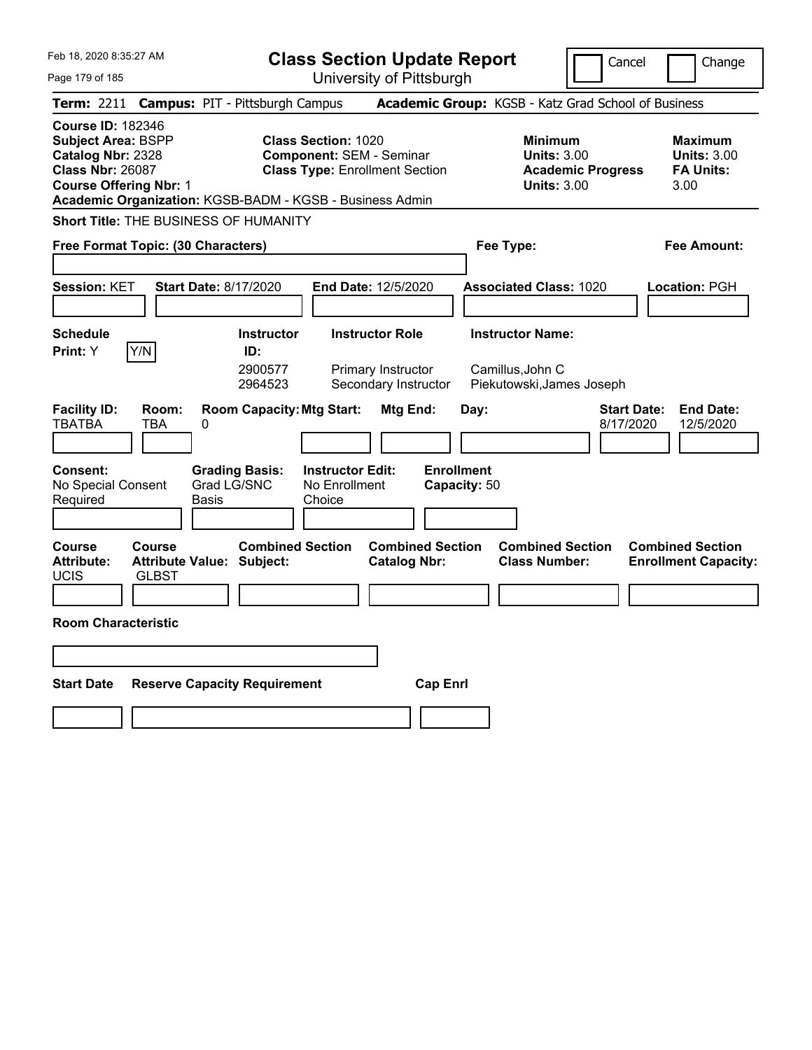# Class Section Update Report

University of Pittsburgh

Cancel | Change

**Term:** 2211 **Campus:** PIT - Pittsburgh Campus **Academic Group:** KGSB - Katz Grad School of Business

**Course ID:** 182346
**Subject Area:** BSPP
**Catalog Nbr:** 2328
**Class Nbr:** 26087
**Course Offering Nbr:** 1
**Academic Organization:** KGSB-BADM - KGSB - Business Admin

**Class Section:** 1020
**Component:** SEM - Seminar
**Class Type:** Enrollment Section

**Minimum**
**Units:** 3.00
**Academic Progress Units:** 3.00

**Maximum**
**Units:** 3.00
**FA Units:** 3.00

**Short Title:** THE BUSINESS OF HUMANITY

**Free Format Topic: (30 Characters)**

**Fee Type:**

**Fee Amount:**

**Session:** KET **Start Date:** 8/17/2020 **End Date:** 12/5/2020 **Associated Class:** 1020 **Location:** PGH

**Schedule Print:** Y [Y/N]

| Instructor ID: | Instructor Role | Instructor Name: |
|---|---|---|
| 2900577 | Primary Instructor | Camillus,John C |
| 2964523 | Secondary Instructor | Piekutowski,James Joseph |

| Facility ID: | Room: | Room Capacity: | Mtg Start: | Mtg End: | Day: | Start Date: | End Date: |
|---|---|---|---|---|---|---|---|
| TBATBA | TBA | 0 | | | | 8/17/2020 | 12/5/2020 |

**Consent:** No Special Consent Required
**Grading Basis:** Grad LG/SNC Basis
**Instructor Edit:** No Enrollment Choice
**Enrollment Capacity:** 50

| Course Attribute: | Course Attribute Value: | Combined Section Subject: | Combined Section Catalog Nbr: | Combined Section Class Number: | Combined Section Enrollment Capacity: |
|---|---|---|---|---|---|
| UCIS | GLBST | | | | |

**Room Characteristic**

**Start Date** **Reserve Capacity Requirement** **Cap Enrl**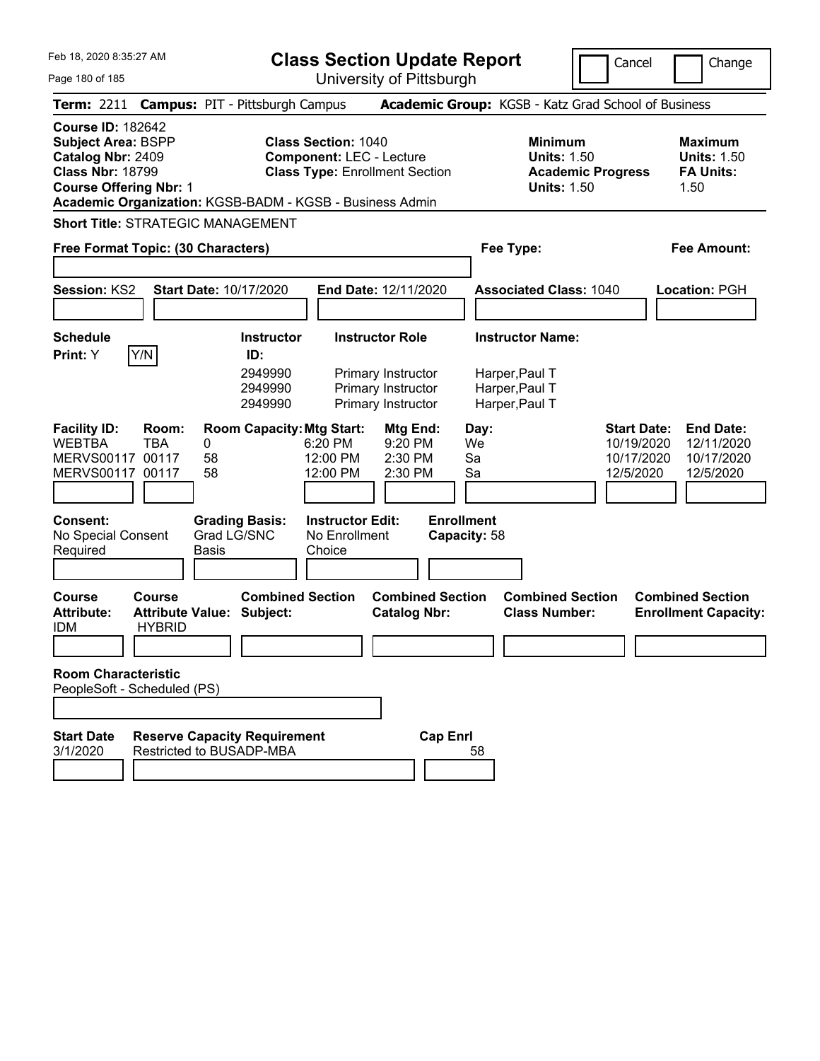Feb 18, 2020 8:35:27 AM

# Class Section Update Report

University of Pittsburgh

Cancel | Change

**Term:** 2211 **Campus:** PIT - Pittsburgh Campus **Academic Group:** KGSB - Katz Grad School of Business

**Course ID:** 182642
**Subject Area:** BSPP
**Catalog Nbr:** 2409
**Class Nbr:** 18799
**Course Offering Nbr:** 1
**Academic Organization:** KGSB-BADM - KGSB - Business Admin

**Class Section:** 1040
**Component:** LEC - Lecture
**Class Type:** Enrollment Section

**Minimum Units:** 1.50
**Academic Progress Units:** 1.50

**Maximum Units:** 1.50
**FA Units:** 1.50

**Short Title:** STRATEGIC MANAGEMENT

**Free Format Topic: (30 Characters)**

**Fee Type:**

**Fee Amount:**

**Session:** KS2 **Start Date:** 10/17/2020 **End Date:** 12/11/2020 **Associated Class:** 1040 **Location:** PGH

**Schedule Print:** Y

| Y/N | Instructor ID: | Instructor Role | Instructor Name: |
|---|---|---|---|
| | 2949990 | Primary Instructor | Harper,Paul T |
| | 2949990 | Primary Instructor | Harper,Paul T |
| | 2949990 | Primary Instructor | Harper,Paul T |

| Facility ID: | Room: | Room Capacity: | Mtg Start: | Mtg End: | Day: | Start Date: | End Date: |
|---|---|---|---|---|---|---|---|
| WEBTBA | TBA | 0 | 6:20 PM | 9:20 PM | We | 10/19/2020 | 12/11/2020 |
| MERVS00117 | 00117 | 58 | 12:00 PM | 2:30 PM | Sa | 10/17/2020 | 10/17/2020 |
| MERVS00117 | 00117 | 58 | 12:00 PM | 2:30 PM | Sa | 12/5/2020 | 12/5/2020 |

**Consent:** No Special Consent Required
**Grading Basis:** Grad LG/SNC Basis
**Instructor Edit:** No Enrollment Choice
**Enrollment Capacity:** 58

| Course Attribute: | Course Attribute Value: | Combined Section Subject: | Combined Section Catalog Nbr: | Combined Section Class Number: | Combined Section Enrollment Capacity: |
|---|---|---|---|---|---|
| IDM | HYBRID | | | | |

**Room Characteristic**
PeopleSoft - Scheduled (PS)

| Start Date | Reserve Capacity Requirement | Cap Enrl |
|---|---|---|
| 3/1/2020 | Restricted to BUSADP-MBA | 58 |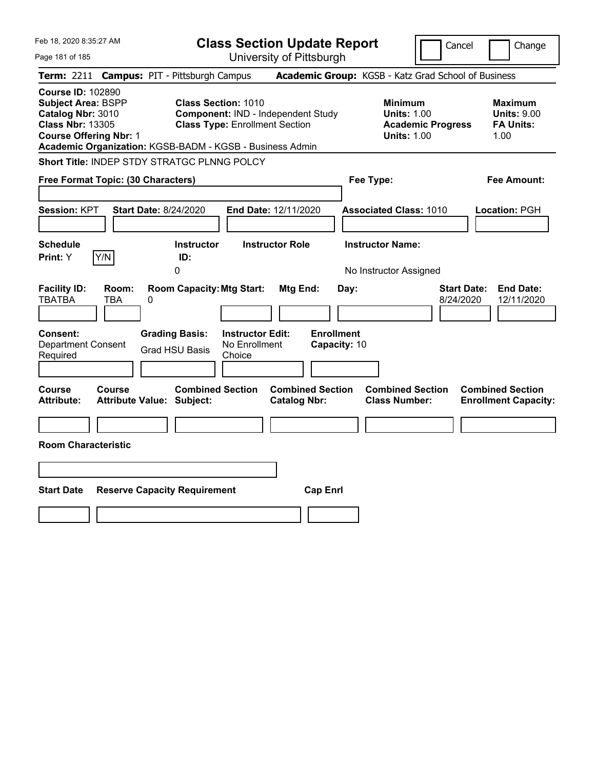Feb 18, 2020 8:35:27 AM

# Class Section Update Report

University of Pittsburgh

Cancel | Change

**Term:** 2211 **Campus:** PIT - Pittsburgh Campus **Academic Group:** KGSB - Katz Grad School of Business

**Course ID:** 102890
**Subject Area:** BSPP
**Catalog Nbr:** 3010
**Class Nbr:** 13305
**Course Offering Nbr:** 1
**Academic Organization:** KGSB-BADM - KGSB - Business Admin

**Class Section:** 1010
**Component:** IND - Independent Study
**Class Type:** Enrollment Section

| | Minimum | Maximum |
|---|---|---|
| Units | 1.00 | 9.00 |
| Academic Progress Units | 1.00 | |
| FA Units | | 1.00 |

**Short Title:** INDEP STDY STRATGC PLNNG POLCY

**Free Format Topic: (30 Characters)**

**Fee Type:**

**Fee Amount:**

**Session:** KPT **Start Date:** 8/24/2020 **End Date:** 12/11/2020 **Associated Class:** 1010 **Location:** PGH

| Schedule Print | Instructor ID | Instructor Role | Instructor Name |
|---|---|---|---|
| Y | 0 | | No Instructor Assigned |

| Facility ID | Room | Room Capacity | Mtg Start | Mtg End | Day | Start Date | End Date |
|---|---|---|---|---|---|---|---|
| TBATBA | TBA | 0 | | | | 8/24/2020 | 12/11/2020 |

| Consent | Grading Basis | Instructor Edit | Enrollment Capacity |
|---|---|---|---|
| Department Consent Required | Grad HSU Basis | No Enrollment Choice | 10 |

| Course Attribute | Course Attribute Value | Combined Section Subject | Combined Section Catalog Nbr | Combined Section Class Number | Combined Section Enrollment Capacity |
|---|---|---|---|---|---|
| | | | | | |

**Room Characteristic**

| Start Date | Reserve Capacity Requirement | Cap Enrl |
|---|---|---|
| | | |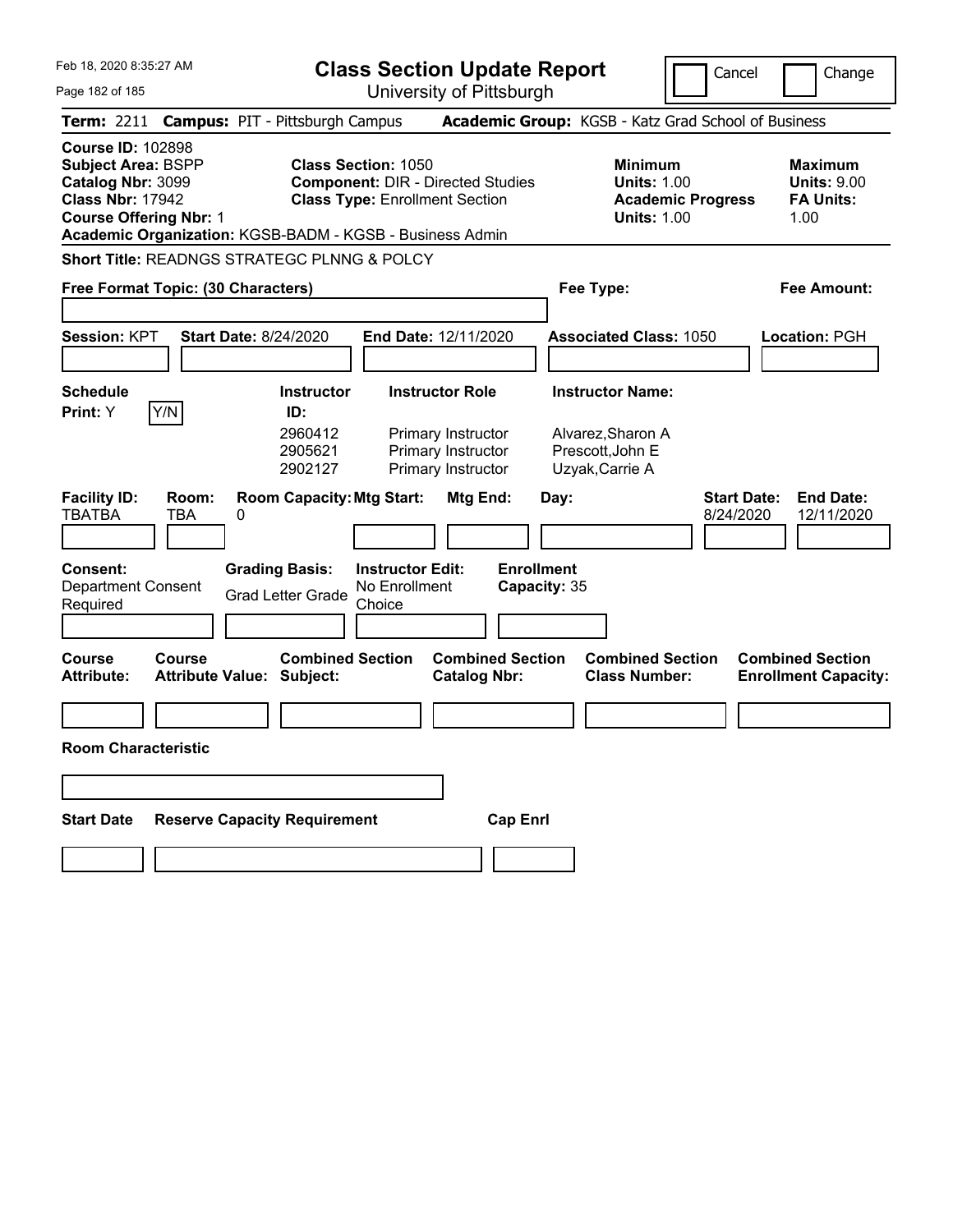# Class Section Update Report

University of Pittsburgh

Cancel | Change

**Term:** 2211 **Campus:** PIT - Pittsburgh Campus **Academic Group:** KGSB - Katz Grad School of Business

**Course ID:** 102898
**Subject Area:** BSPP
**Catalog Nbr:** 3099
**Class Nbr:** 17942
**Course Offering Nbr:** 1
**Academic Organization:** KGSB-BADM - KGSB - Business Admin

**Class Section:** 1050
**Component:** DIR - Directed Studies
**Class Type:** Enrollment Section

**Minimum Units:** 1.00
**Academic Progress Units:** 1.00

**Maximum Units:** 9.00
**FA Units:** 1.00

**Short Title:** READNGS STRATEGC PLNNG & POLCY

**Free Format Topic: (30 Characters)**

**Fee Type:**

**Fee Amount:**

**Session:** KPT **Start Date:** 8/24/2020 **End Date:** 12/11/2020 **Associated Class:** 1050 **Location:** PGH

**Schedule Print:** Y Y/N

| Instructor ID: | Instructor Role | Instructor Name: |
|---|---|---|
| 2960412 | Primary Instructor | Alvarez,Sharon A |
| 2905621 | Primary Instructor | Prescott,John E |
| 2902127 | Primary Instructor | Uzyak,Carrie A |

| Facility ID: | Room: | Room Capacity: | Mtg Start: | Mtg End: | Day: | Start Date: | End Date: |
|---|---|---|---|---|---|---|---|
| TBATBA | TBA | 0 | | | | 8/24/2020 | 12/11/2020 |

**Consent:** Department Consent Required
**Grading Basis:** Grad Letter Grade
**Instructor Edit:** No Enrollment Choice
**Enrollment Capacity:** 35

| Course Attribute: | Course Attribute Value: | Combined Section Subject: | Combined Section Catalog Nbr: | Combined Section Class Number: | Combined Section Enrollment Capacity: |
|---|---|---|---|---|---|
| | | | | | |

**Room Characteristic**

| Start Date | Reserve Capacity Requirement | Cap Enrl |
|---|---|---|
| | | |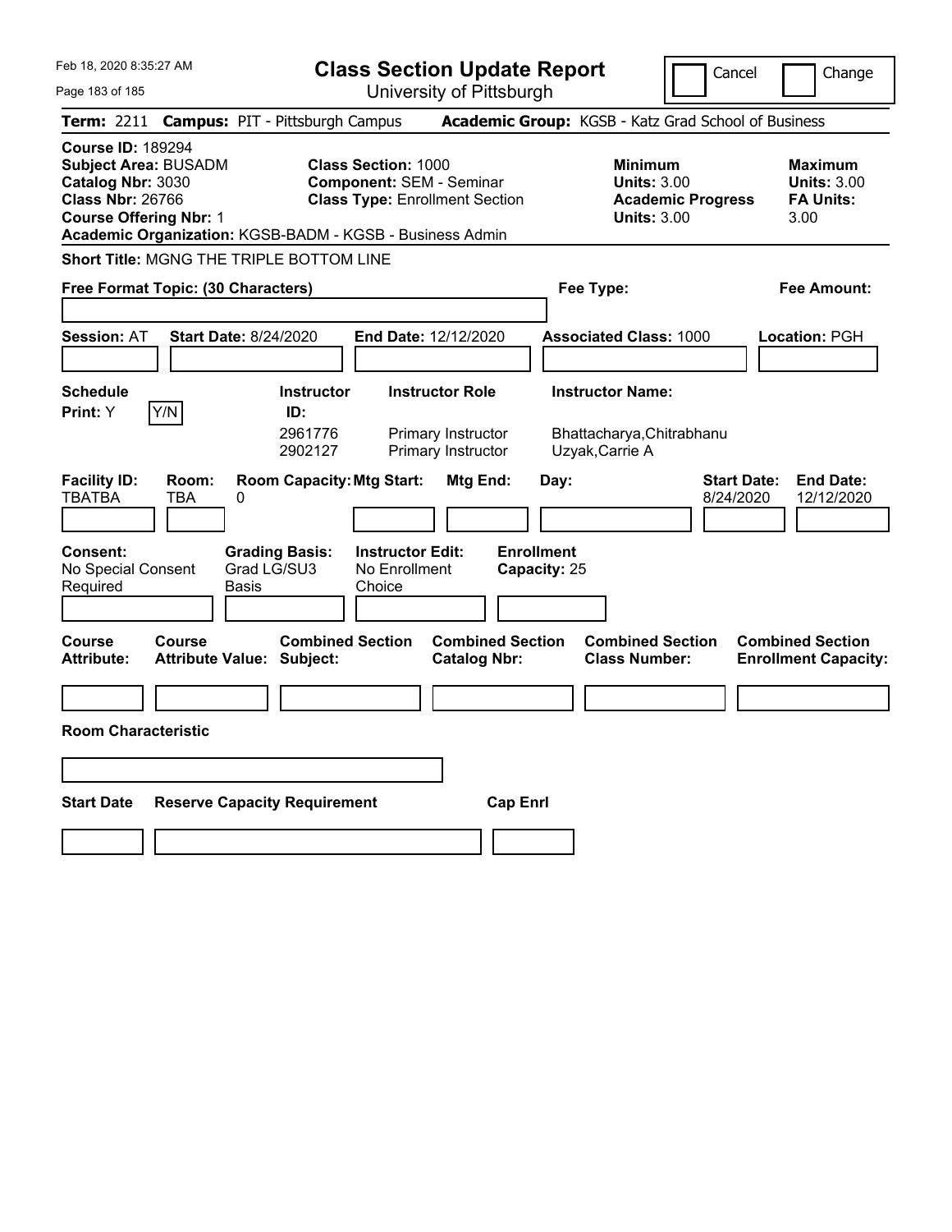# Class Section Update Report

University of Pittsburgh

Cancel | Change

**Term:** 2211 **Campus:** PIT - Pittsburgh Campus **Academic Group:** KGSB - Katz Grad School of Business

**Course ID:** 189294
**Subject Area:** BUSADM
**Catalog Nbr:** 3030
**Class Nbr:** 26766
**Course Offering Nbr:** 1
**Academic Organization:** KGSB-BADM - KGSB - Business Admin

**Class Section:** 1000
**Component:** SEM - Seminar
**Class Type:** Enrollment Section

**Minimum**
**Units:** 3.00
**Academic Progress Units:** 3.00

**Maximum**
**Units:** 3.00
**FA Units:** 3.00

**Short Title:** MGNG THE TRIPLE BOTTOM LINE

**Free Format Topic: (30 Characters)**

**Fee Type:**

**Fee Amount:**

**Session:** AT **Start Date:** 8/24/2020 **End Date:** 12/12/2020 **Associated Class:** 1000 **Location:** PGH

**Schedule Print:** Y Y/N

| Instructor ID: | Instructor Role | Instructor Name: |
|---|---|---|
| 2961776 | Primary Instructor | Bhattacharya,Chitrabhanu |
| 2902127 | Primary Instructor | Uzyak,Carrie A |

| Facility ID: | Room: | Room Capacity: | Mtg Start: | Mtg End: | Day: | Start Date: | End Date: |
|---|---|---|---|---|---|---|---|
| TBATBA | TBA | 0 | | | | 8/24/2020 | 12/12/2020 |

**Consent:** No Special Consent Required
**Grading Basis:** Grad LG/SU3 Basis
**Instructor Edit:** No Enrollment Choice
**Enrollment Capacity:** 25

| Course Attribute: | Course Attribute Value: | Combined Section Subject: | Combined Section Catalog Nbr: | Combined Section Class Number: | Combined Section Enrollment Capacity: |
|---|---|---|---|---|---|
| | | | | | |

**Room Characteristic**

| Start Date | Reserve Capacity Requirement | Cap Enrl |
|---|---|---|
| | | |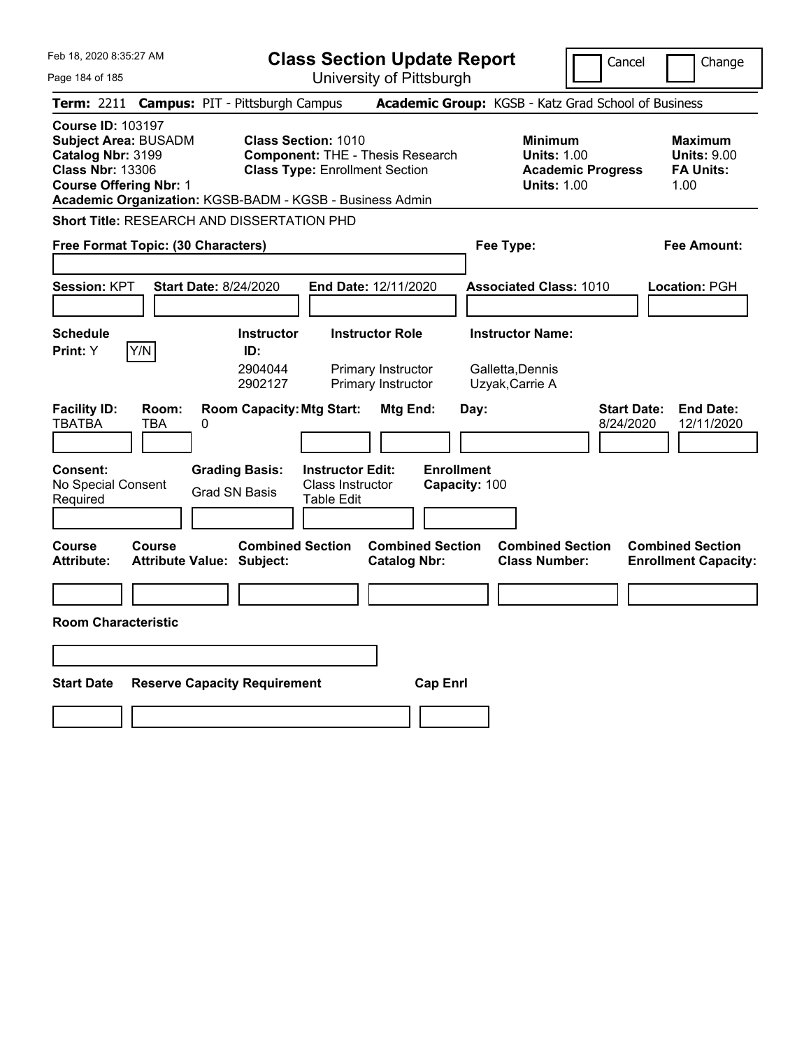Feb 18, 2020 8:35:27 AM

# Class Section Update Report

University of Pittsburgh

Cancel | Change

**Term:** 2211 **Campus:** PIT - Pittsburgh Campus **Academic Group:** KGSB - Katz Grad School of Business

**Course ID:** 103197
**Subject Area:** BUSADM
**Catalog Nbr:** 3199
**Class Nbr:** 13306
**Course Offering Nbr:** 1
**Academic Organization:** KGSB-BADM - KGSB - Business Admin

**Class Section:** 1010
**Component:** THE - Thesis Research
**Class Type:** Enrollment Section

**Minimum**
**Units:** 1.00
**Academic Progress Units:** 1.00

**Maximum**
**Units:** 9.00
**FA Units:** 1.00

**Short Title:** RESEARCH AND DISSERTATION PHD

**Free Format Topic: (30 Characters)**

**Fee Type:**

**Fee Amount:**

**Session:** KPT **Start Date:** 8/24/2020 **End Date:** 12/11/2020 **Associated Class:** 1010 **Location:** PGH

**Schedule Print:** Y [Y/N]

| Instructor ID: | Instructor Role | Instructor Name: |
|---|---|---|
| 2904044 | Primary Instructor | Galletta,Dennis |
| 2902127 | Primary Instructor | Uzyak,Carrie A |

| Facility ID: | Room: | Room Capacity: | Mtg Start: | Mtg End: | Day: | Start Date: | End Date: |
|---|---|---|---|---|---|---|---|
| TBATBA | TBA | 0 | | | | 8/24/2020 | 12/11/2020 |

**Consent:** No Special Consent Required

**Grading Basis:** Grad SN Basis

**Instructor Edit:** Class Instructor Table Edit

**Enrollment Capacity:** 100

| Course Attribute: | Course Attribute Value: | Combined Section Subject: | Combined Section Catalog Nbr: | Combined Section Class Number: | Combined Section Enrollment Capacity: |
|---|---|---|---|---|---|
| | | | | | |

**Room Characteristic**

| Start Date | Reserve Capacity Requirement | Cap Enrl |
|---|---|---|
| | | |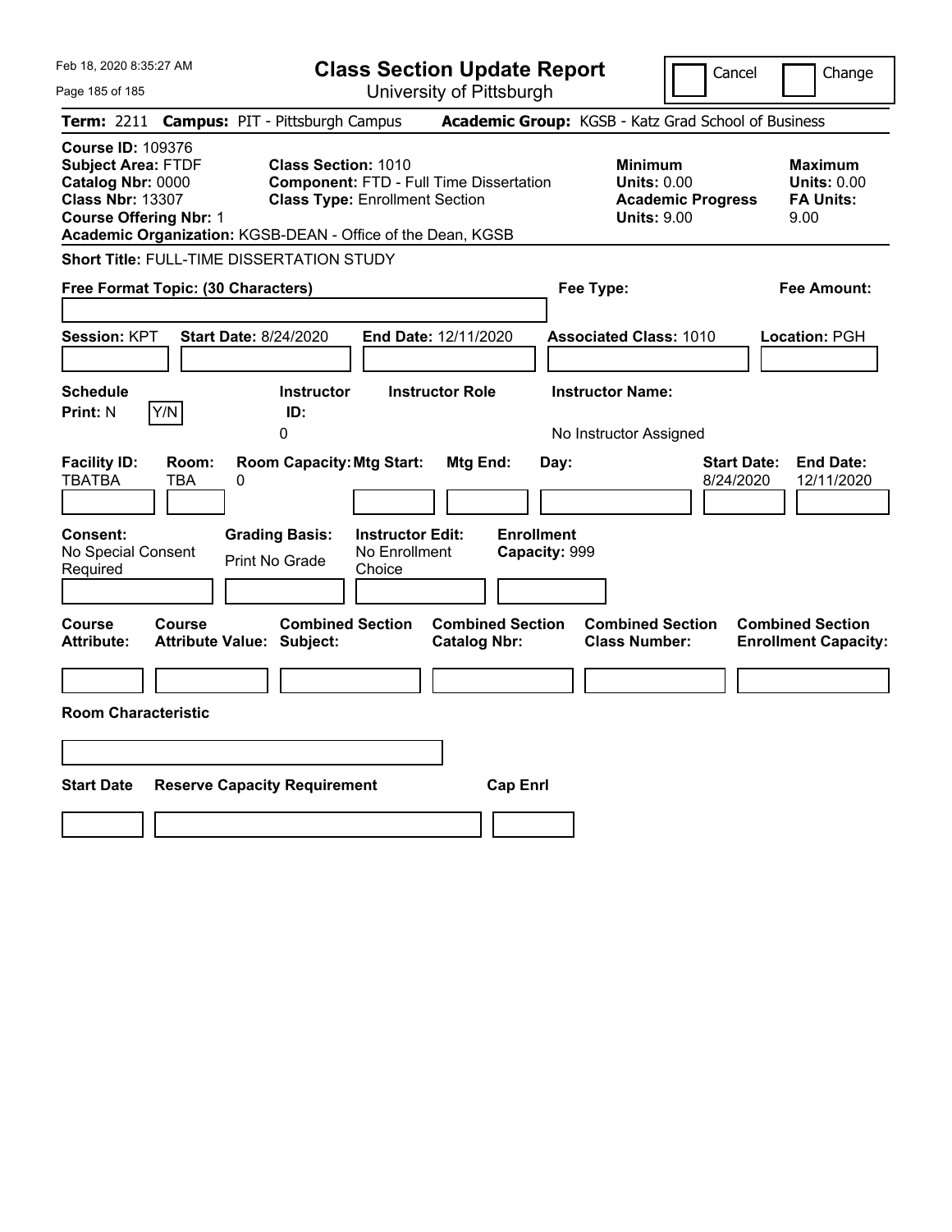# Class Section Update Report

University of Pittsburgh

Cancel | Change

**Term:** 2211 **Campus:** PIT - Pittsburgh Campus **Academic Group:** KGSB - Katz Grad School of Business

**Course ID:** 109376
**Subject Area:** FTDF
**Catalog Nbr:** 0000
**Class Nbr:** 13307
**Course Offering Nbr:** 1
**Academic Organization:** KGSB-DEAN - Office of the Dean, KGSB

**Class Section:** 1010
**Component:** FTD - Full Time Dissertation
**Class Type:** Enrollment Section

| | Minimum | Maximum |
|---|---|---|
| Units | 0.00 | 0.00 |
| Academic Progress Units / FA Units | 9.00 | 9.00 |

**Short Title:** FULL-TIME DISSERTATION STUDY

**Free Format Topic: (30 Characters)**

**Fee Type:**

**Fee Amount:**

**Session:** KPT **Start Date:** 8/24/2020 **End Date:** 12/11/2020 **Associated Class:** 1010 **Location:** PGH

| Schedule Print | Instructor ID | Instructor Role | Instructor Name |
|---|---|---|---|
| N | 0 | | No Instructor Assigned |

| Facility ID | Room | Room Capacity | Mtg Start | Mtg End | Day | Start Date | End Date |
|---|---|---|---|---|---|---|---|
| TBATBA | TBA | 0 | | | | 8/24/2020 | 12/11/2020 |

| Consent | Grading Basis | Instructor Edit | Enrollment Capacity |
|---|---|---|---|
| No Special Consent Required | Print No Grade | No Enrollment Choice | 999 |

| Course Attribute | Course Attribute Value | Combined Section Subject | Combined Section Catalog Nbr | Combined Section Class Number | Combined Section Enrollment Capacity |
|---|---|---|---|---|---|
| | | | | | |

**Room Characteristic**

| Start Date | Reserve Capacity Requirement | Cap Enrl |
|---|---|---|
| | | |